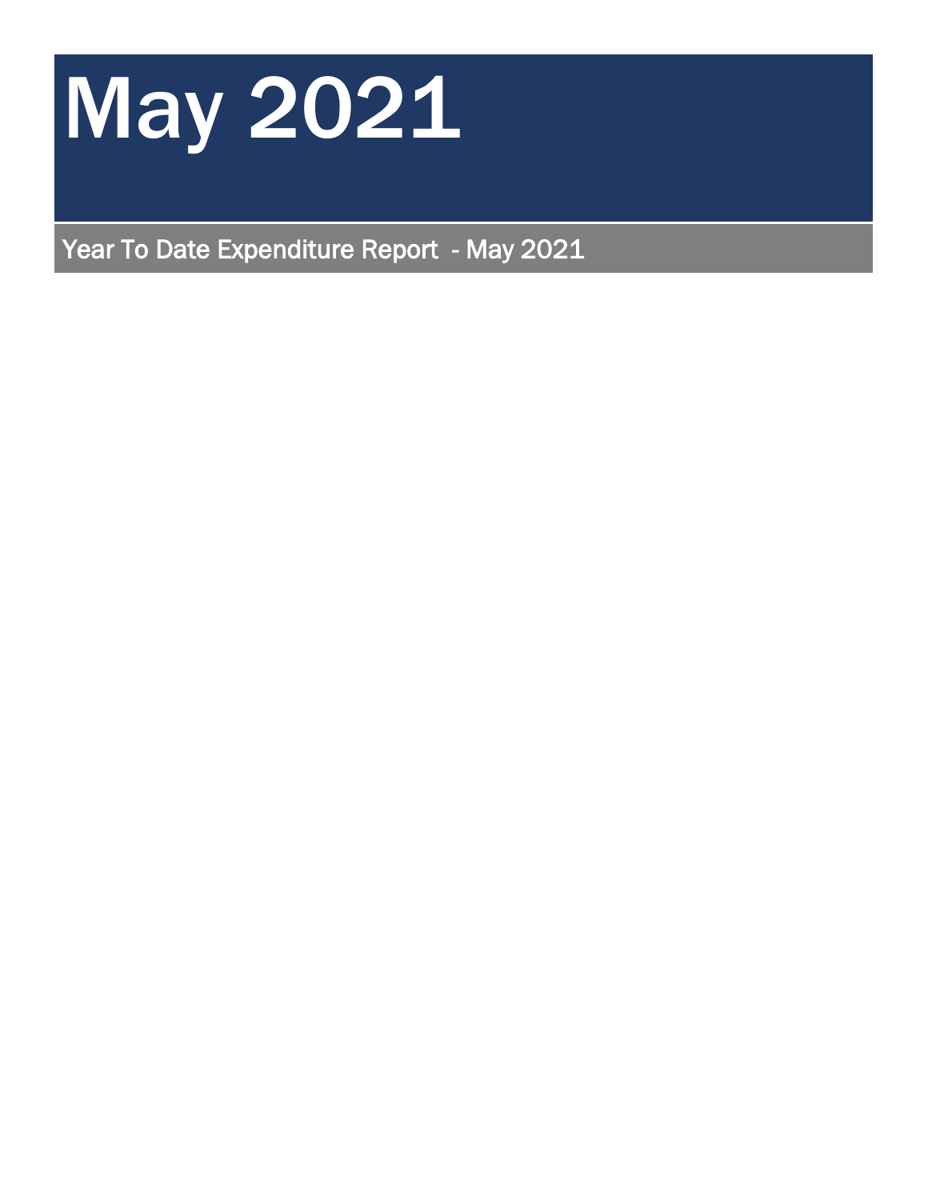# May 2021

## Year To Date Expenditure Report - May 2021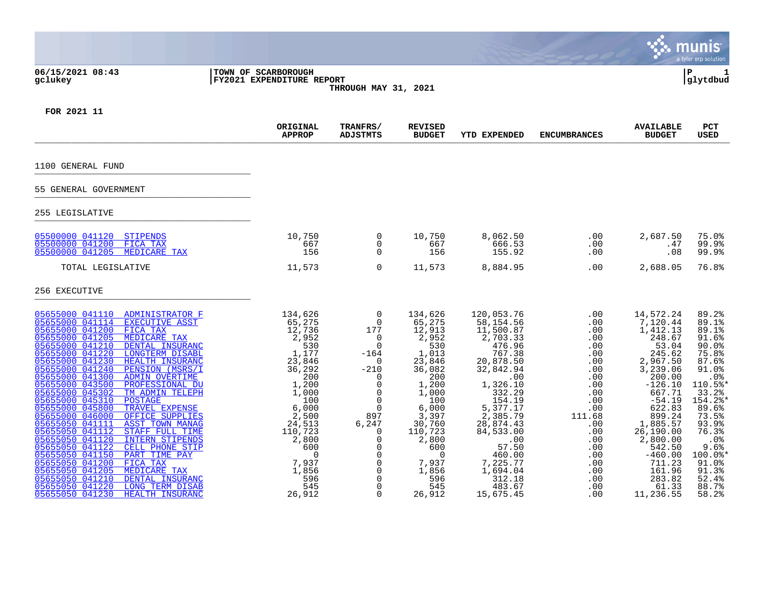06/15/2021 08:43
gclukey

**TOWN OF SCARBOROUGH**
**FY2021 EXPENDITURE REPORT**
**THROUGH MAY 31, 2021**

P 1
glytdbud

**FOR 2021 11**

| | ORIGINAL APPROP | TRANFRS/ ADJSTMTS | REVISED BUDGET | YTD EXPENDED | ENCUMBRANCES | AVAILABLE BUDGET | PCT USED |
|---|---|---|---|---|---|---|---|
| 1100 GENERAL FUND | | | | | | | |
| 55 GENERAL GOVERNMENT | | | | | | | |
| 255 LEGISLATIVE | | | | | | | |
| 05500000 041120 STIPENDS | 10,750 | 0 | 10,750 | 8,062.50 | .00 | 2,687.50 | 75.0% |
| 05500000 041200 FICA TAX | 667 | 0 | 667 | 666.53 | .00 | .47 | 99.9% |
| 05500000 041205 MEDICARE TAX | 156 | 0 | 156 | 155.92 | .00 | .08 | 99.9% |
| TOTAL LEGISLATIVE | 11,573 | 0 | 11,573 | 8,884.95 | .00 | 2,688.05 | 76.8% |
| 256 EXECUTIVE | | | | | | | |
| 05655000 041110 ADMINISTRATOR F | 134,626 | 0 | 134,626 | 120,053.76 | .00 | 14,572.24 | 89.2% |
| 05655000 041114 EXECUTIVE ASST | 65,275 | 0 | 65,275 | 58,154.56 | .00 | 7,120.44 | 89.1% |
| 05655000 041200 FICA TAX | 12,736 | 177 | 12,913 | 11,500.87 | .00 | 1,412.13 | 89.1% |
| 05655000 041205 MEDICARE TAX | 2,952 | 0 | 2,952 | 2,703.33 | .00 | 248.67 | 91.6% |
| 05655000 041210 DENTAL INSURANC | 530 | 0 | 530 | 476.96 | .00 | 53.04 | 90.0% |
| 05655000 041220 LONGTERM DISABL | 1,177 | -164 | 1,013 | 767.38 | .00 | 245.62 | 75.8% |
| 05655000 041230 HEALTH INSURANC | 23,846 | 0 | 23,846 | 20,878.50 | .00 | 2,967.50 | 87.6% |
| 05655000 041240 PENSION (MSRS/I | 36,292 | -210 | 36,082 | 32,842.94 | .00 | 3,239.06 | 91.0% |
| 05655000 041300 ADMIN OVERTIME | 200 | 0 | 200 | .00 | .00 | 200.00 | .0% |
| 05655000 043500 PROFESSIONAL DU | 1,200 | 0 | 1,200 | 1,326.10 | .00 | -126.10 | 110.5%* |
| 05655000 045302 TM ADMIN TELEPH | 1,000 | 0 | 1,000 | 332.29 | .00 | 667.71 | 33.2% |
| 05655000 045310 POSTAGE | 100 | 0 | 100 | 154.19 | .00 | -54.19 | 154.2%* |
| 05655000 045800 TRAVEL EXPENSE | 6,000 | 0 | 6,000 | 5,377.17 | .00 | 622.83 | 89.6% |
| 05655000 046000 OFFICE SUPPLIES | 2,500 | 897 | 3,397 | 2,385.79 | 111.68 | 899.24 | 73.5% |
| 05655050 041111 ASST TOWN MANAG | 24,513 | 6,247 | 30,760 | 28,874.43 | .00 | 1,885.57 | 93.9% |
| 05655050 041112 STAFF FULL TIME | 110,723 | 0 | 110,723 | 84,533.00 | .00 | 26,190.00 | 76.3% |
| 05655050 041120 INTERN STIPENDS | 2,800 | 0 | 2,800 | .00 | .00 | 2,800.00 | .0% |
| 05655050 041122 CELL PHONE STIP | 600 | 0 | 600 | 57.50 | .00 | 542.50 | 9.6% |
| 05655050 041150 PART TIME PAY | 0 | 0 | 0 | 460.00 | .00 | -460.00 | 100.0%* |
| 05655050 041200 FICA TAX | 7,937 | 0 | 7,937 | 7,225.77 | .00 | 711.23 | 91.0% |
| 05655050 041205 MEDICARE TAX | 1,856 | 0 | 1,856 | 1,694.04 | .00 | 161.96 | 91.3% |
| 05655050 041210 DENTAL INSURANC | 596 | 0 | 596 | 312.18 | .00 | 283.82 | 52.4% |
| 05655050 041220 LONG TERM DISAB | 545 | 0 | 545 | 483.67 | .00 | 61.33 | 88.7% |
| 05655050 041230 HEALTH INSURANC | 26,912 | 0 | 26,912 | 15,675.45 | .00 | 11,236.55 | 58.2% |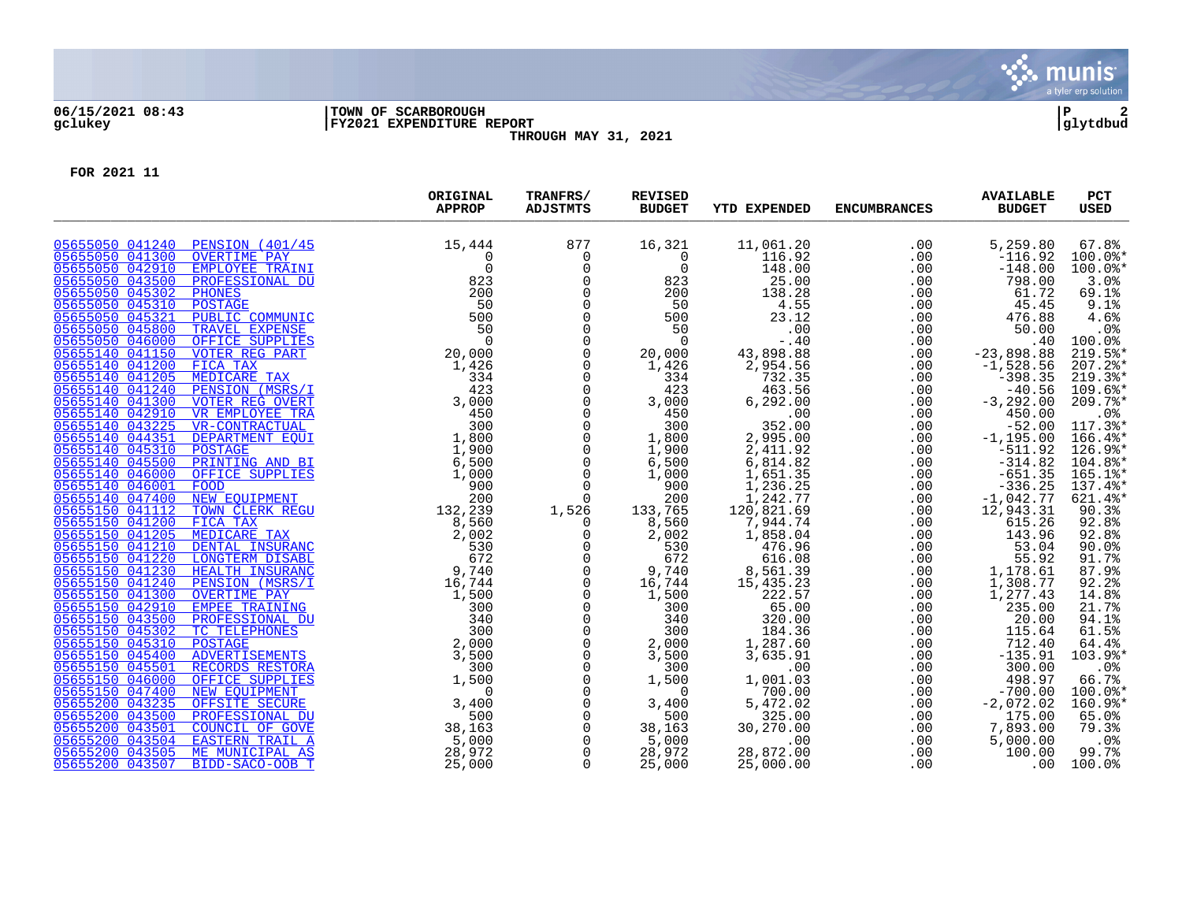06/15/2021 08:43 | TOWN OF SCARBOROUGH | P 2
gclukey | FY2021 EXPENDITURE REPORT | glytdbud

THROUGH MAY 31, 2021

FOR 2021 11

| | | ORIGINAL APPROP | TRANFRS/ ADJSTMTS | REVISED BUDGET | YTD EXPENDED | ENCUMBRANCES | AVAILABLE BUDGET | PCT USED |
|---|---|---|---|---|---|---|---|---|
| 05655050 041240 | PENSION (401/45 | 15,444 | 877 | 16,321 | 11,061.20 | .00 | 5,259.80 | 67.8% |
| 05655050 041300 | OVERTIME PAY | 0 | 0 | 0 | 116.92 | .00 | -116.92 | 100.0%* |
| 05655050 042910 | EMPLOYEE TRAINI | 0 | 0 | 0 | 148.00 | .00 | -148.00 | 100.0%* |
| 05655050 043500 | PROFESSIONAL DU | 823 | 0 | 823 | 25.00 | .00 | 798.00 | 3.0% |
| 05655050 045302 | PHONES | 200 | 0 | 200 | 138.28 | .00 | 61.72 | 69.1% |
| 05655050 045310 | POSTAGE | 50 | 0 | 50 | 4.55 | .00 | 45.45 | 9.1% |
| 05655050 045321 | PUBLIC COMMUNIC | 500 | 0 | 500 | 23.12 | .00 | 476.88 | 4.6% |
| 05655050 045800 | TRAVEL EXPENSE | 50 | 0 | 50 | .00 | .00 | 50.00 | .0% |
| 05655050 046000 | OFFICE SUPPLIES | 0 | 0 | 0 | -.40 | .00 | .40 | 100.0% |
| 05655140 041150 | VOTER REG PART | 20,000 | 0 | 20,000 | 43,898.88 | .00 | -23,898.88 | 219.5%* |
| 05655140 041200 | FICA TAX | 1,426 | 0 | 1,426 | 2,954.56 | .00 | -1,528.56 | 207.2%* |
| 05655140 041205 | MEDICARE TAX | 334 | 0 | 334 | 732.35 | .00 | -398.35 | 219.3%* |
| 05655140 041240 | PENSION (MSRS/I | 423 | 0 | 423 | 463.56 | .00 | -40.56 | 109.6%* |
| 05655140 041300 | VOTER REG OVERT | 3,000 | 0 | 3,000 | 6,292.00 | .00 | -3,292.00 | 209.7%* |
| 05655140 042910 | VR EMPLOYEE TRA | 450 | 0 | 450 | .00 | .00 | 450.00 | .0% |
| 05655140 043225 | VR-CONTRACTUAL | 300 | 0 | 300 | 352.00 | .00 | -52.00 | 117.3%* |
| 05655140 044351 | DEPARTMENT EQUI | 1,800 | 0 | 1,800 | 2,995.00 | .00 | -1,195.00 | 166.4%* |
| 05655140 045310 | POSTAGE | 1,900 | 0 | 1,900 | 2,411.92 | .00 | -511.92 | 126.9%* |
| 05655140 045500 | PRINTING AND BI | 6,500 | 0 | 6,500 | 6,814.82 | .00 | -314.82 | 104.8%* |
| 05655140 046000 | OFFICE SUPPLIES | 1,000 | 0 | 1,000 | 1,651.35 | .00 | -651.35 | 165.1%* |
| 05655140 046001 | FOOD | 900 | 0 | 900 | 1,236.25 | .00 | -336.25 | 137.4%* |
| 05655140 047400 | NEW EQUIPMENT | 200 | 0 | 200 | 1,242.77 | .00 | -1,042.77 | 621.4%* |
| 05655150 041112 | TOWN CLERK REGU | 132,239 | 1,526 | 133,765 | 120,821.69 | .00 | 12,943.31 | 90.3% |
| 05655150 041200 | FICA TAX | 8,560 | 0 | 8,560 | 7,944.74 | .00 | 615.26 | 92.8% |
| 05655150 041205 | MEDICARE TAX | 2,002 | 0 | 2,002 | 1,858.04 | .00 | 143.96 | 92.8% |
| 05655150 041210 | DENTAL INSURANC | 530 | 0 | 530 | 476.96 | .00 | 53.04 | 90.0% |
| 05655150 041220 | LONGTERM DISABL | 672 | 0 | 672 | 616.08 | .00 | 55.92 | 91.7% |
| 05655150 041230 | HEALTH INSURANC | 9,740 | 0 | 9,740 | 8,561.39 | .00 | 1,178.61 | 87.9% |
| 05655150 041240 | PENSION (MSRS/I | 16,744 | 0 | 16,744 | 15,435.23 | .00 | 1,308.77 | 92.2% |
| 05655150 041300 | OVERTIME PAY | 1,500 | 0 | 1,500 | 222.57 | .00 | 1,277.43 | 14.8% |
| 05655150 042910 | EMPEE TRAINING | 300 | 0 | 300 | 65.00 | .00 | 235.00 | 21.7% |
| 05655150 043500 | PROFESSIONAL DU | 340 | 0 | 340 | 320.00 | .00 | 20.00 | 94.1% |
| 05655150 045302 | TC TELEPHONES | 300 | 0 | 300 | 184.36 | .00 | 115.64 | 61.5% |
| 05655150 045310 | POSTAGE | 2,000 | 0 | 2,000 | 1,287.60 | .00 | 712.40 | 64.4% |
| 05655150 045400 | ADVERTISEMENTS | 3,500 | 0 | 3,500 | 3,635.91 | .00 | -135.91 | 103.9%* |
| 05655150 045501 | RECORDS RESTORA | 300 | 0 | 300 | .00 | .00 | 300.00 | .0% |
| 05655150 046000 | OFFICE SUPPLIES | 1,500 | 0 | 1,500 | 1,001.03 | .00 | 498.97 | 66.7% |
| 05655150 047400 | NEW EQUIPMENT | 0 | 0 | 0 | 700.00 | .00 | -700.00 | 100.0%* |
| 05655200 043235 | OFFSITE SECURE | 3,400 | 0 | 3,400 | 5,472.02 | .00 | -2,072.02 | 160.9%* |
| 05655200 043500 | PROFESSIONAL DU | 500 | 0 | 500 | 325.00 | .00 | 175.00 | 65.0% |
| 05655200 043501 | COUNCIL OF GOVE | 38,163 | 0 | 38,163 | 30,270.00 | .00 | 7,893.00 | 79.3% |
| 05655200 043504 | EASTERN TRAIL A | 5,000 | 0 | 5,000 | .00 | .00 | 5,000.00 | .0% |
| 05655200 043505 | ME MUNICIPAL AS | 28,972 | 0 | 28,972 | 28,872.00 | .00 | 100.00 | 99.7% |
| 05655200 043507 | BIDD-SACO-OOB T | 25,000 | 0 | 25,000 | 25,000.00 | .00 | .00 | 100.0% |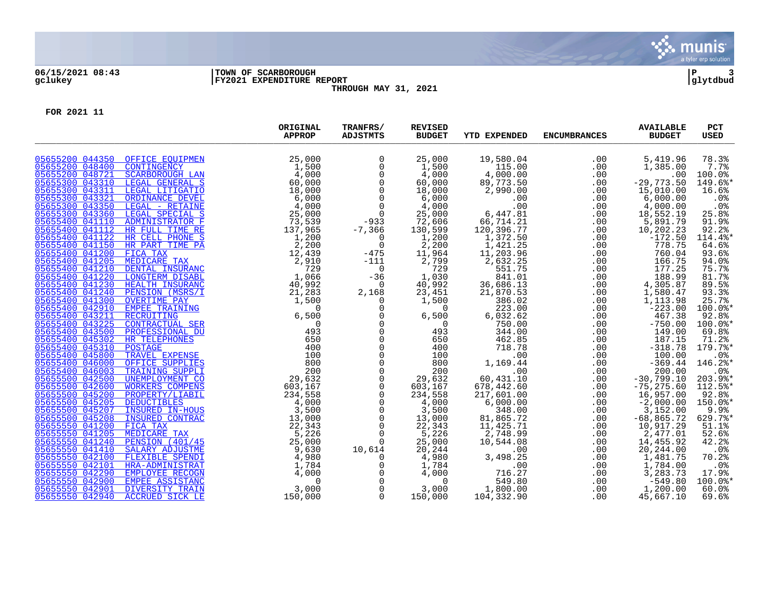06/15/2021 08:43 | TOWN OF SCARBOROUGH
gclukey | FY2021 EXPENDITURE REPORT
THROUGH MAY 31, 2021

glytdbud

FOR 2021 11

| | | ORIGINAL APPROP | TRANFRS/ ADJSTMTS | REVISED BUDGET | YTD EXPENDED | ENCUMBRANCES | AVAILABLE BUDGET | PCT USED |
|---|---|---|---|---|---|---|---|---|
| 05655200 044350 | OFFICE EQUIPMEN | 25,000 | 0 | 25,000 | 19,580.04 | .00 | 5,419.96 | 78.3% |
| 05655200 048400 | CONTINGENCY | 1,500 | 0 | 1,500 | 115.00 | .00 | 1,385.00 | 7.7% |
| 05655200 048721 | SCARBOROUGH LAN | 4,000 | 0 | 4,000 | 4,000.00 | .00 | .00 | 100.0% |
| 05655300 043310 | LEGAL GENERAL S | 60,000 | 0 | 60,000 | 89,773.50 | .00 | -29,773.50 | 149.6%* |
| 05655300 043311 | LEGAL LITIGATIO | 18,000 | 0 | 18,000 | 2,990.00 | .00 | 15,010.00 | 16.6% |
| 05655300 043321 | ORDINANCE DEVEL | 6,000 | 0 | 6,000 | .00 | .00 | 6,000.00 | .0% |
| 05655300 043350 | LEGAL - RETAINE | 4,000 | 0 | 4,000 | .00 | .00 | 4,000.00 | .0% |
| 05655300 043360 | LEGAL SPECIAL S | 25,000 | 0 | 25,000 | 6,447.81 | .00 | 18,552.19 | 25.8% |
| 05655400 041110 | ADMINISTRATOR F | 73,539 | -933 | 72,606 | 66,714.21 | .00 | 5,891.79 | 91.9% |
| 05655400 041112 | HR FULL TIME RE | 137,965 | -7,366 | 130,599 | 120,396.77 | .00 | 10,202.23 | 92.2% |
| 05655400 041122 | HR CELL PHONE S | 1,200 | 0 | 1,200 | 1,372.50 | .00 | -172.50 | 114.4%* |
| 05655400 041150 | HR PART TIME PA | 2,200 | 0 | 2,200 | 1,421.25 | .00 | 778.75 | 64.6% |
| 05655400 041200 | FICA TAX | 12,439 | -475 | 11,964 | 11,203.96 | .00 | 760.04 | 93.6% |
| 05655400 041205 | MEDICARE TAX | 2,910 | -111 | 2,799 | 2,632.25 | .00 | 166.75 | 94.0% |
| 05655400 041210 | DENTAL INSURANC | 729 | 0 | 729 | 551.75 | .00 | 177.25 | 75.7% |
| 05655400 041220 | LONGTERM DISABL | 1,066 | -36 | 1,030 | 841.01 | .00 | 188.99 | 81.7% |
| 05655400 041230 | HEALTH INSURANC | 40,992 | 0 | 40,992 | 36,686.13 | .00 | 4,305.87 | 89.5% |
| 05655400 041240 | PENSION (MSRS/I | 21,283 | 2,168 | 23,451 | 21,870.53 | .00 | 1,580.47 | 93.3% |
| 05655400 041300 | OVERTIME PAY | 1,500 | 0 | 1,500 | 386.02 | .00 | 1,113.98 | 25.7% |
| 05655400 042910 | EMPEE TRAINING | 0 | 0 | 0 | 223.00 | .00 | -223.00 | 100.0%* |
| 05655400 043211 | RECRUITING | 6,500 | 0 | 6,500 | 6,032.62 | .00 | 467.38 | 92.8% |
| 05655400 043225 | CONTRACTUAL SER | 0 | 0 | 0 | 750.00 | .00 | -750.00 | 100.0%* |
| 05655400 043500 | PROFESSIONAL DU | 493 | 0 | 493 | 344.00 | .00 | 149.00 | 69.8% |
| 05655400 045302 | HR TELEPHONES | 650 | 0 | 650 | 462.85 | .00 | 187.15 | 71.2% |
| 05655400 045310 | POSTAGE | 400 | 0 | 400 | 718.78 | .00 | -318.78 | 179.7%* |
| 05655400 045800 | TRAVEL EXPENSE | 100 | 0 | 100 | .00 | .00 | 100.00 | .0% |
| 05655400 046000 | OFFICE SUPPLIES | 800 | 0 | 800 | 1,169.44 | .00 | -369.44 | 146.2%* |
| 05655400 046003 | TRAINING SUPPLI | 200 | 0 | 200 | .00 | .00 | 200.00 | .0% |
| 05655500 042500 | UNEMPLOYMENT CO | 29,632 | 0 | 29,632 | 60,431.10 | .00 | -30,799.10 | 203.9%* |
| 05655500 042600 | WORKERS COMPENS | 603,167 | 0 | 603,167 | 678,442.60 | .00 | -75,275.60 | 112.5%* |
| 05655500 045200 | PROPERTY/LIABIL | 234,558 | 0 | 234,558 | 217,601.00 | .00 | 16,957.00 | 92.8% |
| 05655500 045205 | DEDUCTIBLES | 4,000 | 0 | 4,000 | 6,000.00 | .00 | -2,000.00 | 150.0%* |
| 05655500 045207 | INSURED IN-HOUS | 3,500 | 0 | 3,500 | 348.00 | .00 | 3,152.00 | 9.9% |
| 05655500 045208 | INSURED CONTRAC | 13,000 | 0 | 13,000 | 81,865.72 | .00 | -68,865.72 | 629.7%* |
| 05655550 041200 | FICA TAX | 22,343 | 0 | 22,343 | 11,425.71 | .00 | 10,917.29 | 51.1% |
| 05655550 041205 | MEDICARE TAX | 5,226 | 0 | 5,226 | 2,748.99 | .00 | 2,477.01 | 52.6% |
| 05655550 041240 | PENSION (401/45 | 25,000 | 0 | 25,000 | 10,544.08 | .00 | 14,455.92 | 42.2% |
| 05655550 041410 | SALARY ADJUSTME | 9,630 | 10,614 | 20,244 | .00 | .00 | 20,244.00 | .0% |
| 05655550 042100 | FLEXIBLE SPENDI | 4,980 | 0 | 4,980 | 3,498.25 | .00 | 1,481.75 | 70.2% |
| 05655550 042101 | HRA-ADMINISTRAT | 1,784 | 0 | 1,784 | .00 | .00 | 1,784.00 | .0% |
| 05655550 042290 | EMPLOYEE RECOGN | 4,000 | 0 | 4,000 | 716.27 | .00 | 3,283.73 | 17.9% |
| 05655550 042900 | EMPEE ASSISTANC | 0 | 0 | 0 | 549.80 | .00 | -549.80 | 100.0%* |
| 05655550 042901 | DIVERSITY TRAIN | 3,000 | 0 | 3,000 | 1,800.00 | .00 | 1,200.00 | 60.0% |
| 05655550 042940 | ACCRUED SICK LE | 150,000 | 0 | 150,000 | 104,332.90 | .00 | 45,667.10 | 69.6% |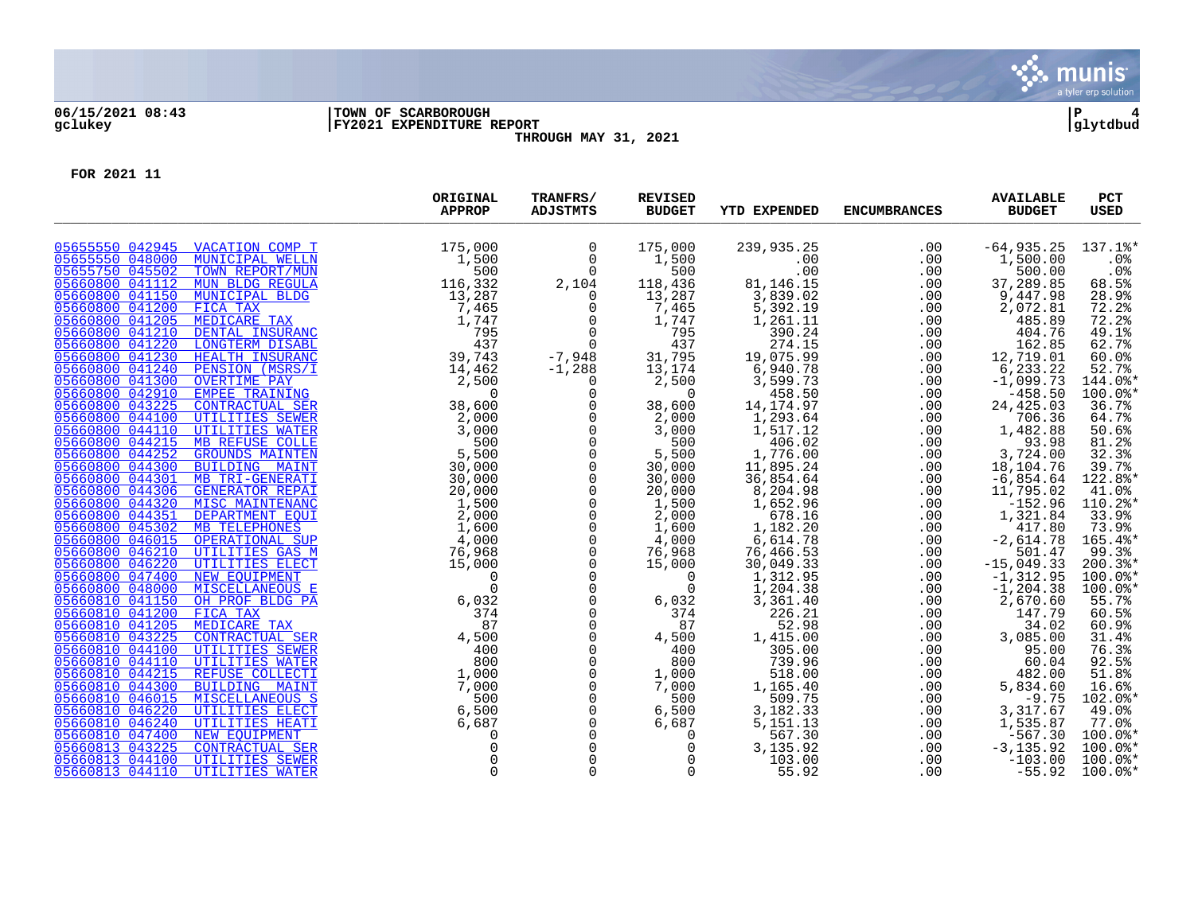06/15/2021 08:43 | TOWN OF SCARBOROUGH | P 4
gclukey | FY2021 EXPENDITURE REPORT | glytdbud

THROUGH MAY 31, 2021

FOR 2021 11

| | | ORIGINAL APPROP | TRANFRS/ ADJSTMTS | REVISED BUDGET | YTD EXPENDED | ENCUMBRANCES | AVAILABLE BUDGET | PCT USED |
|---|---|---|---|---|---|---|---|---|
| 05655550 042945 | VACATION COMP T | 175,000 | 0 | 175,000 | 239,935.25 | .00 | -64,935.25 | 137.1%* |
| 05655550 048000 | MUNICIPAL WELLN | 1,500 | 0 | 1,500 | .00 | .00 | 1,500.00 | .0% |
| 05655750 045502 | TOWN REPORT/MUN | 500 | 0 | 500 | .00 | .00 | 500.00 | .0% |
| 05660800 041112 | MUN BLDG REGULA | 116,332 | 2,104 | 118,436 | 81,146.15 | .00 | 37,289.85 | 68.5% |
| 05660800 041150 | MUNICIPAL BLDG | 13,287 | 0 | 13,287 | 3,839.02 | .00 | 9,447.98 | 28.9% |
| 05660800 041200 | FICA TAX | 7,465 | 0 | 7,465 | 5,392.19 | .00 | 2,072.81 | 72.2% |
| 05660800 041205 | MEDICARE TAX | 1,747 | 0 | 1,747 | 1,261.11 | .00 | 485.89 | 72.2% |
| 05660800 041210 | DENTAL INSURANC | 795 | 0 | 795 | 390.24 | .00 | 404.76 | 49.1% |
| 05660800 041220 | LONGTERM DISABL | 437 | 0 | 437 | 274.15 | .00 | 162.85 | 62.7% |
| 05660800 041230 | HEALTH INSURANC | 39,743 | -7,948 | 31,795 | 19,075.99 | .00 | 12,719.01 | 60.0% |
| 05660800 041240 | PENSION (MSRS/I | 14,462 | -1,288 | 13,174 | 6,940.78 | .00 | 6,233.22 | 52.7% |
| 05660800 041300 | OVERTIME PAY | 2,500 | 0 | 2,500 | 3,599.73 | .00 | -1,099.73 | 144.0%* |
| 05660800 042910 | EMPEE TRAINING | 0 | 0 | 0 | 458.50 | .00 | -458.50 | 100.0%* |
| 05660800 043225 | CONTRACTUAL SER | 38,600 | 0 | 38,600 | 14,174.97 | .00 | 24,425.03 | 36.7% |
| 05660800 044100 | UTILITIES SEWER | 2,000 | 0 | 2,000 | 1,293.64 | .00 | 706.36 | 64.7% |
| 05660800 044110 | UTILITIES WATER | 3,000 | 0 | 3,000 | 1,517.12 | .00 | 1,482.88 | 50.6% |
| 05660800 044215 | MB REFUSE COLLE | 500 | 0 | 500 | 406.02 | .00 | 93.98 | 81.2% |
| 05660800 044252 | GROUNDS MAINTEN | 5,500 | 0 | 5,500 | 1,776.00 | .00 | 3,724.00 | 32.3% |
| 05660800 044300 | BUILDING MAINT | 30,000 | 0 | 30,000 | 11,895.24 | .00 | 18,104.76 | 39.7% |
| 05660800 044301 | MB TRI-GENERATI | 30,000 | 0 | 30,000 | 36,854.64 | .00 | -6,854.64 | 122.8%* |
| 05660800 044306 | GENERATOR REPAI | 20,000 | 0 | 20,000 | 8,204.98 | .00 | 11,795.02 | 41.0% |
| 05660800 044320 | MISC MAINTENANC | 1,500 | 0 | 1,500 | 1,652.96 | .00 | -152.96 | 110.2%* |
| 05660800 044351 | DEPARTMENT EQUI | 2,000 | 0 | 2,000 | 678.16 | .00 | 1,321.84 | 33.9% |
| 05660800 045302 | MB TELEPHONES | 1,600 | 0 | 1,600 | 1,182.20 | .00 | 417.80 | 73.9% |
| 05660800 046015 | OPERATIONAL SUP | 4,000 | 0 | 4,000 | 6,614.78 | .00 | -2,614.78 | 165.4%* |
| 05660800 046210 | UTILITIES GAS M | 76,968 | 0 | 76,968 | 76,466.53 | .00 | 501.47 | 99.3% |
| 05660800 046220 | UTILITIES ELECT | 15,000 | 0 | 15,000 | 30,049.33 | .00 | -15,049.33 | 200.3%* |
| 05660800 047400 | NEW EQUIPMENT | 0 | 0 | 0 | 1,312.95 | .00 | -1,312.95 | 100.0%* |
| 05660800 048000 | MISCELLANEOUS E | 0 | 0 | 0 | 1,204.38 | .00 | -1,204.38 | 100.0%* |
| 05660810 041150 | OH PROF BLDG PA | 6,032 | 0 | 6,032 | 3,361.40 | .00 | 2,670.60 | 55.7% |
| 05660810 041200 | FICA TAX | 374 | 0 | 374 | 226.21 | .00 | 147.79 | 60.5% |
| 05660810 041205 | MEDICARE TAX | 87 | 0 | 87 | 52.98 | .00 | 34.02 | 60.9% |
| 05660810 043225 | CONTRACTUAL SER | 4,500 | 0 | 4,500 | 1,415.00 | .00 | 3,085.00 | 31.4% |
| 05660810 044100 | UTILITIES SEWER | 400 | 0 | 400 | 305.00 | .00 | 95.00 | 76.3% |
| 05660810 044110 | UTILITIES WATER | 800 | 0 | 800 | 739.96 | .00 | 60.04 | 92.5% |
| 05660810 044215 | REFUSE COLLECTI | 1,000 | 0 | 1,000 | 518.00 | .00 | 482.00 | 51.8% |
| 05660810 044300 | BUILDING MAINT | 7,000 | 0 | 7,000 | 1,165.40 | .00 | 5,834.60 | 16.6% |
| 05660810 046015 | MISCELLANEOUS S | 500 | 0 | 500 | 509.75 | .00 | -9.75 | 102.0%* |
| 05660810 046220 | UTILITIES ELECT | 6,500 | 0 | 6,500 | 3,182.33 | .00 | 3,317.67 | 49.0% |
| 05660810 046240 | UTILITIES HEATI | 6,687 | 0 | 6,687 | 5,151.13 | .00 | 1,535.87 | 77.0% |
| 05660810 047400 | NEW EQUIPMENT | 0 | 0 | 0 | 567.30 | .00 | -567.30 | 100.0%* |
| 05660813 043225 | CONTRACTUAL SER | 0 | 0 | 0 | 3,135.92 | .00 | -3,135.92 | 100.0%* |
| 05660813 044100 | UTILITIES SEWER | 0 | 0 | 0 | 103.00 | .00 | -103.00 | 100.0%* |
| 05660813 044110 | UTILITIES WATER | 0 | 0 | 0 | 55.92 | .00 | -55.92 | 100.0%* |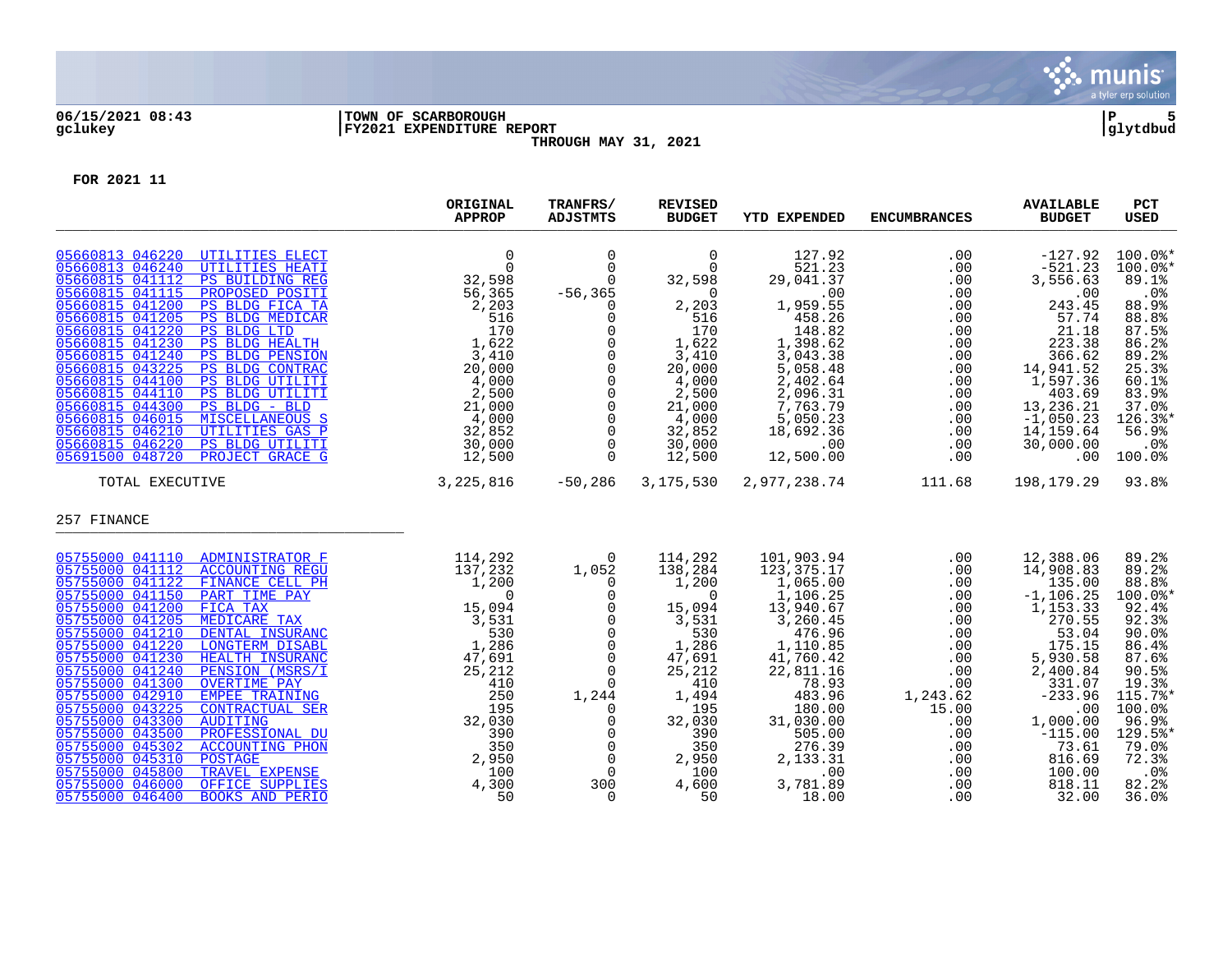06/15/2021 08:43 | TOWN OF SCARBOROUGH | P 5
gclukey | FY2021 EXPENDITURE REPORT | glytdbud

THROUGH MAY 31, 2021

FOR 2021 11

| | ORIGINAL APPROP | TRANFRS/ ADJSTMTS | REVISED BUDGET | YTD EXPENDED | ENCUMBRANCES | AVAILABLE BUDGET | PCT USED |
|---|---|---|---|---|---|---|---|
| 05660813 046220 UTILITIES ELECT | 0 | 0 | 0 | 127.92 | .00 | -127.92 | 100.0%* |
| 05660813 046240 UTILITIES HEATI | 0 | 0 | 0 | 521.23 | .00 | -521.23 | 100.0%* |
| 05660815 041112 PS BUILDING REG | 32,598 | 0 | 32,598 | 29,041.37 | .00 | 3,556.63 | 89.1% |
| 05660815 041115 PROPOSED POSITI | 56,365 | -56,365 | 0 | .00 | .00 | .00 | .0% |
| 05660815 041200 PS BLDG FICA TA | 2,203 | 0 | 2,203 | 1,959.55 | .00 | 243.45 | 88.9% |
| 05660815 041205 PS BLDG MEDICAR | 516 | 0 | 516 | 458.26 | .00 | 57.74 | 88.8% |
| 05660815 041220 PS BLDG LTD | 170 | 0 | 170 | 148.82 | .00 | 21.18 | 87.5% |
| 05660815 041230 PS BLDG HEALTH | 1,622 | 0 | 1,622 | 1,398.62 | .00 | 223.38 | 86.2% |
| 05660815 041240 PS BLDG PENSION | 3,410 | 0 | 3,410 | 3,043.38 | .00 | 366.62 | 89.2% |
| 05660815 043225 PS BLDG CONTRAC | 20,000 | 0 | 20,000 | 5,058.48 | .00 | 14,941.52 | 25.3% |
| 05660815 044100 PS BLDG UTILITI | 4,000 | 0 | 4,000 | 2,402.64 | .00 | 1,597.36 | 60.1% |
| 05660815 044110 PS BLDG UTILITI | 2,500 | 0 | 2,500 | 2,096.31 | .00 | 403.69 | 83.9% |
| 05660815 044300 PS BLDG - BLD | 21,000 | 0 | 21,000 | 7,763.79 | .00 | 13,236.21 | 37.0% |
| 05660815 046015 MISCELLANEOUS S | 4,000 | 0 | 4,000 | 5,050.23 | .00 | -1,050.23 | 126.3%* |
| 05660815 046210 UTILITIES GAS P | 32,852 | 0 | 32,852 | 18,692.36 | .00 | 14,159.64 | 56.9% |
| 05660815 046220 PS BLDG UTILITI | 30,000 | 0 | 30,000 | .00 | .00 | 30,000.00 | .0% |
| 05691500 048720 PROJECT GRACE G | 12,500 | 0 | 12,500 | 12,500.00 | .00 | .00 | 100.0% |
| TOTAL EXECUTIVE | 3,225,816 | -50,286 | 3,175,530 | 2,977,238.74 | 111.68 | 198,179.29 | 93.8% |
| **257 FINANCE** | | | | | | | |
| 05755000 041110 ADMINISTRATOR F | 114,292 | 0 | 114,292 | 101,903.94 | .00 | 12,388.06 | 89.2% |
| 05755000 041112 ACCOUNTING REGU | 137,232 | 1,052 | 138,284 | 123,375.17 | .00 | 14,908.83 | 89.2% |
| 05755000 041122 FINANCE CELL PH | 1,200 | 0 | 1,200 | 1,065.00 | .00 | 135.00 | 88.8% |
| 05755000 041150 PART TIME PAY | 0 | 0 | 0 | 1,106.25 | .00 | -1,106.25 | 100.0%* |
| 05755000 041200 FICA TAX | 15,094 | 0 | 15,094 | 13,940.67 | .00 | 1,153.33 | 92.4% |
| 05755000 041205 MEDICARE TAX | 3,531 | 0 | 3,531 | 3,260.45 | .00 | 270.55 | 92.3% |
| 05755000 041210 DENTAL INSURANC | 530 | 0 | 530 | 476.96 | .00 | 53.04 | 90.0% |
| 05755000 041220 LONGTERM DISABL | 1,286 | 0 | 1,286 | 1,110.85 | .00 | 175.15 | 86.4% |
| 05755000 041230 HEALTH INSURANC | 47,691 | 0 | 47,691 | 41,760.42 | .00 | 5,930.58 | 87.6% |
| 05755000 041240 PENSION (MSRS/I | 25,212 | 0 | 25,212 | 22,811.16 | .00 | 2,400.84 | 90.5% |
| 05755000 041300 OVERTIME PAY | 410 | 0 | 410 | 78.93 | .00 | 331.07 | 19.3% |
| 05755000 042910 EMPEE TRAINING | 250 | 1,244 | 1,494 | 483.96 | 1,243.62 | -233.96 | 115.7%* |
| 05755000 043225 CONTRACTUAL SER | 195 | 0 | 195 | 180.00 | 15.00 | .00 | 100.0% |
| 05755000 043300 AUDITING | 32,030 | 0 | 32,030 | 31,030.00 | .00 | 1,000.00 | 96.9% |
| 05755000 043500 PROFESSIONAL DU | 390 | 0 | 390 | 505.00 | .00 | -115.00 | 129.5%* |
| 05755000 045302 ACCOUNTING PHON | 350 | 0 | 350 | 276.39 | .00 | 73.61 | 79.0% |
| 05755000 045310 POSTAGE | 2,950 | 0 | 2,950 | 2,133.31 | .00 | 816.69 | 72.3% |
| 05755000 045800 TRAVEL EXPENSE | 100 | 0 | 100 | .00 | .00 | 100.00 | .0% |
| 05755000 046000 OFFICE SUPPLIES | 4,300 | 300 | 4,600 | 3,781.89 | .00 | 818.11 | 82.2% |
| 05755000 046400 BOOKS AND PERIO | 50 | 0 | 50 | 18.00 | .00 | 32.00 | 36.0% |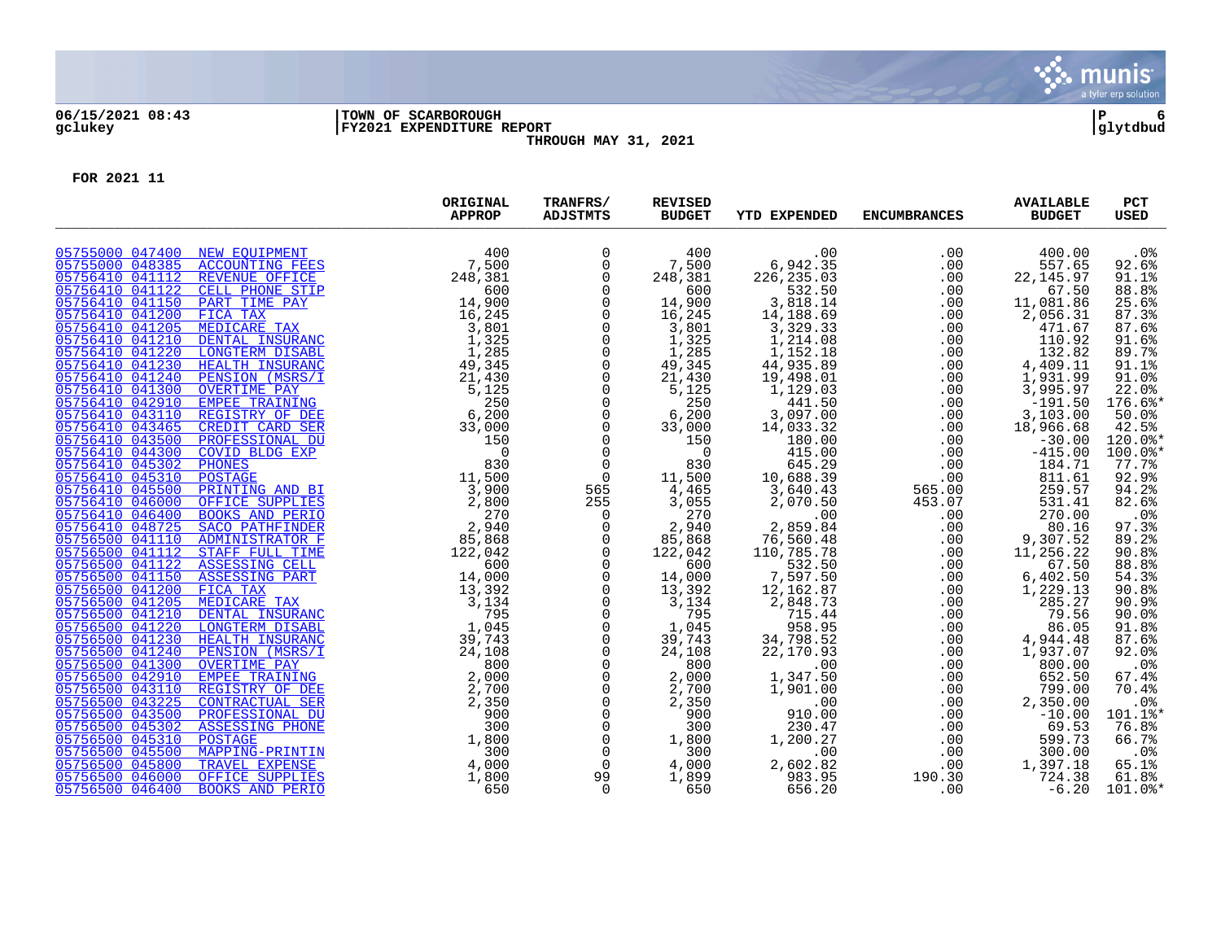06/15/2021 08:43 | TOWN OF SCARBOROUGH
gclukey | FY2021 EXPENDITURE REPORT
THROUGH MAY 31, 2021

FOR 2021 11

| | | ORIGINAL APPROP | TRANFRS/ ADJSTMTS | REVISED BUDGET | YTD EXPENDED | ENCUMBRANCES | AVAILABLE BUDGET | PCT USED |
|---|---|---|---|---|---|---|---|---|
| 05755000 047400 | NEW EQUIPMENT | 400 | 0 | 400 | .00 | .00 | 400.00 | .0% |
| 05755000 048385 | ACCOUNTING FEES | 7,500 | 0 | 7,500 | 6,942.35 | .00 | 557.65 | 92.6% |
| 05756410 041112 | REVENUE OFFICE | 248,381 | 0 | 248,381 | 226,235.03 | .00 | 22,145.97 | 91.1% |
| 05756410 041122 | CELL PHONE STIP | 600 | 0 | 600 | 532.50 | .00 | 67.50 | 88.8% |
| 05756410 041150 | PART TIME PAY | 14,900 | 0 | 14,900 | 3,818.14 | .00 | 11,081.86 | 25.6% |
| 05756410 041200 | FICA TAX | 16,245 | 0 | 16,245 | 14,188.69 | .00 | 2,056.31 | 87.3% |
| 05756410 041205 | MEDICARE TAX | 3,801 | 0 | 3,801 | 3,329.33 | .00 | 471.67 | 87.6% |
| 05756410 041210 | DENTAL INSURANC | 1,325 | 0 | 1,325 | 1,214.08 | .00 | 110.92 | 91.6% |
| 05756410 041220 | LONGTERM DISABL | 1,285 | 0 | 1,285 | 1,152.18 | .00 | 132.82 | 89.7% |
| 05756410 041230 | HEALTH INSURANC | 49,345 | 0 | 49,345 | 44,935.89 | .00 | 4,409.11 | 91.1% |
| 05756410 041240 | PENSION (MSRS/I | 21,430 | 0 | 21,430 | 19,498.01 | .00 | 1,931.99 | 91.0% |
| 05756410 041300 | OVERTIME PAY | 5,125 | 0 | 5,125 | 1,129.03 | .00 | 3,995.97 | 22.0% |
| 05756410 042910 | EMPEE TRAINING | 250 | 0 | 250 | 441.50 | .00 | -191.50 | 176.6%* |
| 05756410 043110 | REGISTRY OF DEE | 6,200 | 0 | 6,200 | 3,097.00 | .00 | 3,103.00 | 50.0% |
| 05756410 043465 | CREDIT CARD SER | 33,000 | 0 | 33,000 | 14,033.32 | .00 | 18,966.68 | 42.5% |
| 05756410 043500 | PROFESSIONAL DU | 150 | 0 | 150 | 180.00 | .00 | -30.00 | 120.0%* |
| 05756410 044300 | COVID BLDG EXP | 0 | 0 | 0 | 415.00 | .00 | -415.00 | 100.0%* |
| 05756410 045302 | PHONES | 830 | 0 | 830 | 645.29 | .00 | 184.71 | 77.7% |
| 05756410 045310 | POSTAGE | 11,500 | 0 | 11,500 | 10,688.39 | .00 | 811.61 | 92.9% |
| 05756410 045500 | PRINTING AND BI | 3,900 | 565 | 4,465 | 3,640.43 | 565.00 | 259.57 | 94.2% |
| 05756410 046000 | OFFICE SUPPLIES | 2,800 | 255 | 3,055 | 2,070.50 | 453.07 | 531.41 | 82.6% |
| 05756410 046400 | BOOKS AND PERIO | 270 | 0 | 270 | .00 | .00 | 270.00 | .0% |
| 05756410 048725 | SACO PATHFINDER | 2,940 | 0 | 2,940 | 2,859.84 | .00 | 80.16 | 97.3% |
| 05756500 041110 | ADMINISTRATOR F | 85,868 | 0 | 85,868 | 76,560.48 | .00 | 9,307.52 | 89.2% |
| 05756500 041112 | STAFF FULL TIME | 122,042 | 0 | 122,042 | 110,785.78 | .00 | 11,256.22 | 90.8% |
| 05756500 041122 | ASSESSING CELL | 600 | 0 | 600 | 532.50 | .00 | 67.50 | 88.8% |
| 05756500 041150 | ASSESSING PART | 14,000 | 0 | 14,000 | 7,597.50 | .00 | 6,402.50 | 54.3% |
| 05756500 041200 | FICA TAX | 13,392 | 0 | 13,392 | 12,162.87 | .00 | 1,229.13 | 90.8% |
| 05756500 041205 | MEDICARE TAX | 3,134 | 0 | 3,134 | 2,848.73 | .00 | 285.27 | 90.9% |
| 05756500 041210 | DENTAL INSURANC | 795 | 0 | 795 | 715.44 | .00 | 79.56 | 90.0% |
| 05756500 041220 | LONGTERM DISABL | 1,045 | 0 | 1,045 | 958.95 | .00 | 86.05 | 91.8% |
| 05756500 041230 | HEALTH INSURANC | 39,743 | 0 | 39,743 | 34,798.52 | .00 | 4,944.48 | 87.6% |
| 05756500 041240 | PENSION (MSRS/I | 24,108 | 0 | 24,108 | 22,170.93 | .00 | 1,937.07 | 92.0% |
| 05756500 041300 | OVERTIME PAY | 800 | 0 | 800 | .00 | .00 | 800.00 | .0% |
| 05756500 042910 | EMPEE TRAINING | 2,000 | 0 | 2,000 | 1,347.50 | .00 | 652.50 | 67.4% |
| 05756500 043110 | REGISTRY OF DEE | 2,700 | 0 | 2,700 | 1,901.00 | .00 | 799.00 | 70.4% |
| 05756500 043225 | CONTRACTUAL SER | 2,350 | 0 | 2,350 | .00 | .00 | 2,350.00 | .0% |
| 05756500 043500 | PROFESSIONAL DU | 900 | 0 | 900 | 910.00 | .00 | -10.00 | 101.1%* |
| 05756500 045302 | ASSESSING PHONE | 300 | 0 | 300 | 230.47 | .00 | 69.53 | 76.8% |
| 05756500 045310 | POSTAGE | 1,800 | 0 | 1,800 | 1,200.27 | .00 | 599.73 | 66.7% |
| 05756500 045500 | MAPPING-PRINTIN | 300 | 0 | 300 | .00 | .00 | 300.00 | .0% |
| 05756500 045800 | TRAVEL EXPENSE | 4,000 | 0 | 4,000 | 2,602.82 | .00 | 1,397.18 | 65.1% |
| 05756500 046000 | OFFICE SUPPLIES | 1,800 | 99 | 1,899 | 983.95 | 190.30 | 724.38 | 61.8% |
| 05756500 046400 | BOOKS AND PERIO | 650 | 0 | 650 | 656.20 | .00 | -6.20 | 101.0%* |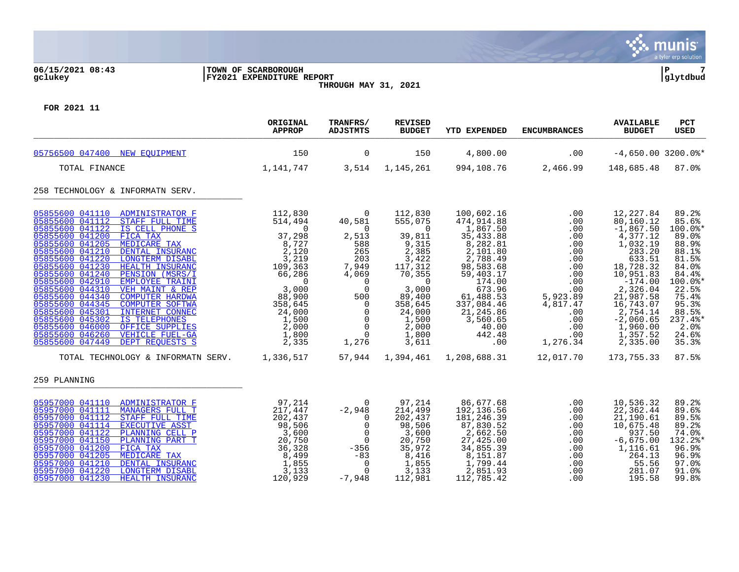06/15/2021 08:43 | TOWN OF SCARBOROUGH | P 7
gclukey | FY2021 EXPENDITURE REPORT | glytdbud

THROUGH MAY 31, 2021

**FOR 2021 11**

| | ORIGINAL APPROP | TRANFRS/ ADJSTMTS | REVISED BUDGET | YTD EXPENDED | ENCUMBRANCES | AVAILABLE BUDGET | PCT USED |
|---|---|---|---|---|---|---|---|
| 05756500 047400 NEW EQUIPMENT | 150 | 0 | 150 | 4,800.00 | .00 | -4,650.00 | 3200.0%* |
| TOTAL FINANCE | 1,141,747 | 3,514 | 1,145,261 | 994,108.76 | 2,466.99 | 148,685.48 | 87.0% |
| **258 TECHNOLOGY & INFORMATN SERV.** | | | | | | | |
| 05855600 041110 ADMINISTRATOR F | 112,830 | 0 | 112,830 | 100,602.16 | .00 | 12,227.84 | 89.2% |
| 05855600 041112 STAFF FULL TIME | 514,494 | 40,581 | 555,075 | 474,914.88 | .00 | 80,160.12 | 85.6% |
| 05855600 041122 IS CELL PHONE S | 0 | 0 | 0 | 1,867.50 | .00 | -1,867.50 | 100.0%* |
| 05855600 041200 FICA TAX | 37,298 | 2,513 | 39,811 | 35,433.88 | .00 | 4,377.12 | 89.0% |
| 05855600 041205 MEDICARE TAX | 8,727 | 588 | 9,315 | 8,282.81 | .00 | 1,032.19 | 88.9% |
| 05855600 041210 DENTAL INSURANC | 2,120 | 265 | 2,385 | 2,101.80 | .00 | 283.20 | 88.1% |
| 05855600 041220 LONGTERM DISABL | 3,219 | 203 | 3,422 | 2,788.49 | .00 | 633.51 | 81.5% |
| 05855600 041230 HEALTH INSURANC | 109,363 | 7,949 | 117,312 | 98,583.68 | .00 | 18,728.32 | 84.0% |
| 05855600 041240 PENSION (MSRS/I | 66,286 | 4,069 | 70,355 | 59,403.17 | .00 | 10,951.83 | 84.4% |
| 05855600 042910 EMPLOYEE TRAINI | 0 | 0 | 0 | 174.00 | .00 | -174.00 | 100.0%* |
| 05855600 044310 VEH MAINT & REP | 3,000 | 0 | 3,000 | 673.96 | .00 | 2,326.04 | 22.5% |
| 05855600 044340 COMPUTER HARDWA | 88,900 | 500 | 89,400 | 61,488.53 | 5,923.89 | 21,987.58 | 75.4% |
| 05855600 044345 COMPUTER SOFTWA | 358,645 | 0 | 358,645 | 337,084.46 | 4,817.47 | 16,743.07 | 95.3% |
| 05855600 045301 INTERNET CONNEC | 24,000 | 0 | 24,000 | 21,245.86 | .00 | 2,754.14 | 88.5% |
| 05855600 045302 IS TELEPHONES | 1,500 | 0 | 1,500 | 3,560.65 | .00 | -2,060.65 | 237.4%* |
| 05855600 046000 OFFICE SUPPLIES | 2,000 | 0 | 2,000 | 40.00 | .00 | 1,960.00 | 2.0% |
| 05855600 046260 VEHICLE FUEL-GA | 1,800 | 0 | 1,800 | 442.48 | .00 | 1,357.52 | 24.6% |
| 05855600 047449 DEPT REQUESTS S | 2,335 | 1,276 | 3,611 | .00 | 1,276.34 | 2,335.00 | 35.3% |
| TOTAL TECHNOLOGY & INFORMATN SERV. | 1,336,517 | 57,944 | 1,394,461 | 1,208,688.31 | 12,017.70 | 173,755.33 | 87.5% |
| **259 PLANNING** | | | | | | | |
| 05957000 041110 ADMINISTRATOR F | 97,214 | 0 | 97,214 | 86,677.68 | .00 | 10,536.32 | 89.2% |
| 05957000 041111 MANAGERS FULL T | 217,447 | -2,948 | 214,499 | 192,136.56 | .00 | 22,362.44 | 89.6% |
| 05957000 041112 STAFF FULL TIME | 202,437 | 0 | 202,437 | 181,246.39 | .00 | 21,190.61 | 89.5% |
| 05957000 041114 EXECUTIVE ASST | 98,506 | 0 | 98,506 | 87,830.52 | .00 | 10,675.48 | 89.2% |
| 05957000 041122 PLANNING CELL P | 3,600 | 0 | 3,600 | 2,662.50 | .00 | 937.50 | 74.0% |
| 05957000 041150 PLANNING PART T | 20,750 | 0 | 20,750 | 27,425.00 | .00 | -6,675.00 | 132.2%* |
| 05957000 041200 FICA TAX | 36,328 | -356 | 35,972 | 34,855.39 | .00 | 1,116.61 | 96.9% |
| 05957000 041205 MEDICARE TAX | 8,499 | -83 | 8,416 | 8,151.87 | .00 | 264.13 | 96.9% |
| 05957000 041210 DENTAL INSURANC | 1,855 | 0 | 1,855 | 1,799.44 | .00 | 55.56 | 97.0% |
| 05957000 041220 LONGTERM DISABL | 3,133 | 0 | 3,133 | 2,851.93 | .00 | 281.07 | 91.0% |
| 05957000 041230 HEALTH INSURANC | 120,929 | -7,948 | 112,981 | 112,785.42 | .00 | 195.58 | 99.8% |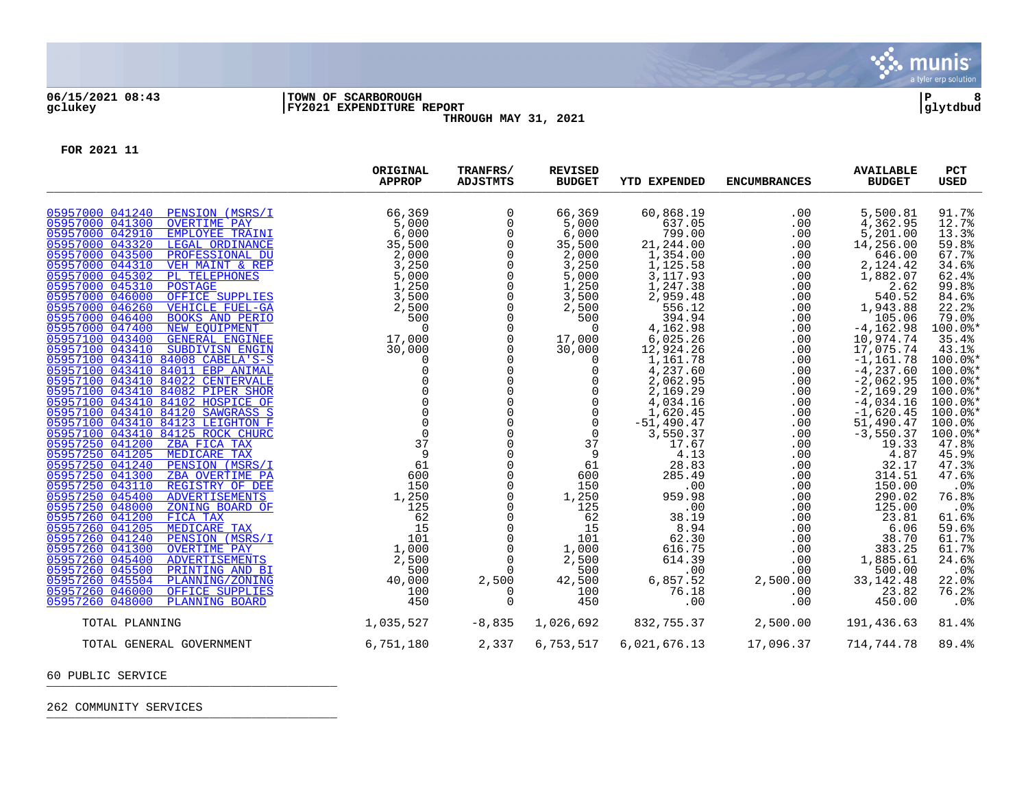06/15/2021 08:43 | TOWN OF SCARBOROUGH
gclukey | FY2021 EXPENDITURE REPORT
THROUGH MAY 31, 2021

FOR 2021 11

| | ORIGINAL APPROP | TRANFRS/ ADJSTMTS | REVISED BUDGET | YTD EXPENDED | ENCUMBRANCES | AVAILABLE BUDGET | PCT USED |
|---|---|---|---|---|---|---|---|
| 05957000 041240 PENSION (MSRS/I | 66,369 | 0 | 66,369 | 60,868.19 | .00 | 5,500.81 | 91.7% |
| 05957000 041300 OVERTIME PAY | 5,000 | 0 | 5,000 | 637.05 | .00 | 4,362.95 | 12.7% |
| 05957000 042910 EMPLOYEE TRAINI | 6,000 | 0 | 6,000 | 799.00 | .00 | 5,201.00 | 13.3% |
| 05957000 043320 LEGAL ORDINANCE | 35,500 | 0 | 35,500 | 21,244.00 | .00 | 14,256.00 | 59.8% |
| 05957000 043500 PROFESSIONAL DU | 2,000 | 0 | 2,000 | 1,354.00 | .00 | 646.00 | 67.7% |
| 05957000 044310 VEH MAINT & REP | 3,250 | 0 | 3,250 | 1,125.58 | .00 | 2,124.42 | 34.6% |
| 05957000 045302 PL TELEPHONES | 5,000 | 0 | 5,000 | 3,117.93 | .00 | 1,882.07 | 62.4% |
| 05957000 045310 POSTAGE | 1,250 | 0 | 1,250 | 1,247.38 | .00 | 2.62 | 99.8% |
| 05957000 046000 OFFICE SUPPLIES | 3,500 | 0 | 3,500 | 2,959.48 | .00 | 540.52 | 84.6% |
| 05957000 046260 VEHICLE FUEL-GA | 2,500 | 0 | 2,500 | 556.12 | .00 | 1,943.88 | 22.2% |
| 05957000 046400 BOOKS AND PERIO | 500 | 0 | 500 | 394.94 | .00 | 105.06 | 79.0% |
| 05957000 047400 NEW EQUIPMENT | 0 | 0 | 0 | 4,162.98 | .00 | -4,162.98 | 100.0%* |
| 05957100 043400 GENERAL ENGINEE | 17,000 | 0 | 17,000 | 6,025.26 | .00 | 10,974.74 | 35.4% |
| 05957100 043410 SUBDIVISN ENGIN | 30,000 | 0 | 30,000 | 12,924.26 | .00 | 17,075.74 | 43.1% |
| 05957100 043410 84008 CABELA'S-S | 0 | 0 | 0 | 1,161.78 | .00 | -1,161.78 | 100.0%* |
| 05957100 043410 84011 EBP ANIMAL | 0 | 0 | 0 | 4,237.60 | .00 | -4,237.60 | 100.0%* |
| 05957100 043410 84022 CENTERVALE | 0 | 0 | 0 | 2,062.95 | .00 | -2,062.95 | 100.0%* |
| 05957100 043410 84082 PIPER SHOR | 0 | 0 | 0 | 2,169.29 | .00 | -2,169.29 | 100.0%* |
| 05957100 043410 84102 HOSPICE OF | 0 | 0 | 0 | 4,034.16 | .00 | -4,034.16 | 100.0%* |
| 05957100 043410 84120 SAWGRASS S | 0 | 0 | 0 | 1,620.45 | .00 | -1,620.45 | 100.0%* |
| 05957100 043410 84123 LEIGHTON F | 0 | 0 | 0 | -51,490.47 | .00 | 51,490.47 | 100.0% |
| 05957100 043410 84125 ROCK CHURC | 0 | 0 | 0 | 3,550.37 | .00 | -3,550.37 | 100.0%* |
| 05957250 041200 ZBA FICA TAX | 37 | 0 | 37 | 17.67 | .00 | 19.33 | 47.8% |
| 05957250 041205 MEDICARE TAX | 9 | 0 | 9 | 4.13 | .00 | 4.87 | 45.9% |
| 05957250 041240 PENSION (MSRS/I | 61 | 0 | 61 | 28.83 | .00 | 32.17 | 47.3% |
| 05957250 041300 ZBA OVERTIME PA | 600 | 0 | 600 | 285.49 | .00 | 314.51 | 47.6% |
| 05957250 043110 REGISTRY OF DEE | 150 | 0 | 150 | .00 | .00 | 150.00 | .0% |
| 05957250 045400 ADVERTISEMENTS | 1,250 | 0 | 1,250 | 959.98 | .00 | 290.02 | 76.8% |
| 05957250 048000 ZONING BOARD OF | 125 | 0 | 125 | .00 | .00 | 125.00 | .0% |
| 05957260 041200 FICA TAX | 62 | 0 | 62 | 38.19 | .00 | 23.81 | 61.6% |
| 05957260 041205 MEDICARE TAX | 15 | 0 | 15 | 8.94 | .00 | 6.06 | 59.6% |
| 05957260 041240 PENSION (MSRS/I | 101 | 0 | 101 | 62.30 | .00 | 38.70 | 61.7% |
| 05957260 041300 OVERTIME PAY | 1,000 | 0 | 1,000 | 616.75 | .00 | 383.25 | 61.7% |
| 05957260 045400 ADVERTISEMENTS | 2,500 | 0 | 2,500 | 614.39 | .00 | 1,885.61 | 24.6% |
| 05957260 045500 PRINTING AND BI | 500 | 0 | 500 | .00 | .00 | 500.00 | .0% |
| 05957260 045504 PLANNING/ZONING | 40,000 | 2,500 | 42,500 | 6,857.52 | 2,500.00 | 33,142.48 | 22.0% |
| 05957260 046000 OFFICE SUPPLIES | 100 | 0 | 100 | 76.18 | .00 | 23.82 | 76.2% |
| 05957260 048000 PLANNING BOARD | 450 | 0 | 450 | .00 | .00 | 450.00 | .0% |
| TOTAL PLANNING | 1,035,527 | -8,835 | 1,026,692 | 832,755.37 | 2,500.00 | 191,436.63 | 81.4% |
| TOTAL GENERAL GOVERNMENT | 6,751,180 | 2,337 | 6,753,517 | 6,021,676.13 | 17,096.37 | 714,744.78 | 89.4% |

60 PUBLIC SERVICE

262 COMMUNITY SERVICES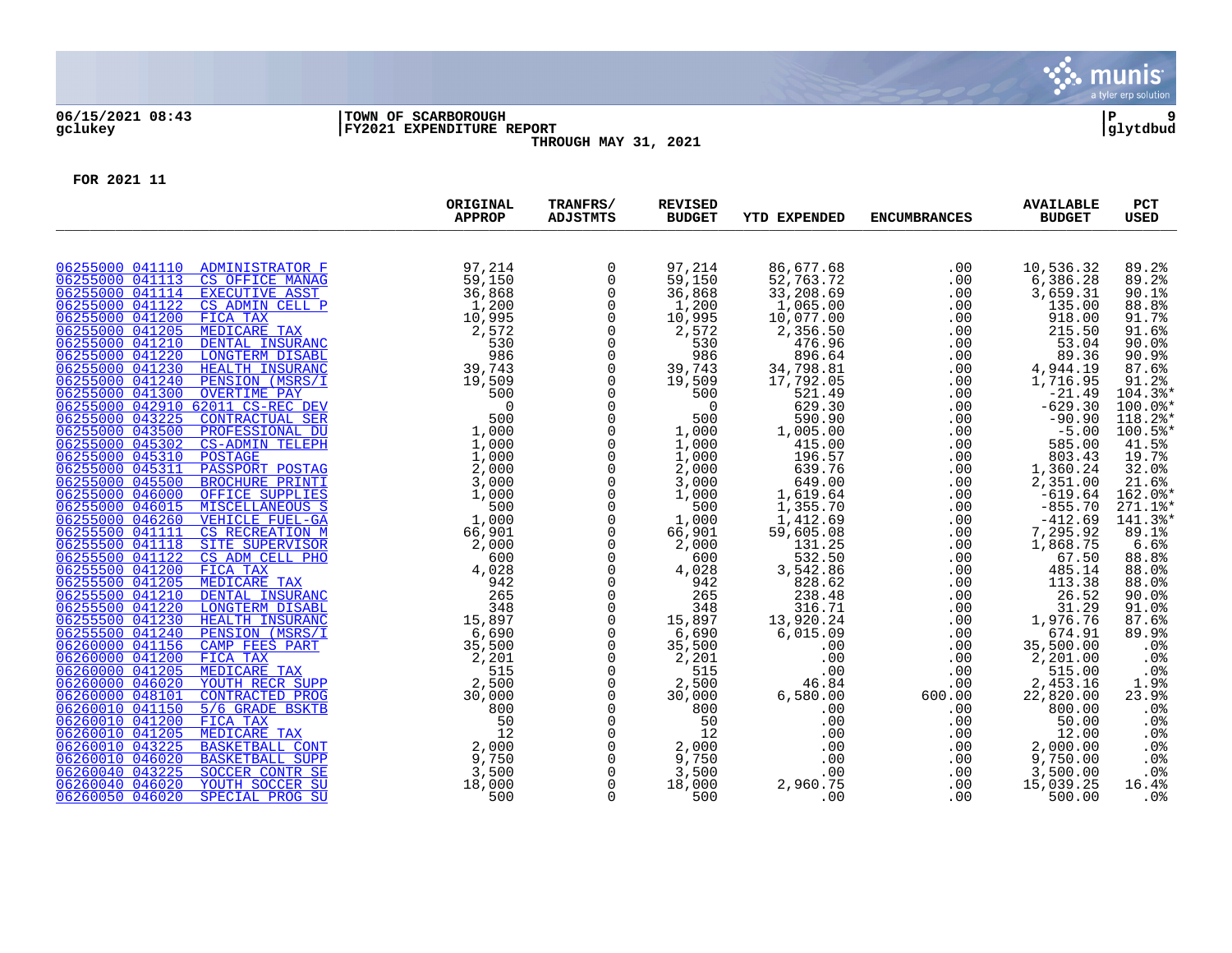06/15/2021 08:43 | TOWN OF SCARBOROUGH
gclukey | FY2021 EXPENDITURE REPORT
THROUGH MAY 31, 2021

glytdbud

FOR 2021 11

| | ORIGINAL APPROP | TRANFRS/ ADJSTMTS | REVISED BUDGET | YTD EXPENDED | ENCUMBRANCES | AVAILABLE BUDGET | PCT USED |
|---|---|---|---|---|---|---|---|
| 06255000 041110 ADMINISTRATOR F | 97,214 | 0 | 97,214 | 86,677.68 | .00 | 10,536.32 | 89.2% |
| 06255000 041113 CS OFFICE MANAG | 59,150 | 0 | 59,150 | 52,763.72 | .00 | 6,386.28 | 89.2% |
| 06255000 041114 EXECUTIVE ASST | 36,868 | 0 | 36,868 | 33,208.69 | .00 | 3,659.31 | 90.1% |
| 06255000 041122 CS ADMIN CELL P | 1,200 | 0 | 1,200 | 1,065.00 | .00 | 135.00 | 88.8% |
| 06255000 041200 FICA TAX | 10,995 | 0 | 10,995 | 10,077.00 | .00 | 918.00 | 91.7% |
| 06255000 041205 MEDICARE TAX | 2,572 | 0 | 2,572 | 2,356.50 | .00 | 215.50 | 91.6% |
| 06255000 041210 DENTAL INSURANC | 530 | 0 | 530 | 476.96 | .00 | 53.04 | 90.0% |
| 06255000 041220 LONGTERM DISABL | 986 | 0 | 986 | 896.64 | .00 | 89.36 | 90.9% |
| 06255000 041230 HEALTH INSURANC | 39,743 | 0 | 39,743 | 34,798.81 | .00 | 4,944.19 | 87.6% |
| 06255000 041240 PENSION (MSRS/I | 19,509 | 0 | 19,509 | 17,792.05 | .00 | 1,716.95 | 91.2% |
| 06255000 041300 OVERTIME PAY | 500 | 0 | 500 | 521.49 | .00 | -21.49 | 104.3%* |
| 06255000 042910 62011 CS-REC DEV | 0 | 0 | 0 | 629.30 | .00 | -629.30 | 100.0%* |
| 06255000 043225 CONTRACTUAL SER | 500 | 0 | 500 | 590.90 | .00 | -90.90 | 118.2%* |
| 06255000 043500 PROFESSIONAL DU | 1,000 | 0 | 1,000 | 1,005.00 | .00 | -5.00 | 100.5%* |
| 06255000 045302 CS-ADMIN TELEPH | 1,000 | 0 | 1,000 | 415.00 | .00 | 585.00 | 41.5% |
| 06255000 045310 POSTAGE | 1,000 | 0 | 1,000 | 196.57 | .00 | 803.43 | 19.7% |
| 06255000 045311 PASSPORT POSTAG | 2,000 | 0 | 2,000 | 639.76 | .00 | 1,360.24 | 32.0% |
| 06255000 045500 BROCHURE PRINTI | 3,000 | 0 | 3,000 | 649.00 | .00 | 2,351.00 | 21.6% |
| 06255000 046000 OFFICE SUPPLIES | 1,000 | 0 | 1,000 | 1,619.64 | .00 | -619.64 | 162.0%* |
| 06255000 046015 MISCELLANEOUS S | 500 | 0 | 500 | 1,355.70 | .00 | -855.70 | 271.1%* |
| 06255000 046260 VEHICLE FUEL-GA | 1,000 | 0 | 1,000 | 1,412.69 | .00 | -412.69 | 141.3%* |
| 06255500 041111 CS RECREATION M | 66,901 | 0 | 66,901 | 59,605.08 | .00 | 7,295.92 | 89.1% |
| 06255500 041118 SITE SUPERVISOR | 2,000 | 0 | 2,000 | 131.25 | .00 | 1,868.75 | 6.6% |
| 06255500 041122 CS ADM CELL PHO | 600 | 0 | 600 | 532.50 | .00 | 67.50 | 88.8% |
| 06255500 041200 FICA TAX | 4,028 | 0 | 4,028 | 3,542.86 | .00 | 485.14 | 88.0% |
| 06255500 041205 MEDICARE TAX | 942 | 0 | 942 | 828.62 | .00 | 113.38 | 88.0% |
| 06255500 041210 DENTAL INSURANC | 265 | 0 | 265 | 238.48 | .00 | 26.52 | 90.0% |
| 06255500 041220 LONGTERM DISABL | 348 | 0 | 348 | 316.71 | .00 | 31.29 | 91.0% |
| 06255500 041230 HEALTH INSURANC | 15,897 | 0 | 15,897 | 13,920.24 | .00 | 1,976.76 | 87.6% |
| 06255500 041240 PENSION (MSRS/I | 6,690 | 0 | 6,690 | 6,015.09 | .00 | 674.91 | 89.9% |
| 06260000 041156 CAMP FEES PART | 35,500 | 0 | 35,500 | .00 | .00 | 35,500.00 | .0% |
| 06260000 041200 FICA TAX | 2,201 | 0 | 2,201 | .00 | .00 | 2,201.00 | .0% |
| 06260000 041205 MEDICARE TAX | 515 | 0 | 515 | .00 | .00 | 515.00 | .0% |
| 06260000 046020 YOUTH RECR SUPP | 2,500 | 0 | 2,500 | 46.84 | .00 | 2,453.16 | 1.9% |
| 06260000 048101 CONTRACTED PROG | 30,000 | 0 | 30,000 | 6,580.00 | 600.00 | 22,820.00 | 23.9% |
| 06260010 041150 5/6 GRADE BSKTB | 800 | 0 | 800 | .00 | .00 | 800.00 | .0% |
| 06260010 041200 FICA TAX | 50 | 0 | 50 | .00 | .00 | 50.00 | .0% |
| 06260010 041205 MEDICARE TAX | 12 | 0 | 12 | .00 | .00 | 12.00 | .0% |
| 06260010 043225 BASKETBALL CONT | 2,000 | 0 | 2,000 | .00 | .00 | 2,000.00 | .0% |
| 06260010 046020 BASKETBALL SUPP | 9,750 | 0 | 9,750 | .00 | .00 | 9,750.00 | .0% |
| 06260040 043225 SOCCER CONTR SE | 3,500 | 0 | 3,500 | .00 | .00 | 3,500.00 | .0% |
| 06260040 046020 YOUTH SOCCER SU | 18,000 | 0 | 18,000 | 2,960.75 | .00 | 15,039.25 | 16.4% |
| 06260050 046020 SPECIAL PROG SU | 500 | 0 | 500 | .00 | .00 | 500.00 | .0% |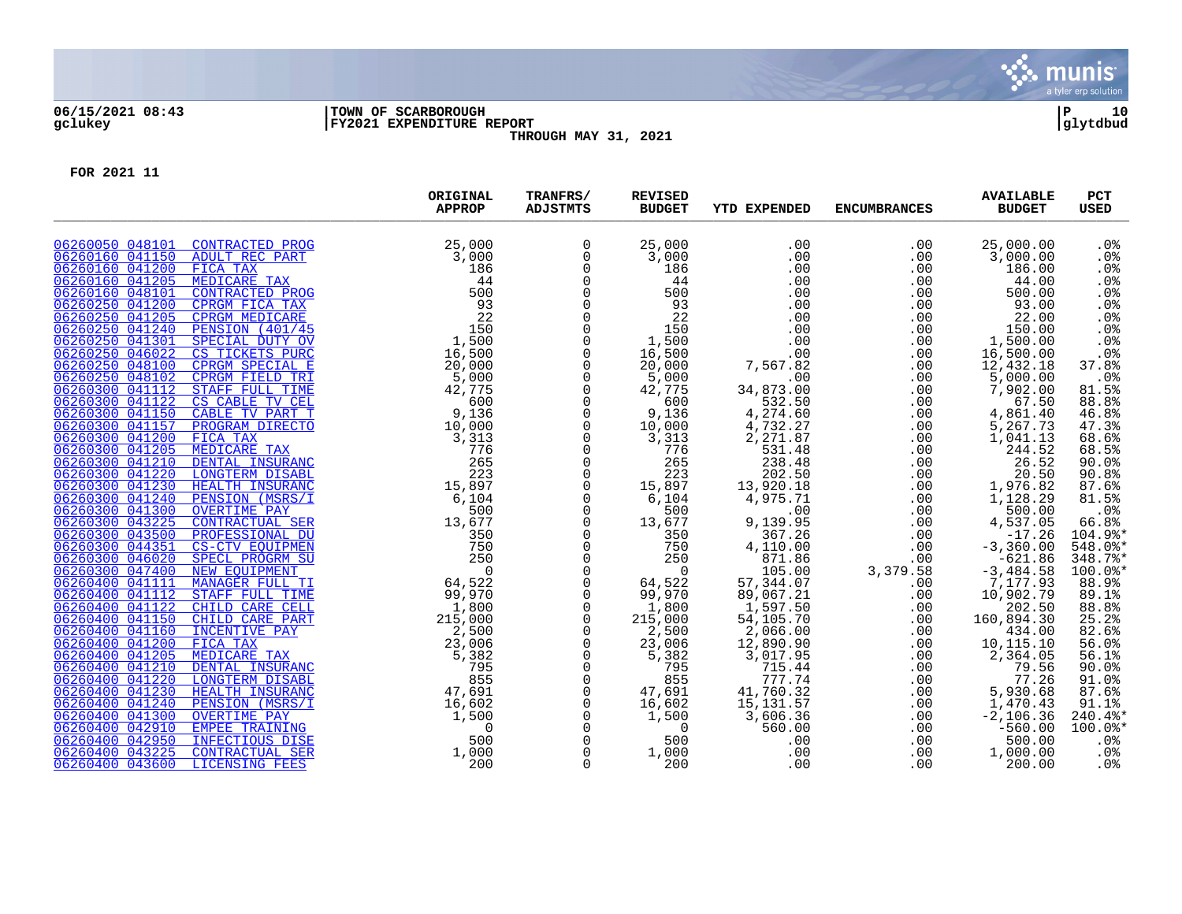06/15/2021 08:43 | TOWN OF SCARBOROUGH | P 10
gclukey | FY2021 EXPENDITURE REPORT | glytdbud

THROUGH MAY 31, 2021

FOR 2021 11

| | | ORIGINAL APPROP | TRANFRS/ ADJSTMTS | REVISED BUDGET | YTD EXPENDED | ENCUMBRANCES | AVAILABLE BUDGET | PCT USED |
|---|---|---|---|---|---|---|---|---|
| 06260050 048101 | CONTRACTED PROG | 25,000 | 0 | 25,000 | .00 | .00 | 25,000.00 | .0% |
| 06260160 041150 | ADULT REC PART | 3,000 | 0 | 3,000 | .00 | .00 | 3,000.00 | .0% |
| 06260160 041200 | FICA TAX | 186 | 0 | 186 | .00 | .00 | 186.00 | .0% |
| 06260160 041205 | MEDICARE TAX | 44 | 0 | 44 | .00 | .00 | 44.00 | .0% |
| 06260160 048101 | CONTRACTED PROG | 500 | 0 | 500 | .00 | .00 | 500.00 | .0% |
| 06260250 041200 | CPRGM FICA TAX | 93 | 0 | 93 | .00 | .00 | 93.00 | .0% |
| 06260250 041205 | CPRGM MEDICARE | 22 | 0 | 22 | .00 | .00 | 22.00 | .0% |
| 06260250 041240 | PENSION (401/45 | 150 | 0 | 150 | .00 | .00 | 150.00 | .0% |
| 06260250 041301 | SPECIAL DUTY OV | 1,500 | 0 | 1,500 | .00 | .00 | 1,500.00 | .0% |
| 06260250 046022 | CS TICKETS PURC | 16,500 | 0 | 16,500 | .00 | .00 | 16,500.00 | .0% |
| 06260250 048100 | CPRGM SPECIAL E | 20,000 | 0 | 20,000 | 7,567.82 | .00 | 12,432.18 | 37.8% |
| 06260250 048102 | CPRGM FIELD TRI | 5,000 | 0 | 5,000 | .00 | .00 | 5,000.00 | .0% |
| 06260300 041112 | STAFF FULL TIME | 42,775 | 0 | 42,775 | 34,873.00 | .00 | 7,902.00 | 81.5% |
| 06260300 041122 | CS CABLE TV CEL | 600 | 0 | 600 | 532.50 | .00 | 67.50 | 88.8% |
| 06260300 041150 | CABLE TV PART T | 9,136 | 0 | 9,136 | 4,274.60 | .00 | 4,861.40 | 46.8% |
| 06260300 041157 | PROGRAM DIRECTO | 10,000 | 0 | 10,000 | 4,732.27 | .00 | 5,267.73 | 47.3% |
| 06260300 041200 | FICA TAX | 3,313 | 0 | 3,313 | 2,271.87 | .00 | 1,041.13 | 68.6% |
| 06260300 041205 | MEDICARE TAX | 776 | 0 | 776 | 531.48 | .00 | 244.52 | 68.5% |
| 06260300 041210 | DENTAL INSURANC | 265 | 0 | 265 | 238.48 | .00 | 26.52 | 90.0% |
| 06260300 041220 | LONGTERM DISABL | 223 | 0 | 223 | 202.50 | .00 | 20.50 | 90.8% |
| 06260300 041230 | HEALTH INSURANC | 15,897 | 0 | 15,897 | 13,920.18 | .00 | 1,976.82 | 87.6% |
| 06260300 041240 | PENSION (MSRS/I | 6,104 | 0 | 6,104 | 4,975.71 | .00 | 1,128.29 | 81.5% |
| 06260300 041300 | OVERTIME PAY | 500 | 0 | 500 | .00 | .00 | 500.00 | .0% |
| 06260300 043225 | CONTRACTUAL SER | 13,677 | 0 | 13,677 | 9,139.95 | .00 | 4,537.05 | 66.8% |
| 06260300 043500 | PROFESSIONAL DU | 350 | 0 | 350 | 367.26 | .00 | -17.26 | 104.9%* |
| 06260300 044351 | CS-CTV EQUIPMEN | 750 | 0 | 750 | 4,110.00 | .00 | -3,360.00 | 548.0%* |
| 06260300 046020 | SPECL PROGRM SU | 250 | 0 | 250 | 871.86 | .00 | -621.86 | 348.7%* |
| 06260300 047400 | NEW EQUIPMENT | 0 | 0 | 0 | 105.00 | 3,379.58 | -3,484.58 | 100.0%* |
| 06260400 041111 | MANAGER FULL TI | 64,522 | 0 | 64,522 | 57,344.07 | .00 | 7,177.93 | 88.9% |
| 06260400 041112 | STAFF FULL TIME | 99,970 | 0 | 99,970 | 89,067.21 | .00 | 10,902.79 | 89.1% |
| 06260400 041122 | CHILD CARE CELL | 1,800 | 0 | 1,800 | 1,597.50 | .00 | 202.50 | 88.8% |
| 06260400 041150 | CHILD CARE PART | 215,000 | 0 | 215,000 | 54,105.70 | .00 | 160,894.30 | 25.2% |
| 06260400 041160 | INCENTIVE PAY | 2,500 | 0 | 2,500 | 2,066.00 | .00 | 434.00 | 82.6% |
| 06260400 041200 | FICA TAX | 23,006 | 0 | 23,006 | 12,890.90 | .00 | 10,115.10 | 56.0% |
| 06260400 041205 | MEDICARE TAX | 5,382 | 0 | 5,382 | 3,017.95 | .00 | 2,364.05 | 56.1% |
| 06260400 041210 | DENTAL INSURANC | 795 | 0 | 795 | 715.44 | .00 | 79.56 | 90.0% |
| 06260400 041220 | LONGTERM DISABL | 855 | 0 | 855 | 777.74 | .00 | 77.26 | 91.0% |
| 06260400 041230 | HEALTH INSURANC | 47,691 | 0 | 47,691 | 41,760.32 | .00 | 5,930.68 | 87.6% |
| 06260400 041240 | PENSION (MSRS/I | 16,602 | 0 | 16,602 | 15,131.57 | .00 | 1,470.43 | 91.1% |
| 06260400 041300 | OVERTIME PAY | 1,500 | 0 | 1,500 | 3,606.36 | .00 | -2,106.36 | 240.4%* |
| 06260400 042910 | EMPEE TRAINING | 0 | 0 | 0 | 560.00 | .00 | -560.00 | 100.0%* |
| 06260400 042950 | INFECTIOUS DISE | 500 | 0 | 500 | .00 | .00 | 500.00 | .0% |
| 06260400 043225 | CONTRACTUAL SER | 1,000 | 0 | 1,000 | .00 | .00 | 1,000.00 | .0% |
| 06260400 043600 | LICENSING FEES | 200 | 0 | 200 | .00 | .00 | 200.00 | .0% |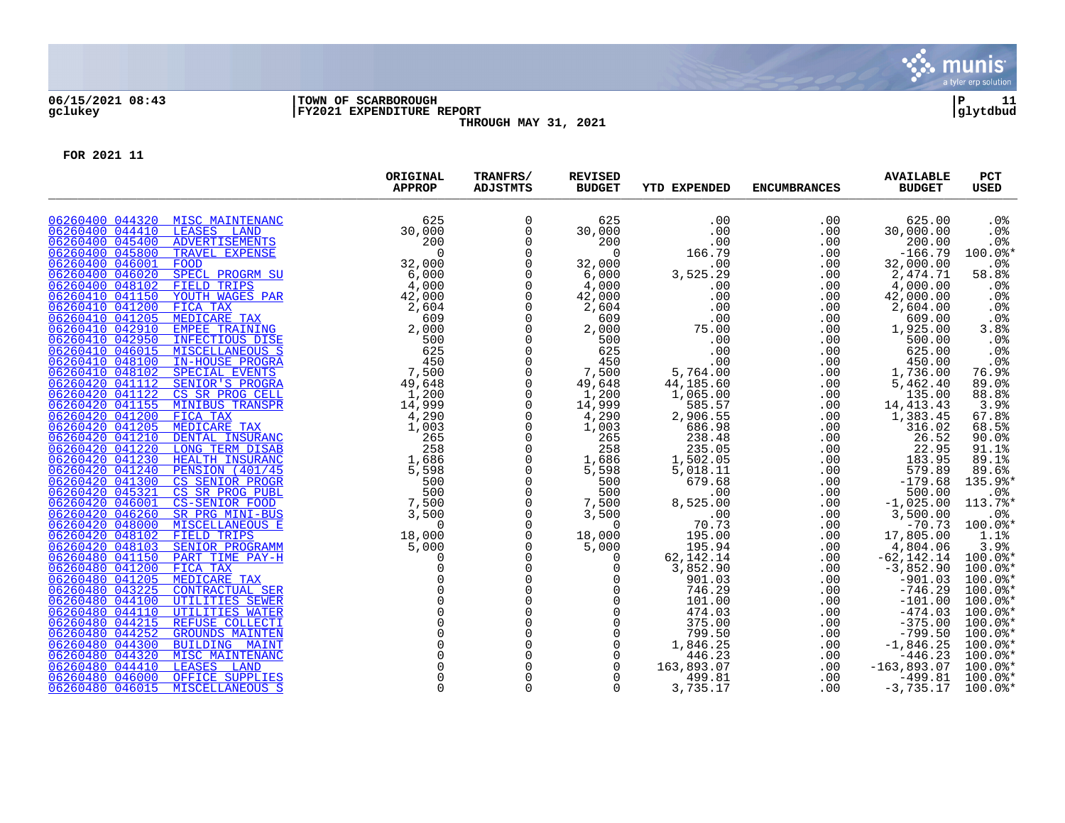06/15/2021 08:43 | TOWN OF SCARBOROUGH | P 11
gclukey | FY2021 EXPENDITURE REPORT | glytdbud

THROUGH MAY 31, 2021

FOR 2021 11

| | | ORIGINAL APPROP | TRANFRS/ ADJSTMTS | REVISED BUDGET | YTD EXPENDED | ENCUMBRANCES | AVAILABLE BUDGET | PCT USED |
|---|---|---|---|---|---|---|---|---|
| 06260400 044320 | MISC MAINTENANC | 625 | 0 | 625 | .00 | .00 | 625.00 | .0% |
| 06260400 044410 | LEASES LAND | 30,000 | 0 | 30,000 | .00 | .00 | 30,000.00 | .0% |
| 06260400 045400 | ADVERTISEMENTS | 200 | 0 | 200 | .00 | .00 | 200.00 | .0% |
| 06260400 045800 | TRAVEL EXPENSE | 0 | 0 | 0 | 166.79 | .00 | -166.79 | 100.0%* |
| 06260400 046001 | FOOD | 32,000 | 0 | 32,000 | .00 | .00 | 32,000.00 | .0% |
| 06260400 046020 | SPECL PROGRM SU | 6,000 | 0 | 6,000 | 3,525.29 | .00 | 2,474.71 | 58.8% |
| 06260400 048102 | FIELD TRIPS | 4,000 | 0 | 4,000 | .00 | .00 | 4,000.00 | .0% |
| 06260410 041150 | YOUTH WAGES PAR | 42,000 | 0 | 42,000 | .00 | .00 | 42,000.00 | .0% |
| 06260410 041200 | FICA TAX | 2,604 | 0 | 2,604 | .00 | .00 | 2,604.00 | .0% |
| 06260410 041205 | MEDICARE TAX | 609 | 0 | 609 | .00 | .00 | 609.00 | .0% |
| 06260410 042910 | EMPEE TRAINING | 2,000 | 0 | 2,000 | 75.00 | .00 | 1,925.00 | 3.8% |
| 06260410 042950 | INFECTIOUS DISE | 500 | 0 | 500 | .00 | .00 | 500.00 | .0% |
| 06260410 046015 | MISCELLANEOUS S | 625 | 0 | 625 | .00 | .00 | 625.00 | .0% |
| 06260410 048100 | IN-HOUSE PROGRA | 450 | 0 | 450 | .00 | .00 | 450.00 | .0% |
| 06260410 048102 | SPECIAL EVENTS | 7,500 | 0 | 7,500 | 5,764.00 | .00 | 1,736.00 | 76.9% |
| 06260420 041112 | SENIOR'S PROGRA | 49,648 | 0 | 49,648 | 44,185.60 | .00 | 5,462.40 | 89.0% |
| 06260420 041122 | CS SR PROG CELL | 1,200 | 0 | 1,200 | 1,065.00 | .00 | 135.00 | 88.8% |
| 06260420 041155 | MINIBUS TRANSPR | 14,999 | 0 | 14,999 | 585.57 | .00 | 14,413.43 | 3.9% |
| 06260420 041200 | FICA TAX | 4,290 | 0 | 4,290 | 2,906.55 | .00 | 1,383.45 | 67.8% |
| 06260420 041205 | MEDICARE TAX | 1,003 | 0 | 1,003 | 686.98 | .00 | 316.02 | 68.5% |
| 06260420 041210 | DENTAL INSURANC | 265 | 0 | 265 | 238.48 | .00 | 26.52 | 90.0% |
| 06260420 041220 | LONG TERM DISAB | 258 | 0 | 258 | 235.05 | .00 | 22.95 | 91.1% |
| 06260420 041230 | HEALTH INSURANC | 1,686 | 0 | 1,686 | 1,502.05 | .00 | 183.95 | 89.1% |
| 06260420 041240 | PENSION (401/45 | 5,598 | 0 | 5,598 | 5,018.11 | .00 | 579.89 | 89.6% |
| 06260420 041300 | CS SENIOR PROGR | 500 | 0 | 500 | 679.68 | .00 | -179.68 | 135.9%* |
| 06260420 045321 | CS SR PROG PUBL | 500 | 0 | 500 | .00 | .00 | 500.00 | .0% |
| 06260420 046001 | CS-SENIOR FOOD | 7,500 | 0 | 7,500 | 8,525.00 | .00 | -1,025.00 | 113.7%* |
| 06260420 046260 | SR PRG MINI-BUS | 3,500 | 0 | 3,500 | .00 | .00 | 3,500.00 | .0% |
| 06260420 048000 | MISCELLANEOUS E | 0 | 0 | 0 | 70.73 | .00 | -70.73 | 100.0%* |
| 06260420 048102 | FIELD TRIPS | 18,000 | 0 | 18,000 | 195.00 | .00 | 17,805.00 | 1.1% |
| 06260420 048103 | SENIOR PROGRAMM | 5,000 | 0 | 5,000 | 195.94 | .00 | 4,804.06 | 3.9% |
| 06260480 041150 | PART TIME PAY-H | 0 | 0 | 0 | 62,142.14 | .00 | -62,142.14 | 100.0%* |
| 06260480 041200 | FICA TAX | 0 | 0 | 0 | 3,852.90 | .00 | -3,852.90 | 100.0%* |
| 06260480 041205 | MEDICARE TAX | 0 | 0 | 0 | 901.03 | .00 | -901.03 | 100.0%* |
| 06260480 043225 | CONTRACTUAL SER | 0 | 0 | 0 | 746.29 | .00 | -746.29 | 100.0%* |
| 06260480 044100 | UTILITIES SEWER | 0 | 0 | 0 | 101.00 | .00 | -101.00 | 100.0%* |
| 06260480 044110 | UTILITIES WATER | 0 | 0 | 0 | 474.03 | .00 | -474.03 | 100.0%* |
| 06260480 044215 | REFUSE COLLECTI | 0 | 0 | 0 | 375.00 | .00 | -375.00 | 100.0%* |
| 06260480 044252 | GROUNDS MAINTEN | 0 | 0 | 0 | 799.50 | .00 | -799.50 | 100.0%* |
| 06260480 044300 | BUILDING MAINT | 0 | 0 | 0 | 1,846.25 | .00 | -1,846.25 | 100.0%* |
| 06260480 044320 | MISC MAINTENANC | 0 | 0 | 0 | 446.23 | .00 | -446.23 | 100.0%* |
| 06260480 044410 | LEASES LAND | 0 | 0 | 0 | 163,893.07 | .00 | -163,893.07 | 100.0%* |
| 06260480 046000 | OFFICE SUPPLIES | 0 | 0 | 0 | 499.81 | .00 | -499.81 | 100.0%* |
| 06260480 046015 | MISCELLANEOUS S | 0 | 0 | 0 | 3,735.17 | .00 | -3,735.17 | 100.0%* |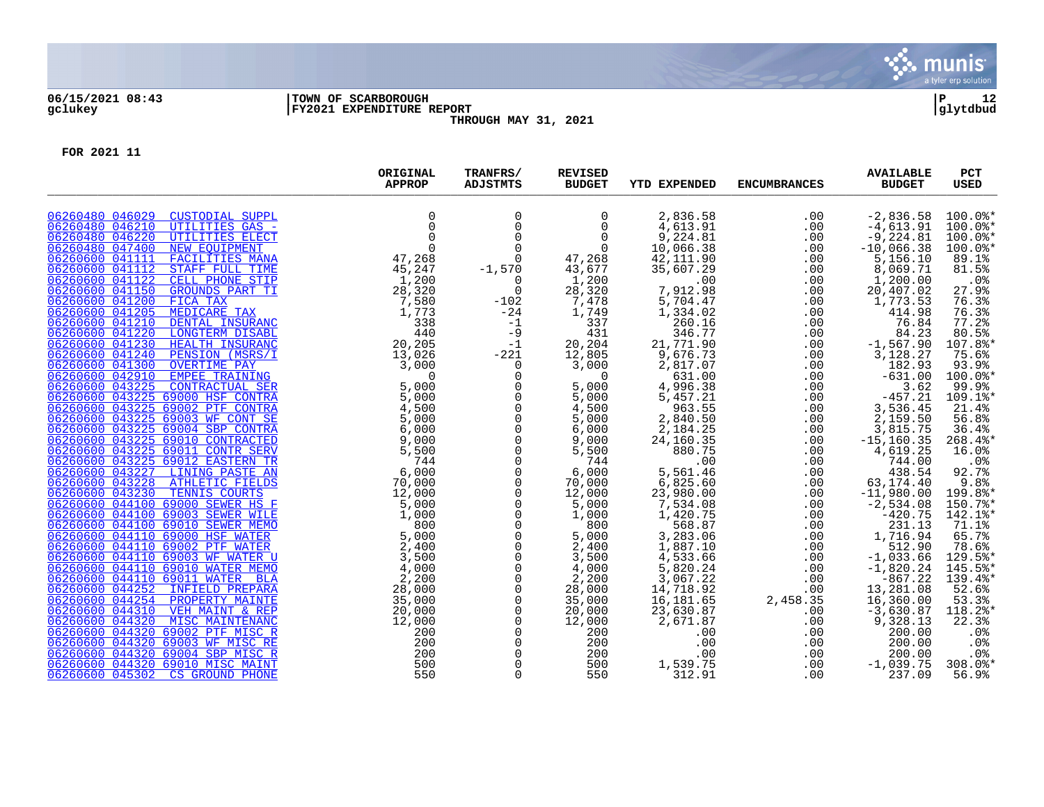06/15/2021 08:43
gclukey

TOWN OF SCARBOROUGH
FY2021 EXPENDITURE REPORT
THROUGH MAY 31, 2021

P 12
glytdbud

FOR 2021 11

| | ORIGINAL APPROP | TRANFRS/ ADJSTMTS | REVISED BUDGET | YTD EXPENDED | ENCUMBRANCES | AVAILABLE BUDGET | PCT USED |
|---|---|---|---|---|---|---|---|
| 06260480 046029 CUSTODIAL SUPPL | 0 | 0 | 0 | 2,836.58 | .00 | -2,836.58 | 100.0%* |
| 06260480 046210 UTILITIES GAS - | 0 | 0 | 0 | 4,613.91 | .00 | -4,613.91 | 100.0%* |
| 06260480 046220 UTILITIES ELECT | 0 | 0 | 0 | 9,224.81 | .00 | -9,224.81 | 100.0%* |
| 06260480 047400 NEW EQUIPMENT | 0 | 0 | 0 | 10,066.38 | .00 | -10,066.38 | 100.0%* |
| 06260600 041111 FACILITIES MANA | 47,268 | 0 | 47,268 | 42,111.90 | .00 | 5,156.10 | 89.1% |
| 06260600 041112 STAFF FULL TIME | 45,247 | -1,570 | 43,677 | 35,607.29 | .00 | 8,069.71 | 81.5% |
| 06260600 041122 CELL PHONE STIP | 1,200 | 0 | 1,200 | .00 | .00 | 1,200.00 | .0% |
| 06260600 041150 GROUNDS PART TI | 28,320 | 0 | 28,320 | 7,912.98 | .00 | 20,407.02 | 27.9% |
| 06260600 041200 FICA TAX | 7,580 | -102 | 7,478 | 5,704.47 | .00 | 1,773.53 | 76.3% |
| 06260600 041205 MEDICARE TAX | 1,773 | -24 | 1,749 | 1,334.02 | .00 | 414.98 | 76.3% |
| 06260600 041210 DENTAL INSURANC | 338 | -1 | 337 | 260.16 | .00 | 76.84 | 77.2% |
| 06260600 041220 LONGTERM DISABL | 440 | -9 | 431 | 346.77 | .00 | 84.23 | 80.5% |
| 06260600 041230 HEALTH INSURANC | 20,205 | -1 | 20,204 | 21,771.90 | .00 | -1,567.90 | 107.8%* |
| 06260600 041240 PENSION (MSRS/I | 13,026 | -221 | 12,805 | 9,676.73 | .00 | 3,128.27 | 75.6% |
| 06260600 041300 OVERTIME PAY | 3,000 | 0 | 3,000 | 2,817.07 | .00 | 182.93 | 93.9% |
| 06260600 042910 EMPEE TRAINING | 0 | 0 | 0 | 631.00 | .00 | -631.00 | 100.0%* |
| 06260600 043225 CONTRACTUAL SER | 5,000 | 0 | 5,000 | 4,996.38 | .00 | 3.62 | 99.9% |
| 06260600 043225 69000 HSF CONTRA | 5,000 | 0 | 5,000 | 5,457.21 | .00 | -457.21 | 109.1%* |
| 06260600 043225 69002 PTF CONTRA | 4,500 | 0 | 4,500 | 963.55 | .00 | 3,536.45 | 21.4% |
| 06260600 043225 69003 WF CONT SE | 5,000 | 0 | 5,000 | 2,840.50 | .00 | 2,159.50 | 56.8% |
| 06260600 043225 69004 SBP CONTRA | 6,000 | 0 | 6,000 | 2,184.25 | .00 | 3,815.75 | 36.4% |
| 06260600 043225 69010 CONTRACTED | 9,000 | 0 | 9,000 | 24,160.35 | .00 | -15,160.35 | 268.4%* |
| 06260600 043225 69011 CONTR SERV | 5,500 | 0 | 5,500 | 880.75 | .00 | 4,619.25 | 16.0% |
| 06260600 043225 69012 EASTERN TR | 744 | 0 | 744 | .00 | .00 | 744.00 | .0% |
| 06260600 043227 LINING PASTE AN | 6,000 | 0 | 6,000 | 5,561.46 | .00 | 438.54 | 92.7% |
| 06260600 043228 ATHLETIC FIELDS | 70,000 | 0 | 70,000 | 6,825.60 | .00 | 63,174.40 | 9.8% |
| 06260600 043230 TENNIS COURTS | 12,000 | 0 | 12,000 | 23,980.00 | .00 | -11,980.00 | 199.8%* |
| 06260600 044100 69000 SEWER HS F | 5,000 | 0 | 5,000 | 7,534.08 | .00 | -2,534.08 | 150.7%* |
| 06260600 044100 69003 SEWER WILE | 1,000 | 0 | 1,000 | 1,420.75 | .00 | -420.75 | 142.1%* |
| 06260600 044100 69010 SEWER MEMO | 800 | 0 | 800 | 568.87 | .00 | 231.13 | 71.1% |
| 06260600 044110 69000 HSF WATER | 5,000 | 0 | 5,000 | 3,283.06 | .00 | 1,716.94 | 65.7% |
| 06260600 044110 69002 PTF WATER | 2,400 | 0 | 2,400 | 1,887.10 | .00 | 512.90 | 78.6% |
| 06260600 044110 69003 WF WATER U | 3,500 | 0 | 3,500 | 4,533.66 | .00 | -1,033.66 | 129.5%* |
| 06260600 044110 69010 WATER MEMO | 4,000 | 0 | 4,000 | 5,820.24 | .00 | -1,820.24 | 145.5%* |
| 06260600 044110 69011 WATER BLA | 2,200 | 0 | 2,200 | 3,067.22 | .00 | -867.22 | 139.4%* |
| 06260600 044252 INFIELD PREPARA | 28,000 | 0 | 28,000 | 14,718.92 | .00 | 13,281.08 | 52.6% |
| 06260600 044254 PROPERTY MAINTE | 35,000 | 0 | 35,000 | 16,181.65 | 2,458.35 | 16,360.00 | 53.3% |
| 06260600 044310 VEH MAINT & REP | 20,000 | 0 | 20,000 | 23,630.87 | .00 | -3,630.87 | 118.2%* |
| 06260600 044320 MISC MAINTENANC | 12,000 | 0 | 12,000 | 2,671.87 | .00 | 9,328.13 | 22.3% |
| 06260600 044320 69002 PTF MISC R | 200 | 0 | 200 | .00 | .00 | 200.00 | .0% |
| 06260600 044320 69003 WF MISC RE | 200 | 0 | 200 | .00 | .00 | 200.00 | .0% |
| 06260600 044320 69004 SBP MISC R | 200 | 0 | 200 | .00 | .00 | 200.00 | .0% |
| 06260600 044320 69010 MISC MAINT | 500 | 0 | 500 | 1,539.75 | .00 | -1,039.75 | 308.0%* |
| 06260600 045302 CS GROUND PHONE | 550 | 0 | 550 | 312.91 | .00 | 237.09 | 56.9% |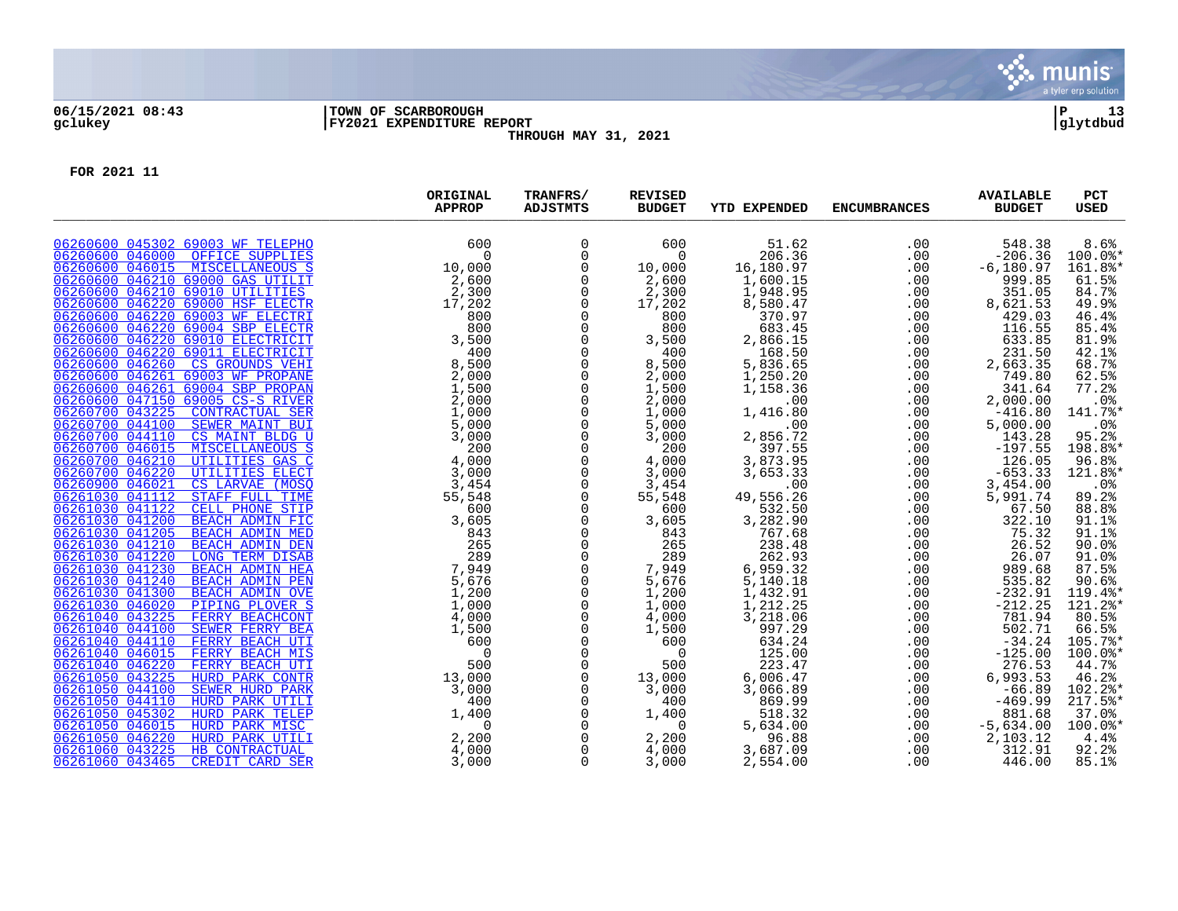**06/15/2021 08:43** | **TOWN OF SCARBOROUGH** | **P 13**
**gclukey** | **FY2021 EXPENDITURE REPORT** | **glytdbud**

**THROUGH MAY 31, 2021**

**FOR 2021 11**

| | ORIGINAL APPROP | TRANFRS/ ADJSTMTS | REVISED BUDGET | YTD EXPENDED | ENCUMBRANCES | AVAILABLE BUDGET | PCT USED |
|---|---|---|---|---|---|---|---|
| 06260600 045302 69003 WF TELEPHO | 600 | 0 | 600 | 51.62 | .00 | 548.38 | 8.6% |
| 06260600 046000 OFFICE SUPPLIES | 0 | 0 | 0 | 206.36 | .00 | -206.36 | 100.0%* |
| 06260600 046015 MISCELLANEOUS S | 10,000 | 0 | 10,000 | 16,180.97 | .00 | -6,180.97 | 161.8%* |
| 06260600 046210 69000 GAS UTILIT | 2,600 | 0 | 2,600 | 1,600.15 | .00 | 999.85 | 61.5% |
| 06260600 046210 69010 UTILITIES | 2,300 | 0 | 2,300 | 1,948.95 | .00 | 351.05 | 84.7% |
| 06260600 046220 69000 HSF ELECTR | 17,202 | 0 | 17,202 | 8,580.47 | .00 | 8,621.53 | 49.9% |
| 06260600 046220 69003 WF ELECTRI | 800 | 0 | 800 | 370.97 | .00 | 429.03 | 46.4% |
| 06260600 046220 69004 SBP ELECTR | 800 | 0 | 800 | 683.45 | .00 | 116.55 | 85.4% |
| 06260600 046220 69010 ELECTRICIT | 3,500 | 0 | 3,500 | 2,866.15 | .00 | 633.85 | 81.9% |
| 06260600 046220 69011 ELECTRICIT | 400 | 0 | 400 | 168.50 | .00 | 231.50 | 42.1% |
| 06260600 046260 CS GROUNDS VEHI | 8,500 | 0 | 8,500 | 5,836.65 | .00 | 2,663.35 | 68.7% |
| 06260600 046261 69003 WF PROPANE | 2,000 | 0 | 2,000 | 1,250.20 | .00 | 749.80 | 62.5% |
| 06260600 046261 69004 SBP PROPAN | 1,500 | 0 | 1,500 | 1,158.36 | .00 | 341.64 | 77.2% |
| 06260600 047150 69005 CS-S RIVER | 2,000 | 0 | 2,000 | .00 | .00 | 2,000.00 | .0% |
| 06260700 043225 CONTRACTUAL SER | 1,000 | 0 | 1,000 | 1,416.80 | .00 | -416.80 | 141.7%* |
| 06260700 044100 SEWER MAINT BUI | 5,000 | 0 | 5,000 | .00 | .00 | 5,000.00 | .0% |
| 06260700 044110 CS MAINT BLDG U | 3,000 | 0 | 3,000 | 2,856.72 | .00 | 143.28 | 95.2% |
| 06260700 046015 MISCELLANEOUS S | 200 | 0 | 200 | 397.55 | .00 | -197.55 | 198.8%* |
| 06260700 046210 UTILITIES GAS C | 4,000 | 0 | 4,000 | 3,873.95 | .00 | 126.05 | 96.8% |
| 06260700 046220 UTILITIES ELECT | 3,000 | 0 | 3,000 | 3,653.33 | .00 | -653.33 | 121.8%* |
| 06260900 046021 CS LARVAE (MOSQ | 3,454 | 0 | 3,454 | .00 | .00 | 3,454.00 | .0% |
| 06261030 041112 STAFF FULL TIME | 55,548 | 0 | 55,548 | 49,556.26 | .00 | 5,991.74 | 89.2% |
| 06261030 041122 CELL PHONE STIP | 600 | 0 | 600 | 532.50 | .00 | 67.50 | 88.8% |
| 06261030 041200 BEACH ADMIN FIC | 3,605 | 0 | 3,605 | 3,282.90 | .00 | 322.10 | 91.1% |
| 06261030 041205 BEACH ADMIN MED | 843 | 0 | 843 | 767.68 | .00 | 75.32 | 91.1% |
| 06261030 041210 BEACH ADMIN DEN | 265 | 0 | 265 | 238.48 | .00 | 26.52 | 90.0% |
| 06261030 041220 LONG TERM DISAB | 289 | 0 | 289 | 262.93 | .00 | 26.07 | 91.0% |
| 06261030 041230 BEACH ADMIN HEA | 7,949 | 0 | 7,949 | 6,959.32 | .00 | 989.68 | 87.5% |
| 06261030 041240 BEACH ADMIN PEN | 5,676 | 0 | 5,676 | 5,140.18 | .00 | 535.82 | 90.6% |
| 06261030 041300 BEACH ADMIN OVE | 1,200 | 0 | 1,200 | 1,432.91 | .00 | -232.91 | 119.4%* |
| 06261030 046020 PIPING PLOVER S | 1,000 | 0 | 1,000 | 1,212.25 | .00 | -212.25 | 121.2%* |
| 06261040 043225 FERRY BEACHCONT | 4,000 | 0 | 4,000 | 3,218.06 | .00 | 781.94 | 80.5% |
| 06261040 044100 SEWER FERRY BEA | 1,500 | 0 | 1,500 | 997.29 | .00 | 502.71 | 66.5% |
| 06261040 044110 FERRY BEACH UTI | 600 | 0 | 600 | 634.24 | .00 | -34.24 | 105.7%* |
| 06261040 046015 FERRY BEACH MIS | 0 | 0 | 0 | 125.00 | .00 | -125.00 | 100.0%* |
| 06261040 046220 FERRY BEACH UTI | 500 | 0 | 500 | 223.47 | .00 | 276.53 | 44.7% |
| 06261050 043225 HURD PARK CONTR | 13,000 | 0 | 13,000 | 6,006.47 | .00 | 6,993.53 | 46.2% |
| 06261050 044100 SEWER HURD PARK | 3,000 | 0 | 3,000 | 3,066.89 | .00 | -66.89 | 102.2%* |
| 06261050 044110 HURD PARK UTILI | 400 | 0 | 400 | 869.99 | .00 | -469.99 | 217.5%* |
| 06261050 045302 HURD PARK TELEP | 1,400 | 0 | 1,400 | 518.32 | .00 | 881.68 | 37.0% |
| 06261050 046015 HURD PARK MISC | 0 | 0 | 0 | 5,634.00 | .00 | -5,634.00 | 100.0%* |
| 06261050 046220 HURD PARK UTILI | 2,200 | 0 | 2,200 | 96.88 | .00 | 2,103.12 | 4.4% |
| 06261060 043225 HB CONTRACTUAL | 4,000 | 0 | 4,000 | 3,687.09 | .00 | 312.91 | 92.2% |
| 06261060 043465 CREDIT CARD SER | 3,000 | 0 | 3,000 | 2,554.00 | .00 | 446.00 | 85.1% |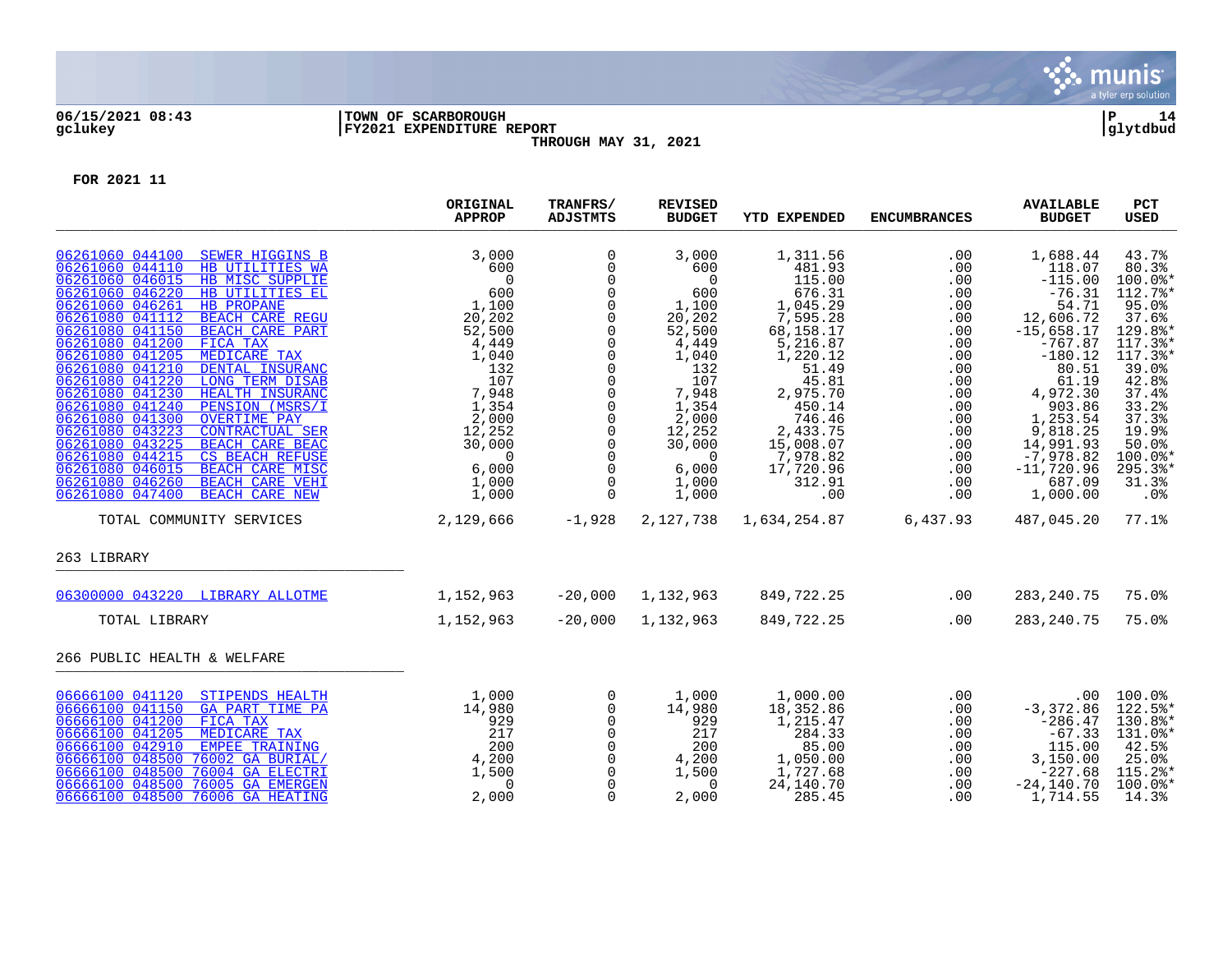TOWN OF SCARBOROUGH
FY2021 EXPENDITURE REPORT
THROUGH MAY 31, 2021

06/15/2021 08:43
gclukey

FOR 2021 11

| | ORIGINAL APPROP | TRANFRS/ ADJSTMTS | REVISED BUDGET | YTD EXPENDED | ENCUMBRANCES | AVAILABLE BUDGET | PCT USED |
|---|---|---|---|---|---|---|---|
| 06261060 044100 SEWER HIGGINS B | 3,000 | 0 | 3,000 | 1,311.56 | .00 | 1,688.44 | 43.7% |
| 06261060 044110 HB UTILITIES WA | 600 | 0 | 600 | 481.93 | .00 | 118.07 | 80.3% |
| 06261060 046015 HB MISC SUPPLIE | 0 | 0 | 0 | 115.00 | .00 | -115.00 | 100.0%* |
| 06261060 046220 HB UTILITIES EL | 600 | 0 | 600 | 676.31 | .00 | -76.31 | 112.7%* |
| 06261060 046261 HB PROPANE | 1,100 | 0 | 1,100 | 1,045.29 | .00 | 54.71 | 95.0% |
| 06261080 041112 BEACH CARE REGU | 20,202 | 0 | 20,202 | 7,595.28 | .00 | 12,606.72 | 37.6% |
| 06261080 041150 BEACH CARE PART | 52,500 | 0 | 52,500 | 68,158.17 | .00 | -15,658.17 | 129.8%* |
| 06261080 041200 FICA TAX | 4,449 | 0 | 4,449 | 5,216.87 | .00 | -767.87 | 117.3%* |
| 06261080 041205 MEDICARE TAX | 1,040 | 0 | 1,040 | 1,220.12 | .00 | -180.12 | 117.3%* |
| 06261080 041210 DENTAL INSURANC | 132 | 0 | 132 | 51.49 | .00 | 80.51 | 39.0% |
| 06261080 041220 LONG TERM DISAB | 107 | 0 | 107 | 45.81 | .00 | 61.19 | 42.8% |
| 06261080 041230 HEALTH INSURANC | 7,948 | 0 | 7,948 | 2,975.70 | .00 | 4,972.30 | 37.4% |
| 06261080 041240 PENSION (MSRS/I | 1,354 | 0 | 1,354 | 450.14 | .00 | 903.86 | 33.2% |
| 06261080 041300 OVERTIME PAY | 2,000 | 0 | 2,000 | 746.46 | .00 | 1,253.54 | 37.3% |
| 06261080 043223 CONTRACTUAL SER | 12,252 | 0 | 12,252 | 2,433.75 | .00 | 9,818.25 | 19.9% |
| 06261080 043225 BEACH CARE BEAC | 30,000 | 0 | 30,000 | 15,008.07 | .00 | 14,991.93 | 50.0% |
| 06261080 044215 CS BEACH REFUSE | 0 | 0 | 0 | 7,978.82 | .00 | -7,978.82 | 100.0%* |
| 06261080 046015 BEACH CARE MISC | 6,000 | 0 | 6,000 | 17,720.96 | .00 | -11,720.96 | 295.3%* |
| 06261080 046260 BEACH CARE VEHI | 1,000 | 0 | 1,000 | 312.91 | .00 | 687.09 | 31.3% |
| 06261080 047400 BEACH CARE NEW | 1,000 | 0 | 1,000 | .00 | .00 | 1,000.00 | .0% |
| TOTAL COMMUNITY SERVICES | 2,129,666 | -1,928 | 2,127,738 | 1,634,254.87 | 6,437.93 | 487,045.20 | 77.1% |
| **263 LIBRARY** | | | | | | | |
| 06300000 043220 LIBRARY ALLOTME | 1,152,963 | -20,000 | 1,132,963 | 849,722.25 | .00 | 283,240.75 | 75.0% |
| TOTAL LIBRARY | 1,152,963 | -20,000 | 1,132,963 | 849,722.25 | .00 | 283,240.75 | 75.0% |
| **266 PUBLIC HEALTH & WELFARE** | | | | | | | |
| 06666100 041120 STIPENDS HEALTH | 1,000 | 0 | 1,000 | 1,000.00 | .00 | .00 | 100.0% |
| 06666100 041150 GA PART TIME PA | 14,980 | 0 | 14,980 | 18,352.86 | .00 | -3,372.86 | 122.5%* |
| 06666100 041200 FICA TAX | 929 | 0 | 929 | 1,215.47 | .00 | -286.47 | 130.8%* |
| 06666100 041205 MEDICARE TAX | 217 | 0 | 217 | 284.33 | .00 | -67.33 | 131.0%* |
| 06666100 042910 EMPEE TRAINING | 200 | 0 | 200 | 85.00 | .00 | 115.00 | 42.5% |
| 06666100 048500 76002 GA BURIAL/ | 4,200 | 0 | 4,200 | 1,050.00 | .00 | 3,150.00 | 25.0% |
| 06666100 048500 76004 GA ELECTRI | 1,500 | 0 | 1,500 | 1,727.68 | .00 | -227.68 | 115.2%* |
| 06666100 048500 76005 GA EMERGEN | 0 | 0 | 0 | 24,140.70 | .00 | -24,140.70 | 100.0%* |
| 06666100 048500 76006 GA HEATING | 2,000 | 0 | 2,000 | 285.45 | .00 | 1,714.55 | 14.3% |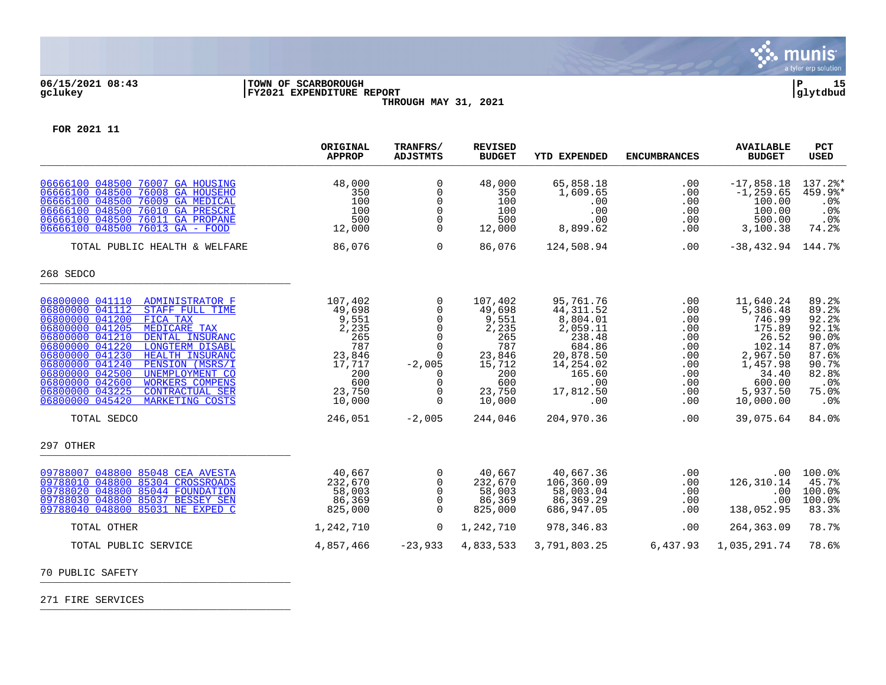FOR 2021 11

| | ORIGINAL APPROP | TRANFRS/ ADJSTMTS | REVISED BUDGET | YTD EXPENDED | ENCUMBRANCES | AVAILABLE BUDGET | PCT USED |
|---|---|---|---|---|---|---|---|
| 06666100 048500 76007 GA HOUSING | 48,000 | 0 | 48,000 | 65,858.18 | .00 | -17,858.18 | 137.2%* |
| 06666100 048500 76008 GA HOUSEHO | 350 | 0 | 350 | 1,609.65 | .00 | -1,259.65 | 459.9%* |
| 06666100 048500 76009 GA MEDICAL | 100 | 0 | 100 | .00 | .00 | 100.00 | .0% |
| 06666100 048500 76010 GA PRESCRI | 100 | 0 | 100 | .00 | .00 | 100.00 | .0% |
| 06666100 048500 76011 GA PROPANE | 500 | 0 | 500 | .00 | .00 | 500.00 | .0% |
| 06666100 048500 76013 GA - FOOD | 12,000 | 0 | 12,000 | 8,899.62 | .00 | 3,100.38 | 74.2% |
| TOTAL PUBLIC HEALTH & WELFARE | 86,076 | 0 | 86,076 | 124,508.94 | .00 | -38,432.94 | 144.7% |
| **268 SEDCO** | | | | | | | |
| 06800000 041110 ADMINISTRATOR F | 107,402 | 0 | 107,402 | 95,761.76 | .00 | 11,640.24 | 89.2% |
| 06800000 041112 STAFF FULL TIME | 49,698 | 0 | 49,698 | 44,311.52 | .00 | 5,386.48 | 89.2% |
| 06800000 041200 FICA TAX | 9,551 | 0 | 9,551 | 8,804.01 | .00 | 746.99 | 92.2% |
| 06800000 041205 MEDICARE TAX | 2,235 | 0 | 2,235 | 2,059.11 | .00 | 175.89 | 92.1% |
| 06800000 041210 DENTAL INSURANC | 265 | 0 | 265 | 238.48 | .00 | 26.52 | 90.0% |
| 06800000 041220 LONGTERM DISABL | 787 | 0 | 787 | 684.86 | .00 | 102.14 | 87.0% |
| 06800000 041230 HEALTH INSURANC | 23,846 | 0 | 23,846 | 20,878.50 | .00 | 2,967.50 | 87.6% |
| 06800000 041240 PENSION (MSRS/I | 17,717 | -2,005 | 15,712 | 14,254.02 | .00 | 1,457.98 | 90.7% |
| 06800000 042500 UNEMPLOYMENT CO | 200 | 0 | 200 | 165.60 | .00 | 34.40 | 82.8% |
| 06800000 042600 WORKERS COMPENS | 600 | 0 | 600 | .00 | .00 | 600.00 | .0% |
| 06800000 043225 CONTRACTUAL SER | 23,750 | 0 | 23,750 | 17,812.50 | .00 | 5,937.50 | 75.0% |
| 06800000 045420 MARKETING COSTS | 10,000 | 0 | 10,000 | .00 | .00 | 10,000.00 | .0% |
| TOTAL SEDCO | 246,051 | -2,005 | 244,046 | 204,970.36 | .00 | 39,075.64 | 84.0% |
| **297 OTHER** | | | | | | | |
| 09788007 048800 85048 CEA AVESTA | 40,667 | 0 | 40,667 | 40,667.36 | .00 | .00 | 100.0% |
| 09788010 048800 85304 CROSSROADS | 232,670 | 0 | 232,670 | 106,360.09 | .00 | 126,310.14 | 45.7% |
| 09788020 048800 85044 FOUNDATION | 58,003 | 0 | 58,003 | 58,003.04 | .00 | .00 | 100.0% |
| 09788030 048800 85037 BESSEY SEN | 86,369 | 0 | 86,369 | 86,369.29 | .00 | .00 | 100.0% |
| 09788040 048800 85031 NE EXPED C | 825,000 | 0 | 825,000 | 686,947.05 | .00 | 138,052.95 | 83.3% |
| TOTAL OTHER | 1,242,710 | 0 | 1,242,710 | 978,346.83 | .00 | 264,363.09 | 78.7% |
| TOTAL PUBLIC SERVICE | 4,857,466 | -23,933 | 4,833,533 | 3,791,803.25 | 6,437.93 | 1,035,291.74 | 78.6% |

70 PUBLIC SAFETY

271 FIRE SERVICES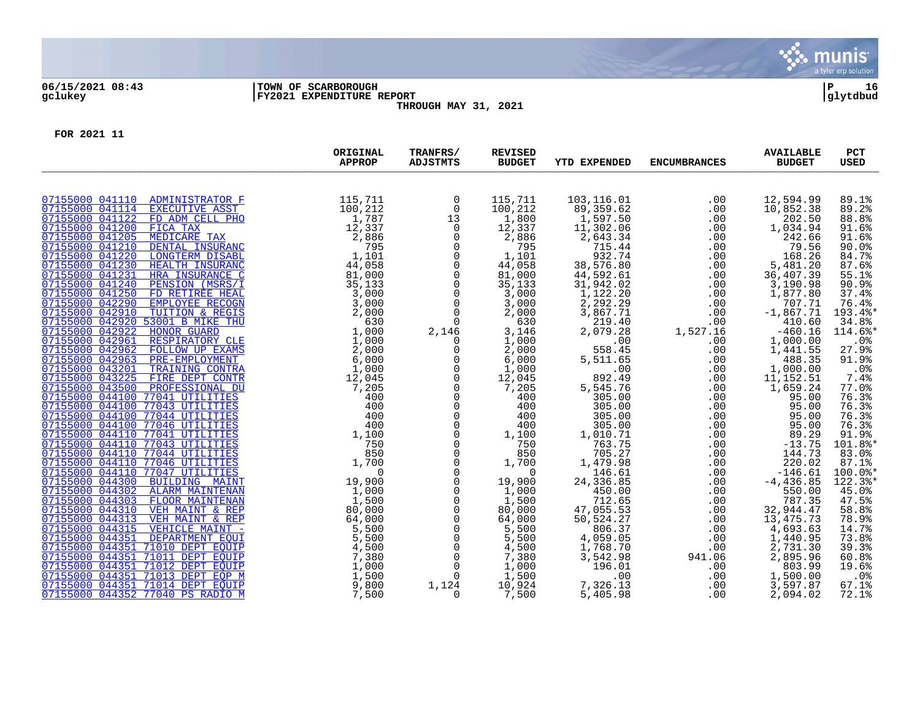06/15/2021 08:43 | TOWN OF SCARBOROUGH
gclukey | FY2021 EXPENDITURE REPORT
THROUGH MAY 31, 2021

glytdbud

FOR 2021 11

| | ORIGINAL APPROP | TRANFRS/ ADJSTMTS | REVISED BUDGET | YTD EXPENDED | ENCUMBRANCES | AVAILABLE BUDGET | PCT USED |
|---|---|---|---|---|---|---|---|
| 07155000 041110 ADMINISTRATOR F | 115,711 | 0 | 115,711 | 103,116.01 | .00 | 12,594.99 | 89.1% |
| 07155000 041114 EXECUTIVE ASST | 100,212 | 0 | 100,212 | 89,359.62 | .00 | 10,852.38 | 89.2% |
| 07155000 041122 FD ADM CELL PHO | 1,787 | 13 | 1,800 | 1,597.50 | .00 | 202.50 | 88.8% |
| 07155000 041200 FICA TAX | 12,337 | 0 | 12,337 | 11,302.06 | .00 | 1,034.94 | 91.6% |
| 07155000 041205 MEDICARE TAX | 2,886 | 0 | 2,886 | 2,643.34 | .00 | 242.66 | 91.6% |
| 07155000 041210 DENTAL INSURANC | 795 | 0 | 795 | 715.44 | .00 | 79.56 | 90.0% |
| 07155000 041220 LONGTERM DISABL | 1,101 | 0 | 1,101 | 932.74 | .00 | 168.26 | 84.7% |
| 07155000 041230 HEALTH INSURANC | 44,058 | 0 | 44,058 | 38,576.80 | .00 | 5,481.20 | 87.6% |
| 07155000 041231 HRA INSURANCE C | 81,000 | 0 | 81,000 | 44,592.61 | .00 | 36,407.39 | 55.1% |
| 07155000 041240 PENSION (MSRS/I | 35,133 | 0 | 35,133 | 31,942.02 | .00 | 3,190.98 | 90.9% |
| 07155000 041250 FD RETIREE HEAL | 3,000 | 0 | 3,000 | 1,122.20 | .00 | 1,877.80 | 37.4% |
| 07155000 042290 EMPLOYEE RECOGN | 3,000 | 0 | 3,000 | 2,292.29 | .00 | 707.71 | 76.4% |
| 07155000 042910 TUITION & REGIS | 2,000 | 0 | 2,000 | 3,867.71 | .00 | -1,867.71 | 193.4%* |
| 07155000 042920 53001 B MIKE THU | 630 | 0 | 630 | 219.40 | .00 | 410.60 | 34.8% |
| 07155000 042922 HONOR GUARD | 1,000 | 2,146 | 3,146 | 2,079.28 | 1,527.16 | -460.16 | 114.6%* |
| 07155000 042961 RESPIRATORY CLE | 1,000 | 0 | 1,000 | .00 | .00 | 1,000.00 | .0% |
| 07155000 042962 FOLLOW UP EXAMS | 2,000 | 0 | 2,000 | 558.45 | .00 | 1,441.55 | 27.9% |
| 07155000 042963 PRE-EMPLOYMENT | 6,000 | 0 | 6,000 | 5,511.65 | .00 | 488.35 | 91.9% |
| 07155000 043201 TRAINING CONTRA | 1,000 | 0 | 1,000 | .00 | .00 | 1,000.00 | .0% |
| 07155000 043225 FIRE DEPT CONTR | 12,045 | 0 | 12,045 | 892.49 | .00 | 11,152.51 | 7.4% |
| 07155000 043500 PROFESSIONAL DU | 7,205 | 0 | 7,205 | 5,545.76 | .00 | 1,659.24 | 77.0% |
| 07155000 044100 77041 UTILITIES | 400 | 0 | 400 | 305.00 | .00 | 95.00 | 76.3% |
| 07155000 044100 77043 UTILITIES | 400 | 0 | 400 | 305.00 | .00 | 95.00 | 76.3% |
| 07155000 044100 77044 UTILITIES | 400 | 0 | 400 | 305.00 | .00 | 95.00 | 76.3% |
| 07155000 044100 77046 UTILITIES | 400 | 0 | 400 | 305.00 | .00 | 95.00 | 76.3% |
| 07155000 044110 77041 UTILITIES | 1,100 | 0 | 1,100 | 1,010.71 | .00 | 89.29 | 91.9% |
| 07155000 044110 77043 UTILITIES | 750 | 0 | 750 | 763.75 | .00 | -13.75 | 101.8%* |
| 07155000 044110 77044 UTILITIES | 850 | 0 | 850 | 705.27 | .00 | 144.73 | 83.0% |
| 07155000 044110 77046 UTILITIES | 1,700 | 0 | 1,700 | 1,479.98 | .00 | 220.02 | 87.1% |
| 07155000 044110 77047 UTILITIES | 0 | 0 | 0 | 146.61 | .00 | -146.61 | 100.0%* |
| 07155000 044300 BUILDING MAINT | 19,900 | 0 | 19,900 | 24,336.85 | .00 | -4,436.85 | 122.3%* |
| 07155000 044302 ALARM MAINTENAN | 1,000 | 0 | 1,000 | 450.00 | .00 | 550.00 | 45.0% |
| 07155000 044303 FLOOR MAINTENAN | 1,500 | 0 | 1,500 | 712.65 | .00 | 787.35 | 47.5% |
| 07155000 044310 VEH MAINT & REP | 80,000 | 0 | 80,000 | 47,055.53 | .00 | 32,944.47 | 58.8% |
| 07155000 044313 VEH MAINT & REP | 64,000 | 0 | 64,000 | 50,524.27 | .00 | 13,475.73 | 78.9% |
| 07155000 044315 VEHICLE MAINT - | 5,500 | 0 | 5,500 | 806.37 | .00 | 4,693.63 | 14.7% |
| 07155000 044351 DEPARTMENT EQUI | 5,500 | 0 | 5,500 | 4,059.05 | .00 | 1,440.95 | 73.8% |
| 07155000 044351 71010 DEPT EQUIP | 4,500 | 0 | 4,500 | 1,768.70 | .00 | 2,731.30 | 39.3% |
| 07155000 044351 71011 DEPT EQUIP | 7,380 | 0 | 7,380 | 3,542.98 | 941.06 | 2,895.96 | 60.8% |
| 07155000 044351 71012 DEPT EQUIP | 1,000 | 0 | 1,000 | 196.01 | .00 | 803.99 | 19.6% |
| 07155000 044351 71013 DEPT EQP M | 1,500 | 0 | 1,500 | .00 | .00 | 1,500.00 | .0% |
| 07155000 044351 71014 DEPT EQUIP | 9,800 | 1,124 | 10,924 | 7,326.13 | .00 | 3,597.87 | 67.1% |
| 07155000 044352 77040 PS RADIO M | 7,500 | 0 | 7,500 | 5,405.98 | .00 | 2,094.02 | 72.1% |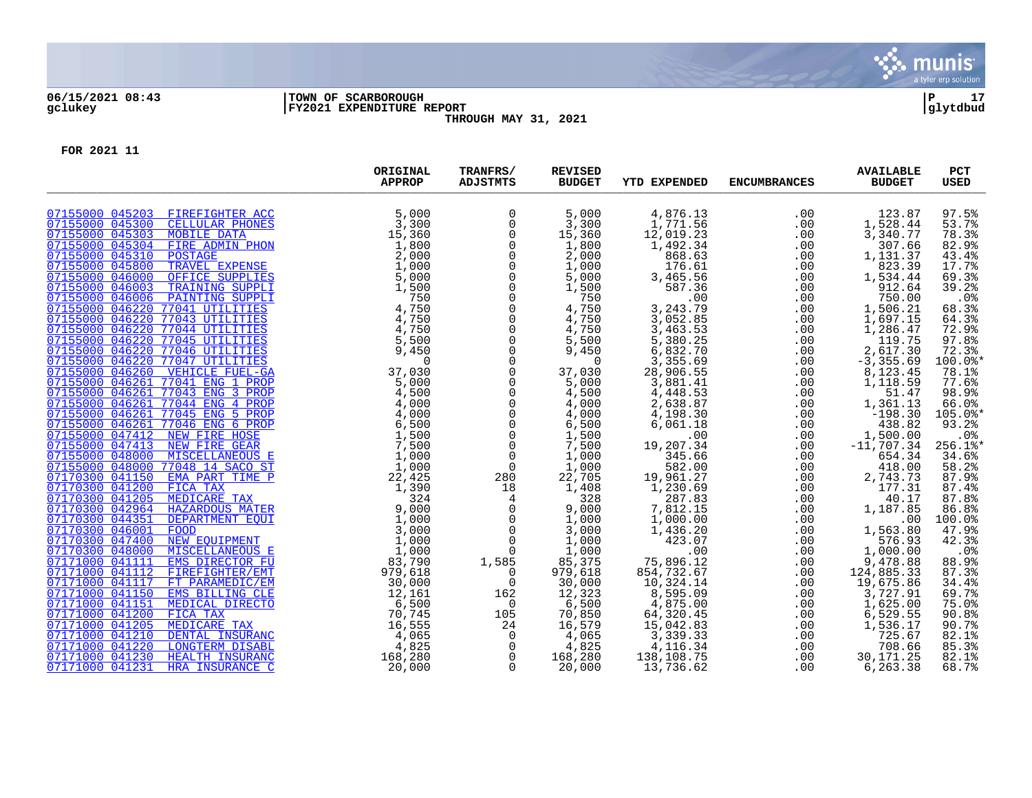06/15/2021 08:43
gclukey

TOWN OF SCARBOROUGH
FY2021 EXPENDITURE REPORT
THROUGH MAY 31, 2021

P 17
glytdbud

FOR 2021 11

| | ORIGINAL APPROP | TRANFRS/ ADJSTMTS | REVISED BUDGET | YTD EXPENDED | ENCUMBRANCES | AVAILABLE BUDGET | PCT USED |
|---|---|---|---|---|---|---|---|
| 07155000 045203 FIREFIGHTER ACC | 5,000 | 0 | 5,000 | 4,876.13 | .00 | 123.87 | 97.5% |
| 07155000 045300 CELLULAR PHONES | 3,300 | 0 | 3,300 | 1,771.56 | .00 | 1,528.44 | 53.7% |
| 07155000 045303 MOBILE DATA | 15,360 | 0 | 15,360 | 12,019.23 | .00 | 3,340.77 | 78.3% |
| 07155000 045304 FIRE ADMIN PHON | 1,800 | 0 | 1,800 | 1,492.34 | .00 | 307.66 | 82.9% |
| 07155000 045310 POSTAGE | 2,000 | 0 | 2,000 | 868.63 | .00 | 1,131.37 | 43.4% |
| 07155000 045800 TRAVEL EXPENSE | 1,000 | 0 | 1,000 | 176.61 | .00 | 823.39 | 17.7% |
| 07155000 046000 OFFICE SUPPLIES | 5,000 | 0 | 5,000 | 3,465.56 | .00 | 1,534.44 | 69.3% |
| 07155000 046003 TRAINING SUPPLI | 1,500 | 0 | 1,500 | 587.36 | .00 | 912.64 | 39.2% |
| 07155000 046006 PAINTING SUPPLI | 750 | 0 | 750 | .00 | .00 | 750.00 | .0% |
| 07155000 046220 77041 UTILITIES | 4,750 | 0 | 4,750 | 3,243.79 | .00 | 1,506.21 | 68.3% |
| 07155000 046220 77043 UTILITIES | 4,750 | 0 | 4,750 | 3,052.85 | .00 | 1,697.15 | 64.3% |
| 07155000 046220 77044 UTILITIES | 4,750 | 0 | 4,750 | 3,463.53 | .00 | 1,286.47 | 72.9% |
| 07155000 046220 77045 UTILITIES | 5,500 | 0 | 5,500 | 5,380.25 | .00 | 119.75 | 97.8% |
| 07155000 046220 77046 UTILITIES | 9,450 | 0 | 9,450 | 6,832.70 | .00 | 2,617.30 | 72.3% |
| 07155000 046220 77047 UTILITIES | 0 | 0 | 0 | 3,355.69 | .00 | -3,355.69 | 100.0%* |
| 07155000 046260 VEHICLE FUEL-GA | 37,030 | 0 | 37,030 | 28,906.55 | .00 | 8,123.45 | 78.1% |
| 07155000 046261 77041 ENG 1 PROP | 5,000 | 0 | 5,000 | 3,881.41 | .00 | 1,118.59 | 77.6% |
| 07155000 046261 77043 ENG 3 PROP | 4,500 | 0 | 4,500 | 4,448.53 | .00 | 51.47 | 98.9% |
| 07155000 046261 77044 ENG 4 PROP | 4,000 | 0 | 4,000 | 2,638.87 | .00 | 1,361.13 | 66.0% |
| 07155000 046261 77045 ENG 5 PROP | 4,000 | 0 | 4,000 | 4,198.30 | .00 | -198.30 | 105.0%* |
| 07155000 046261 77046 ENG 6 PROP | 6,500 | 0 | 6,500 | 6,061.18 | .00 | 438.82 | 93.2% |
| 07155000 047412 NEW FIRE HOSE | 1,500 | 0 | 1,500 | .00 | .00 | 1,500.00 | .0% |
| 07155000 047413 NEW FIRE GEAR | 7,500 | 0 | 7,500 | 19,207.34 | .00 | -11,707.34 | 256.1%* |
| 07155000 048000 MISCELLANEOUS E | 1,000 | 0 | 1,000 | 345.66 | .00 | 654.34 | 34.6% |
| 07155000 048000 77048 14 SACO ST | 1,000 | 0 | 1,000 | 582.00 | .00 | 418.00 | 58.2% |
| 07170300 041150 EMA PART TIME P | 22,425 | 280 | 22,705 | 19,961.27 | .00 | 2,743.73 | 87.9% |
| 07170300 041200 FICA TAX | 1,390 | 18 | 1,408 | 1,230.69 | .00 | 177.31 | 87.4% |
| 07170300 041205 MEDICARE TAX | 324 | 4 | 328 | 287.83 | .00 | 40.17 | 87.8% |
| 07170300 042964 HAZARDOUS MATER | 9,000 | 0 | 9,000 | 7,812.15 | .00 | 1,187.85 | 86.8% |
| 07170300 044351 DEPARTMENT EQUI | 1,000 | 0 | 1,000 | 1,000.00 | .00 | .00 | 100.0% |
| 07170300 046001 FOOD | 3,000 | 0 | 3,000 | 1,436.20 | .00 | 1,563.80 | 47.9% |
| 07170300 047400 NEW EQUIPMENT | 1,000 | 0 | 1,000 | 423.07 | .00 | 576.93 | 42.3% |
| 07170300 048000 MISCELLANEOUS E | 1,000 | 0 | 1,000 | .00 | .00 | 1,000.00 | .0% |
| 07171000 041111 EMS DIRECTOR FU | 83,790 | 1,585 | 85,375 | 75,896.12 | .00 | 9,478.88 | 88.9% |
| 07171000 041112 FIREFIGHTER/EMT | 979,618 | 0 | 979,618 | 854,732.67 | .00 | 124,885.33 | 87.3% |
| 07171000 041117 FT PARAMEDIC/EM | 30,000 | 0 | 30,000 | 10,324.14 | .00 | 19,675.86 | 34.4% |
| 07171000 041150 EMS BILLING CLE | 12,161 | 162 | 12,323 | 8,595.09 | .00 | 3,727.91 | 69.7% |
| 07171000 041151 MEDICAL DIRECTO | 6,500 | 0 | 6,500 | 4,875.00 | .00 | 1,625.00 | 75.0% |
| 07171000 041200 FICA TAX | 70,745 | 105 | 70,850 | 64,320.45 | .00 | 6,529.55 | 90.8% |
| 07171000 041205 MEDICARE TAX | 16,555 | 24 | 16,579 | 15,042.83 | .00 | 1,536.17 | 90.7% |
| 07171000 041210 DENTAL INSURANC | 4,065 | 0 | 4,065 | 3,339.33 | .00 | 725.67 | 82.1% |
| 07171000 041220 LONGTERM DISABL | 4,825 | 0 | 4,825 | 4,116.34 | .00 | 708.66 | 85.3% |
| 07171000 041230 HEALTH INSURANC | 168,280 | 0 | 168,280 | 138,108.75 | .00 | 30,171.25 | 82.1% |
| 07171000 041231 HRA INSURANCE C | 20,000 | 0 | 20,000 | 13,736.62 | .00 | 6,263.38 | 68.7% |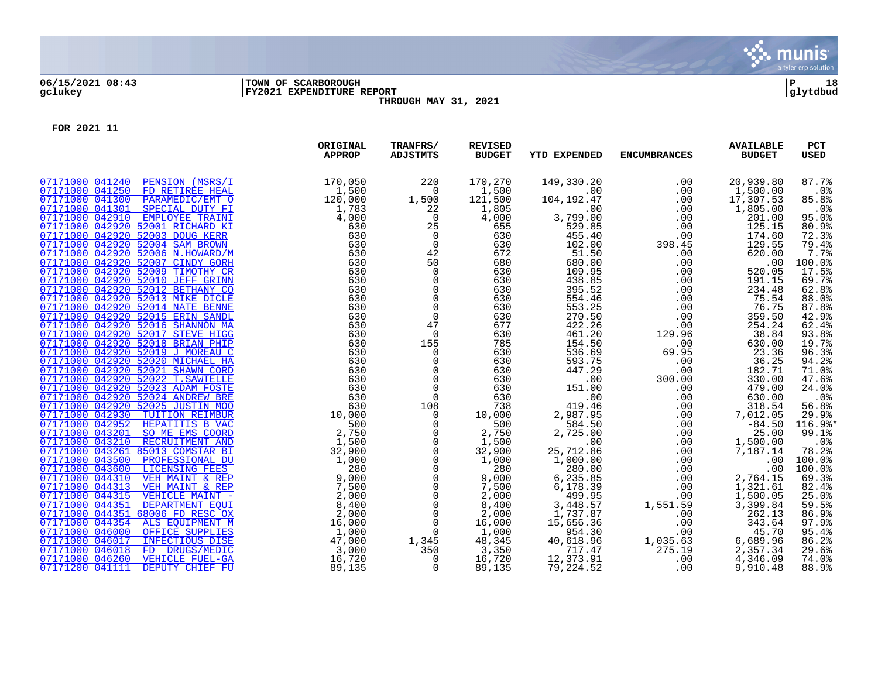06/15/2021 08:43 | TOWN OF SCARBOROUGH | P 18
gclukey | FY2021 EXPENDITURE REPORT | glytdbud

THROUGH MAY 31, 2021

FOR 2021 11

| | ORIGINAL APPROP | TRANFRS/ ADJSTMTS | REVISED BUDGET | YTD EXPENDED | ENCUMBRANCES | AVAILABLE BUDGET | PCT USED |
|---|---|---|---|---|---|---|---|
| 07171000 041240 PENSION (MSRS/I | 170,050 | 220 | 170,270 | 149,330.20 | .00 | 20,939.80 | 87.7% |
| 07171000 041250 FD RETIREE HEAL | 1,500 | 0 | 1,500 | .00 | .00 | 1,500.00 | .0% |
| 07171000 041300 PARAMEDIC/EMT O | 120,000 | 1,500 | 121,500 | 104,192.47 | .00 | 17,307.53 | 85.8% |
| 07171000 041301 SPECIAL DUTY FI | 1,783 | 22 | 1,805 | .00 | .00 | 1,805.00 | .0% |
| 07171000 042910 EMPLOYEE TRAINI | 4,000 | 0 | 4,000 | 3,799.00 | .00 | 201.00 | 95.0% |
| 07171000 042920 52001 RICHARD KI | 630 | 25 | 655 | 529.85 | .00 | 125.15 | 80.9% |
| 07171000 042920 52003 DOUG KERR | 630 | 0 | 630 | 455.40 | .00 | 174.60 | 72.3% |
| 07171000 042920 52004 SAM BROWN | 630 | 0 | 630 | 102.00 | 398.45 | 129.55 | 79.4% |
| 07171000 042920 52006 N.HOWARD/M | 630 | 42 | 672 | 51.50 | .00 | 620.00 | 7.7% |
| 07171000 042920 52007 CINDY GORH | 630 | 50 | 680 | 680.00 | .00 | .00 | 100.0% |
| 07171000 042920 52009 TIMOTHY CR | 630 | 0 | 630 | 109.95 | .00 | 520.05 | 17.5% |
| 07171000 042920 52010 JEFF GRINN | 630 | 0 | 630 | 438.85 | .00 | 191.15 | 69.7% |
| 07171000 042920 52012 BETHANY CO | 630 | 0 | 630 | 395.52 | .00 | 234.48 | 62.8% |
| 07171000 042920 52013 MIKE DICLE | 630 | 0 | 630 | 554.46 | .00 | 75.54 | 88.0% |
| 07171000 042920 52014 NATE BENNE | 630 | 0 | 630 | 553.25 | .00 | 76.75 | 87.8% |
| 07171000 042920 52015 ERIN SANDL | 630 | 0 | 630 | 270.50 | .00 | 359.50 | 42.9% |
| 07171000 042920 52016 SHANNON MA | 630 | 47 | 677 | 422.26 | .00 | 254.24 | 62.4% |
| 07171000 042920 52017 STEVE HIGG | 630 | 0 | 630 | 461.20 | 129.96 | 38.84 | 93.8% |
| 07171000 042920 52018 BRIAN PHIP | 630 | 155 | 785 | 154.50 | .00 | 630.00 | 19.7% |
| 07171000 042920 52019 J MOREAU C | 630 | 0 | 630 | 536.69 | 69.95 | 23.36 | 96.3% |
| 07171000 042920 52020 MICHAEL HA | 630 | 0 | 630 | 593.75 | .00 | 36.25 | 94.2% |
| 07171000 042920 52021 SHAWN CORD | 630 | 0 | 630 | 447.29 | .00 | 182.71 | 71.0% |
| 07171000 042920 52022 T.SAWTELLE | 630 | 0 | 630 | .00 | 300.00 | 330.00 | 47.6% |
| 07171000 042920 52023 ADAM FOSTE | 630 | 0 | 630 | 151.00 | .00 | 479.00 | 24.0% |
| 07171000 042920 52024 ANDREW BRE | 630 | 0 | 630 | .00 | .00 | 630.00 | .0% |
| 07171000 042920 52025 JUSTIN MOO | 630 | 108 | 738 | 419.46 | .00 | 318.54 | 56.8% |
| 07171000 042930 TUITION REIMBUR | 10,000 | 0 | 10,000 | 2,987.95 | .00 | 7,012.05 | 29.9% |
| 07171000 042952 HEPATITIS B VAC | 500 | 0 | 500 | 584.50 | .00 | -84.50 | 116.9%* |
| 07171000 043201 SO ME EMS COORD | 2,750 | 0 | 2,750 | 2,725.00 | .00 | 25.00 | 99.1% |
| 07171000 043210 RECRUITMENT AND | 1,500 | 0 | 1,500 | .00 | .00 | 1,500.00 | .0% |
| 07171000 043261 85013 COMSTAR BI | 32,900 | 0 | 32,900 | 25,712.86 | .00 | 7,187.14 | 78.2% |
| 07171000 043500 PROFESSIONAL DU | 1,000 | 0 | 1,000 | 1,000.00 | .00 | .00 | 100.0% |
| 07171000 043600 LICENSING FEES | 280 | 0 | 280 | 280.00 | .00 | .00 | 100.0% |
| 07171000 044310 VEH MAINT & REP | 9,000 | 0 | 9,000 | 6,235.85 | .00 | 2,764.15 | 69.3% |
| 07171000 044313 VEH MAINT & REP | 7,500 | 0 | 7,500 | 6,178.39 | .00 | 1,321.61 | 82.4% |
| 07171000 044315 VEHICLE MAINT - | 2,000 | 0 | 2,000 | 499.95 | .00 | 1,500.05 | 25.0% |
| 07171000 044351 DEPARTMENT EQUI | 8,400 | 0 | 8,400 | 3,448.57 | 1,551.59 | 3,399.84 | 59.5% |
| 07171000 044351 68006 FD RESC OX | 2,000 | 0 | 2,000 | 1,737.87 | .00 | 262.13 | 86.9% |
| 07171000 044354 ALS EQUIPMENT M | 16,000 | 0 | 16,000 | 15,656.36 | .00 | 343.64 | 97.9% |
| 07171000 046000 OFFICE SUPPLIES | 1,000 | 0 | 1,000 | 954.30 | .00 | 45.70 | 95.4% |
| 07171000 046017 INFECTIOUS DISE | 47,000 | 1,345 | 48,345 | 40,618.96 | 1,035.63 | 6,689.96 | 86.2% |
| 07171000 046018 FD DRUGS/MEDIC | 3,000 | 350 | 3,350 | 717.47 | 275.19 | 2,357.34 | 29.6% |
| 07171000 046260 VEHICLE FUEL-GA | 16,720 | 0 | 16,720 | 12,373.91 | .00 | 4,346.09 | 74.0% |
| 07171200 041111 DEPUTY CHIEF FU | 89,135 | 0 | 89,135 | 79,224.52 | .00 | 9,910.48 | 88.9% |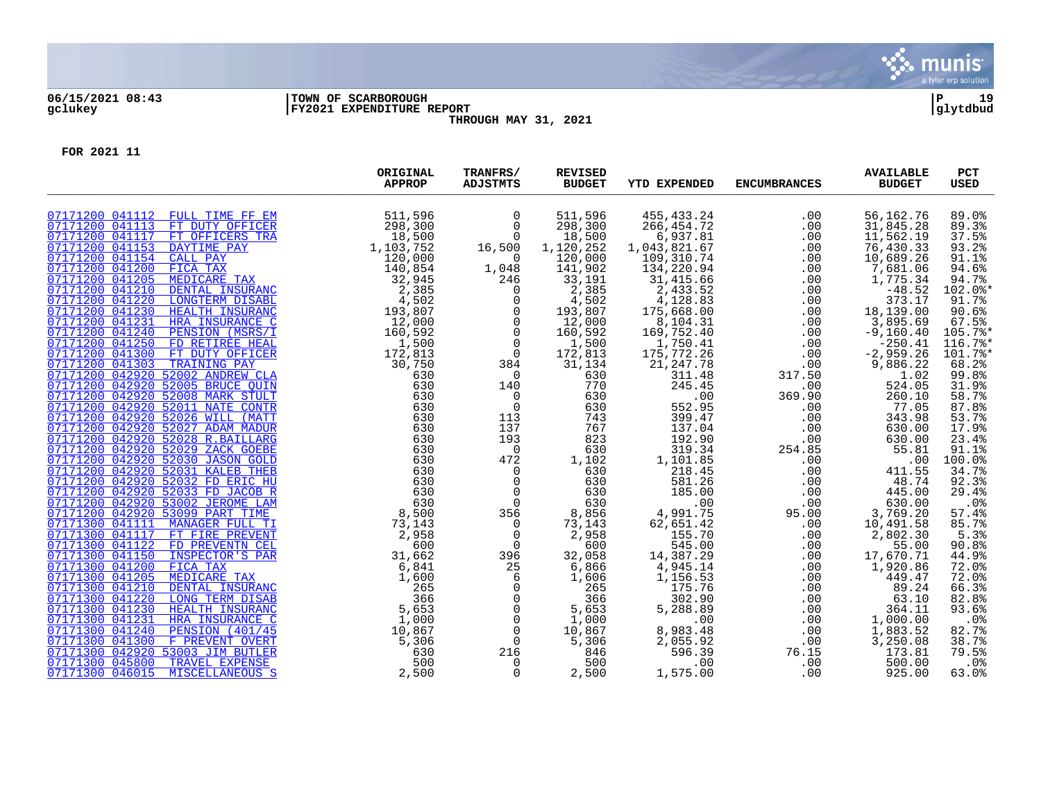06/15/2021 08:43 | TOWN OF SCARBOROUGH | P 19
gclukey | FY2021 EXPENDITURE REPORT | glytdbud

THROUGH MAY 31, 2021

FOR 2021 11

| | ORIGINAL APPROP | TRANFRS/ ADJSTMTS | REVISED BUDGET | YTD EXPENDED | ENCUMBRANCES | AVAILABLE BUDGET | PCT USED |
|---|---|---|---|---|---|---|---|
| 07171200 041112 FULL TIME FF EM | 511,596 | 0 | 511,596 | 455,433.24 | .00 | 56,162.76 | 89.0% |
| 07171200 041113 FT DUTY OFFICER | 298,300 | 0 | 298,300 | 266,454.72 | .00 | 31,845.28 | 89.3% |
| 07171200 041117 FT OFFICERS TRA | 18,500 | 0 | 18,500 | 6,937.81 | .00 | 11,562.19 | 37.5% |
| 07171200 041153 DAYTIME PAY | 1,103,752 | 16,500 | 1,120,252 | 1,043,821.67 | .00 | 76,430.33 | 93.2% |
| 07171200 041154 CALL PAY | 120,000 | 0 | 120,000 | 109,310.74 | .00 | 10,689.26 | 91.1% |
| 07171200 041200 FICA TAX | 140,854 | 1,048 | 141,902 | 134,220.94 | .00 | 7,681.06 | 94.6% |
| 07171200 041205 MEDICARE TAX | 32,945 | 246 | 33,191 | 31,415.66 | .00 | 1,775.34 | 94.7% |
| 07171200 041210 DENTAL INSURANC | 2,385 | 0 | 2,385 | 2,433.52 | .00 | -48.52 | 102.0%* |
| 07171200 041220 LONGTERM DISABL | 4,502 | 0 | 4,502 | 4,128.83 | .00 | 373.17 | 91.7% |
| 07171200 041230 HEALTH INSURANC | 193,807 | 0 | 193,807 | 175,668.00 | .00 | 18,139.00 | 90.6% |
| 07171200 041231 HRA INSURANCE C | 12,000 | 0 | 12,000 | 8,104.31 | .00 | 3,895.69 | 67.5% |
| 07171200 041240 PENSION (MSRS/I | 160,592 | 0 | 160,592 | 169,752.40 | .00 | -9,160.40 | 105.7%* |
| 07171200 041250 FD RETIREE HEAL | 1,500 | 0 | 1,500 | 1,750.41 | .00 | -250.41 | 116.7%* |
| 07171200 041300 FT DUTY OFFICER | 172,813 | 0 | 172,813 | 175,772.26 | .00 | -2,959.26 | 101.7%* |
| 07171200 041303 TRAINING PAY | 30,750 | 384 | 31,134 | 21,247.78 | .00 | 9,886.22 | 68.2% |
| 07171200 042920 52002 ANDREW CLA | 630 | 0 | 630 | 311.48 | 317.50 | 1.02 | 99.8% |
| 07171200 042920 52005 BRUCE QUIN | 630 | 140 | 770 | 245.45 | .00 | 524.05 | 31.9% |
| 07171200 042920 52008 MARK STULT | 630 | 0 | 630 | .00 | 369.90 | 260.10 | 58.7% |
| 07171200 042920 52011 NATE CONTR | 630 | 0 | 630 | 552.95 | .00 | 77.05 | 87.8% |
| 07171200 042920 52026 WILL (MATT | 630 | 113 | 743 | 399.47 | .00 | 343.98 | 53.7% |
| 07171200 042920 52027 ADAM MADUR | 630 | 137 | 767 | 137.04 | .00 | 630.00 | 17.9% |
| 07171200 042920 52028 R.BAILLARG | 630 | 193 | 823 | 192.90 | .00 | 630.00 | 23.4% |
| 07171200 042920 52029 ZACK GOEBE | 630 | 0 | 630 | 319.34 | 254.85 | 55.81 | 91.1% |
| 07171200 042920 52030 JASON GOLD | 630 | 472 | 1,102 | 1,101.85 | .00 | .00 | 100.0% |
| 07171200 042920 52031 KALEB THEB | 630 | 0 | 630 | 218.45 | .00 | 411.55 | 34.7% |
| 07171200 042920 52032 FD ERIC HU | 630 | 0 | 630 | 581.26 | .00 | 48.74 | 92.3% |
| 07171200 042920 52033 FD JACOB R | 630 | 0 | 630 | 185.00 | .00 | 445.00 | 29.4% |
| 07171200 042920 53002 JEROME LAM | 630 | 0 | 630 | .00 | .00 | 630.00 | .0% |
| 07171200 042920 53099 PART TIME | 8,500 | 356 | 8,856 | 4,991.75 | 95.00 | 3,769.20 | 57.4% |
| 07171300 041111 MANAGER FULL TI | 73,143 | 0 | 73,143 | 62,651.42 | .00 | 10,491.58 | 85.7% |
| 07171300 041117 FT FIRE PREVENT | 2,958 | 0 | 2,958 | 155.70 | .00 | 2,802.30 | 5.3% |
| 07171300 041122 FD PREVENTN CEL | 600 | 0 | 600 | 545.00 | .00 | 55.00 | 90.8% |
| 07171300 041150 INSPECTOR'S PAR | 31,662 | 396 | 32,058 | 14,387.29 | .00 | 17,670.71 | 44.9% |
| 07171300 041200 FICA TAX | 6,841 | 25 | 6,866 | 4,945.14 | .00 | 1,920.86 | 72.0% |
| 07171300 041205 MEDICARE TAX | 1,600 | 6 | 1,606 | 1,156.53 | .00 | 449.47 | 72.0% |
| 07171300 041210 DENTAL INSURANC | 265 | 0 | 265 | 175.76 | .00 | 89.24 | 66.3% |
| 07171300 041220 LONG TERM DISAB | 366 | 0 | 366 | 302.90 | .00 | 63.10 | 82.8% |
| 07171300 041230 HEALTH INSURANC | 5,653 | 0 | 5,653 | 5,288.89 | .00 | 364.11 | 93.6% |
| 07171300 041231 HRA INSURANCE C | 1,000 | 0 | 1,000 | .00 | .00 | 1,000.00 | .0% |
| 07171300 041240 PENSION (401/45 | 10,867 | 0 | 10,867 | 8,983.48 | .00 | 1,883.52 | 82.7% |
| 07171300 041300 F PREVENT OVERT | 5,306 | 0 | 5,306 | 2,055.92 | .00 | 3,250.08 | 38.7% |
| 07171300 042920 53003 JIM BUTLER | 630 | 216 | 846 | 596.39 | 76.15 | 173.81 | 79.5% |
| 07171300 045800 TRAVEL EXPENSE | 500 | 0 | 500 | .00 | .00 | 500.00 | .0% |
| 07171300 046015 MISCELLANEOUS S | 2,500 | 0 | 2,500 | 1,575.00 | .00 | 925.00 | 63.0% |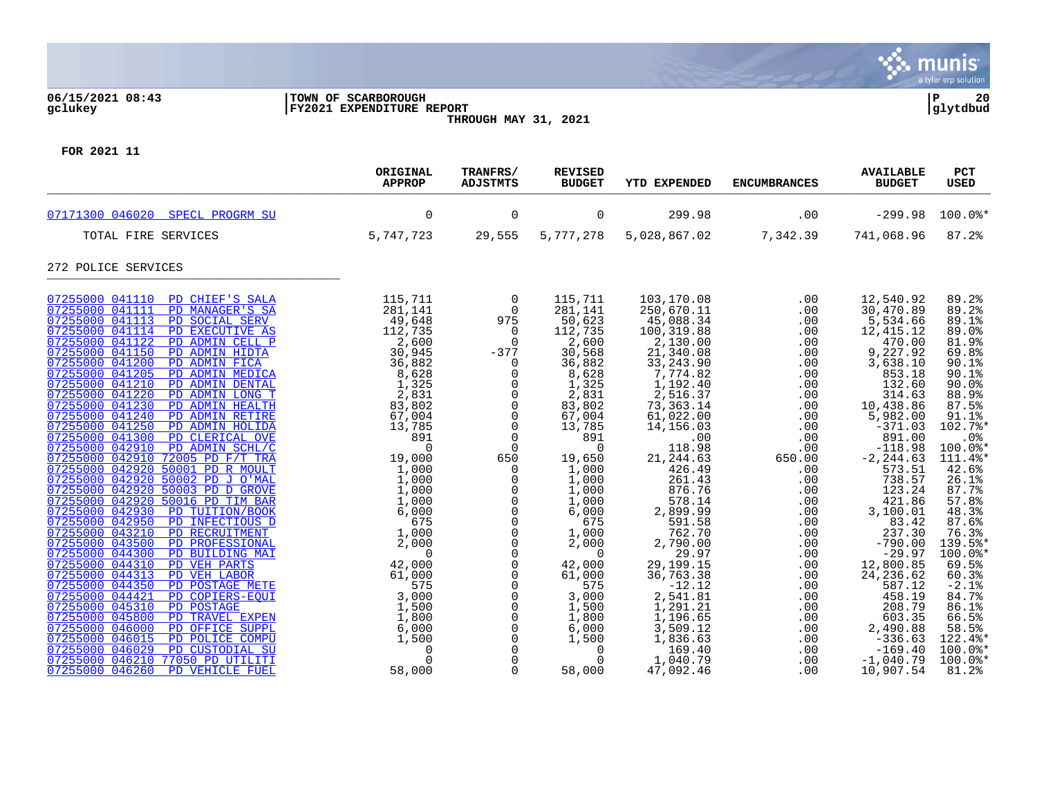06/15/2021 08:43 | TOWN OF SCARBOROUGH | P 20
gclukey | FY2021 EXPENDITURE REPORT | glytdbud

THROUGH MAY 31, 2021

FOR 2021 11

| | ORIGINAL APPROP | TRANFRS/ ADJSTMTS | REVISED BUDGET | YTD EXPENDED | ENCUMBRANCES | AVAILABLE BUDGET | PCT USED |
|---|---|---|---|---|---|---|---|
| 07171300 046020 SPECL PROGRM SU | 0 | 0 | 0 | 299.98 | .00 | -299.98 | 100.0%* |
| TOTAL FIRE SERVICES | 5,747,723 | 29,555 | 5,777,278 | 5,028,867.02 | 7,342.39 | 741,068.96 | 87.2% |
| **272 POLICE SERVICES** | | | | | | | |
| 07255000 041110 PD CHIEF'S SALA | 115,711 | 0 | 115,711 | 103,170.08 | .00 | 12,540.92 | 89.2% |
| 07255000 041111 PD MANAGER'S SA | 281,141 | 0 | 281,141 | 250,670.11 | .00 | 30,470.89 | 89.2% |
| 07255000 041113 PD SOCIAL SERV | 49,648 | 975 | 50,623 | 45,088.34 | .00 | 5,534.66 | 89.1% |
| 07255000 041114 PD EXECUTIVE AS | 112,735 | 0 | 112,735 | 100,319.88 | .00 | 12,415.12 | 89.0% |
| 07255000 041122 PD ADMIN CELL P | 2,600 | 0 | 2,600 | 2,130.00 | .00 | 470.00 | 81.9% |
| 07255000 041150 PD ADMIN HIDTA | 30,945 | -377 | 30,568 | 21,340.08 | .00 | 9,227.92 | 69.8% |
| 07255000 041200 PD ADMIN FICA | 36,882 | 0 | 36,882 | 33,243.90 | .00 | 3,638.10 | 90.1% |
| 07255000 041205 PD ADMIN MEDICA | 8,628 | 0 | 8,628 | 7,774.82 | .00 | 853.18 | 90.1% |
| 07255000 041210 PD ADMIN DENTAL | 1,325 | 0 | 1,325 | 1,192.40 | .00 | 132.60 | 90.0% |
| 07255000 041220 PD ADMIN LONG T | 2,831 | 0 | 2,831 | 2,516.37 | .00 | 314.63 | 88.9% |
| 07255000 041230 PD ADMIN HEALTH | 83,802 | 0 | 83,802 | 73,363.14 | .00 | 10,438.86 | 87.5% |
| 07255000 041240 PD ADMIN RETIRE | 67,004 | 0 | 67,004 | 61,022.00 | .00 | 5,982.00 | 91.1% |
| 07255000 041250 PD ADMIN HOLIDA | 13,785 | 0 | 13,785 | 14,156.03 | .00 | -371.03 | 102.7%* |
| 07255000 041300 PD CLERICAL OVE | 891 | 0 | 891 | .00 | .00 | 891.00 | .0% |
| 07255000 042910 PD ADMIN SCHL/C | 0 | 0 | 0 | 118.98 | .00 | -118.98 | 100.0%* |
| 07255000 042910 72005 PD F/T TRA | 19,000 | 650 | 19,650 | 21,244.63 | 650.00 | -2,244.63 | 111.4%* |
| 07255000 042920 50001 PD R MOULT | 1,000 | 0 | 1,000 | 426.49 | .00 | 573.51 | 42.6% |
| 07255000 042920 50002 PD J O'MAL | 1,000 | 0 | 1,000 | 261.43 | .00 | 738.57 | 26.1% |
| 07255000 042920 50003 PD D GROVE | 1,000 | 0 | 1,000 | 876.76 | .00 | 123.24 | 87.7% |
| 07255000 042920 50016 PD TIM BAR | 1,000 | 0 | 1,000 | 578.14 | .00 | 421.86 | 57.8% |
| 07255000 042930 PD TUITION/BOOK | 6,000 | 0 | 6,000 | 2,899.99 | .00 | 3,100.01 | 48.3% |
| 07255000 042950 PD INFECTIOUS D | 675 | 0 | 675 | 591.58 | .00 | 83.42 | 87.6% |
| 07255000 043210 PD RECRUITMENT | 1,000 | 0 | 1,000 | 762.70 | .00 | 237.30 | 76.3% |
| 07255000 043500 PD PROFESSIONAL | 2,000 | 0 | 2,000 | 2,790.00 | .00 | -790.00 | 139.5%* |
| 07255000 044300 PD BUILDING MAI | 0 | 0 | 0 | 29.97 | .00 | -29.97 | 100.0%* |
| 07255000 044310 PD VEH PARTS | 42,000 | 0 | 42,000 | 29,199.15 | .00 | 12,800.85 | 69.5% |
| 07255000 044313 PD VEH LABOR | 61,000 | 0 | 61,000 | 36,763.38 | .00 | 24,236.62 | 60.3% |
| 07255000 044350 PD POSTAGE METE | 575 | 0 | 575 | -12.12 | .00 | 587.12 | -2.1% |
| 07255000 044421 PD COPIERS-EQUI | 3,000 | 0 | 3,000 | 2,541.81 | .00 | 458.19 | 84.7% |
| 07255000 045310 PD POSTAGE | 1,500 | 0 | 1,500 | 1,291.21 | .00 | 208.79 | 86.1% |
| 07255000 045800 PD TRAVEL EXPEN | 1,800 | 0 | 1,800 | 1,196.65 | .00 | 603.35 | 66.5% |
| 07255000 046000 PD OFFICE SUPPL | 6,000 | 0 | 6,000 | 3,509.12 | .00 | 2,490.88 | 58.5% |
| 07255000 046015 PD POLICE COMPU | 1,500 | 0 | 1,500 | 1,836.63 | .00 | -336.63 | 122.4%* |
| 07255000 046029 PD CUSTODIAL SU | 0 | 0 | 0 | 169.40 | .00 | -169.40 | 100.0%* |
| 07255000 046210 77050 PD UTILITI | 0 | 0 | 0 | 1,040.79 | .00 | -1,040.79 | 100.0%* |
| 07255000 046260 PD VEHICLE FUEL | 58,000 | 0 | 58,000 | 47,092.46 | .00 | 10,907.54 | 81.2% |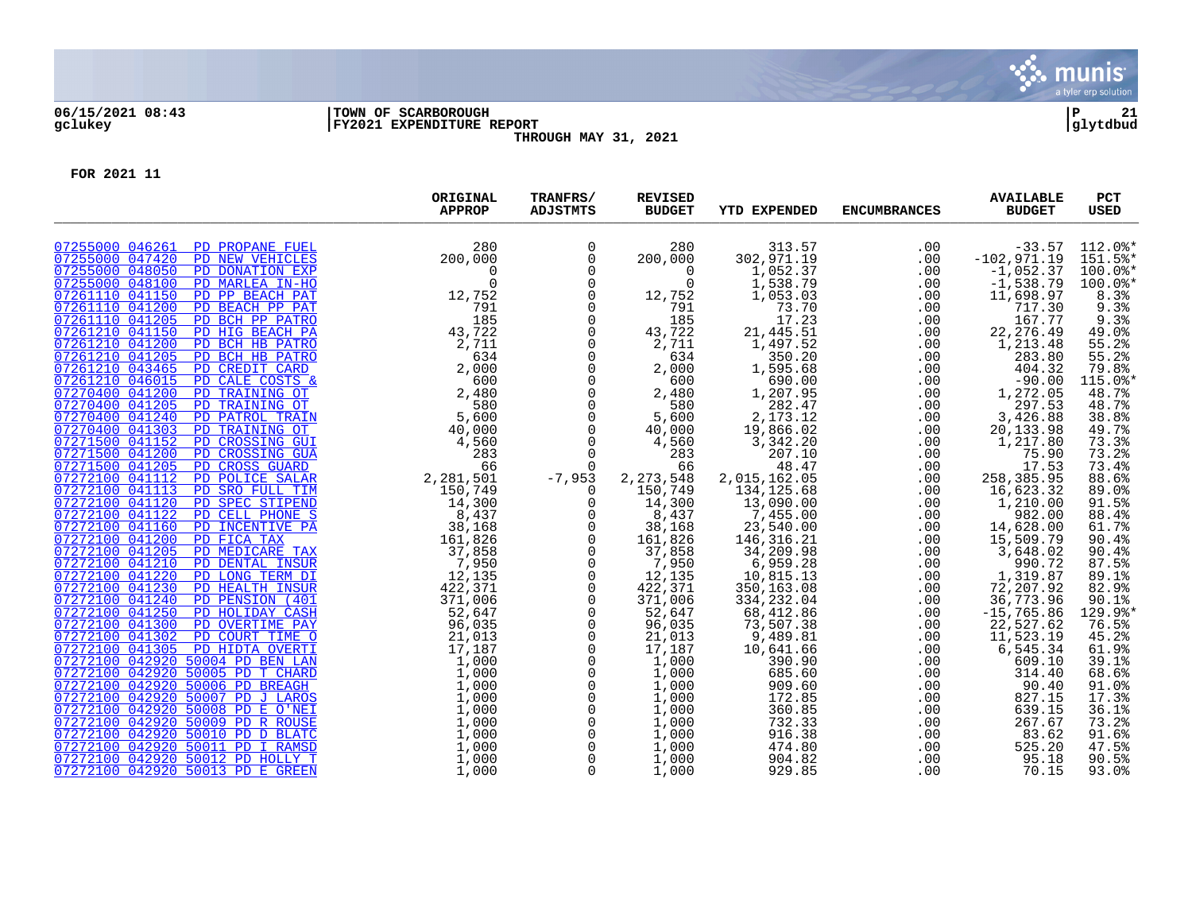**06/15/2021 08:43** | **TOWN OF SCARBOROUGH** | **P 21**
**gclukey** | **FY2021 EXPENDITURE REPORT** | **glytdbud**

**THROUGH MAY 31, 2021**

**FOR 2021 11**

| | ORIGINAL APPROP | TRANFRS/ ADJSTMTS | REVISED BUDGET | YTD EXPENDED | ENCUMBRANCES | AVAILABLE BUDGET | PCT USED |
|---|---|---|---|---|---|---|---|
| 07255000 046261 PD PROPANE FUEL | 280 | 0 | 280 | 313.57 | .00 | -33.57 | 112.0%* |
| 07255000 047420 PD NEW VEHICLES | 200,000 | 0 | 200,000 | 302,971.19 | .00 | -102,971.19 | 151.5%* |
| 07255000 048050 PD DONATION EXP | 0 | 0 | 0 | 1,052.37 | .00 | -1,052.37 | 100.0%* |
| 07255000 048100 PD MARLEA IN-HO | 0 | 0 | 0 | 1,538.79 | .00 | -1,538.79 | 100.0%* |
| 07261110 041150 PD PP BEACH PAT | 12,752 | 0 | 12,752 | 1,053.03 | .00 | 11,698.97 | 8.3% |
| 07261110 041200 PD BEACH PP PAT | 791 | 0 | 791 | 73.70 | .00 | 717.30 | 9.3% |
| 07261110 041205 PD BCH PP PATRO | 185 | 0 | 185 | 17.23 | .00 | 167.77 | 9.3% |
| 07261210 041150 PD HIG BEACH PA | 43,722 | 0 | 43,722 | 21,445.51 | .00 | 22,276.49 | 49.0% |
| 07261210 041200 PD BCH HB PATRO | 2,711 | 0 | 2,711 | 1,497.52 | .00 | 1,213.48 | 55.2% |
| 07261210 041205 PD BCH HB PATRO | 634 | 0 | 634 | 350.20 | .00 | 283.80 | 55.2% |
| 07261210 043465 PD CREDIT CARD | 2,000 | 0 | 2,000 | 1,595.68 | .00 | 404.32 | 79.8% |
| 07261210 046015 PD CALE COSTS & | 600 | 0 | 600 | 690.00 | .00 | -90.00 | 115.0%* |
| 07270400 041200 PD TRAINING OT | 2,480 | 0 | 2,480 | 1,207.95 | .00 | 1,272.05 | 48.7% |
| 07270400 041205 PD TRAINING OT | 580 | 0 | 580 | 282.47 | .00 | 297.53 | 48.7% |
| 07270400 041240 PD PATROL TRAIN | 5,600 | 0 | 5,600 | 2,173.12 | .00 | 3,426.88 | 38.8% |
| 07270400 041303 PD TRAINING OT | 40,000 | 0 | 40,000 | 19,866.02 | .00 | 20,133.98 | 49.7% |
| 07271500 041152 PD CROSSING GUI | 4,560 | 0 | 4,560 | 3,342.20 | .00 | 1,217.80 | 73.3% |
| 07271500 041200 PD CROSSING GUA | 283 | 0 | 283 | 207.10 | .00 | 75.90 | 73.2% |
| 07271500 041205 PD CROSS GUARD | 66 | 0 | 66 | 48.47 | .00 | 17.53 | 73.4% |
| 07272100 041112 PD POLICE SALAR | 2,281,501 | -7,953 | 2,273,548 | 2,015,162.05 | .00 | 258,385.95 | 88.6% |
| 07272100 041113 PD SRO FULL TIM | 150,749 | 0 | 150,749 | 134,125.68 | .00 | 16,623.32 | 89.0% |
| 07272100 041120 PD SPEC STIPEND | 14,300 | 0 | 14,300 | 13,090.00 | .00 | 1,210.00 | 91.5% |
| 07272100 041122 PD CELL PHONE S | 8,437 | 0 | 8,437 | 7,455.00 | .00 | 982.00 | 88.4% |
| 07272100 041160 PD INCENTIVE PA | 38,168 | 0 | 38,168 | 23,540.00 | .00 | 14,628.00 | 61.7% |
| 07272100 041200 PD FICA TAX | 161,826 | 0 | 161,826 | 146,316.21 | .00 | 15,509.79 | 90.4% |
| 07272100 041205 PD MEDICARE TAX | 37,858 | 0 | 37,858 | 34,209.98 | .00 | 3,648.02 | 90.4% |
| 07272100 041210 PD DENTAL INSUR | 7,950 | 0 | 7,950 | 6,959.28 | .00 | 990.72 | 87.5% |
| 07272100 041220 PD LONG TERM DI | 12,135 | 0 | 12,135 | 10,815.13 | .00 | 1,319.87 | 89.1% |
| 07272100 041230 PD HEALTH INSUR | 422,371 | 0 | 422,371 | 350,163.08 | .00 | 72,207.92 | 82.9% |
| 07272100 041240 PD PENSION (401 | 371,006 | 0 | 371,006 | 334,232.04 | .00 | 36,773.96 | 90.1% |
| 07272100 041250 PD HOLIDAY CASH | 52,647 | 0 | 52,647 | 68,412.86 | .00 | -15,765.86 | 129.9%* |
| 07272100 041300 PD OVERTIME PAY | 96,035 | 0 | 96,035 | 73,507.38 | .00 | 22,527.62 | 76.5% |
| 07272100 041302 PD COURT TIME O | 21,013 | 0 | 21,013 | 9,489.81 | .00 | 11,523.19 | 45.2% |
| 07272100 041305 PD HIDTA OVERTI | 17,187 | 0 | 17,187 | 10,641.66 | .00 | 6,545.34 | 61.9% |
| 07272100 042920 50004 PD BEN LAN | 1,000 | 0 | 1,000 | 390.90 | .00 | 609.10 | 39.1% |
| 07272100 042920 50005 PD T CHARD | 1,000 | 0 | 1,000 | 685.60 | .00 | 314.40 | 68.6% |
| 07272100 042920 50006 PD BREAGH | 1,000 | 0 | 1,000 | 909.60 | .00 | 90.40 | 91.0% |
| 07272100 042920 50007 PD J LAROS | 1,000 | 0 | 1,000 | 172.85 | .00 | 827.15 | 17.3% |
| 07272100 042920 50008 PD E O'NEI | 1,000 | 0 | 1,000 | 360.85 | .00 | 639.15 | 36.1% |
| 07272100 042920 50009 PD R ROUSE | 1,000 | 0 | 1,000 | 732.33 | .00 | 267.67 | 73.2% |
| 07272100 042920 50010 PD D BLATC | 1,000 | 0 | 1,000 | 916.38 | .00 | 83.62 | 91.6% |
| 07272100 042920 50011 PD I RAMSD | 1,000 | 0 | 1,000 | 474.80 | .00 | 525.20 | 47.5% |
| 07272100 042920 50012 PD HOLLY T | 1,000 | 0 | 1,000 | 904.82 | .00 | 95.18 | 90.5% |
| 07272100 042920 50013 PD E GREEN | 1,000 | 0 | 1,000 | 929.85 | .00 | 70.15 | 93.0% |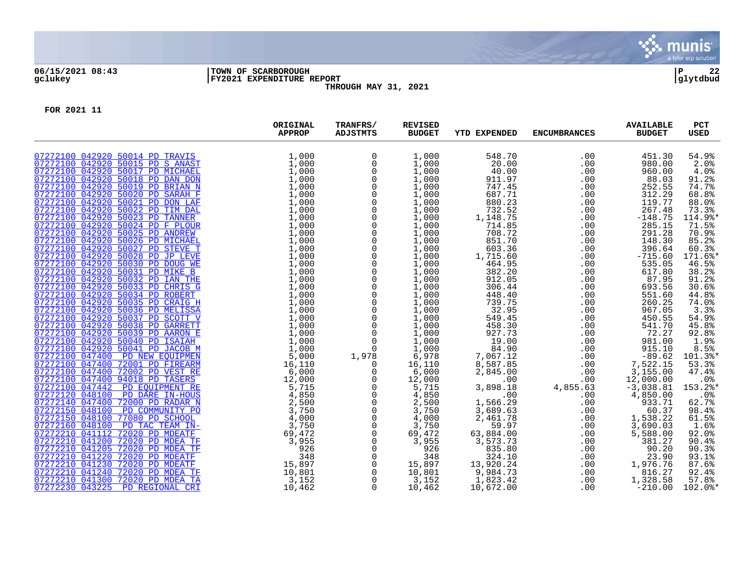06/15/2021 08:43 | TOWN OF SCARBOROUGH
gclukey | FY2021 EXPENDITURE REPORT
THROUGH MAY 31, 2021

glytdbud

**FOR 2021 11**

| | ORIGINAL APPROP | TRANFRS/ ADJSTMTS | REVISED BUDGET | YTD EXPENDED | ENCUMBRANCES | AVAILABLE BUDGET | PCT USED |
|---|---|---|---|---|---|---|---|
| 07272100 042920 50014 PD TRAVIS | 1,000 | 0 | 1,000 | 548.70 | .00 | 451.30 | 54.9% |
| 07272100 042920 50015 PD S ANAST | 1,000 | 0 | 1,000 | 20.00 | .00 | 980.00 | 2.0% |
| 07272100 042920 50017 PD MICHAEL | 1,000 | 0 | 1,000 | 40.00 | .00 | 960.00 | 4.0% |
| 07272100 042920 50018 PD DAN DON | 1,000 | 0 | 1,000 | 911.97 | .00 | 88.03 | 91.2% |
| 07272100 042920 50019 PD BRIAN N | 1,000 | 0 | 1,000 | 747.45 | .00 | 252.55 | 74.7% |
| 07272100 042920 50020 PD SARAH F | 1,000 | 0 | 1,000 | 687.71 | .00 | 312.29 | 68.8% |
| 07272100 042920 50021 PD DON LAF | 1,000 | 0 | 1,000 | 880.23 | .00 | 119.77 | 88.0% |
| 07272100 042920 50022 PD TIM DAL | 1,000 | 0 | 1,000 | 732.52 | .00 | 267.48 | 73.3% |
| 07272100 042920 50023 PD TANNER | 1,000 | 0 | 1,000 | 1,148.75 | .00 | -148.75 | 114.9%* |
| 07272100 042920 50024 PD F PLOUR | 1,000 | 0 | 1,000 | 714.85 | .00 | 285.15 | 71.5% |
| 07272100 042920 50025 PD ANDREW | 1,000 | 0 | 1,000 | 708.72 | .00 | 291.28 | 70.9% |
| 07272100 042920 50026 PD MICHAEL | 1,000 | 0 | 1,000 | 851.70 | .00 | 148.30 | 85.2% |
| 07272100 042920 50027 PD STEVE T | 1,000 | 0 | 1,000 | 603.36 | .00 | 396.64 | 60.3% |
| 07272100 042920 50028 PD JP LEVE | 1,000 | 0 | 1,000 | 1,715.60 | .00 | -715.60 | 171.6%* |
| 07272100 042920 50030 PD DOUG WE | 1,000 | 0 | 1,000 | 464.95 | .00 | 535.05 | 46.5% |
| 07272100 042920 50031 PD MIKE B | 1,000 | 0 | 1,000 | 382.20 | .00 | 617.80 | 38.2% |
| 07272100 042920 50032 PD IAN THE | 1,000 | 0 | 1,000 | 912.05 | .00 | 87.95 | 91.2% |
| 07272100 042920 50033 PD CHRIS G | 1,000 | 0 | 1,000 | 306.44 | .00 | 693.56 | 30.6% |
| 07272100 042920 50034 PD ROBERT | 1,000 | 0 | 1,000 | 448.40 | .00 | 551.60 | 44.8% |
| 07272100 042920 50035 PD CRAIG H | 1,000 | 0 | 1,000 | 739.75 | .00 | 260.25 | 74.0% |
| 07272100 042920 50036 PD MELISSA | 1,000 | 0 | 1,000 | 32.95 | .00 | 967.05 | 3.3% |
| 07272100 042920 50037 PD SCOTT V | 1,000 | 0 | 1,000 | 549.45 | .00 | 450.55 | 54.9% |
| 07272100 042920 50038 PD GARRETT | 1,000 | 0 | 1,000 | 458.30 | .00 | 541.70 | 45.8% |
| 07272100 042920 50039 PD AARON E | 1,000 | 0 | 1,000 | 927.73 | .00 | 72.27 | 92.8% |
| 07272100 042920 50040 PD ISAIAH | 1,000 | 0 | 1,000 | 19.00 | .00 | 981.00 | 1.9% |
| 07272100 042920 50041 PD JACOB M | 1,000 | 0 | 1,000 | 84.90 | .00 | 915.10 | 8.5% |
| 07272100 047400 PD NEW EQUIPMEN | 5,000 | 1,978 | 6,978 | 7,067.12 | .00 | -89.62 | 101.3%* |
| 07272100 047400 72001 PD FIREARM | 16,110 | 0 | 16,110 | 8,587.85 | .00 | 7,522.15 | 53.3% |
| 07272100 047400 72002 PD VEST RE | 6,000 | 0 | 6,000 | 2,845.00 | .00 | 3,155.00 | 47.4% |
| 07272100 047400 94018 PD TASERS | 12,000 | 0 | 12,000 | .00 | .00 | 12,000.00 | .0% |
| 07272100 047442 PD EQUIPMENT RE | 5,715 | 0 | 5,715 | 3,898.18 | 4,855.63 | -3,038.81 | 153.2%* |
| 07272120 048100 PD DARE IN-HOUS | 4,850 | 0 | 4,850 | .00 | .00 | 4,850.00 | .0% |
| 07272140 047400 72000 PD RADAR N | 2,500 | 0 | 2,500 | 1,566.29 | .00 | 933.71 | 62.7% |
| 07272150 048100 PD COMMUNITY PO | 3,750 | 0 | 3,750 | 3,689.63 | .00 | 60.37 | 98.4% |
| 07272150 048100 77080 PD SCHOOL | 4,000 | 0 | 4,000 | 2,461.78 | .00 | 1,538.22 | 61.5% |
| 07272160 048100 PD TAC TEAM IN- | 3,750 | 0 | 3,750 | 59.97 | .00 | 3,690.03 | 1.6% |
| 07272210 041112 72020 PD MDEATF | 69,472 | 0 | 69,472 | 63,884.00 | .00 | 5,588.00 | 92.0% |
| 07272210 041200 72020 PD MDEA TF | 3,955 | 0 | 3,955 | 3,573.73 | .00 | 381.27 | 90.4% |
| 07272210 041205 72020 PD MDEA TF | 926 | 0 | 926 | 835.80 | .00 | 90.20 | 90.3% |
| 07272210 041220 72020 PD MDEATF | 348 | 0 | 348 | 324.10 | .00 | 23.90 | 93.1% |
| 07272210 041230 72020 PD MDEATF | 15,897 | 0 | 15,897 | 13,920.24 | .00 | 1,976.76 | 87.6% |
| 07272210 041240 72020 PD MDEA TF | 10,801 | 0 | 10,801 | 9,984.73 | .00 | 816.27 | 92.4% |
| 07272210 041300 72020 PD MDEA TA | 3,152 | 0 | 3,152 | 1,823.42 | .00 | 1,328.58 | 57.8% |
| 07272230 043225 PD REGIONAL CRI | 10,462 | 0 | 10,462 | 10,672.00 | .00 | -210.00 | 102.0%* |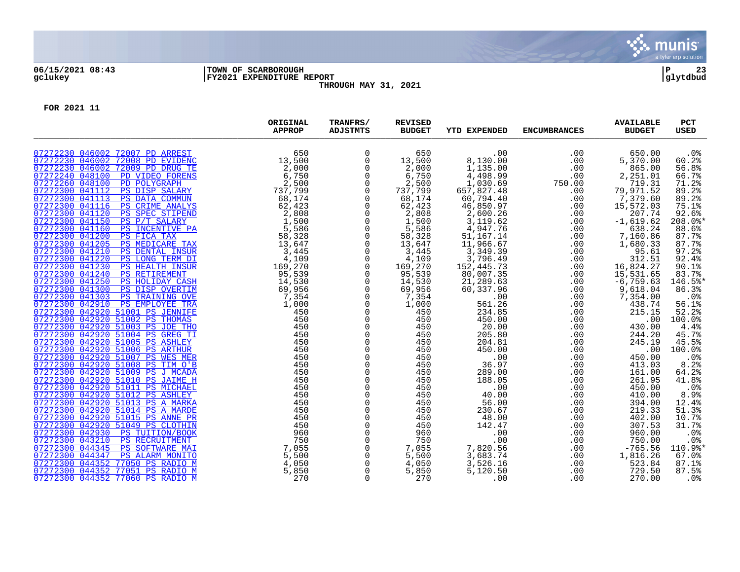06/15/2021 08:43 | TOWN OF SCARBOROUGH | P 23
gclukey | FY2021 EXPENDITURE REPORT | glytdbud

THROUGH MAY 31, 2021

FOR 2021 11

| | ORIGINAL APPROP | TRANFRS/ ADJSTMTS | REVISED BUDGET | YTD EXPENDED | ENCUMBRANCES | AVAILABLE BUDGET | PCT USED |
|---|---|---|---|---|---|---|---|
| 07272230 046002 72007 PD ARREST | 650 | 0 | 650 | .00 | .00 | 650.00 | .0% |
| 07272230 046002 72008 PD EVIDENC | 13,500 | 0 | 13,500 | 8,130.00 | .00 | 5,370.00 | 60.2% |
| 07272230 046002 72009 PD DRUG TE | 2,000 | 0 | 2,000 | 1,135.00 | .00 | 865.00 | 56.8% |
| 07272240 048100 PD VIDEO FORENS | 6,750 | 0 | 6,750 | 4,498.99 | .00 | 2,251.01 | 66.7% |
| 07272260 048100 PD POLYGRAPH | 2,500 | 0 | 2,500 | 1,030.69 | 750.00 | 719.31 | 71.2% |
| 07272300 041112 PS DISP SALARY | 737,799 | 0 | 737,799 | 657,827.48 | .00 | 79,971.52 | 89.2% |
| 07272300 041113 PS DATA COMMUN | 68,174 | 0 | 68,174 | 60,794.40 | .00 | 7,379.60 | 89.2% |
| 07272300 041116 PS CRIME ANALYS | 62,423 | 0 | 62,423 | 46,850.97 | .00 | 15,572.03 | 75.1% |
| 07272300 041120 PS SPEC STIPEND | 2,808 | 0 | 2,808 | 2,600.26 | .00 | 207.74 | 92.6% |
| 07272300 041150 PS P/T SALARY | 1,500 | 0 | 1,500 | 3,119.62 | .00 | -1,619.62 | 208.0%* |
| 07272300 041160 PS INCENTIVE PA | 5,586 | 0 | 5,586 | 4,947.76 | .00 | 638.24 | 88.6% |
| 07272300 041200 PS FICA TAX | 58,328 | 0 | 58,328 | 51,167.14 | .00 | 7,160.86 | 87.7% |
| 07272300 041205 PS MEDICARE TAX | 13,647 | 0 | 13,647 | 11,966.67 | .00 | 1,680.33 | 87.7% |
| 07272300 041210 PS DENTAL INSUR | 3,445 | 0 | 3,445 | 3,349.39 | .00 | 95.61 | 97.2% |
| 07272300 041220 PS LONG TERM DI | 4,109 | 0 | 4,109 | 3,796.49 | .00 | 312.51 | 92.4% |
| 07272300 041230 PS HEALTH INSUR | 169,270 | 0 | 169,270 | 152,445.73 | .00 | 16,824.27 | 90.1% |
| 07272300 041240 PS RETIREMENT | 95,539 | 0 | 95,539 | 80,007.35 | .00 | 15,531.65 | 83.7% |
| 07272300 041250 PS HOLIDAY CASH | 14,530 | 0 | 14,530 | 21,289.63 | .00 | -6,759.63 | 146.5%* |
| 07272300 041300 PS DISP OVERTIM | 69,956 | 0 | 69,956 | 60,337.96 | .00 | 9,618.04 | 86.3% |
| 07272300 041303 PS TRAINING OVE | 7,354 | 0 | 7,354 | .00 | .00 | 7,354.00 | .0% |
| 07272300 042910 PS EMPLOYEE TRA | 1,000 | 0 | 1,000 | 561.26 | .00 | 438.74 | 56.1% |
| 07272300 042920 51001 PS JENNIFE | 450 | 0 | 450 | 234.85 | .00 | 215.15 | 52.2% |
| 07272300 042920 51002 PS THOMAS | 450 | 0 | 450 | 450.00 | .00 | .00 | 100.0% |
| 07272300 042920 51003 PS JOE THO | 450 | 0 | 450 | 20.00 | .00 | 430.00 | 4.4% |
| 07272300 042920 51004 PS GREG TI | 450 | 0 | 450 | 205.80 | .00 | 244.20 | 45.7% |
| 07272300 042920 51005 PS ASHLEY | 450 | 0 | 450 | 204.81 | .00 | 245.19 | 45.5% |
| 07272300 042920 51006 PS ARTHUR | 450 | 0 | 450 | 450.00 | .00 | .00 | 100.0% |
| 07272300 042920 51007 PS WES MER | 450 | 0 | 450 | .00 | .00 | 450.00 | .0% |
| 07272300 042920 51008 PS TIM O'B | 450 | 0 | 450 | 36.97 | .00 | 413.03 | 8.2% |
| 07272300 042920 51009 PS J MCADA | 450 | 0 | 450 | 289.00 | .00 | 161.00 | 64.2% |
| 07272300 042920 51010 PS JAIME H | 450 | 0 | 450 | 188.05 | .00 | 261.95 | 41.8% |
| 07272300 042920 51011 PS MICHAEL | 450 | 0 | 450 | .00 | .00 | 450.00 | .0% |
| 07272300 042920 51012 PS ASHLEY | 450 | 0 | 450 | 40.00 | .00 | 410.00 | 8.9% |
| 07272300 042920 51013 PS A MARKA | 450 | 0 | 450 | 56.00 | .00 | 394.00 | 12.4% |
| 07272300 042920 51014 PS A MARDE | 450 | 0 | 450 | 230.67 | .00 | 219.33 | 51.3% |
| 07272300 042920 51015 PS ANNE PR | 450 | 0 | 450 | 48.00 | .00 | 402.00 | 10.7% |
| 07272300 042920 51049 PS CLOTHIN | 450 | 0 | 450 | 142.47 | .00 | 307.53 | 31.7% |
| 07272300 042930 PS TUITION/BOOK | 960 | 0 | 960 | .00 | .00 | 960.00 | .0% |
| 07272300 043210 PS RECRUITMENT | 750 | 0 | 750 | .00 | .00 | 750.00 | .0% |
| 07272300 044345 PS SOFTWARE MAI | 7,055 | 0 | 7,055 | 7,820.56 | .00 | -765.56 | 110.9%* |
| 07272300 044347 PS ALARM MONITO | 5,500 | 0 | 5,500 | 3,683.74 | .00 | 1,816.26 | 67.0% |
| 07272300 044352 77050 PS RADIO M | 4,050 | 0 | 4,050 | 3,526.16 | .00 | 523.84 | 87.1% |
| 07272300 044352 77051 PS RADIO M | 5,850 | 0 | 5,850 | 5,120.50 | .00 | 729.50 | 87.5% |
| 07272300 044352 77060 PS RADIO M | 270 | 0 | 270 | .00 | .00 | 270.00 | .0% |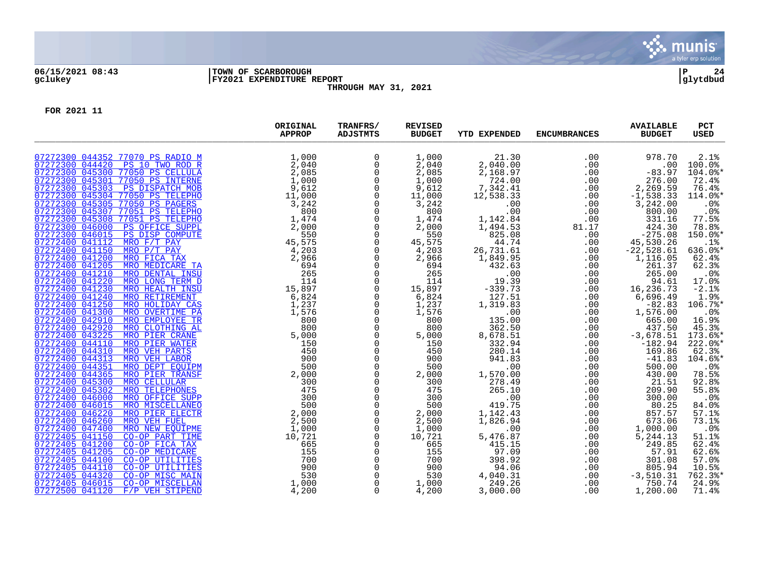**TOWN OF SCARBOROUGH**
**FY2021 EXPENDITURE REPORT**
**THROUGH MAY 31, 2021**

06/15/2021 08:43
gclukey

glytdbud

**FOR 2021 11**

| | ORIGINAL APPROP | TRANFRS/ ADJSTMTS | REVISED BUDGET | YTD EXPENDED | ENCUMBRANCES | AVAILABLE BUDGET | PCT USED |
|---|---|---|---|---|---|---|---|
| 07272300 044352 77070 PS RADIO M | 1,000 | 0 | 1,000 | 21.30 | .00 | 978.70 | 2.1% |
| 07272300 044420 PS 10 TWO ROD R | 2,040 | 0 | 2,040 | 2,040.00 | .00 | .00 | 100.0% |
| 07272300 045300 77050 PS CELLULA | 2,085 | 0 | 2,085 | 2,168.97 | .00 | -83.97 | 104.0%* |
| 07272300 045301 77050 PS INTERNE | 1,000 | 0 | 1,000 | 724.00 | .00 | 276.00 | 72.4% |
| 07272300 045303 PS DISPATCH MOB | 9,612 | 0 | 9,612 | 7,342.41 | .00 | 2,269.59 | 76.4% |
| 07272300 045304 77050 PS TELEPHO | 11,000 | 0 | 11,000 | 12,538.33 | .00 | -1,538.33 | 114.0%* |
| 07272300 045305 77050 PS PAGERS | 3,242 | 0 | 3,242 | .00 | .00 | 3,242.00 | .0% |
| 07272300 045307 77051 PS TELEPHO | 800 | 0 | 800 | .00 | .00 | 800.00 | .0% |
| 07272300 045308 77051 PS TELEPHO | 1,474 | 0 | 1,474 | 1,142.84 | .00 | 331.16 | 77.5% |
| 07272300 046000 PS OFFICE SUPPL | 2,000 | 0 | 2,000 | 1,494.53 | 81.17 | 424.30 | 78.8% |
| 07272300 046015 PS DISP COMPUTE | 550 | 0 | 550 | 825.08 | .00 | -275.08 | 150.0%* |
| 07272400 041112 MRO F/T PAY | 45,575 | 0 | 45,575 | 44.74 | .00 | 45,530.26 | .1% |
| 07272400 041150 MRO P/T PAY | 4,203 | 0 | 4,203 | 26,731.61 | .00 | -22,528.61 | 636.0%* |
| 07272400 041200 MRO FICA TAX | 2,966 | 0 | 2,966 | 1,849.95 | .00 | 1,116.05 | 62.4% |
| 07272400 041205 MRO MEDICARE TA | 694 | 0 | 694 | 432.63 | .00 | 261.37 | 62.3% |
| 07272400 041210 MRO DENTAL INSU | 265 | 0 | 265 | .00 | .00 | 265.00 | .0% |
| 07272400 041220 MRO LONG TERM D | 114 | 0 | 114 | 19.39 | .00 | 94.61 | 17.0% |
| 07272400 041230 MRO HEALTH INSU | 15,897 | 0 | 15,897 | -339.73 | .00 | 16,236.73 | -2.1% |
| 07272400 041240 MRO RETIREMENT | 6,824 | 0 | 6,824 | 127.51 | .00 | 6,696.49 | 1.9% |
| 07272400 041250 MRO HOLIDAY CAS | 1,237 | 0 | 1,237 | 1,319.83 | .00 | -82.83 | 106.7%* |
| 07272400 041300 MRO OVERTIME PA | 1,576 | 0 | 1,576 | .00 | .00 | 1,576.00 | .0% |
| 07272400 042910 MRO EMPLOYEE TR | 800 | 0 | 800 | 135.00 | .00 | 665.00 | 16.9% |
| 07272400 042920 MRO CLOTHING AL | 800 | 0 | 800 | 362.50 | .00 | 437.50 | 45.3% |
| 07272400 043225 MRO PIER CRANE | 5,000 | 0 | 5,000 | 8,678.51 | .00 | -3,678.51 | 173.6%* |
| 07272400 044110 MRO PIER WATER | 150 | 0 | 150 | 332.94 | .00 | -182.94 | 222.0%* |
| 07272400 044310 MRO VEH PARTS | 450 | 0 | 450 | 280.14 | .00 | 169.86 | 62.3% |
| 07272400 044313 MRO VEH LABOR | 900 | 0 | 900 | 941.83 | .00 | -41.83 | 104.6%* |
| 07272400 044351 MRO DEPT EQUIPM | 500 | 0 | 500 | .00 | .00 | 500.00 | .0% |
| 07272400 044365 MRO PIER TRANSF | 2,000 | 0 | 2,000 | 1,570.00 | .00 | 430.00 | 78.5% |
| 07272400 045300 MRO CELLULAR | 300 | 0 | 300 | 278.49 | .00 | 21.51 | 92.8% |
| 07272400 045302 MRO TELEPHONES | 475 | 0 | 475 | 265.10 | .00 | 209.90 | 55.8% |
| 07272400 046000 MRO OFFICE SUPP | 300 | 0 | 300 | .00 | .00 | 300.00 | .0% |
| 07272400 046015 MRO MISCELLANEO | 500 | 0 | 500 | 419.75 | .00 | 80.25 | 84.0% |
| 07272400 046220 MRO PIER ELECTR | 2,000 | 0 | 2,000 | 1,142.43 | .00 | 857.57 | 57.1% |
| 07272400 046260 MRO VEH FUEL | 2,500 | 0 | 2,500 | 1,826.94 | .00 | 673.06 | 73.1% |
| 07272400 047400 MRO NEW EQUIPME | 1,000 | 0 | 1,000 | .00 | .00 | 1,000.00 | .0% |
| 07272405 041150 CO-OP PART TIME | 10,721 | 0 | 10,721 | 5,476.87 | .00 | 5,244.13 | 51.1% |
| 07272405 041200 CO-OP FICA TAX | 665 | 0 | 665 | 415.15 | .00 | 249.85 | 62.4% |
| 07272405 041205 CO-OP MEDICARE | 155 | 0 | 155 | 97.09 | .00 | 57.91 | 62.6% |
| 07272405 044100 CO-OP UTILITIES | 700 | 0 | 700 | 398.92 | .00 | 301.08 | 57.0% |
| 07272405 044110 CO-OP UTILITIES | 900 | 0 | 900 | 94.06 | .00 | 805.94 | 10.5% |
| 07272405 044320 CO-OP MISC MAIN | 530 | 0 | 530 | 4,040.31 | .00 | -3,510.31 | 762.3%* |
| 07272405 046015 CO-OP MISCELLAN | 1,000 | 0 | 1,000 | 249.26 | .00 | 750.74 | 24.9% |
| 07272500 041120 F/P VEH STIPEND | 4,200 | 0 | 4,200 | 3,000.00 | .00 | 1,200.00 | 71.4% |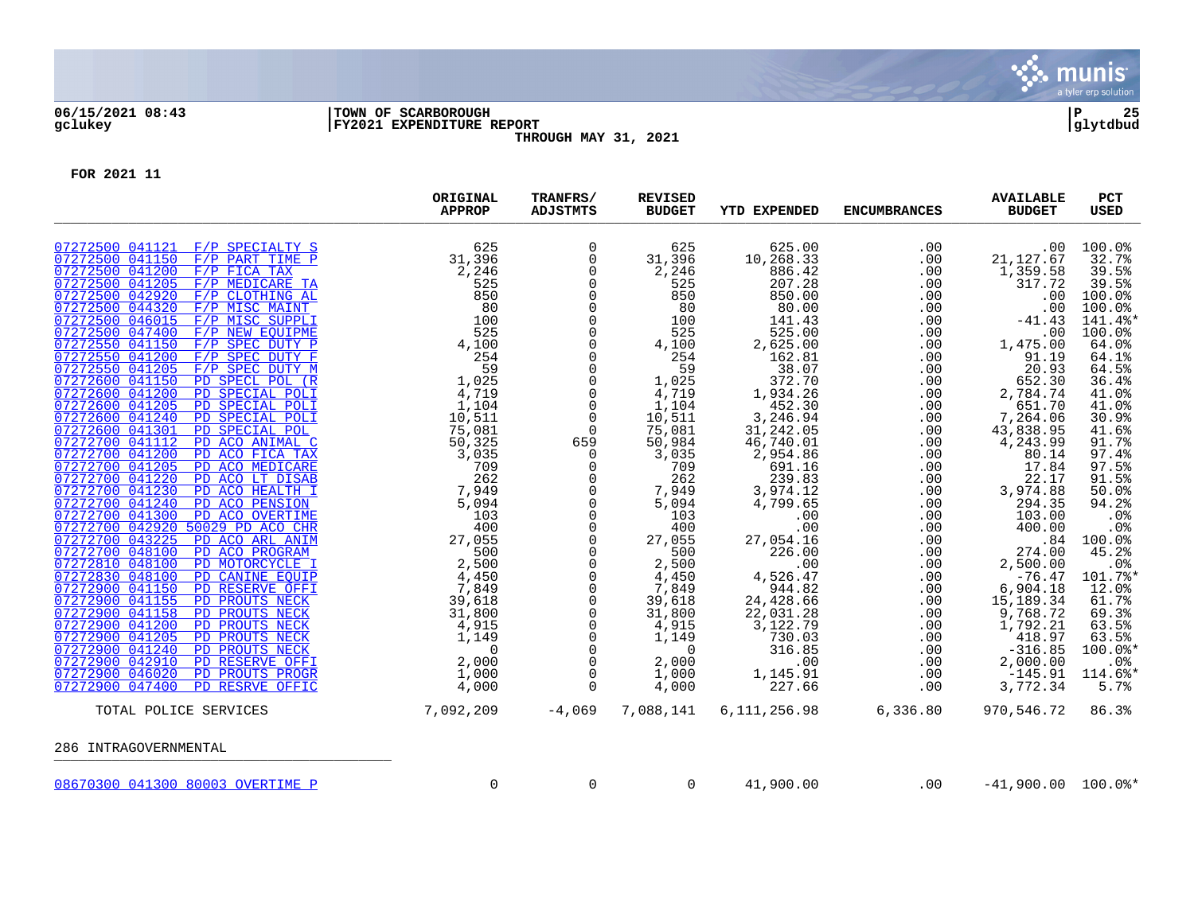**FOR 2021 11**

| | ORIGINAL APPROP | TRANFRS/ ADJSTMTS | REVISED BUDGET | YTD EXPENDED | ENCUMBRANCES | AVAILABLE BUDGET | PCT USED |
|---|---|---|---|---|---|---|---|
| 07272500 041121 F/P SPECIALTY S | 625 | 0 | 625 | 625.00 | .00 | .00 | 100.0% |
| 07272500 041150 F/P PART TIME P | 31,396 | 0 | 31,396 | 10,268.33 | .00 | 21,127.67 | 32.7% |
| 07272500 041200 F/P FICA TAX | 2,246 | 0 | 2,246 | 886.42 | .00 | 1,359.58 | 39.5% |
| 07272500 041205 F/P MEDICARE TA | 525 | 0 | 525 | 207.28 | .00 | 317.72 | 39.5% |
| 07272500 042920 F/P CLOTHING AL | 850 | 0 | 850 | 850.00 | .00 | .00 | 100.0% |
| 07272500 044320 F/P MISC MAINT | 80 | 0 | 80 | 80.00 | .00 | .00 | 100.0% |
| 07272500 046015 F/P MISC SUPPLI | 100 | 0 | 100 | 141.43 | .00 | -41.43 | 141.4%* |
| 07272500 047400 F/P NEW EQUIPME | 525 | 0 | 525 | 525.00 | .00 | .00 | 100.0% |
| 07272550 041150 F/P SPEC DUTY P | 4,100 | 0 | 4,100 | 2,625.00 | .00 | 1,475.00 | 64.0% |
| 07272550 041200 F/P SPEC DUTY F | 254 | 0 | 254 | 162.81 | .00 | 91.19 | 64.1% |
| 07272550 041205 F/P SPEC DUTY M | 59 | 0 | 59 | 38.07 | .00 | 20.93 | 64.5% |
| 07272600 041150 PD SPECL POL (R | 1,025 | 0 | 1,025 | 372.70 | .00 | 652.30 | 36.4% |
| 07272600 041200 PD SPECIAL POLI | 4,719 | 0 | 4,719 | 1,934.26 | .00 | 2,784.74 | 41.0% |
| 07272600 041205 PD SPECIAL POLI | 1,104 | 0 | 1,104 | 452.30 | .00 | 651.70 | 41.0% |
| 07272600 041240 PD SPECIAL POLI | 10,511 | 0 | 10,511 | 3,246.94 | .00 | 7,264.06 | 30.9% |
| 07272600 041301 PD SPECIAL POL | 75,081 | 0 | 75,081 | 31,242.05 | .00 | 43,838.95 | 41.6% |
| 07272700 041112 PD ACO ANIMAL C | 50,325 | 659 | 50,984 | 46,740.01 | .00 | 4,243.99 | 91.7% |
| 07272700 041200 PD ACO FICA TAX | 3,035 | 0 | 3,035 | 2,954.86 | .00 | 80.14 | 97.4% |
| 07272700 041205 PD ACO MEDICARE | 709 | 0 | 709 | 691.16 | .00 | 17.84 | 97.5% |
| 07272700 041220 PD ACO LT DISAB | 262 | 0 | 262 | 239.83 | .00 | 22.17 | 91.5% |
| 07272700 041230 PD ACO HEALTH I | 7,949 | 0 | 7,949 | 3,974.12 | .00 | 3,974.88 | 50.0% |
| 07272700 041240 PD ACO PENSION | 5,094 | 0 | 5,094 | 4,799.65 | .00 | 294.35 | 94.2% |
| 07272700 041300 PD ACO OVERTIME | 103 | 0 | 103 | .00 | .00 | 103.00 | .0% |
| 07272700 042920 50029 PD ACO CHR | 400 | 0 | 400 | .00 | .00 | 400.00 | .0% |
| 07272700 043225 PD ACO ARL ANIM | 27,055 | 0 | 27,055 | 27,054.16 | .00 | .84 | 100.0% |
| 07272700 048100 PD ACO PROGRAM | 500 | 0 | 500 | 226.00 | .00 | 274.00 | 45.2% |
| 07272810 048100 PD MOTORCYCLE I | 2,500 | 0 | 2,500 | .00 | .00 | 2,500.00 | .0% |
| 07272830 048100 PD CANINE EQUIP | 4,450 | 0 | 4,450 | 4,526.47 | .00 | -76.47 | 101.7%* |
| 07272900 041150 PD RESERVE OFFI | 7,849 | 0 | 7,849 | 944.82 | .00 | 6,904.18 | 12.0% |
| 07272900 041155 PD PROUTS NECK | 39,618 | 0 | 39,618 | 24,428.66 | .00 | 15,189.34 | 61.7% |
| 07272900 041158 PD PROUTS NECK | 31,800 | 0 | 31,800 | 22,031.28 | .00 | 9,768.72 | 69.3% |
| 07272900 041200 PD PROUTS NECK | 4,915 | 0 | 4,915 | 3,122.79 | .00 | 1,792.21 | 63.5% |
| 07272900 041205 PD PROUTS NECK | 1,149 | 0 | 1,149 | 730.03 | .00 | 418.97 | 63.5% |
| 07272900 041240 PD PROUTS NECK | 0 | 0 | 0 | 316.85 | .00 | -316.85 | 100.0%* |
| 07272900 042910 PD RESERVE OFFI | 2,000 | 0 | 2,000 | .00 | .00 | 2,000.00 | .0% |
| 07272900 046020 PD PROUTS PROGR | 1,000 | 0 | 1,000 | 1,145.91 | .00 | -145.91 | 114.6%* |
| 07272900 047400 PD RESRVE OFFIC | 4,000 | 0 | 4,000 | 227.66 | .00 | 3,772.34 | 5.7% |
| TOTAL POLICE SERVICES | 7,092,209 | -4,069 | 7,088,141 | 6,111,256.98 | 6,336.80 | 970,546.72 | 86.3% |

286 INTRAGOVERNMENTAL

| | ORIGINAL APPROP | TRANFRS/ ADJSTMTS | REVISED BUDGET | YTD EXPENDED | ENCUMBRANCES | AVAILABLE BUDGET | PCT USED |
|---|---|---|---|---|---|---|---|
| 08670300 041300 80003 OVERTIME P | 0 | 0 | 0 | 41,900.00 | .00 | -41,900.00 | 100.0%* |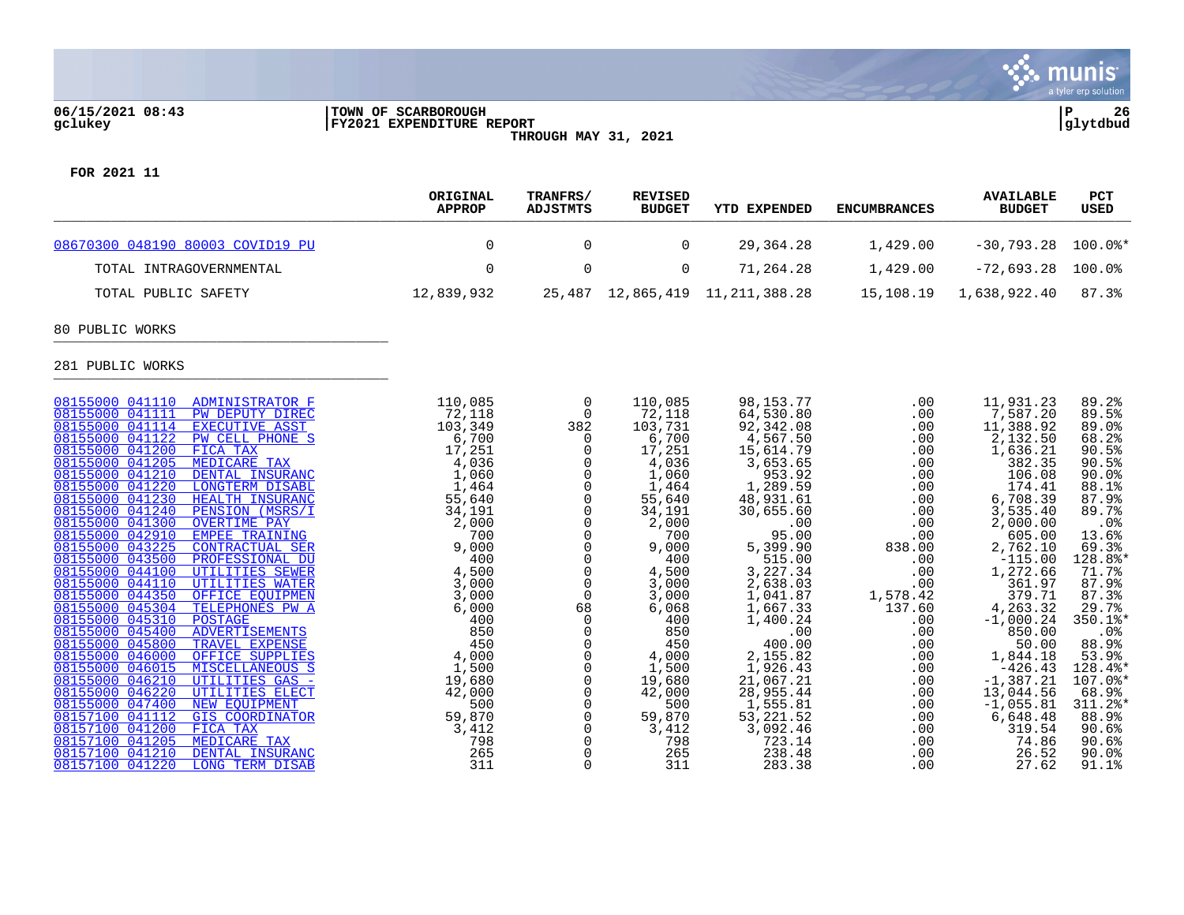**06/15/2021 08:43** | **TOWN OF SCARBOROUGH** | **P 26**
**gclukey** | **FY2021 EXPENDITURE REPORT** | **glytdbud**

**THROUGH MAY 31, 2021**

**FOR 2021 11**

| | ORIGINAL APPROP | TRANFRS/ ADJSTMTS | REVISED BUDGET | YTD EXPENDED | ENCUMBRANCES | AVAILABLE BUDGET | PCT USED |
|---|---|---|---|---|---|---|---|
| 08670300 048190 80003 COVID19 PU | 0 | 0 | 0 | 29,364.28 | 1,429.00 | -30,793.28 | 100.0%* |
| TOTAL INTRAGOVERNMENTAL | 0 | 0 | 0 | 71,264.28 | 1,429.00 | -72,693.28 | 100.0% |
| TOTAL PUBLIC SAFETY | 12,839,932 | 25,487 | 12,865,419 | 11,211,388.28 | 15,108.19 | 1,638,922.40 | 87.3% |

80 PUBLIC WORKS

281 PUBLIC WORKS

| | ORIGINAL APPROP | TRANFRS/ ADJSTMTS | REVISED BUDGET | YTD EXPENDED | ENCUMBRANCES | AVAILABLE BUDGET | PCT USED |
|---|---|---|---|---|---|---|---|
| 08155000 041110 ADMINISTRATOR F | 110,085 | 0 | 110,085 | 98,153.77 | .00 | 11,931.23 | 89.2% |
| 08155000 041111 PW DEPUTY DIREC | 72,118 | 0 | 72,118 | 64,530.80 | .00 | 7,587.20 | 89.5% |
| 08155000 041114 EXECUTIVE ASST | 103,349 | 382 | 103,731 | 92,342.08 | .00 | 11,388.92 | 89.0% |
| 08155000 041122 PW CELL PHONE S | 6,700 | 0 | 6,700 | 4,567.50 | .00 | 2,132.50 | 68.2% |
| 08155000 041200 FICA TAX | 17,251 | 0 | 17,251 | 15,614.79 | .00 | 1,636.21 | 90.5% |
| 08155000 041205 MEDICARE TAX | 4,036 | 0 | 4,036 | 3,653.65 | .00 | 382.35 | 90.5% |
| 08155000 041210 DENTAL INSURANC | 1,060 | 0 | 1,060 | 953.92 | .00 | 106.08 | 90.0% |
| 08155000 041220 LONGTERM DISABL | 1,464 | 0 | 1,464 | 1,289.59 | .00 | 174.41 | 88.1% |
| 08155000 041230 HEALTH INSURANC | 55,640 | 0 | 55,640 | 48,931.61 | .00 | 6,708.39 | 87.9% |
| 08155000 041240 PENSION (MSRS/I | 34,191 | 0 | 34,191 | 30,655.60 | .00 | 3,535.40 | 89.7% |
| 08155000 041300 OVERTIME PAY | 2,000 | 0 | 2,000 | .00 | .00 | 2,000.00 | .0% |
| 08155000 042910 EMPEE TRAINING | 700 | 0 | 700 | 95.00 | .00 | 605.00 | 13.6% |
| 08155000 043225 CONTRACTUAL SER | 9,000 | 0 | 9,000 | 5,399.90 | 838.00 | 2,762.10 | 69.3% |
| 08155000 043500 PROFESSIONAL DU | 400 | 0 | 400 | 515.00 | .00 | -115.00 | 128.8%* |
| 08155000 044100 UTILITIES SEWER | 4,500 | 0 | 4,500 | 3,227.34 | .00 | 1,272.66 | 71.7% |
| 08155000 044110 UTILITIES WATER | 3,000 | 0 | 3,000 | 2,638.03 | .00 | 361.97 | 87.9% |
| 08155000 044350 OFFICE EQUIPMEN | 3,000 | 0 | 3,000 | 1,041.87 | 1,578.42 | 379.71 | 87.3% |
| 08155000 045304 TELEPHONES PW A | 6,000 | 68 | 6,068 | 1,667.33 | 137.60 | 4,263.32 | 29.7% |
| 08155000 045310 POSTAGE | 400 | 0 | 400 | 1,400.24 | .00 | -1,000.24 | 350.1%* |
| 08155000 045400 ADVERTISEMENTS | 850 | 0 | 850 | .00 | .00 | 850.00 | .0% |
| 08155000 045800 TRAVEL EXPENSE | 450 | 0 | 450 | 400.00 | .00 | 50.00 | 88.9% |
| 08155000 046000 OFFICE SUPPLIES | 4,000 | 0 | 4,000 | 2,155.82 | .00 | 1,844.18 | 53.9% |
| 08155000 046015 MISCELLANEOUS S | 1,500 | 0 | 1,500 | 1,926.43 | .00 | -426.43 | 128.4%* |
| 08155000 046210 UTILITIES GAS - | 19,680 | 0 | 19,680 | 21,067.21 | .00 | -1,387.21 | 107.0%* |
| 08155000 046220 UTILITIES ELECT | 42,000 | 0 | 42,000 | 28,955.44 | .00 | 13,044.56 | 68.9% |
| 08155000 047400 NEW EQUIPMENT | 500 | 0 | 500 | 1,555.81 | .00 | -1,055.81 | 311.2%* |
| 08157100 041112 GIS COORDINATOR | 59,870 | 0 | 59,870 | 53,221.52 | .00 | 6,648.48 | 88.9% |
| 08157100 041200 FICA TAX | 3,412 | 0 | 3,412 | 3,092.46 | .00 | 319.54 | 90.6% |
| 08157100 041205 MEDICARE TAX | 798 | 0 | 798 | 723.14 | .00 | 74.86 | 90.6% |
| 08157100 041210 DENTAL INSURANC | 265 | 0 | 265 | 238.48 | .00 | 26.52 | 90.0% |
| 08157100 041220 LONG TERM DISAB | 311 | 0 | 311 | 283.38 | .00 | 27.62 | 91.1% |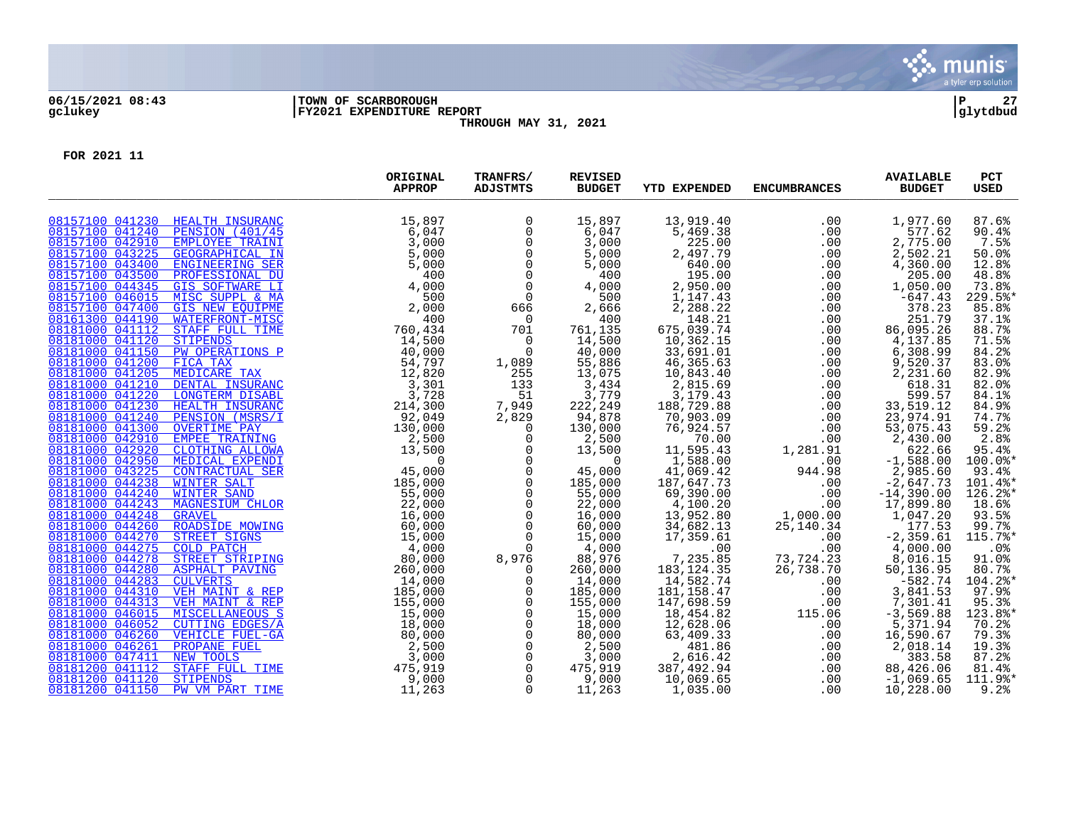06/15/2021 08:43 | TOWN OF SCARBOROUGH | P 27
gclukey | FY2021 EXPENDITURE REPORT | glytdbud

THROUGH MAY 31, 2021

FOR 2021 11

| | | ORIGINAL APPROP | TRANFRS/ ADJSTMTS | REVISED BUDGET | YTD EXPENDED | ENCUMBRANCES | AVAILABLE BUDGET | PCT USED |
|---|---|---|---|---|---|---|---|---|
| 08157100 041230 | HEALTH INSURANC | 15,897 | 0 | 15,897 | 13,919.40 | .00 | 1,977.60 | 87.6% |
| 08157100 041240 | PENSION (401/45 | 6,047 | 0 | 6,047 | 5,469.38 | .00 | 577.62 | 90.4% |
| 08157100 042910 | EMPLOYEE TRAINI | 3,000 | 0 | 3,000 | 225.00 | .00 | 2,775.00 | 7.5% |
| 08157100 043225 | GEOGRAPHICAL IN | 5,000 | 0 | 5,000 | 2,497.79 | .00 | 2,502.21 | 50.0% |
| 08157100 043400 | ENGINEERING SER | 5,000 | 0 | 5,000 | 640.00 | .00 | 4,360.00 | 12.8% |
| 08157100 043500 | PROFESSIONAL DU | 400 | 0 | 400 | 195.00 | .00 | 205.00 | 48.8% |
| 08157100 044345 | GIS SOFTWARE LI | 4,000 | 0 | 4,000 | 2,950.00 | .00 | 1,050.00 | 73.8% |
| 08157100 046015 | MISC SUPPL & MA | 500 | 0 | 500 | 1,147.43 | .00 | -647.43 | 229.5%* |
| 08157100 047400 | GIS NEW EQUIPME | 2,000 | 666 | 2,666 | 2,288.22 | .00 | 378.23 | 85.8% |
| 08161300 044190 | WATERFRONT-MISC | 400 | 0 | 400 | 148.21 | .00 | 251.79 | 37.1% |
| 08181000 041112 | STAFF FULL TIME | 760,434 | 701 | 761,135 | 675,039.74 | .00 | 86,095.26 | 88.7% |
| 08181000 041120 | STIPENDS | 14,500 | 0 | 14,500 | 10,362.15 | .00 | 4,137.85 | 71.5% |
| 08181000 041150 | PW OPERATIONS P | 40,000 | 0 | 40,000 | 33,691.01 | .00 | 6,308.99 | 84.2% |
| 08181000 041200 | FICA TAX | 54,797 | 1,089 | 55,886 | 46,365.63 | .00 | 9,520.37 | 83.0% |
| 08181000 041205 | MEDICARE TAX | 12,820 | 255 | 13,075 | 10,843.40 | .00 | 2,231.60 | 82.9% |
| 08181000 041210 | DENTAL INSURANC | 3,301 | 133 | 3,434 | 2,815.69 | .00 | 618.31 | 82.0% |
| 08181000 041220 | LONGTERM DISABL | 3,728 | 51 | 3,779 | 3,179.43 | .00 | 599.57 | 84.1% |
| 08181000 041230 | HEALTH INSURANC | 214,300 | 7,949 | 222,249 | 188,729.88 | .00 | 33,519.12 | 84.9% |
| 08181000 041240 | PENSION (MSRS/I | 92,049 | 2,829 | 94,878 | 70,903.09 | .00 | 23,974.91 | 74.7% |
| 08181000 041300 | OVERTIME PAY | 130,000 | 0 | 130,000 | 76,924.57 | .00 | 53,075.43 | 59.2% |
| 08181000 042910 | EMPEE TRAINING | 2,500 | 0 | 2,500 | 70.00 | .00 | 2,430.00 | 2.8% |
| 08181000 042920 | CLOTHING ALLOWA | 13,500 | 0 | 13,500 | 11,595.43 | 1,281.91 | 622.66 | 95.4% |
| 08181000 042950 | MEDICAL EXPENDI | 0 | 0 | 0 | 1,588.00 | .00 | -1,588.00 | 100.0%* |
| 08181000 043225 | CONTRACTUAL SER | 45,000 | 0 | 45,000 | 41,069.42 | 944.98 | 2,985.60 | 93.4% |
| 08181000 044238 | WINTER SALT | 185,000 | 0 | 185,000 | 187,647.73 | .00 | -2,647.73 | 101.4%* |
| 08181000 044240 | WINTER SAND | 55,000 | 0 | 55,000 | 69,390.00 | .00 | -14,390.00 | 126.2%* |
| 08181000 044243 | MAGNESIUM CHLOR | 22,000 | 0 | 22,000 | 4,100.20 | .00 | 17,899.80 | 18.6% |
| 08181000 044248 | GRAVEL | 16,000 | 0 | 16,000 | 13,952.80 | 1,000.00 | 1,047.20 | 93.5% |
| 08181000 044260 | ROADSIDE MOWING | 60,000 | 0 | 60,000 | 34,682.13 | 25,140.34 | 177.53 | 99.7% |
| 08181000 044270 | STREET SIGNS | 15,000 | 0 | 15,000 | 17,359.61 | .00 | -2,359.61 | 115.7%* |
| 08181000 044275 | COLD PATCH | 4,000 | 0 | 4,000 | .00 | .00 | 4,000.00 | .0% |
| 08181000 044278 | STREET STRIPING | 80,000 | 8,976 | 88,976 | 7,235.85 | 73,724.23 | 8,016.15 | 91.0% |
| 08181000 044280 | ASPHALT PAVING | 260,000 | 0 | 260,000 | 183,124.35 | 26,738.70 | 50,136.95 | 80.7% |
| 08181000 044283 | CULVERTS | 14,000 | 0 | 14,000 | 14,582.74 | .00 | -582.74 | 104.2%* |
| 08181000 044310 | VEH MAINT & REP | 185,000 | 0 | 185,000 | 181,158.47 | .00 | 3,841.53 | 97.9% |
| 08181000 044313 | VEH MAINT & REP | 155,000 | 0 | 155,000 | 147,698.59 | .00 | 7,301.41 | 95.3% |
| 08181000 046015 | MISCELLANEOUS S | 15,000 | 0 | 15,000 | 18,454.82 | 115.06 | -3,569.88 | 123.8%* |
| 08181000 046052 | CUTTING EDGES/A | 18,000 | 0 | 18,000 | 12,628.06 | .00 | 5,371.94 | 70.2% |
| 08181000 046260 | VEHICLE FUEL-GA | 80,000 | 0 | 80,000 | 63,409.33 | .00 | 16,590.67 | 79.3% |
| 08181000 046261 | PROPANE FUEL | 2,500 | 0 | 2,500 | 481.86 | .00 | 2,018.14 | 19.3% |
| 08181000 047411 | NEW TOOLS | 3,000 | 0 | 3,000 | 2,616.42 | .00 | 383.58 | 87.2% |
| 08181200 041112 | STAFF FULL TIME | 475,919 | 0 | 475,919 | 387,492.94 | .00 | 88,426.06 | 81.4% |
| 08181200 041120 | STIPENDS | 9,000 | 0 | 9,000 | 10,069.65 | .00 | -1,069.65 | 111.9%* |
| 08181200 041150 | PW VM PART TIME | 11,263 | 0 | 11,263 | 1,035.00 | .00 | 10,228.00 | 9.2% |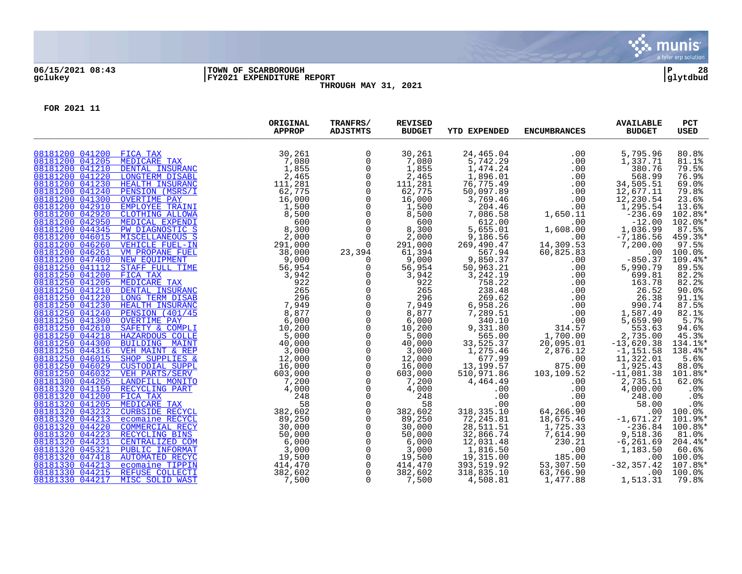06/15/2021 08:43 | TOWN OF SCARBOROUGH | P 28
gclukey | FY2021 EXPENDITURE REPORT | glytdbud

THROUGH MAY 31, 2021

FOR 2021 11

| | | ORIGINAL APPROP | TRANFRS/ ADJSTMTS | REVISED BUDGET | YTD EXPENDED | ENCUMBRANCES | AVAILABLE BUDGET | PCT USED |
|---|---|---|---|---|---|---|---|---|
| 08181200 041200 | FICA TAX | 30,261 | 0 | 30,261 | 24,465.04 | .00 | 5,795.96 | 80.8% |
| 08181200 041205 | MEDICARE TAX | 7,080 | 0 | 7,080 | 5,742.29 | .00 | 1,337.71 | 81.1% |
| 08181200 041210 | DENTAL INSURANC | 1,855 | 0 | 1,855 | 1,474.24 | .00 | 380.76 | 79.5% |
| 08181200 041220 | LONGTERM DISABL | 2,465 | 0 | 2,465 | 1,896.01 | .00 | 568.99 | 76.9% |
| 08181200 041230 | HEALTH INSURANC | 111,281 | 0 | 111,281 | 76,775.49 | .00 | 34,505.51 | 69.0% |
| 08181200 041240 | PENSION (MSRS/I | 62,775 | 0 | 62,775 | 50,097.89 | .00 | 12,677.11 | 79.8% |
| 08181200 041300 | OVERTIME PAY | 16,000 | 0 | 16,000 | 3,769.46 | .00 | 12,230.54 | 23.6% |
| 08181200 042910 | EMPLOYEE TRAINI | 1,500 | 0 | 1,500 | 204.46 | .00 | 1,295.54 | 13.6% |
| 08181200 042920 | CLOTHING ALLOWA | 8,500 | 0 | 8,500 | 7,086.58 | 1,650.11 | -236.69 | 102.8%* |
| 08181200 042950 | MEDICAL EXPENDI | 600 | 0 | 600 | 612.00 | .00 | -12.00 | 102.0%* |
| 08181200 044345 | PW DIAGNOSTIC S | 8,300 | 0 | 8,300 | 5,655.01 | 1,608.00 | 1,036.99 | 87.5% |
| 08181200 046015 | MISCELLANEOUS S | 2,000 | 0 | 2,000 | 9,186.56 | .00 | -7,186.56 | 459.3%* |
| 08181200 046260 | VEHICLE FUEL-IN | 291,000 | 0 | 291,000 | 269,490.47 | 14,309.53 | 7,200.00 | 97.5% |
| 08181200 046261 | VM PROPANE FUEL | 38,000 | 23,394 | 61,394 | 567.94 | 60,825.83 | .00 | 100.0% |
| 08181200 047400 | NEW EQUIPMENT | 9,000 | 0 | 9,000 | 9,850.37 | .00 | -850.37 | 109.4%* |
| 08181250 041112 | STAFF FULL TIME | 56,954 | 0 | 56,954 | 50,963.21 | .00 | 5,990.79 | 89.5% |
| 08181250 041200 | FICA TAX | 3,942 | 0 | 3,942 | 3,242.19 | .00 | 699.81 | 82.2% |
| 08181250 041205 | MEDICARE TAX | 922 | 0 | 922 | 758.22 | .00 | 163.78 | 82.2% |
| 08181250 041210 | DENTAL INSURANC | 265 | 0 | 265 | 238.48 | .00 | 26.52 | 90.0% |
| 08181250 041220 | LONG TERM DISAB | 296 | 0 | 296 | 269.62 | .00 | 26.38 | 91.1% |
| 08181250 041230 | HEALTH INSURANC | 7,949 | 0 | 7,949 | 6,958.26 | .00 | 990.74 | 87.5% |
| 08181250 041240 | PENSION (401/45 | 8,877 | 0 | 8,877 | 7,289.51 | .00 | 1,587.49 | 82.1% |
| 08181250 041300 | OVERTIME PAY | 6,000 | 0 | 6,000 | 340.10 | .00 | 5,659.90 | 5.7% |
| 08181250 042610 | SAFETY & COMPLI | 10,200 | 0 | 10,200 | 9,331.80 | 314.57 | 553.63 | 94.6% |
| 08181250 044218 | HAZARDOUS COLLE | 5,000 | 0 | 5,000 | 565.00 | 1,700.00 | 2,735.00 | 45.3% |
| 08181250 044300 | BUILDING MAINT | 40,000 | 0 | 40,000 | 33,525.37 | 20,095.01 | -13,620.38 | 134.1%* |
| 08181250 044316 | VEH MAINT & REP | 3,000 | 0 | 3,000 | 1,275.46 | 2,876.12 | -1,151.58 | 138.4%* |
| 08181250 046015 | SHOP SUPPLIES & | 12,000 | 0 | 12,000 | 677.99 | .00 | 11,322.01 | 5.6% |
| 08181250 046029 | CUSTODIAL SUPPL | 16,000 | 0 | 16,000 | 13,199.57 | 875.00 | 1,925.43 | 88.0% |
| 08181250 046032 | VEH PARTS/SERV | 603,000 | 0 | 603,000 | 510,971.86 | 103,109.52 | -11,081.38 | 101.8%* |
| 08181300 044205 | LANDFILL MONITO | 7,200 | 0 | 7,200 | 4,464.49 | .00 | 2,735.51 | 62.0% |
| 08181320 041150 | RECYCLING PART | 4,000 | 0 | 4,000 | .00 | .00 | 4,000.00 | .0% |
| 08181320 041200 | FICA TAX | 248 | 0 | 248 | .00 | .00 | 248.00 | .0% |
| 08181320 041205 | MEDICARE TAX | 58 | 0 | 58 | .00 | .00 | 58.00 | .0% |
| 08181320 043232 | CURBSIDE RECYCL | 382,602 | 0 | 382,602 | 318,335.10 | 64,266.90 | .00 | 100.0% |
| 08181320 044213 | ecomaine RECYCL | 89,250 | 0 | 89,250 | 72,245.81 | 18,675.46 | -1,671.27 | 101.9%* |
| 08181320 044220 | COMMERCIAL RECY | 30,000 | 0 | 30,000 | 28,511.51 | 1,725.33 | -236.84 | 100.8%* |
| 08181320 044223 | RECYCLING BINS | 50,000 | 0 | 50,000 | 32,866.74 | 7,614.90 | 9,518.36 | 81.0% |
| 08181320 044231 | CENTRALIZED COM | 6,000 | 0 | 6,000 | 12,031.48 | 230.21 | -6,261.69 | 204.4%* |
| 08181320 045321 | PUBLIC INFORMAT | 3,000 | 0 | 3,000 | 1,816.50 | .00 | 1,183.50 | 60.6% |
| 08181320 047418 | AUTOMATED RECYC | 19,500 | 0 | 19,500 | 19,315.00 | 185.00 | .00 | 100.0% |
| 08181330 044213 | ecomaine TIPPIN | 414,470 | 0 | 414,470 | 393,519.92 | 53,307.50 | -32,357.42 | 107.8%* |
| 08181330 044215 | REFUSE COLLECTI | 382,602 | 0 | 382,602 | 318,835.10 | 63,766.90 | .00 | 100.0% |
| 08181330 044217 | MISC SOLID WAST | 7,500 | 0 | 7,500 | 4,508.81 | 1,477.88 | 1,513.31 | 79.8% |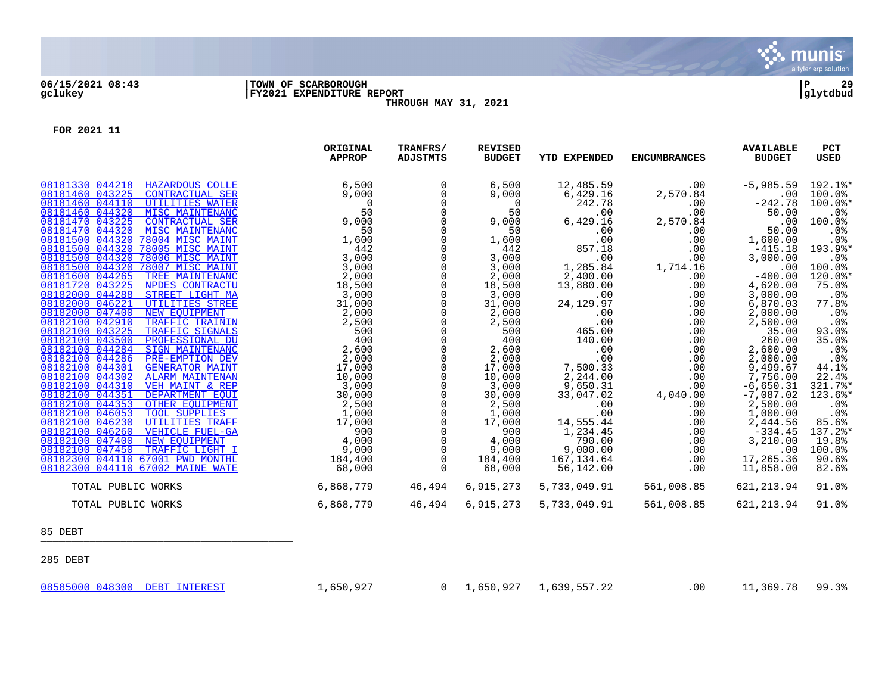06/15/2021 08:43 | TOWN OF SCARBOROUGH | P 29
gclukey | FY2021 EXPENDITURE REPORT | glytdbud

THROUGH MAY 31, 2021

FOR 2021 11

| | ORIGINAL APPROP | TRANFRS/ ADJSTMTS | REVISED BUDGET | YTD EXPENDED | ENCUMBRANCES | AVAILABLE BUDGET | PCT USED |
|---|---|---|---|---|---|---|---|
| 08181330 044218 HAZARDOUS COLLE | 6,500 | 0 | 6,500 | 12,485.59 | .00 | -5,985.59 | 192.1%* |
| 08181460 043225 CONTRACTUAL SER | 9,000 | 0 | 9,000 | 6,429.16 | 2,570.84 | .00 | 100.0% |
| 08181460 044110 UTILITIES WATER | 0 | 0 | 0 | 242.78 | .00 | -242.78 | 100.0%* |
| 08181460 044320 MISC MAINTENANC | 50 | 0 | 50 | .00 | .00 | 50.00 | .0% |
| 08181470 043225 CONTRACTUAL SER | 9,000 | 0 | 9,000 | 6,429.16 | 2,570.84 | .00 | 100.0% |
| 08181470 044320 MISC MAINTENANC | 50 | 0 | 50 | .00 | .00 | 50.00 | .0% |
| 08181500 044320 78004 MISC MAINT | 1,600 | 0 | 1,600 | .00 | .00 | 1,600.00 | .0% |
| 08181500 044320 78005 MISC MAINT | 442 | 0 | 442 | 857.18 | .00 | -415.18 | 193.9%* |
| 08181500 044320 78006 MISC MAINT | 3,000 | 0 | 3,000 | .00 | .00 | 3,000.00 | .0% |
| 08181500 044320 78007 MISC MAINT | 3,000 | 0 | 3,000 | 1,285.84 | 1,714.16 | .00 | 100.0% |
| 08181600 044265 TREE MAINTENANC | 2,000 | 0 | 2,000 | 2,400.00 | .00 | -400.00 | 120.0%* |
| 08181720 043225 NPDES CONTRACTU | 18,500 | 0 | 18,500 | 13,880.00 | .00 | 4,620.00 | 75.0% |
| 08182000 044288 STREET LIGHT MA | 3,000 | 0 | 3,000 | .00 | .00 | 3,000.00 | .0% |
| 08182000 046221 UTILITIES STREE | 31,000 | 0 | 31,000 | 24,129.97 | .00 | 6,870.03 | 77.8% |
| 08182000 047400 NEW EQUIPMENT | 2,000 | 0 | 2,000 | .00 | .00 | 2,000.00 | .0% |
| 08182100 042910 TRAFFIC TRAININ | 2,500 | 0 | 2,500 | .00 | .00 | 2,500.00 | .0% |
| 08182100 043225 TRAFFIC SIGNALS | 500 | 0 | 500 | 465.00 | .00 | 35.00 | 93.0% |
| 08182100 043500 PROFESSIONAL DU | 400 | 0 | 400 | 140.00 | .00 | 260.00 | 35.0% |
| 08182100 044284 SIGN MAINTENANC | 2,600 | 0 | 2,600 | .00 | .00 | 2,600.00 | .0% |
| 08182100 044286 PRE-EMPTION DEV | 2,000 | 0 | 2,000 | .00 | .00 | 2,000.00 | .0% |
| 08182100 044301 GENERATOR MAINT | 17,000 | 0 | 17,000 | 7,500.33 | .00 | 9,499.67 | 44.1% |
| 08182100 044302 ALARM MAINTENAN | 10,000 | 0 | 10,000 | 2,244.00 | .00 | 7,756.00 | 22.4% |
| 08182100 044310 VEH MAINT & REP | 3,000 | 0 | 3,000 | 9,650.31 | .00 | -6,650.31 | 321.7%* |
| 08182100 044351 DEPARTMENT EQUI | 30,000 | 0 | 30,000 | 33,047.02 | 4,040.00 | -7,087.02 | 123.6%* |
| 08182100 044353 OTHER EQUIPMENT | 2,500 | 0 | 2,500 | .00 | .00 | 2,500.00 | .0% |
| 08182100 046053 TOOL SUPPLIES | 1,000 | 0 | 1,000 | .00 | .00 | 1,000.00 | .0% |
| 08182100 046230 UTILITIES TRAFF | 17,000 | 0 | 17,000 | 14,555.44 | .00 | 2,444.56 | 85.6% |
| 08182100 046260 VEHICLE FUEL-GA | 900 | 0 | 900 | 1,234.45 | .00 | -334.45 | 137.2%* |
| 08182100 047400 NEW EQUIPMENT | 4,000 | 0 | 4,000 | 790.00 | .00 | 3,210.00 | 19.8% |
| 08182100 047450 TRAFFIC LIGHT I | 9,000 | 0 | 9,000 | 9,000.00 | .00 | .00 | 100.0% |
| 08182300 044110 67001 PWD MONTHL | 184,400 | 0 | 184,400 | 167,134.64 | .00 | 17,265.36 | 90.6% |
| 08182300 044110 67002 MAINE WATE | 68,000 | 0 | 68,000 | 56,142.00 | .00 | 11,858.00 | 82.6% |
| TOTAL PUBLIC WORKS | 6,868,779 | 46,494 | 6,915,273 | 5,733,049.91 | 561,008.85 | 621,213.94 | 91.0% |
| TOTAL PUBLIC WORKS | 6,868,779 | 46,494 | 6,915,273 | 5,733,049.91 | 561,008.85 | 621,213.94 | 91.0% |

85 DEBT

285 DEBT

| | ORIGINAL APPROP | TRANFRS/ ADJSTMTS | REVISED BUDGET | YTD EXPENDED | ENCUMBRANCES | AVAILABLE BUDGET | PCT USED |
|---|---|---|---|---|---|---|---|
| 08585000 048300 DEBT INTEREST | 1,650,927 | 0 | 1,650,927 | 1,639,557.22 | .00 | 11,369.78 | 99.3% |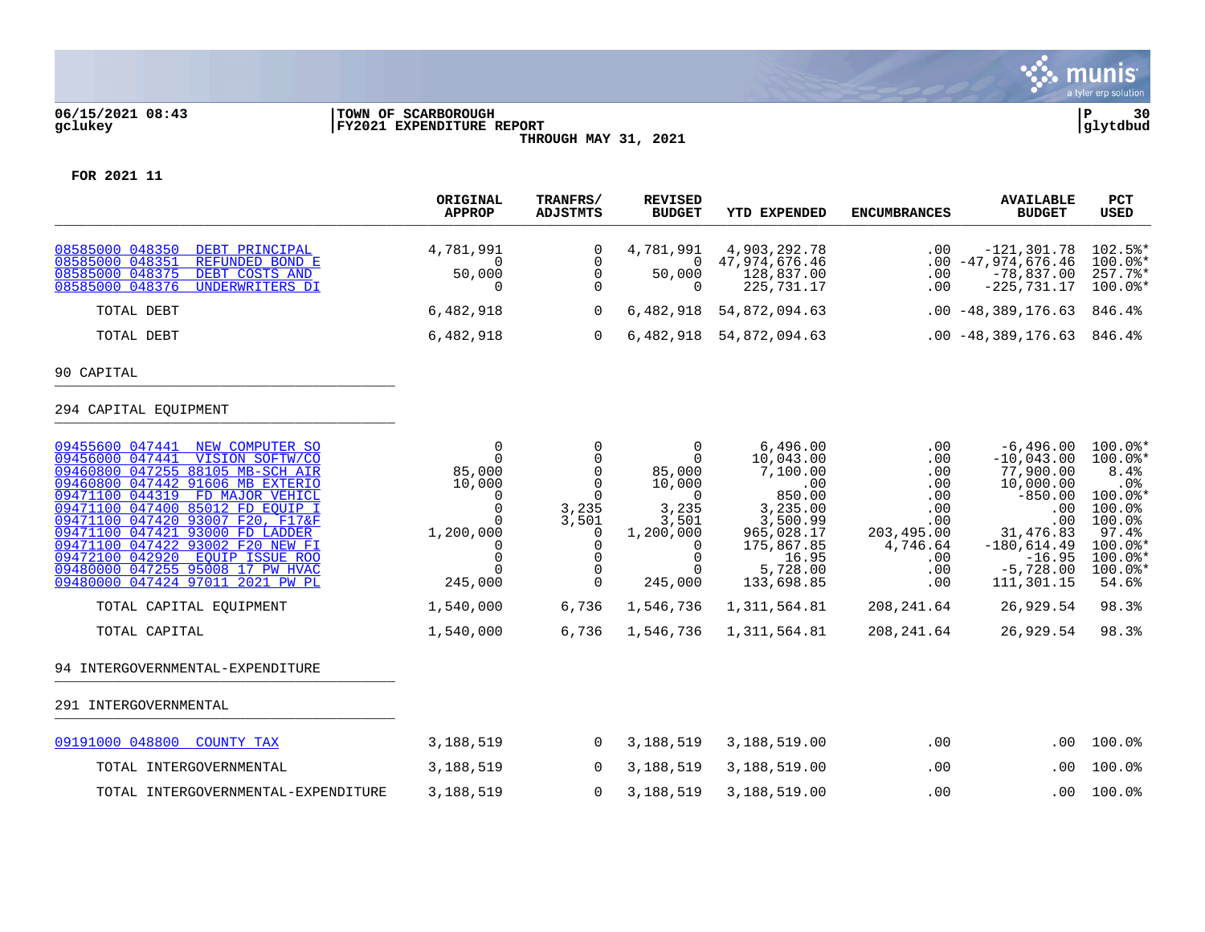06/15/2021 08:43 | TOWN OF SCARBOROUGH | P 30
gclukey | FY2021 EXPENDITURE REPORT | glytdbud

THROUGH MAY 31, 2021

FOR 2021 11

| | ORIGINAL APPROP | TRANFRS/ ADJSTMTS | REVISED BUDGET | YTD EXPENDED | ENCUMBRANCES | AVAILABLE BUDGET | PCT USED |
|---|---|---|---|---|---|---|---|
| 08585000 048350 DEBT PRINCIPAL | 4,781,991 | 0 | 4,781,991 | 4,903,292.78 | .00 | -121,301.78 | 102.5%* |
| 08585000 048351 REFUNDED BOND E | 0 | 0 | 0 | 47,974,676.46 | .00 | -47,974,676.46 | 100.0%* |
| 08585000 048375 DEBT COSTS AND | 50,000 | 0 | 50,000 | 128,837.00 | .00 | -78,837.00 | 257.7%* |
| 08585000 048376 UNDERWRITERS DI | 0 | 0 | 0 | 225,731.17 | .00 | -225,731.17 | 100.0%* |
| TOTAL DEBT | 6,482,918 | 0 | 6,482,918 | 54,872,094.63 | .00 | -48,389,176.63 | 846.4% |
| TOTAL DEBT | 6,482,918 | 0 | 6,482,918 | 54,872,094.63 | .00 | -48,389,176.63 | 846.4% |
| 90 CAPITAL | | | | | | | |
| 294 CAPITAL EQUIPMENT | | | | | | | |
| 09455600 047441 NEW COMPUTER SO | 0 | 0 | 0 | 6,496.00 | .00 | -6,496.00 | 100.0%* |
| 09456000 047441 VISION SOFTW/CO | 0 | 0 | 0 | 10,043.00 | .00 | -10,043.00 | 100.0%* |
| 09460800 047255 88105 MB-SCH AIR | 85,000 | 0 | 85,000 | 7,100.00 | .00 | 77,900.00 | 8.4% |
| 09460800 047442 91606 MB EXTERIO | 10,000 | 0 | 10,000 | .00 | .00 | 10,000.00 | .0% |
| 09471100 044319 FD MAJOR VEHICL | 0 | 0 | 0 | 850.00 | .00 | -850.00 | 100.0%* |
| 09471100 047400 85012 FD EQUIP I | 0 | 3,235 | 3,235 | 3,235.00 | .00 | .00 | 100.0% |
| 09471100 047420 93007 F20, F17&F | 0 | 3,501 | 3,501 | 3,500.99 | .00 | .00 | 100.0% |
| 09471100 047421 93000 FD LADDER | 1,200,000 | 0 | 1,200,000 | 965,028.17 | 203,495.00 | 31,476.83 | 97.4% |
| 09471100 047422 93002 F20 NEW FI | 0 | 0 | 0 | 175,867.85 | 4,746.64 | -180,614.49 | 100.0%* |
| 09472100 042920 EQUIP ISSUE ROO | 0 | 0 | 0 | 16.95 | .00 | -16.95 | 100.0%* |
| 09480000 047255 95008 17 PW HVAC | 0 | 0 | 0 | 5,728.00 | .00 | -5,728.00 | 100.0%* |
| 09480000 047424 97011 2021 PW PL | 245,000 | 0 | 245,000 | 133,698.85 | .00 | 111,301.15 | 54.6% |
| TOTAL CAPITAL EQUIPMENT | 1,540,000 | 6,736 | 1,546,736 | 1,311,564.81 | 208,241.64 | 26,929.54 | 98.3% |
| TOTAL CAPITAL | 1,540,000 | 6,736 | 1,546,736 | 1,311,564.81 | 208,241.64 | 26,929.54 | 98.3% |
| 94 INTERGOVERNMENTAL-EXPENDITURE | | | | | | | |
| 291 INTERGOVERNMENTAL | | | | | | | |
| 09191000 048800 COUNTY TAX | 3,188,519 | 0 | 3,188,519 | 3,188,519.00 | .00 | .00 | 100.0% |
| TOTAL INTERGOVERNMENTAL | 3,188,519 | 0 | 3,188,519 | 3,188,519.00 | .00 | .00 | 100.0% |
| TOTAL INTERGOVERNMENTAL-EXPENDITURE | 3,188,519 | 0 | 3,188,519 | 3,188,519.00 | .00 | .00 | 100.0% |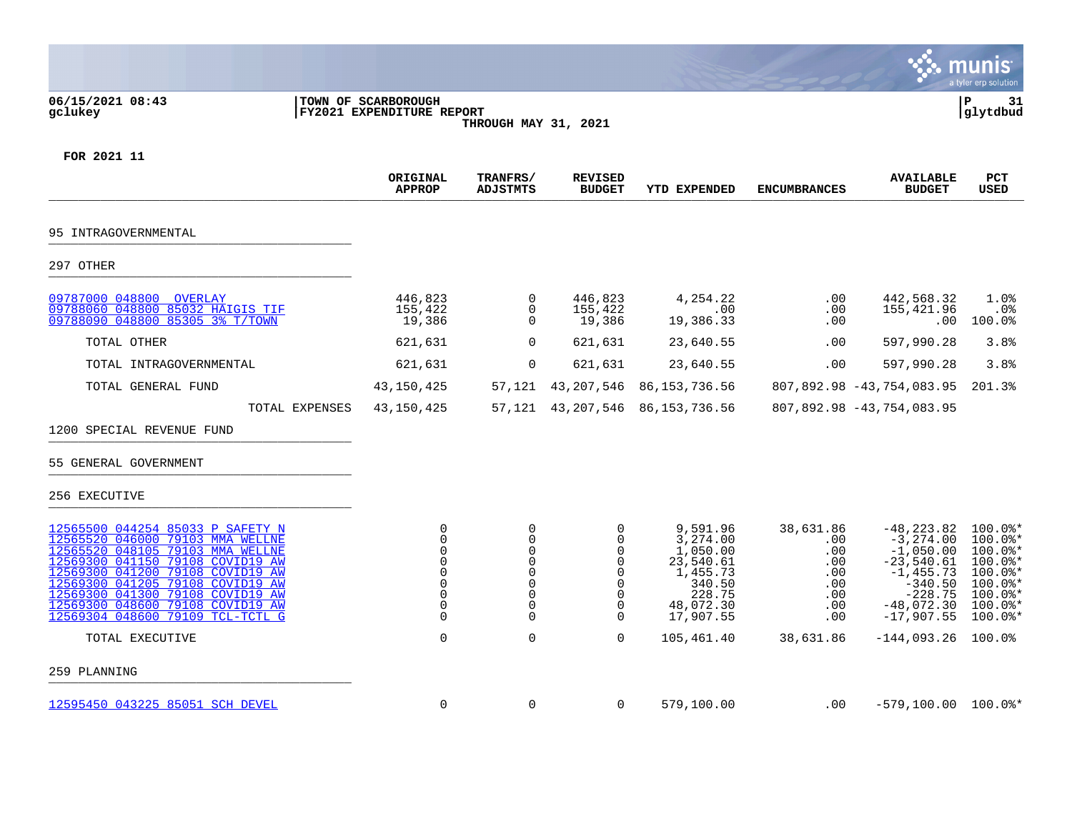FOR 2021 11

| | ORIGINAL APPROP | TRANFRS/ ADJSTMTS | REVISED BUDGET | YTD EXPENDED | ENCUMBRANCES | AVAILABLE BUDGET | PCT USED |
|---|---|---|---|---|---|---|---|
| **95 INTRAGOVERNMENTAL** | | | | | | | |
| **297 OTHER** | | | | | | | |
| 09787000 048800 OVERLAY | 446,823 | 0 | 446,823 | 4,254.22 | .00 | 442,568.32 | 1.0% |
| 09788060 048800 85032 HAIGIS TIF | 155,422 | 0 | 155,422 | .00 | .00 | 155,421.96 | .0% |
| 09788090 048800 85305 3% T/TOWN | 19,386 | 0 | 19,386 | 19,386.33 | .00 | .00 | 100.0% |
| TOTAL OTHER | 621,631 | 0 | 621,631 | 23,640.55 | .00 | 597,990.28 | 3.8% |
| TOTAL INTRAGOVERNMENTAL | 621,631 | 0 | 621,631 | 23,640.55 | .00 | 597,990.28 | 3.8% |
| TOTAL GENERAL FUND | 43,150,425 | 57,121 | 43,207,546 | 86,153,736.56 | 807,892.98 | -43,754,083.95 | 201.3% |
| TOTAL EXPENSES | 43,150,425 | 57,121 | 43,207,546 | 86,153,736.56 | 807,892.98 | -43,754,083.95 | |
| **1200 SPECIAL REVENUE FUND** | | | | | | | |
| **55 GENERAL GOVERNMENT** | | | | | | | |
| **256 EXECUTIVE** | | | | | | | |
| 12565500 044254 85033 P SAFETY N | 0 | 0 | 0 | 9,591.96 | 38,631.86 | -48,223.82 | 100.0%* |
| 12565520 046000 79103 MMA WELLNE | 0 | 0 | 0 | 3,274.00 | .00 | -3,274.00 | 100.0%* |
| 12565520 048105 79103 MMA WELLNE | 0 | 0 | 0 | 1,050.00 | .00 | -1,050.00 | 100.0%* |
| 12569300 041150 79108 COVID19 AW | 0 | 0 | 0 | 23,540.61 | .00 | -23,540.61 | 100.0%* |
| 12569300 041200 79108 COVID19 AW | 0 | 0 | 0 | 1,455.73 | .00 | -1,455.73 | 100.0%* |
| 12569300 041205 79108 COVID19 AW | 0 | 0 | 0 | 340.50 | .00 | -340.50 | 100.0%* |
| 12569300 041300 79108 COVID19 AW | 0 | 0 | 0 | 228.75 | .00 | -228.75 | 100.0%* |
| 12569300 048600 79108 COVID19 AW | 0 | 0 | 0 | 48,072.30 | .00 | -48,072.30 | 100.0%* |
| 12569304 048600 79109 TCL-TCTL G | 0 | 0 | 0 | 17,907.55 | .00 | -17,907.55 | 100.0%* |
| TOTAL EXECUTIVE | 0 | 0 | 0 | 105,461.40 | 38,631.86 | -144,093.26 | 100.0% |
| **259 PLANNING** | | | | | | | |
| 12595450 043225 85051 SCH DEVEL | 0 | 0 | 0 | 579,100.00 | .00 | -579,100.00 | 100.0%* |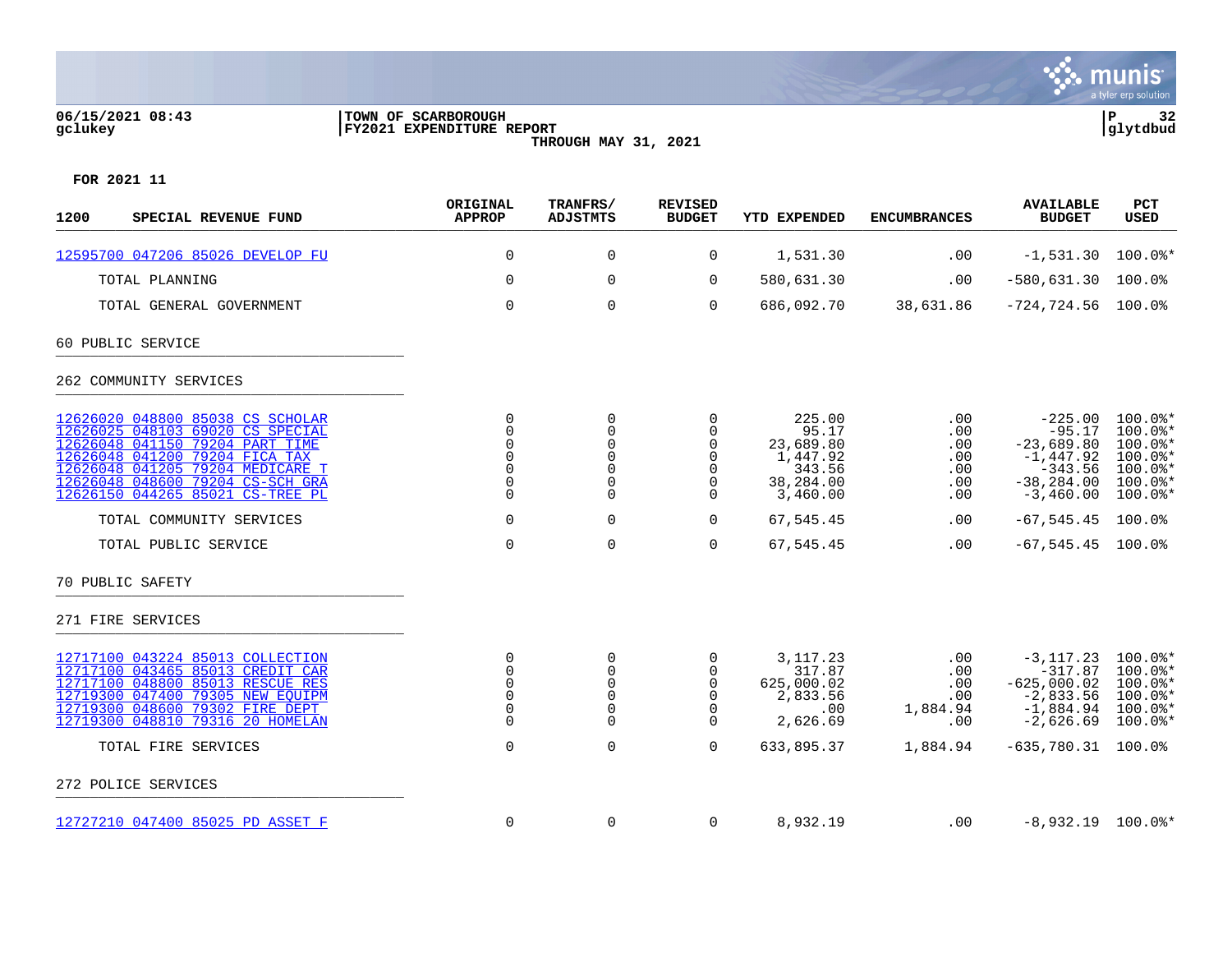06/15/2021 08:43 | TOWN OF SCARBOROUGH | P 32
gclukey | FY2021 EXPENDITURE REPORT | glytdbud
THROUGH MAY 31, 2021

FOR 2021 11

| 1200 SPECIAL REVENUE FUND | ORIGINAL APPROP | TRANFRS/ ADJSTMTS | REVISED BUDGET | YTD EXPENDED | ENCUMBRANCES | AVAILABLE BUDGET | PCT USED |
|---|---|---|---|---|---|---|---|
| 12595700 047206 85026 DEVELOP FU | 0 | 0 | 0 | 1,531.30 | .00 | -1,531.30 | 100.0%* |
| TOTAL PLANNING | 0 | 0 | 0 | 580,631.30 | .00 | -580,631.30 | 100.0% |
| TOTAL GENERAL GOVERNMENT | 0 | 0 | 0 | 686,092.70 | 38,631.86 | -724,724.56 | 100.0% |
| 60 PUBLIC SERVICE | | | | | | | |
| 262 COMMUNITY SERVICES | | | | | | | |
| 12626020 048800 85038 CS SCHOLAR | 0 | 0 | 0 | 225.00 | .00 | -225.00 | 100.0%* |
| 12626025 048103 69020 CS SPECIAL | 0 | 0 | 0 | 95.17 | .00 | -95.17 | 100.0%* |
| 12626048 041150 79204 PART TIME | 0 | 0 | 0 | 23,689.80 | .00 | -23,689.80 | 100.0%* |
| 12626048 041200 79204 FICA TAX | 0 | 0 | 0 | 1,447.92 | .00 | -1,447.92 | 100.0%* |
| 12626048 041205 79204 MEDICARE T | 0 | 0 | 0 | 343.56 | .00 | -343.56 | 100.0%* |
| 12626048 048600 79204 CS-SCH GRA | 0 | 0 | 0 | 38,284.00 | .00 | -38,284.00 | 100.0%* |
| 12626150 044265 85021 CS-TREE PL | 0 | 0 | 0 | 3,460.00 | .00 | -3,460.00 | 100.0%* |
| TOTAL COMMUNITY SERVICES | 0 | 0 | 0 | 67,545.45 | .00 | -67,545.45 | 100.0% |
| TOTAL PUBLIC SERVICE | 0 | 0 | 0 | 67,545.45 | .00 | -67,545.45 | 100.0% |
| 70 PUBLIC SAFETY | | | | | | | |
| 271 FIRE SERVICES | | | | | | | |
| 12717100 043224 85013 COLLECTION | 0 | 0 | 0 | 3,117.23 | .00 | -3,117.23 | 100.0%* |
| 12717100 043465 85013 CREDIT CAR | 0 | 0 | 0 | 317.87 | .00 | -317.87 | 100.0%* |
| 12717100 048800 85013 RESCUE RES | 0 | 0 | 0 | 625,000.02 | .00 | -625,000.02 | 100.0%* |
| 12719300 047400 79305 NEW EQUIPM | 0 | 0 | 0 | 2,833.56 | .00 | -2,833.56 | 100.0%* |
| 12719300 048600 79302 FIRE DEPT | 0 | 0 | 0 | .00 | 1,884.94 | -1,884.94 | 100.0%* |
| 12719300 048810 79316 20 HOMELAN | 0 | 0 | 0 | 2,626.69 | .00 | -2,626.69 | 100.0%* |
| TOTAL FIRE SERVICES | 0 | 0 | 0 | 633,895.37 | 1,884.94 | -635,780.31 | 100.0% |
| 272 POLICE SERVICES | | | | | | | |
| 12727210 047400 85025 PD ASSET F | 0 | 0 | 0 | 8,932.19 | .00 | -8,932.19 | 100.0%* |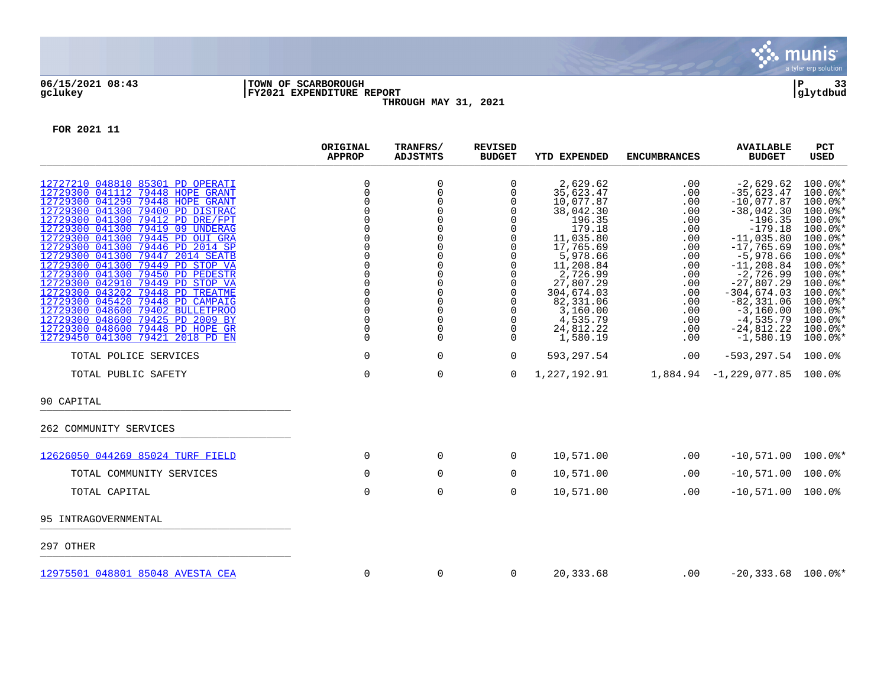06/15/2021 08:43 | TOWN OF SCARBOROUGH | P 33
gclukey | FY2021 EXPENDITURE REPORT | glytdbud

THROUGH MAY 31, 2021

FOR 2021 11

| | ORIGINAL APPROP | TRANFRS/ ADJSTMTS | REVISED BUDGET | YTD EXPENDED | ENCUMBRANCES | AVAILABLE BUDGET | PCT USED |
|---|---|---|---|---|---|---|---|
| 12727210 048810 85301 PD OPERATI | 0 | 0 | 0 | 2,629.62 | .00 | -2,629.62 | 100.0%* |
| 12729300 041112 79448 HOPE GRANT | 0 | 0 | 0 | 35,623.47 | .00 | -35,623.47 | 100.0%* |
| 12729300 041299 79448 HOPE GRANT | 0 | 0 | 0 | 10,077.87 | .00 | -10,077.87 | 100.0%* |
| 12729300 041300 79400 PD DISTRAC | 0 | 0 | 0 | 38,042.30 | .00 | -38,042.30 | 100.0%* |
| 12729300 041300 79412 PD DRE/FPT | 0 | 0 | 0 | 196.35 | .00 | -196.35 | 100.0%* |
| 12729300 041300 79419 09 UNDERAG | 0 | 0 | 0 | 179.18 | .00 | -179.18 | 100.0%* |
| 12729300 041300 79445 PD OUI GRA | 0 | 0 | 0 | 11,035.80 | .00 | -11,035.80 | 100.0%* |
| 12729300 041300 79446 PD 2014 SP | 0 | 0 | 0 | 17,765.69 | .00 | -17,765.69 | 100.0%* |
| 12729300 041300 79447 2014 SEATB | 0 | 0 | 0 | 5,978.66 | .00 | -5,978.66 | 100.0%* |
| 12729300 041300 79449 PD STOP VA | 0 | 0 | 0 | 11,208.84 | .00 | -11,208.84 | 100.0%* |
| 12729300 041300 79450 PD PEDESTR | 0 | 0 | 0 | 2,726.99 | .00 | -2,726.99 | 100.0%* |
| 12729300 042910 79449 PD STOP VA | 0 | 0 | 0 | 27,807.29 | .00 | -27,807.29 | 100.0%* |
| 12729300 043202 79448 PD TREATME | 0 | 0 | 0 | 304,674.03 | .00 | -304,674.03 | 100.0%* |
| 12729300 045420 79448 PD CAMPAIG | 0 | 0 | 0 | 82,331.06 | .00 | -82,331.06 | 100.0%* |
| 12729300 048600 79402 BULLETPROO | 0 | 0 | 0 | 3,160.00 | .00 | -3,160.00 | 100.0%* |
| 12729300 048600 79425 PD 2009 BY | 0 | 0 | 0 | 4,535.79 | .00 | -4,535.79 | 100.0%* |
| 12729300 048600 79448 PD HOPE GR | 0 | 0 | 0 | 24,812.22 | .00 | -24,812.22 | 100.0%* |
| 12729450 041300 79421 2018 PD EN | 0 | 0 | 0 | 1,580.19 | .00 | -1,580.19 | 100.0%* |
| TOTAL POLICE SERVICES | 0 | 0 | 0 | 593,297.54 | .00 | -593,297.54 | 100.0% |
| TOTAL PUBLIC SAFETY | 0 | 0 | 0 | 1,227,192.91 | 1,884.94 | -1,229,077.85 | 100.0% |
| **90 CAPITAL** | | | | | | | |
| **262 COMMUNITY SERVICES** | | | | | | | |
| 12626050 044269 85024 TURF FIELD | 0 | 0 | 0 | 10,571.00 | .00 | -10,571.00 | 100.0%* |
| TOTAL COMMUNITY SERVICES | 0 | 0 | 0 | 10,571.00 | .00 | -10,571.00 | 100.0% |
| TOTAL CAPITAL | 0 | 0 | 0 | 10,571.00 | .00 | -10,571.00 | 100.0% |
| **95 INTRAGOVERNMENTAL** | | | | | | | |
| **297 OTHER** | | | | | | | |
| 12975501 048801 85048 AVESTA CEA | 0 | 0 | 0 | 20,333.68 | .00 | -20,333.68 | 100.0%* |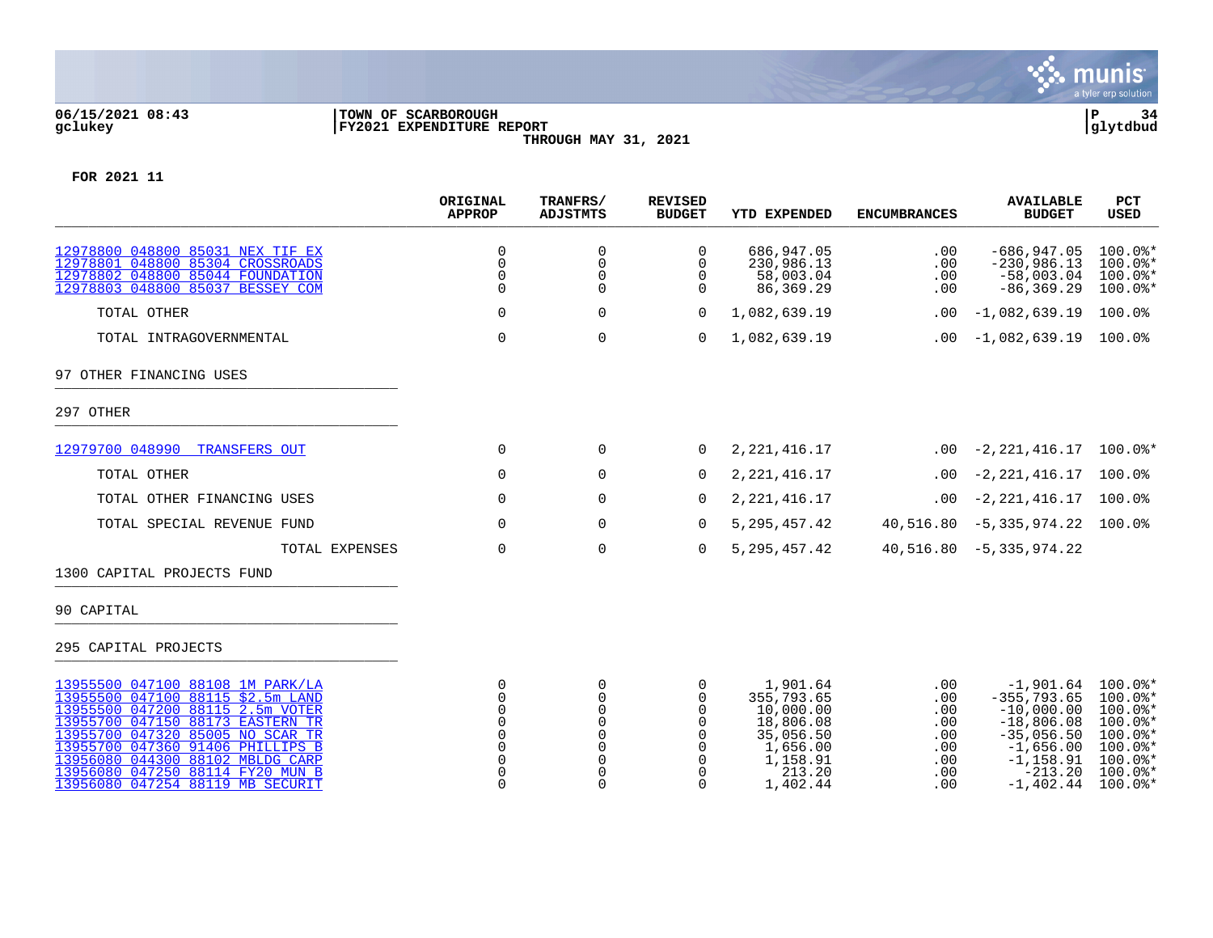06/15/2021 08:43
gclukey

TOWN OF SCARBOROUGH
FY2021 EXPENDITURE REPORT
THROUGH MAY 31, 2021

P 34
glytdbud

FOR 2021 11

| | ORIGINAL APPROP | TRANFRS/ ADJSTMTS | REVISED BUDGET | YTD EXPENDED | ENCUMBRANCES | AVAILABLE BUDGET | PCT USED |
|---|---|---|---|---|---|---|---|
| 12978800 048800 85031 NEX TIF EX | 0 | 0 | 0 | 686,947.05 | .00 | -686,947.05 | 100.0%* |
| 12978801 048800 85304 CROSSROADS | 0 | 0 | 0 | 230,986.13 | .00 | -230,986.13 | 100.0%* |
| 12978802 048800 85044 FOUNDATION | 0 | 0 | 0 | 58,003.04 | .00 | -58,003.04 | 100.0%* |
| 12978803 048800 85037 BESSEY COM | 0 | 0 | 0 | 86,369.29 | .00 | -86,369.29 | 100.0%* |
| TOTAL OTHER | 0 | 0 | 0 | 1,082,639.19 | .00 | -1,082,639.19 | 100.0% |
| TOTAL INTRAGOVERNMENTAL | 0 | 0 | 0 | 1,082,639.19 | .00 | -1,082,639.19 | 100.0% |
| 97 OTHER FINANCING USES | | | | | | | |
| 297 OTHER | | | | | | | |
| 12979700 048990 TRANSFERS OUT | 0 | 0 | 0 | 2,221,416.17 | .00 | -2,221,416.17 | 100.0%* |
| TOTAL OTHER | 0 | 0 | 0 | 2,221,416.17 | .00 | -2,221,416.17 | 100.0% |
| TOTAL OTHER FINANCING USES | 0 | 0 | 0 | 2,221,416.17 | .00 | -2,221,416.17 | 100.0% |
| TOTAL SPECIAL REVENUE FUND | 0 | 0 | 0 | 5,295,457.42 | 40,516.80 | -5,335,974.22 | 100.0% |
| TOTAL EXPENSES | 0 | 0 | 0 | 5,295,457.42 | 40,516.80 | -5,335,974.22 | |
| 1300 CAPITAL PROJECTS FUND | | | | | | | |
| 90 CAPITAL | | | | | | | |
| 295 CAPITAL PROJECTS | | | | | | | |
| 13955500 047100 88108 1M PARK/LA | 0 | 0 | 0 | 1,901.64 | .00 | -1,901.64 | 100.0%* |
| 13955500 047100 88115 $2.5m LAND | 0 | 0 | 0 | 355,793.65 | .00 | -355,793.65 | 100.0%* |
| 13955500 047200 88115 2.5m VOTER | 0 | 0 | 0 | 10,000.00 | .00 | -10,000.00 | 100.0%* |
| 13955700 047150 88173 EASTERN TR | 0 | 0 | 0 | 18,806.08 | .00 | -18,806.08 | 100.0%* |
| 13955700 047320 85005 NO SCAR TR | 0 | 0 | 0 | 35,056.50 | .00 | -35,056.50 | 100.0%* |
| 13955700 047360 91406 PHILLIPS B | 0 | 0 | 0 | 1,656.00 | .00 | -1,656.00 | 100.0%* |
| 13956080 044300 88102 MBLDG CARP | 0 | 0 | 0 | 1,158.91 | .00 | -1,158.91 | 100.0%* |
| 13956080 047250 88114 FY20 MUN B | 0 | 0 | 0 | 213.20 | .00 | -213.20 | 100.0%* |
| 13956080 047254 88119 MB SECURIT | 0 | 0 | 0 | 1,402.44 | .00 | -1,402.44 | 100.0%* |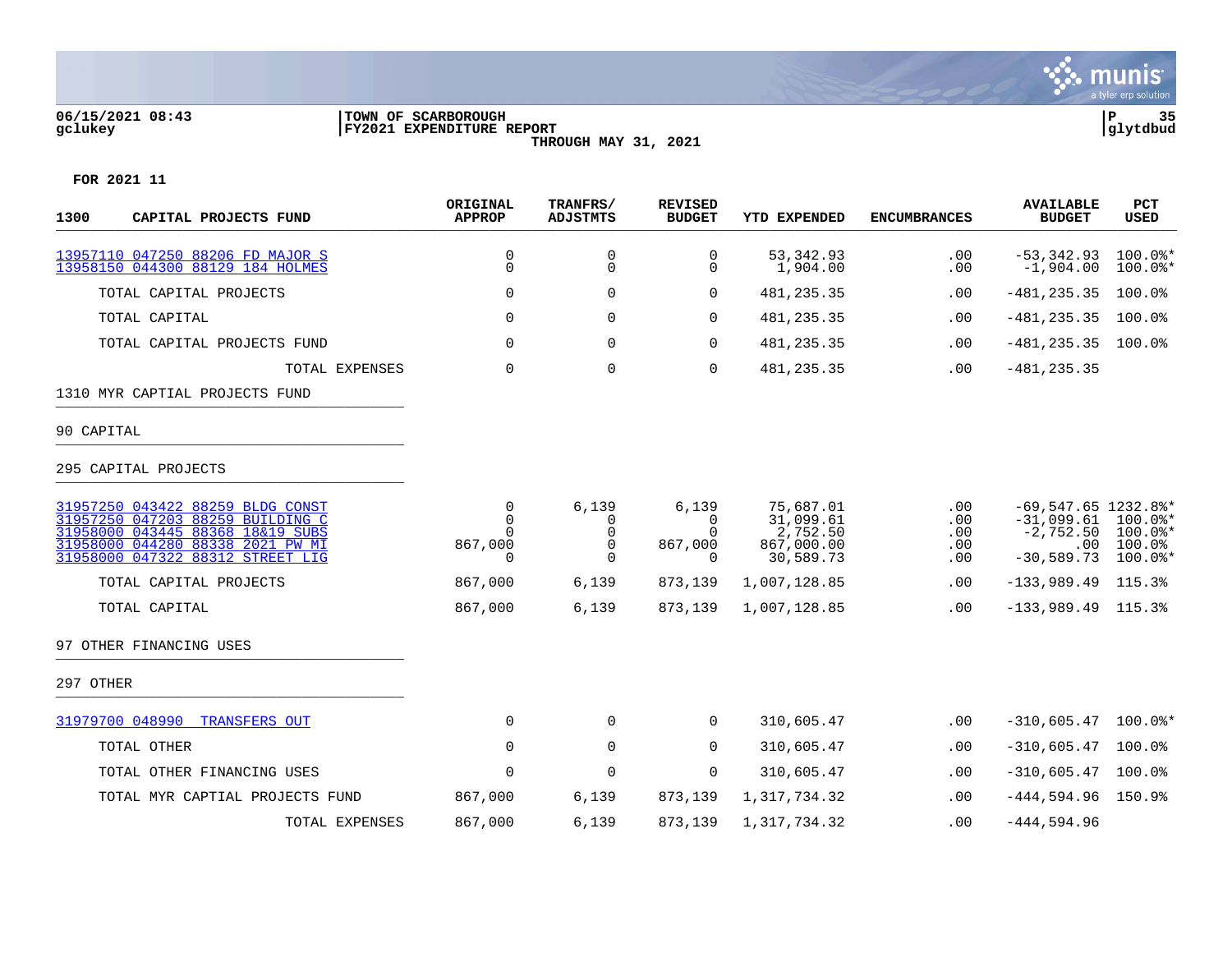**06/15/2021 08:43**
**gclukey**

**TOWN OF SCARBOROUGH**
**FY2021 EXPENDITURE REPORT**
**THROUGH MAY 31, 2021**

**P 35**
**glytdbud**

**FOR 2021 11**

| 1300 CAPITAL PROJECTS FUND | ORIGINAL APPROP | TRANFRS/ ADJSTMTS | REVISED BUDGET | YTD EXPENDED | ENCUMBRANCES | AVAILABLE BUDGET | PCT USED |
|---|---|---|---|---|---|---|---|
| 13957110 047250 88206 FD MAJOR S | 0 | 0 | 0 | 53,342.93 | .00 | -53,342.93 | 100.0%* |
| 13958150 044300 88129 184 HOLMES | 0 | 0 | 0 | 1,904.00 | .00 | -1,904.00 | 100.0%* |
| TOTAL CAPITAL PROJECTS | 0 | 0 | 0 | 481,235.35 | .00 | -481,235.35 | 100.0% |
| TOTAL CAPITAL | 0 | 0 | 0 | 481,235.35 | .00 | -481,235.35 | 100.0% |
| TOTAL CAPITAL PROJECTS FUND | 0 | 0 | 0 | 481,235.35 | .00 | -481,235.35 | 100.0% |
| TOTAL EXPENSES | 0 | 0 | 0 | 481,235.35 | .00 | -481,235.35 | |
| 1310 MYR CAPTIAL PROJECTS FUND | | | | | | | |
| 90 CAPITAL | | | | | | | |
| 295 CAPITAL PROJECTS | | | | | | | |
| 31957250 043422 88259 BLDG CONST | 0 | 6,139 | 6,139 | 75,687.01 | .00 | -69,547.65 | 1232.8%* |
| 31957250 047203 88259 BUILDING C | 0 | 0 | 0 | 31,099.61 | .00 | -31,099.61 | 100.0%* |
| 31958000 043445 88368 18&19 SUBS | 0 | 0 | 0 | 2,752.50 | .00 | -2,752.50 | 100.0%* |
| 31958000 044280 88338 2021 PW MI | 867,000 | 0 | 867,000 | 867,000.00 | .00 | .00 | 100.0% |
| 31958000 047322 88312 STREET LIG | 0 | 0 | 0 | 30,589.73 | .00 | -30,589.73 | 100.0%* |
| TOTAL CAPITAL PROJECTS | 867,000 | 6,139 | 873,139 | 1,007,128.85 | .00 | -133,989.49 | 115.3% |
| TOTAL CAPITAL | 867,000 | 6,139 | 873,139 | 1,007,128.85 | .00 | -133,989.49 | 115.3% |
| 97 OTHER FINANCING USES | | | | | | | |
| 297 OTHER | | | | | | | |
| 31979700 048990 TRANSFERS OUT | 0 | 0 | 0 | 310,605.47 | .00 | -310,605.47 | 100.0%* |
| TOTAL OTHER | 0 | 0 | 0 | 310,605.47 | .00 | -310,605.47 | 100.0% |
| TOTAL OTHER FINANCING USES | 0 | 0 | 0 | 310,605.47 | .00 | -310,605.47 | 100.0% |
| TOTAL MYR CAPTIAL PROJECTS FUND | 867,000 | 6,139 | 873,139 | 1,317,734.32 | .00 | -444,594.96 | 150.9% |
| TOTAL EXPENSES | 867,000 | 6,139 | 873,139 | 1,317,734.32 | .00 | -444,594.96 | |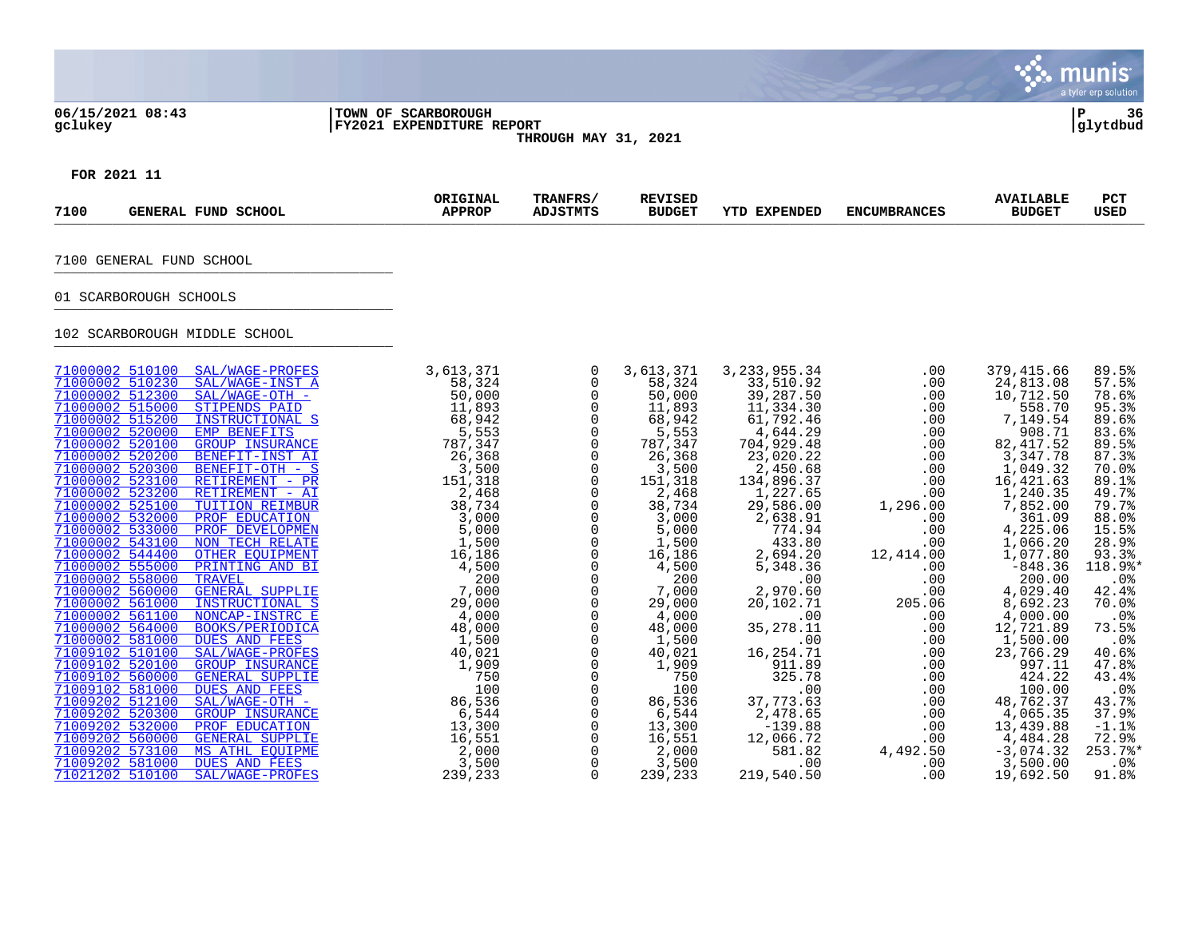TOWN OF SCARBOROUGH
FY2021 EXPENDITURE REPORT
THROUGH MAY 31, 2021

06/15/2021 08:43
gclukey

glytdbud

FOR 2021 11

| 7100 | GENERAL FUND SCHOOL | ORIGINAL APPROP | TRANFRS/ ADJSTMTS | REVISED BUDGET | YTD EXPENDED | ENCUMBRANCES | AVAILABLE BUDGET | PCT USED |
|---|---|---|---|---|---|---|---|---|

7100 GENERAL FUND SCHOOL

01 SCARBOROUGH SCHOOLS

102 SCARBOROUGH MIDDLE SCHOOL

| Account | Description | ORIGINAL APPROP | TRANFRS/ ADJSTMTS | REVISED BUDGET | YTD EXPENDED | ENCUMBRANCES | AVAILABLE BUDGET | PCT USED |
|---|---|---|---|---|---|---|---|---|
| 71000002 510100 | SAL/WAGE-PROFES | 3,613,371 | 0 | 3,613,371 | 3,233,955.34 | .00 | 379,415.66 | 89.5% |
| 71000002 510230 | SAL/WAGE-INST A | 58,324 | 0 | 58,324 | 33,510.92 | .00 | 24,813.08 | 57.5% |
| 71000002 512300 | SAL/WAGE-OTH - | 50,000 | 0 | 50,000 | 39,287.50 | .00 | 10,712.50 | 78.6% |
| 71000002 515000 | STIPENDS PAID | 11,893 | 0 | 11,893 | 11,334.30 | .00 | 558.70 | 95.3% |
| 71000002 515200 | INSTRUCTIONAL S | 68,942 | 0 | 68,942 | 61,792.46 | .00 | 7,149.54 | 89.6% |
| 71000002 520000 | EMP BENEFITS | 5,553 | 0 | 5,553 | 4,644.29 | .00 | 908.71 | 83.6% |
| 71000002 520100 | GROUP INSURANCE | 787,347 | 0 | 787,347 | 704,929.48 | .00 | 82,417.52 | 89.5% |
| 71000002 520200 | BENEFIT-INST AI | 26,368 | 0 | 26,368 | 23,020.22 | .00 | 3,347.78 | 87.3% |
| 71000002 520300 | BENEFIT-OTH - S | 3,500 | 0 | 3,500 | 2,450.68 | .00 | 1,049.32 | 70.0% |
| 71000002 523100 | RETIREMENT - PR | 151,318 | 0 | 151,318 | 134,896.37 | .00 | 16,421.63 | 89.1% |
| 71000002 523200 | RETIREMENT - AI | 2,468 | 0 | 2,468 | 1,227.65 | .00 | 1,240.35 | 49.7% |
| 71000002 525100 | TUITION REIMBUR | 38,734 | 0 | 38,734 | 29,586.00 | 1,296.00 | 7,852.00 | 79.7% |
| 71000002 532000 | PROF EDUCATION | 3,000 | 0 | 3,000 | 2,638.91 | .00 | 361.09 | 88.0% |
| 71000002 533000 | PROF DEVELOPMEN | 5,000 | 0 | 5,000 | 774.94 | .00 | 4,225.06 | 15.5% |
| 71000002 543100 | NON TECH RELATE | 1,500 | 0 | 1,500 | 433.80 | .00 | 1,066.20 | 28.9% |
| 71000002 544400 | OTHER EQUIPMENT | 16,186 | 0 | 16,186 | 2,694.20 | 12,414.00 | 1,077.80 | 93.3% |
| 71000002 555000 | PRINTING AND BI | 4,500 | 0 | 4,500 | 5,348.36 | .00 | -848.36 | 118.9%* |
| 71000002 558000 | TRAVEL | 200 | 0 | 200 | .00 | .00 | 200.00 | .0% |
| 71000002 560000 | GENERAL SUPPLIE | 7,000 | 0 | 7,000 | 2,970.60 | .00 | 4,029.40 | 42.4% |
| 71000002 561000 | INSTRUCTIONAL S | 29,000 | 0 | 29,000 | 20,102.71 | 205.06 | 8,692.23 | 70.0% |
| 71000002 561100 | NONCAP-INSTRC E | 4,000 | 0 | 4,000 | .00 | .00 | 4,000.00 | .0% |
| 71000002 564000 | BOOKS/PERIODICA | 48,000 | 0 | 48,000 | 35,278.11 | .00 | 12,721.89 | 73.5% |
| 71000002 581000 | DUES AND FEES | 1,500 | 0 | 1,500 | .00 | .00 | 1,500.00 | .0% |
| 71009102 510100 | SAL/WAGE-PROFES | 40,021 | 0 | 40,021 | 16,254.71 | .00 | 23,766.29 | 40.6% |
| 71009102 520100 | GROUP INSURANCE | 1,909 | 0 | 1,909 | 911.89 | .00 | 997.11 | 47.8% |
| 71009102 560000 | GENERAL SUPPLIE | 750 | 0 | 750 | 325.78 | .00 | 424.22 | 43.4% |
| 71009102 581000 | DUES AND FEES | 100 | 0 | 100 | .00 | .00 | 100.00 | .0% |
| 71009202 512100 | SAL/WAGE-OTH - | 86,536 | 0 | 86,536 | 37,773.63 | .00 | 48,762.37 | 43.7% |
| 71009202 520300 | GROUP INSURANCE | 6,544 | 0 | 6,544 | 2,478.65 | .00 | 4,065.35 | 37.9% |
| 71009202 532000 | PROF EDUCATION | 13,300 | 0 | 13,300 | -139.88 | .00 | 13,439.88 | -1.1% |
| 71009202 560000 | GENERAL SUPPLIE | 16,551 | 0 | 16,551 | 12,066.72 | .00 | 4,484.28 | 72.9% |
| 71009202 573100 | MS ATHL EQUIPME | 2,000 | 0 | 2,000 | 581.82 | 4,492.50 | -3,074.32 | 253.7%* |
| 71009202 581000 | DUES AND FEES | 3,500 | 0 | 3,500 | .00 | .00 | 3,500.00 | .0% |
| 71021202 510100 | SAL/WAGE-PROFES | 239,233 | 0 | 239,233 | 219,540.50 | .00 | 19,692.50 | 91.8% |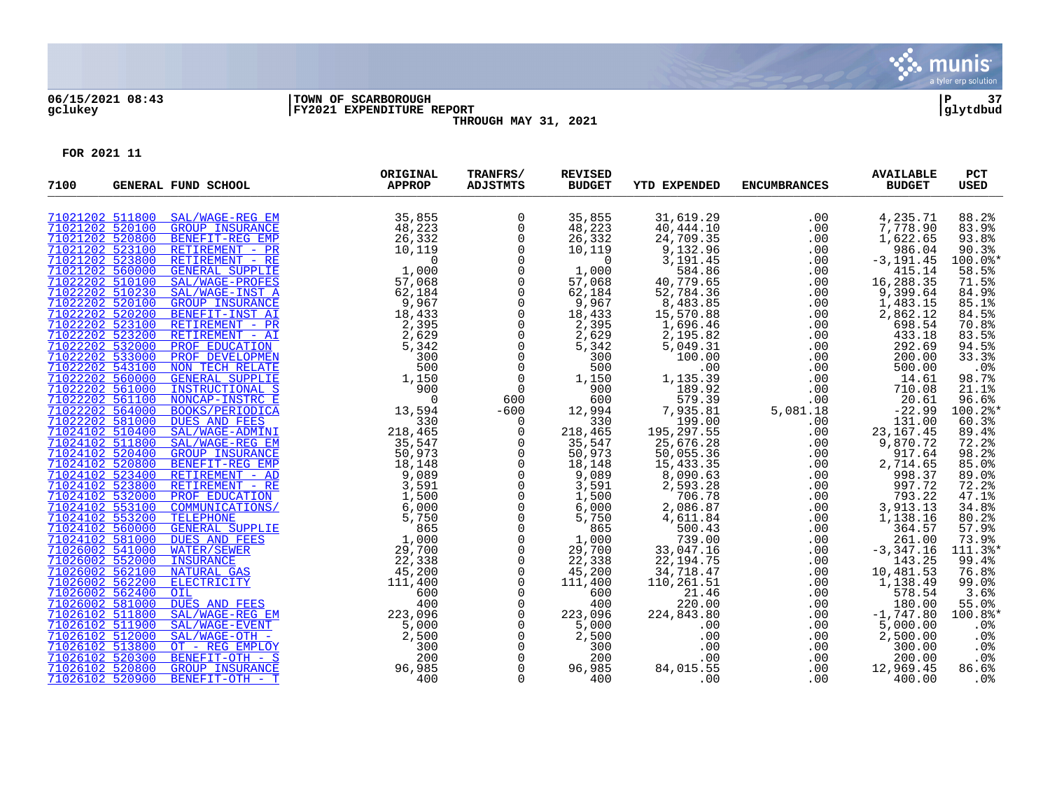06/15/2021 08:43 | TOWN OF SCARBOROUGH | P 37
gclukey | FY2021 EXPENDITURE REPORT | glytdbud
THROUGH MAY 31, 2021

FOR 2021 11

| 7100 | GENERAL FUND SCHOOL | ORIGINAL APPROP | TRANFRS/ ADJSTMTS | REVISED BUDGET | YTD EXPENDED | ENCUMBRANCES | AVAILABLE BUDGET | PCT USED |
|---|---|---|---|---|---|---|---|---|
| 71021202 511800 | SAL/WAGE-REG EM | 35,855 | 0 | 35,855 | 31,619.29 | .00 | 4,235.71 | 88.2% |
| 71021202 520100 | GROUP INSURANCE | 48,223 | 0 | 48,223 | 40,444.10 | .00 | 7,778.90 | 83.9% |
| 71021202 520800 | BENEFIT-REG EMP | 26,332 | 0 | 26,332 | 24,709.35 | .00 | 1,622.65 | 93.8% |
| 71021202 523100 | RETIREMENT - PR | 10,119 | 0 | 10,119 | 9,132.96 | .00 | 986.04 | 90.3% |
| 71021202 523800 | RETIREMENT - RE | 0 | 0 | 0 | 3,191.45 | .00 | -3,191.45 | 100.0%* |
| 71021202 560000 | GENERAL SUPPLIE | 1,000 | 0 | 1,000 | 584.86 | .00 | 415.14 | 58.5% |
| 71022202 510100 | SAL/WAGE-PROFES | 57,068 | 0 | 57,068 | 40,779.65 | .00 | 16,288.35 | 71.5% |
| 71022202 510230 | SAL/WAGE-INST A | 62,184 | 0 | 62,184 | 52,784.36 | .00 | 9,399.64 | 84.9% |
| 71022202 520100 | GROUP INSURANCE | 9,967 | 0 | 9,967 | 8,483.85 | .00 | 1,483.15 | 85.1% |
| 71022202 520200 | BENEFIT-INST AI | 18,433 | 0 | 18,433 | 15,570.88 | .00 | 2,862.12 | 84.5% |
| 71022202 523100 | RETIREMENT - PR | 2,395 | 0 | 2,395 | 1,696.46 | .00 | 698.54 | 70.8% |
| 71022202 523200 | RETIREMENT - AI | 2,629 | 0 | 2,629 | 2,195.82 | .00 | 433.18 | 83.5% |
| 71022202 532000 | PROF EDUCATION | 5,342 | 0 | 5,342 | 5,049.31 | .00 | 292.69 | 94.5% |
| 71022202 533000 | PROF DEVELOPMEN | 300 | 0 | 300 | 100.00 | .00 | 200.00 | 33.3% |
| 71022202 543100 | NON TECH RELATE | 500 | 0 | 500 | .00 | .00 | 500.00 | .0% |
| 71022202 560000 | GENERAL SUPPLIE | 1,150 | 0 | 1,150 | 1,135.39 | .00 | 14.61 | 98.7% |
| 71022202 561000 | INSTRUCTIONAL S | 900 | 0 | 900 | 189.92 | .00 | 710.08 | 21.1% |
| 71022202 561100 | NONCAP-INSTRC E | 0 | 600 | 600 | 579.39 | .00 | 20.61 | 96.6% |
| 71022202 564000 | BOOKS/PERIODICA | 13,594 | -600 | 12,994 | 7,935.81 | 5,081.18 | -22.99 | 100.2%* |
| 71022202 581000 | DUES AND FEES | 330 | 0 | 330 | 199.00 | .00 | 131.00 | 60.3% |
| 71024102 510400 | SAL/WAGE-ADMINI | 218,465 | 0 | 218,465 | 195,297.55 | .00 | 23,167.45 | 89.4% |
| 71024102 511800 | SAL/WAGE-REG EM | 35,547 | 0 | 35,547 | 25,676.28 | .00 | 9,870.72 | 72.2% |
| 71024102 520400 | GROUP INSURANCE | 50,973 | 0 | 50,973 | 50,055.36 | .00 | 917.64 | 98.2% |
| 71024102 520800 | BENEFIT-REG EMP | 18,148 | 0 | 18,148 | 15,433.35 | .00 | 2,714.65 | 85.0% |
| 71024102 523400 | RETIREMENT - AD | 9,089 | 0 | 9,089 | 8,090.63 | .00 | 998.37 | 89.0% |
| 71024102 523800 | RETIREMENT - RE | 3,591 | 0 | 3,591 | 2,593.28 | .00 | 997.72 | 72.2% |
| 71024102 532000 | PROF EDUCATION | 1,500 | 0 | 1,500 | 706.78 | .00 | 793.22 | 47.1% |
| 71024102 553100 | COMMUNICATIONS/ | 6,000 | 0 | 6,000 | 2,086.87 | .00 | 3,913.13 | 34.8% |
| 71024102 553200 | TELEPHONE | 5,750 | 0 | 5,750 | 4,611.84 | .00 | 1,138.16 | 80.2% |
| 71024102 560000 | GENERAL SUPPLIE | 865 | 0 | 865 | 500.43 | .00 | 364.57 | 57.9% |
| 71024102 581000 | DUES AND FEES | 1,000 | 0 | 1,000 | 739.00 | .00 | 261.00 | 73.9% |
| 71026002 541000 | WATER/SEWER | 29,700 | 0 | 29,700 | 33,047.16 | .00 | -3,347.16 | 111.3%* |
| 71026002 552000 | INSURANCE | 22,338 | 0 | 22,338 | 22,194.75 | .00 | 143.25 | 99.4% |
| 71026002 562100 | NATURAL GAS | 45,200 | 0 | 45,200 | 34,718.47 | .00 | 10,481.53 | 76.8% |
| 71026002 562200 | ELECTRICITY | 111,400 | 0 | 111,400 | 110,261.51 | .00 | 1,138.49 | 99.0% |
| 71026002 562400 | OIL | 600 | 0 | 600 | 21.46 | .00 | 578.54 | 3.6% |
| 71026002 581000 | DUES AND FEES | 400 | 0 | 400 | 220.00 | .00 | 180.00 | 55.0% |
| 71026102 511800 | SAL/WAGE-REG EM | 223,096 | 0 | 223,096 | 224,843.80 | .00 | -1,747.80 | 100.8%* |
| 71026102 511900 | SAL/WAGE-EVENT | 5,000 | 0 | 5,000 | .00 | .00 | 5,000.00 | .0% |
| 71026102 512000 | SAL/WAGE-OTH - | 2,500 | 0 | 2,500 | .00 | .00 | 2,500.00 | .0% |
| 71026102 513800 | OT - REG EMPLOY | 300 | 0 | 300 | .00 | .00 | 300.00 | .0% |
| 71026102 520300 | BENEFIT-OTH - S | 200 | 0 | 200 | .00 | .00 | 200.00 | .0% |
| 71026102 520800 | GROUP INSURANCE | 96,985 | 0 | 96,985 | 84,015.55 | .00 | 12,969.45 | 86.6% |
| 71026102 520900 | BENEFIT-OTH - T | 400 | 0 | 400 | .00 | .00 | 400.00 | .0% |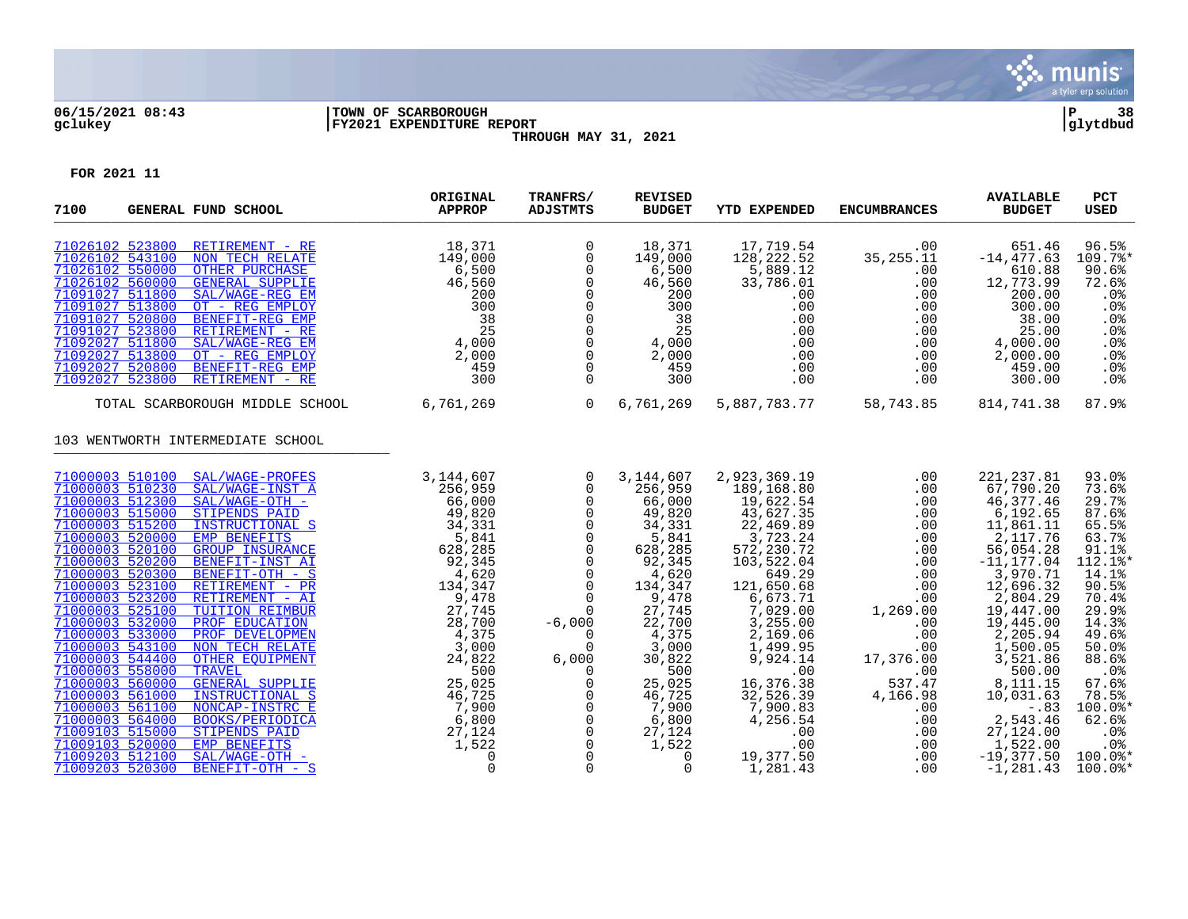06/15/2021 08:43 | TOWN OF SCARBOROUGH | P 38
gclukey | FY2021 EXPENDITURE REPORT | glytdbud
THROUGH MAY 31, 2021

FOR 2021 11

| 7100 GENERAL FUND SCHOOL | | ORIGINAL APPROP | TRANFRS/ ADJSTMTS | REVISED BUDGET | YTD EXPENDED | ENCUMBRANCES | AVAILABLE BUDGET | PCT USED |
|---|---|---|---|---|---|---|---|---|
| 71026102 523800 | RETIREMENT - RE | 18,371 | 0 | 18,371 | 17,719.54 | .00 | 651.46 | 96.5% |
| 71026102 543100 | NON TECH RELATE | 149,000 | 0 | 149,000 | 128,222.52 | 35,255.11 | -14,477.63 | 109.7%* |
| 71026102 550000 | OTHER PURCHASE | 6,500 | 0 | 6,500 | 5,889.12 | .00 | 610.88 | 90.6% |
| 71026102 560000 | GENERAL SUPPLIE | 46,560 | 0 | 46,560 | 33,786.01 | .00 | 12,773.99 | 72.6% |
| 71091027 511800 | SAL/WAGE-REG EM | 200 | 0 | 200 | .00 | .00 | 200.00 | .0% |
| 71091027 513800 | OT - REG EMPLOY | 300 | 0 | 300 | .00 | .00 | 300.00 | .0% |
| 71091027 520800 | BENEFIT-REG EMP | 38 | 0 | 38 | .00 | .00 | 38.00 | .0% |
| 71091027 523800 | RETIREMENT - RE | 25 | 0 | 25 | .00 | .00 | 25.00 | .0% |
| 71092027 511800 | SAL/WAGE-REG EM | 4,000 | 0 | 4,000 | .00 | .00 | 4,000.00 | .0% |
| 71092027 513800 | OT - REG EMPLOY | 2,000 | 0 | 2,000 | .00 | .00 | 2,000.00 | .0% |
| 71092027 520800 | BENEFIT-REG EMP | 459 | 0 | 459 | .00 | .00 | 459.00 | .0% |
| 71092027 523800 | RETIREMENT - RE | 300 | 0 | 300 | .00 | .00 | 300.00 | .0% |
| TOTAL SCARBOROUGH MIDDLE SCHOOL | | 6,761,269 | 0 | 6,761,269 | 5,887,783.77 | 58,743.85 | 814,741.38 | 87.9% |

103 WENTWORTH INTERMEDIATE SCHOOL

| 7100 GENERAL FUND SCHOOL | | ORIGINAL APPROP | TRANFRS/ ADJSTMTS | REVISED BUDGET | YTD EXPENDED | ENCUMBRANCES | AVAILABLE BUDGET | PCT USED |
|---|---|---|---|---|---|---|---|---|
| 71000003 510100 | SAL/WAGE-PROFES | 3,144,607 | 0 | 3,144,607 | 2,923,369.19 | .00 | 221,237.81 | 93.0% |
| 71000003 510230 | SAL/WAGE-INST A | 256,959 | 0 | 256,959 | 189,168.80 | .00 | 67,790.20 | 73.6% |
| 71000003 512300 | SAL/WAGE-OTH - | 66,000 | 0 | 66,000 | 19,622.54 | .00 | 46,377.46 | 29.7% |
| 71000003 515000 | STIPENDS PAID | 49,820 | 0 | 49,820 | 43,627.35 | .00 | 6,192.65 | 87.6% |
| 71000003 515200 | INSTRUCTIONAL S | 34,331 | 0 | 34,331 | 22,469.89 | .00 | 11,861.11 | 65.5% |
| 71000003 520000 | EMP BENEFITS | 5,841 | 0 | 5,841 | 3,723.24 | .00 | 2,117.76 | 63.7% |
| 71000003 520100 | GROUP INSURANCE | 628,285 | 0 | 628,285 | 572,230.72 | .00 | 56,054.28 | 91.1% |
| 71000003 520200 | BENEFIT-INST AI | 92,345 | 0 | 92,345 | 103,522.04 | .00 | -11,177.04 | 112.1%* |
| 71000003 520300 | BENEFIT-OTH - S | 4,620 | 0 | 4,620 | 649.29 | .00 | 3,970.71 | 14.1% |
| 71000003 523100 | RETIREMENT - PR | 134,347 | 0 | 134,347 | 121,650.68 | .00 | 12,696.32 | 90.5% |
| 71000003 523200 | RETIREMENT - AI | 9,478 | 0 | 9,478 | 6,673.71 | .00 | 2,804.29 | 70.4% |
| 71000003 525100 | TUITION REIMBUR | 27,745 | 0 | 27,745 | 7,029.00 | 1,269.00 | 19,447.00 | 29.9% |
| 71000003 532000 | PROF EDUCATION | 28,700 | -6,000 | 22,700 | 3,255.00 | .00 | 19,445.00 | 14.3% |
| 71000003 533000 | PROF DEVELOPMEN | 4,375 | 0 | 4,375 | 2,169.06 | .00 | 2,205.94 | 49.6% |
| 71000003 543100 | NON TECH RELATE | 3,000 | 0 | 3,000 | 1,499.95 | .00 | 1,500.05 | 50.0% |
| 71000003 544400 | OTHER EQUIPMENT | 24,822 | 6,000 | 30,822 | 9,924.14 | 17,376.00 | 3,521.86 | 88.6% |
| 71000003 558000 | TRAVEL | 500 | 0 | 500 | .00 | .00 | 500.00 | .0% |
| 71000003 560000 | GENERAL SUPPLIE | 25,025 | 0 | 25,025 | 16,376.38 | 537.47 | 8,111.15 | 67.6% |
| 71000003 561000 | INSTRUCTIONAL S | 46,725 | 0 | 46,725 | 32,526.39 | 4,166.98 | 10,031.63 | 78.5% |
| 71000003 561100 | NONCAP-INSTRC E | 7,900 | 0 | 7,900 | 7,900.83 | .00 | -.83 | 100.0%* |
| 71000003 564000 | BOOKS/PERIODICA | 6,800 | 0 | 6,800 | 4,256.54 | .00 | 2,543.46 | 62.6% |
| 71009103 515000 | STIPENDS PAID | 27,124 | 0 | 27,124 | .00 | .00 | 27,124.00 | .0% |
| 71009103 520000 | EMP BENEFITS | 1,522 | 0 | 1,522 | .00 | .00 | 1,522.00 | .0% |
| 71009203 512100 | SAL/WAGE-OTH - | 0 | 0 | 0 | 19,377.50 | .00 | -19,377.50 | 100.0%* |
| 71009203 520300 | BENEFIT-OTH - S | 0 | 0 | 0 | 1,281.43 | .00 | -1,281.43 | 100.0%* |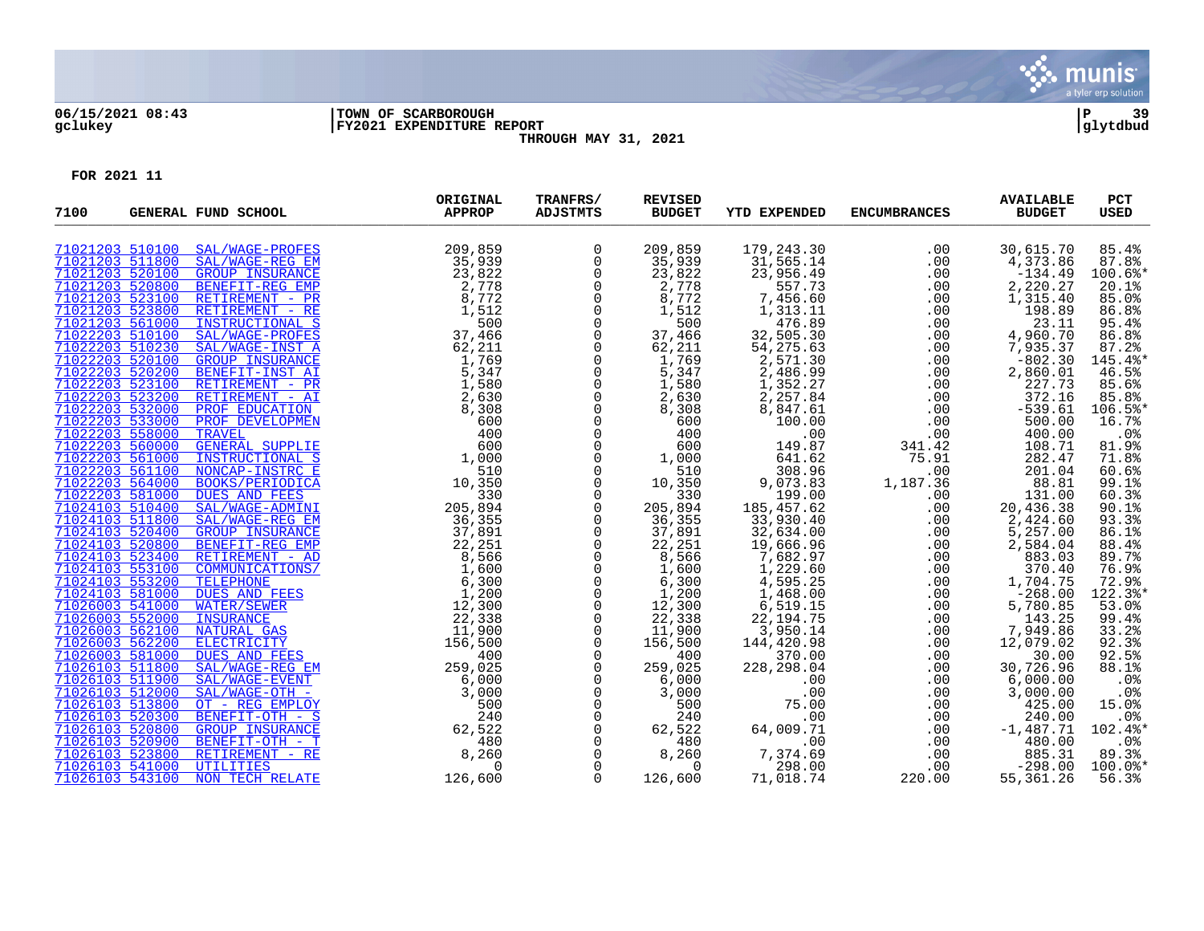06/15/2021 08:43 | TOWN OF SCARBOROUGH | P 39
gclukey | FY2021 EXPENDITURE REPORT | glytdbud

THROUGH MAY 31, 2021

FOR 2021 11

| 7100 | GENERAL FUND SCHOOL | ORIGINAL APPROP | TRANFRS/ ADJSTMTS | REVISED BUDGET | YTD EXPENDED | ENCUMBRANCES | AVAILABLE BUDGET | PCT USED |
|---|---|---|---|---|---|---|---|---|
| 71021203 510100 | SAL/WAGE-PROFES | 209,859 | 0 | 209,859 | 179,243.30 | .00 | 30,615.70 | 85.4% |
| 71021203 511800 | SAL/WAGE-REG EM | 35,939 | 0 | 35,939 | 31,565.14 | .00 | 4,373.86 | 87.8% |
| 71021203 520100 | GROUP INSURANCE | 23,822 | 0 | 23,822 | 23,956.49 | .00 | -134.49 | 100.6%* |
| 71021203 520800 | BENEFIT-REG EMP | 2,778 | 0 | 2,778 | 557.73 | .00 | 2,220.27 | 20.1% |
| 71021203 523100 | RETIREMENT - PR | 8,772 | 0 | 8,772 | 7,456.60 | .00 | 1,315.40 | 85.0% |
| 71021203 523800 | RETIREMENT - RE | 1,512 | 0 | 1,512 | 1,313.11 | .00 | 198.89 | 86.8% |
| 71021203 561000 | INSTRUCTIONAL S | 500 | 0 | 500 | 476.89 | .00 | 23.11 | 95.4% |
| 71022203 510100 | SAL/WAGE-PROFES | 37,466 | 0 | 37,466 | 32,505.30 | .00 | 4,960.70 | 86.8% |
| 71022203 510230 | SAL/WAGE-INST A | 62,211 | 0 | 62,211 | 54,275.63 | .00 | 7,935.37 | 87.2% |
| 71022203 520100 | GROUP INSURANCE | 1,769 | 0 | 1,769 | 2,571.30 | .00 | -802.30 | 145.4%* |
| 71022203 520200 | BENEFIT-INST AI | 5,347 | 0 | 5,347 | 2,486.99 | .00 | 2,860.01 | 46.5% |
| 71022203 523100 | RETIREMENT - PR | 1,580 | 0 | 1,580 | 1,352.27 | .00 | 227.73 | 85.6% |
| 71022203 523200 | RETIREMENT - AI | 2,630 | 0 | 2,630 | 2,257.84 | .00 | 372.16 | 85.8% |
| 71022203 532000 | PROF EDUCATION | 8,308 | 0 | 8,308 | 8,847.61 | .00 | -539.61 | 106.5%* |
| 71022203 533000 | PROF DEVELOPMEN | 600 | 0 | 600 | 100.00 | .00 | 500.00 | 16.7% |
| 71022203 558000 | TRAVEL | 400 | 0 | 400 | .00 | .00 | 400.00 | .0% |
| 71022203 560000 | GENERAL SUPPLIE | 600 | 0 | 600 | 149.87 | 341.42 | 108.71 | 81.9% |
| 71022203 561000 | INSTRUCTIONAL S | 1,000 | 0 | 1,000 | 641.62 | 75.91 | 282.47 | 71.8% |
| 71022203 561100 | NONCAP-INSTRC E | 510 | 0 | 510 | 308.96 | .00 | 201.04 | 60.6% |
| 71022203 564000 | BOOKS/PERIODICA | 10,350 | 0 | 10,350 | 9,073.83 | 1,187.36 | 88.81 | 99.1% |
| 71022203 581000 | DUES AND FEES | 330 | 0 | 330 | 199.00 | .00 | 131.00 | 60.3% |
| 71024103 510400 | SAL/WAGE-ADMINI | 205,894 | 0 | 205,894 | 185,457.62 | .00 | 20,436.38 | 90.1% |
| 71024103 511800 | SAL/WAGE-REG EM | 36,355 | 0 | 36,355 | 33,930.40 | .00 | 2,424.60 | 93.3% |
| 71024103 520400 | GROUP INSURANCE | 37,891 | 0 | 37,891 | 32,634.00 | .00 | 5,257.00 | 86.1% |
| 71024103 520800 | BENEFIT-REG EMP | 22,251 | 0 | 22,251 | 19,666.96 | .00 | 2,584.04 | 88.4% |
| 71024103 523400 | RETIREMENT - AD | 8,566 | 0 | 8,566 | 7,682.97 | .00 | 883.03 | 89.7% |
| 71024103 553100 | COMMUNICATIONS/ | 1,600 | 0 | 1,600 | 1,229.60 | .00 | 370.40 | 76.9% |
| 71024103 553200 | TELEPHONE | 6,300 | 0 | 6,300 | 4,595.25 | .00 | 1,704.75 | 72.9% |
| 71024103 581000 | DUES AND FEES | 1,200 | 0 | 1,200 | 1,468.00 | .00 | -268.00 | 122.3%* |
| 71026003 541000 | WATER/SEWER | 12,300 | 0 | 12,300 | 6,519.15 | .00 | 5,780.85 | 53.0% |
| 71026003 552000 | INSURANCE | 22,338 | 0 | 22,338 | 22,194.75 | .00 | 143.25 | 99.4% |
| 71026003 562100 | NATURAL GAS | 11,900 | 0 | 11,900 | 3,950.14 | .00 | 7,949.86 | 33.2% |
| 71026003 562200 | ELECTRICITY | 156,500 | 0 | 156,500 | 144,420.98 | .00 | 12,079.02 | 92.3% |
| 71026003 581000 | DUES AND FEES | 400 | 0 | 400 | 370.00 | .00 | 30.00 | 92.5% |
| 71026103 511800 | SAL/WAGE-REG EM | 259,025 | 0 | 259,025 | 228,298.04 | .00 | 30,726.96 | 88.1% |
| 71026103 511900 | SAL/WAGE-EVENT | 6,000 | 0 | 6,000 | .00 | .00 | 6,000.00 | .0% |
| 71026103 512000 | SAL/WAGE-OTH - | 3,000 | 0 | 3,000 | .00 | .00 | 3,000.00 | .0% |
| 71026103 513800 | OT - REG EMPLOY | 500 | 0 | 500 | 75.00 | .00 | 425.00 | 15.0% |
| 71026103 520300 | BENEFIT-OTH - S | 240 | 0 | 240 | .00 | .00 | 240.00 | .0% |
| 71026103 520800 | GROUP INSURANCE | 62,522 | 0 | 62,522 | 64,009.71 | .00 | -1,487.71 | 102.4%* |
| 71026103 520900 | BENEFIT-OTH - T | 480 | 0 | 480 | .00 | .00 | 480.00 | .0% |
| 71026103 523800 | RETIREMENT - RE | 8,260 | 0 | 8,260 | 7,374.69 | .00 | 885.31 | 89.3% |
| 71026103 541000 | UTILITIES | 0 | 0 | 0 | 298.00 | .00 | -298.00 | 100.0%* |
| 71026103 543100 | NON TECH RELATE | 126,600 | 0 | 126,600 | 71,018.74 | 220.00 | 55,361.26 | 56.3% |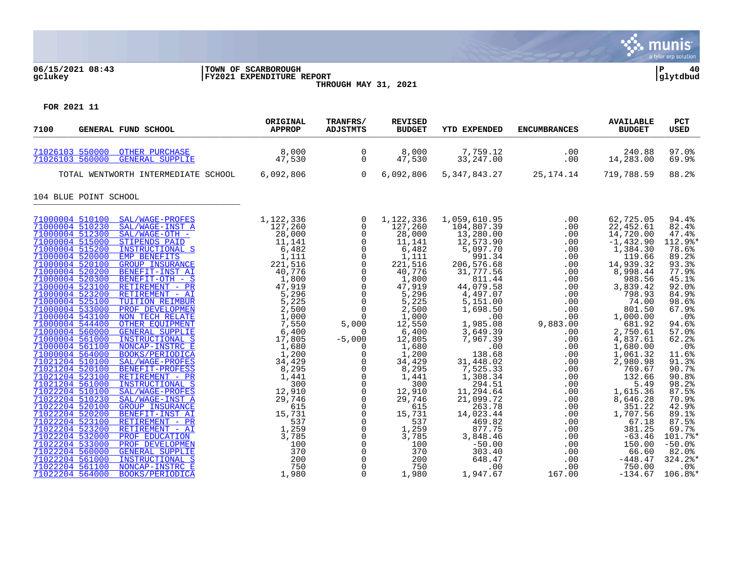FOR 2021 11

| 7100 GENERAL FUND SCHOOL | | ORIGINAL APPROP | TRANFRS/ ADJSTMTS | REVISED BUDGET | YTD EXPENDED | ENCUMBRANCES | AVAILABLE BUDGET | PCT USED |
|---|---|---|---|---|---|---|---|---|
| 71026103 550000 | OTHER PURCHASE | 8,000 | 0 | 8,000 | 7,759.12 | .00 | 240.88 | 97.0% |
| 71026103 560000 | GENERAL SUPPLIE | 47,530 | 0 | 47,530 | 33,247.00 | .00 | 14,283.00 | 69.9% |
| TOTAL WENTWORTH INTERMEDIATE SCHOOL | | 6,092,806 | 0 | 6,092,806 | 5,347,843.27 | 25,174.14 | 719,788.59 | 88.2% |
| **104 BLUE POINT SCHOOL** | | | | | | | | |
| 71000004 510100 | SAL/WAGE-PROFES | 1,122,336 | 0 | 1,122,336 | 1,059,610.95 | .00 | 62,725.05 | 94.4% |
| 71000004 510230 | SAL/WAGE-INST A | 127,260 | 0 | 127,260 | 104,807.39 | .00 | 22,452.61 | 82.4% |
| 71000004 512300 | SAL/WAGE-OTH - | 28,000 | 0 | 28,000 | 13,280.00 | .00 | 14,720.00 | 47.4% |
| 71000004 515000 | STIPENDS PAID | 11,141 | 0 | 11,141 | 12,573.90 | .00 | -1,432.90 | 112.9%* |
| 71000004 515200 | INSTRUCTIONAL S | 6,482 | 0 | 6,482 | 5,097.70 | .00 | 1,384.30 | 78.6% |
| 71000004 520000 | EMP BENEFITS | 1,111 | 0 | 1,111 | 991.34 | .00 | 119.66 | 89.2% |
| 71000004 520100 | GROUP INSURANCE | 221,516 | 0 | 221,516 | 206,576.68 | .00 | 14,939.32 | 93.3% |
| 71000004 520200 | BENEFIT-INST AI | 40,776 | 0 | 40,776 | 31,777.56 | .00 | 8,998.44 | 77.9% |
| 71000004 520300 | BENEFIT-OTH - S | 1,800 | 0 | 1,800 | 811.44 | .00 | 988.56 | 45.1% |
| 71000004 523100 | RETIREMENT - PR | 47,919 | 0 | 47,919 | 44,079.58 | .00 | 3,839.42 | 92.0% |
| 71000004 523200 | RETIREMENT - AI | 5,296 | 0 | 5,296 | 4,497.07 | .00 | 798.93 | 84.9% |
| 71000004 525100 | TUITION REIMBUR | 5,225 | 0 | 5,225 | 5,151.00 | .00 | 74.00 | 98.6% |
| 71000004 533000 | PROF DEVELOPMEN | 2,500 | 0 | 2,500 | 1,698.50 | .00 | 801.50 | 67.9% |
| 71000004 543100 | NON TECH RELATE | 1,000 | 0 | 1,000 | .00 | .00 | 1,000.00 | .0% |
| 71000004 544400 | OTHER EQUIPMENT | 7,550 | 5,000 | 12,550 | 1,985.08 | 9,883.00 | 681.92 | 94.6% |
| 71000004 560000 | GENERAL SUPPLIE | 6,400 | 0 | 6,400 | 3,649.39 | .00 | 2,750.61 | 57.0% |
| 71000004 561000 | INSTRUCTIONAL S | 17,805 | -5,000 | 12,805 | 7,967.39 | .00 | 4,837.61 | 62.2% |
| 71000004 561100 | NONCAP-INSTRC E | 1,680 | 0 | 1,680 | .00 | .00 | 1,680.00 | .0% |
| 71000004 564000 | BOOKS/PERIODICA | 1,200 | 0 | 1,200 | 138.68 | .00 | 1,061.32 | 11.6% |
| 71021204 510100 | SAL/WAGE-PROFES | 34,429 | 0 | 34,429 | 31,448.02 | .00 | 2,980.98 | 91.3% |
| 71021204 520100 | BENEFIT-PROFESS | 8,295 | 0 | 8,295 | 7,525.33 | .00 | 769.67 | 90.7% |
| 71021204 523100 | RETIREMENT - PR | 1,441 | 0 | 1,441 | 1,308.34 | .00 | 132.66 | 90.8% |
| 71021204 561000 | INSTRUCTIONAL S | 300 | 0 | 300 | 294.51 | .00 | 5.49 | 98.2% |
| 71022204 510100 | SAL/WAGE-PROFES | 12,910 | 0 | 12,910 | 11,294.64 | .00 | 1,615.36 | 87.5% |
| 71022204 510230 | SAL/WAGE-INST A | 29,746 | 0 | 29,746 | 21,099.72 | .00 | 8,646.28 | 70.9% |
| 71022204 520100 | GROUP INSURANCE | 615 | 0 | 615 | 263.78 | .00 | 351.22 | 42.9% |
| 71022204 520200 | BENEFIT-INST AI | 15,731 | 0 | 15,731 | 14,023.44 | .00 | 1,707.56 | 89.1% |
| 71022204 523100 | RETIREMENT - PR | 537 | 0 | 537 | 469.82 | .00 | 67.18 | 87.5% |
| 71022204 523200 | RETIREMENT - AI | 1,259 | 0 | 1,259 | 877.75 | .00 | 381.25 | 69.7% |
| 71022204 532000 | PROF EDUCATION | 3,785 | 0 | 3,785 | 3,848.46 | .00 | -63.46 | 101.7%* |
| 71022204 533000 | PROF DEVELOPMEN | 100 | 0 | 100 | -50.00 | .00 | 150.00 | -50.0% |
| 71022204 560000 | GENERAL SUPPLIE | 370 | 0 | 370 | 303.40 | .00 | 66.60 | 82.0% |
| 71022204 561000 | INSTRUCTIONAL S | 200 | 0 | 200 | 648.47 | .00 | -448.47 | 324.2%* |
| 71022204 561100 | NONCAP-INSTRC E | 750 | 0 | 750 | .00 | .00 | 750.00 | .0% |
| 71022204 564000 | BOOKS/PERIODICA | 1,980 | 0 | 1,980 | 1,947.67 | 167.00 | -134.67 | 106.8%* |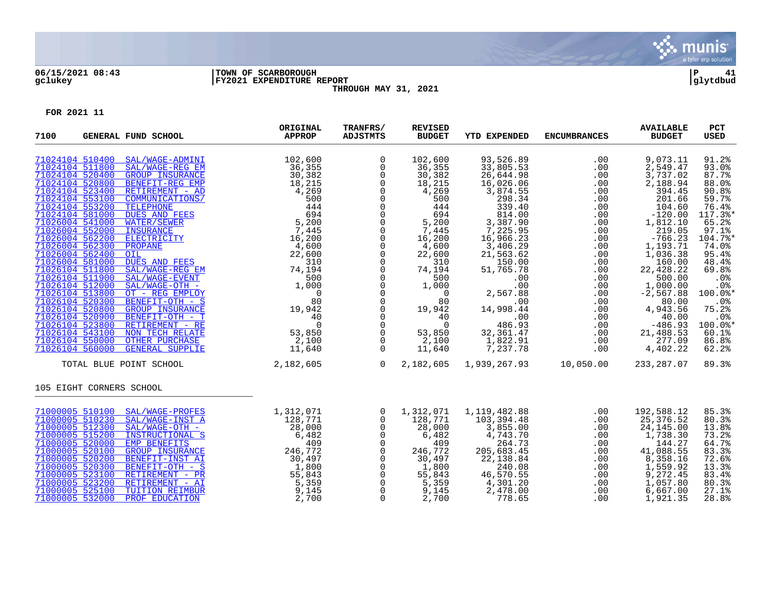06/15/2021 08:43 | TOWN OF SCARBOROUGH | P 41
gclukey | FY2021 EXPENDITURE REPORT | glytdbud

THROUGH MAY 31, 2021

**FOR 2021 11**

| 7100 | GENERAL FUND SCHOOL | ORIGINAL APPROP | TRANFRS/ ADJSTMTS | REVISED BUDGET | YTD EXPENDED | ENCUMBRANCES | AVAILABLE BUDGET | PCT USED |
|---|---|---|---|---|---|---|---|---|
| 71024104 510400 | SAL/WAGE-ADMINI | 102,600 | 0 | 102,600 | 93,526.89 | .00 | 9,073.11 | 91.2% |
| 71024104 511800 | SAL/WAGE-REG EM | 36,355 | 0 | 36,355 | 33,805.53 | .00 | 2,549.47 | 93.0% |
| 71024104 520400 | GROUP INSURANCE | 30,382 | 0 | 30,382 | 26,644.98 | .00 | 3,737.02 | 87.7% |
| 71024104 520800 | BENEFIT-REG EMP | 18,215 | 0 | 18,215 | 16,026.06 | .00 | 2,188.94 | 88.0% |
| 71024104 523400 | RETIREMENT - AD | 4,269 | 0 | 4,269 | 3,874.55 | .00 | 394.45 | 90.8% |
| 71024104 553100 | COMMUNICATIONS/ | 500 | 0 | 500 | 298.34 | .00 | 201.66 | 59.7% |
| 71024104 553200 | TELEPHONE | 444 | 0 | 444 | 339.40 | .00 | 104.60 | 76.4% |
| 71024104 581000 | DUES AND FEES | 694 | 0 | 694 | 814.00 | .00 | -120.00 | 117.3%* |
| 71026004 541000 | WATER/SEWER | 5,200 | 0 | 5,200 | 3,387.90 | .00 | 1,812.10 | 65.2% |
| 71026004 552000 | INSURANCE | 7,445 | 0 | 7,445 | 7,225.95 | .00 | 219.05 | 97.1% |
| 71026004 562200 | ELECTRICITY | 16,200 | 0 | 16,200 | 16,966.23 | .00 | -766.23 | 104.7%* |
| 71026004 562300 | PROPANE | 4,600 | 0 | 4,600 | 3,406.29 | .00 | 1,193.71 | 74.0% |
| 71026004 562400 | OIL | 22,600 | 0 | 22,600 | 21,563.62 | .00 | 1,036.38 | 95.4% |
| 71026004 581000 | DUES AND FEES | 310 | 0 | 310 | 150.00 | .00 | 160.00 | 48.4% |
| 71026104 511800 | SAL/WAGE-REG EM | 74,194 | 0 | 74,194 | 51,765.78 | .00 | 22,428.22 | 69.8% |
| 71026104 511900 | SAL/WAGE-EVENT | 500 | 0 | 500 | .00 | .00 | 500.00 | .0% |
| 71026104 512000 | SAL/WAGE-OTH - | 1,000 | 0 | 1,000 | .00 | .00 | 1,000.00 | .0% |
| 71026104 513800 | OT - REG EMPLOY | 0 | 0 | 0 | 2,567.88 | .00 | -2,567.88 | 100.0%* |
| 71026104 520300 | BENEFIT-OTH - S | 80 | 0 | 80 | .00 | .00 | 80.00 | .0% |
| 71026104 520800 | GROUP INSURANCE | 19,942 | 0 | 19,942 | 14,998.44 | .00 | 4,943.56 | 75.2% |
| 71026104 520900 | BENEFIT-OTH - T | 40 | 0 | 40 | .00 | .00 | 40.00 | .0% |
| 71026104 523800 | RETIREMENT - RE | 0 | 0 | 0 | 486.93 | .00 | -486.93 | 100.0%* |
| 71026104 543100 | NON TECH RELATE | 53,850 | 0 | 53,850 | 32,361.47 | .00 | 21,488.53 | 60.1% |
| 71026104 550000 | OTHER PURCHASE | 2,100 | 0 | 2,100 | 1,822.91 | .00 | 277.09 | 86.8% |
| 71026104 560000 | GENERAL SUPPLIE | 11,640 | 0 | 11,640 | 7,237.78 | .00 | 4,402.22 | 62.2% |
| | TOTAL BLUE POINT SCHOOL | 2,182,605 | 0 | 2,182,605 | 1,939,267.93 | 10,050.00 | 233,287.07 | 89.3% |

105 EIGHT CORNERS SCHOOL

| ACCOUNT | DESCRIPTION | ORIGINAL APPROP | TRANFRS/ ADJSTMTS | REVISED BUDGET | YTD EXPENDED | ENCUMBRANCES | AVAILABLE BUDGET | PCT USED |
|---|---|---|---|---|---|---|---|---|
| 71000005 510100 | SAL/WAGE-PROFES | 1,312,071 | 0 | 1,312,071 | 1,119,482.88 | .00 | 192,588.12 | 85.3% |
| 71000005 510230 | SAL/WAGE-INST A | 128,771 | 0 | 128,771 | 103,394.48 | .00 | 25,376.52 | 80.3% |
| 71000005 512300 | SAL/WAGE-OTH - | 28,000 | 0 | 28,000 | 3,855.00 | .00 | 24,145.00 | 13.8% |
| 71000005 515200 | INSTRUCTIONAL S | 6,482 | 0 | 6,482 | 4,743.70 | .00 | 1,738.30 | 73.2% |
| 71000005 520000 | EMP BENEFITS | 409 | 0 | 409 | 264.73 | .00 | 144.27 | 64.7% |
| 71000005 520100 | GROUP INSURANCE | 246,772 | 0 | 246,772 | 205,683.45 | .00 | 41,088.55 | 83.3% |
| 71000005 520200 | BENEFIT-INST AI | 30,497 | 0 | 30,497 | 22,138.84 | .00 | 8,358.16 | 72.6% |
| 71000005 520300 | BENEFIT-OTH - S | 1,800 | 0 | 1,800 | 240.08 | .00 | 1,559.92 | 13.3% |
| 71000005 523100 | RETIREMENT - PR | 55,843 | 0 | 55,843 | 46,570.55 | .00 | 9,272.45 | 83.4% |
| 71000005 523200 | RETIREMENT - AI | 5,359 | 0 | 5,359 | 4,301.20 | .00 | 1,057.80 | 80.3% |
| 71000005 525100 | TUITION REIMBUR | 9,145 | 0 | 9,145 | 2,478.00 | .00 | 6,667.00 | 27.1% |
| 71000005 532000 | PROF EDUCATION | 2,700 | 0 | 2,700 | 778.65 | .00 | 1,921.35 | 28.8% |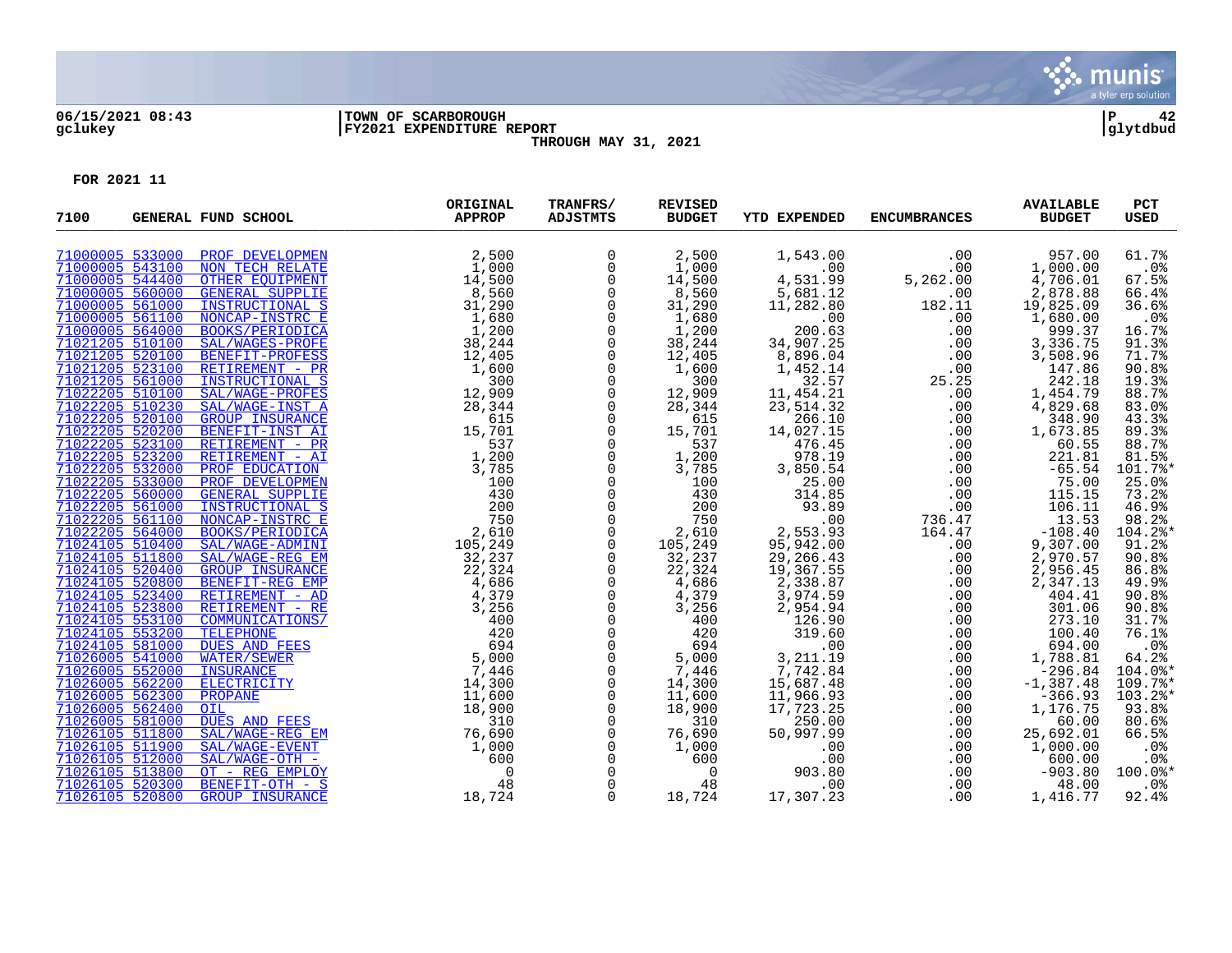06/15/2021 08:43 | TOWN OF SCARBOROUGH | P 42
gclukey | FY2021 EXPENDITURE REPORT | glytdbud
THROUGH MAY 31, 2021

FOR 2021 11

| 7100 | GENERAL FUND SCHOOL | ORIGINAL APPROP | TRANFRS/ ADJSTMTS | REVISED BUDGET | YTD EXPENDED | ENCUMBRANCES | AVAILABLE BUDGET | PCT USED |
|---|---|---|---|---|---|---|---|---|
| 71000005 533000 | PROF DEVELOPMEN | 2,500 | 0 | 2,500 | 1,543.00 | .00 | 957.00 | 61.7% |
| 71000005 543100 | NON TECH RELATE | 1,000 | 0 | 1,000 | .00 | .00 | 1,000.00 | .0% |
| 71000005 544400 | OTHER EQUIPMENT | 14,500 | 0 | 14,500 | 4,531.99 | 5,262.00 | 4,706.01 | 67.5% |
| 71000005 560000 | GENERAL SUPPLIE | 8,560 | 0 | 8,560 | 5,681.12 | .00 | 2,878.88 | 66.4% |
| 71000005 561000 | INSTRUCTIONAL S | 31,290 | 0 | 31,290 | 11,282.80 | 182.11 | 19,825.09 | 36.6% |
| 71000005 561100 | NONCAP-INSTRC E | 1,680 | 0 | 1,680 | .00 | .00 | 1,680.00 | .0% |
| 71000005 564000 | BOOKS/PERIODICA | 1,200 | 0 | 1,200 | 200.63 | .00 | 999.37 | 16.7% |
| 71021205 510100 | SAL/WAGES-PROFE | 38,244 | 0 | 38,244 | 34,907.25 | .00 | 3,336.75 | 91.3% |
| 71021205 520100 | BENEFIT-PROFESS | 12,405 | 0 | 12,405 | 8,896.04 | .00 | 3,508.96 | 71.7% |
| 71021205 523100 | RETIREMENT - PR | 1,600 | 0 | 1,600 | 1,452.14 | .00 | 147.86 | 90.8% |
| 71021205 561000 | INSTRUCTIONAL S | 300 | 0 | 300 | 32.57 | 25.25 | 242.18 | 19.3% |
| 71022205 510100 | SAL/WAGE-PROFES | 12,909 | 0 | 12,909 | 11,454.21 | .00 | 1,454.79 | 88.7% |
| 71022205 510230 | SAL/WAGE-INST A | 28,344 | 0 | 28,344 | 23,514.32 | .00 | 4,829.68 | 83.0% |
| 71022205 520100 | GROUP INSURANCE | 615 | 0 | 615 | 266.10 | .00 | 348.90 | 43.3% |
| 71022205 520200 | BENEFIT-INST AI | 15,701 | 0 | 15,701 | 14,027.15 | .00 | 1,673.85 | 89.3% |
| 71022205 523100 | RETIREMENT - PR | 537 | 0 | 537 | 476.45 | .00 | 60.55 | 88.7% |
| 71022205 523200 | RETIREMENT - AI | 1,200 | 0 | 1,200 | 978.19 | .00 | 221.81 | 81.5% |
| 71022205 532000 | PROF EDUCATION | 3,785 | 0 | 3,785 | 3,850.54 | .00 | -65.54 | 101.7%* |
| 71022205 533000 | PROF DEVELOPMEN | 100 | 0 | 100 | 25.00 | .00 | 75.00 | 25.0% |
| 71022205 560000 | GENERAL SUPPLIE | 430 | 0 | 430 | 314.85 | .00 | 115.15 | 73.2% |
| 71022205 561000 | INSTRUCTIONAL S | 200 | 0 | 200 | 93.89 | .00 | 106.11 | 46.9% |
| 71022205 561100 | NONCAP-INSTRC E | 750 | 0 | 750 | .00 | 736.47 | 13.53 | 98.2% |
| 71022205 564000 | BOOKS/PERIODICA | 2,610 | 0 | 2,610 | 2,553.93 | 164.47 | -108.40 | 104.2%* |
| 71024105 510400 | SAL/WAGE-ADMINI | 105,249 | 0 | 105,249 | 95,942.00 | .00 | 9,307.00 | 91.2% |
| 71024105 511800 | SAL/WAGE-REG EM | 32,237 | 0 | 32,237 | 29,266.43 | .00 | 2,970.57 | 90.8% |
| 71024105 520400 | GROUP INSURANCE | 22,324 | 0 | 22,324 | 19,367.55 | .00 | 2,956.45 | 86.8% |
| 71024105 520800 | BENEFIT-REG EMP | 4,686 | 0 | 4,686 | 2,338.87 | .00 | 2,347.13 | 49.9% |
| 71024105 523400 | RETIREMENT - AD | 4,379 | 0 | 4,379 | 3,974.59 | .00 | 404.41 | 90.8% |
| 71024105 523800 | RETIREMENT - RE | 3,256 | 0 | 3,256 | 2,954.94 | .00 | 301.06 | 90.8% |
| 71024105 553100 | COMMUNICATIONS/ | 400 | 0 | 400 | 126.90 | .00 | 273.10 | 31.7% |
| 71024105 553200 | TELEPHONE | 420 | 0 | 420 | 319.60 | .00 | 100.40 | 76.1% |
| 71024105 581000 | DUES AND FEES | 694 | 0 | 694 | .00 | .00 | 694.00 | .0% |
| 71026005 541000 | WATER/SEWER | 5,000 | 0 | 5,000 | 3,211.19 | .00 | 1,788.81 | 64.2% |
| 71026005 552000 | INSURANCE | 7,446 | 0 | 7,446 | 7,742.84 | .00 | -296.84 | 104.0%* |
| 71026005 562200 | ELECTRICITY | 14,300 | 0 | 14,300 | 15,687.48 | .00 | -1,387.48 | 109.7%* |
| 71026005 562300 | PROPANE | 11,600 | 0 | 11,600 | 11,966.93 | .00 | -366.93 | 103.2%* |
| 71026005 562400 | OIL | 18,900 | 0 | 18,900 | 17,723.25 | .00 | 1,176.75 | 93.8% |
| 71026005 581000 | DUES AND FEES | 310 | 0 | 310 | 250.00 | .00 | 60.00 | 80.6% |
| 71026105 511800 | SAL/WAGE-REG EM | 76,690 | 0 | 76,690 | 50,997.99 | .00 | 25,692.01 | 66.5% |
| 71026105 511900 | SAL/WAGE-EVENT | 1,000 | 0 | 1,000 | .00 | .00 | 1,000.00 | .0% |
| 71026105 512000 | SAL/WAGE-OTH - | 600 | 0 | 600 | .00 | .00 | 600.00 | .0% |
| 71026105 513800 | OT - REG EMPLOY | 0 | 0 | 0 | 903.80 | .00 | -903.80 | 100.0%* |
| 71026105 520300 | BENEFIT-OTH - S | 48 | 0 | 48 | .00 | .00 | 48.00 | .0% |
| 71026105 520800 | GROUP INSURANCE | 18,724 | 0 | 18,724 | 17,307.23 | .00 | 1,416.77 | 92.4% |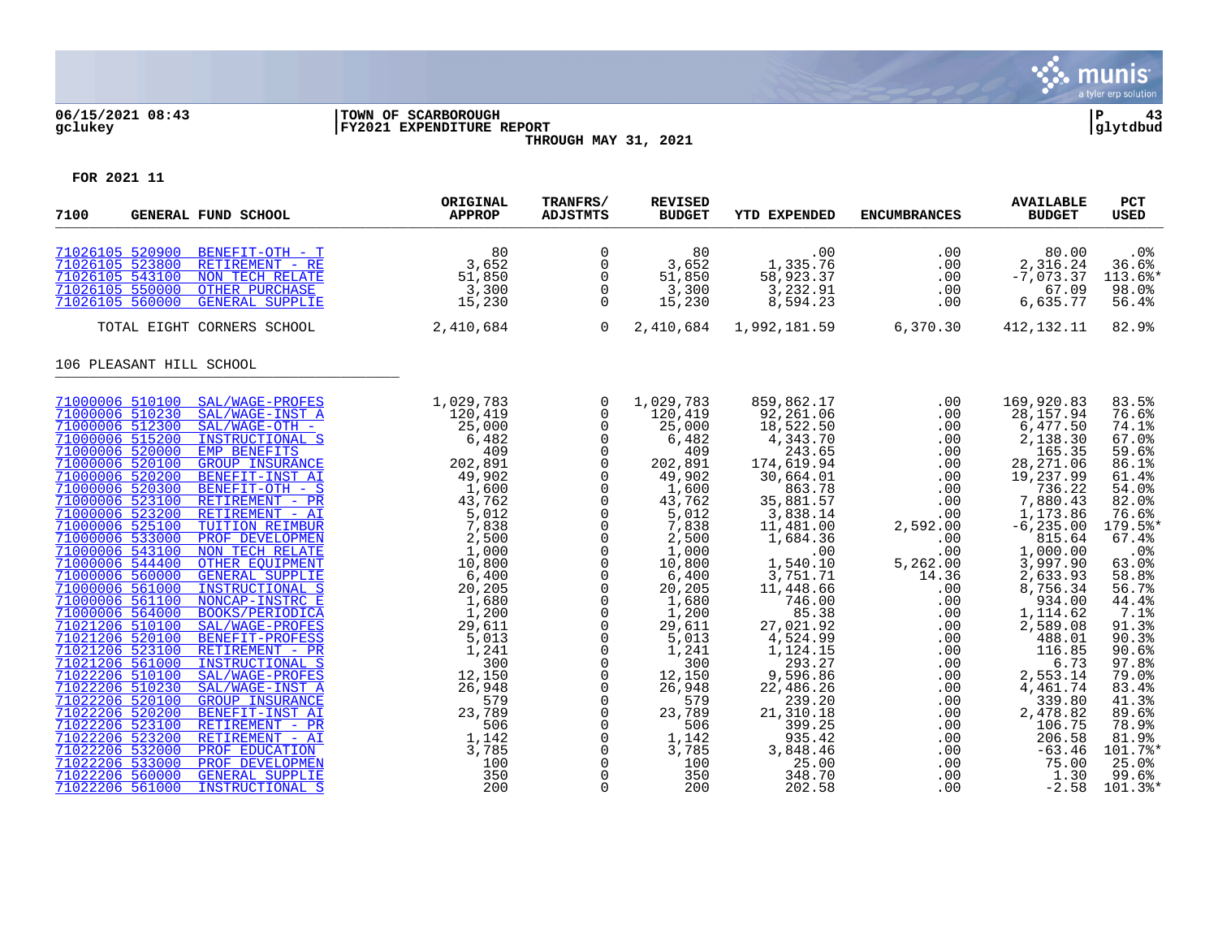06/15/2021 08:43 | TOWN OF SCARBOROUGH | P 43
gclukey | FY2021 EXPENDITURE REPORT | glytdbud

THROUGH MAY 31, 2021

FOR 2021 11

| 7100 | GENERAL FUND SCHOOL | ORIGINAL APPROP | TRANFRS/ ADJSTMTS | REVISED BUDGET | YTD EXPENDED | ENCUMBRANCES | AVAILABLE BUDGET | PCT USED |
|---|---|---|---|---|---|---|---|---|
| 71026105 520900 | BENEFIT-OTH - T | 80 | 0 | 80 | .00 | .00 | 80.00 | .0% |
| 71026105 523800 | RETIREMENT - RE | 3,652 | 0 | 3,652 | 1,335.76 | .00 | 2,316.24 | 36.6% |
| 71026105 543100 | NON TECH RELATE | 51,850 | 0 | 51,850 | 58,923.37 | .00 | -7,073.37 | 113.6%* |
| 71026105 550000 | OTHER PURCHASE | 3,300 | 0 | 3,300 | 3,232.91 | .00 | 67.09 | 98.0% |
| 71026105 560000 | GENERAL SUPPLIE | 15,230 | 0 | 15,230 | 8,594.23 | .00 | 6,635.77 | 56.4% |
| | TOTAL EIGHT CORNERS SCHOOL | 2,410,684 | 0 | 2,410,684 | 1,992,181.59 | 6,370.30 | 412,132.11 | 82.9% |
| 106 PLEASANT HILL SCHOOL | | | | | | | | |
| 71000006 510100 | SAL/WAGE-PROFES | 1,029,783 | 0 | 1,029,783 | 859,862.17 | .00 | 169,920.83 | 83.5% |
| 71000006 510230 | SAL/WAGE-INST A | 120,419 | 0 | 120,419 | 92,261.06 | .00 | 28,157.94 | 76.6% |
| 71000006 512300 | SAL/WAGE-OTH - | 25,000 | 0 | 25,000 | 18,522.50 | .00 | 6,477.50 | 74.1% |
| 71000006 515200 | INSTRUCTIONAL S | 6,482 | 0 | 6,482 | 4,343.70 | .00 | 2,138.30 | 67.0% |
| 71000006 520000 | EMP BENEFITS | 409 | 0 | 409 | 243.65 | .00 | 165.35 | 59.6% |
| 71000006 520100 | GROUP INSURANCE | 202,891 | 0 | 202,891 | 174,619.94 | .00 | 28,271.06 | 86.1% |
| 71000006 520200 | BENEFIT-INST AI | 49,902 | 0 | 49,902 | 30,664.01 | .00 | 19,237.99 | 61.4% |
| 71000006 520300 | BENEFIT-OTH - S | 1,600 | 0 | 1,600 | 863.78 | .00 | 736.22 | 54.0% |
| 71000006 523100 | RETIREMENT - PR | 43,762 | 0 | 43,762 | 35,881.57 | .00 | 7,880.43 | 82.0% |
| 71000006 523200 | RETIREMENT - AI | 5,012 | 0 | 5,012 | 3,838.14 | .00 | 1,173.86 | 76.6% |
| 71000006 525100 | TUITION REIMBUR | 7,838 | 0 | 7,838 | 11,481.00 | 2,592.00 | -6,235.00 | 179.5%* |
| 71000006 533000 | PROF DEVELOPMEN | 2,500 | 0 | 2,500 | 1,684.36 | .00 | 815.64 | 67.4% |
| 71000006 543100 | NON TECH RELATE | 1,000 | 0 | 1,000 | .00 | .00 | 1,000.00 | .0% |
| 71000006 544400 | OTHER EQUIPMENT | 10,800 | 0 | 10,800 | 1,540.10 | 5,262.00 | 3,997.90 | 63.0% |
| 71000006 560000 | GENERAL SUPPLIE | 6,400 | 0 | 6,400 | 3,751.71 | 14.36 | 2,633.93 | 58.8% |
| 71000006 561000 | INSTRUCTIONAL S | 20,205 | 0 | 20,205 | 11,448.66 | .00 | 8,756.34 | 56.7% |
| 71000006 561100 | NONCAP-INSTRC E | 1,680 | 0 | 1,680 | 746.00 | .00 | 934.00 | 44.4% |
| 71000006 564000 | BOOKS/PERIODICA | 1,200 | 0 | 1,200 | 85.38 | .00 | 1,114.62 | 7.1% |
| 71021206 510100 | SAL/WAGE-PROFES | 29,611 | 0 | 29,611 | 27,021.92 | .00 | 2,589.08 | 91.3% |
| 71021206 520100 | BENEFIT-PROFESS | 5,013 | 0 | 5,013 | 4,524.99 | .00 | 488.01 | 90.3% |
| 71021206 523100 | RETIREMENT - PR | 1,241 | 0 | 1,241 | 1,124.15 | .00 | 116.85 | 90.6% |
| 71021206 561000 | INSTRUCTIONAL S | 300 | 0 | 300 | 293.27 | .00 | 6.73 | 97.8% |
| 71022206 510100 | SAL/WAGE-PROFES | 12,150 | 0 | 12,150 | 9,596.86 | .00 | 2,553.14 | 79.0% |
| 71022206 510230 | SAL/WAGE-INST A | 26,948 | 0 | 26,948 | 22,486.26 | .00 | 4,461.74 | 83.4% |
| 71022206 520100 | GROUP INSURANCE | 579 | 0 | 579 | 239.20 | .00 | 339.80 | 41.3% |
| 71022206 520200 | BENEFIT-INST AI | 23,789 | 0 | 23,789 | 21,310.18 | .00 | 2,478.82 | 89.6% |
| 71022206 523100 | RETIREMENT - PR | 506 | 0 | 506 | 399.25 | .00 | 106.75 | 78.9% |
| 71022206 523200 | RETIREMENT - AI | 1,142 | 0 | 1,142 | 935.42 | .00 | 206.58 | 81.9% |
| 71022206 532000 | PROF EDUCATION | 3,785 | 0 | 3,785 | 3,848.46 | .00 | -63.46 | 101.7%* |
| 71022206 533000 | PROF DEVELOPMEN | 100 | 0 | 100 | 25.00 | .00 | 75.00 | 25.0% |
| 71022206 560000 | GENERAL SUPPLIE | 350 | 0 | 350 | 348.70 | .00 | 1.30 | 99.6% |
| 71022206 561000 | INSTRUCTIONAL S | 200 | 0 | 200 | 202.58 | .00 | -2.58 | 101.3%* |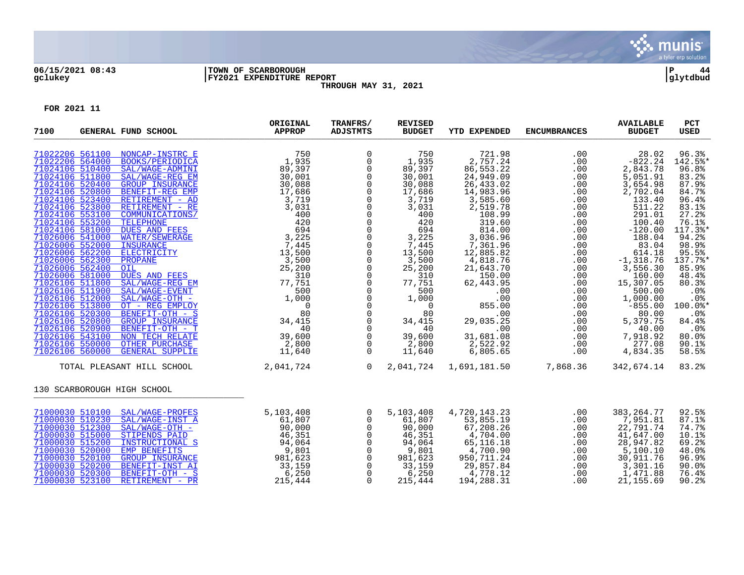06/15/2021 08:43 | TOWN OF SCARBOROUGH | P 44
gclukey | FY2021 EXPENDITURE REPORT | glytdbud

THROUGH MAY 31, 2021

FOR 2021 11

| 7100 | GENERAL FUND SCHOOL | ORIGINAL APPROP | TRANFRS/ ADJSTMTS | REVISED BUDGET | YTD EXPENDED | ENCUMBRANCES | AVAILABLE BUDGET | PCT USED |
|---|---|---|---|---|---|---|---|---|
| 71022206 561100 | NONCAP-INSTRC E | 750 | 0 | 750 | 721.98 | .00 | 28.02 | 96.3% |
| 71022206 564000 | BOOKS/PERIODICA | 1,935 | 0 | 1,935 | 2,757.24 | .00 | -822.24 | 142.5%* |
| 71024106 510400 | SAL/WAGE-ADMINI | 89,397 | 0 | 89,397 | 86,553.22 | .00 | 2,843.78 | 96.8% |
| 71024106 511800 | SAL/WAGE-REG EM | 30,001 | 0 | 30,001 | 24,949.09 | .00 | 5,051.91 | 83.2% |
| 71024106 520400 | GROUP INSURANCE | 30,088 | 0 | 30,088 | 26,433.02 | .00 | 3,654.98 | 87.9% |
| 71024106 520800 | BENEFIT-REG EMP | 17,686 | 0 | 17,686 | 14,983.96 | .00 | 2,702.04 | 84.7% |
| 71024106 523400 | RETIREMENT - AD | 3,719 | 0 | 3,719 | 3,585.60 | .00 | 133.40 | 96.4% |
| 71024106 523800 | RETIREMENT - RE | 3,031 | 0 | 3,031 | 2,519.78 | .00 | 511.22 | 83.1% |
| 71024106 553100 | COMMUNICATIONS/ | 400 | 0 | 400 | 108.99 | .00 | 291.01 | 27.2% |
| 71024106 553200 | TELEPHONE | 420 | 0 | 420 | 319.60 | .00 | 100.40 | 76.1% |
| 71024106 581000 | DUES AND FEES | 694 | 0 | 694 | 814.00 | .00 | -120.00 | 117.3%* |
| 71026006 541000 | WATER/SEWERAGE | 3,225 | 0 | 3,225 | 3,036.96 | .00 | 188.04 | 94.2% |
| 71026006 552000 | INSURANCE | 7,445 | 0 | 7,445 | 7,361.96 | .00 | 83.04 | 98.9% |
| 71026006 562200 | ELECTRICITY | 13,500 | 0 | 13,500 | 12,885.82 | .00 | 614.18 | 95.5% |
| 71026006 562300 | PROPANE | 3,500 | 0 | 3,500 | 4,818.76 | .00 | -1,318.76 | 137.7%* |
| 71026006 562400 | OIL | 25,200 | 0 | 25,200 | 21,643.70 | .00 | 3,556.30 | 85.9% |
| 71026006 581000 | DUES AND FEES | 310 | 0 | 310 | 150.00 | .00 | 160.00 | 48.4% |
| 71026106 511800 | SAL/WAGE-REG EM | 77,751 | 0 | 77,751 | 62,443.95 | .00 | 15,307.05 | 80.3% |
| 71026106 511900 | SAL/WAGE-EVENT | 500 | 0 | 500 | .00 | .00 | 500.00 | .0% |
| 71026106 512000 | SAL/WAGE-OTH - | 1,000 | 0 | 1,000 | .00 | .00 | 1,000.00 | .0% |
| 71026106 513800 | OT - REG EMPLOY | 0 | 0 | 0 | 855.00 | .00 | -855.00 | 100.0%* |
| 71026106 520300 | BENEFIT-OTH - S | 80 | 0 | 80 | .00 | .00 | 80.00 | .0% |
| 71026106 520800 | GROUP INSURANCE | 34,415 | 0 | 34,415 | 29,035.25 | .00 | 5,379.75 | 84.4% |
| 71026106 520900 | BENEFIT-OTH - T | 40 | 0 | 40 | .00 | .00 | 40.00 | .0% |
| 71026106 543100 | NON TECH RELATE | 39,600 | 0 | 39,600 | 31,681.08 | .00 | 7,918.92 | 80.0% |
| 71026106 550000 | OTHER PURCHASE | 2,800 | 0 | 2,800 | 2,522.92 | .00 | 277.08 | 90.1% |
| 71026106 560000 | GENERAL SUPPLIE | 11,640 | 0 | 11,640 | 6,805.65 | .00 | 4,834.35 | 58.5% |
| | TOTAL PLEASANT HILL SCHOOL | 2,041,724 | 0 | 2,041,724 | 1,691,181.50 | 7,868.36 | 342,674.14 | 83.2% |
| | **130 SCARBOROUGH HIGH SCHOOL** | | | | | | | |
| 71000030 510100 | SAL/WAGE-PROFES | 5,103,408 | 0 | 5,103,408 | 4,720,143.23 | .00 | 383,264.77 | 92.5% |
| 71000030 510230 | SAL/WAGE-INST A | 61,807 | 0 | 61,807 | 53,855.19 | .00 | 7,951.81 | 87.1% |
| 71000030 512300 | SAL/WAGE-OTH - | 90,000 | 0 | 90,000 | 67,208.26 | .00 | 22,791.74 | 74.7% |
| 71000030 515000 | STIPENDS PAID | 46,351 | 0 | 46,351 | 4,704.00 | .00 | 41,647.00 | 10.1% |
| 71000030 515200 | INSTRUCTIONAL S | 94,064 | 0 | 94,064 | 65,116.18 | .00 | 28,947.82 | 69.2% |
| 71000030 520000 | EMP BENEFITS | 9,801 | 0 | 9,801 | 4,700.90 | .00 | 5,100.10 | 48.0% |
| 71000030 520100 | GROUP INSURANCE | 981,623 | 0 | 981,623 | 950,711.24 | .00 | 30,911.76 | 96.9% |
| 71000030 520200 | BENEFIT-INST AI | 33,159 | 0 | 33,159 | 29,857.84 | .00 | 3,301.16 | 90.0% |
| 71000030 520300 | BENEFIT-OTH - S | 6,250 | 0 | 6,250 | 4,778.12 | .00 | 1,471.88 | 76.4% |
| 71000030 523100 | RETIREMENT - PR | 215,444 | 0 | 215,444 | 194,288.31 | .00 | 21,155.69 | 90.2% |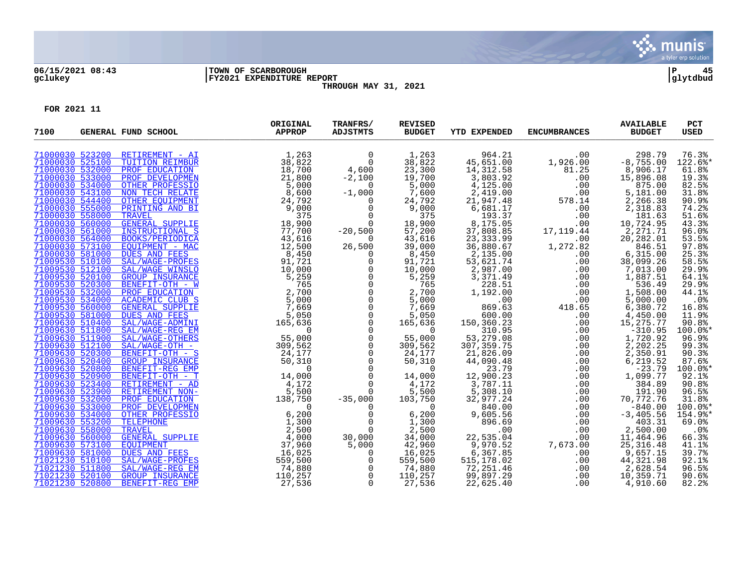06/15/2021 08:43 | TOWN OF SCARBOROUGH | P 45
gclukey | FY2021 EXPENDITURE REPORT | glytdbud
THROUGH MAY 31, 2021

FOR 2021 11

| 7100 | GENERAL FUND SCHOOL | ORIGINAL APPROP | TRANFRS/ ADJSTMTS | REVISED BUDGET | YTD EXPENDED | ENCUMBRANCES | AVAILABLE BUDGET | PCT USED |
|---|---|---|---|---|---|---|---|---|
| 71000030 523200 | RETIREMENT - AI | 1,263 | 0 | 1,263 | 964.21 | .00 | 298.79 | 76.3% |
| 71000030 525100 | TUITION REIMBUR | 38,822 | 0 | 38,822 | 45,651.00 | 1,926.00 | -8,755.00 | 122.6%* |
| 71000030 532000 | PROF EDUCATION | 18,700 | 4,600 | 23,300 | 14,312.58 | 81.25 | 8,906.17 | 61.8% |
| 71000030 533000 | PROF DEVELOPMEN | 21,800 | -2,100 | 19,700 | 3,803.92 | .00 | 15,896.08 | 19.3% |
| 71000030 534000 | OTHER PROFESSIO | 5,000 | 0 | 5,000 | 4,125.00 | .00 | 875.00 | 82.5% |
| 71000030 543100 | NON TECH RELATE | 8,600 | -1,000 | 7,600 | 2,419.00 | .00 | 5,181.00 | 31.8% |
| 71000030 544400 | OTHER EQUIPMENT | 24,792 | 0 | 24,792 | 21,947.48 | 578.14 | 2,266.38 | 90.9% |
| 71000030 555000 | PRINTING AND BI | 9,000 | 0 | 9,000 | 6,681.17 | .00 | 2,318.83 | 74.2% |
| 71000030 558000 | TRAVEL | 375 | 0 | 375 | 193.37 | .00 | 181.63 | 51.6% |
| 71000030 560000 | GENERAL SUPPLIE | 18,900 | 0 | 18,900 | 8,175.05 | .00 | 10,724.95 | 43.3% |
| 71000030 561000 | INSTRUCTIONAL S | 77,700 | -20,500 | 57,200 | 37,808.85 | 17,119.44 | 2,271.71 | 96.0% |
| 71000030 564000 | BOOKS/PERIODICA | 43,616 | 0 | 43,616 | 23,333.99 | .00 | 20,282.01 | 53.5% |
| 71000030 573100 | EQUIPMENT - MAC | 12,500 | 26,500 | 39,000 | 36,880.67 | 1,272.82 | 846.51 | 97.8% |
| 71000030 581000 | DUES AND FEES | 8,450 | 0 | 8,450 | 2,135.00 | .00 | 6,315.00 | 25.3% |
| 71009530 510100 | SAL/WAGE-PROFES | 91,721 | 0 | 91,721 | 53,621.74 | .00 | 38,099.26 | 58.5% |
| 71009530 512100 | SAL/WAGE WINSLO | 10,000 | 0 | 10,000 | 2,987.00 | .00 | 7,013.00 | 29.9% |
| 71009530 520100 | GROUP INSURANCE | 5,259 | 0 | 5,259 | 3,371.49 | .00 | 1,887.51 | 64.1% |
| 71009530 520300 | BENEFIT-OTH - W | 765 | 0 | 765 | 228.51 | .00 | 536.49 | 29.9% |
| 71009530 532000 | PROF EDUCATION | 2,700 | 0 | 2,700 | 1,192.00 | .00 | 1,508.00 | 44.1% |
| 71009530 534000 | ACADEMIC CLUB S | 5,000 | 0 | 5,000 | .00 | .00 | 5,000.00 | .0% |
| 71009530 560000 | GENERAL SUPPLIE | 7,669 | 0 | 7,669 | 869.63 | 418.65 | 6,380.72 | 16.8% |
| 71009530 581000 | DUES AND FEES | 5,050 | 0 | 5,050 | 600.00 | .00 | 4,450.00 | 11.9% |
| 71009630 510400 | SAL/WAGE-ADMINI | 165,636 | 0 | 165,636 | 150,360.23 | .00 | 15,275.77 | 90.8% |
| 71009630 511800 | SAL/WAGE-REG EM | 0 | 0 | 0 | 310.95 | .00 | -310.95 | 100.0%* |
| 71009630 511900 | SAL/WAGE-OTHERS | 55,000 | 0 | 55,000 | 53,279.08 | .00 | 1,720.92 | 96.9% |
| 71009630 512100 | SAL/WAGE-OTH - | 309,562 | 0 | 309,562 | 307,359.75 | .00 | 2,202.25 | 99.3% |
| 71009630 520300 | BENEFIT-OTH - S | 24,177 | 0 | 24,177 | 21,826.09 | .00 | 2,350.91 | 90.3% |
| 71009630 520400 | GROUP INSURANCE | 50,310 | 0 | 50,310 | 44,090.48 | .00 | 6,219.52 | 87.6% |
| 71009630 520800 | BENEFIT-REG EMP | 0 | 0 | 0 | 23.79 | .00 | -23.79 | 100.0%* |
| 71009630 520900 | BENEFIT-OTH - T | 14,000 | 0 | 14,000 | 12,900.23 | .00 | 1,099.77 | 92.1% |
| 71009630 523400 | RETIREMENT - AD | 4,172 | 0 | 4,172 | 3,787.11 | .00 | 384.89 | 90.8% |
| 71009630 523900 | RETIREMENT NON- | 5,500 | 0 | 5,500 | 5,308.10 | .00 | 191.90 | 96.5% |
| 71009630 532000 | PROF EDUCATION | 138,750 | -35,000 | 103,750 | 32,977.24 | .00 | 70,772.76 | 31.8% |
| 71009630 533000 | PROF DEVELOPMEN | 0 | 0 | 0 | 840.00 | .00 | -840.00 | 100.0%* |
| 71009630 534000 | OTHER PROFESSIO | 6,200 | 0 | 6,200 | 9,605.56 | .00 | -3,405.56 | 154.9%* |
| 71009630 553200 | TELEPHONE | 1,300 | 0 | 1,300 | 896.69 | .00 | 403.31 | 69.0% |
| 71009630 558000 | TRAVEL | 2,500 | 0 | 2,500 | .00 | .00 | 2,500.00 | .0% |
| 71009630 560000 | GENERAL SUPPLIE | 4,000 | 30,000 | 34,000 | 22,535.04 | .00 | 11,464.96 | 66.3% |
| 71009630 573100 | EQUIPMENT | 37,960 | 5,000 | 42,960 | 9,970.52 | 7,673.00 | 25,316.48 | 41.1% |
| 71009630 581000 | DUES AND FEES | 16,025 | 0 | 16,025 | 6,367.85 | .00 | 9,657.15 | 39.7% |
| 71021230 510100 | SAL/WAGE-PROFES | 559,500 | 0 | 559,500 | 515,178.02 | .00 | 44,321.98 | 92.1% |
| 71021230 511800 | SAL/WAGE-REG EM | 74,880 | 0 | 74,880 | 72,251.46 | .00 | 2,628.54 | 96.5% |
| 71021230 520100 | GROUP INSURANCE | 110,257 | 0 | 110,257 | 99,897.29 | .00 | 10,359.71 | 90.6% |
| 71021230 520800 | BENEFIT-REG EMP | 27,536 | 0 | 27,536 | 22,625.40 | .00 | 4,910.60 | 82.2% |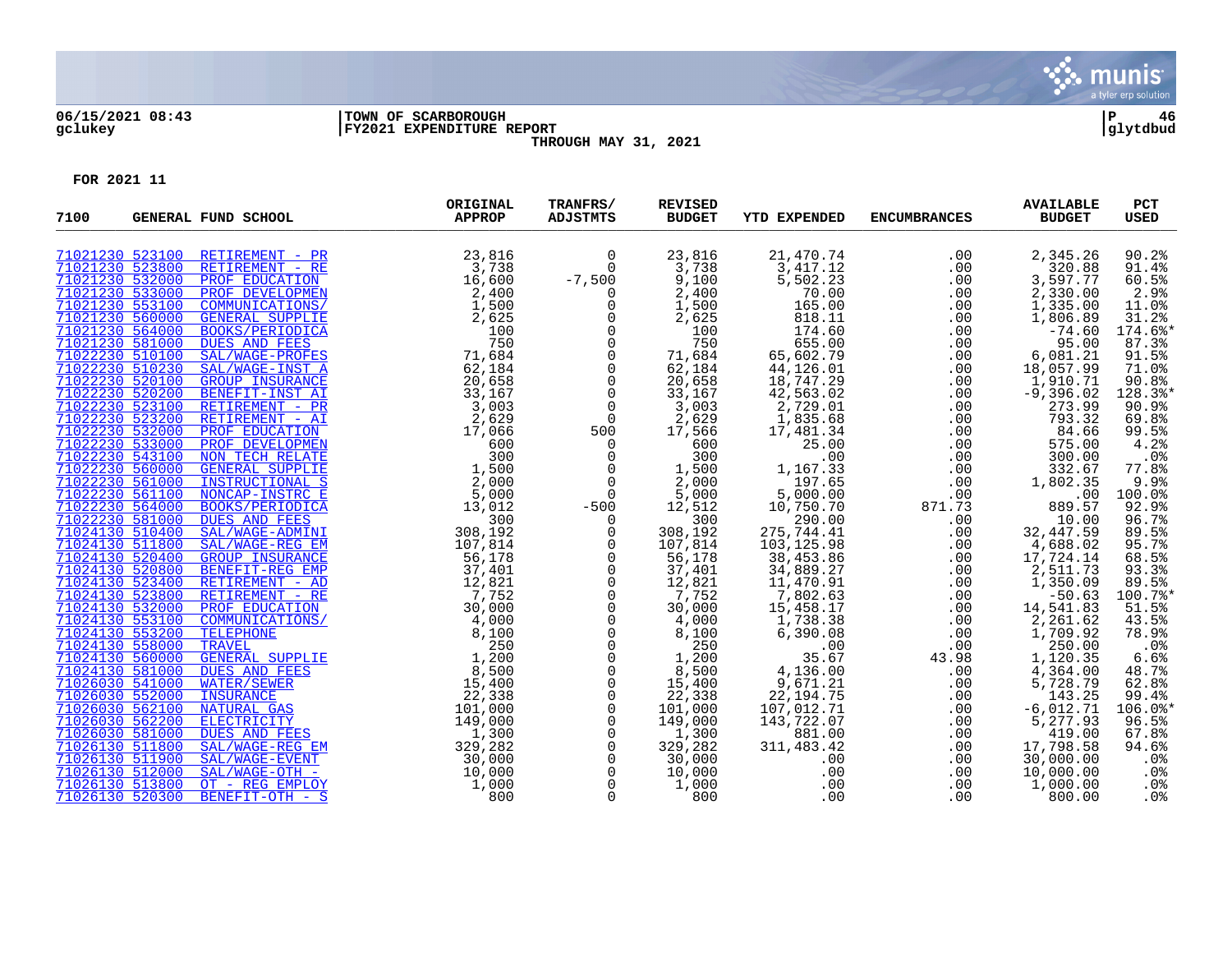06/15/2021 08:43 | TOWN OF SCARBOROUGH | P 46
gclukey | FY2021 EXPENDITURE REPORT | glytdbud

THROUGH MAY 31, 2021

FOR 2021 11

| 7100 | GENERAL FUND SCHOOL | ORIGINAL APPROP | TRANFRS/ ADJSTMTS | REVISED BUDGET | YTD EXPENDED | ENCUMBRANCES | AVAILABLE BUDGET | PCT USED |
|---|---|---|---|---|---|---|---|---|
| 71021230 523100 | RETIREMENT - PR | 23,816 | 0 | 23,816 | 21,470.74 | .00 | 2,345.26 | 90.2% |
| 71021230 523800 | RETIREMENT - RE | 3,738 | 0 | 3,738 | 3,417.12 | .00 | 320.88 | 91.4% |
| 71021230 532000 | PROF EDUCATION | 16,600 | -7,500 | 9,100 | 5,502.23 | .00 | 3,597.77 | 60.5% |
| 71021230 533000 | PROF DEVELOPMEN | 2,400 | 0 | 2,400 | 70.00 | .00 | 2,330.00 | 2.9% |
| 71021230 553100 | COMMUNICATIONS/ | 1,500 | 0 | 1,500 | 165.00 | .00 | 1,335.00 | 11.0% |
| 71021230 560000 | GENERAL SUPPLIE | 2,625 | 0 | 2,625 | 818.11 | .00 | 1,806.89 | 31.2% |
| 71021230 564000 | BOOKS/PERIODICA | 100 | 0 | 100 | 174.60 | .00 | -74.60 | 174.6%* |
| 71021230 581000 | DUES AND FEES | 750 | 0 | 750 | 655.00 | .00 | 95.00 | 87.3% |
| 71022230 510100 | SAL/WAGE-PROFES | 71,684 | 0 | 71,684 | 65,602.79 | .00 | 6,081.21 | 91.5% |
| 71022230 510230 | SAL/WAGE-INST A | 62,184 | 0 | 62,184 | 44,126.01 | .00 | 18,057.99 | 71.0% |
| 71022230 520100 | GROUP INSURANCE | 20,658 | 0 | 20,658 | 18,747.29 | .00 | 1,910.71 | 90.8% |
| 71022230 520200 | BENEFIT-INST AI | 33,167 | 0 | 33,167 | 42,563.02 | .00 | -9,396.02 | 128.3%* |
| 71022230 523100 | RETIREMENT - PR | 3,003 | 0 | 3,003 | 2,729.01 | .00 | 273.99 | 90.9% |
| 71022230 523200 | RETIREMENT - AI | 2,629 | 0 | 2,629 | 1,835.68 | .00 | 793.32 | 69.8% |
| 71022230 532000 | PROF EDUCATION | 17,066 | 500 | 17,566 | 17,481.34 | .00 | 84.66 | 99.5% |
| 71022230 533000 | PROF DEVELOPMEN | 600 | 0 | 600 | 25.00 | .00 | 575.00 | 4.2% |
| 71022230 543100 | NON TECH RELATE | 300 | 0 | 300 | .00 | .00 | 300.00 | .0% |
| 71022230 560000 | GENERAL SUPPLIE | 1,500 | 0 | 1,500 | 1,167.33 | .00 | 332.67 | 77.8% |
| 71022230 561000 | INSTRUCTIONAL S | 2,000 | 0 | 2,000 | 197.65 | .00 | 1,802.35 | 9.9% |
| 71022230 561100 | NONCAP-INSTRC E | 5,000 | 0 | 5,000 | 5,000.00 | .00 | .00 | 100.0% |
| 71022230 564000 | BOOKS/PERIODICA | 13,012 | -500 | 12,512 | 10,750.70 | 871.73 | 889.57 | 92.9% |
| 71022230 581000 | DUES AND FEES | 300 | 0 | 300 | 290.00 | .00 | 10.00 | 96.7% |
| 71024130 510400 | SAL/WAGE-ADMINI | 308,192 | 0 | 308,192 | 275,744.41 | .00 | 32,447.59 | 89.5% |
| 71024130 511800 | SAL/WAGE-REG EM | 107,814 | 0 | 107,814 | 103,125.98 | .00 | 4,688.02 | 95.7% |
| 71024130 520400 | GROUP INSURANCE | 56,178 | 0 | 56,178 | 38,453.86 | .00 | 17,724.14 | 68.5% |
| 71024130 520800 | BENEFIT-REG EMP | 37,401 | 0 | 37,401 | 34,889.27 | .00 | 2,511.73 | 93.3% |
| 71024130 523400 | RETIREMENT - AD | 12,821 | 0 | 12,821 | 11,470.91 | .00 | 1,350.09 | 89.5% |
| 71024130 523800 | RETIREMENT - RE | 7,752 | 0 | 7,752 | 7,802.63 | .00 | -50.63 | 100.7%* |
| 71024130 532000 | PROF EDUCATION | 30,000 | 0 | 30,000 | 15,458.17 | .00 | 14,541.83 | 51.5% |
| 71024130 553100 | COMMUNICATIONS/ | 4,000 | 0 | 4,000 | 1,738.38 | .00 | 2,261.62 | 43.5% |
| 71024130 553200 | TELEPHONE | 8,100 | 0 | 8,100 | 6,390.08 | .00 | 1,709.92 | 78.9% |
| 71024130 558000 | TRAVEL | 250 | 0 | 250 | .00 | .00 | 250.00 | .0% |
| 71024130 560000 | GENERAL SUPPLIE | 1,200 | 0 | 1,200 | 35.67 | 43.98 | 1,120.35 | 6.6% |
| 71024130 581000 | DUES AND FEES | 8,500 | 0 | 8,500 | 4,136.00 | .00 | 4,364.00 | 48.7% |
| 71026030 541000 | WATER/SEWER | 15,400 | 0 | 15,400 | 9,671.21 | .00 | 5,728.79 | 62.8% |
| 71026030 552000 | INSURANCE | 22,338 | 0 | 22,338 | 22,194.75 | .00 | 143.25 | 99.4% |
| 71026030 562100 | NATURAL GAS | 101,000 | 0 | 101,000 | 107,012.71 | .00 | -6,012.71 | 106.0%* |
| 71026030 562200 | ELECTRICITY | 149,000 | 0 | 149,000 | 143,722.07 | .00 | 5,277.93 | 96.5% |
| 71026030 581000 | DUES AND FEES | 1,300 | 0 | 1,300 | 881.00 | .00 | 419.00 | 67.8% |
| 71026130 511800 | SAL/WAGE-REG EM | 329,282 | 0 | 329,282 | 311,483.42 | .00 | 17,798.58 | 94.6% |
| 71026130 511900 | SAL/WAGE-EVENT | 30,000 | 0 | 30,000 | .00 | .00 | 30,000.00 | .0% |
| 71026130 512000 | SAL/WAGE-OTH - | 10,000 | 0 | 10,000 | .00 | .00 | 10,000.00 | .0% |
| 71026130 513800 | OT - REG EMPLOY | 1,000 | 0 | 1,000 | .00 | .00 | 1,000.00 | .0% |
| 71026130 520300 | BENEFIT-OTH - S | 800 | 0 | 800 | .00 | .00 | 800.00 | .0% |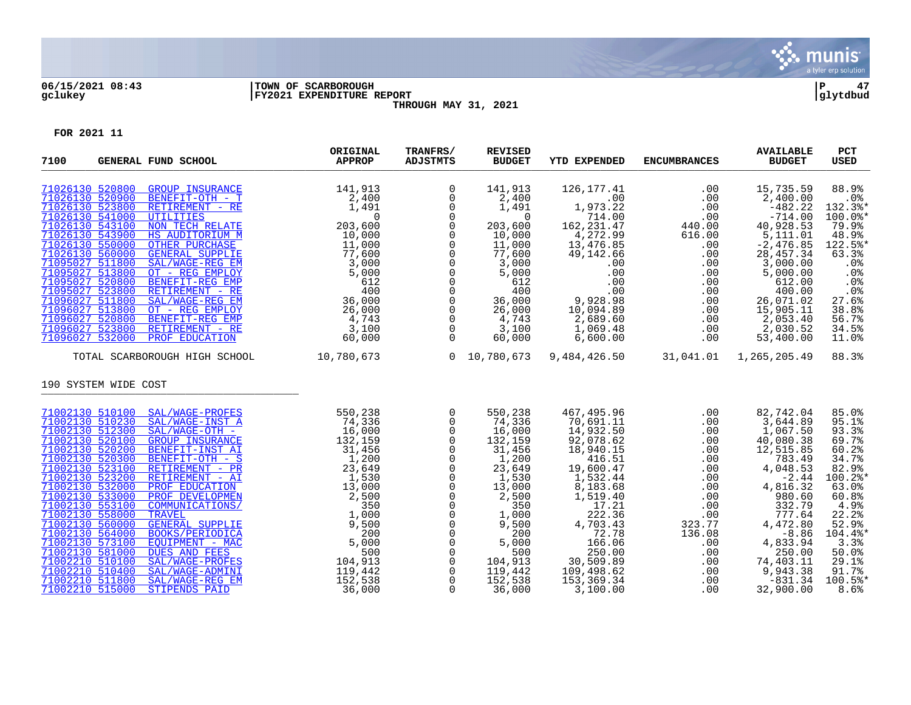06/15/2021 08:43 | TOWN OF SCARBOROUGH | P 47
gclukey | FY2021 EXPENDITURE REPORT | glytdbud

THROUGH MAY 31, 2021

FOR 2021 11

| 7100 | GENERAL FUND SCHOOL | ORIGINAL APPROP | TRANFRS/ ADJSTMTS | REVISED BUDGET | YTD EXPENDED | ENCUMBRANCES | AVAILABLE BUDGET | PCT USED |
|---|---|---|---|---|---|---|---|---|
| 71026130 520800 | GROUP INSURANCE | 141,913 | 0 | 141,913 | 126,177.41 | .00 | 15,735.59 | 88.9% |
| 71026130 520900 | BENEFIT-OTH - T | 2,400 | 0 | 2,400 | .00 | .00 | 2,400.00 | .0% |
| 71026130 523800 | RETIREMENT - RE | 1,491 | 0 | 1,491 | 1,973.22 | .00 | -482.22 | 132.3%* |
| 71026130 541000 | UTILITIES | 0 | 0 | 0 | 714.00 | .00 | -714.00 | 100.0%* |
| 71026130 543100 | NON TECH RELATE | 203,600 | 0 | 203,600 | 162,231.47 | 440.00 | 40,928.53 | 79.9% |
| 71026130 543900 | HS AUDITORIUM M | 10,000 | 0 | 10,000 | 4,272.99 | 616.00 | 5,111.01 | 48.9% |
| 71026130 550000 | OTHER PURCHASE | 11,000 | 0 | 11,000 | 13,476.85 | .00 | -2,476.85 | 122.5%* |
| 71026130 560000 | GENERAL SUPPLIE | 77,600 | 0 | 77,600 | 49,142.66 | .00 | 28,457.34 | 63.3% |
| 71095027 511800 | SAL/WAGE-REG EM | 3,000 | 0 | 3,000 | .00 | .00 | 3,000.00 | .0% |
| 71095027 513800 | OT - REG EMPLOY | 5,000 | 0 | 5,000 | .00 | .00 | 5,000.00 | .0% |
| 71095027 520800 | BENEFIT-REG EMP | 612 | 0 | 612 | .00 | .00 | 612.00 | .0% |
| 71095027 523800 | RETIREMENT - RE | 400 | 0 | 400 | .00 | .00 | 400.00 | .0% |
| 71096027 511800 | SAL/WAGE-REG EM | 36,000 | 0 | 36,000 | 9,928.98 | .00 | 26,071.02 | 27.6% |
| 71096027 513800 | OT - REG EMPLOY | 26,000 | 0 | 26,000 | 10,094.89 | .00 | 15,905.11 | 38.8% |
| 71096027 520800 | BENEFIT-REG EMP | 4,743 | 0 | 4,743 | 2,689.60 | .00 | 2,053.40 | 56.7% |
| 71096027 523800 | RETIREMENT - RE | 3,100 | 0 | 3,100 | 1,069.48 | .00 | 2,030.52 | 34.5% |
| 71096027 532000 | PROF EDUCATION | 60,000 | 0 | 60,000 | 6,600.00 | .00 | 53,400.00 | 11.0% |
| | TOTAL SCARBOROUGH HIGH SCHOOL | 10,780,673 | 0 | 10,780,673 | 9,484,426.50 | 31,041.01 | 1,265,205.49 | 88.3% |
| 190 SYSTEM WIDE COST | | | | | | | | |
| 71002130 510100 | SAL/WAGE-PROFES | 550,238 | 0 | 550,238 | 467,495.96 | .00 | 82,742.04 | 85.0% |
| 71002130 510230 | SAL/WAGE-INST A | 74,336 | 0 | 74,336 | 70,691.11 | .00 | 3,644.89 | 95.1% |
| 71002130 512300 | SAL/WAGE-OTH - | 16,000 | 0 | 16,000 | 14,932.50 | .00 | 1,067.50 | 93.3% |
| 71002130 520100 | GROUP INSURANCE | 132,159 | 0 | 132,159 | 92,078.62 | .00 | 40,080.38 | 69.7% |
| 71002130 520200 | BENEFIT-INST AI | 31,456 | 0 | 31,456 | 18,940.15 | .00 | 12,515.85 | 60.2% |
| 71002130 520300 | BENEFIT-OTH - S | 1,200 | 0 | 1,200 | 416.51 | .00 | 783.49 | 34.7% |
| 71002130 523100 | RETIREMENT - PR | 23,649 | 0 | 23,649 | 19,600.47 | .00 | 4,048.53 | 82.9% |
| 71002130 523200 | RETIREMENT - AI | 1,530 | 0 | 1,530 | 1,532.44 | .00 | -2.44 | 100.2%* |
| 71002130 532000 | PROF EDUCATION | 13,000 | 0 | 13,000 | 8,183.68 | .00 | 4,816.32 | 63.0% |
| 71002130 533000 | PROF DEVELOPMEN | 2,500 | 0 | 2,500 | 1,519.40 | .00 | 980.60 | 60.8% |
| 71002130 553100 | COMMUNICATIONS/ | 350 | 0 | 350 | 17.21 | .00 | 332.79 | 4.9% |
| 71002130 558000 | TRAVEL | 1,000 | 0 | 1,000 | 222.36 | .00 | 777.64 | 22.2% |
| 71002130 560000 | GENERAL SUPPLIE | 9,500 | 0 | 9,500 | 4,703.43 | 323.77 | 4,472.80 | 52.9% |
| 71002130 564000 | BOOKS/PERIODICA | 200 | 0 | 200 | 72.78 | 136.08 | -8.86 | 104.4%* |
| 71002130 573100 | EQUIPMENT - MAC | 5,000 | 0 | 5,000 | 166.06 | .00 | 4,833.94 | 3.3% |
| 71002130 581000 | DUES AND FEES | 500 | 0 | 500 | 250.00 | .00 | 250.00 | 50.0% |
| 71002210 510100 | SAL/WAGE-PROFES | 104,913 | 0 | 104,913 | 30,509.89 | .00 | 74,403.11 | 29.1% |
| 71002210 510400 | SAL/WAGE-ADMINI | 119,442 | 0 | 119,442 | 109,498.62 | .00 | 9,943.38 | 91.7% |
| 71002210 511800 | SAL/WAGE-REG EM | 152,538 | 0 | 152,538 | 153,369.34 | .00 | -831.34 | 100.5%* |
| 71002210 515000 | STIPENDS PAID | 36,000 | 0 | 36,000 | 3,100.00 | .00 | 32,900.00 | 8.6% |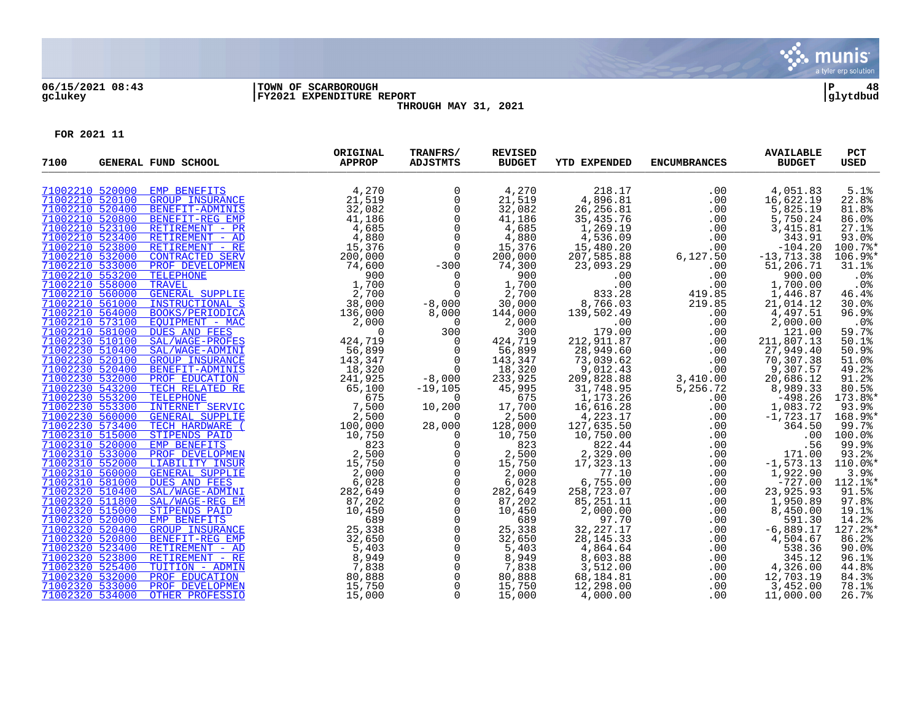06/15/2021 08:43 | TOWN OF SCARBOROUGH | P 48
gclukey | FY2021 EXPENDITURE REPORT | glytdbud

THROUGH MAY 31, 2021

FOR 2021 11

| 7100 | GENERAL FUND SCHOOL | ORIGINAL APPROP | TRANFRS/ ADJSTMTS | REVISED BUDGET | YTD EXPENDED | ENCUMBRANCES | AVAILABLE BUDGET | PCT USED |
|---|---|---|---|---|---|---|---|---|
| 71002210 520000 | EMP BENEFITS | 4,270 | 0 | 4,270 | 218.17 | .00 | 4,051.83 | 5.1% |
| 71002210 520100 | GROUP INSURANCE | 21,519 | 0 | 21,519 | 4,896.81 | .00 | 16,622.19 | 22.8% |
| 71002210 520400 | BENEFIT-ADMINIS | 32,082 | 0 | 32,082 | 26,256.81 | .00 | 5,825.19 | 81.8% |
| 71002210 520800 | BENEFIT-REG EMP | 41,186 | 0 | 41,186 | 35,435.76 | .00 | 5,750.24 | 86.0% |
| 71002210 523100 | RETIREMENT - PR | 4,685 | 0 | 4,685 | 1,269.19 | .00 | 3,415.81 | 27.1% |
| 71002210 523400 | RETIREMENT - AD | 4,880 | 0 | 4,880 | 4,536.09 | .00 | 343.91 | 93.0% |
| 71002210 523800 | RETIREMENT - RE | 15,376 | 0 | 15,376 | 15,480.20 | .00 | -104.20 | 100.7%* |
| 71002210 532000 | CONTRACTED SERV | 200,000 | 0 | 200,000 | 207,585.88 | 6,127.50 | -13,713.38 | 106.9%* |
| 71002210 533000 | PROF DEVELOPMEN | 74,600 | -300 | 74,300 | 23,093.29 | .00 | 51,206.71 | 31.1% |
| 71002210 553200 | TELEPHONE | 900 | 0 | 900 | .00 | .00 | 900.00 | .0% |
| 71002210 558000 | TRAVEL | 1,700 | 0 | 1,700 | .00 | .00 | 1,700.00 | .0% |
| 71002210 560000 | GENERAL SUPPLIE | 2,700 | 0 | 2,700 | 833.28 | 419.85 | 1,446.87 | 46.4% |
| 71002210 561000 | INSTRUCTIONAL S | 38,000 | -8,000 | 30,000 | 8,766.03 | 219.85 | 21,014.12 | 30.0% |
| 71002210 564000 | BOOKS/PERIODICA | 136,000 | 8,000 | 144,000 | 139,502.49 | .00 | 4,497.51 | 96.9% |
| 71002210 573100 | EQUIPMENT - MAC | 2,000 | 0 | 2,000 | .00 | .00 | 2,000.00 | .0% |
| 71002210 581000 | DUES AND FEES | 0 | 300 | 300 | 179.00 | .00 | 121.00 | 59.7% |
| 71002230 510100 | SAL/WAGE-PROFES | 424,719 | 0 | 424,719 | 212,911.87 | .00 | 211,807.13 | 50.1% |
| 71002230 510400 | SAL/WAGE-ADMINI | 56,899 | 0 | 56,899 | 28,949.60 | .00 | 27,949.40 | 50.9% |
| 71002230 520100 | GROUP INSURANCE | 143,347 | 0 | 143,347 | 73,039.62 | .00 | 70,307.38 | 51.0% |
| 71002230 520400 | BENEFIT-ADMINIS | 18,320 | 0 | 18,320 | 9,012.43 | .00 | 9,307.57 | 49.2% |
| 71002230 532000 | PROF EDUCATION | 241,925 | -8,000 | 233,925 | 209,828.88 | 3,410.00 | 20,686.12 | 91.2% |
| 71002230 543200 | TECH RELATED RE | 65,100 | -19,105 | 45,995 | 31,748.95 | 5,256.72 | 8,989.33 | 80.5% |
| 71002230 553200 | TELEPHONE | 675 | 0 | 675 | 1,173.26 | .00 | -498.26 | 173.8%* |
| 71002230 553300 | INTERNET SERVIC | 7,500 | 10,200 | 17,700 | 16,616.28 | .00 | 1,083.72 | 93.9% |
| 71002230 560000 | GENERAL SUPPLIE | 2,500 | 0 | 2,500 | 4,223.17 | .00 | -1,723.17 | 168.9%* |
| 71002230 573400 | TECH HARDWARE ( | 100,000 | 28,000 | 128,000 | 127,635.50 | .00 | 364.50 | 99.7% |
| 71002310 515000 | STIPENDS PAID | 10,750 | 0 | 10,750 | 10,750.00 | .00 | .00 | 100.0% |
| 71002310 520000 | EMP BENEFITS | 823 | 0 | 823 | 822.44 | .00 | .56 | 99.9% |
| 71002310 533000 | PROF DEVELOPMEN | 2,500 | 0 | 2,500 | 2,329.00 | .00 | 171.00 | 93.2% |
| 71002310 552000 | LIABILITY INSUR | 15,750 | 0 | 15,750 | 17,323.13 | .00 | -1,573.13 | 110.0%* |
| 71002310 560000 | GENERAL SUPPLIE | 2,000 | 0 | 2,000 | 77.10 | .00 | 1,922.90 | 3.9% |
| 71002310 581000 | DUES AND FEES | 6,028 | 0 | 6,028 | 6,755.00 | .00 | -727.00 | 112.1%* |
| 71002320 510400 | SAL/WAGE-ADMINI | 282,649 | 0 | 282,649 | 258,723.07 | .00 | 23,925.93 | 91.5% |
| 71002320 511800 | SAL/WAGE-REG EM | 87,202 | 0 | 87,202 | 85,251.11 | .00 | 1,950.89 | 97.8% |
| 71002320 515000 | STIPENDS PAID | 10,450 | 0 | 10,450 | 2,000.00 | .00 | 8,450.00 | 19.1% |
| 71002320 520000 | EMP BENEFITS | 689 | 0 | 689 | 97.70 | .00 | 591.30 | 14.2% |
| 71002320 520400 | GROUP INSURANCE | 25,338 | 0 | 25,338 | 32,227.17 | .00 | -6,889.17 | 127.2%* |
| 71002320 520800 | BENEFIT-REG EMP | 32,650 | 0 | 32,650 | 28,145.33 | .00 | 4,504.67 | 86.2% |
| 71002320 523400 | RETIREMENT - AD | 5,403 | 0 | 5,403 | 4,864.64 | .00 | 538.36 | 90.0% |
| 71002320 523800 | RETIREMENT - RE | 8,949 | 0 | 8,949 | 8,603.88 | .00 | 345.12 | 96.1% |
| 71002320 525400 | TUITION - ADMIN | 7,838 | 0 | 7,838 | 3,512.00 | .00 | 4,326.00 | 44.8% |
| 71002320 532000 | PROF EDUCATION | 80,888 | 0 | 80,888 | 68,184.81 | .00 | 12,703.19 | 84.3% |
| 71002320 533000 | PROF DEVELOPMEN | 15,750 | 0 | 15,750 | 12,298.00 | .00 | 3,452.00 | 78.1% |
| 71002320 534000 | OTHER PROFESSIO | 15,000 | 0 | 15,000 | 4,000.00 | .00 | 11,000.00 | 26.7% |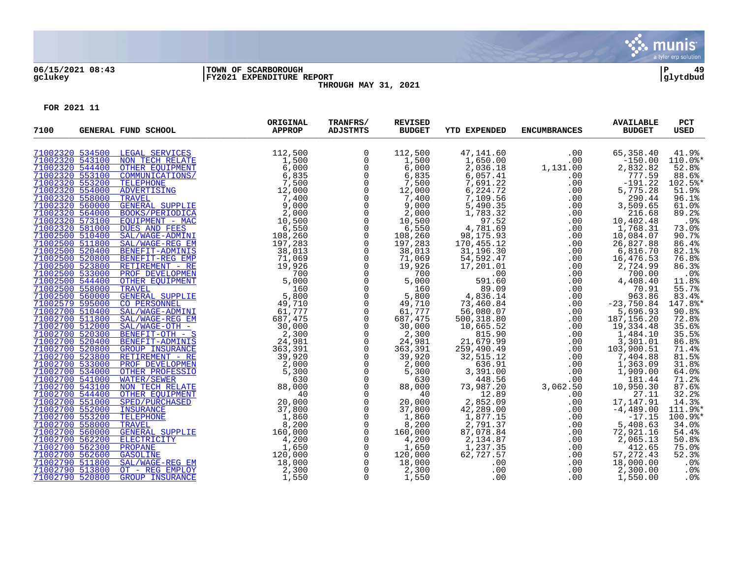06/15/2021 08:43 | TOWN OF SCARBOROUGH | P 49
gclukey | FY2021 EXPENDITURE REPORT | glytdbud
THROUGH MAY 31, 2021

FOR 2021 11

| 7100 | GENERAL FUND SCHOOL | ORIGINAL APPROP | TRANFRS/ ADJSTMTS | REVISED BUDGET | YTD EXPENDED | ENCUMBRANCES | AVAILABLE BUDGET | PCT USED |
|---|---|---|---|---|---|---|---|---|
| 71002320 534500 | LEGAL SERVICES | 112,500 | 0 | 112,500 | 47,141.60 | .00 | 65,358.40 | 41.9% |
| 71002320 543100 | NON TECH RELATE | 1,500 | 0 | 1,500 | 1,650.00 | .00 | -150.00 | 110.0%* |
| 71002320 544400 | OTHER EQUIPMENT | 6,000 | 0 | 6,000 | 2,036.18 | 1,131.00 | 2,832.82 | 52.8% |
| 71002320 553100 | COMMUNICATIONS/ | 6,835 | 0 | 6,835 | 6,057.41 | .00 | 777.59 | 88.6% |
| 71002320 553200 | TELEPHONE | 7,500 | 0 | 7,500 | 7,691.22 | .00 | -191.22 | 102.5%* |
| 71002320 554000 | ADVERTISING | 12,000 | 0 | 12,000 | 6,224.72 | .00 | 5,775.28 | 51.9% |
| 71002320 558000 | TRAVEL | 7,400 | 0 | 7,400 | 7,109.56 | .00 | 290.44 | 96.1% |
| 71002320 560000 | GENERAL SUPPLIE | 9,000 | 0 | 9,000 | 5,490.35 | .00 | 3,509.65 | 61.0% |
| 71002320 564000 | BOOKS/PERIODICA | 2,000 | 0 | 2,000 | 1,783.32 | .00 | 216.68 | 89.2% |
| 71002320 573100 | EQUIPMENT - MAC | 10,500 | 0 | 10,500 | 97.52 | .00 | 10,402.48 | .9% |
| 71002320 581000 | DUES AND FEES | 6,550 | 0 | 6,550 | 4,781.69 | .00 | 1,768.31 | 73.0% |
| 71002500 510400 | SAL/WAGE-ADMINI | 108,260 | 0 | 108,260 | 98,175.93 | .00 | 10,084.07 | 90.7% |
| 71002500 511800 | SAL/WAGE-REG EM | 197,283 | 0 | 197,283 | 170,455.12 | .00 | 26,827.88 | 86.4% |
| 71002500 520400 | BENEFIT-ADMINIS | 38,013 | 0 | 38,013 | 31,196.30 | .00 | 6,816.70 | 82.1% |
| 71002500 520800 | BENEFIT-REG EMP | 71,069 | 0 | 71,069 | 54,592.47 | .00 | 16,476.53 | 76.8% |
| 71002500 523800 | RETIREMENT - RE | 19,926 | 0 | 19,926 | 17,201.01 | .00 | 2,724.99 | 86.3% |
| 71002500 533000 | PROF DEVELOPMEN | 700 | 0 | 700 | .00 | .00 | 700.00 | .0% |
| 71002500 544400 | OTHER EQUIPMENT | 5,000 | 0 | 5,000 | 591.60 | .00 | 4,408.40 | 11.8% |
| 71002500 558000 | TRAVEL | 160 | 0 | 160 | 89.09 | .00 | 70.91 | 55.7% |
| 71002500 560000 | GENERAL SUPPLIE | 5,800 | 0 | 5,800 | 4,836.14 | .00 | 963.86 | 83.4% |
| 71002579 595000 | CO PERSONNEL | 49,710 | 0 | 49,710 | 73,460.84 | .00 | -23,750.84 | 147.8%* |
| 71002700 510400 | SAL/WAGE-ADMINI | 61,777 | 0 | 61,777 | 56,080.07 | .00 | 5,696.93 | 90.8% |
| 71002700 511800 | SAL/WAGE-REG EM | 687,475 | 0 | 687,475 | 500,318.80 | .00 | 187,156.20 | 72.8% |
| 71002700 512000 | SAL/WAGE-OTH - | 30,000 | 0 | 30,000 | 10,665.52 | .00 | 19,334.48 | 35.6% |
| 71002700 520300 | BENEFIT-OTH - S | 2,300 | 0 | 2,300 | 815.90 | .00 | 1,484.10 | 35.5% |
| 71002700 520400 | BENEFIT-ADMINIS | 24,981 | 0 | 24,981 | 21,679.99 | .00 | 3,301.01 | 86.8% |
| 71002700 520800 | GROUP INSURANCE | 363,391 | 0 | 363,391 | 259,490.49 | .00 | 103,900.51 | 71.4% |
| 71002700 523800 | RETIREMENT - RE | 39,920 | 0 | 39,920 | 32,515.12 | .00 | 7,404.88 | 81.5% |
| 71002700 533000 | PROF DEVELOPMEN | 2,000 | 0 | 2,000 | 636.91 | .00 | 1,363.09 | 31.8% |
| 71002700 534000 | OTHER PROFESSIO | 5,300 | 0 | 5,300 | 3,391.00 | .00 | 1,909.00 | 64.0% |
| 71002700 541000 | WATER/SEWER | 630 | 0 | 630 | 448.56 | .00 | 181.44 | 71.2% |
| 71002700 543100 | NON TECH RELATE | 88,000 | 0 | 88,000 | 73,987.20 | 3,062.50 | 10,950.30 | 87.6% |
| 71002700 544400 | OTHER EQUIPMENT | 40 | 0 | 40 | 12.89 | .00 | 27.11 | 32.2% |
| 71002700 551000 | SPED/PURCHASED | 20,000 | 0 | 20,000 | 2,852.09 | .00 | 17,147.91 | 14.3% |
| 71002700 552000 | INSURANCE | 37,800 | 0 | 37,800 | 42,289.00 | .00 | -4,489.00 | 111.9%* |
| 71002700 553200 | TELEPHONE | 1,860 | 0 | 1,860 | 1,877.15 | .00 | -17.15 | 100.9%* |
| 71002700 558000 | TRAVEL | 8,200 | 0 | 8,200 | 2,791.37 | .00 | 5,408.63 | 34.0% |
| 71002700 560000 | GENERAL SUPPLIE | 160,000 | 0 | 160,000 | 87,078.84 | .00 | 72,921.16 | 54.4% |
| 71002700 562200 | ELECTRICITY | 4,200 | 0 | 4,200 | 2,134.87 | .00 | 2,065.13 | 50.8% |
| 71002700 562300 | PROPANE | 1,650 | 0 | 1,650 | 1,237.35 | .00 | 412.65 | 75.0% |
| 71002700 562600 | GASOLINE | 120,000 | 0 | 120,000 | 62,727.57 | .00 | 57,272.43 | 52.3% |
| 71002790 511800 | SAL/WAGE-REG EM | 18,000 | 0 | 18,000 | .00 | .00 | 18,000.00 | .0% |
| 71002790 513800 | OT - REG EMPLOY | 2,300 | 0 | 2,300 | .00 | .00 | 2,300.00 | .0% |
| 71002790 520800 | GROUP INSURANCE | 1,550 | 0 | 1,550 | .00 | .00 | 1,550.00 | .0% |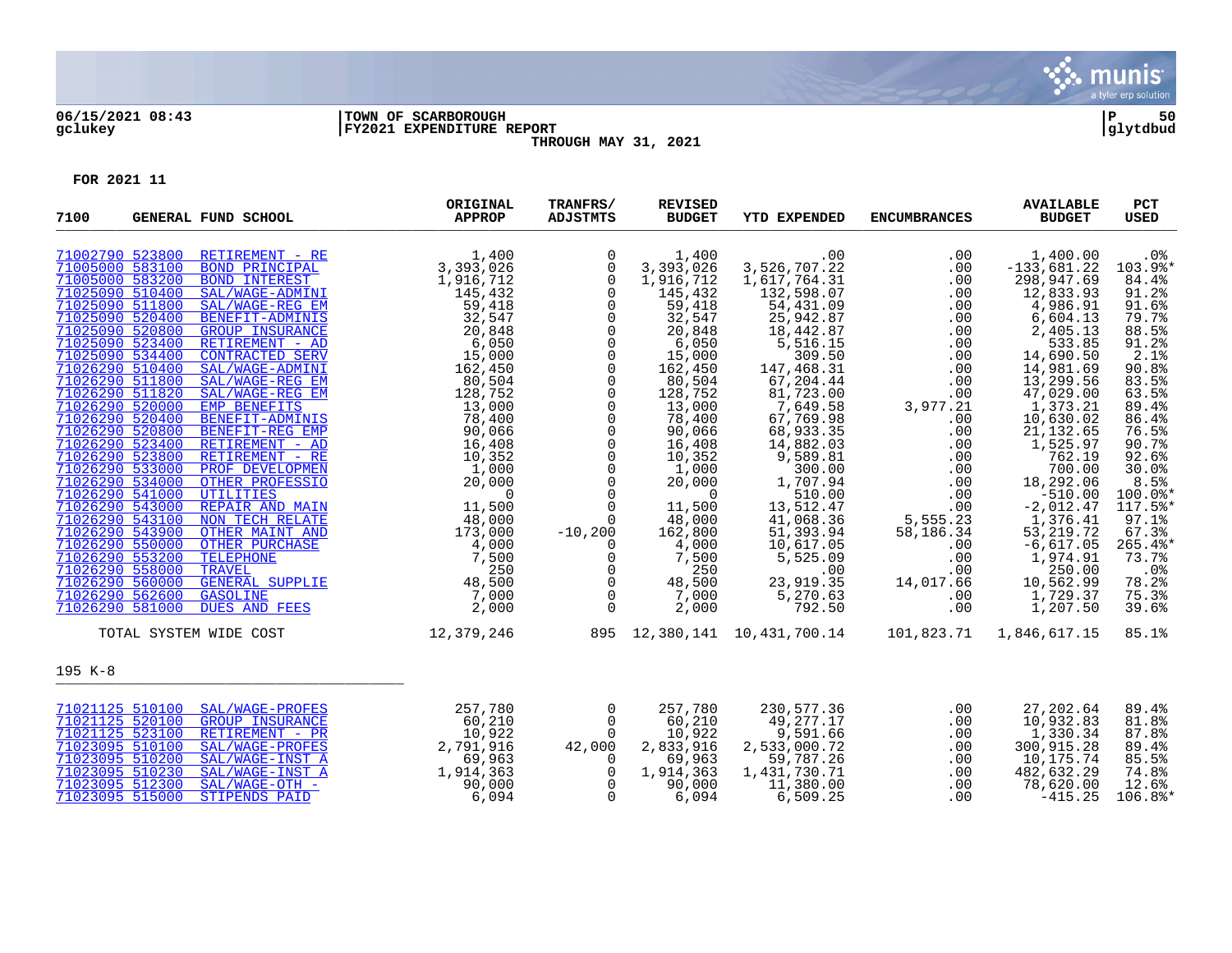06/15/2021 08:43 | TOWN OF SCARBOROUGH | P 50
gclukey | FY2021 EXPENDITURE REPORT | glytdbud

THROUGH MAY 31, 2021

FOR 2021 11

| 7100 | GENERAL FUND SCHOOL | ORIGINAL APPROP | TRANFRS/ ADJSTMTS | REVISED BUDGET | YTD EXPENDED | ENCUMBRANCES | AVAILABLE BUDGET | PCT USED |
|---|---|---|---|---|---|---|---|---|
| 71002790 523800 | RETIREMENT - RE | 1,400 | 0 | 1,400 | .00 | .00 | 1,400.00 | .0% |
| 71005000 583100 | BOND PRINCIPAL | 3,393,026 | 0 | 3,393,026 | 3,526,707.22 | .00 | -133,681.22 | 103.9%* |
| 71005000 583200 | BOND INTEREST | 1,916,712 | 0 | 1,916,712 | 1,617,764.31 | .00 | 298,947.69 | 84.4% |
| 71025090 510400 | SAL/WAGE-ADMINI | 145,432 | 0 | 145,432 | 132,598.07 | .00 | 12,833.93 | 91.2% |
| 71025090 511800 | SAL/WAGE-REG EM | 59,418 | 0 | 59,418 | 54,431.09 | .00 | 4,986.91 | 91.6% |
| 71025090 520400 | BENEFIT-ADMINIS | 32,547 | 0 | 32,547 | 25,942.87 | .00 | 6,604.13 | 79.7% |
| 71025090 520800 | GROUP INSURANCE | 20,848 | 0 | 20,848 | 18,442.87 | .00 | 2,405.13 | 88.5% |
| 71025090 523400 | RETIREMENT - AD | 6,050 | 0 | 6,050 | 5,516.15 | .00 | 533.85 | 91.2% |
| 71025090 534400 | CONTRACTED SERV | 15,000 | 0 | 15,000 | 309.50 | .00 | 14,690.50 | 2.1% |
| 71026290 510400 | SAL/WAGE-ADMINI | 162,450 | 0 | 162,450 | 147,468.31 | .00 | 14,981.69 | 90.8% |
| 71026290 511800 | SAL/WAGE-REG EM | 80,504 | 0 | 80,504 | 67,204.44 | .00 | 13,299.56 | 83.5% |
| 71026290 511820 | SAL/WAGE-REG EM | 128,752 | 0 | 128,752 | 81,723.00 | .00 | 47,029.00 | 63.5% |
| 71026290 520000 | EMP BENEFITS | 13,000 | 0 | 13,000 | 7,649.58 | 3,977.21 | 1,373.21 | 89.4% |
| 71026290 520400 | BENEFIT-ADMINIS | 78,400 | 0 | 78,400 | 67,769.98 | .00 | 10,630.02 | 86.4% |
| 71026290 520800 | BENEFIT-REG EMP | 90,066 | 0 | 90,066 | 68,933.35 | .00 | 21,132.65 | 76.5% |
| 71026290 523400 | RETIREMENT - AD | 16,408 | 0 | 16,408 | 14,882.03 | .00 | 1,525.97 | 90.7% |
| 71026290 523800 | RETIREMENT - RE | 10,352 | 0 | 10,352 | 9,589.81 | .00 | 762.19 | 92.6% |
| 71026290 533000 | PROF DEVELOPMEN | 1,000 | 0 | 1,000 | 300.00 | .00 | 700.00 | 30.0% |
| 71026290 534000 | OTHER PROFESSIO | 20,000 | 0 | 20,000 | 1,707.94 | .00 | 18,292.06 | 8.5% |
| 71026290 541000 | UTILITIES | 0 | 0 | 0 | 510.00 | .00 | -510.00 | 100.0%* |
| 71026290 543000 | REPAIR AND MAIN | 11,500 | 0 | 11,500 | 13,512.47 | .00 | -2,012.47 | 117.5%* |
| 71026290 543100 | NON TECH RELATE | 48,000 | 0 | 48,000 | 41,068.36 | 5,555.23 | 1,376.41 | 97.1% |
| 71026290 543900 | OTHER MAINT AND | 173,000 | -10,200 | 162,800 | 51,393.94 | 58,186.34 | 53,219.72 | 67.3% |
| 71026290 550000 | OTHER PURCHASE | 4,000 | 0 | 4,000 | 10,617.05 | .00 | -6,617.05 | 265.4%* |
| 71026290 553200 | TELEPHONE | 7,500 | 0 | 7,500 | 5,525.09 | .00 | 1,974.91 | 73.7% |
| 71026290 558000 | TRAVEL | 250 | 0 | 250 | .00 | .00 | 250.00 | .0% |
| 71026290 560000 | GENERAL SUPPLIE | 48,500 | 0 | 48,500 | 23,919.35 | 14,017.66 | 10,562.99 | 78.2% |
| 71026290 562600 | GASOLINE | 7,000 | 0 | 7,000 | 5,270.63 | .00 | 1,729.37 | 75.3% |
| 71026290 581000 | DUES AND FEES | 2,000 | 0 | 2,000 | 792.50 | .00 | 1,207.50 | 39.6% |
| | TOTAL SYSTEM WIDE COST | 12,379,246 | 895 | 12,380,141 | 10,431,700.14 | 101,823.71 | 1,846,617.15 | 85.1% |

195 K-8

| | | ORIGINAL APPROP | TRANFRS/ ADJSTMTS | REVISED BUDGET | YTD EXPENDED | ENCUMBRANCES | AVAILABLE BUDGET | PCT USED |
|---|---|---|---|---|---|---|---|---|
| 71021125 510100 | SAL/WAGE-PROFES | 257,780 | 0 | 257,780 | 230,577.36 | .00 | 27,202.64 | 89.4% |
| 71021125 520100 | GROUP INSURANCE | 60,210 | 0 | 60,210 | 49,277.17 | .00 | 10,932.83 | 81.8% |
| 71021125 523100 | RETIREMENT - PR | 10,922 | 0 | 10,922 | 9,591.66 | .00 | 1,330.34 | 87.8% |
| 71023095 510100 | SAL/WAGE-PROFES | 2,791,916 | 42,000 | 2,833,916 | 2,533,000.72 | .00 | 300,915.28 | 89.4% |
| 71023095 510200 | SAL/WAGE-INST A | 69,963 | 0 | 69,963 | 59,787.26 | .00 | 10,175.74 | 85.5% |
| 71023095 510230 | SAL/WAGE-INST A | 1,914,363 | 0 | 1,914,363 | 1,431,730.71 | .00 | 482,632.29 | 74.8% |
| 71023095 512300 | SAL/WAGE-OTH - | 90,000 | 0 | 90,000 | 11,380.00 | .00 | 78,620.00 | 12.6% |
| 71023095 515000 | STIPENDS PAID | 6,094 | 0 | 6,094 | 6,509.25 | .00 | -415.25 | 106.8%* |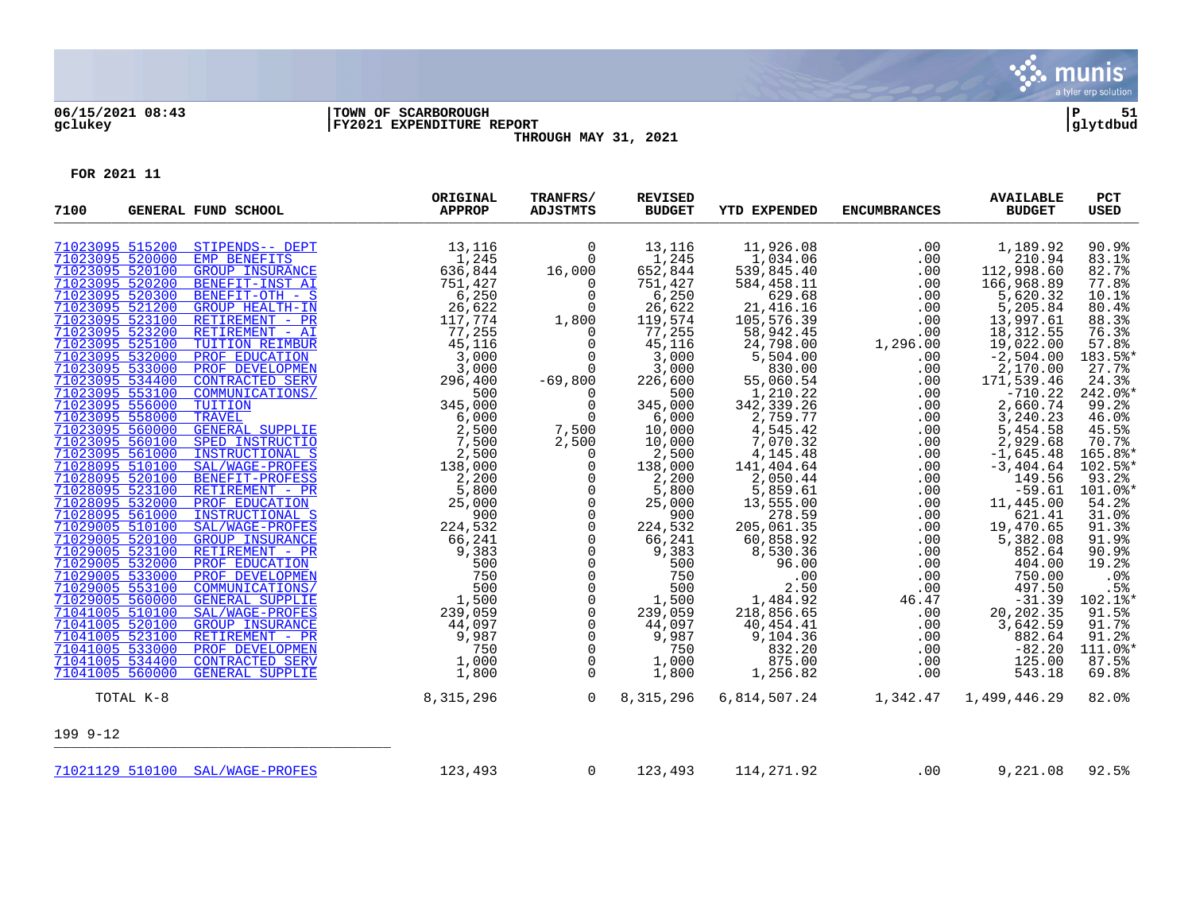06/15/2021 08:43 | TOWN OF SCARBOROUGH | P 51
gclukey | FY2021 EXPENDITURE REPORT | glytdbud

THROUGH MAY 31, 2021

FOR 2021 11

| 7100 | GENERAL FUND SCHOOL | ORIGINAL APPROP | TRANFRS/ ADJSTMTS | REVISED BUDGET | YTD EXPENDED | ENCUMBRANCES | AVAILABLE BUDGET | PCT USED |
|---|---|---|---|---|---|---|---|---|
| 71023095 515200 | STIPENDS-- DEPT | 13,116 | 0 | 13,116 | 11,926.08 | .00 | 1,189.92 | 90.9% |
| 71023095 520000 | EMP BENEFITS | 1,245 | 0 | 1,245 | 1,034.06 | .00 | 210.94 | 83.1% |
| 71023095 520100 | GROUP INSURANCE | 636,844 | 16,000 | 652,844 | 539,845.40 | .00 | 112,998.60 | 82.7% |
| 71023095 520200 | BENEFIT-INST AI | 751,427 | 0 | 751,427 | 584,458.11 | .00 | 166,968.89 | 77.8% |
| 71023095 520300 | BENEFIT-OTH - S | 6,250 | 0 | 6,250 | 629.68 | .00 | 5,620.32 | 10.1% |
| 71023095 521200 | GROUP HEALTH-IN | 26,622 | 0 | 26,622 | 21,416.16 | .00 | 5,205.84 | 80.4% |
| 71023095 523100 | RETIREMENT - PR | 117,774 | 1,800 | 119,574 | 105,576.39 | .00 | 13,997.61 | 88.3% |
| 71023095 523200 | RETIREMENT - AI | 77,255 | 0 | 77,255 | 58,942.45 | .00 | 18,312.55 | 76.3% |
| 71023095 525100 | TUITION REIMBUR | 45,116 | 0 | 45,116 | 24,798.00 | 1,296.00 | 19,022.00 | 57.8% |
| 71023095 532000 | PROF EDUCATION | 3,000 | 0 | 3,000 | 5,504.00 | .00 | -2,504.00 | 183.5%* |
| 71023095 533000 | PROF DEVELOPMEN | 3,000 | 0 | 3,000 | 830.00 | .00 | 2,170.00 | 27.7% |
| 71023095 534400 | CONTRACTED SERV | 296,400 | -69,800 | 226,600 | 55,060.54 | .00 | 171,539.46 | 24.3% |
| 71023095 553100 | COMMUNICATIONS/ | 500 | 0 | 500 | 1,210.22 | .00 | -710.22 | 242.0%* |
| 71023095 556000 | TUITION | 345,000 | 0 | 345,000 | 342,339.26 | .00 | 2,660.74 | 99.2% |
| 71023095 558000 | TRAVEL | 6,000 | 0 | 6,000 | 2,759.77 | .00 | 3,240.23 | 46.0% |
| 71023095 560000 | GENERAL SUPPLIE | 2,500 | 7,500 | 10,000 | 4,545.42 | .00 | 5,454.58 | 45.5% |
| 71023095 560100 | SPED INSTRUCTIO | 7,500 | 2,500 | 10,000 | 7,070.32 | .00 | 2,929.68 | 70.7% |
| 71023095 561000 | INSTRUCTIONAL S | 2,500 | 0 | 2,500 | 4,145.48 | .00 | -1,645.48 | 165.8%* |
| 71028095 510100 | SAL/WAGE-PROFES | 138,000 | 0 | 138,000 | 141,404.64 | .00 | -3,404.64 | 102.5%* |
| 71028095 520100 | BENEFIT-PROFESS | 2,200 | 0 | 2,200 | 2,050.44 | .00 | 149.56 | 93.2% |
| 71028095 523100 | RETIREMENT - PR | 5,800 | 0 | 5,800 | 5,859.61 | .00 | -59.61 | 101.0%* |
| 71028095 532000 | PROF EDUCATION | 25,000 | 0 | 25,000 | 13,555.00 | .00 | 11,445.00 | 54.2% |
| 71028095 561000 | INSTRUCTIONAL S | 900 | 0 | 900 | 278.59 | .00 | 621.41 | 31.0% |
| 71029005 510100 | SAL/WAGE-PROFES | 224,532 | 0 | 224,532 | 205,061.35 | .00 | 19,470.65 | 91.3% |
| 71029005 520100 | GROUP INSURANCE | 66,241 | 0 | 66,241 | 60,858.92 | .00 | 5,382.08 | 91.9% |
| 71029005 523100 | RETIREMENT - PR | 9,383 | 0 | 9,383 | 8,530.36 | .00 | 852.64 | 90.9% |
| 71029005 532000 | PROF EDUCATION | 500 | 0 | 500 | 96.00 | .00 | 404.00 | 19.2% |
| 71029005 533000 | PROF DEVELOPMEN | 750 | 0 | 750 | .00 | .00 | 750.00 | .0% |
| 71029005 553100 | COMMUNICATIONS/ | 500 | 0 | 500 | 2.50 | .00 | 497.50 | .5% |
| 71029005 560000 | GENERAL SUPPLIE | 1,500 | 0 | 1,500 | 1,484.92 | 46.47 | -31.39 | 102.1%* |
| 71041005 510100 | SAL/WAGE-PROFES | 239,059 | 0 | 239,059 | 218,856.65 | .00 | 20,202.35 | 91.5% |
| 71041005 520100 | GROUP INSURANCE | 44,097 | 0 | 44,097 | 40,454.41 | .00 | 3,642.59 | 91.7% |
| 71041005 523100 | RETIREMENT - PR | 9,987 | 0 | 9,987 | 9,104.36 | .00 | 882.64 | 91.2% |
| 71041005 533000 | PROF DEVELOPMEN | 750 | 0 | 750 | 832.20 | .00 | -82.20 | 111.0%* |
| 71041005 534400 | CONTRACTED SERV | 1,000 | 0 | 1,000 | 875.00 | .00 | 125.00 | 87.5% |
| 71041005 560000 | GENERAL SUPPLIE | 1,800 | 0 | 1,800 | 1,256.82 | .00 | 543.18 | 69.8% |
| TOTAL K-8 | | 8,315,296 | 0 | 8,315,296 | 6,814,507.24 | 1,342.47 | 1,499,446.29 | 82.0% |
| 199 9-12 | | | | | | | | |
| 71021129 510100 | SAL/WAGE-PROFES | 123,493 | 0 | 123,493 | 114,271.92 | .00 | 9,221.08 | 92.5% |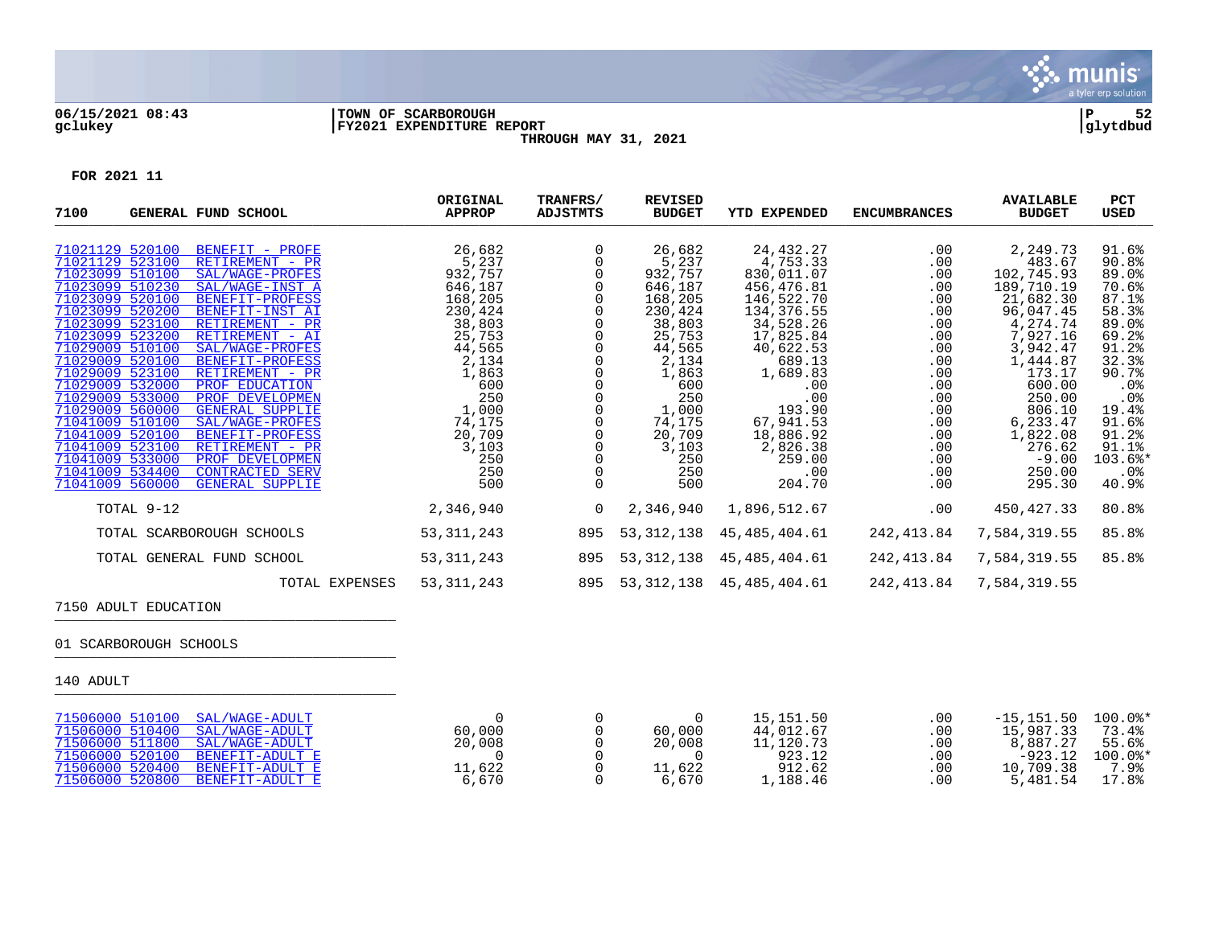06/15/2021 08:43 | TOWN OF SCARBOROUGH | P 52
gclukey | FY2021 EXPENDITURE REPORT | glytdbud

THROUGH MAY 31, 2021

**FOR 2021 11**

| 7100 GENERAL FUND SCHOOL | ORIGINAL APPROP | TRANFRS/ ADJSTMTS | REVISED BUDGET | YTD EXPENDED | ENCUMBRANCES | AVAILABLE BUDGET | PCT USED |
|---|---|---|---|---|---|---|---|
| 71021129 520100 BENEFIT - PROFE | 26,682 | 0 | 26,682 | 24,432.27 | .00 | 2,249.73 | 91.6% |
| 71021129 523100 RETIREMENT - PR | 5,237 | 0 | 5,237 | 4,753.33 | .00 | 483.67 | 90.8% |
| 71023099 510100 SAL/WAGE-PROFES | 932,757 | 0 | 932,757 | 830,011.07 | .00 | 102,745.93 | 89.0% |
| 71023099 510230 SAL/WAGE-INST A | 646,187 | 0 | 646,187 | 456,476.81 | .00 | 189,710.19 | 70.6% |
| 71023099 520100 BENEFIT-PROFESS | 168,205 | 0 | 168,205 | 146,522.70 | .00 | 21,682.30 | 87.1% |
| 71023099 520200 BENEFIT-INST AI | 230,424 | 0 | 230,424 | 134,376.55 | .00 | 96,047.45 | 58.3% |
| 71023099 523100 RETIREMENT - PR | 38,803 | 0 | 38,803 | 34,528.26 | .00 | 4,274.74 | 89.0% |
| 71023099 523200 RETIREMENT - AI | 25,753 | 0 | 25,753 | 17,825.84 | .00 | 7,927.16 | 69.2% |
| 71029009 510100 SAL/WAGE-PROFES | 44,565 | 0 | 44,565 | 40,622.53 | .00 | 3,942.47 | 91.2% |
| 71029009 520100 BENEFIT-PROFESS | 2,134 | 0 | 2,134 | 689.13 | .00 | 1,444.87 | 32.3% |
| 71029009 523100 RETIREMENT - PR | 1,863 | 0 | 1,863 | 1,689.83 | .00 | 173.17 | 90.7% |
| 71029009 532000 PROF EDUCATION | 600 | 0 | 600 | .00 | .00 | 600.00 | .0% |
| 71029009 533000 PROF DEVELOPMEN | 250 | 0 | 250 | .00 | .00 | 250.00 | .0% |
| 71029009 560000 GENERAL SUPPLIE | 1,000 | 0 | 1,000 | 193.90 | .00 | 806.10 | 19.4% |
| 71041009 510100 SAL/WAGE-PROFES | 74,175 | 0 | 74,175 | 67,941.53 | .00 | 6,233.47 | 91.6% |
| 71041009 520100 BENEFIT-PROFESS | 20,709 | 0 | 20,709 | 18,886.92 | .00 | 1,822.08 | 91.2% |
| 71041009 523100 RETIREMENT - PR | 3,103 | 0 | 3,103 | 2,826.38 | .00 | 276.62 | 91.1% |
| 71041009 533000 PROF DEVELOPMEN | 250 | 0 | 250 | 259.00 | .00 | -9.00 | 103.6%* |
| 71041009 534400 CONTRACTED SERV | 250 | 0 | 250 | .00 | .00 | 250.00 | .0% |
| 71041009 560000 GENERAL SUPPLIE | 500 | 0 | 500 | 204.70 | .00 | 295.30 | 40.9% |
| TOTAL 9-12 | 2,346,940 | 0 | 2,346,940 | 1,896,512.67 | .00 | 450,427.33 | 80.8% |
| TOTAL SCARBOROUGH SCHOOLS | 53,311,243 | 895 | 53,312,138 | 45,485,404.61 | 242,413.84 | 7,584,319.55 | 85.8% |
| TOTAL GENERAL FUND SCHOOL | 53,311,243 | 895 | 53,312,138 | 45,485,404.61 | 242,413.84 | 7,584,319.55 | 85.8% |
| TOTAL EXPENSES | 53,311,243 | 895 | 53,312,138 | 45,485,404.61 | 242,413.84 | 7,584,319.55 | |

7150 ADULT EDUCATION

01 SCARBOROUGH SCHOOLS

140 ADULT

| Account | ORIGINAL APPROP | TRANFRS/ ADJSTMTS | REVISED BUDGET | YTD EXPENDED | ENCUMBRANCES | AVAILABLE BUDGET | PCT USED |
|---|---|---|---|---|---|---|---|
| 71506000 510100 SAL/WAGE-ADULT | 0 | 0 | 0 | 15,151.50 | .00 | -15,151.50 | 100.0%* |
| 71506000 510400 SAL/WAGE-ADULT | 60,000 | 0 | 60,000 | 44,012.67 | .00 | 15,987.33 | 73.4% |
| 71506000 511800 SAL/WAGE-ADULT | 20,008 | 0 | 20,008 | 11,120.73 | .00 | 8,887.27 | 55.6% |
| 71506000 520100 BENEFIT-ADULT E | 0 | 0 | 0 | 923.12 | .00 | -923.12 | 100.0%* |
| 71506000 520400 BENEFIT-ADULT E | 11,622 | 0 | 11,622 | 912.62 | .00 | 10,709.38 | 7.9% |
| 71506000 520800 BENEFIT-ADULT E | 6,670 | 0 | 6,670 | 1,188.46 | .00 | 5,481.54 | 17.8% |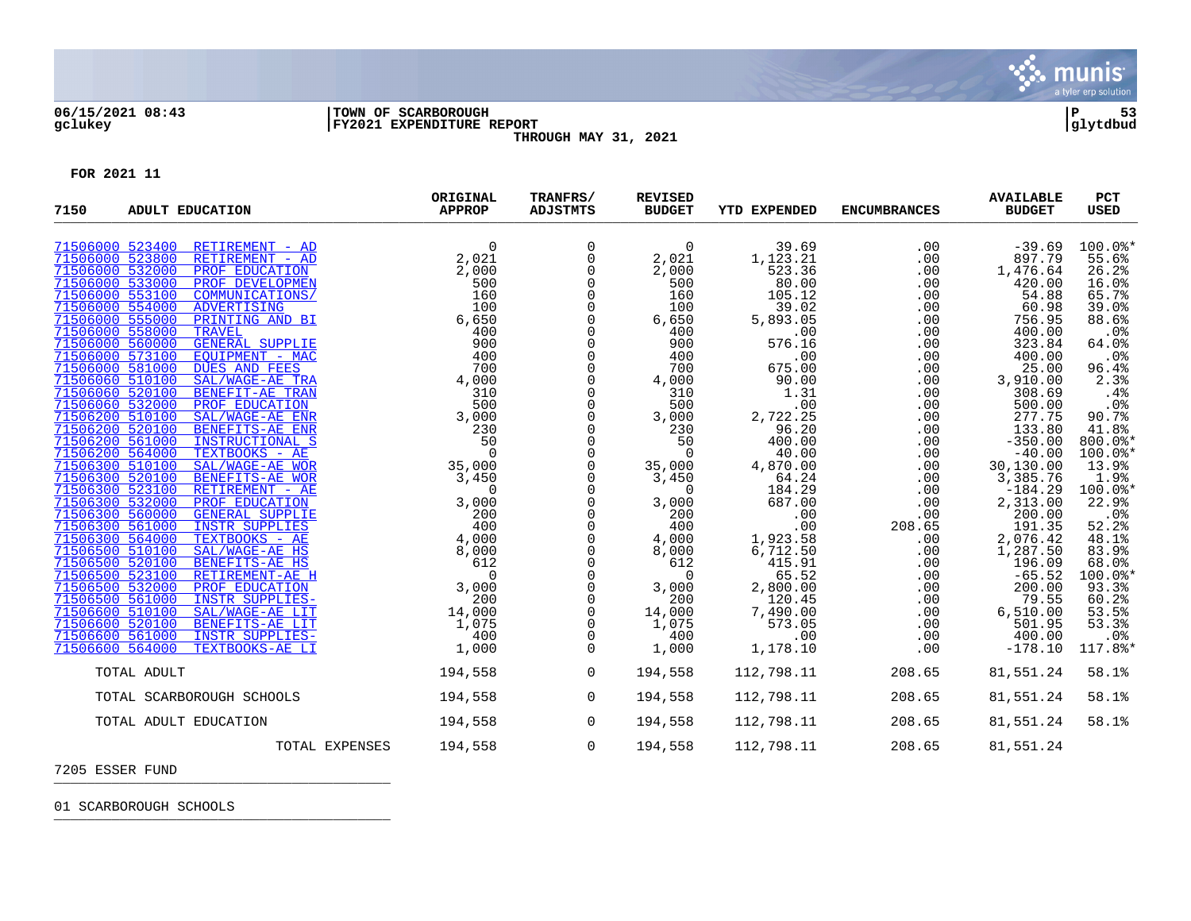06/15/2021 08:43 | TOWN OF SCARBOROUGH | P 53
gclukey | FY2021 EXPENDITURE REPORT | glytdbud

THROUGH MAY 31, 2021

**FOR 2021 11**

| 7150 | ADULT EDUCATION | ORIGINAL APPROP | TRANFRS/ ADJSTMTS | REVISED BUDGET | YTD EXPENDED | ENCUMBRANCES | AVAILABLE BUDGET | PCT USED |
|---|---|---|---|---|---|---|---|---|
| 71506000 523400 | RETIREMENT - AD | 0 | 0 | 0 | 39.69 | .00 | -39.69 | 100.0%* |
| 71506000 523800 | RETIREMENT - AD | 2,021 | 0 | 2,021 | 1,123.21 | .00 | 897.79 | 55.6% |
| 71506000 532000 | PROF EDUCATION | 2,000 | 0 | 2,000 | 523.36 | .00 | 1,476.64 | 26.2% |
| 71506000 533000 | PROF DEVELOPMEN | 500 | 0 | 500 | 80.00 | .00 | 420.00 | 16.0% |
| 71506000 553100 | COMMUNICATIONS/ | 160 | 0 | 160 | 105.12 | .00 | 54.88 | 65.7% |
| 71506000 554000 | ADVERTISING | 100 | 0 | 100 | 39.02 | .00 | 60.98 | 39.0% |
| 71506000 555000 | PRINTING AND BI | 6,650 | 0 | 6,650 | 5,893.05 | .00 | 756.95 | 88.6% |
| 71506000 558000 | TRAVEL | 400 | 0 | 400 | .00 | .00 | 400.00 | .0% |
| 71506000 560000 | GENERAL SUPPLIE | 900 | 0 | 900 | 576.16 | .00 | 323.84 | 64.0% |
| 71506000 573100 | EQUIPMENT - MAC | 400 | 0 | 400 | .00 | .00 | 400.00 | .0% |
| 71506000 581000 | DUES AND FEES | 700 | 0 | 700 | 675.00 | .00 | 25.00 | 96.4% |
| 71506060 510100 | SAL/WAGE-AE TRA | 4,000 | 0 | 4,000 | 90.00 | .00 | 3,910.00 | 2.3% |
| 71506060 520100 | BENEFIT-AE TRAN | 310 | 0 | 310 | 1.31 | .00 | 308.69 | .4% |
| 71506060 532000 | PROF EDUCATION | 500 | 0 | 500 | .00 | .00 | 500.00 | .0% |
| 71506200 510100 | SAL/WAGE-AE ENR | 3,000 | 0 | 3,000 | 2,722.25 | .00 | 277.75 | 90.7% |
| 71506200 520100 | BENEFITS-AE ENR | 230 | 0 | 230 | 96.20 | .00 | 133.80 | 41.8% |
| 71506200 561000 | INSTRUCTIONAL S | 50 | 0 | 50 | 400.00 | .00 | -350.00 | 800.0%* |
| 71506200 564000 | TEXTBOOKS - AE | 0 | 0 | 0 | 40.00 | .00 | -40.00 | 100.0%* |
| 71506300 510100 | SAL/WAGE-AE WOR | 35,000 | 0 | 35,000 | 4,870.00 | .00 | 30,130.00 | 13.9% |
| 71506300 520100 | BENEFITS-AE WOR | 3,450 | 0 | 3,450 | 64.24 | .00 | 3,385.76 | 1.9% |
| 71506300 523100 | RETIREMENT - AE | 0 | 0 | 0 | 184.29 | .00 | -184.29 | 100.0%* |
| 71506300 532000 | PROF EDUCATION | 3,000 | 0 | 3,000 | 687.00 | .00 | 2,313.00 | 22.9% |
| 71506300 560000 | GENERAL SUPPLIE | 200 | 0 | 200 | .00 | .00 | 200.00 | .0% |
| 71506300 561000 | INSTR SUPPLIES | 400 | 0 | 400 | .00 | 208.65 | 191.35 | 52.2% |
| 71506300 564000 | TEXTBOOKS - AE | 4,000 | 0 | 4,000 | 1,923.58 | .00 | 2,076.42 | 48.1% |
| 71506500 510100 | SAL/WAGE-AE HS | 8,000 | 0 | 8,000 | 6,712.50 | .00 | 1,287.50 | 83.9% |
| 71506500 520100 | BENEFITS-AE HS | 612 | 0 | 612 | 415.91 | .00 | 196.09 | 68.0% |
| 71506500 523100 | RETIREMENT-AE H | 0 | 0 | 0 | 65.52 | .00 | -65.52 | 100.0%* |
| 71506500 532000 | PROF EDUCATION | 3,000 | 0 | 3,000 | 2,800.00 | .00 | 200.00 | 93.3% |
| 71506500 561000 | INSTR SUPPLIES- | 200 | 0 | 200 | 120.45 | .00 | 79.55 | 60.2% |
| 71506600 510100 | SAL/WAGE-AE LIT | 14,000 | 0 | 14,000 | 7,490.00 | .00 | 6,510.00 | 53.5% |
| 71506600 520100 | BENEFITS-AE LIT | 1,075 | 0 | 1,075 | 573.05 | .00 | 501.95 | 53.3% |
| 71506600 561000 | INSTR SUPPLIES- | 400 | 0 | 400 | .00 | .00 | 400.00 | .0% |
| 71506600 564000 | TEXTBOOKS-AE LI | 1,000 | 0 | 1,000 | 1,178.10 | .00 | -178.10 | 117.8%* |
| TOTAL ADULT | | 194,558 | 0 | 194,558 | 112,798.11 | 208.65 | 81,551.24 | 58.1% |
| TOTAL SCARBOROUGH SCHOOLS | | 194,558 | 0 | 194,558 | 112,798.11 | 208.65 | 81,551.24 | 58.1% |
| TOTAL ADULT EDUCATION | | 194,558 | 0 | 194,558 | 112,798.11 | 208.65 | 81,551.24 | 58.1% |
| | TOTAL EXPENSES | 194,558 | 0 | 194,558 | 112,798.11 | 208.65 | 81,551.24 | |

7205 ESSER FUND

01 SCARBOROUGH SCHOOLS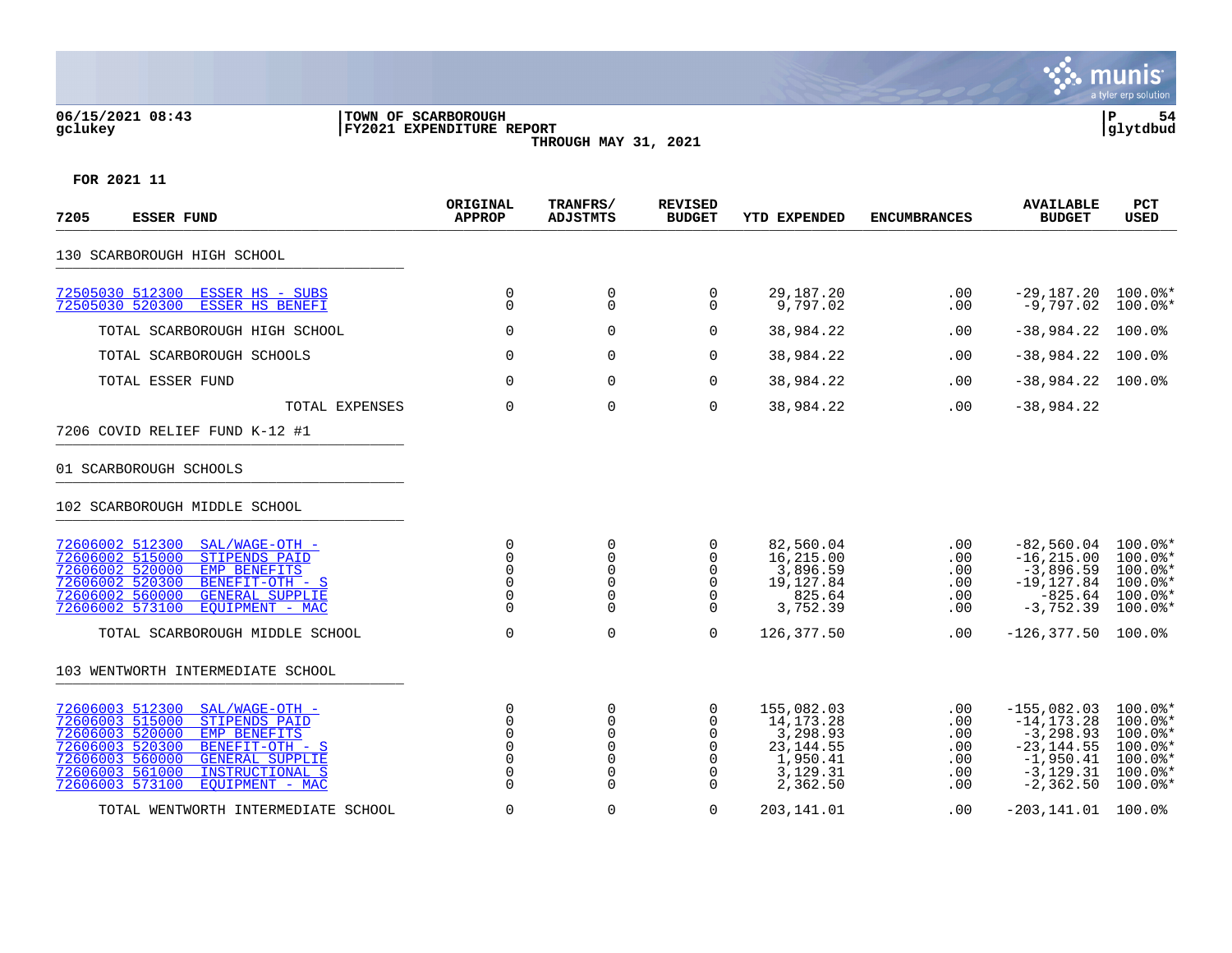06/15/2021 08:43
gclukey

TOWN OF SCARBOROUGH
FY2021 EXPENDITURE REPORT
THROUGH MAY 31, 2021

P 54
glytdbud

FOR 2021 11

| 7205 ESSER FUND | ORIGINAL APPROP | TRANFRS/ ADJSTMTS | REVISED BUDGET | YTD EXPENDED | ENCUMBRANCES | AVAILABLE BUDGET | PCT USED |
|---|---|---|---|---|---|---|---|
| 130 SCARBOROUGH HIGH SCHOOL | | | | | | | |
| 72505030 512300 ESSER HS - SUBS | 0 | 0 | 0 | 29,187.20 | .00 | -29,187.20 | 100.0%* |
| 72505030 520300 ESSER HS BENEFI | 0 | 0 | 0 | 9,797.02 | .00 | -9,797.02 | 100.0%* |
| TOTAL SCARBOROUGH HIGH SCHOOL | 0 | 0 | 0 | 38,984.22 | .00 | -38,984.22 | 100.0% |
| TOTAL SCARBOROUGH SCHOOLS | 0 | 0 | 0 | 38,984.22 | .00 | -38,984.22 | 100.0% |
| TOTAL ESSER FUND | 0 | 0 | 0 | 38,984.22 | .00 | -38,984.22 | 100.0% |
| TOTAL EXPENSES | 0 | 0 | 0 | 38,984.22 | .00 | -38,984.22 | |
| 7206 COVID RELIEF FUND K-12 #1 | | | | | | | |
| 01 SCARBOROUGH SCHOOLS | | | | | | | |
| 102 SCARBOROUGH MIDDLE SCHOOL | | | | | | | |
| 72606002 512300 SAL/WAGE-OTH - | 0 | 0 | 0 | 82,560.04 | .00 | -82,560.04 | 100.0%* |
| 72606002 515000 STIPENDS PAID | 0 | 0 | 0 | 16,215.00 | .00 | -16,215.00 | 100.0%* |
| 72606002 520000 EMP BENEFITS | 0 | 0 | 0 | 3,896.59 | .00 | -3,896.59 | 100.0%* |
| 72606002 520300 BENEFIT-OTH - S | 0 | 0 | 0 | 19,127.84 | .00 | -19,127.84 | 100.0%* |
| 72606002 560000 GENERAL SUPPLIE | 0 | 0 | 0 | 825.64 | .00 | -825.64 | 100.0%* |
| 72606002 573100 EQUIPMENT - MAC | 0 | 0 | 0 | 3,752.39 | .00 | -3,752.39 | 100.0%* |
| TOTAL SCARBOROUGH MIDDLE SCHOOL | 0 | 0 | 0 | 126,377.50 | .00 | -126,377.50 | 100.0% |
| 103 WENTWORTH INTERMEDIATE SCHOOL | | | | | | | |
| 72606003 512300 SAL/WAGE-OTH - | 0 | 0 | 0 | 155,082.03 | .00 | -155,082.03 | 100.0%* |
| 72606003 515000 STIPENDS PAID | 0 | 0 | 0 | 14,173.28 | .00 | -14,173.28 | 100.0%* |
| 72606003 520000 EMP BENEFITS | 0 | 0 | 0 | 3,298.93 | .00 | -3,298.93 | 100.0%* |
| 72606003 520300 BENEFIT-OTH - S | 0 | 0 | 0 | 23,144.55 | .00 | -23,144.55 | 100.0%* |
| 72606003 560000 GENERAL SUPPLIE | 0 | 0 | 0 | 1,950.41 | .00 | -1,950.41 | 100.0%* |
| 72606003 561000 INSTRUCTIONAL S | 0 | 0 | 0 | 3,129.31 | .00 | -3,129.31 | 100.0%* |
| 72606003 573100 EQUIPMENT - MAC | 0 | 0 | 0 | 2,362.50 | .00 | -2,362.50 | 100.0%* |
| TOTAL WENTWORTH INTERMEDIATE SCHOOL | 0 | 0 | 0 | 203,141.01 | .00 | -203,141.01 | 100.0% |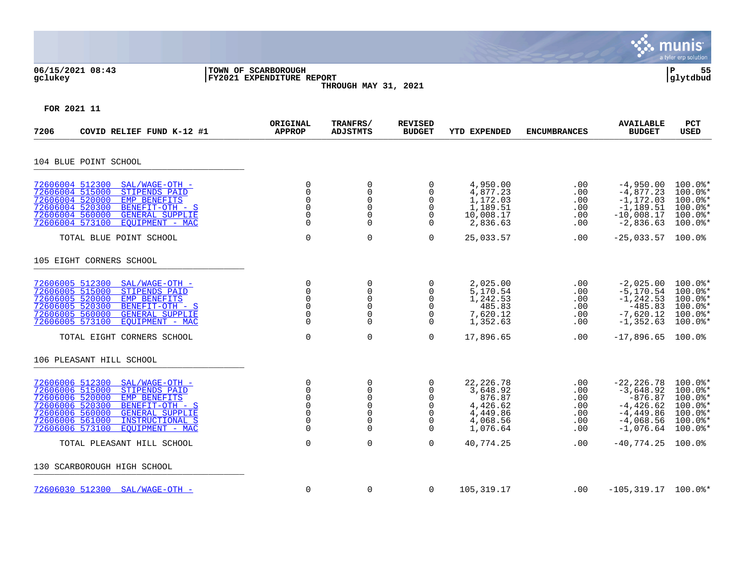06/15/2021 08:43 | TOWN OF SCARBOROUGH
gclukey | FY2021 EXPENDITURE REPORT
THROUGH MAY 31, 2021

FOR 2021 11

| 7206 COVID RELIEF FUND K-12 #1 | | ORIGINAL APPROP | TRANFRS/ ADJSTMTS | REVISED BUDGET | YTD EXPENDED | ENCUMBRANCES | AVAILABLE BUDGET | PCT USED |
|---|---|---|---|---|---|---|---|---|
| **104 BLUE POINT SCHOOL** | | | | | | | | |
| 72606004 512300 | SAL/WAGE-OTH - | 0 | 0 | 0 | 4,950.00 | .00 | -4,950.00 | 100.0%* |
| 72606004 515000 | STIPENDS PAID | 0 | 0 | 0 | 4,877.23 | .00 | -4,877.23 | 100.0%* |
| 72606004 520000 | EMP BENEFITS | 0 | 0 | 0 | 1,172.03 | .00 | -1,172.03 | 100.0%* |
| 72606004 520300 | BENEFIT-OTH - S | 0 | 0 | 0 | 1,189.51 | .00 | -1,189.51 | 100.0%* |
| 72606004 560000 | GENERAL SUPPLIE | 0 | 0 | 0 | 10,008.17 | .00 | -10,008.17 | 100.0%* |
| 72606004 573100 | EQUIPMENT - MAC | 0 | 0 | 0 | 2,836.63 | .00 | -2,836.63 | 100.0%* |
| TOTAL BLUE POINT SCHOOL | | 0 | 0 | 0 | 25,033.57 | .00 | -25,033.57 | 100.0% |
| **105 EIGHT CORNERS SCHOOL** | | | | | | | | |
| 72606005 512300 | SAL/WAGE-OTH - | 0 | 0 | 0 | 2,025.00 | .00 | -2,025.00 | 100.0%* |
| 72606005 515000 | STIPENDS PAID | 0 | 0 | 0 | 5,170.54 | .00 | -5,170.54 | 100.0%* |
| 72606005 520000 | EMP BENEFITS | 0 | 0 | 0 | 1,242.53 | .00 | -1,242.53 | 100.0%* |
| 72606005 520300 | BENEFIT-OTH - S | 0 | 0 | 0 | 485.83 | .00 | -485.83 | 100.0%* |
| 72606005 560000 | GENERAL SUPPLIE | 0 | 0 | 0 | 7,620.12 | .00 | -7,620.12 | 100.0%* |
| 72606005 573100 | EQUIPMENT - MAC | 0 | 0 | 0 | 1,352.63 | .00 | -1,352.63 | 100.0%* |
| TOTAL EIGHT CORNERS SCHOOL | | 0 | 0 | 0 | 17,896.65 | .00 | -17,896.65 | 100.0% |
| **106 PLEASANT HILL SCHOOL** | | | | | | | | |
| 72606006 512300 | SAL/WAGE-OTH - | 0 | 0 | 0 | 22,226.78 | .00 | -22,226.78 | 100.0%* |
| 72606006 515000 | STIPENDS PAID | 0 | 0 | 0 | 3,648.92 | .00 | -3,648.92 | 100.0%* |
| 72606006 520000 | EMP BENEFITS | 0 | 0 | 0 | 876.87 | .00 | -876.87 | 100.0%* |
| 72606006 520300 | BENEFIT-OTH - S | 0 | 0 | 0 | 4,426.62 | .00 | -4,426.62 | 100.0%* |
| 72606006 560000 | GENERAL SUPPLIE | 0 | 0 | 0 | 4,449.86 | .00 | -4,449.86 | 100.0%* |
| 72606006 561000 | INSTRUCTIONAL S | 0 | 0 | 0 | 4,068.56 | .00 | -4,068.56 | 100.0%* |
| 72606006 573100 | EQUIPMENT - MAC | 0 | 0 | 0 | 1,076.64 | .00 | -1,076.64 | 100.0%* |
| TOTAL PLEASANT HILL SCHOOL | | 0 | 0 | 0 | 40,774.25 | .00 | -40,774.25 | 100.0% |
| **130 SCARBOROUGH HIGH SCHOOL** | | | | | | | | |
| 72606030 512300 | SAL/WAGE-OTH - | 0 | 0 | 0 | 105,319.17 | .00 | -105,319.17 | 100.0%* |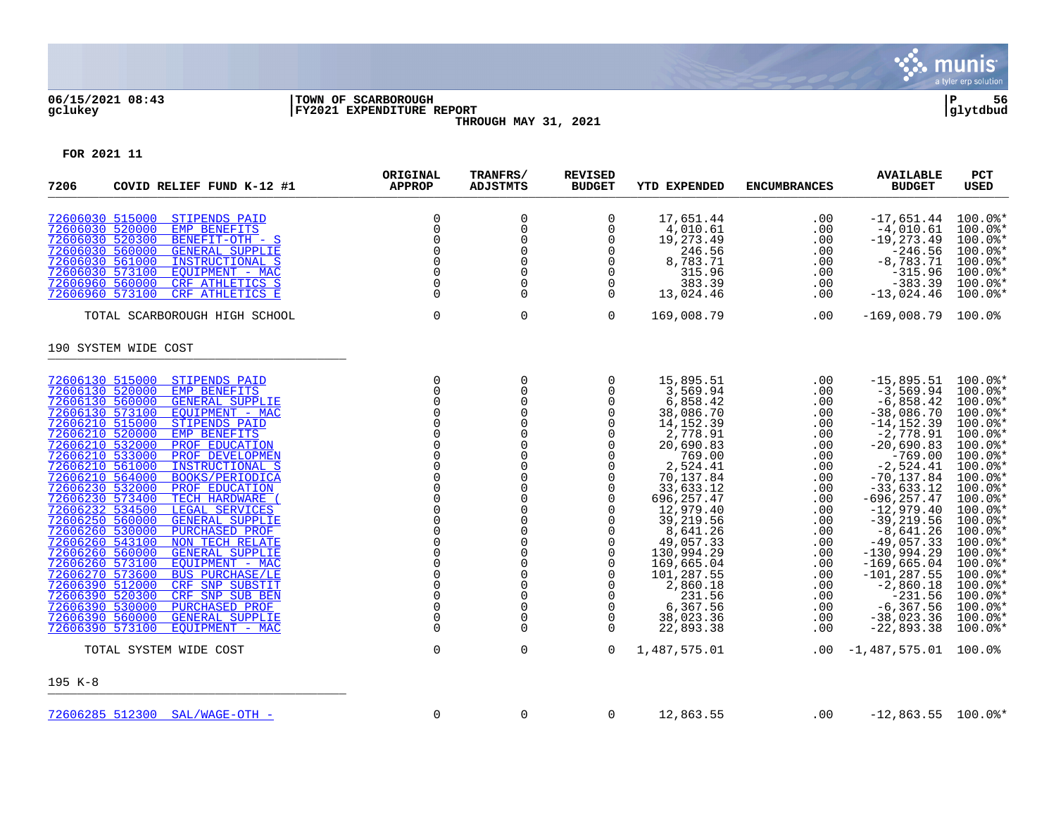06/15/2021 08:43 | TOWN OF SCARBOROUGH | P 56
gclukey | FY2021 EXPENDITURE REPORT | glytdbud
THROUGH MAY 31, 2021

FOR 2021 11

| 7206 COVID RELIEF FUND K-12 #1 | | ORIGINAL APPROP | TRANFRS/ ADJSTMTS | REVISED BUDGET | YTD EXPENDED | ENCUMBRANCES | AVAILABLE BUDGET | PCT USED |
|---|---|---|---|---|---|---|---|---|
| 72606030 515000 | STIPENDS PAID | 0 | 0 | 0 | 17,651.44 | .00 | -17,651.44 | 100.0%* |
| 72606030 520000 | EMP BENEFITS | 0 | 0 | 0 | 4,010.61 | .00 | -4,010.61 | 100.0%* |
| 72606030 520300 | BENEFIT-OTH - S | 0 | 0 | 0 | 19,273.49 | .00 | -19,273.49 | 100.0%* |
| 72606030 560000 | GENERAL SUPPLIE | 0 | 0 | 0 | 246.56 | .00 | -246.56 | 100.0%* |
| 72606030 561000 | INSTRUCTIONAL S | 0 | 0 | 0 | 8,783.71 | .00 | -8,783.71 | 100.0%* |
| 72606030 573100 | EQUIPMENT - MAC | 0 | 0 | 0 | 315.96 | .00 | -315.96 | 100.0%* |
| 72606960 560000 | CRF ATHLETICS S | 0 | 0 | 0 | 383.39 | .00 | -383.39 | 100.0%* |
| 72606960 573100 | CRF ATHLETICS E | 0 | 0 | 0 | 13,024.46 | .00 | -13,024.46 | 100.0%* |
| TOTAL SCARBOROUGH HIGH SCHOOL | | 0 | 0 | 0 | 169,008.79 | .00 | -169,008.79 | 100.0% |
| **190 SYSTEM WIDE COST** | | | | | | | | |
| 72606130 515000 | STIPENDS PAID | 0 | 0 | 0 | 15,895.51 | .00 | -15,895.51 | 100.0%* |
| 72606130 520000 | EMP BENEFITS | 0 | 0 | 0 | 3,569.94 | .00 | -3,569.94 | 100.0%* |
| 72606130 560000 | GENERAL SUPPLIE | 0 | 0 | 0 | 6,858.42 | .00 | -6,858.42 | 100.0%* |
| 72606130 573100 | EQUIPMENT - MAC | 0 | 0 | 0 | 38,086.70 | .00 | -38,086.70 | 100.0%* |
| 72606210 515000 | STIPENDS PAID | 0 | 0 | 0 | 14,152.39 | .00 | -14,152.39 | 100.0%* |
| 72606210 520000 | EMP BENEFITS | 0 | 0 | 0 | 2,778.91 | .00 | -2,778.91 | 100.0%* |
| 72606210 532000 | PROF EDUCATION | 0 | 0 | 0 | 20,690.83 | .00 | -20,690.83 | 100.0%* |
| 72606210 533000 | PROF DEVELOPMEN | 0 | 0 | 0 | 769.00 | .00 | -769.00 | 100.0%* |
| 72606210 561000 | INSTRUCTIONAL S | 0 | 0 | 0 | 2,524.41 | .00 | -2,524.41 | 100.0%* |
| 72606210 564000 | BOOKS/PERIODICA | 0 | 0 | 0 | 70,137.84 | .00 | -70,137.84 | 100.0%* |
| 72606230 532000 | PROF EDUCATION | 0 | 0 | 0 | 33,633.12 | .00 | -33,633.12 | 100.0%* |
| 72606230 573400 | TECH HARDWARE ( | 0 | 0 | 0 | 696,257.47 | .00 | -696,257.47 | 100.0%* |
| 72606232 534500 | LEGAL SERVICES | 0 | 0 | 0 | 12,979.40 | .00 | -12,979.40 | 100.0%* |
| 72606250 560000 | GENERAL SUPPLIE | 0 | 0 | 0 | 39,219.56 | .00 | -39,219.56 | 100.0%* |
| 72606260 530000 | PURCHASED PROF | 0 | 0 | 0 | 8,641.26 | .00 | -8,641.26 | 100.0%* |
| 72606260 543100 | NON TECH RELATE | 0 | 0 | 0 | 49,057.33 | .00 | -49,057.33 | 100.0%* |
| 72606260 560000 | GENERAL SUPPLIE | 0 | 0 | 0 | 130,994.29 | .00 | -130,994.29 | 100.0%* |
| 72606260 573100 | EQUIPMENT - MAC | 0 | 0 | 0 | 169,665.04 | .00 | -169,665.04 | 100.0%* |
| 72606270 573600 | BUS PURCHASE/LE | 0 | 0 | 0 | 101,287.55 | .00 | -101,287.55 | 100.0%* |
| 72606390 512000 | CRF SNP SUBSTIT | 0 | 0 | 0 | 2,860.18 | .00 | -2,860.18 | 100.0%* |
| 72606390 520300 | CRF SNP SUB BEN | 0 | 0 | 0 | 231.56 | .00 | -231.56 | 100.0%* |
| 72606390 530000 | PURCHASED PROF | 0 | 0 | 0 | 6,367.56 | .00 | -6,367.56 | 100.0%* |
| 72606390 560000 | GENERAL SUPPLIE | 0 | 0 | 0 | 38,023.36 | .00 | -38,023.36 | 100.0%* |
| 72606390 573100 | EQUIPMENT - MAC | 0 | 0 | 0 | 22,893.38 | .00 | -22,893.38 | 100.0%* |
| TOTAL SYSTEM WIDE COST | | 0 | 0 | 0 | 1,487,575.01 | .00 | -1,487,575.01 | 100.0% |
| **195 K-8** | | | | | | | | |
| 72606285 512300 | SAL/WAGE-OTH - | 0 | 0 | 0 | 12,863.55 | .00 | -12,863.55 | 100.0%* |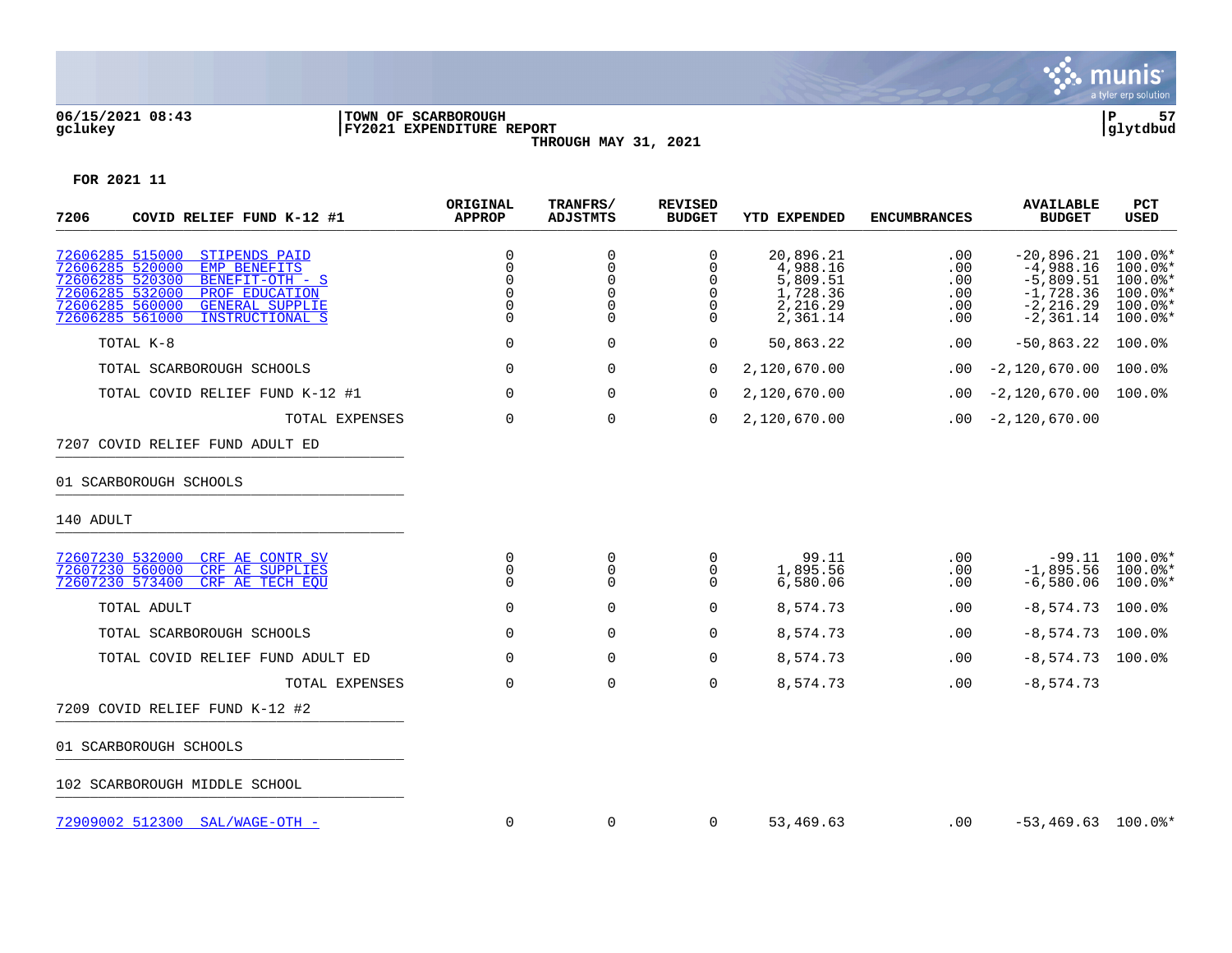06/15/2021 08:43 | TOWN OF SCARBOROUGH
gclukey | FY2021 EXPENDITURE REPORT | glytdbud
THROUGH MAY 31, 2021

FOR 2021 11

| 7206 COVID RELIEF FUND K-12 #1 | ORIGINAL APPROP | TRANFRS/ ADJSTMTS | REVISED BUDGET | YTD EXPENDED | ENCUMBRANCES | AVAILABLE BUDGET | PCT USED |
|---|---|---|---|---|---|---|---|
| 72606285 515000 STIPENDS PAID | 0 | 0 | 0 | 20,896.21 | .00 | -20,896.21 | 100.0%* |
| 72606285 520000 EMP BENEFITS | 0 | 0 | 0 | 4,988.16 | .00 | -4,988.16 | 100.0%* |
| 72606285 520300 BENEFIT-OTH - S | 0 | 0 | 0 | 5,809.51 | .00 | -5,809.51 | 100.0%* |
| 72606285 532000 PROF EDUCATION | 0 | 0 | 0 | 1,728.36 | .00 | -1,728.36 | 100.0%* |
| 72606285 560000 GENERAL SUPPLIE | 0 | 0 | 0 | 2,216.29 | .00 | -2,216.29 | 100.0%* |
| 72606285 561000 INSTRUCTIONAL S | 0 | 0 | 0 | 2,361.14 | .00 | -2,361.14 | 100.0%* |
| TOTAL K-8 | 0 | 0 | 0 | 50,863.22 | .00 | -50,863.22 | 100.0% |
| TOTAL SCARBOROUGH SCHOOLS | 0 | 0 | 0 | 2,120,670.00 | .00 | -2,120,670.00 | 100.0% |
| TOTAL COVID RELIEF FUND K-12 #1 | 0 | 0 | 0 | 2,120,670.00 | .00 | -2,120,670.00 | 100.0% |
| TOTAL EXPENSES | 0 | 0 | 0 | 2,120,670.00 | .00 | -2,120,670.00 | |
| **7207 COVID RELIEF FUND ADULT ED** | | | | | | | |
| **01 SCARBOROUGH SCHOOLS** | | | | | | | |
| **140 ADULT** | | | | | | | |
| 72607230 532000 CRF AE CONTR SV | 0 | 0 | 0 | 99.11 | .00 | -99.11 | 100.0%* |
| 72607230 560000 CRF AE SUPPLIES | 0 | 0 | 0 | 1,895.56 | .00 | -1,895.56 | 100.0%* |
| 72607230 573400 CRF AE TECH EQU | 0 | 0 | 0 | 6,580.06 | .00 | -6,580.06 | 100.0%* |
| TOTAL ADULT | 0 | 0 | 0 | 8,574.73 | .00 | -8,574.73 | 100.0% |
| TOTAL SCARBOROUGH SCHOOLS | 0 | 0 | 0 | 8,574.73 | .00 | -8,574.73 | 100.0% |
| TOTAL COVID RELIEF FUND ADULT ED | 0 | 0 | 0 | 8,574.73 | .00 | -8,574.73 | 100.0% |
| TOTAL EXPENSES | 0 | 0 | 0 | 8,574.73 | .00 | -8,574.73 | |
| **7209 COVID RELIEF FUND K-12 #2** | | | | | | | |
| **01 SCARBOROUGH SCHOOLS** | | | | | | | |
| **102 SCARBOROUGH MIDDLE SCHOOL** | | | | | | | |
| 72909002 512300 SAL/WAGE-OTH - | 0 | 0 | 0 | 53,469.63 | .00 | -53,469.63 | 100.0%* |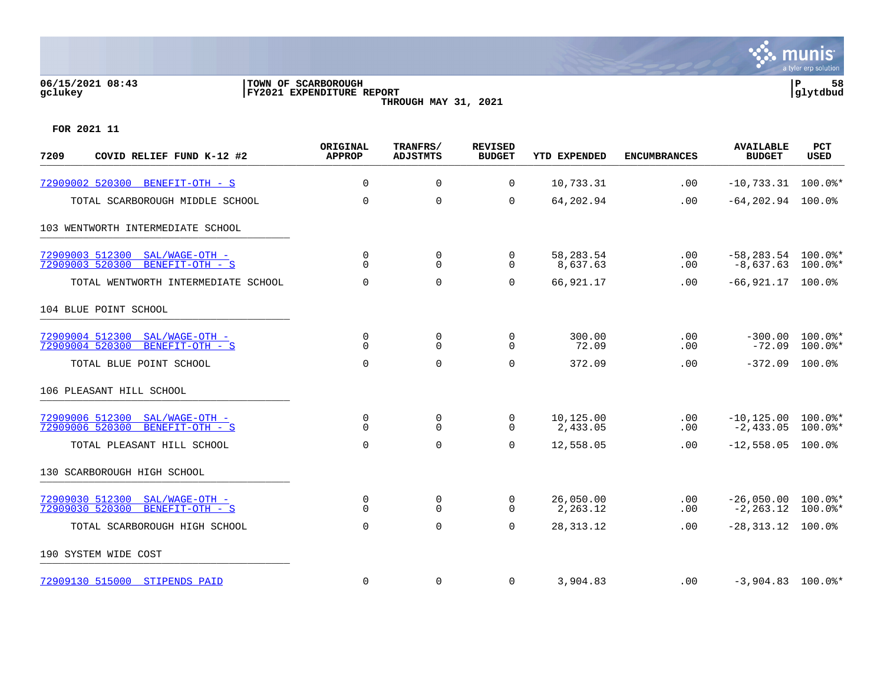FOR 2021 11

| 7209 COVID RELIEF FUND K-12 #2 | ORIGINAL APPROP | TRANFRS/ ADJSTMTS | REVISED BUDGET | YTD EXPENDED | ENCUMBRANCES | AVAILABLE BUDGET | PCT USED |
|---|---|---|---|---|---|---|---|
| 72909002 520300 BENEFIT-OTH - S | 0 | 0 | 0 | 10,733.31 | .00 | -10,733.31 | 100.0%* |
| TOTAL SCARBOROUGH MIDDLE SCHOOL | 0 | 0 | 0 | 64,202.94 | .00 | -64,202.94 | 100.0% |
| 103 WENTWORTH INTERMEDIATE SCHOOL | | | | | | | |
| 72909003 512300 SAL/WAGE-OTH - | 0 | 0 | 0 | 58,283.54 | .00 | -58,283.54 | 100.0%* |
| 72909003 520300 BENEFIT-OTH - S | 0 | 0 | 0 | 8,637.63 | .00 | -8,637.63 | 100.0%* |
| TOTAL WENTWORTH INTERMEDIATE SCHOOL | 0 | 0 | 0 | 66,921.17 | .00 | -66,921.17 | 100.0% |
| 104 BLUE POINT SCHOOL | | | | | | | |
| 72909004 512300 SAL/WAGE-OTH - | 0 | 0 | 0 | 300.00 | .00 | -300.00 | 100.0%* |
| 72909004 520300 BENEFIT-OTH - S | 0 | 0 | 0 | 72.09 | .00 | -72.09 | 100.0%* |
| TOTAL BLUE POINT SCHOOL | 0 | 0 | 0 | 372.09 | .00 | -372.09 | 100.0% |
| 106 PLEASANT HILL SCHOOL | | | | | | | |
| 72909006 512300 SAL/WAGE-OTH - | 0 | 0 | 0 | 10,125.00 | .00 | -10,125.00 | 100.0%* |
| 72909006 520300 BENEFIT-OTH - S | 0 | 0 | 0 | 2,433.05 | .00 | -2,433.05 | 100.0%* |
| TOTAL PLEASANT HILL SCHOOL | 0 | 0 | 0 | 12,558.05 | .00 | -12,558.05 | 100.0% |
| 130 SCARBOROUGH HIGH SCHOOL | | | | | | | |
| 72909030 512300 SAL/WAGE-OTH - | 0 | 0 | 0 | 26,050.00 | .00 | -26,050.00 | 100.0%* |
| 72909030 520300 BENEFIT-OTH - S | 0 | 0 | 0 | 2,263.12 | .00 | -2,263.12 | 100.0%* |
| TOTAL SCARBOROUGH HIGH SCHOOL | 0 | 0 | 0 | 28,313.12 | .00 | -28,313.12 | 100.0% |
| 190 SYSTEM WIDE COST | | | | | | | |
| 72909130 515000 STIPENDS PAID | 0 | 0 | 0 | 3,904.83 | .00 | -3,904.83 | 100.0%* |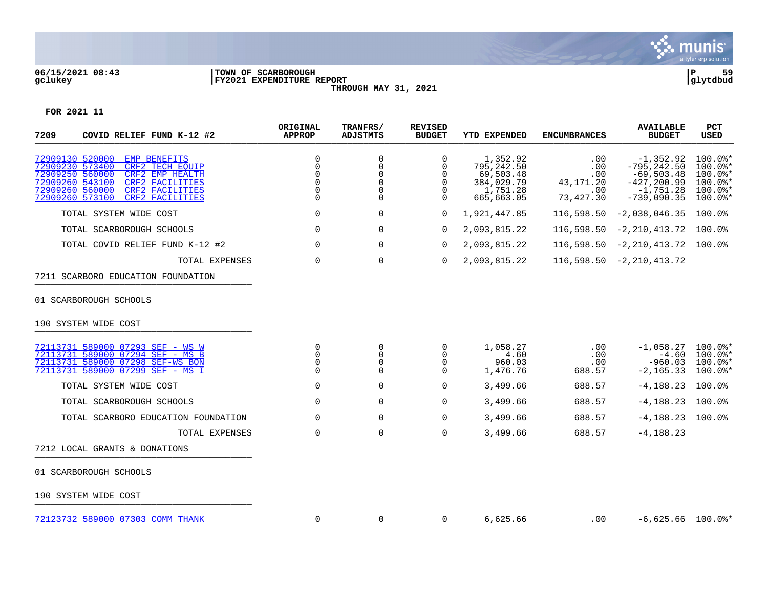FOR 2021 11

| 7209 COVID RELIEF FUND K-12 #2 | ORIGINAL APPROP | TRANFRS/ ADJSTMTS | REVISED BUDGET | YTD EXPENDED | ENCUMBRANCES | AVAILABLE BUDGET | PCT USED |
|---|---|---|---|---|---|---|---|
| 72909130 520000 EMP BENEFITS | 0 | 0 | 0 | 1,352.92 | .00 | -1,352.92 | 100.0%* |
| 72909230 573400 CRF2 TECH EQUIP | 0 | 0 | 0 | 795,242.50 | .00 | -795,242.50 | 100.0%* |
| 72909250 560000 CRF2 EMP HEALTH | 0 | 0 | 0 | 69,503.48 | .00 | -69,503.48 | 100.0%* |
| 72909260 543100 CRF2 FACILITIES | 0 | 0 | 0 | 384,029.79 | 43,171.20 | -427,200.99 | 100.0%* |
| 72909260 560000 CRF2 FACILITIES | 0 | 0 | 0 | 1,751.28 | .00 | -1,751.28 | 100.0%* |
| 72909260 573100 CRF2 FACILITIES | 0 | 0 | 0 | 665,663.05 | 73,427.30 | -739,090.35 | 100.0%* |
| TOTAL SYSTEM WIDE COST | 0 | 0 | 0 | 1,921,447.85 | 116,598.50 | -2,038,046.35 | 100.0% |
| TOTAL SCARBOROUGH SCHOOLS | 0 | 0 | 0 | 2,093,815.22 | 116,598.50 | -2,210,413.72 | 100.0% |
| TOTAL COVID RELIEF FUND K-12 #2 | 0 | 0 | 0 | 2,093,815.22 | 116,598.50 | -2,210,413.72 | 100.0% |
| TOTAL EXPENSES | 0 | 0 | 0 | 2,093,815.22 | 116,598.50 | -2,210,413.72 | |
| 7211 SCARBORO EDUCATION FOUNDATION | | | | | | | |
| 01 SCARBOROUGH SCHOOLS | | | | | | | |
| 190 SYSTEM WIDE COST | | | | | | | |
| 72113731 589000 07293 SEF - WS W | 0 | 0 | 0 | 1,058.27 | .00 | -1,058.27 | 100.0%* |
| 72113731 589000 07294 SEF - MS B | 0 | 0 | 0 | 4.60 | .00 | -4.60 | 100.0%* |
| 72113731 589000 07298 SEF-WS BON | 0 | 0 | 0 | 960.03 | .00 | -960.03 | 100.0%* |
| 72113731 589000 07299 SEF - MS I | 0 | 0 | 0 | 1,476.76 | 688.57 | -2,165.33 | 100.0%* |
| TOTAL SYSTEM WIDE COST | 0 | 0 | 0 | 3,499.66 | 688.57 | -4,188.23 | 100.0% |
| TOTAL SCARBOROUGH SCHOOLS | 0 | 0 | 0 | 3,499.66 | 688.57 | -4,188.23 | 100.0% |
| TOTAL SCARBORO EDUCATION FOUNDATION | 0 | 0 | 0 | 3,499.66 | 688.57 | -4,188.23 | 100.0% |
| TOTAL EXPENSES | 0 | 0 | 0 | 3,499.66 | 688.57 | -4,188.23 | |
| 7212 LOCAL GRANTS & DONATIONS | | | | | | | |
| 01 SCARBOROUGH SCHOOLS | | | | | | | |
| 190 SYSTEM WIDE COST | | | | | | | |
| 72123732 589000 07303 COMM THANK | 0 | 0 | 0 | 6,625.66 | .00 | -6,625.66 | 100.0%* |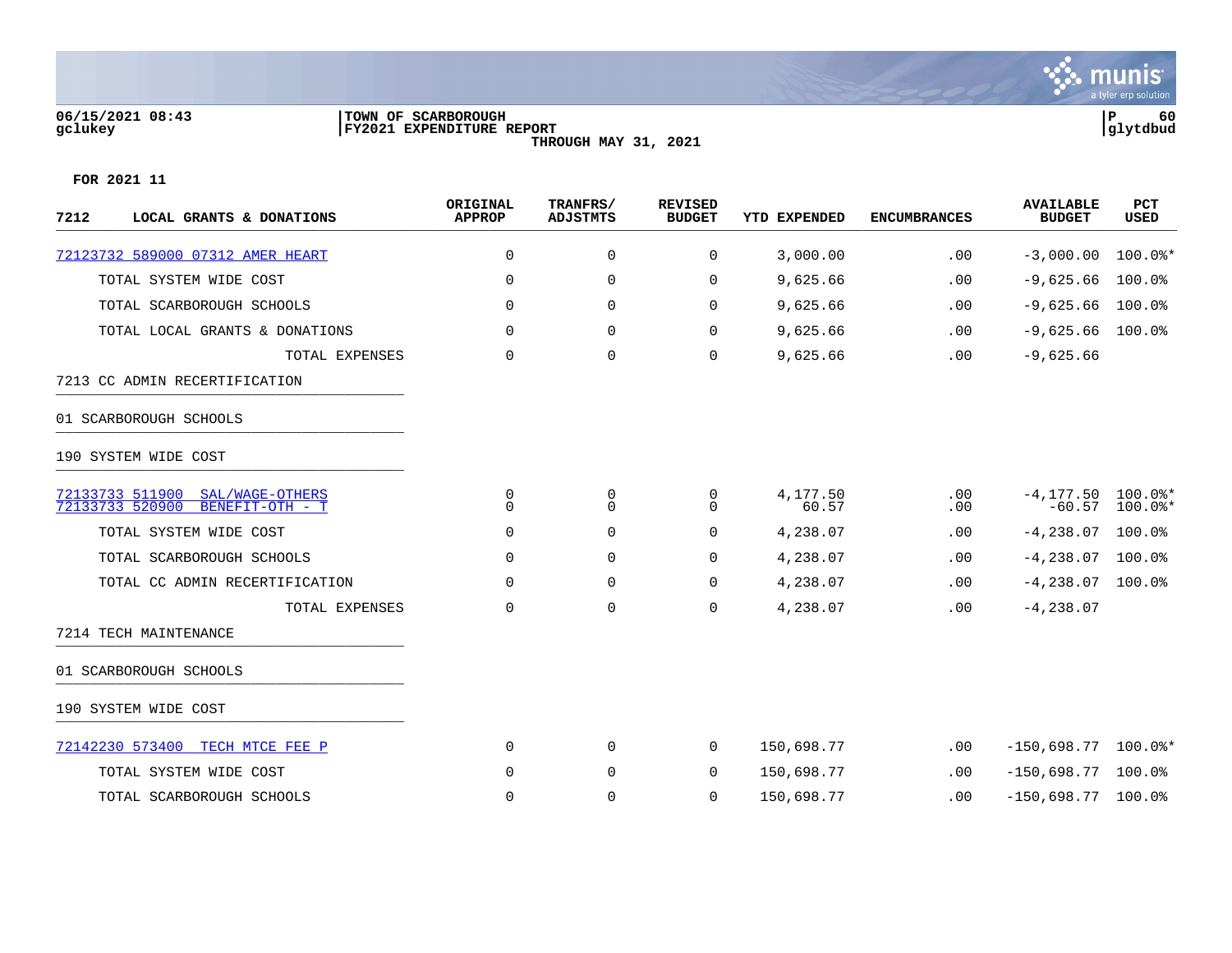**TOWN OF SCARBOROUGH**
**FY2021 EXPENDITURE REPORT**
**THROUGH MAY 31, 2021**

06/15/2021 08:43
gclukey

**FOR 2021 11**

| 7212 LOCAL GRANTS & DONATIONS | ORIGINAL APPROP | TRANFRS/ ADJSTMTS | REVISED BUDGET | YTD EXPENDED | ENCUMBRANCES | AVAILABLE BUDGET | PCT USED |
|---|---|---|---|---|---|---|---|
| 72123732 589000 07312 AMER HEART | 0 | 0 | 0 | 3,000.00 | .00 | -3,000.00 | 100.0%* |
| TOTAL SYSTEM WIDE COST | 0 | 0 | 0 | 9,625.66 | .00 | -9,625.66 | 100.0% |
| TOTAL SCARBOROUGH SCHOOLS | 0 | 0 | 0 | 9,625.66 | .00 | -9,625.66 | 100.0% |
| TOTAL LOCAL GRANTS & DONATIONS | 0 | 0 | 0 | 9,625.66 | .00 | -9,625.66 | 100.0% |
| TOTAL EXPENSES | 0 | 0 | 0 | 9,625.66 | .00 | -9,625.66 | |
| **7213 CC ADMIN RECERTIFICATION** | | | | | | | |
| **01 SCARBOROUGH SCHOOLS** | | | | | | | |
| **190 SYSTEM WIDE COST** | | | | | | | |
| 72133733 511900 SAL/WAGE-OTHERS | 0 | 0 | 0 | 4,177.50 | .00 | -4,177.50 | 100.0%* |
| 72133733 520900 BENEFIT-OTH - T | 0 | 0 | 0 | 60.57 | .00 | -60.57 | 100.0%* |
| TOTAL SYSTEM WIDE COST | 0 | 0 | 0 | 4,238.07 | .00 | -4,238.07 | 100.0% |
| TOTAL SCARBOROUGH SCHOOLS | 0 | 0 | 0 | 4,238.07 | .00 | -4,238.07 | 100.0% |
| TOTAL CC ADMIN RECERTIFICATION | 0 | 0 | 0 | 4,238.07 | .00 | -4,238.07 | 100.0% |
| TOTAL EXPENSES | 0 | 0 | 0 | 4,238.07 | .00 | -4,238.07 | |
| **7214 TECH MAINTENANCE** | | | | | | | |
| **01 SCARBOROUGH SCHOOLS** | | | | | | | |
| **190 SYSTEM WIDE COST** | | | | | | | |
| 72142230 573400 TECH MTCE FEE P | 0 | 0 | 0 | 150,698.77 | .00 | -150,698.77 | 100.0%* |
| TOTAL SYSTEM WIDE COST | 0 | 0 | 0 | 150,698.77 | .00 | -150,698.77 | 100.0% |
| TOTAL SCARBOROUGH SCHOOLS | 0 | 0 | 0 | 150,698.77 | .00 | -150,698.77 | 100.0% |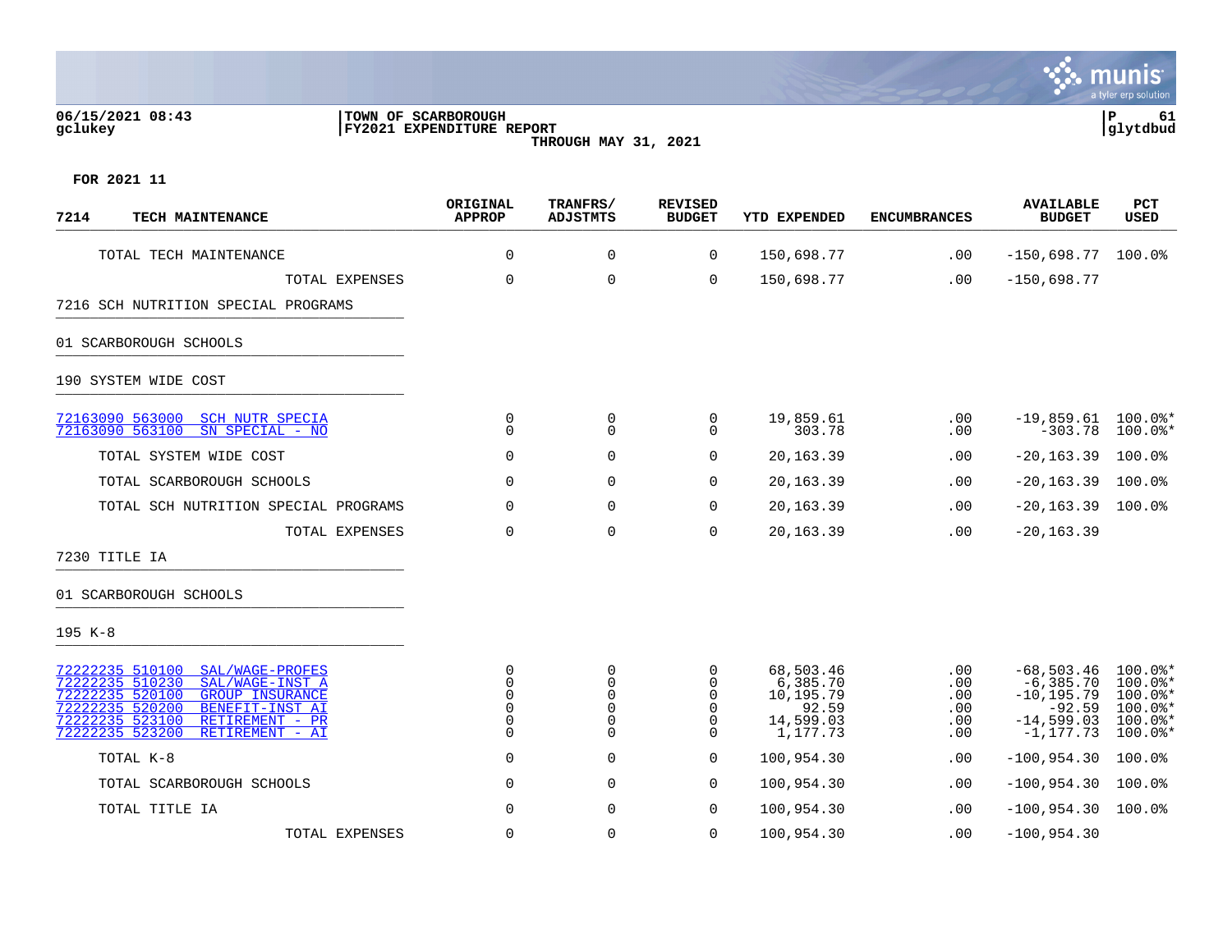**06/15/2021 08:43** | **TOWN OF SCARBOROUGH** | **P 61**
**gclukey** | **FY2021 EXPENDITURE REPORT** | **glytdbud**

**THROUGH MAY 31, 2021**

**FOR 2021 11**

| 7214 TECH MAINTENANCE | ORIGINAL APPROP | TRANFRS/ ADJSTMTS | REVISED BUDGET | YTD EXPENDED | ENCUMBRANCES | AVAILABLE BUDGET | PCT USED |
|---|---|---|---|---|---|---|---|
| TOTAL TECH MAINTENANCE | 0 | 0 | 0 | 150,698.77 | .00 | -150,698.77 | 100.0% |
| TOTAL EXPENSES | 0 | 0 | 0 | 150,698.77 | .00 | -150,698.77 | |
| 7216 SCH NUTRITION SPECIAL PROGRAMS | | | | | | | |
| 01 SCARBOROUGH SCHOOLS | | | | | | | |
| 190 SYSTEM WIDE COST | | | | | | | |
| 72163090 563000 SCH NUTR SPECIA | 0 | 0 | 0 | 19,859.61 | .00 | -19,859.61 | 100.0%* |
| 72163090 563100 SN SPECIAL - NO | 0 | 0 | 0 | 303.78 | .00 | -303.78 | 100.0%* |
| TOTAL SYSTEM WIDE COST | 0 | 0 | 0 | 20,163.39 | .00 | -20,163.39 | 100.0% |
| TOTAL SCARBOROUGH SCHOOLS | 0 | 0 | 0 | 20,163.39 | .00 | -20,163.39 | 100.0% |
| TOTAL SCH NUTRITION SPECIAL PROGRAMS | 0 | 0 | 0 | 20,163.39 | .00 | -20,163.39 | 100.0% |
| TOTAL EXPENSES | 0 | 0 | 0 | 20,163.39 | .00 | -20,163.39 | |
| 7230 TITLE IA | | | | | | | |
| 01 SCARBOROUGH SCHOOLS | | | | | | | |
| 195 K-8 | | | | | | | |
| 72222235 510100 SAL/WAGE-PROFES | 0 | 0 | 0 | 68,503.46 | .00 | -68,503.46 | 100.0%* |
| 72222235 510230 SAL/WAGE-INST A | 0 | 0 | 0 | 6,385.70 | .00 | -6,385.70 | 100.0%* |
| 72222235 520100 GROUP INSURANCE | 0 | 0 | 0 | 10,195.79 | .00 | -10,195.79 | 100.0%* |
| 72222235 520200 BENEFIT-INST AI | 0 | 0 | 0 | 92.59 | .00 | -92.59 | 100.0%* |
| 72222235 523100 RETIREMENT - PR | 0 | 0 | 0 | 14,599.03 | .00 | -14,599.03 | 100.0%* |
| 72222235 523200 RETIREMENT - AI | 0 | 0 | 0 | 1,177.73 | .00 | -1,177.73 | 100.0%* |
| TOTAL K-8 | 0 | 0 | 0 | 100,954.30 | .00 | -100,954.30 | 100.0% |
| TOTAL SCARBOROUGH SCHOOLS | 0 | 0 | 0 | 100,954.30 | .00 | -100,954.30 | 100.0% |
| TOTAL TITLE IA | 0 | 0 | 0 | 100,954.30 | .00 | -100,954.30 | 100.0% |
| TOTAL EXPENSES | 0 | 0 | 0 | 100,954.30 | .00 | -100,954.30 | |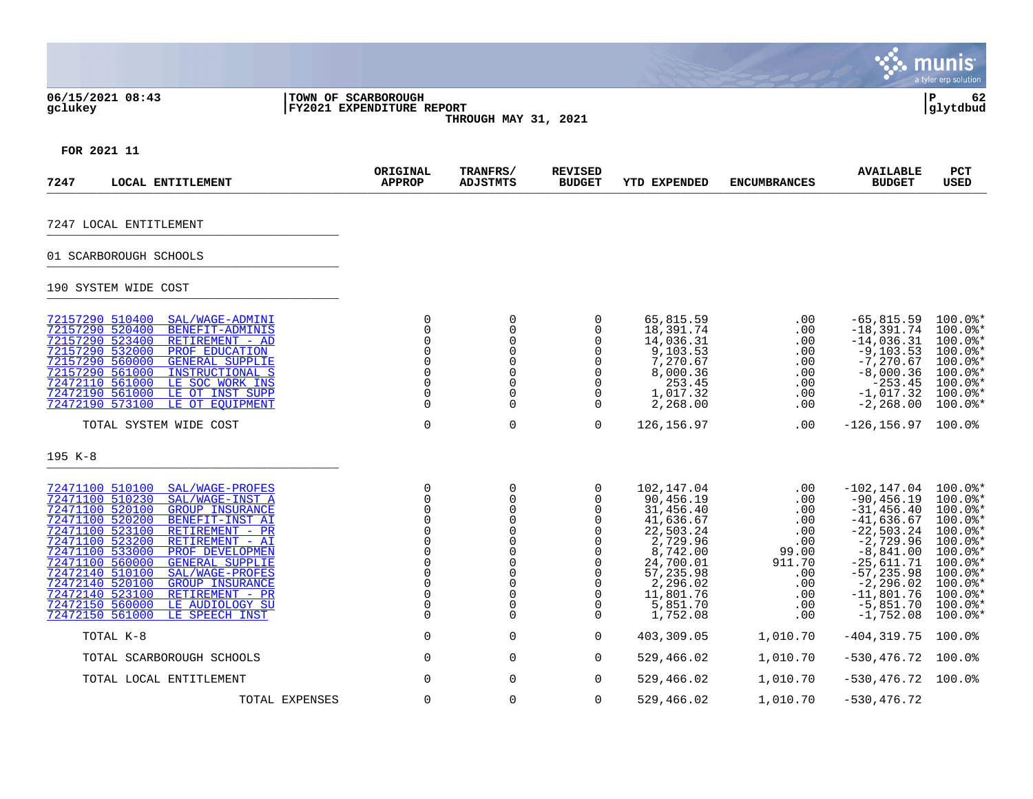06/15/2021 08:43 | TOWN OF SCARBOROUGH | P 62
gclukey | FY2021 EXPENDITURE REPORT | glytdbud

THROUGH MAY 31, 2021

FOR 2021 11

| 7247 LOCAL ENTITLEMENT | ORIGINAL APPROP | TRANFRS/ ADJSTMTS | REVISED BUDGET | YTD EXPENDED | ENCUMBRANCES | AVAILABLE BUDGET | PCT USED |
|---|---|---|---|---|---|---|---|
| **7247 LOCAL ENTITLEMENT** | | | | | | | |
| **01 SCARBOROUGH SCHOOLS** | | | | | | | |
| **190 SYSTEM WIDE COST** | | | | | | | |
| 72157290 510400 SAL/WAGE-ADMINI | 0 | 0 | 0 | 65,815.59 | .00 | -65,815.59 | 100.0%* |
| 72157290 520400 BENEFIT-ADMINIS | 0 | 0 | 0 | 18,391.74 | .00 | -18,391.74 | 100.0%* |
| 72157290 523400 RETIREMENT - AD | 0 | 0 | 0 | 14,036.31 | .00 | -14,036.31 | 100.0%* |
| 72157290 532000 PROF EDUCATION | 0 | 0 | 0 | 9,103.53 | .00 | -9,103.53 | 100.0%* |
| 72157290 560000 GENERAL SUPPLIE | 0 | 0 | 0 | 7,270.67 | .00 | -7,270.67 | 100.0%* |
| 72157290 561000 INSTRUCTIONAL S | 0 | 0 | 0 | 8,000.36 | .00 | -8,000.36 | 100.0%* |
| 72472110 561000 LE SOC WORK INS | 0 | 0 | 0 | 253.45 | .00 | -253.45 | 100.0%* |
| 72472190 561000 LE OT INST SUPP | 0 | 0 | 0 | 1,017.32 | .00 | -1,017.32 | 100.0%* |
| 72472190 573100 LE OT EQUIPMENT | 0 | 0 | 0 | 2,268.00 | .00 | -2,268.00 | 100.0%* |
| TOTAL SYSTEM WIDE COST | 0 | 0 | 0 | 126,156.97 | .00 | -126,156.97 | 100.0% |
| **195 K-8** | | | | | | | |
| 72471100 510100 SAL/WAGE-PROFES | 0 | 0 | 0 | 102,147.04 | .00 | -102,147.04 | 100.0%* |
| 72471100 510230 SAL/WAGE-INST A | 0 | 0 | 0 | 90,456.19 | .00 | -90,456.19 | 100.0%* |
| 72471100 520100 GROUP INSURANCE | 0 | 0 | 0 | 31,456.40 | .00 | -31,456.40 | 100.0%* |
| 72471100 520200 BENEFIT-INST AI | 0 | 0 | 0 | 41,636.67 | .00 | -41,636.67 | 100.0%* |
| 72471100 523100 RETIREMENT - PR | 0 | 0 | 0 | 22,503.24 | .00 | -22,503.24 | 100.0%* |
| 72471100 523200 RETIREMENT - AI | 0 | 0 | 0 | 2,729.96 | .00 | -2,729.96 | 100.0%* |
| 72471100 533000 PROF DEVELOPMEN | 0 | 0 | 0 | 8,742.00 | 99.00 | -8,841.00 | 100.0%* |
| 72471100 560000 GENERAL SUPPLIE | 0 | 0 | 0 | 24,700.01 | 911.70 | -25,611.71 | 100.0%* |
| 72472140 510100 SAL/WAGE-PROFES | 0 | 0 | 0 | 57,235.98 | .00 | -57,235.98 | 100.0%* |
| 72472140 520100 GROUP INSURANCE | 0 | 0 | 0 | 2,296.02 | .00 | -2,296.02 | 100.0%* |
| 72472140 523100 RETIREMENT - PR | 0 | 0 | 0 | 11,801.76 | .00 | -11,801.76 | 100.0%* |
| 72472150 560000 LE AUDIOLOGY SU | 0 | 0 | 0 | 5,851.70 | .00 | -5,851.70 | 100.0%* |
| 72472150 561000 LE SPEECH INST | 0 | 0 | 0 | 1,752.08 | .00 | -1,752.08 | 100.0%* |
| TOTAL K-8 | 0 | 0 | 0 | 403,309.05 | 1,010.70 | -404,319.75 | 100.0% |
| TOTAL SCARBOROUGH SCHOOLS | 0 | 0 | 0 | 529,466.02 | 1,010.70 | -530,476.72 | 100.0% |
| TOTAL LOCAL ENTITLEMENT | 0 | 0 | 0 | 529,466.02 | 1,010.70 | -530,476.72 | 100.0% |
| TOTAL EXPENSES | 0 | 0 | 0 | 529,466.02 | 1,010.70 | -530,476.72 | |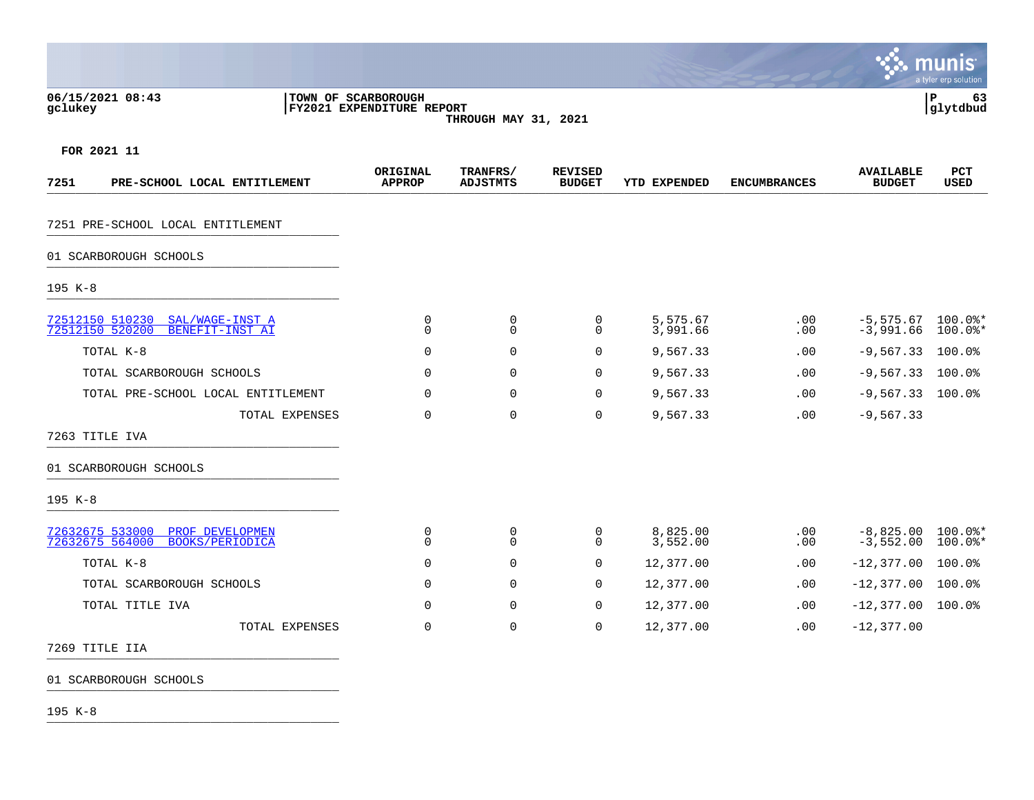06/15/2021 08:43 | TOWN OF SCARBOROUGH
gclukey | FY2021 EXPENDITURE REPORT
THROUGH MAY 31, 2021

FOR 2021 11

| 7251 PRE-SCHOOL LOCAL ENTITLEMENT | ORIGINAL APPROP | TRANFRS/ ADJSTMTS | REVISED BUDGET | YTD EXPENDED | ENCUMBRANCES | AVAILABLE BUDGET | PCT USED |
|---|---|---|---|---|---|---|---|
| **7251 PRE-SCHOOL LOCAL ENTITLEMENT** | | | | | | | |
| **01 SCARBOROUGH SCHOOLS** | | | | | | | |
| **195 K-8** | | | | | | | |
| 72512150 510230 SAL/WAGE-INST A | 0 | 0 | 0 | 5,575.67 | .00 | -5,575.67 | 100.0%* |
| 72512150 520200 BENEFIT-INST AI | 0 | 0 | 0 | 3,991.66 | .00 | -3,991.66 | 100.0%* |
| TOTAL K-8 | 0 | 0 | 0 | 9,567.33 | .00 | -9,567.33 | 100.0% |
| TOTAL SCARBOROUGH SCHOOLS | 0 | 0 | 0 | 9,567.33 | .00 | -9,567.33 | 100.0% |
| TOTAL PRE-SCHOOL LOCAL ENTITLEMENT | 0 | 0 | 0 | 9,567.33 | .00 | -9,567.33 | 100.0% |
| TOTAL EXPENSES | 0 | 0 | 0 | 9,567.33 | .00 | -9,567.33 | |
| **7263 TITLE IVA** | | | | | | | |
| **01 SCARBOROUGH SCHOOLS** | | | | | | | |
| **195 K-8** | | | | | | | |
| 72632675 533000 PROF DEVELOPMEN | 0 | 0 | 0 | 8,825.00 | .00 | -8,825.00 | 100.0%* |
| 72632675 564000 BOOKS/PERIODICA | 0 | 0 | 0 | 3,552.00 | .00 | -3,552.00 | 100.0%* |
| TOTAL K-8 | 0 | 0 | 0 | 12,377.00 | .00 | -12,377.00 | 100.0% |
| TOTAL SCARBOROUGH SCHOOLS | 0 | 0 | 0 | 12,377.00 | .00 | -12,377.00 | 100.0% |
| TOTAL TITLE IVA | 0 | 0 | 0 | 12,377.00 | .00 | -12,377.00 | 100.0% |
| TOTAL EXPENSES | 0 | 0 | 0 | 12,377.00 | .00 | -12,377.00 | |
| **7269 TITLE IIA** | | | | | | | |
| **01 SCARBOROUGH SCHOOLS** | | | | | | | |
| **195 K-8** | | | | | | | |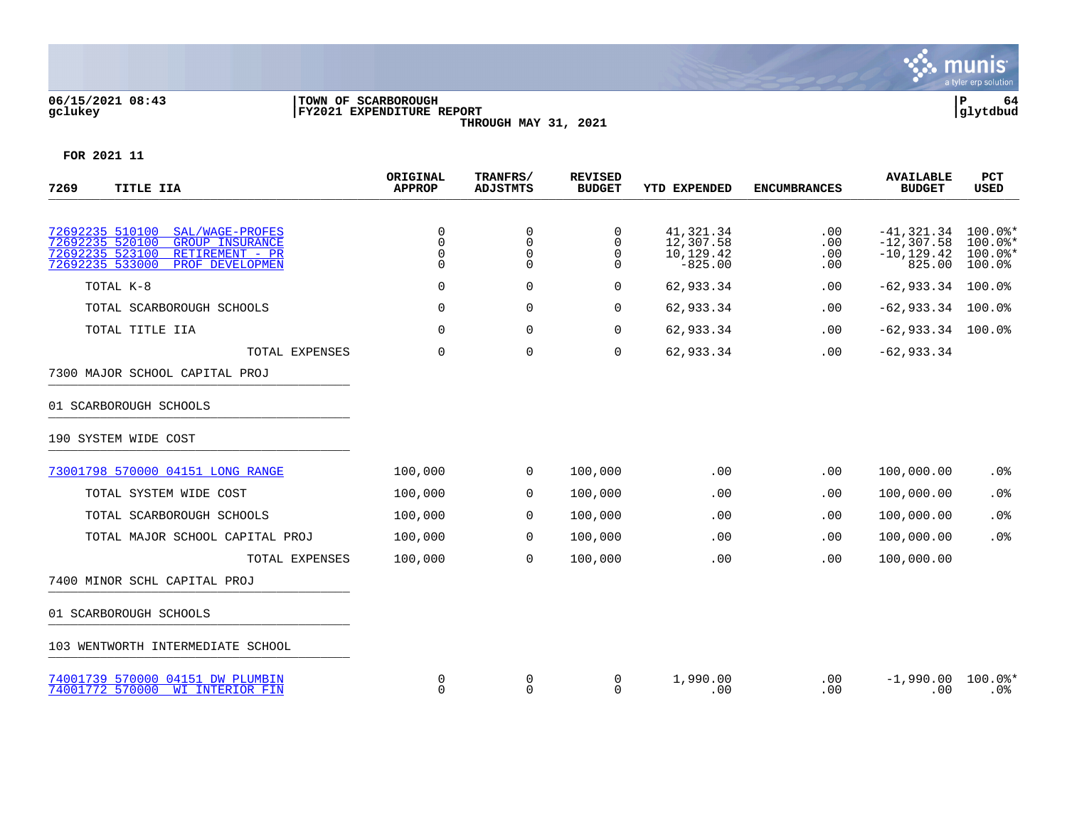**06/15/2021 08:43** | **TOWN OF SCARBOROUGH** | **P 64**
**gclukey** | **FY2021 EXPENDITURE REPORT** | **glytdbud**

**THROUGH MAY 31, 2021**

**FOR 2021 11**

| 7269 TITLE IIA | ORIGINAL APPROP | TRANFRS/ ADJSTMTS | REVISED BUDGET | YTD EXPENDED | ENCUMBRANCES | AVAILABLE BUDGET | PCT USED |
|---|---|---|---|---|---|---|---|
| 72692235 510100 SAL/WAGE-PROFES | 0 | 0 | 0 | 41,321.34 | .00 | -41,321.34 | 100.0%* |
| 72692235 520100 GROUP INSURANCE | 0 | 0 | 0 | 12,307.58 | .00 | -12,307.58 | 100.0%* |
| 72692235 523100 RETIREMENT - PR | 0 | 0 | 0 | 10,129.42 | .00 | -10,129.42 | 100.0%* |
| 72692235 533000 PROF DEVELOPMEN | 0 | 0 | 0 | -825.00 | .00 | 825.00 | 100.0% |
| TOTAL K-8 | 0 | 0 | 0 | 62,933.34 | .00 | -62,933.34 | 100.0% |
| TOTAL SCARBOROUGH SCHOOLS | 0 | 0 | 0 | 62,933.34 | .00 | -62,933.34 | 100.0% |
| TOTAL TITLE IIA | 0 | 0 | 0 | 62,933.34 | .00 | -62,933.34 | 100.0% |
| TOTAL EXPENSES | 0 | 0 | 0 | 62,933.34 | .00 | -62,933.34 | |
| 7300 MAJOR SCHOOL CAPITAL PROJ | | | | | | | |
| 01 SCARBOROUGH SCHOOLS | | | | | | | |
| 190 SYSTEM WIDE COST | | | | | | | |
| 73001798 570000 04151 LONG RANGE | 100,000 | 0 | 100,000 | .00 | .00 | 100,000.00 | .0% |
| TOTAL SYSTEM WIDE COST | 100,000 | 0 | 100,000 | .00 | .00 | 100,000.00 | .0% |
| TOTAL SCARBOROUGH SCHOOLS | 100,000 | 0 | 100,000 | .00 | .00 | 100,000.00 | .0% |
| TOTAL MAJOR SCHOOL CAPITAL PROJ | 100,000 | 0 | 100,000 | .00 | .00 | 100,000.00 | .0% |
| TOTAL EXPENSES | 100,000 | 0 | 100,000 | .00 | .00 | 100,000.00 | |
| 7400 MINOR SCHL CAPITAL PROJ | | | | | | | |
| 01 SCARBOROUGH SCHOOLS | | | | | | | |
| 103 WENTWORTH INTERMEDIATE SCHOOL | | | | | | | |
| 74001739 570000 04151 DW PLUMBIN | 0 | 0 | 0 | 1,990.00 | .00 | -1,990.00 | 100.0%* |
| 74001772 570000 WI INTERIOR FIN | 0 | 0 | 0 | .00 | .00 | .00 | .0% |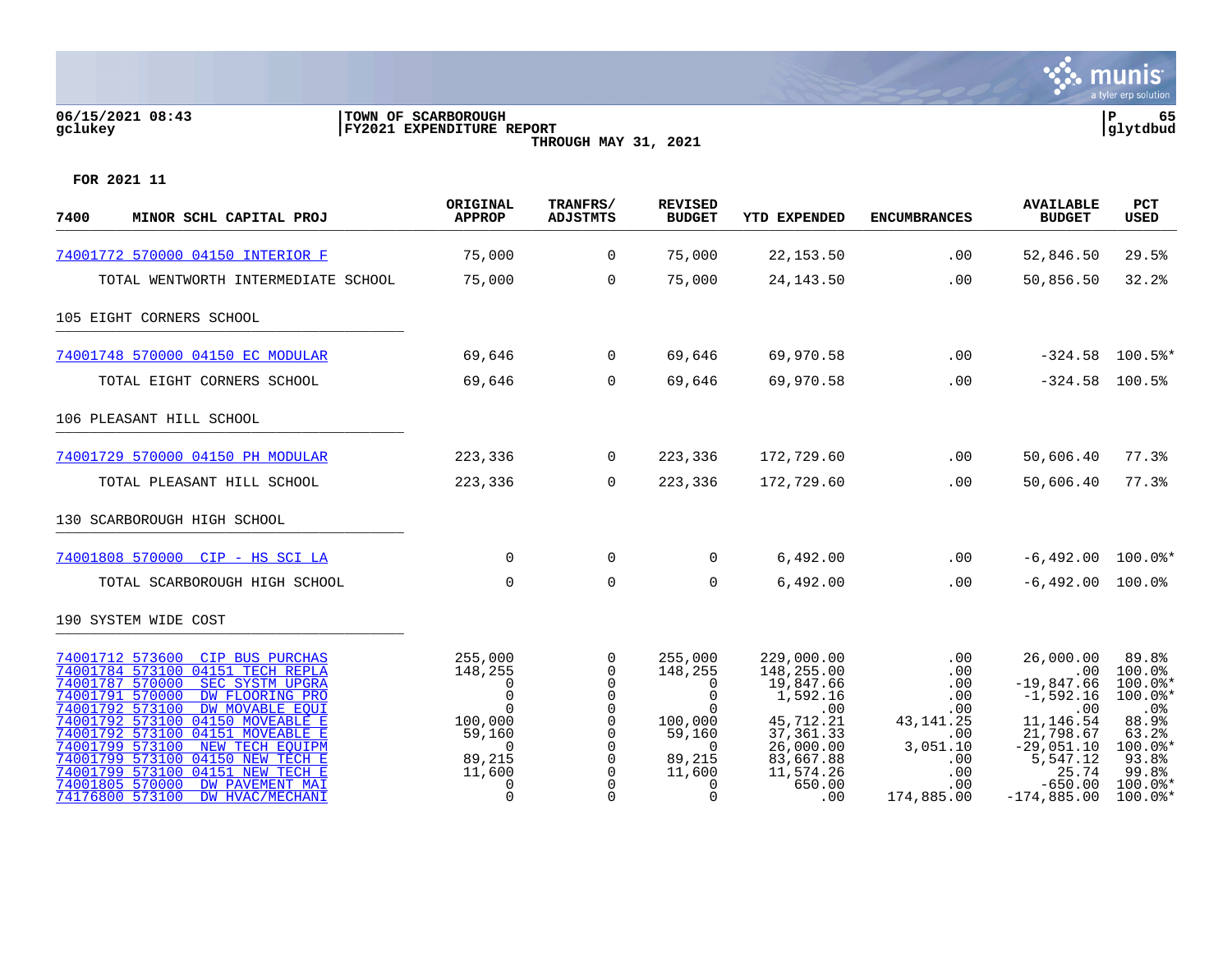**TOWN OF SCARBOROUGH**
**FY2021 EXPENDITURE REPORT**
**THROUGH MAY 31, 2021**

**FOR 2021 11**

| 7400 MINOR SCHL CAPITAL PROJ | ORIGINAL APPROP | TRANFRS/ ADJSTMTS | REVISED BUDGET | YTD EXPENDED | ENCUMBRANCES | AVAILABLE BUDGET | PCT USED |
|---|---|---|---|---|---|---|---|
| 74001772 570000 04150 INTERIOR F | 75,000 | 0 | 75,000 | 22,153.50 | .00 | 52,846.50 | 29.5% |
| TOTAL WENTWORTH INTERMEDIATE SCHOOL | 75,000 | 0 | 75,000 | 24,143.50 | .00 | 50,856.50 | 32.2% |
| **105 EIGHT CORNERS SCHOOL** | | | | | | | |
| 74001748 570000 04150 EC MODULAR | 69,646 | 0 | 69,646 | 69,970.58 | .00 | -324.58 | 100.5%* |
| TOTAL EIGHT CORNERS SCHOOL | 69,646 | 0 | 69,646 | 69,970.58 | .00 | -324.58 | 100.5% |
| **106 PLEASANT HILL SCHOOL** | | | | | | | |
| 74001729 570000 04150 PH MODULAR | 223,336 | 0 | 223,336 | 172,729.60 | .00 | 50,606.40 | 77.3% |
| TOTAL PLEASANT HILL SCHOOL | 223,336 | 0 | 223,336 | 172,729.60 | .00 | 50,606.40 | 77.3% |
| **130 SCARBOROUGH HIGH SCHOOL** | | | | | | | |
| 74001808 570000 CIP - HS SCI LA | 0 | 0 | 0 | 6,492.00 | .00 | -6,492.00 | 100.0%* |
| TOTAL SCARBOROUGH HIGH SCHOOL | 0 | 0 | 0 | 6,492.00 | .00 | -6,492.00 | 100.0% |
| **190 SYSTEM WIDE COST** | | | | | | | |
| 74001712 573600 CIP BUS PURCHAS | 255,000 | 0 | 255,000 | 229,000.00 | .00 | 26,000.00 | 89.8% |
| 74001784 573100 04151 TECH REPLA | 148,255 | 0 | 148,255 | 148,255.00 | .00 | .00 | 100.0% |
| 74001787 570000 SEC SYSTM UPGRA | 0 | 0 | 0 | 19,847.66 | .00 | -19,847.66 | 100.0%* |
| 74001791 570000 DW FLOORING PRO | 0 | 0 | 0 | 1,592.16 | .00 | -1,592.16 | 100.0%* |
| 74001792 573100 DW MOVABLE EQUI | 0 | 0 | 0 | .00 | .00 | .00 | .0% |
| 74001792 573100 04150 MOVEABLE E | 100,000 | 0 | 100,000 | 45,712.21 | 43,141.25 | 11,146.54 | 88.9% |
| 74001792 573100 04151 MOVEABLE E | 59,160 | 0 | 59,160 | 37,361.33 | .00 | 21,798.67 | 63.2% |
| 74001799 573100 NEW TECH EQUIPM | 0 | 0 | 0 | 26,000.00 | 3,051.10 | -29,051.10 | 100.0%* |
| 74001799 573100 04150 NEW TECH E | 89,215 | 0 | 89,215 | 83,667.88 | .00 | 5,547.12 | 93.8% |
| 74001799 573100 04151 NEW TECH E | 11,600 | 0 | 11,600 | 11,574.26 | .00 | 25.74 | 99.8% |
| 74001805 570000 DW PAVEMENT MAI | 0 | 0 | 0 | 650.00 | .00 | -650.00 | 100.0%* |
| 74176800 573100 DW HVAC/MECHANI | 0 | 0 | 0 | .00 | 174,885.00 | -174,885.00 | 100.0%* |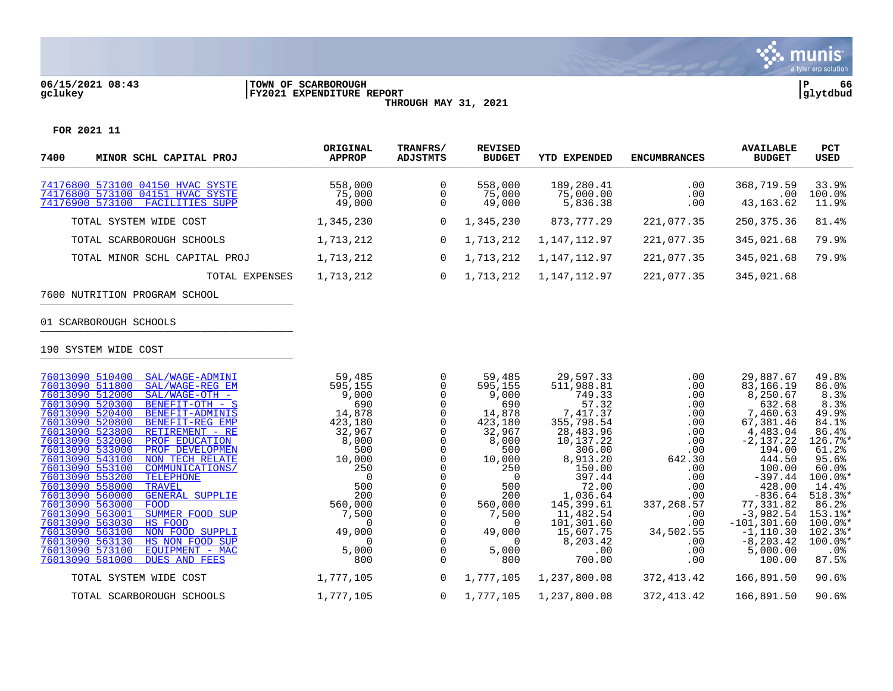06/15/2021 08:43 | TOWN OF SCARBOROUGH | P 66
gclukey | FY2021 EXPENDITURE REPORT | glytdbud

THROUGH MAY 31, 2021

FOR 2021 11

| 7400 MINOR SCHL CAPITAL PROJ | ORIGINAL APPROP | TRANFRS/ ADJSTMTS | REVISED BUDGET | YTD EXPENDED | ENCUMBRANCES | AVAILABLE BUDGET | PCT USED |
|---|---|---|---|---|---|---|---|
| 74176800 573100 04150 HVAC SYSTE | 558,000 | 0 | 558,000 | 189,280.41 | .00 | 368,719.59 | 33.9% |
| 74176800 573100 04151 HVAC SYSTE | 75,000 | 0 | 75,000 | 75,000.00 | .00 | .00 | 100.0% |
| 74176900 573100 FACILITIES SUPP | 49,000 | 0 | 49,000 | 5,836.38 | .00 | 43,163.62 | 11.9% |
| TOTAL SYSTEM WIDE COST | 1,345,230 | 0 | 1,345,230 | 873,777.29 | 221,077.35 | 250,375.36 | 81.4% |
| TOTAL SCARBOROUGH SCHOOLS | 1,713,212 | 0 | 1,713,212 | 1,147,112.97 | 221,077.35 | 345,021.68 | 79.9% |
| TOTAL MINOR SCHL CAPITAL PROJ | 1,713,212 | 0 | 1,713,212 | 1,147,112.97 | 221,077.35 | 345,021.68 | 79.9% |
| TOTAL EXPENSES | 1,713,212 | 0 | 1,713,212 | 1,147,112.97 | 221,077.35 | 345,021.68 | |

7600 NUTRITION PROGRAM SCHOOL

01 SCARBOROUGH SCHOOLS

190 SYSTEM WIDE COST

| ACCOUNT | ORIGINAL APPROP | TRANFRS/ ADJSTMTS | REVISED BUDGET | YTD EXPENDED | ENCUMBRANCES | AVAILABLE BUDGET | PCT USED |
|---|---|---|---|---|---|---|---|
| 76013090 510400 SAL/WAGE-ADMINI | 59,485 | 0 | 59,485 | 29,597.33 | .00 | 29,887.67 | 49.8% |
| 76013090 511800 SAL/WAGE-REG EM | 595,155 | 0 | 595,155 | 511,988.81 | .00 | 83,166.19 | 86.0% |
| 76013090 512000 SAL/WAGE-OTH - | 9,000 | 0 | 9,000 | 749.33 | .00 | 8,250.67 | 8.3% |
| 76013090 520300 BENEFIT-OTH - S | 690 | 0 | 690 | 57.32 | .00 | 632.68 | 8.3% |
| 76013090 520400 BENEFIT-ADMINIS | 14,878 | 0 | 14,878 | 7,417.37 | .00 | 7,460.63 | 49.9% |
| 76013090 520800 BENEFIT-REG EMP | 423,180 | 0 | 423,180 | 355,798.54 | .00 | 67,381.46 | 84.1% |
| 76013090 523800 RETIREMENT - RE | 32,967 | 0 | 32,967 | 28,483.96 | .00 | 4,483.04 | 86.4% |
| 76013090 532000 PROF EDUCATION | 8,000 | 0 | 8,000 | 10,137.22 | .00 | -2,137.22 | 126.7%* |
| 76013090 533000 PROF DEVELOPMEN | 500 | 0 | 500 | 306.00 | .00 | 194.00 | 61.2% |
| 76013090 543100 NON TECH RELATE | 10,000 | 0 | 10,000 | 8,913.20 | 642.30 | 444.50 | 95.6% |
| 76013090 553100 COMMUNICATIONS/ | 250 | 0 | 250 | 150.00 | .00 | 100.00 | 60.0% |
| 76013090 553200 TELEPHONE | 0 | 0 | 0 | 397.44 | .00 | -397.44 | 100.0%* |
| 76013090 558000 TRAVEL | 500 | 0 | 500 | 72.00 | .00 | 428.00 | 14.4% |
| 76013090 560000 GENERAL SUPPLIE | 200 | 0 | 200 | 1,036.64 | .00 | -836.64 | 518.3%* |
| 76013090 563000 FOOD | 560,000 | 0 | 560,000 | 145,399.61 | 337,268.57 | 77,331.82 | 86.2% |
| 76013090 563001 SUMMER FOOD SUP | 7,500 | 0 | 7,500 | 11,482.54 | .00 | -3,982.54 | 153.1%* |
| 76013090 563030 HS FOOD | 0 | 0 | 0 | 101,301.60 | .00 | -101,301.60 | 100.0%* |
| 76013090 563100 NON FOOD SUPPLI | 49,000 | 0 | 49,000 | 15,607.75 | 34,502.55 | -1,110.30 | 102.3%* |
| 76013090 563130 HS NON FOOD SUP | 0 | 0 | 0 | 8,203.42 | .00 | -8,203.42 | 100.0%* |
| 76013090 573100 EQUIPMENT - MAC | 5,000 | 0 | 5,000 | .00 | .00 | 5,000.00 | .0% |
| 76013090 581000 DUES AND FEES | 800 | 0 | 800 | 700.00 | .00 | 100.00 | 87.5% |
| TOTAL SYSTEM WIDE COST | 1,777,105 | 0 | 1,777,105 | 1,237,800.08 | 372,413.42 | 166,891.50 | 90.6% |
| TOTAL SCARBOROUGH SCHOOLS | 1,777,105 | 0 | 1,777,105 | 1,237,800.08 | 372,413.42 | 166,891.50 | 90.6% |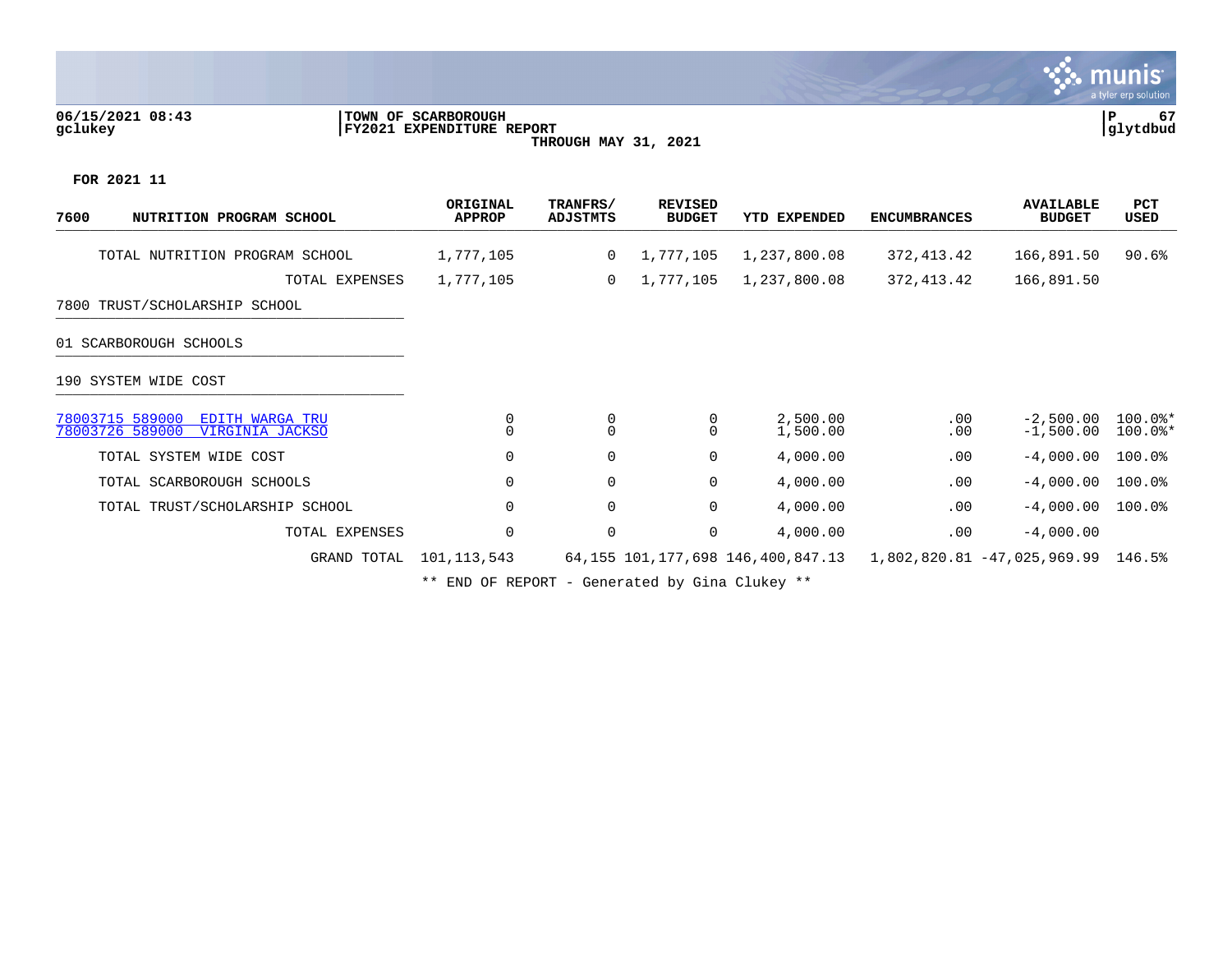06/15/2021 08:43
gclukey

TOWN OF SCARBOROUGH
FY2021 EXPENDITURE REPORT
THROUGH MAY 31, 2021

FOR 2021 11

| 7600 NUTRITION PROGRAM SCHOOL | ORIGINAL APPROP | TRANFRS/ ADJSTMTS | REVISED BUDGET | YTD EXPENDED | ENCUMBRANCES | AVAILABLE BUDGET | PCT USED |
|---|---|---|---|---|---|---|---|
| TOTAL NUTRITION PROGRAM SCHOOL | 1,777,105 | 0 | 1,777,105 | 1,237,800.08 | 372,413.42 | 166,891.50 | 90.6% |
| TOTAL EXPENSES | 1,777,105 | 0 | 1,777,105 | 1,237,800.08 | 372,413.42 | 166,891.50 | |
| 7800 TRUST/SCHOLARSHIP SCHOOL | | | | | | | |
| 01 SCARBOROUGH SCHOOLS | | | | | | | |
| 190 SYSTEM WIDE COST | | | | | | | |
| 78003715 589000 EDITH WARGA TRU | 0 | 0 | 0 | 2,500.00 | .00 | -2,500.00 | 100.0%* |
| 78003726 589000 VIRGINIA JACKSO | 0 | 0 | 0 | 1,500.00 | .00 | -1,500.00 | 100.0%* |
| TOTAL SYSTEM WIDE COST | 0 | 0 | 0 | 4,000.00 | .00 | -4,000.00 | 100.0% |
| TOTAL SCARBOROUGH SCHOOLS | 0 | 0 | 0 | 4,000.00 | .00 | -4,000.00 | 100.0% |
| TOTAL TRUST/SCHOLARSHIP SCHOOL | 0 | 0 | 0 | 4,000.00 | .00 | -4,000.00 | 100.0% |
| TOTAL EXPENSES | 0 | 0 | 0 | 4,000.00 | .00 | -4,000.00 | |
| GRAND TOTAL | 101,113,543 | 64,155 | 101,177,698 | 146,400,847.13 | 1,802,820.81 | -47,025,969.99 | 146.5% |

** END OF REPORT - Generated by Gina Clukey **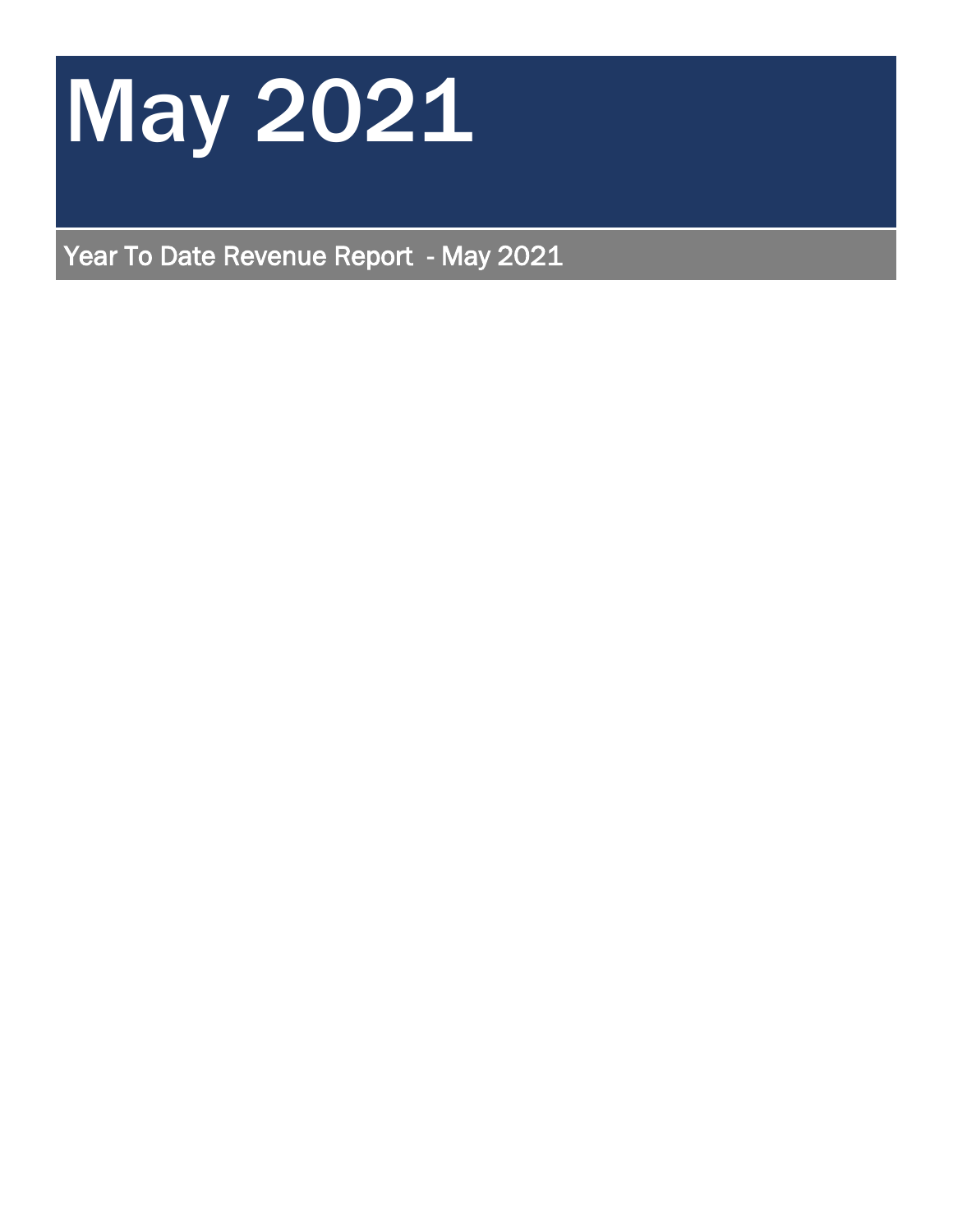# May 2021

## Year To Date Revenue Report - May 2021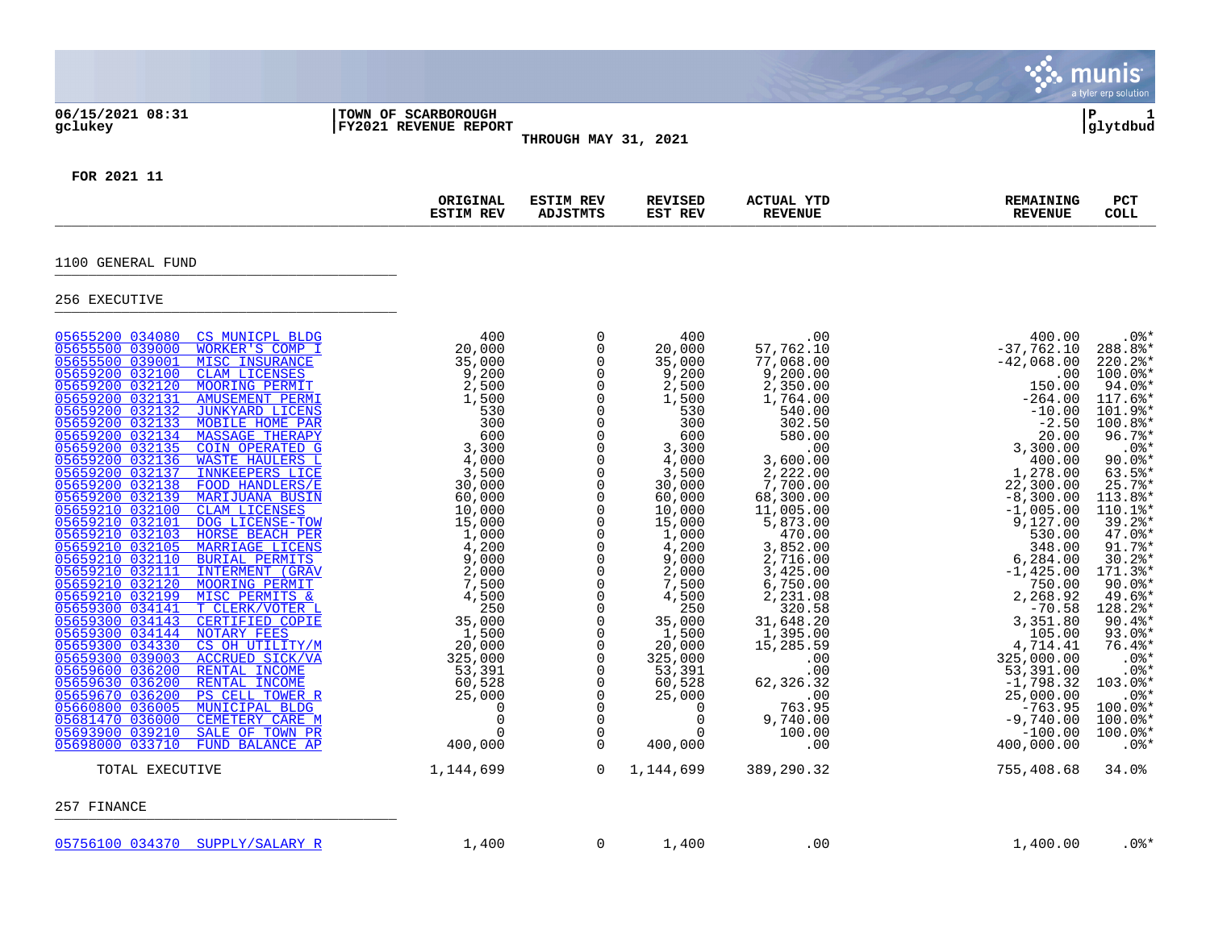06/15/2021 08:31 | TOWN OF SCARBOROUGH | P 1
gclukey | FY2021 REVENUE REPORT | glytdbud

THROUGH MAY 31, 2021

FOR 2021 11

| | | ORIGINAL ESTIM REV | ESTIM REV ADJSTMTS | REVISED EST REV | ACTUAL YTD REVENUE | REMAINING REVENUE | PCT COLL |
|---|---|---|---|---|---|---|---|
| **1100 GENERAL FUND** | | | | | | | |
| **256 EXECUTIVE** | | | | | | | |
| 05655200 034080 | CS MUNICPL BLDG | 400 | 0 | 400 | .00 | 400.00 | .0%* |
| 05655500 039000 | WORKER'S COMP I | 20,000 | 0 | 20,000 | 57,762.10 | -37,762.10 | 288.8%* |
| 05655500 039001 | MISC INSURANCE | 35,000 | 0 | 35,000 | 77,068.00 | -42,068.00 | 220.2%* |
| 05659200 032100 | CLAM LICENSES | 9,200 | 0 | 9,200 | 9,200.00 | .00 | 100.0%* |
| 05659200 032120 | MOORING PERMIT | 2,500 | 0 | 2,500 | 2,350.00 | 150.00 | 94.0%* |
| 05659200 032131 | AMUSEMENT PERMI | 1,500 | 0 | 1,500 | 1,764.00 | -264.00 | 117.6%* |
| 05659200 032132 | JUNKYARD LICENS | 530 | 0 | 530 | 540.00 | -10.00 | 101.9%* |
| 05659200 032133 | MOBILE HOME PAR | 300 | 0 | 300 | 302.50 | -2.50 | 100.8%* |
| 05659200 032134 | MASSAGE THERAPY | 600 | 0 | 600 | 580.00 | 20.00 | 96.7%* |
| 05659200 032135 | COIN OPERATED G | 3,300 | 0 | 3,300 | .00 | 3,300.00 | .0%* |
| 05659200 032136 | WASTE HAULERS L | 4,000 | 0 | 4,000 | 3,600.00 | 400.00 | 90.0%* |
| 05659200 032137 | INNKEEPERS LICE | 3,500 | 0 | 3,500 | 2,222.00 | 1,278.00 | 63.5%* |
| 05659200 032138 | FOOD HANDLERS/E | 30,000 | 0 | 30,000 | 7,700.00 | 22,300.00 | 25.7%* |
| 05659200 032139 | MARIJUANA BUSIN | 60,000 | 0 | 60,000 | 68,300.00 | -8,300.00 | 113.8%* |
| 05659210 032100 | CLAM LICENSES | 10,000 | 0 | 10,000 | 11,005.00 | -1,005.00 | 110.1%* |
| 05659210 032101 | DOG LICENSE-TOW | 15,000 | 0 | 15,000 | 5,873.00 | 9,127.00 | 39.2%* |
| 05659210 032103 | HORSE BEACH PER | 1,000 | 0 | 1,000 | 470.00 | 530.00 | 47.0%* |
| 05659210 032105 | MARRIAGE LICENS | 4,200 | 0 | 4,200 | 3,852.00 | 348.00 | 91.7%* |
| 05659210 032110 | BURIAL PERMITS | 9,000 | 0 | 9,000 | 2,716.00 | 6,284.00 | 30.2%* |
| 05659210 032111 | INTERMENT (GRAV | 2,000 | 0 | 2,000 | 3,425.00 | -1,425.00 | 171.3%* |
| 05659210 032120 | MOORING PERMIT | 7,500 | 0 | 7,500 | 6,750.00 | 750.00 | 90.0%* |
| 05659210 032199 | MISC PERMITS & | 4,500 | 0 | 4,500 | 2,231.08 | 2,268.92 | 49.6%* |
| 05659300 034141 | T CLERK/VOTER L | 250 | 0 | 250 | 320.58 | -70.58 | 128.2%* |
| 05659300 034143 | CERTIFIED COPIE | 35,000 | 0 | 35,000 | 31,648.20 | 3,351.80 | 90.4%* |
| 05659300 034144 | NOTARY FEES | 1,500 | 0 | 1,500 | 1,395.00 | 105.00 | 93.0%* |
| 05659300 034330 | CS OH UTILITY/M | 20,000 | 0 | 20,000 | 15,285.59 | 4,714.41 | 76.4%* |
| 05659300 039003 | ACCRUED SICK/VA | 325,000 | 0 | 325,000 | .00 | 325,000.00 | .0%* |
| 05659600 036200 | RENTAL INCOME | 53,391 | 0 | 53,391 | .00 | 53,391.00 | .0%* |
| 05659630 036200 | RENTAL INCOME | 60,528 | 0 | 60,528 | 62,326.32 | -1,798.32 | 103.0%* |
| 05659670 036200 | PS CELL TOWER R | 25,000 | 0 | 25,000 | .00 | 25,000.00 | .0%* |
| 05660800 036005 | MUNICIPAL BLDG | 0 | 0 | 0 | 763.95 | -763.95 | 100.0%* |
| 05681470 036000 | CEMETERY CARE M | 0 | 0 | 0 | 9,740.00 | -9,740.00 | 100.0%* |
| 05693900 039210 | SALE OF TOWN PR | 0 | 0 | 0 | 100.00 | -100.00 | 100.0%* |
| 05698000 033710 | FUND BALANCE AP | 400,000 | 0 | 400,000 | .00 | 400,000.00 | .0%* |
| TOTAL EXECUTIVE | | 1,144,699 | 0 | 1,144,699 | 389,290.32 | 755,408.68 | 34.0% |
| **257 FINANCE** | | | | | | | |
| 05756100 034370 | SUPPLY/SALARY R | 1,400 | 0 | 1,400 | .00 | 1,400.00 | .0%* |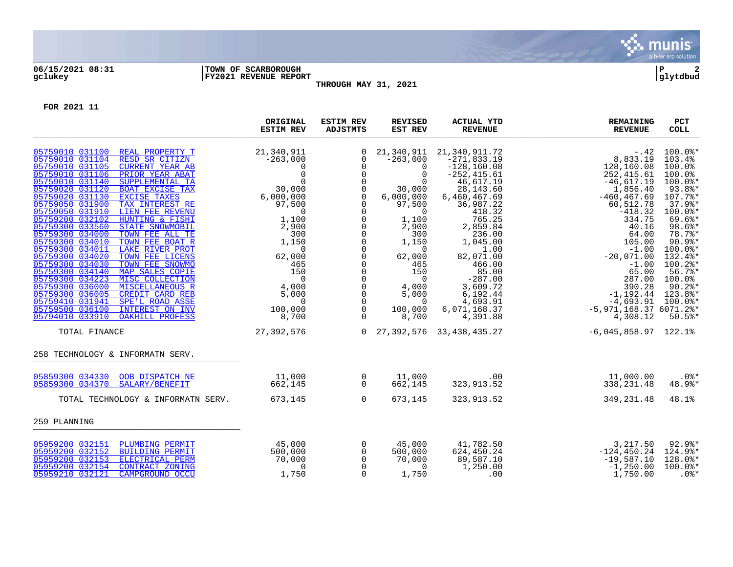06/15/2021 08:31 | TOWN OF SCARBOROUGH
gclukey | FY2021 REVENUE REPORT

THROUGH MAY 31, 2021

FOR 2021 11

| | ORIGINAL ESTIM REV | ESTIM REV ADJSTMTS | REVISED EST REV | ACTUAL YTD REVENUE | REMAINING REVENUE | PCT COLL |
|---|---|---|---|---|---|---|
| 05759010 031100 REAL PROPERTY T | 21,340,911 | 0 | 21,340,911 | 21,340,911.72 | -.42 | 100.0%* |
| 05759010 031104 RESD SR CITIZN | -263,000 | 0 | -263,000 | -271,833.19 | 8,833.19 | 103.4% |
| 05759010 031105 CURRENT YEAR AB | 0 | 0 | 0 | -128,160.08 | 128,160.08 | 100.0% |
| 05759010 031106 PRIOR YEAR ABAT | 0 | 0 | 0 | -252,415.61 | 252,415.61 | 100.0% |
| 05759010 031140 SUPPLEMENTAL TA | 0 | 0 | 0 | 46,617.19 | -46,617.19 | 100.0%* |
| 05759020 031120 BOAT EXCISE TAX | 30,000 | 0 | 30,000 | 28,143.60 | 1,856.40 | 93.8%* |
| 05759020 031130 EXCISE TAXES | 6,000,000 | 0 | 6,000,000 | 6,460,467.69 | -460,467.69 | 107.7%* |
| 05759050 031900 TAX INTEREST RE | 97,500 | 0 | 97,500 | 36,987.22 | 60,512.78 | 37.9%* |
| 05759050 031910 LIEN FEE REVENU | 0 | 0 | 0 | 418.32 | -418.32 | 100.0%* |
| 05759200 032102 HUNTING & FISHI | 1,100 | 0 | 1,100 | 765.25 | 334.75 | 69.6%* |
| 05759300 033560 STATE SNOWMOBIL | 2,900 | 0 | 2,900 | 2,859.84 | 40.16 | 98.6%* |
| 05759300 034000 TOWN FEE ALL TE | 300 | 0 | 300 | 236.00 | 64.00 | 78.7%* |
| 05759300 034010 TOWN FEE BOAT R | 1,150 | 0 | 1,150 | 1,045.00 | 105.00 | 90.9%* |
| 05759300 034011 LAKE RIVER PROT | 0 | 0 | 0 | 1.00 | -1.00 | 100.0%* |
| 05759300 034020 TOWN FEE LICENS | 62,000 | 0 | 62,000 | 82,071.00 | -20,071.00 | 132.4%* |
| 05759300 034030 TOWN FEE SNOWMO | 465 | 0 | 465 | 466.00 | -1.00 | 100.2%* |
| 05759300 034140 MAP SALES COPIE | 150 | 0 | 150 | 85.00 | 65.00 | 56.7%* |
| 05759300 034223 MISC COLLECTION | 0 | 0 | 0 | -287.00 | 287.00 | 100.0% |
| 05759300 036000 MISCELLANEOUS R | 4,000 | 0 | 4,000 | 3,609.72 | 390.28 | 90.2%* |
| 05759300 036005 CREDIT CARD REB | 5,000 | 0 | 5,000 | 6,192.44 | -1,192.44 | 123.8%* |
| 05759410 031941 SPE'L ROAD ASSE | 0 | 0 | 0 | 4,693.91 | -4,693.91 | 100.0%* |
| 05759500 036100 INTEREST ON INV | 100,000 | 0 | 100,000 | 6,071,168.37 | -5,971,168.37 | 6071.2%* |
| 05794010 033910 OAKHILL PROFESS | 8,700 | 0 | 8,700 | 4,391.88 | 4,308.12 | 50.5%* |
| TOTAL FINANCE | 27,392,576 | 0 | 27,392,576 | 33,438,435.27 | -6,045,858.97 | 122.1% |
| **258 TECHNOLOGY & INFORMATN SERV.** | | | | | | |
| 05859300 034330 OOB DISPATCH NE | 11,000 | 0 | 11,000 | .00 | 11,000.00 | .0%* |
| 05859300 034370 SALARY/BENEFIT | 662,145 | 0 | 662,145 | 323,913.52 | 338,231.48 | 48.9%* |
| TOTAL TECHNOLOGY & INFORMATN SERV. | 673,145 | 0 | 673,145 | 323,913.52 | 349,231.48 | 48.1% |
| **259 PLANNING** | | | | | | |
| 05959200 032151 PLUMBING PERMIT | 45,000 | 0 | 45,000 | 41,782.50 | 3,217.50 | 92.9%* |
| 05959200 032152 BUILDING PERMIT | 500,000 | 0 | 500,000 | 624,450.24 | -124,450.24 | 124.9%* |
| 05959200 032153 ELECTRICAL PERM | 70,000 | 0 | 70,000 | 89,587.10 | -19,587.10 | 128.0%* |
| 05959200 032154 CONTRACT ZONING | 0 | 0 | 0 | 1,250.00 | -1,250.00 | 100.0%* |
| 05959210 032121 CAMPGROUND OCCU | 1,750 | 0 | 1,750 | .00 | 1,750.00 | .0%* |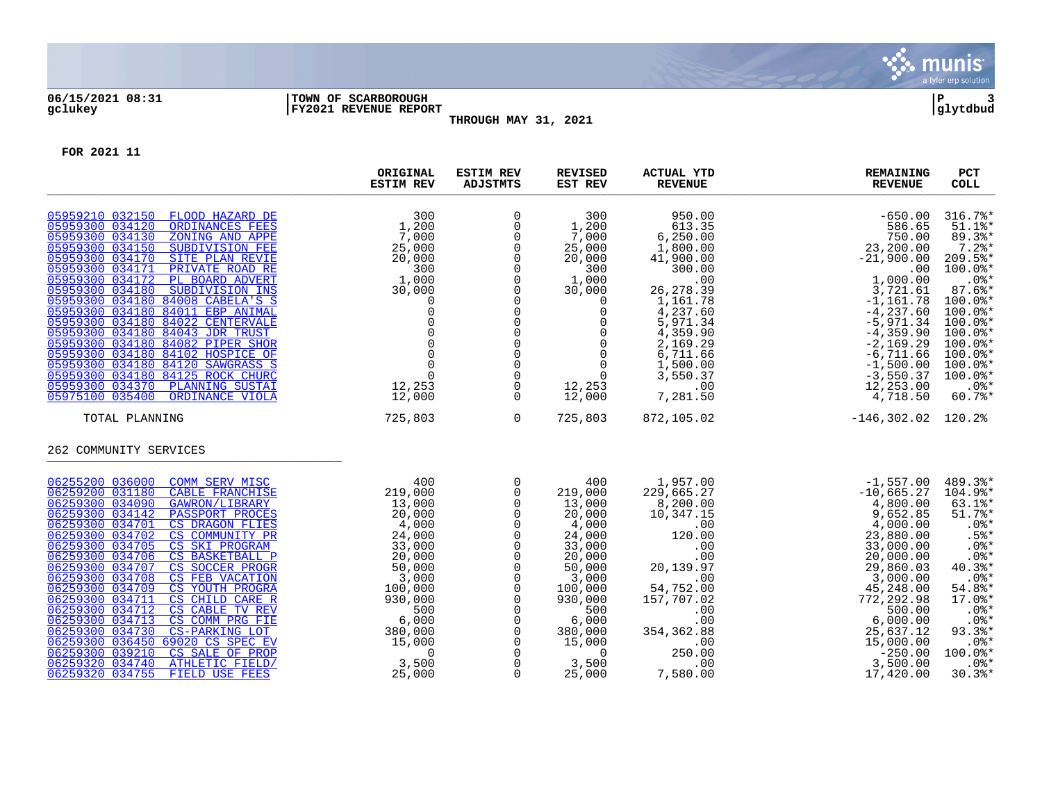06/15/2021 08:31 | TOWN OF SCARBOROUGH | P 3
gclukey | FY2021 REVENUE REPORT | glytdbud

THROUGH MAY 31, 2021

FOR 2021 11

| | ORIGINAL ESTIM REV | ESTIM REV ADJSTMTS | REVISED EST REV | ACTUAL YTD REVENUE | REMAINING REVENUE | PCT COLL |
|---|---|---|---|---|---|---|
| 05959210 032150 FLOOD HAZARD DE | 300 | 0 | 300 | 950.00 | -650.00 | 316.7%* |
| 05959300 034120 ORDINANCES FEES | 1,200 | 0 | 1,200 | 613.35 | 586.65 | 51.1%* |
| 05959300 034130 ZONING AND APPE | 7,000 | 0 | 7,000 | 6,250.00 | 750.00 | 89.3%* |
| 05959300 034150 SUBDIVISION FEE | 25,000 | 0 | 25,000 | 1,800.00 | 23,200.00 | 7.2%* |
| 05959300 034170 SITE PLAN REVIE | 20,000 | 0 | 20,000 | 41,900.00 | -21,900.00 | 209.5%* |
| 05959300 034171 PRIVATE ROAD RE | 300 | 0 | 300 | 300.00 | .00 | 100.0%* |
| 05959300 034172 PL BOARD ADVERT | 1,000 | 0 | 1,000 | .00 | 1,000.00 | .0%* |
| 05959300 034180 SUBDIVISION INS | 30,000 | 0 | 30,000 | 26,278.39 | 3,721.61 | 87.6%* |
| 05959300 034180 84008 CABELA'S S | 0 | 0 | 0 | 1,161.78 | -1,161.78 | 100.0%* |
| 05959300 034180 84011 EBP ANIMAL | 0 | 0 | 0 | 4,237.60 | -4,237.60 | 100.0%* |
| 05959300 034180 84022 CENTERVALE | 0 | 0 | 0 | 5,971.34 | -5,971.34 | 100.0%* |
| 05959300 034180 84043 JDR TRUST | 0 | 0 | 0 | 4,359.90 | -4,359.90 | 100.0%* |
| 05959300 034180 84082 PIPER SHOR | 0 | 0 | 0 | 2,169.29 | -2,169.29 | 100.0%* |
| 05959300 034180 84102 HOSPICE OF | 0 | 0 | 0 | 6,711.66 | -6,711.66 | 100.0%* |
| 05959300 034180 84120 SAWGRASS S | 0 | 0 | 0 | 1,500.00 | -1,500.00 | 100.0%* |
| 05959300 034180 84125 ROCK CHURC | 0 | 0 | 0 | 3,550.37 | -3,550.37 | 100.0%* |
| 05959300 034370 PLANNING SUSTAI | 12,253 | 0 | 12,253 | .00 | 12,253.00 | .0%* |
| 05975100 035400 ORDINANCE VIOLA | 12,000 | 0 | 12,000 | 7,281.50 | 4,718.50 | 60.7%* |
| TOTAL PLANNING | 725,803 | 0 | 725,803 | 872,105.02 | -146,302.02 | 120.2% |
| **262 COMMUNITY SERVICES** | | | | | | |
| 06255200 036000 COMM SERV MISC | 400 | 0 | 400 | 1,957.00 | -1,557.00 | 489.3%* |
| 06259200 031180 CABLE FRANCHISE | 219,000 | 0 | 219,000 | 229,665.27 | -10,665.27 | 104.9%* |
| 06259300 034090 GAWRON/LIBRARY | 13,000 | 0 | 13,000 | 8,200.00 | 4,800.00 | 63.1%* |
| 06259300 034142 PASSPORT PROCES | 20,000 | 0 | 20,000 | 10,347.15 | 9,652.85 | 51.7%* |
| 06259300 034701 CS DRAGON FLIES | 4,000 | 0 | 4,000 | .00 | 4,000.00 | .0%* |
| 06259300 034702 CS COMMUNITY PR | 24,000 | 0 | 24,000 | 120.00 | 23,880.00 | .5%* |
| 06259300 034705 CS SKI PROGRAM | 33,000 | 0 | 33,000 | .00 | 33,000.00 | .0%* |
| 06259300 034706 CS BASKETBALL P | 20,000 | 0 | 20,000 | .00 | 20,000.00 | .0%* |
| 06259300 034707 CS SOCCER PROGR | 50,000 | 0 | 50,000 | 20,139.97 | 29,860.03 | 40.3%* |
| 06259300 034708 CS FEB VACATION | 3,000 | 0 | 3,000 | .00 | 3,000.00 | .0%* |
| 06259300 034709 CS YOUTH PROGRA | 100,000 | 0 | 100,000 | 54,752.00 | 45,248.00 | 54.8%* |
| 06259300 034711 CS CHILD CARE R | 930,000 | 0 | 930,000 | 157,707.02 | 772,292.98 | 17.0%* |
| 06259300 034712 CS CABLE TV REV | 500 | 0 | 500 | .00 | 500.00 | .0%* |
| 06259300 034713 CS COMM PRG FIE | 6,000 | 0 | 6,000 | .00 | 6,000.00 | .0%* |
| 06259300 034730 CS-PARKING LOT | 380,000 | 0 | 380,000 | 354,362.88 | 25,637.12 | 93.3%* |
| 06259300 036450 69020 CS SPEC EV | 15,000 | 0 | 15,000 | .00 | 15,000.00 | .0%* |
| 06259300 039210 CS SALE OF PROP | 0 | 0 | 0 | 250.00 | -250.00 | 100.0%* |
| 06259320 034740 ATHLETIC FIELD/ | 3,500 | 0 | 3,500 | .00 | 3,500.00 | .0%* |
| 06259320 034755 FIELD USE FEES | 25,000 | 0 | 25,000 | 7,580.00 | 17,420.00 | 30.3%* |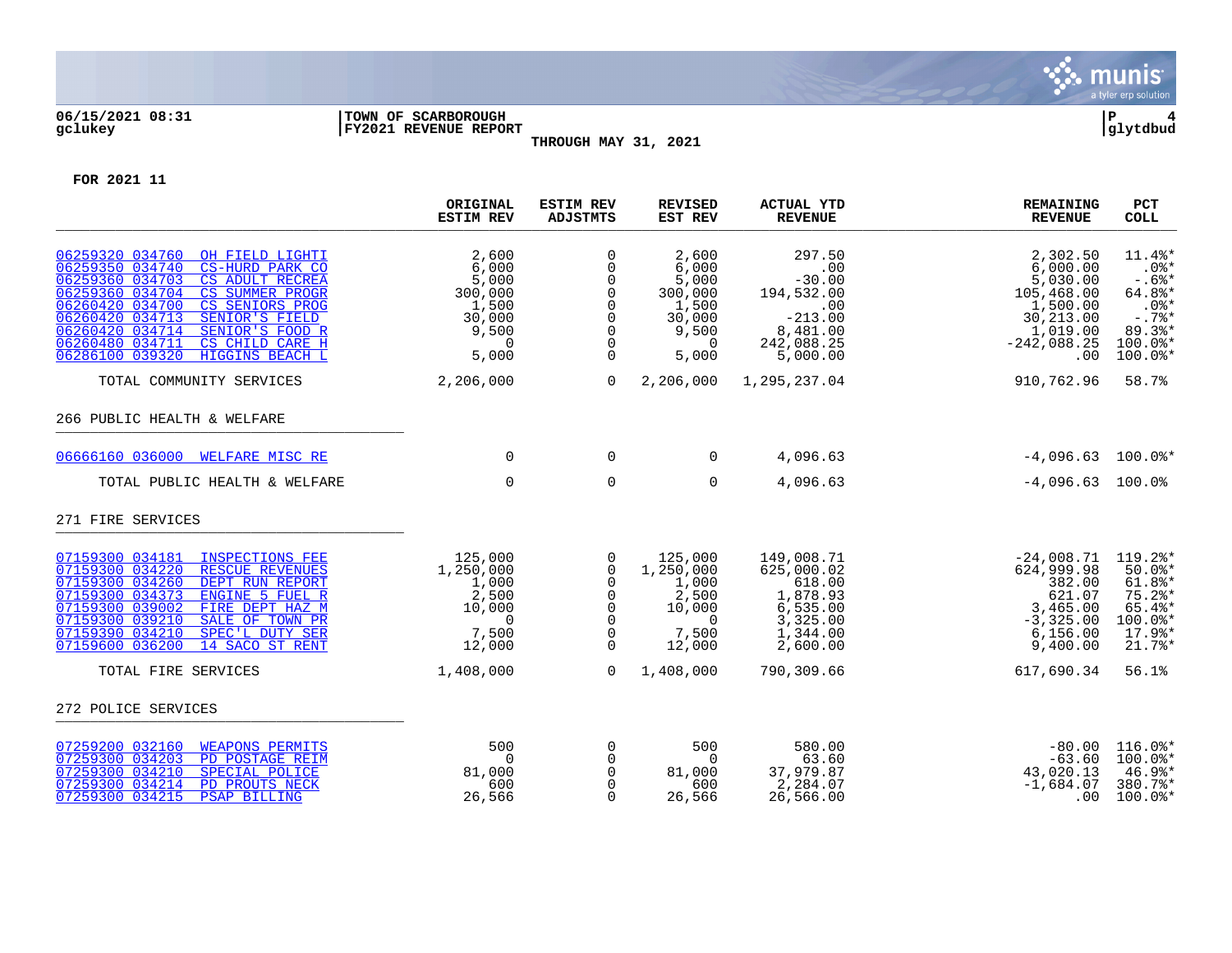06/15/2021 08:31 | TOWN OF SCARBOROUGH | P 4
gclukey | FY2021 REVENUE REPORT | glytdbud

THROUGH MAY 31, 2021

FOR 2021 11

| | ORIGINAL ESTIM REV | ESTIM REV ADJSTMTS | REVISED EST REV | ACTUAL YTD REVENUE | REMAINING REVENUE | PCT COLL |
|---|---|---|---|---|---|---|
| 06259320 034760 OH FIELD LIGHTI | 2,600 | 0 | 2,600 | 297.50 | 2,302.50 | 11.4%* |
| 06259350 034740 CS-HURD PARK CO | 6,000 | 0 | 6,000 | .00 | 6,000.00 | .0%* |
| 06259360 034703 CS ADULT RECREA | 5,000 | 0 | 5,000 | -30.00 | 5,030.00 | -.6%* |
| 06259360 034704 CS SUMMER PROGR | 300,000 | 0 | 300,000 | 194,532.00 | 105,468.00 | 64.8%* |
| 06260420 034700 CS SENIORS PROG | 1,500 | 0 | 1,500 | .00 | 1,500.00 | .0%* |
| 06260420 034713 SENIOR'S FIELD | 30,000 | 0 | 30,000 | -213.00 | 30,213.00 | -.7%* |
| 06260420 034714 SENIOR'S FOOD R | 9,500 | 0 | 9,500 | 8,481.00 | 1,019.00 | 89.3%* |
| 06260480 034711 CS CHILD CARE H | 0 | 0 | 0 | 242,088.25 | -242,088.25 | 100.0%* |
| 06286100 039320 HIGGINS BEACH L | 5,000 | 0 | 5,000 | 5,000.00 | .00 | 100.0%* |
| TOTAL COMMUNITY SERVICES | 2,206,000 | 0 | 2,206,000 | 1,295,237.04 | 910,762.96 | 58.7% |
| **266 PUBLIC HEALTH & WELFARE** | | | | | | |
| 06666160 036000 WELFARE MISC RE | 0 | 0 | 0 | 4,096.63 | -4,096.63 | 100.0%* |
| TOTAL PUBLIC HEALTH & WELFARE | 0 | 0 | 0 | 4,096.63 | -4,096.63 | 100.0% |
| **271 FIRE SERVICES** | | | | | | |
| 07159300 034181 INSPECTIONS FEE | 125,000 | 0 | 125,000 | 149,008.71 | -24,008.71 | 119.2%* |
| 07159300 034220 RESCUE REVENUES | 1,250,000 | 0 | 1,250,000 | 625,000.02 | 624,999.98 | 50.0%* |
| 07159300 034260 DEPT RUN REPORT | 1,000 | 0 | 1,000 | 618.00 | 382.00 | 61.8%* |
| 07159300 034373 ENGINE 5 FUEL R | 2,500 | 0 | 2,500 | 1,878.93 | 621.07 | 75.2%* |
| 07159300 039002 FIRE DEPT HAZ M | 10,000 | 0 | 10,000 | 6,535.00 | 3,465.00 | 65.4%* |
| 07159300 039210 SALE OF TOWN PR | 0 | 0 | 0 | 3,325.00 | -3,325.00 | 100.0%* |
| 07159390 034210 SPEC'L DUTY SER | 7,500 | 0 | 7,500 | 1,344.00 | 6,156.00 | 17.9%* |
| 07159600 036200 14 SACO ST RENT | 12,000 | 0 | 12,000 | 2,600.00 | 9,400.00 | 21.7%* |
| TOTAL FIRE SERVICES | 1,408,000 | 0 | 1,408,000 | 790,309.66 | 617,690.34 | 56.1% |
| **272 POLICE SERVICES** | | | | | | |
| 07259200 032160 WEAPONS PERMITS | 500 | 0 | 500 | 580.00 | -80.00 | 116.0%* |
| 07259300 034203 PD POSTAGE REIM | 0 | 0 | 0 | 63.60 | -63.60 | 100.0%* |
| 07259300 034210 SPECIAL POLICE | 81,000 | 0 | 81,000 | 37,979.87 | 43,020.13 | 46.9%* |
| 07259300 034214 PD PROUTS NECK | 600 | 0 | 600 | 2,284.07 | -1,684.07 | 380.7%* |
| 07259300 034215 PSAP BILLING | 26,566 | 0 | 26,566 | 26,566.00 | .00 | 100.0%* |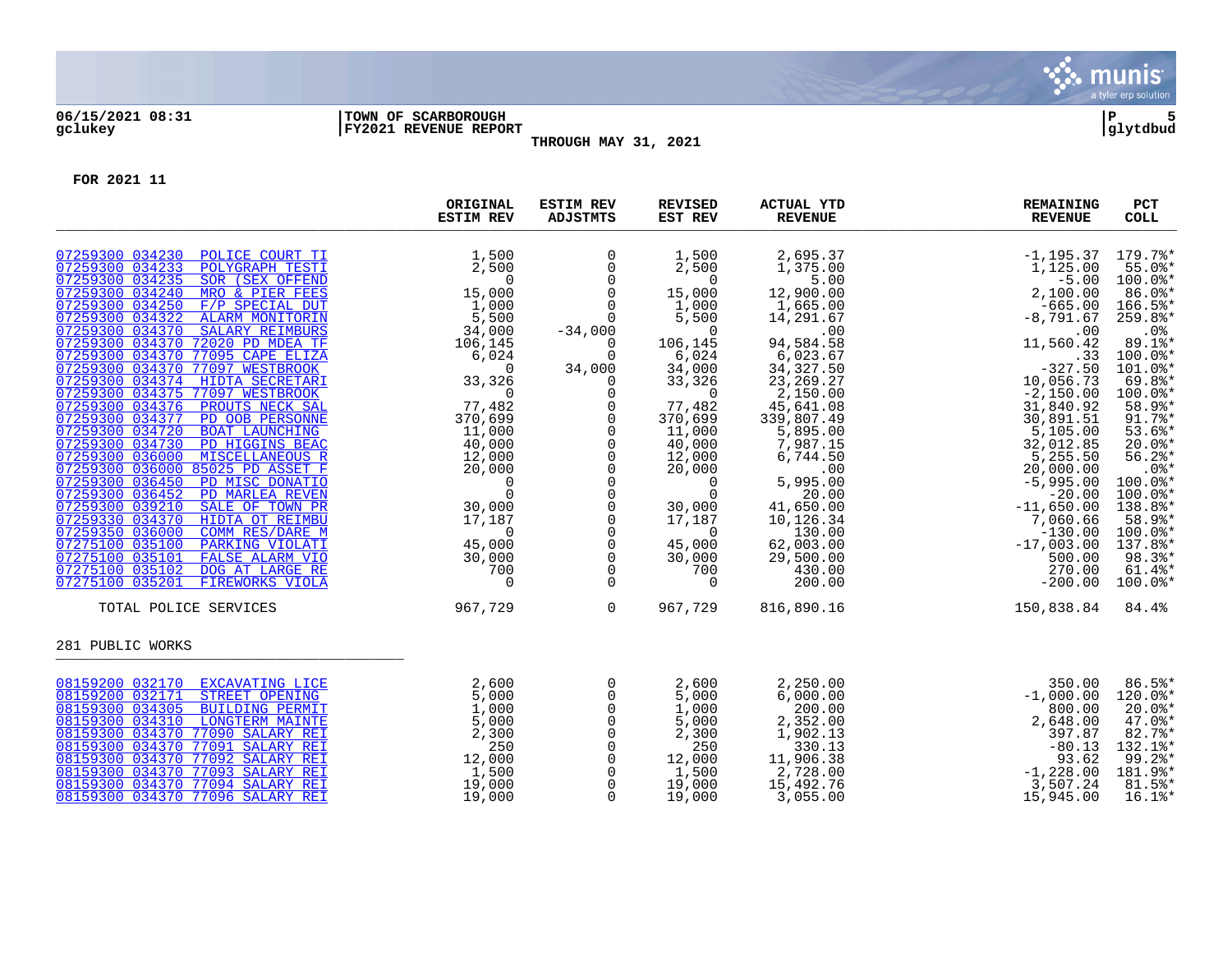06/15/2021 08:31 | TOWN OF SCARBOROUGH | P 5
gclukey | FY2021 REVENUE REPORT | glytdbud

THROUGH MAY 31, 2021

FOR 2021 11

| | ORIGINAL ESTIM REV | ESTIM REV ADJSTMTS | REVISED EST REV | ACTUAL YTD REVENUE | REMAINING REVENUE | PCT COLL |
|---|---|---|---|---|---|---|
| 07259300 034230 POLICE COURT TI | 1,500 | 0 | 1,500 | 2,695.37 | -1,195.37 | 179.7%* |
| 07259300 034233 POLYGRAPH TESTI | 2,500 | 0 | 2,500 | 1,375.00 | 1,125.00 | 55.0%* |
| 07259300 034235 SOR (SEX OFFEND | 0 | 0 | 0 | 5.00 | -5.00 | 100.0%* |
| 07259300 034240 MRO & PIER FEES | 15,000 | 0 | 15,000 | 12,900.00 | 2,100.00 | 86.0%* |
| 07259300 034250 F/P SPECIAL DUT | 1,000 | 0 | 1,000 | 1,665.00 | -665.00 | 166.5%* |
| 07259300 034322 ALARM MONITORIN | 5,500 | 0 | 5,500 | 14,291.67 | -8,791.67 | 259.8%* |
| 07259300 034370 SALARY REIMBURS | 34,000 | -34,000 | 0 | .00 | .00 | .0% |
| 07259300 034370 72020 PD MDEA TF | 106,145 | 0 | 106,145 | 94,584.58 | 11,560.42 | 89.1%* |
| 07259300 034370 77095 CAPE ELIZA | 6,024 | 0 | 6,024 | 6,023.67 | .33 | 100.0%* |
| 07259300 034370 77097 WESTBROOK | 0 | 34,000 | 34,000 | 34,327.50 | -327.50 | 101.0%* |
| 07259300 034374 HIDTA SECRETARI | 33,326 | 0 | 33,326 | 23,269.27 | 10,056.73 | 69.8%* |
| 07259300 034375 77097 WESTBROOK | 0 | 0 | 0 | 2,150.00 | -2,150.00 | 100.0%* |
| 07259300 034376 PROUTS NECK SAL | 77,482 | 0 | 77,482 | 45,641.08 | 31,840.92 | 58.9%* |
| 07259300 034377 PD OOB PERSONNE | 370,699 | 0 | 370,699 | 339,807.49 | 30,891.51 | 91.7%* |
| 07259300 034720 BOAT LAUNCHING | 11,000 | 0 | 11,000 | 5,895.00 | 5,105.00 | 53.6%* |
| 07259300 034730 PD HIGGINS BEAC | 40,000 | 0 | 40,000 | 7,987.15 | 32,012.85 | 20.0%* |
| 07259300 036000 MISCELLANEOUS R | 12,000 | 0 | 12,000 | 6,744.50 | 5,255.50 | 56.2%* |
| 07259300 036000 85025 PD ASSET F | 20,000 | 0 | 20,000 | .00 | 20,000.00 | .0%* |
| 07259300 036450 PD MISC DONATIO | 0 | 0 | 0 | 5,995.00 | -5,995.00 | 100.0%* |
| 07259300 036452 PD MARLEA REVEN | 0 | 0 | 0 | 20.00 | -20.00 | 100.0%* |
| 07259300 039210 SALE OF TOWN PR | 30,000 | 0 | 30,000 | 41,650.00 | -11,650.00 | 138.8%* |
| 07259330 034370 HIDTA OT REIMBU | 17,187 | 0 | 17,187 | 10,126.34 | 7,060.66 | 58.9%* |
| 07259350 036000 COMM RES/DARE M | 0 | 0 | 0 | 130.00 | -130.00 | 100.0%* |
| 07275100 035100 PARKING VIOLATI | 45,000 | 0 | 45,000 | 62,003.00 | -17,003.00 | 137.8%* |
| 07275100 035101 FALSE ALARM VIO | 30,000 | 0 | 30,000 | 29,500.00 | 500.00 | 98.3%* |
| 07275100 035102 DOG AT LARGE RE | 700 | 0 | 700 | 430.00 | 270.00 | 61.4%* |
| 07275100 035201 FIREWORKS VIOLA | 0 | 0 | 0 | 200.00 | -200.00 | 100.0%* |
| TOTAL POLICE SERVICES | 967,729 | 0 | 967,729 | 816,890.16 | 150,838.84 | 84.4% |

281 PUBLIC WORKS

| | ORIGINAL ESTIM REV | ESTIM REV ADJSTMTS | REVISED EST REV | ACTUAL YTD REVENUE | REMAINING REVENUE | PCT COLL |
|---|---|---|---|---|---|---|
| 08159200 032170 EXCAVATING LICE | 2,600 | 0 | 2,600 | 2,250.00 | 350.00 | 86.5%* |
| 08159200 032171 STREET OPENING | 5,000 | 0 | 5,000 | 6,000.00 | -1,000.00 | 120.0%* |
| 08159300 034305 BUILDING PERMIT | 1,000 | 0 | 1,000 | 200.00 | 800.00 | 20.0%* |
| 08159300 034310 LONGTERM MAINTE | 5,000 | 0 | 5,000 | 2,352.00 | 2,648.00 | 47.0%* |
| 08159300 034370 77090 SALARY REI | 2,300 | 0 | 2,300 | 1,902.13 | 397.87 | 82.7%* |
| 08159300 034370 77091 SALARY REI | 250 | 0 | 250 | 330.13 | -80.13 | 132.1%* |
| 08159300 034370 77092 SALARY REI | 12,000 | 0 | 12,000 | 11,906.38 | 93.62 | 99.2%* |
| 08159300 034370 77093 SALARY REI | 1,500 | 0 | 1,500 | 2,728.00 | -1,228.00 | 181.9%* |
| 08159300 034370 77094 SALARY REI | 19,000 | 0 | 19,000 | 15,492.76 | 3,507.24 | 81.5%* |
| 08159300 034370 77096 SALARY REI | 19,000 | 0 | 19,000 | 3,055.00 | 15,945.00 | 16.1%* |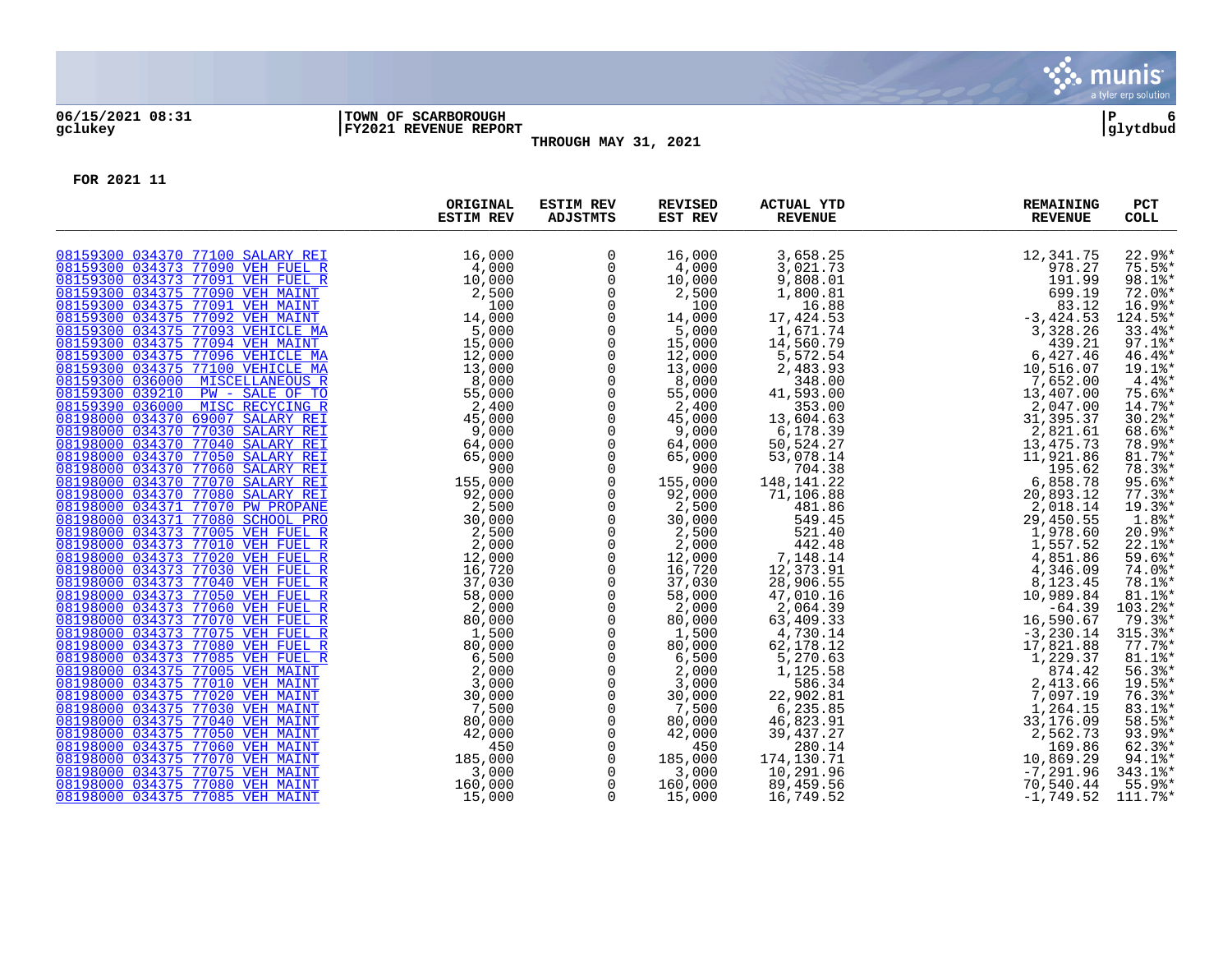06/15/2021 08:31
gclukey

**TOWN OF SCARBOROUGH**
**FY2021 REVENUE REPORT**

**THROUGH MAY 31, 2021**

glytdbud

**FOR 2021 11**

| | ORIGINAL ESTIM REV | ESTIM REV ADJSTMTS | REVISED EST REV | ACTUAL YTD REVENUE | REMAINING REVENUE | PCT COLL |
|---|---|---|---|---|---|---|
| 08159300 034370 77100 SALARY REI | 16,000 | 0 | 16,000 | 3,658.25 | 12,341.75 | 22.9%* |
| 08159300 034373 77090 VEH FUEL R | 4,000 | 0 | 4,000 | 3,021.73 | 978.27 | 75.5%* |
| 08159300 034373 77091 VEH FUEL R | 10,000 | 0 | 10,000 | 9,808.01 | 191.99 | 98.1%* |
| 08159300 034375 77090 VEH MAINT | 2,500 | 0 | 2,500 | 1,800.81 | 699.19 | 72.0%* |
| 08159300 034375 77091 VEH MAINT | 100 | 0 | 100 | 16.88 | 83.12 | 16.9%* |
| 08159300 034375 77092 VEH MAINT | 14,000 | 0 | 14,000 | 17,424.53 | -3,424.53 | 124.5%* |
| 08159300 034375 77093 VEHICLE MA | 5,000 | 0 | 5,000 | 1,671.74 | 3,328.26 | 33.4%* |
| 08159300 034375 77094 VEH MAINT | 15,000 | 0 | 15,000 | 14,560.79 | 439.21 | 97.1%* |
| 08159300 034375 77096 VEHICLE MA | 12,000 | 0 | 12,000 | 5,572.54 | 6,427.46 | 46.4%* |
| 08159300 034375 77100 VEHICLE MA | 13,000 | 0 | 13,000 | 2,483.93 | 10,516.07 | 19.1%* |
| 08159300 036000 MISCELLANEOUS R | 8,000 | 0 | 8,000 | 348.00 | 7,652.00 | 4.4%* |
| 08159300 039210 PW - SALE OF TO | 55,000 | 0 | 55,000 | 41,593.00 | 13,407.00 | 75.6%* |
| 08159390 036000 MISC RECYCING R | 2,400 | 0 | 2,400 | 353.00 | 2,047.00 | 14.7%* |
| 08198000 034370 69007 SALARY REI | 45,000 | 0 | 45,000 | 13,604.63 | 31,395.37 | 30.2%* |
| 08198000 034370 77030 SALARY REI | 9,000 | 0 | 9,000 | 6,178.39 | 2,821.61 | 68.6%* |
| 08198000 034370 77040 SALARY REI | 64,000 | 0 | 64,000 | 50,524.27 | 13,475.73 | 78.9%* |
| 08198000 034370 77050 SALARY REI | 65,000 | 0 | 65,000 | 53,078.14 | 11,921.86 | 81.7%* |
| 08198000 034370 77060 SALARY REI | 900 | 0 | 900 | 704.38 | 195.62 | 78.3%* |
| 08198000 034370 77070 SALARY REI | 155,000 | 0 | 155,000 | 148,141.22 | 6,858.78 | 95.6%* |
| 08198000 034370 77080 SALARY REI | 92,000 | 0 | 92,000 | 71,106.88 | 20,893.12 | 77.3%* |
| 08198000 034371 77070 PW PROPANE | 2,500 | 0 | 2,500 | 481.86 | 2,018.14 | 19.3%* |
| 08198000 034371 77080 SCHOOL PRO | 30,000 | 0 | 30,000 | 549.45 | 29,450.55 | 1.8%* |
| 08198000 034373 77005 VEH FUEL R | 2,500 | 0 | 2,500 | 521.40 | 1,978.60 | 20.9%* |
| 08198000 034373 77010 VEH FUEL R | 2,000 | 0 | 2,000 | 442.48 | 1,557.52 | 22.1%* |
| 08198000 034373 77020 VEH FUEL R | 12,000 | 0 | 12,000 | 7,148.14 | 4,851.86 | 59.6%* |
| 08198000 034373 77030 VEH FUEL R | 16,720 | 0 | 16,720 | 12,373.91 | 4,346.09 | 74.0%* |
| 08198000 034373 77040 VEH FUEL R | 37,030 | 0 | 37,030 | 28,906.55 | 8,123.45 | 78.1%* |
| 08198000 034373 77050 VEH FUEL R | 58,000 | 0 | 58,000 | 47,010.16 | 10,989.84 | 81.1%* |
| 08198000 034373 77060 VEH FUEL R | 2,000 | 0 | 2,000 | 2,064.39 | -64.39 | 103.2%* |
| 08198000 034373 77070 VEH FUEL R | 80,000 | 0 | 80,000 | 63,409.33 | 16,590.67 | 79.3%* |
| 08198000 034373 77075 VEH FUEL R | 1,500 | 0 | 1,500 | 4,730.14 | -3,230.14 | 315.3%* |
| 08198000 034373 77080 VEH FUEL R | 80,000 | 0 | 80,000 | 62,178.12 | 17,821.88 | 77.7%* |
| 08198000 034373 77085 VEH FUEL R | 6,500 | 0 | 6,500 | 5,270.63 | 1,229.37 | 81.1%* |
| 08198000 034375 77005 VEH MAINT | 2,000 | 0 | 2,000 | 1,125.58 | 874.42 | 56.3%* |
| 08198000 034375 77010 VEH MAINT | 3,000 | 0 | 3,000 | 586.34 | 2,413.66 | 19.5%* |
| 08198000 034375 77020 VEH MAINT | 30,000 | 0 | 30,000 | 22,902.81 | 7,097.19 | 76.3%* |
| 08198000 034375 77030 VEH MAINT | 7,500 | 0 | 7,500 | 6,235.85 | 1,264.15 | 83.1%* |
| 08198000 034375 77040 VEH MAINT | 80,000 | 0 | 80,000 | 46,823.91 | 33,176.09 | 58.5%* |
| 08198000 034375 77050 VEH MAINT | 42,000 | 0 | 42,000 | 39,437.27 | 2,562.73 | 93.9%* |
| 08198000 034375 77060 VEH MAINT | 450 | 0 | 450 | 280.14 | 169.86 | 62.3%* |
| 08198000 034375 77070 VEH MAINT | 185,000 | 0 | 185,000 | 174,130.71 | 10,869.29 | 94.1%* |
| 08198000 034375 77075 VEH MAINT | 3,000 | 0 | 3,000 | 10,291.96 | -7,291.96 | 343.1%* |
| 08198000 034375 77080 VEH MAINT | 160,000 | 0 | 160,000 | 89,459.56 | 70,540.44 | 55.9%* |
| 08198000 034375 77085 VEH MAINT | 15,000 | 0 | 15,000 | 16,749.52 | -1,749.52 | 111.7%* |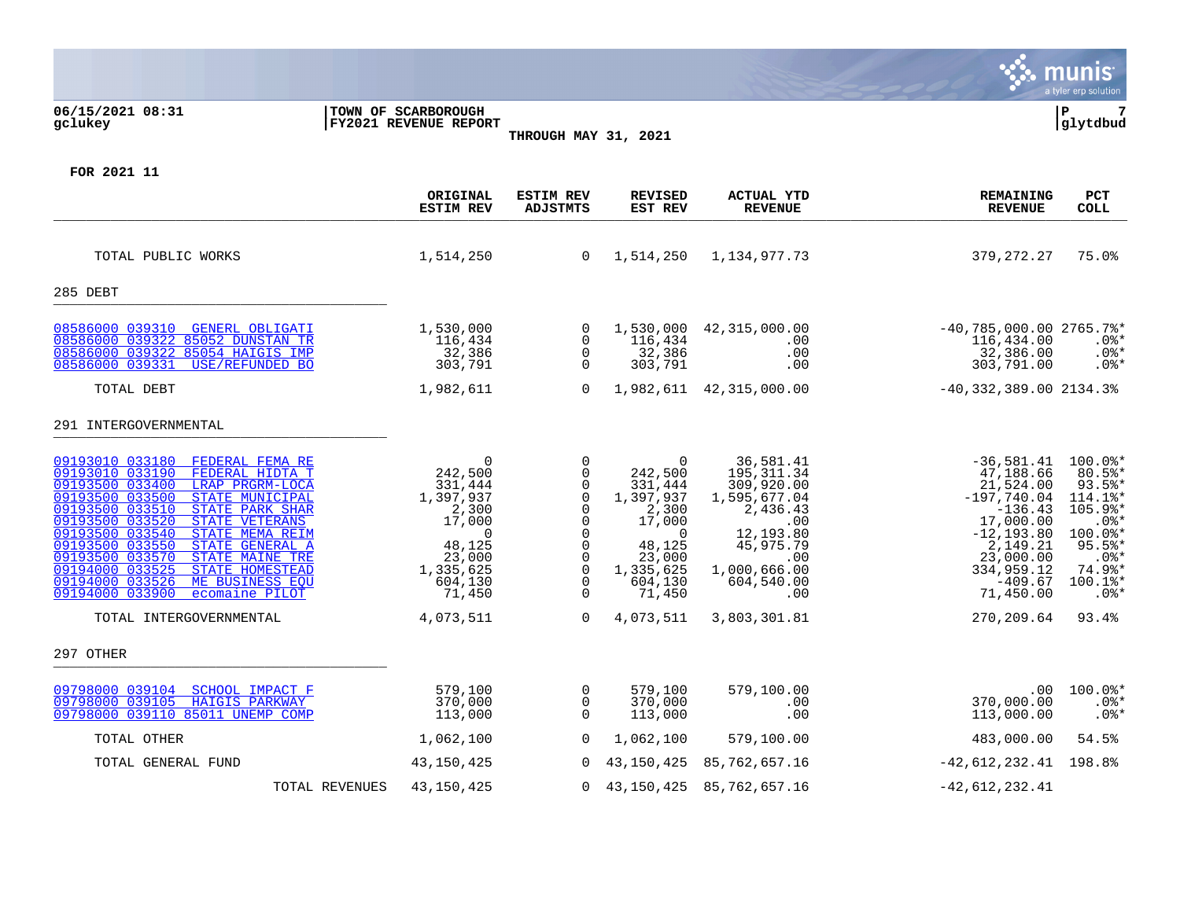06/15/2021 08:31 | TOWN OF SCARBOROUGH
gclukey | FY2021 REVENUE REPORT

THROUGH MAY 31, 2021

glytdbud

**FOR 2021 11**

| | ORIGINAL ESTIM REV | ESTIM REV ADJSTMTS | REVISED EST REV | ACTUAL YTD REVENUE | REMAINING REVENUE | PCT COLL |
|---|---|---|---|---|---|---|
| TOTAL PUBLIC WORKS | 1,514,250 | 0 | 1,514,250 | 1,134,977.73 | 379,272.27 | 75.0% |
| **285 DEBT** | | | | | | |
| 08586000 039310 GENERL OBLIGATI | 1,530,000 | 0 | 1,530,000 | 42,315,000.00 | -40,785,000.00 | 2765.7%* |
| 08586000 039322 85052 DUNSTAN TR | 116,434 | 0 | 116,434 | .00 | 116,434.00 | .0%* |
| 08586000 039322 85054 HAIGIS IMP | 32,386 | 0 | 32,386 | .00 | 32,386.00 | .0%* |
| 08586000 039331 USE/REFUNDED BO | 303,791 | 0 | 303,791 | .00 | 303,791.00 | .0%* |
| TOTAL DEBT | 1,982,611 | 0 | 1,982,611 | 42,315,000.00 | -40,332,389.00 | 2134.3% |
| **291 INTERGOVERNMENTAL** | | | | | | |
| 09193010 033180 FEDERAL FEMA RE | 0 | 0 | 0 | 36,581.41 | -36,581.41 | 100.0%* |
| 09193010 033190 FEDERAL HIDTA T | 242,500 | 0 | 242,500 | 195,311.34 | 47,188.66 | 80.5%* |
| 09193500 033400 LRAP PRGRM-LOCA | 331,444 | 0 | 331,444 | 309,920.00 | 21,524.00 | 93.5%* |
| 09193500 033500 STATE MUNICIPAL | 1,397,937 | 0 | 1,397,937 | 1,595,677.04 | -197,740.04 | 114.1%* |
| 09193500 033510 STATE PARK SHAR | 2,300 | 0 | 2,300 | 2,436.43 | -136.43 | 105.9%* |
| 09193500 033520 STATE VETERANS | 17,000 | 0 | 17,000 | .00 | 17,000.00 | .0%* |
| 09193500 033540 STATE MEMA REIM | 0 | 0 | 0 | 12,193.80 | -12,193.80 | 100.0%* |
| 09193500 033550 STATE GENERAL A | 48,125 | 0 | 48,125 | 45,975.79 | 2,149.21 | 95.5%* |
| 09193500 033570 STATE MAINE TRE | 23,000 | 0 | 23,000 | .00 | 23,000.00 | .0%* |
| 09194000 033525 STATE HOMESTEAD | 1,335,625 | 0 | 1,335,625 | 1,000,666.00 | 334,959.12 | 74.9%* |
| 09194000 033526 ME BUSINESS EQU | 604,130 | 0 | 604,130 | 604,540.00 | -409.67 | 100.1%* |
| 09194000 033900 ecomaine PILOT | 71,450 | 0 | 71,450 | .00 | 71,450.00 | .0%* |
| TOTAL INTERGOVERNMENTAL | 4,073,511 | 0 | 4,073,511 | 3,803,301.81 | 270,209.64 | 93.4% |
| **297 OTHER** | | | | | | |
| 09798000 039104 SCHOOL IMPACT F | 579,100 | 0 | 579,100 | 579,100.00 | .00 | 100.0%* |
| 09798000 039105 HAIGIS PARKWAY | 370,000 | 0 | 370,000 | .00 | 370,000.00 | .0%* |
| 09798000 039110 85011 UNEMP COMP | 113,000 | 0 | 113,000 | .00 | 113,000.00 | .0%* |
| TOTAL OTHER | 1,062,100 | 0 | 1,062,100 | 579,100.00 | 483,000.00 | 54.5% |
| TOTAL GENERAL FUND | 43,150,425 | 0 | 43,150,425 | 85,762,657.16 | -42,612,232.41 | 198.8% |
| TOTAL REVENUES | 43,150,425 | 0 | 43,150,425 | 85,762,657.16 | -42,612,232.41 | |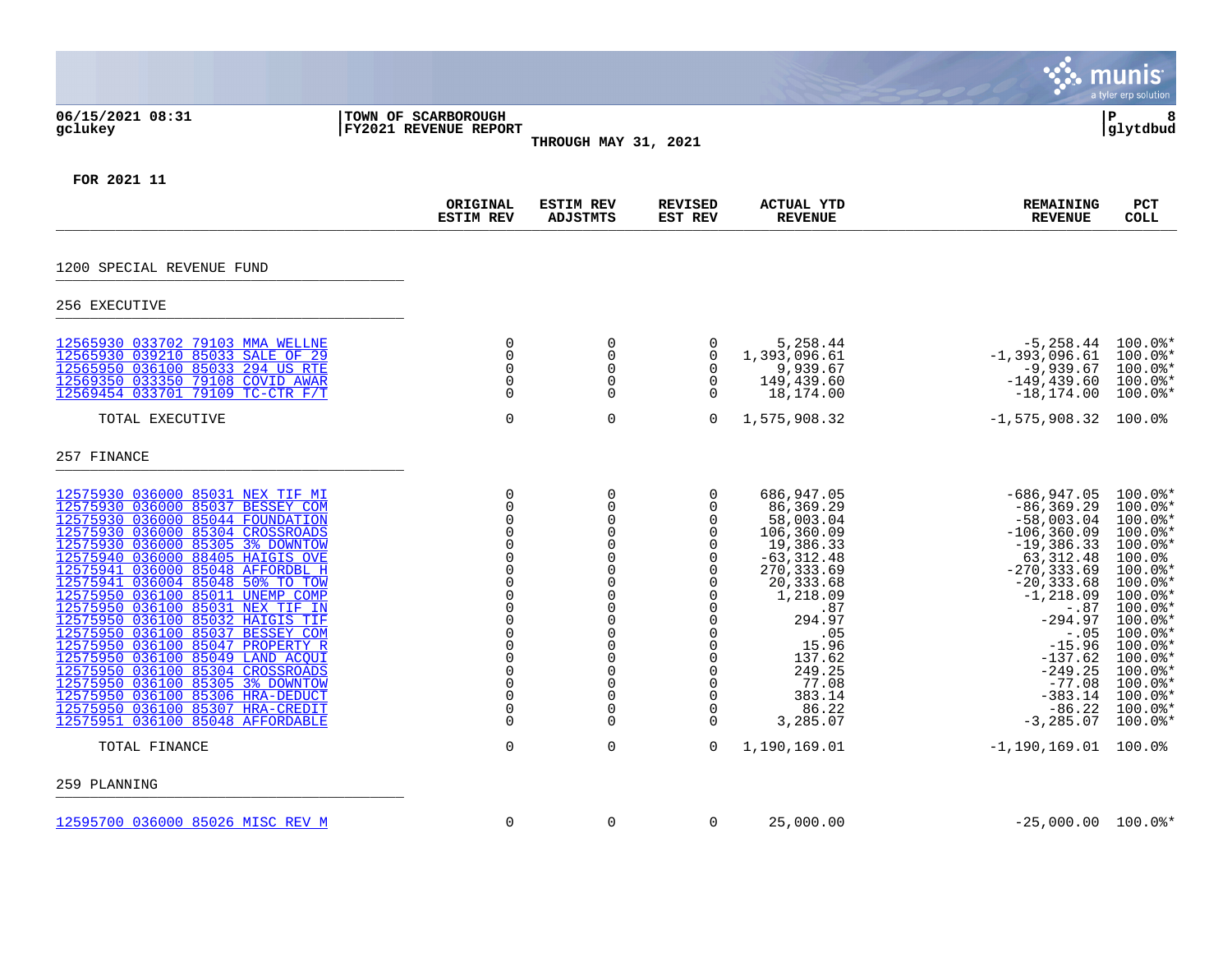**TOWN OF SCARBOROUGH**
**FY2021 REVENUE REPORT**
**THROUGH MAY 31, 2021**

06/15/2021 08:31
gclukey

P 8
glytdbud

**FOR 2021 11**

| | ORIGINAL ESTIM REV | ESTIM REV ADJSTMTS | REVISED EST REV | ACTUAL YTD REVENUE | REMAINING REVENUE | PCT COLL |
|---|---|---|---|---|---|---|
| **1200 SPECIAL REVENUE FUND** | | | | | | |
| **256 EXECUTIVE** | | | | | | |
| 12565930 033702 79103 MMA WELLNE | 0 | 0 | 0 | 5,258.44 | -5,258.44 | 100.0%* |
| 12565930 039210 85033 SALE OF 29 | 0 | 0 | 0 | 1,393,096.61 | -1,393,096.61 | 100.0%* |
| 12565950 036100 85033 294 US RTE | 0 | 0 | 0 | 9,939.67 | -9,939.67 | 100.0%* |
| 12569350 033350 79108 COVID AWAR | 0 | 0 | 0 | 149,439.60 | -149,439.60 | 100.0%* |
| 12569454 033701 79109 TC-CTR F/T | 0 | 0 | 0 | 18,174.00 | -18,174.00 | 100.0%* |
| TOTAL EXECUTIVE | 0 | 0 | 0 | 1,575,908.32 | -1,575,908.32 | 100.0% |
| **257 FINANCE** | | | | | | |
| 12575930 036000 85031 NEX TIF MI | 0 | 0 | 0 | 686,947.05 | -686,947.05 | 100.0%* |
| 12575930 036000 85037 BESSEY COM | 0 | 0 | 0 | 86,369.29 | -86,369.29 | 100.0%* |
| 12575930 036000 85044 FOUNDATION | 0 | 0 | 0 | 58,003.04 | -58,003.04 | 100.0%* |
| 12575930 036000 85304 CROSSROADS | 0 | 0 | 0 | 106,360.09 | -106,360.09 | 100.0%* |
| 12575930 036000 85305 3% DOWNTOW | 0 | 0 | 0 | 19,386.33 | -19,386.33 | 100.0%* |
| 12575940 036000 88405 HAIGIS OVE | 0 | 0 | 0 | -63,312.48 | 63,312.48 | 100.0% |
| 12575941 036000 85048 AFFORDBL H | 0 | 0 | 0 | 270,333.69 | -270,333.69 | 100.0%* |
| 12575941 036004 85048 50% TO TOW | 0 | 0 | 0 | 20,333.68 | -20,333.68 | 100.0%* |
| 12575950 036100 85011 UNEMP COMP | 0 | 0 | 0 | 1,218.09 | -1,218.09 | 100.0%* |
| 12575950 036100 85031 NEX TIF IN | 0 | 0 | 0 | .87 | -.87 | 100.0%* |
| 12575950 036100 85032 HAIGIS TIF | 0 | 0 | 0 | 294.97 | -294.97 | 100.0%* |
| 12575950 036100 85037 BESSEY COM | 0 | 0 | 0 | .05 | -.05 | 100.0%* |
| 12575950 036100 85047 PROPERTY R | 0 | 0 | 0 | 15.96 | -15.96 | 100.0%* |
| 12575950 036100 85049 LAND ACQUI | 0 | 0 | 0 | 137.62 | -137.62 | 100.0%* |
| 12575950 036100 85304 CROSSROADS | 0 | 0 | 0 | 249.25 | -249.25 | 100.0%* |
| 12575950 036100 85305 3% DOWNTOW | 0 | 0 | 0 | 77.08 | -77.08 | 100.0%* |
| 12575950 036100 85306 HRA-DEDUCT | 0 | 0 | 0 | 383.14 | -383.14 | 100.0%* |
| 12575950 036100 85307 HRA-CREDIT | 0 | 0 | 0 | 86.22 | -86.22 | 100.0%* |
| 12575951 036100 85048 AFFORDABLE | 0 | 0 | 0 | 3,285.07 | -3,285.07 | 100.0%* |
| TOTAL FINANCE | 0 | 0 | 0 | 1,190,169.01 | -1,190,169.01 | 100.0% |
| **259 PLANNING** | | | | | | |
| 12595700 036000 85026 MISC REV M | 0 | 0 | 0 | 25,000.00 | -25,000.00 | 100.0%* |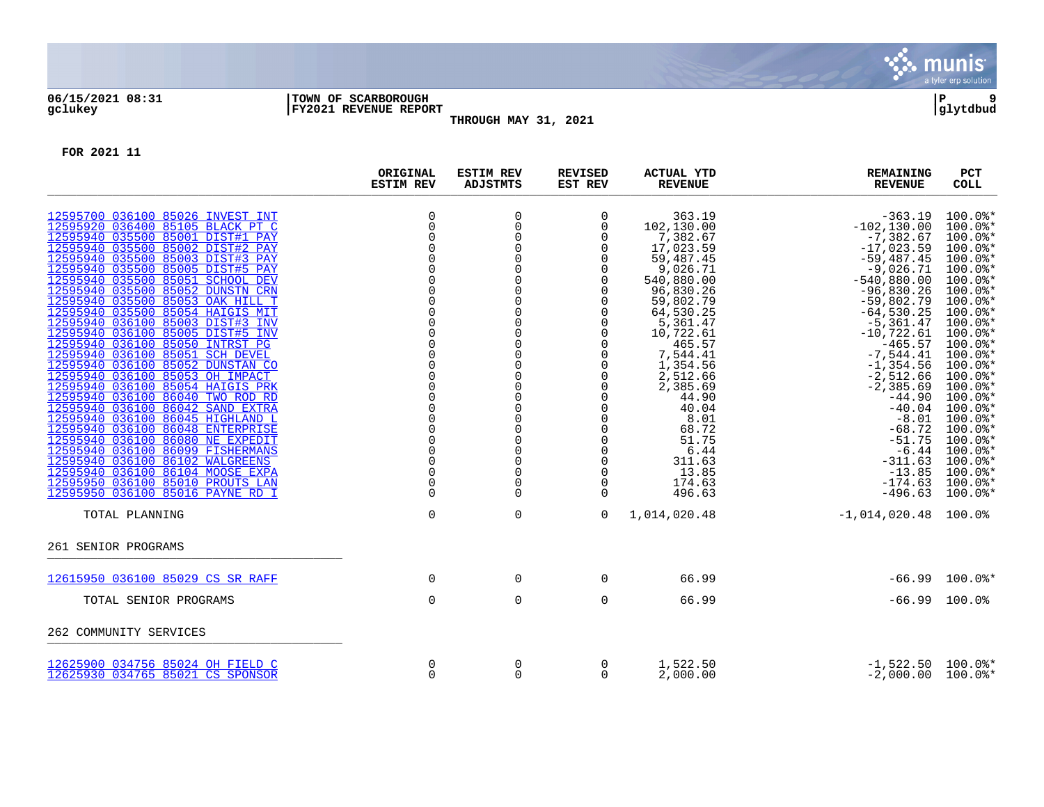**06/15/2021 08:31** | **TOWN OF SCARBOROUGH** | **P 9**
**gclukey** | **FY2021 REVENUE REPORT** | **glytdbud**

**THROUGH MAY 31, 2021**

**FOR 2021 11**

| | ORIGINAL ESTIM REV | ESTIM REV ADJSTMTS | REVISED EST REV | ACTUAL YTD REVENUE | REMAINING REVENUE | PCT COLL |
|---|---|---|---|---|---|---|
| 12595700 036100 85026 INVEST INT | 0 | 0 | 0 | 363.19 | -363.19 | 100.0%* |
| 12595920 036400 85105 BLACK PT C | 0 | 0 | 0 | 102,130.00 | -102,130.00 | 100.0%* |
| 12595940 035500 85001 DIST#1 PAY | 0 | 0 | 0 | 7,382.67 | -7,382.67 | 100.0%* |
| 12595940 035500 85002 DIST#2 PAY | 0 | 0 | 0 | 17,023.59 | -17,023.59 | 100.0%* |
| 12595940 035500 85003 DIST#3 PAY | 0 | 0 | 0 | 59,487.45 | -59,487.45 | 100.0%* |
| 12595940 035500 85005 DIST#5 PAY | 0 | 0 | 0 | 9,026.71 | -9,026.71 | 100.0%* |
| 12595940 035500 85051 SCHOOL DEV | 0 | 0 | 0 | 540,880.00 | -540,880.00 | 100.0%* |
| 12595940 035500 85052 DUNSTN CRN | 0 | 0 | 0 | 96,830.26 | -96,830.26 | 100.0%* |
| 12595940 035500 85053 OAK HILL T | 0 | 0 | 0 | 59,802.79 | -59,802.79 | 100.0%* |
| 12595940 035500 85054 HAIGIS MIT | 0 | 0 | 0 | 64,530.25 | -64,530.25 | 100.0%* |
| 12595940 036100 85003 DIST#3 INV | 0 | 0 | 0 | 5,361.47 | -5,361.47 | 100.0%* |
| 12595940 036100 85005 DIST#5 INV | 0 | 0 | 0 | 10,722.61 | -10,722.61 | 100.0%* |
| 12595940 036100 85050 INTRST PG | 0 | 0 | 0 | 465.57 | -465.57 | 100.0%* |
| 12595940 036100 85051 SCH DEVEL | 0 | 0 | 0 | 7,544.41 | -7,544.41 | 100.0%* |
| 12595940 036100 85052 DUNSTAN CO | 0 | 0 | 0 | 1,354.56 | -1,354.56 | 100.0%* |
| 12595940 036100 85053 OH IMPACT | 0 | 0 | 0 | 2,512.66 | -2,512.66 | 100.0%* |
| 12595940 036100 85054 HAIGIS PRK | 0 | 0 | 0 | 2,385.69 | -2,385.69 | 100.0%* |
| 12595940 036100 86040 TWO ROD RD | 0 | 0 | 0 | 44.90 | -44.90 | 100.0%* |
| 12595940 036100 86042 SAND EXTRA | 0 | 0 | 0 | 40.04 | -40.04 | 100.0%* |
| 12595940 036100 86045 HIGHLAND L | 0 | 0 | 0 | 8.01 | -8.01 | 100.0%* |
| 12595940 036100 86048 ENTERPRISE | 0 | 0 | 0 | 68.72 | -68.72 | 100.0%* |
| 12595940 036100 86080 NE EXPEDIT | 0 | 0 | 0 | 51.75 | -51.75 | 100.0%* |
| 12595940 036100 86099 FISHERMANS | 0 | 0 | 0 | 6.44 | -6.44 | 100.0%* |
| 12595940 036100 86102 WALGREENS | 0 | 0 | 0 | 311.63 | -311.63 | 100.0%* |
| 12595940 036100 86104 MOOSE EXPA | 0 | 0 | 0 | 13.85 | -13.85 | 100.0%* |
| 12595950 036100 85010 PROUTS LAN | 0 | 0 | 0 | 174.63 | -174.63 | 100.0%* |
| 12595950 036100 85016 PAYNE RD I | 0 | 0 | 0 | 496.63 | -496.63 | 100.0%* |
| TOTAL PLANNING | 0 | 0 | 0 | 1,014,020.48 | -1,014,020.48 | 100.0% |
| **261 SENIOR PROGRAMS** | | | | | | |
| 12615950 036100 85029 CS SR RAFF | 0 | 0 | 0 | 66.99 | -66.99 | 100.0%* |
| TOTAL SENIOR PROGRAMS | 0 | 0 | 0 | 66.99 | -66.99 | 100.0% |
| **262 COMMUNITY SERVICES** | | | | | | |
| 12625900 034756 85024 OH FIELD C | 0 | 0 | 0 | 1,522.50 | -1,522.50 | 100.0%* |
| 12625930 034765 85021 CS SPONSOR | 0 | 0 | 0 | 2,000.00 | -2,000.00 | 100.0%* |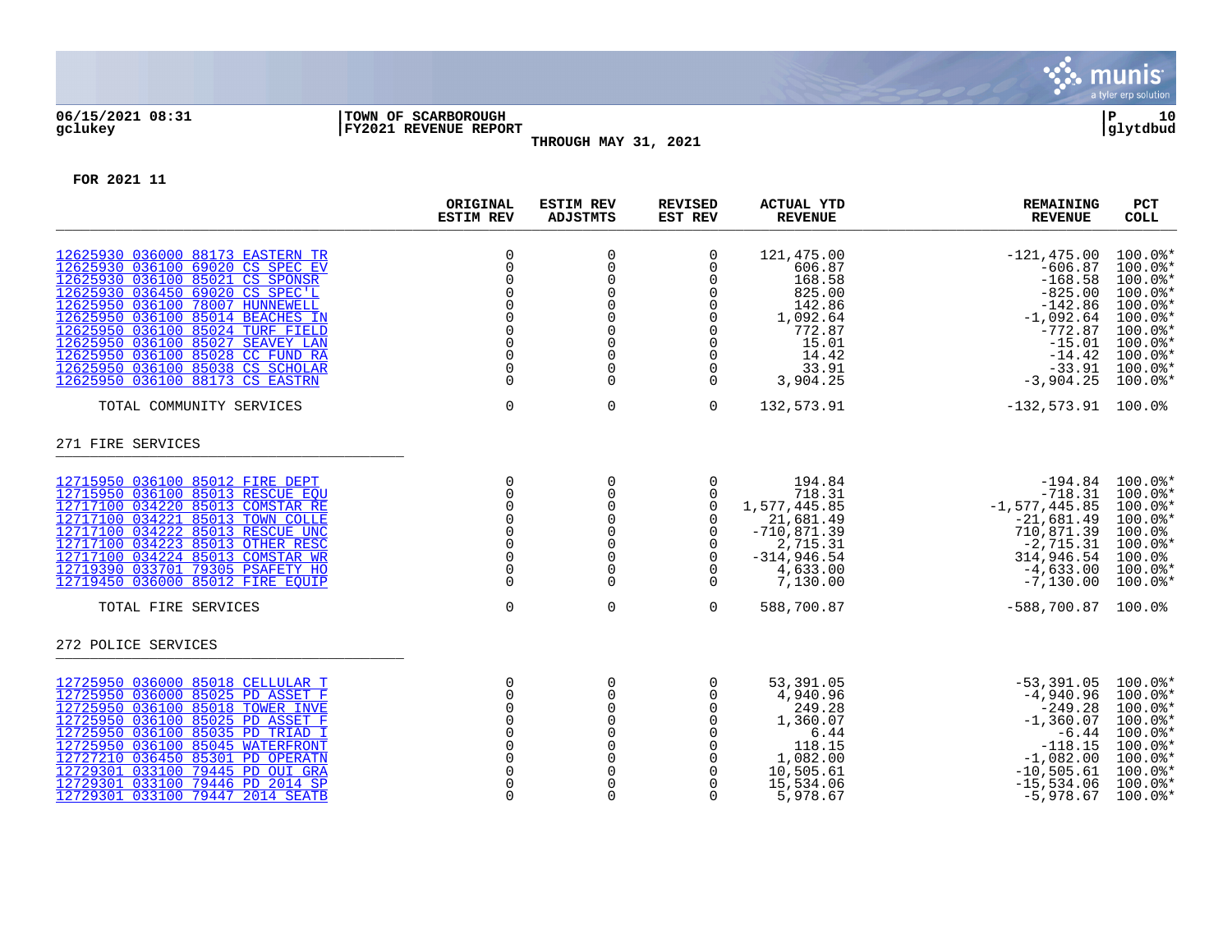06/15/2021 08:31 | TOWN OF SCARBOROUGH | P 10
gclukey | FY2021 REVENUE REPORT | glytdbud

THROUGH MAY 31, 2021

FOR 2021 11

| | ORIGINAL ESTIM REV | ESTIM REV ADJSTMTS | REVISED EST REV | ACTUAL YTD REVENUE | REMAINING REVENUE | PCT COLL |
|---|---|---|---|---|---|---|
| 12625930 036000 88173 EASTERN TR | 0 | 0 | 0 | 121,475.00 | -121,475.00 | 100.0%* |
| 12625930 036100 69020 CS SPEC EV | 0 | 0 | 0 | 606.87 | -606.87 | 100.0%* |
| 12625930 036100 85021 CS SPONSR | 0 | 0 | 0 | 168.58 | -168.58 | 100.0%* |
| 12625930 036450 69020 CS SPEC'L | 0 | 0 | 0 | 825.00 | -825.00 | 100.0%* |
| 12625950 036100 78007 HUNNEWELL | 0 | 0 | 0 | 142.86 | -142.86 | 100.0%* |
| 12625950 036100 85014 BEACHES IN | 0 | 0 | 0 | 1,092.64 | -1,092.64 | 100.0%* |
| 12625950 036100 85024 TURF FIELD | 0 | 0 | 0 | 772.87 | -772.87 | 100.0%* |
| 12625950 036100 85027 SEAVEY LAN | 0 | 0 | 0 | 15.01 | -15.01 | 100.0%* |
| 12625950 036100 85028 CC FUND RA | 0 | 0 | 0 | 14.42 | -14.42 | 100.0%* |
| 12625950 036100 85038 CS SCHOLAR | 0 | 0 | 0 | 33.91 | -33.91 | 100.0%* |
| 12625950 036100 88173 CS EASTRN | 0 | 0 | 0 | 3,904.25 | -3,904.25 | 100.0%* |
| TOTAL COMMUNITY SERVICES | 0 | 0 | 0 | 132,573.91 | -132,573.91 | 100.0% |
| **271 FIRE SERVICES** | | | | | | |
| 12715950 036100 85012 FIRE DEPT | 0 | 0 | 0 | 194.84 | -194.84 | 100.0%* |
| 12715950 036100 85013 RESCUE EQU | 0 | 0 | 0 | 718.31 | -718.31 | 100.0%* |
| 12717100 034220 85013 COMSTAR RE | 0 | 0 | 0 | 1,577,445.85 | -1,577,445.85 | 100.0%* |
| 12717100 034221 85013 TOWN COLLE | 0 | 0 | 0 | 21,681.49 | -21,681.49 | 100.0%* |
| 12717100 034222 85013 RESCUE UNC | 0 | 0 | 0 | -710,871.39 | 710,871.39 | 100.0% |
| 12717100 034223 85013 OTHER RESC | 0 | 0 | 0 | 2,715.31 | -2,715.31 | 100.0%* |
| 12717100 034224 85013 COMSTAR WR | 0 | 0 | 0 | -314,946.54 | 314,946.54 | 100.0% |
| 12719390 033701 79305 PSAFETY HO | 0 | 0 | 0 | 4,633.00 | -4,633.00 | 100.0%* |
| 12719450 036000 85012 FIRE EQUIP | 0 | 0 | 0 | 7,130.00 | -7,130.00 | 100.0%* |
| TOTAL FIRE SERVICES | 0 | 0 | 0 | 588,700.87 | -588,700.87 | 100.0% |
| **272 POLICE SERVICES** | | | | | | |
| 12725950 036000 85018 CELLULAR T | 0 | 0 | 0 | 53,391.05 | -53,391.05 | 100.0%* |
| 12725950 036000 85025 PD ASSET F | 0 | 0 | 0 | 4,940.96 | -4,940.96 | 100.0%* |
| 12725950 036100 85018 TOWER INVE | 0 | 0 | 0 | 249.28 | -249.28 | 100.0%* |
| 12725950 036100 85025 PD ASSET F | 0 | 0 | 0 | 1,360.07 | -1,360.07 | 100.0%* |
| 12725950 036100 85035 PD TRIAD I | 0 | 0 | 0 | 6.44 | -6.44 | 100.0%* |
| 12725950 036100 85045 WATERFRONT | 0 | 0 | 0 | 118.15 | -118.15 | 100.0%* |
| 12727210 036450 85301 PD OPERATN | 0 | 0 | 0 | 1,082.00 | -1,082.00 | 100.0%* |
| 12729301 033100 79445 PD OUI GRA | 0 | 0 | 0 | 10,505.61 | -10,505.61 | 100.0%* |
| 12729301 033100 79446 PD 2014 SP | 0 | 0 | 0 | 15,534.06 | -15,534.06 | 100.0%* |
| 12729301 033100 79447 2014 SEATB | 0 | 0 | 0 | 5,978.67 | -5,978.67 | 100.0%* |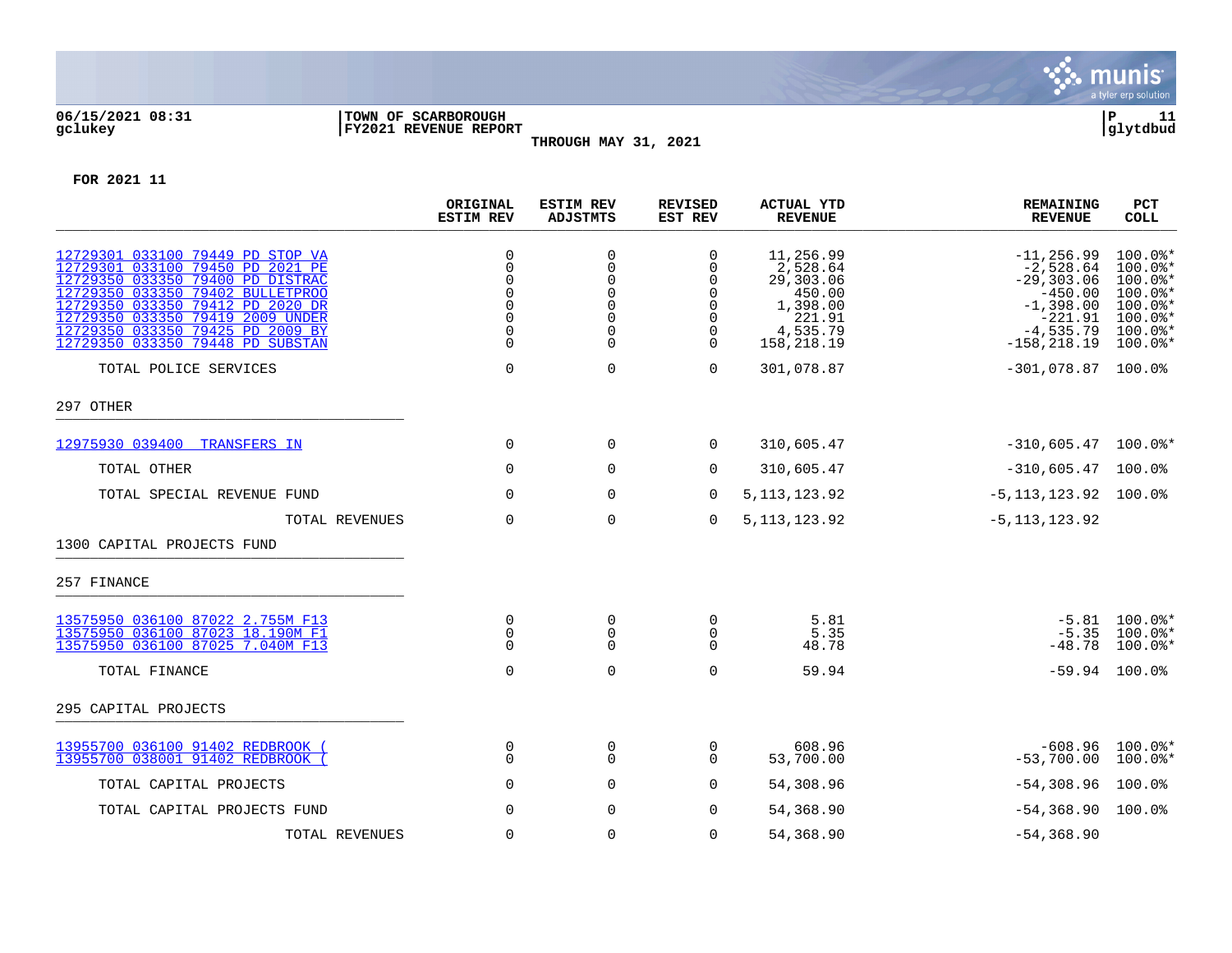**TOWN OF SCARBOROUGH**
**FY2021 REVENUE REPORT**
**THROUGH MAY 31, 2021**

06/15/2021 08:31
gclukey

**FOR 2021 11**

| | ORIGINAL ESTIM REV | ESTIM REV ADJSTMTS | REVISED EST REV | ACTUAL YTD REVENUE | REMAINING REVENUE | PCT COLL |
|---|---|---|---|---|---|---|
| 12729301 033100 79449 PD STOP VA | 0 | 0 | 0 | 11,256.99 | -11,256.99 | 100.0%* |
| 12729301 033100 79450 PD 2021 PE | 0 | 0 | 0 | 2,528.64 | -2,528.64 | 100.0%* |
| 12729350 033350 79400 PD DISTRAC | 0 | 0 | 0 | 29,303.06 | -29,303.06 | 100.0%* |
| 12729350 033350 79402 BULLETPROO | 0 | 0 | 0 | 450.00 | -450.00 | 100.0%* |
| 12729350 033350 79412 PD 2020 DR | 0 | 0 | 0 | 1,398.00 | -1,398.00 | 100.0%* |
| 12729350 033350 79419 2009 UNDER | 0 | 0 | 0 | 221.91 | -221.91 | 100.0%* |
| 12729350 033350 79425 PD 2009 BY | 0 | 0 | 0 | 4,535.79 | -4,535.79 | 100.0%* |
| 12729350 033350 79448 PD SUBSTAN | 0 | 0 | 0 | 158,218.19 | -158,218.19 | 100.0%* |
| TOTAL POLICE SERVICES | 0 | 0 | 0 | 301,078.87 | -301,078.87 | 100.0% |
| **297 OTHER** | | | | | | |
| 12975930 039400 TRANSFERS IN | 0 | 0 | 0 | 310,605.47 | -310,605.47 | 100.0%* |
| TOTAL OTHER | 0 | 0 | 0 | 310,605.47 | -310,605.47 | 100.0% |
| TOTAL SPECIAL REVENUE FUND | 0 | 0 | 0 | 5,113,123.92 | -5,113,123.92 | 100.0% |
| TOTAL REVENUES | 0 | 0 | 0 | 5,113,123.92 | -5,113,123.92 | |
| **1300 CAPITAL PROJECTS FUND** | | | | | | |
| **257 FINANCE** | | | | | | |
| 13575950 036100 87022 2.755M F13 | 0 | 0 | 0 | 5.81 | -5.81 | 100.0%* |
| 13575950 036100 87023 18.190M F1 | 0 | 0 | 0 | 5.35 | -5.35 | 100.0%* |
| 13575950 036100 87025 7.040M F13 | 0 | 0 | 0 | 48.78 | -48.78 | 100.0%* |
| TOTAL FINANCE | 0 | 0 | 0 | 59.94 | -59.94 | 100.0% |
| **295 CAPITAL PROJECTS** | | | | | | |
| 13955700 036100 91402 REDBROOK ( | 0 | 0 | 0 | 608.96 | -608.96 | 100.0%* |
| 13955700 038001 91402 REDBROOK ( | 0 | 0 | 0 | 53,700.00 | -53,700.00 | 100.0%* |
| TOTAL CAPITAL PROJECTS | 0 | 0 | 0 | 54,308.96 | -54,308.96 | 100.0% |
| TOTAL CAPITAL PROJECTS FUND | 0 | 0 | 0 | 54,368.90 | -54,368.90 | 100.0% |
| TOTAL REVENUES | 0 | 0 | 0 | 54,368.90 | -54,368.90 | |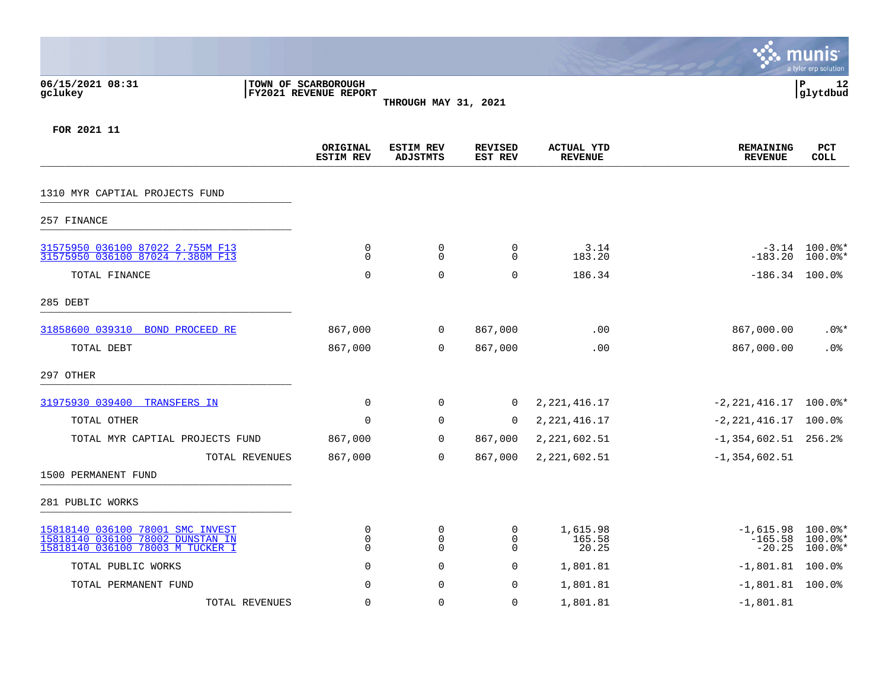TOWN OF SCARBOROUGH
FY2021 REVENUE REPORT
THROUGH MAY 31, 2021

FOR 2021 11

| | ORIGINAL ESTIM REV | ESTIM REV ADJSTMTS | REVISED EST REV | ACTUAL YTD REVENUE | REMAINING REVENUE | PCT COLL |
|---|---|---|---|---|---|---|
| **1310 MYR CAPTIAL PROJECTS FUND** | | | | | | |
| **257 FINANCE** | | | | | | |
| 31575950 036100 87022 2.755M F13 | 0 | 0 | 0 | 3.14 | -3.14 | 100.0%* |
| 31575950 036100 87024 7.380M F13 | 0 | 0 | 0 | 183.20 | -183.20 | 100.0%* |
| TOTAL FINANCE | 0 | 0 | 0 | 186.34 | -186.34 | 100.0% |
| **285 DEBT** | | | | | | |
| 31858600 039310 BOND PROCEED RE | 867,000 | 0 | 867,000 | .00 | 867,000.00 | .0%* |
| TOTAL DEBT | 867,000 | 0 | 867,000 | .00 | 867,000.00 | .0% |
| **297 OTHER** | | | | | | |
| 31975930 039400 TRANSFERS IN | 0 | 0 | 0 | 2,221,416.17 | -2,221,416.17 | 100.0%* |
| TOTAL OTHER | 0 | 0 | 0 | 2,221,416.17 | -2,221,416.17 | 100.0% |
| TOTAL MYR CAPTIAL PROJECTS FUND | 867,000 | 0 | 867,000 | 2,221,602.51 | -1,354,602.51 | 256.2% |
| TOTAL REVENUES | 867,000 | 0 | 867,000 | 2,221,602.51 | -1,354,602.51 | |
| **1500 PERMANENT FUND** | | | | | | |
| **281 PUBLIC WORKS** | | | | | | |
| 15818140 036100 78001 SMC INVEST | 0 | 0 | 0 | 1,615.98 | -1,615.98 | 100.0%* |
| 15818140 036100 78002 DUNSTAN IN | 0 | 0 | 0 | 165.58 | -165.58 | 100.0%* |
| 15818140 036100 78003 M TUCKER I | 0 | 0 | 0 | 20.25 | -20.25 | 100.0%* |
| TOTAL PUBLIC WORKS | 0 | 0 | 0 | 1,801.81 | -1,801.81 | 100.0% |
| TOTAL PERMANENT FUND | 0 | 0 | 0 | 1,801.81 | -1,801.81 | 100.0% |
| TOTAL REVENUES | 0 | 0 | 0 | 1,801.81 | -1,801.81 | |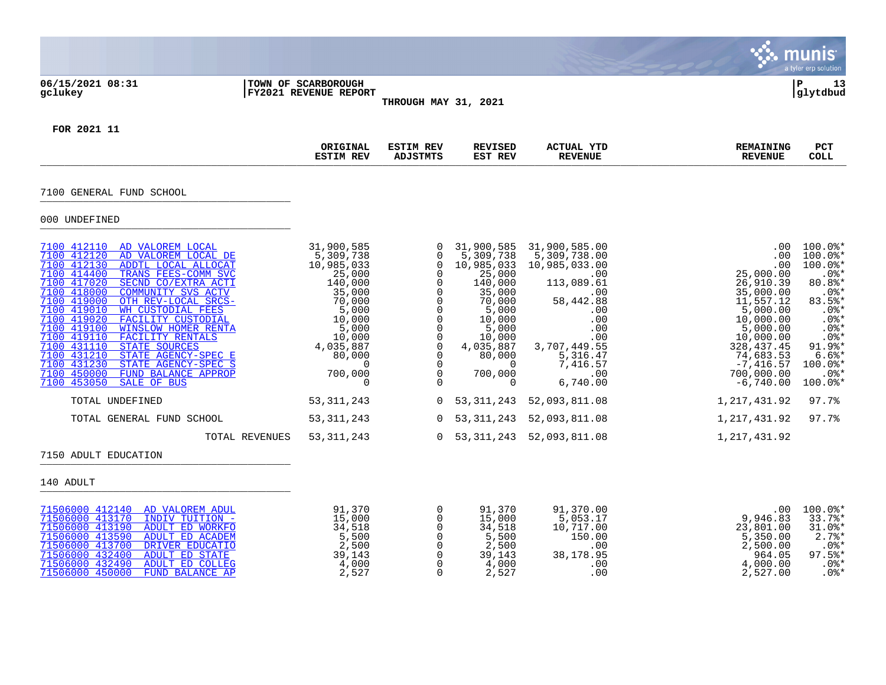06/15/2021 08:31 | TOWN OF SCARBOROUGH | P 13
gclukey | FY2021 REVENUE REPORT | glytdbud

THROUGH MAY 31, 2021

FOR 2021 11

| | ORIGINAL ESTIM REV | ESTIM REV ADJSTMTS | REVISED EST REV | ACTUAL YTD REVENUE | REMAINING REVENUE | PCT COLL |
|---|---|---|---|---|---|---|
| **7100 GENERAL FUND SCHOOL** | | | | | | |
| **000 UNDEFINED** | | | | | | |
| 7100 412110 AD VALOREM LOCAL | 31,900,585 | 0 | 31,900,585 | 31,900,585.00 | .00 | 100.0%* |
| 7100 412120 AD VALOREM LOCAL DE | 5,309,738 | 0 | 5,309,738 | 5,309,738.00 | .00 | 100.0%* |
| 7100 412130 ADDTL LOCAL ALLOCAT | 10,985,033 | 0 | 10,985,033 | 10,985,033.00 | .00 | 100.0%* |
| 7100 414400 TRANS FEES-COMM SVC | 25,000 | 0 | 25,000 | .00 | 25,000.00 | .0%* |
| 7100 417020 SECND CO/EXTRA ACTI | 140,000 | 0 | 140,000 | 113,089.61 | 26,910.39 | 80.8%* |
| 7100 418000 COMMUNITY SVS ACTV | 35,000 | 0 | 35,000 | .00 | 35,000.00 | .0%* |
| 7100 419000 OTH REV-LOCAL SRCS- | 70,000 | 0 | 70,000 | 58,442.88 | 11,557.12 | 83.5%* |
| 7100 419010 WH CUSTODIAL FEES | 5,000 | 0 | 5,000 | .00 | 5,000.00 | .0%* |
| 7100 419020 FACILITY CUSTODIAL | 10,000 | 0 | 10,000 | .00 | 10,000.00 | .0%* |
| 7100 419100 WINSLOW HOMER RENTA | 5,000 | 0 | 5,000 | .00 | 5,000.00 | .0%* |
| 7100 419110 FACILITY RENTALS | 10,000 | 0 | 10,000 | .00 | 10,000.00 | .0%* |
| 7100 431110 STATE SOURCES | 4,035,887 | 0 | 4,035,887 | 3,707,449.55 | 328,437.45 | 91.9%* |
| 7100 431210 STATE AGENCY-SPEC E | 80,000 | 0 | 80,000 | 5,316.47 | 74,683.53 | 6.6%* |
| 7100 431230 STATE AGENCY-SPEC S | 0 | 0 | 0 | 7,416.57 | -7,416.57 | 100.0%* |
| 7100 450000 FUND BALANCE APPROP | 700,000 | 0 | 700,000 | .00 | 700,000.00 | .0%* |
| 7100 453050 SALE OF BUS | 0 | 0 | 0 | 6,740.00 | -6,740.00 | 100.0%* |
| TOTAL UNDEFINED | 53,311,243 | 0 | 53,311,243 | 52,093,811.08 | 1,217,431.92 | 97.7% |
| TOTAL GENERAL FUND SCHOOL | 53,311,243 | 0 | 53,311,243 | 52,093,811.08 | 1,217,431.92 | 97.7% |
| TOTAL REVENUES | 53,311,243 | 0 | 53,311,243 | 52,093,811.08 | 1,217,431.92 | |
| **7150 ADULT EDUCATION** | | | | | | |
| **140 ADULT** | | | | | | |
| 71506000 412140 AD VALOREM ADUL | 91,370 | 0 | 91,370 | 91,370.00 | .00 | 100.0%* |
| 71506000 413170 INDIV TUITION - | 15,000 | 0 | 15,000 | 5,053.17 | 9,946.83 | 33.7%* |
| 71506000 413190 ADULT ED WORKFO | 34,518 | 0 | 34,518 | 10,717.00 | 23,801.00 | 31.0%* |
| 71506000 413590 ADULT ED ACADEM | 5,500 | 0 | 5,500 | 150.00 | 5,350.00 | 2.7%* |
| 71506000 413700 DRIVER EDUCATIO | 2,500 | 0 | 2,500 | .00 | 2,500.00 | .0%* |
| 71506000 432400 ADULT ED STATE | 39,143 | 0 | 39,143 | 38,178.95 | 964.05 | 97.5%* |
| 71506000 432490 ADULT ED COLLEG | 4,000 | 0 | 4,000 | .00 | 4,000.00 | .0%* |
| 71506000 450000 FUND BALANCE AP | 2,527 | 0 | 2,527 | .00 | 2,527.00 | .0%* |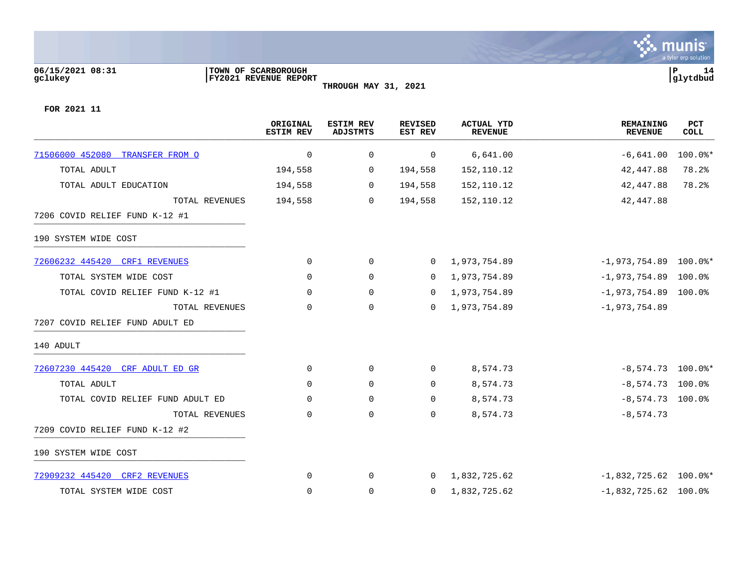06/15/2021 08:31 | TOWN OF SCARBOROUGH | P 14
gclukey | FY2021 REVENUE REPORT | glytdbud

THROUGH MAY 31, 2021

FOR 2021 11

| | ORIGINAL ESTIM REV | ESTIM REV ADJSTMTS | REVISED EST REV | ACTUAL YTD REVENUE | REMAINING REVENUE | PCT COLL |
|---|---|---|---|---|---|---|
| 71506000 452080 TRANSFER FROM O | 0 | 0 | 0 | 6,641.00 | -6,641.00 | 100.0%* |
| TOTAL ADULT | 194,558 | 0 | 194,558 | 152,110.12 | 42,447.88 | 78.2% |
| TOTAL ADULT EDUCATION | 194,558 | 0 | 194,558 | 152,110.12 | 42,447.88 | 78.2% |
| TOTAL REVENUES | 194,558 | 0 | 194,558 | 152,110.12 | 42,447.88 | |
| 7206 COVID RELIEF FUND K-12 #1 | | | | | | |
| 190 SYSTEM WIDE COST | | | | | | |
| 72606232 445420 CRF1 REVENUES | 0 | 0 | 0 | 1,973,754.89 | -1,973,754.89 | 100.0%* |
| TOTAL SYSTEM WIDE COST | 0 | 0 | 0 | 1,973,754.89 | -1,973,754.89 | 100.0% |
| TOTAL COVID RELIEF FUND K-12 #1 | 0 | 0 | 0 | 1,973,754.89 | -1,973,754.89 | 100.0% |
| TOTAL REVENUES | 0 | 0 | 0 | 1,973,754.89 | -1,973,754.89 | |
| 7207 COVID RELIEF FUND ADULT ED | | | | | | |
| 140 ADULT | | | | | | |
| 72607230 445420 CRF ADULT ED GR | 0 | 0 | 0 | 8,574.73 | -8,574.73 | 100.0%* |
| TOTAL ADULT | 0 | 0 | 0 | 8,574.73 | -8,574.73 | 100.0% |
| TOTAL COVID RELIEF FUND ADULT ED | 0 | 0 | 0 | 8,574.73 | -8,574.73 | 100.0% |
| TOTAL REVENUES | 0 | 0 | 0 | 8,574.73 | -8,574.73 | |
| 7209 COVID RELIEF FUND K-12 #2 | | | | | | |
| 190 SYSTEM WIDE COST | | | | | | |
| 72909232 445420 CRF2 REVENUES | 0 | 0 | 0 | 1,832,725.62 | -1,832,725.62 | 100.0%* |
| TOTAL SYSTEM WIDE COST | 0 | 0 | 0 | 1,832,725.62 | -1,832,725.62 | 100.0% |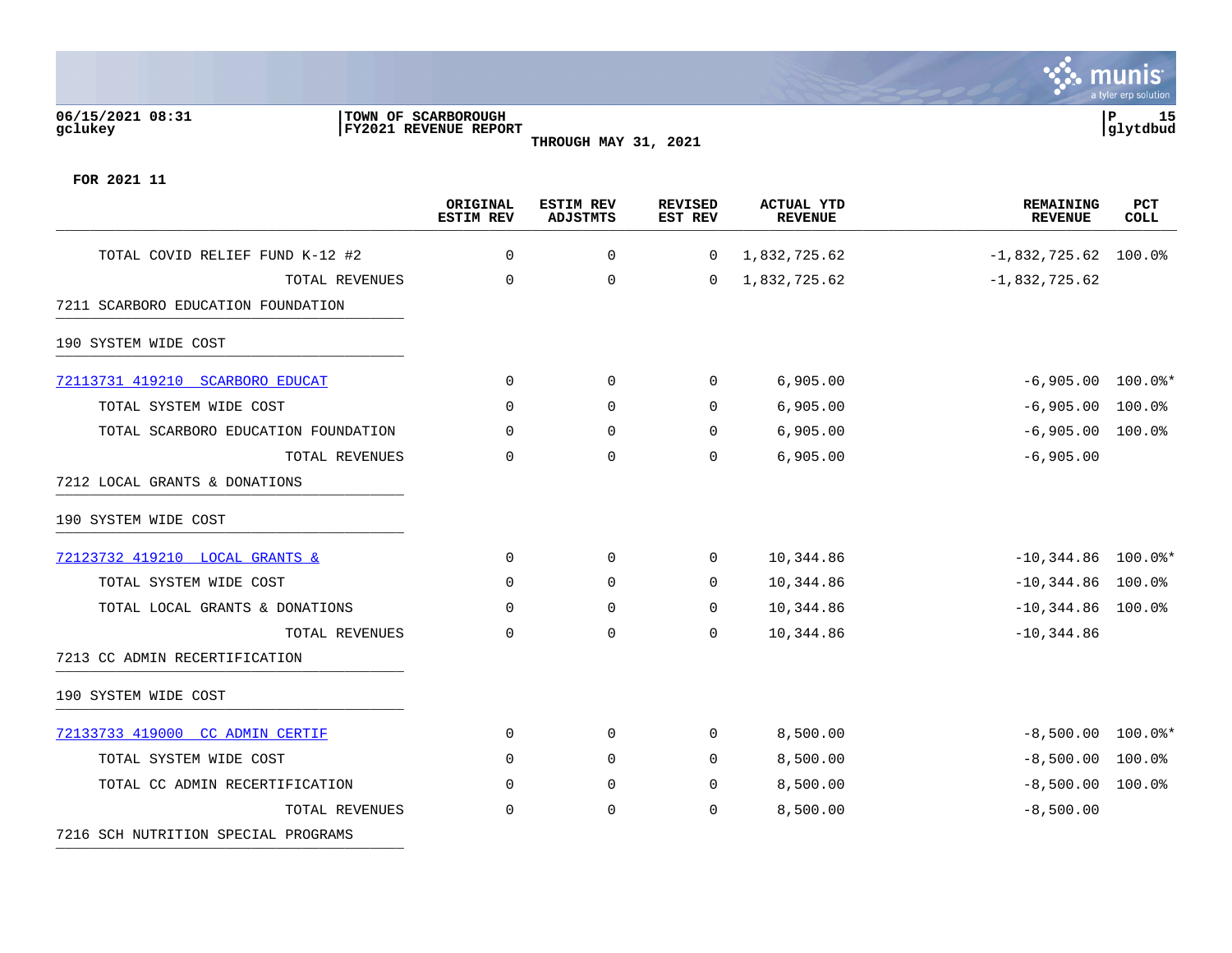FOR 2021 11

| | ORIGINAL ESTIM REV | ESTIM REV ADJSTMTS | REVISED EST REV | ACTUAL YTD REVENUE | REMAINING REVENUE | PCT COLL |
|---|---|---|---|---|---|---|
| TOTAL COVID RELIEF FUND K-12 #2 | 0 | 0 | 0 | 1,832,725.62 | -1,832,725.62 | 100.0% |
| TOTAL REVENUES | 0 | 0 | 0 | 1,832,725.62 | -1,832,725.62 | |
| 7211 SCARBORO EDUCATION FOUNDATION | | | | | | |
| 190 SYSTEM WIDE COST | | | | | | |
| 72113731 419210 SCARBORO EDUCAT | 0 | 0 | 0 | 6,905.00 | -6,905.00 | 100.0%* |
| TOTAL SYSTEM WIDE COST | 0 | 0 | 0 | 6,905.00 | -6,905.00 | 100.0% |
| TOTAL SCARBORO EDUCATION FOUNDATION | 0 | 0 | 0 | 6,905.00 | -6,905.00 | 100.0% |
| TOTAL REVENUES | 0 | 0 | 0 | 6,905.00 | -6,905.00 | |
| 7212 LOCAL GRANTS & DONATIONS | | | | | | |
| 190 SYSTEM WIDE COST | | | | | | |
| 72123732 419210 LOCAL GRANTS & | 0 | 0 | 0 | 10,344.86 | -10,344.86 | 100.0%* |
| TOTAL SYSTEM WIDE COST | 0 | 0 | 0 | 10,344.86 | -10,344.86 | 100.0% |
| TOTAL LOCAL GRANTS & DONATIONS | 0 | 0 | 0 | 10,344.86 | -10,344.86 | 100.0% |
| TOTAL REVENUES | 0 | 0 | 0 | 10,344.86 | -10,344.86 | |
| 7213 CC ADMIN RECERTIFICATION | | | | | | |
| 190 SYSTEM WIDE COST | | | | | | |
| 72133733 419000 CC ADMIN CERTIF | 0 | 0 | 0 | 8,500.00 | -8,500.00 | 100.0%* |
| TOTAL SYSTEM WIDE COST | 0 | 0 | 0 | 8,500.00 | -8,500.00 | 100.0% |
| TOTAL CC ADMIN RECERTIFICATION | 0 | 0 | 0 | 8,500.00 | -8,500.00 | 100.0% |
| TOTAL REVENUES | 0 | 0 | 0 | 8,500.00 | -8,500.00 | |
| 7216 SCH NUTRITION SPECIAL PROGRAMS | | | | | | |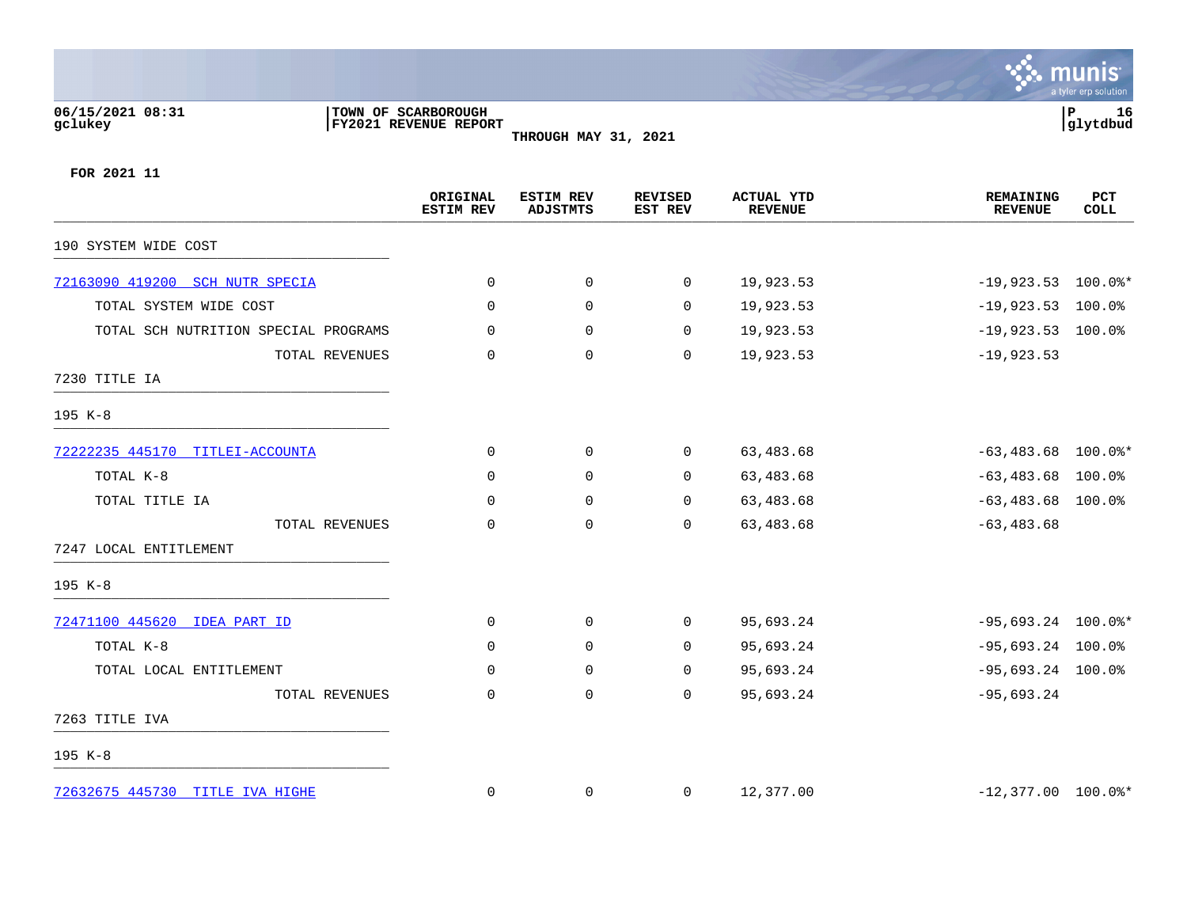06/15/2021 08:31
gclukey

TOWN OF SCARBOROUGH
FY2021 REVENUE REPORT
THROUGH MAY 31, 2021

P 16
glytdbud

FOR 2021 11

| | ORIGINAL ESTIM REV | ESTIM REV ADJSTMTS | REVISED EST REV | ACTUAL YTD REVENUE | REMAINING REVENUE | PCT COLL |
|---|---|---|---|---|---|---|
| 190 SYSTEM WIDE COST | | | | | | |
| 72163090 419200 SCH NUTR SPECIA | 0 | 0 | 0 | 19,923.53 | -19,923.53 | 100.0%* |
| TOTAL SYSTEM WIDE COST | 0 | 0 | 0 | 19,923.53 | -19,923.53 | 100.0% |
| TOTAL SCH NUTRITION SPECIAL PROGRAMS | 0 | 0 | 0 | 19,923.53 | -19,923.53 | 100.0% |
| TOTAL REVENUES | 0 | 0 | 0 | 19,923.53 | -19,923.53 | |
| 7230 TITLE IA | | | | | | |
| 195 K-8 | | | | | | |
| 72222235 445170 TITLEI-ACCOUNTA | 0 | 0 | 0 | 63,483.68 | -63,483.68 | 100.0%* |
| TOTAL K-8 | 0 | 0 | 0 | 63,483.68 | -63,483.68 | 100.0% |
| TOTAL TITLE IA | 0 | 0 | 0 | 63,483.68 | -63,483.68 | 100.0% |
| TOTAL REVENUES | 0 | 0 | 0 | 63,483.68 | -63,483.68 | |
| 7247 LOCAL ENTITLEMENT | | | | | | |
| 195 K-8 | | | | | | |
| 72471100 445620 IDEA PART ID | 0 | 0 | 0 | 95,693.24 | -95,693.24 | 100.0%* |
| TOTAL K-8 | 0 | 0 | 0 | 95,693.24 | -95,693.24 | 100.0% |
| TOTAL LOCAL ENTITLEMENT | 0 | 0 | 0 | 95,693.24 | -95,693.24 | 100.0% |
| TOTAL REVENUES | 0 | 0 | 0 | 95,693.24 | -95,693.24 | |
| 7263 TITLE IVA | | | | | | |
| 195 K-8 | | | | | | |
| 72632675 445730 TITLE IVA HIGHE | 0 | 0 | 0 | 12,377.00 | -12,377.00 | 100.0%* |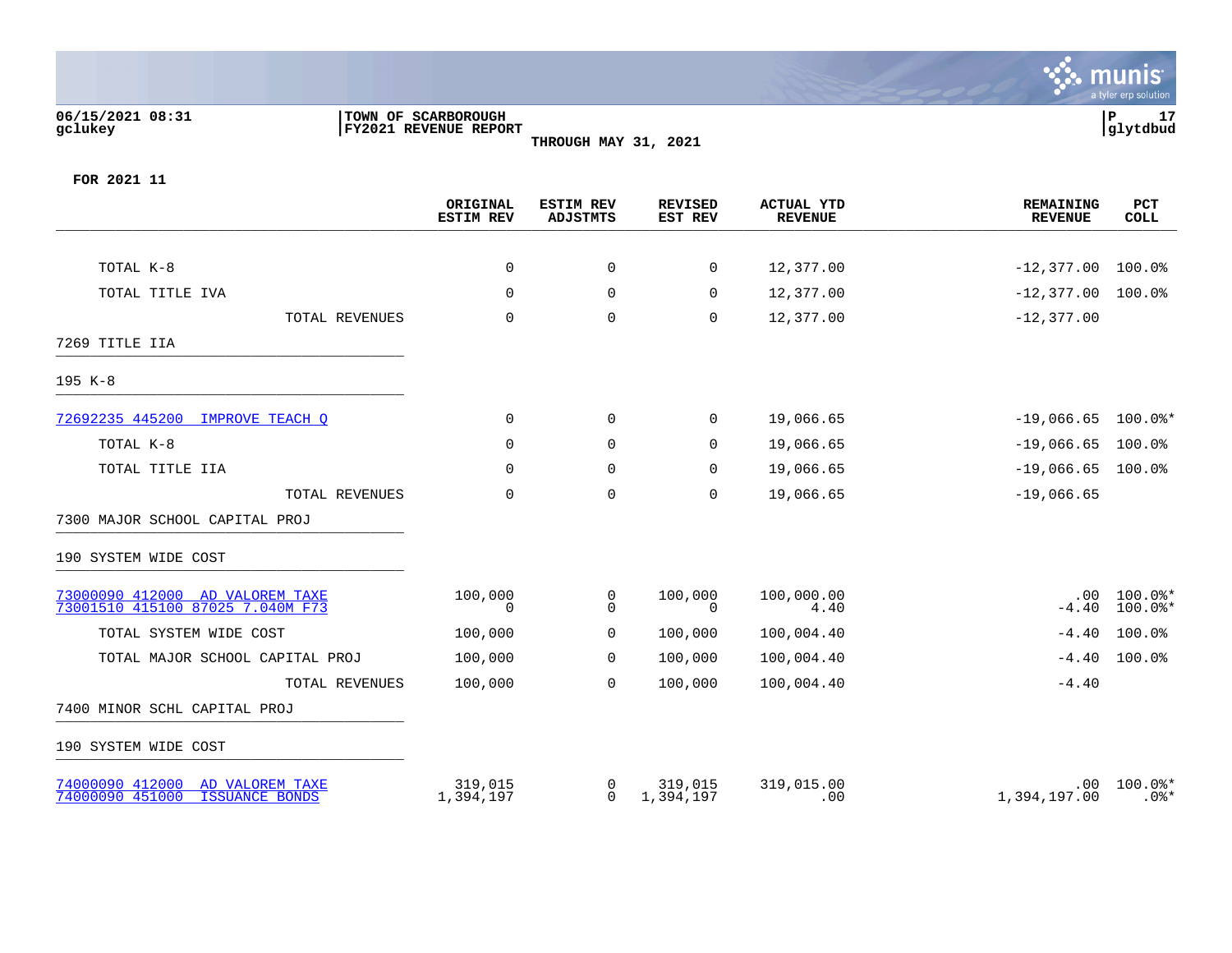**06/15/2021 08:31**
**gclukey**

**TOWN OF SCARBOROUGH**
**FY2021 REVENUE REPORT**
**THROUGH MAY 31, 2021**

**P 17**
**glytdbud**

**FOR 2021 11**

| | ORIGINAL ESTIM REV | ESTIM REV ADJSTMTS | REVISED EST REV | ACTUAL YTD REVENUE | REMAINING REVENUE | PCT COLL |
|---|---|---|---|---|---|---|
| TOTAL K-8 | 0 | 0 | 0 | 12,377.00 | -12,377.00 | 100.0% |
| TOTAL TITLE IVA | 0 | 0 | 0 | 12,377.00 | -12,377.00 | 100.0% |
| TOTAL REVENUES | 0 | 0 | 0 | 12,377.00 | -12,377.00 | |
| 7269 TITLE IIA | | | | | | |
| 195 K-8 | | | | | | |
| 72692235 445200 IMPROVE TEACH Q | 0 | 0 | 0 | 19,066.65 | -19,066.65 | 100.0%* |
| TOTAL K-8 | 0 | 0 | 0 | 19,066.65 | -19,066.65 | 100.0% |
| TOTAL TITLE IIA | 0 | 0 | 0 | 19,066.65 | -19,066.65 | 100.0% |
| TOTAL REVENUES | 0 | 0 | 0 | 19,066.65 | -19,066.65 | |
| 7300 MAJOR SCHOOL CAPITAL PROJ | | | | | | |
| 190 SYSTEM WIDE COST | | | | | | |
| 73000090 412000 AD VALOREM TAXE | 100,000 | 0 | 100,000 | 100,000.00 | .00 | 100.0%* |
| 73001510 415100 87025 7.040M F73 | 0 | 0 | 0 | 4.40 | -4.40 | 100.0%* |
| TOTAL SYSTEM WIDE COST | 100,000 | 0 | 100,000 | 100,004.40 | -4.40 | 100.0% |
| TOTAL MAJOR SCHOOL CAPITAL PROJ | 100,000 | 0 | 100,000 | 100,004.40 | -4.40 | 100.0% |
| TOTAL REVENUES | 100,000 | 0 | 100,000 | 100,004.40 | -4.40 | |
| 7400 MINOR SCHL CAPITAL PROJ | | | | | | |
| 190 SYSTEM WIDE COST | | | | | | |
| 74000090 412000 AD VALOREM TAXE | 319,015 | 0 | 319,015 | 319,015.00 | .00 | 100.0%* |
| 74000090 451000 ISSUANCE BONDS | 1,394,197 | 0 | 1,394,197 | .00 | 1,394,197.00 | .0%* |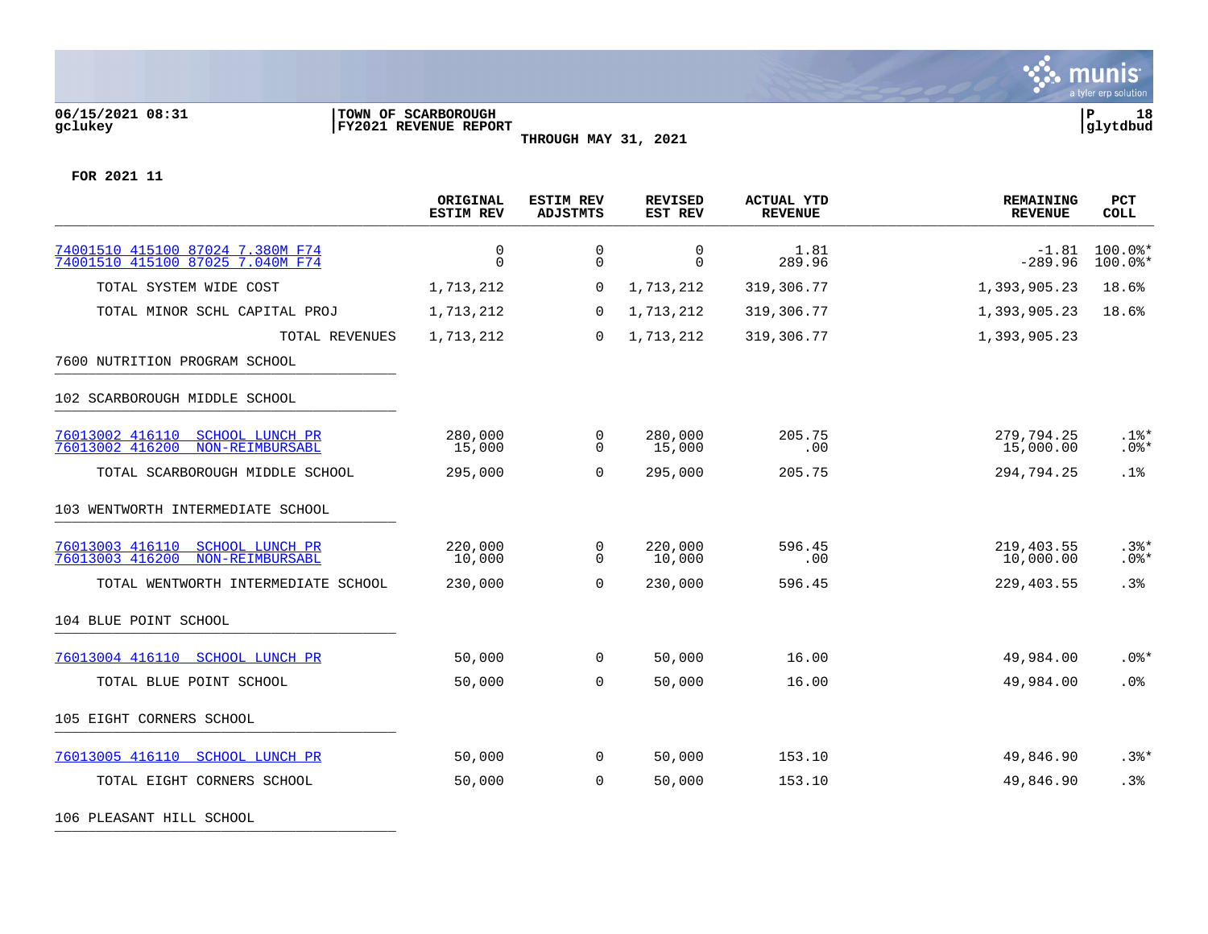**06/15/2021 08:31** | **TOWN OF SCARBOROUGH** | **P 18**
**gclukey** | **FY2021 REVENUE REPORT** | **glytdbud**

**THROUGH MAY 31, 2021**

**FOR 2021 11**

| | ORIGINAL ESTIM REV | ESTIM REV ADJSTMTS | REVISED EST REV | ACTUAL YTD REVENUE | REMAINING REVENUE | PCT COLL |
|---|---|---|---|---|---|---|
| 74001510 415100 87024 7.380M F74 | 0 | 0 | 0 | 1.81 | -1.81 | 100.0%* |
| 74001510 415100 87025 7.040M F74 | 0 | 0 | 0 | 289.96 | -289.96 | 100.0%* |
| TOTAL SYSTEM WIDE COST | 1,713,212 | 0 | 1,713,212 | 319,306.77 | 1,393,905.23 | 18.6% |
| TOTAL MINOR SCHL CAPITAL PROJ | 1,713,212 | 0 | 1,713,212 | 319,306.77 | 1,393,905.23 | 18.6% |
| TOTAL REVENUES | 1,713,212 | 0 | 1,713,212 | 319,306.77 | 1,393,905.23 | |
| **7600 NUTRITION PROGRAM SCHOOL** | | | | | | |
| **102 SCARBOROUGH MIDDLE SCHOOL** | | | | | | |
| 76013002 416110 SCHOOL LUNCH PR | 280,000 | 0 | 280,000 | 205.75 | 279,794.25 | .1%* |
| 76013002 416200 NON-REIMBURSABL | 15,000 | 0 | 15,000 | .00 | 15,000.00 | .0%* |
| TOTAL SCARBOROUGH MIDDLE SCHOOL | 295,000 | 0 | 295,000 | 205.75 | 294,794.25 | .1% |
| **103 WENTWORTH INTERMEDIATE SCHOOL** | | | | | | |
| 76013003 416110 SCHOOL LUNCH PR | 220,000 | 0 | 220,000 | 596.45 | 219,403.55 | .3%* |
| 76013003 416200 NON-REIMBURSABL | 10,000 | 0 | 10,000 | .00 | 10,000.00 | .0%* |
| TOTAL WENTWORTH INTERMEDIATE SCHOOL | 230,000 | 0 | 230,000 | 596.45 | 229,403.55 | .3% |
| **104 BLUE POINT SCHOOL** | | | | | | |
| 76013004 416110 SCHOOL LUNCH PR | 50,000 | 0 | 50,000 | 16.00 | 49,984.00 | .0%* |
| TOTAL BLUE POINT SCHOOL | 50,000 | 0 | 50,000 | 16.00 | 49,984.00 | .0% |
| **105 EIGHT CORNERS SCHOOL** | | | | | | |
| 76013005 416110 SCHOOL LUNCH PR | 50,000 | 0 | 50,000 | 153.10 | 49,846.90 | .3%* |
| TOTAL EIGHT CORNERS SCHOOL | 50,000 | 0 | 50,000 | 153.10 | 49,846.90 | .3% |
| **106 PLEASANT HILL SCHOOL** | | | | | | |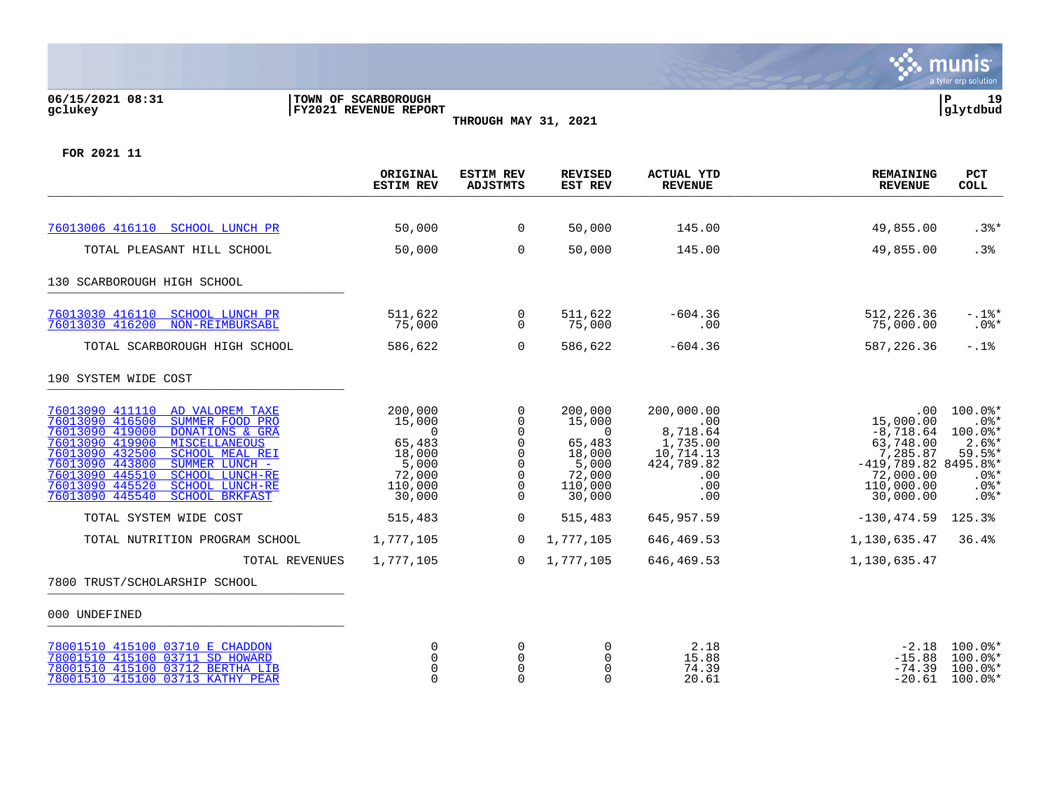**06/15/2021 08:31**
**gclukey**

**TOWN OF SCARBOROUGH**
**FY2021 REVENUE REPORT**
**THROUGH MAY 31, 2021**

**P 19**
**glytdbud**

**FOR 2021 11**

| | ORIGINAL ESTIM REV | ESTIM REV ADJSTMTS | REVISED EST REV | ACTUAL YTD REVENUE | REMAINING REVENUE | PCT COLL |
|---|---|---|---|---|---|---|
| 76013006 416110 SCHOOL LUNCH PR | 50,000 | 0 | 50,000 | 145.00 | 49,855.00 | .3%* |
| TOTAL PLEASANT HILL SCHOOL | 50,000 | 0 | 50,000 | 145.00 | 49,855.00 | .3% |
| 130 SCARBOROUGH HIGH SCHOOL | | | | | | |
| 76013030 416110 SCHOOL LUNCH PR | 511,622 | 0 | 511,622 | -604.36 | 512,226.36 | -.1%* |
| 76013030 416200 NON-REIMBURSABL | 75,000 | 0 | 75,000 | .00 | 75,000.00 | .0%* |
| TOTAL SCARBOROUGH HIGH SCHOOL | 586,622 | 0 | 586,622 | -604.36 | 587,226.36 | -.1% |
| 190 SYSTEM WIDE COST | | | | | | |
| 76013090 411110 AD VALOREM TAXE | 200,000 | 0 | 200,000 | 200,000.00 | .00 | 100.0%* |
| 76013090 416500 SUMMER FOOD PRO | 15,000 | 0 | 15,000 | .00 | 15,000.00 | .0%* |
| 76013090 419000 DONATIONS & GRA | 0 | 0 | 0 | 8,718.64 | -8,718.64 | 100.0%* |
| 76013090 419900 MISCELLANEOUS | 65,483 | 0 | 65,483 | 1,735.00 | 63,748.00 | 2.6%* |
| 76013090 432500 SCHOOL MEAL REI | 18,000 | 0 | 18,000 | 10,714.13 | 7,285.87 | 59.5%* |
| 76013090 443800 SUMMER LUNCH - | 5,000 | 0 | 5,000 | 424,789.82 | -419,789.82 | 8495.8%* |
| 76013090 445510 SCHOOL LUNCH-RE | 72,000 | 0 | 72,000 | .00 | 72,000.00 | .0%* |
| 76013090 445520 SCHOOL LUNCH-RE | 110,000 | 0 | 110,000 | .00 | 110,000.00 | .0%* |
| 76013090 445540 SCHOOL BRKFAST | 30,000 | 0 | 30,000 | .00 | 30,000.00 | .0%* |
| TOTAL SYSTEM WIDE COST | 515,483 | 0 | 515,483 | 645,957.59 | -130,474.59 | 125.3% |
| TOTAL NUTRITION PROGRAM SCHOOL | 1,777,105 | 0 | 1,777,105 | 646,469.53 | 1,130,635.47 | 36.4% |
| TOTAL REVENUES | 1,777,105 | 0 | 1,777,105 | 646,469.53 | 1,130,635.47 | |
| 7800 TRUST/SCHOLARSHIP SCHOOL | | | | | | |
| 000 UNDEFINED | | | | | | |
| 78001510 415100 03710 E CHADDON | 0 | 0 | 0 | 2.18 | -2.18 | 100.0%* |
| 78001510 415100 03711 SD HOWARD | 0 | 0 | 0 | 15.88 | -15.88 | 100.0%* |
| 78001510 415100 03712 BERTHA LIB | 0 | 0 | 0 | 74.39 | -74.39 | 100.0%* |
| 78001510 415100 03713 KATHY PEAR | 0 | 0 | 0 | 20.61 | -20.61 | 100.0%* |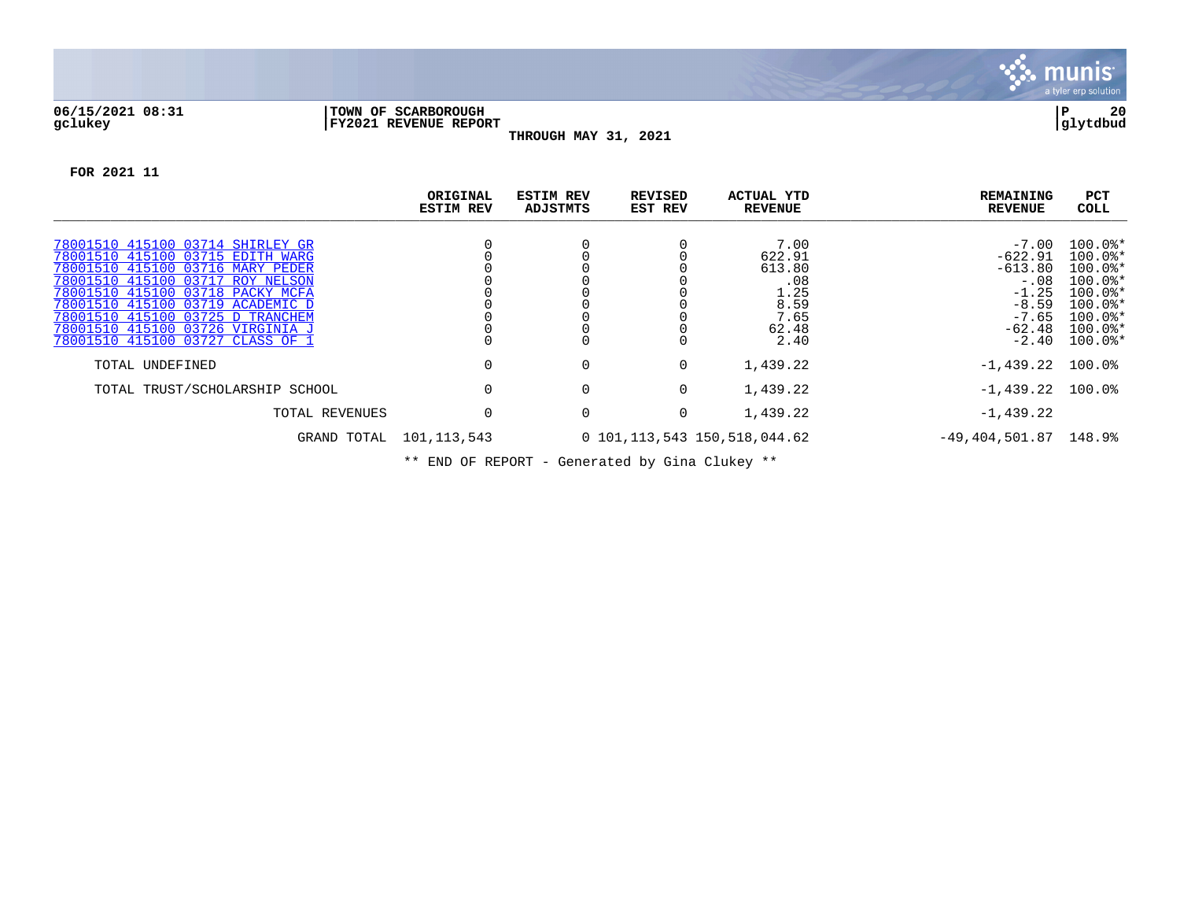06/15/2021 08:31 | TOWN OF SCARBOROUGH | FY2021 REVENUE REPORT | THROUGH MAY 31, 2021

gclukey | glytdbud

FOR 2021 11

| | ORIGINAL ESTIM REV | ESTIM REV ADJSTMTS | REVISED EST REV | ACTUAL YTD REVENUE | REMAINING REVENUE | PCT COLL |
|---|---|---|---|---|---|---|
| 78001510 415100 03714 SHIRLEY GR | 0 | 0 | 0 | 7.00 | -7.00 | 100.0%* |
| 78001510 415100 03715 EDITH WARG | 0 | 0 | 0 | 622.91 | -622.91 | 100.0%* |
| 78001510 415100 03716 MARY PEDER | 0 | 0 | 0 | 613.80 | -613.80 | 100.0%* |
| 78001510 415100 03717 ROY NELSON | 0 | 0 | 0 | .08 | -.08 | 100.0%* |
| 78001510 415100 03718 PACKY MCFA | 0 | 0 | 0 | 1.25 | -1.25 | 100.0%* |
| 78001510 415100 03719 ACADEMIC D | 0 | 0 | 0 | 8.59 | -8.59 | 100.0%* |
| 78001510 415100 03725 D TRANCHEM | 0 | 0 | 0 | 7.65 | -7.65 | 100.0%* |
| 78001510 415100 03726 VIRGINIA J | 0 | 0 | 0 | 62.48 | -62.48 | 100.0%* |
| 78001510 415100 03727 CLASS OF 1 | 0 | 0 | 0 | 2.40 | -2.40 | 100.0%* |
| TOTAL UNDEFINED | 0 | 0 | 0 | 1,439.22 | -1,439.22 | 100.0% |
| TOTAL TRUST/SCHOLARSHIP SCHOOL | 0 | 0 | 0 | 1,439.22 | -1,439.22 | 100.0% |
| TOTAL REVENUES | 0 | 0 | 0 | 1,439.22 | -1,439.22 | |
| GRAND TOTAL | 101,113,543 | 0 | 101,113,543 | 150,518,044.62 | -49,404,501.87 | 148.9% |

** END OF REPORT - Generated by Gina Clukey **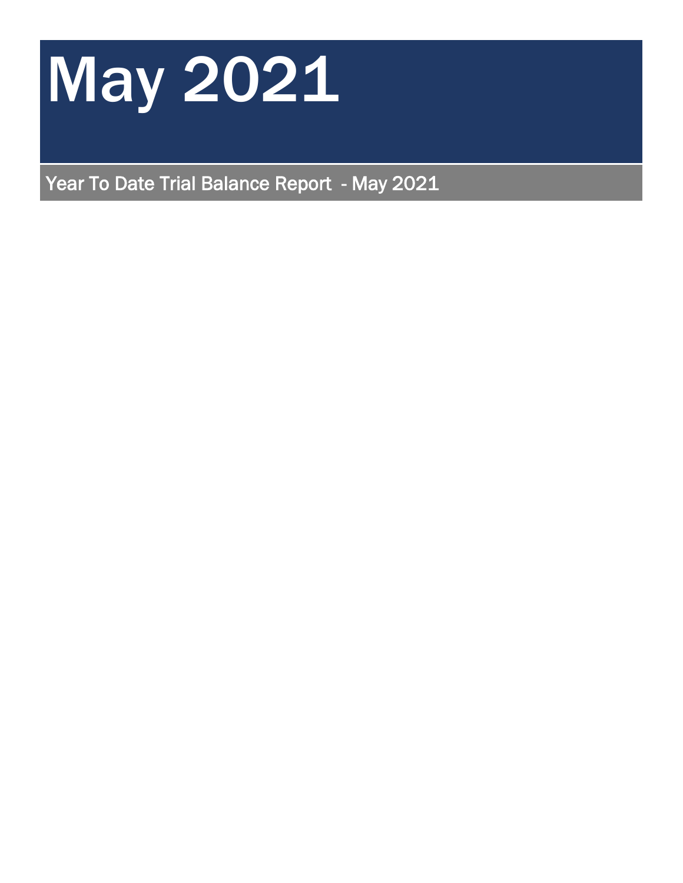# May 2021

## Year To Date Trial Balance Report - May 2021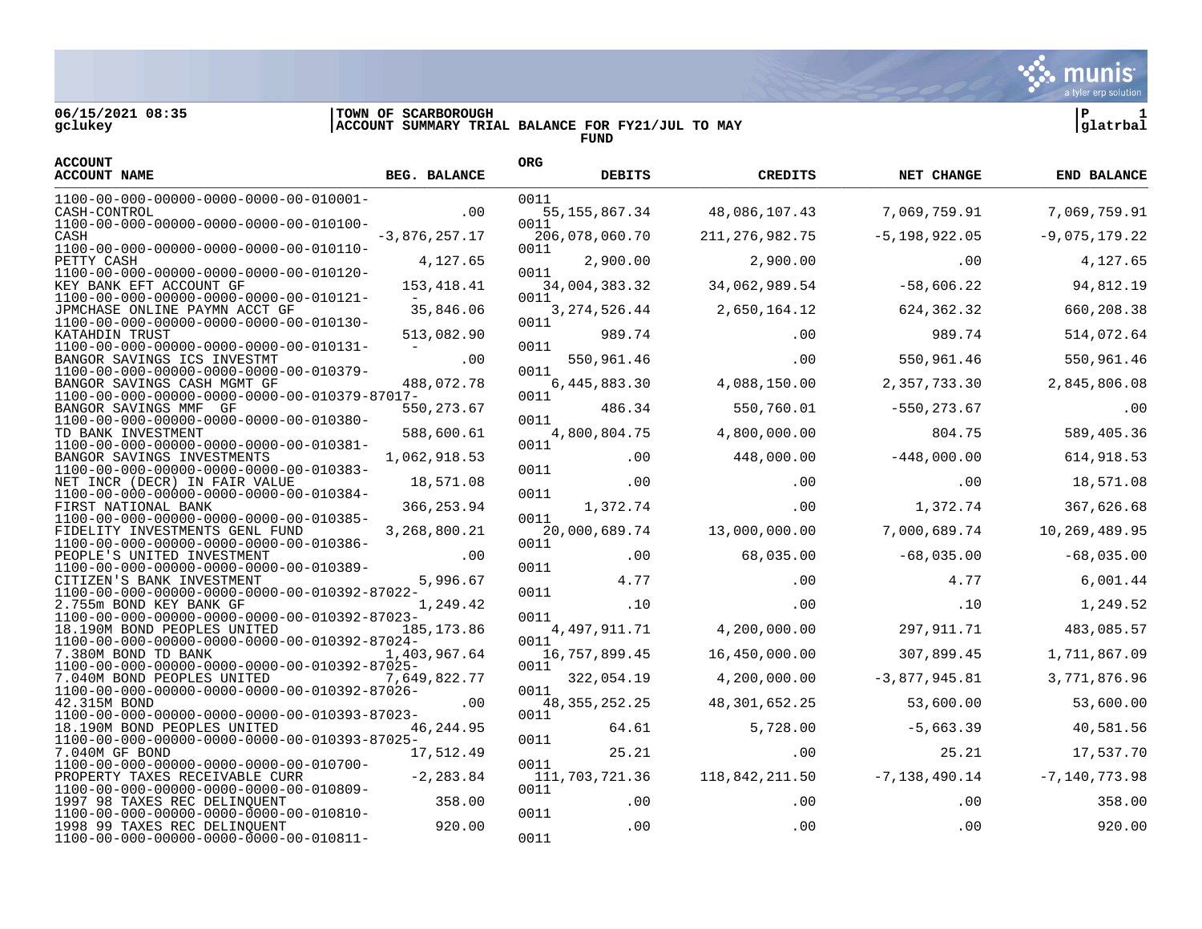06/15/2021 08:35 | TOWN OF SCARBOROUGH | P 1
gclukey | ACCOUNT SUMMARY TRIAL BALANCE FOR FY21/JUL TO MAY | glatrbal
FUND

| ACCOUNT / ACCOUNT NAME | BEG. BALANCE | ORG | DEBITS | CREDITS | NET CHANGE | END BALANCE |
|---|---|---|---|---|---|---|
| 1100-00-000-00000-0000-0000-00-010001- CASH-CONTROL | .00 | 0011 | 55,155,867.34 | 48,086,107.43 | 7,069,759.91 | 7,069,759.91 |
| 1100-00-000-00000-0000-0000-00-010100- CASH | -3,876,257.17 | 0011 | 206,078,060.70 | 211,276,982.75 | -5,198,922.05 | -9,075,179.22 |
| 1100-00-000-00000-0000-0000-00-010110- PETTY CASH | 4,127.65 | 0011 | 2,900.00 | 2,900.00 | .00 | 4,127.65 |
| 1100-00-000-00000-0000-0000-00-010120- KEY BANK EFT ACCOUNT GF | 153,418.41 | 0011 | 34,004,383.32 | 34,062,989.54 | -58,606.22 | 94,812.19 |
| 1100-00-000-00000-0000-0000-00-010121- JPMCHASE ONLINE PAYMN ACCT GF | 35,846.06 | 0011 | 3,274,526.44 | 2,650,164.12 | 624,362.32 | 660,208.38 |
| 1100-00-000-00000-0000-0000-00-010130- KATAHDIN TRUST | 513,082.90 | 0011 | 989.74 | .00 | 989.74 | 514,072.64 |
| 1100-00-000-00000-0000-0000-00-010131- BANGOR SAVINGS ICS INVESTMT | .00 | 0011 | 550,961.46 | .00 | 550,961.46 | 550,961.46 |
| 1100-00-000-00000-0000-0000-00-010379- BANGOR SAVINGS CASH MGMT GF | 488,072.78 | 0011 | 6,445,883.30 | 4,088,150.00 | 2,357,733.30 | 2,845,806.08 |
| 1100-00-000-00000-0000-0000-00-010379-87017- BANGOR SAVINGS MMF GF | 550,273.67 | 0011 | 486.34 | 550,760.01 | -550,273.67 | .00 |
| 1100-00-000-00000-0000-0000-00-010380- TD BANK INVESTMENT | 588,600.61 | 0011 | 4,800,804.75 | 4,800,000.00 | 804.75 | 589,405.36 |
| 1100-00-000-00000-0000-0000-00-010381- BANGOR SAVINGS INVESTMENTS | 1,062,918.53 | 0011 | .00 | 448,000.00 | -448,000.00 | 614,918.53 |
| 1100-00-000-00000-0000-0000-00-010383- NET INCR (DECR) IN FAIR VALUE | 18,571.08 | 0011 | .00 | .00 | .00 | 18,571.08 |
| 1100-00-000-00000-0000-0000-00-010384- FIRST NATIONAL BANK | 366,253.94 | 0011 | 1,372.74 | .00 | 1,372.74 | 367,626.68 |
| 1100-00-000-00000-0000-0000-00-010385- FIDELITY INVESTMENTS GENL FUND | 3,268,800.21 | 0011 | 20,000,689.74 | 13,000,000.00 | 7,000,689.74 | 10,269,489.95 |
| 1100-00-000-00000-0000-0000-00-010386- PEOPLE'S UNITED INVESTMENT | .00 | 0011 | .00 | 68,035.00 | -68,035.00 | -68,035.00 |
| 1100-00-000-00000-0000-0000-00-010389- CITIZEN'S BANK INVESTMENT | 5,996.67 | 0011 | 4.77 | .00 | 4.77 | 6,001.44 |
| 1100-00-000-00000-0000-0000-00-010392-87022- 2.755m BOND KEY BANK GF | 1,249.42 | 0011 | .10 | .00 | .10 | 1,249.52 |
| 1100-00-000-00000-0000-0000-00-010392-87023- 18.190M BOND PEOPLES UNITED | 185,173.86 | 0011 | 4,497,911.71 | 4,200,000.00 | 297,911.71 | 483,085.57 |
| 1100-00-000-00000-0000-0000-00-010392-87024- 7.380M BOND TD BANK | 1,403,967.64 | 0011 | 16,757,899.45 | 16,450,000.00 | 307,899.45 | 1,711,867.09 |
| 1100-00-000-00000-0000-0000-00-010392-87025- 7.040M BOND PEOPLES UNITED | 7,649,822.77 | 0011 | 322,054.19 | 4,200,000.00 | -3,877,945.81 | 3,771,876.96 |
| 1100-00-000-00000-0000-0000-00-010392-87026- 42.315M BOND | .00 | 0011 | 48,355,252.25 | 48,301,652.25 | 53,600.00 | 53,600.00 |
| 1100-00-000-00000-0000-0000-00-010393-87023- 18.190M BOND PEOPLES UNITED | 46,244.95 | 0011 | 64.61 | 5,728.00 | -5,663.39 | 40,581.56 |
| 1100-00-000-00000-0000-0000-00-010393-87025- 7.040M GF BOND | 17,512.49 | 0011 | 25.21 | .00 | 25.21 | 17,537.70 |
| 1100-00-000-00000-0000-0000-00-010700- PROPERTY TAXES RECEIVABLE CURR | -2,283.84 | 0011 | 111,703,721.36 | 118,842,211.50 | -7,138,490.14 | -7,140,773.98 |
| 1100-00-000-00000-0000-0000-00-010809- 1997 98 TAXES REC DELINQUENT | 358.00 | 0011 | .00 | .00 | .00 | 358.00 |
| 1100-00-000-00000-0000-0000-00-010810- 1998 99 TAXES REC DELINQUENT | 920.00 | 0011 | .00 | .00 | .00 | 920.00 |
| 1100-00-000-00000-0000-0000-00-010811- | | 0011 | | | | |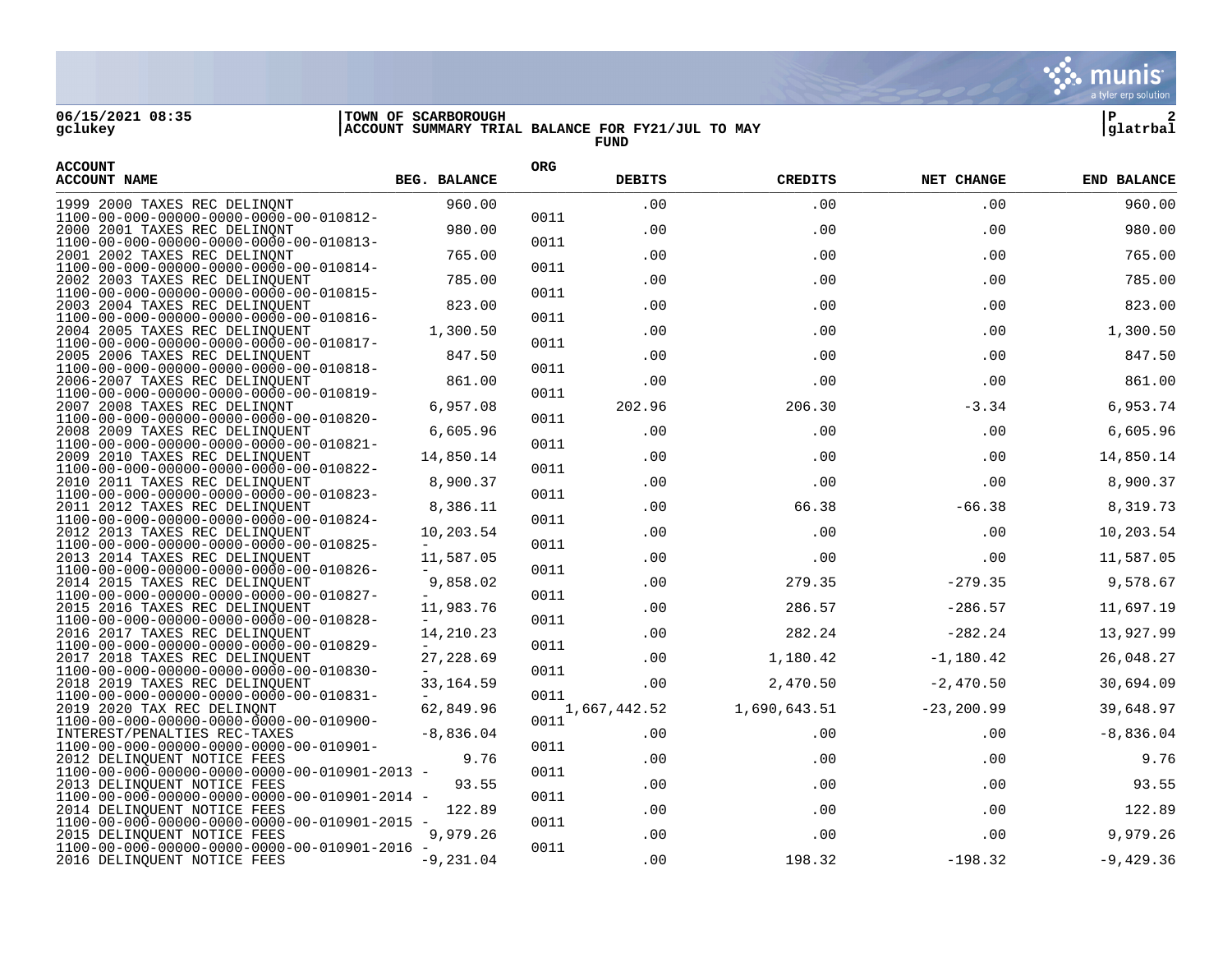06/15/2021 08:35 | TOWN OF SCARBOROUGH
gclukey | ACCOUNT SUMMARY TRIAL BALANCE FOR FY21/JUL TO MAY

FUND

glatrbal

| ACCOUNT | ACCOUNT NAME | BEG. BALANCE | ORG | DEBITS | CREDITS | NET CHANGE | END BALANCE |
|---|---|---|---|---|---|---|---|
| | 1999 2000 TAXES REC DELINQNT | 960.00 | | .00 | .00 | .00 | 960.00 |
| 1100-00-000-00000-0000-0000-00-010812- | 2000 2001 TAXES REC DELINQNT | 980.00 | 0011 | .00 | .00 | .00 | 980.00 |
| 1100-00-000-00000-0000-0000-00-010813- | 2001 2002 TAXES REC DELINQNT | 765.00 | 0011 | .00 | .00 | .00 | 765.00 |
| 1100-00-000-00000-0000-0000-00-010814- | 2002 2003 TAXES REC DELINQUENT | 785.00 | 0011 | .00 | .00 | .00 | 785.00 |
| 1100-00-000-00000-0000-0000-00-010815- | 2003 2004 TAXES REC DELINQUENT | 823.00 | 0011 | .00 | .00 | .00 | 823.00 |
| 1100-00-000-00000-0000-0000-00-010816- | 2004 2005 TAXES REC DELINQUENT | 1,300.50 | 0011 | .00 | .00 | .00 | 1,300.50 |
| 1100-00-000-00000-0000-0000-00-010817- | 2005 2006 TAXES REC DELINQUENT | 847.50 | 0011 | .00 | .00 | .00 | 847.50 |
| 1100-00-000-00000-0000-0000-00-010818- | 2006-2007 TAXES REC DELINQUENT | 861.00 | 0011 | .00 | .00 | .00 | 861.00 |
| 1100-00-000-00000-0000-0000-00-010819- | 2007 2008 TAXES REC DELINQNT | 6,957.08 | 0011 | 202.96 | 206.30 | -3.34 | 6,953.74 |
| 1100-00-000-00000-0000-0000-00-010820- | 2008 2009 TAXES REC DELINQUENT | 6,605.96 | 0011 | .00 | .00 | .00 | 6,605.96 |
| 1100-00-000-00000-0000-0000-00-010821- | 2009 2010 TAXES REC DELINQUENT | 14,850.14 | 0011 | .00 | .00 | .00 | 14,850.14 |
| 1100-00-000-00000-0000-0000-00-010822- | 2010 2011 TAXES REC DELINQUENT | 8,900.37 | 0011 | .00 | .00 | .00 | 8,900.37 |
| 1100-00-000-00000-0000-0000-00-010823- | 2011 2012 TAXES REC DELINQUENT | 8,386.11 | 0011 | .00 | 66.38 | -66.38 | 8,319.73 |
| 1100-00-000-00000-0000-0000-00-010824- | 2012 2013 TAXES REC DELINQUENT | 10,203.54 | 0011 | .00 | .00 | .00 | 10,203.54 |
| 1100-00-000-00000-0000-0000-00-010825- - | 2013 2014 TAXES REC DELINQUENT | 11,587.05 | 0011 | .00 | .00 | .00 | 11,587.05 |
| 1100-00-000-00000-0000-0000-00-010826- - | 2014 2015 TAXES REC DELINQUENT | 9,858.02 | 0011 | .00 | 279.35 | -279.35 | 9,578.67 |
| 1100-00-000-00000-0000-0000-00-010827- - | 2015 2016 TAXES REC DELINQUENT | 11,983.76 | 0011 | .00 | 286.57 | -286.57 | 11,697.19 |
| 1100-00-000-00000-0000-0000-00-010828- - | 2016 2017 TAXES REC DELINQUENT | 14,210.23 | 0011 | .00 | 282.24 | -282.24 | 13,927.99 |
| 1100-00-000-00000-0000-0000-00-010829- - | 2017 2018 TAXES REC DELINQUENT | 27,228.69 | 0011 | .00 | 1,180.42 | -1,180.42 | 26,048.27 |
| 1100-00-000-00000-0000-0000-00-010830- - | 2018 2019 TAXES REC DELINQUENT | 33,164.59 | 0011 | .00 | 2,470.50 | -2,470.50 | 30,694.09 |
| 1100-00-000-00000-0000-0000-00-010831- - | 2019 2020 TAX REC DELINQNT | 62,849.96 | 0011 | 1,667,442.52 | 1,690,643.51 | -23,200.99 | 39,648.97 |
| 1100-00-000-00000-0000-0000-00-010900- | INTEREST/PENALTIES REC-TAXES | -8,836.04 | 0011 | .00 | .00 | .00 | -8,836.04 |
| 1100-00-000-00000-0000-0000-00-010901- | 2012 DELINQUENT NOTICE FEES | 9.76 | 0011 | .00 | .00 | .00 | 9.76 |
| 1100-00-000-00000-0000-0000-00-010901-2013 - | 2013 DELINQUENT NOTICE FEES | 93.55 | 0011 | .00 | .00 | .00 | 93.55 |
| 1100-00-000-00000-0000-0000-00-010901-2014 - | 2014 DELINQUENT NOTICE FEES | 122.89 | 0011 | .00 | .00 | .00 | 122.89 |
| 1100-00-000-00000-0000-0000-00-010901-2015 - | 2015 DELINQUENT NOTICE FEES | 9,979.26 | 0011 | .00 | .00 | .00 | 9,979.26 |
| 1100-00-000-00000-0000-0000-00-010901-2016 - | 2016 DELINQUENT NOTICE FEES | -9,231.04 | 0011 | .00 | 198.32 | -198.32 | -9,429.36 |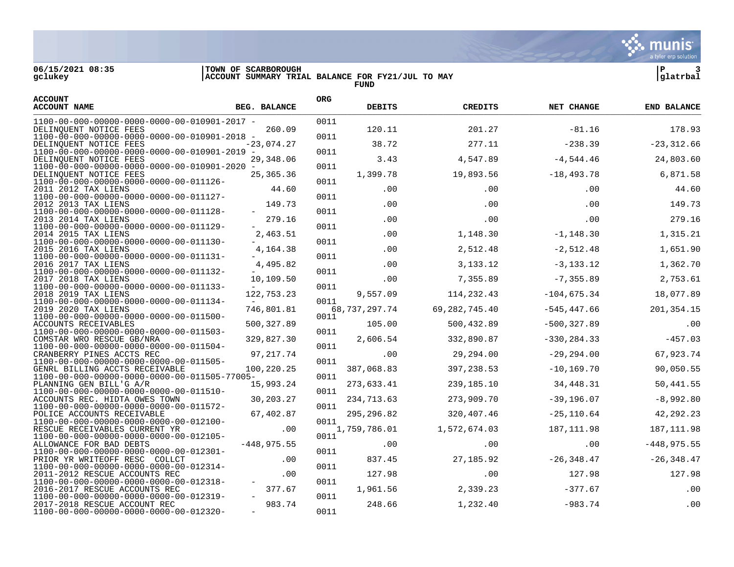06/15/2021 08:35 | TOWN OF SCARBOROUGH
gclukey | ACCOUNT SUMMARY TRIAL BALANCE FOR FY21/JUL TO MAY | glatrbal

FUND

| ACCOUNT / ACCOUNT NAME | BEG. BALANCE | ORG | DEBITS | CREDITS | NET CHANGE | END BALANCE |
|---|---|---|---|---|---|---|
| 1100-00-000-00000-0000-0000-00-010901-2017 - DELINQUENT NOTICE FEES | 260.09 | 0011 | 120.11 | 201.27 | -81.16 | 178.93 |
| 1100-00-000-00000-0000-0000-00-010901-2018 - DELINQUENT NOTICE FEES | -23,074.27 | 0011 | 38.72 | 277.11 | -238.39 | -23,312.66 |
| 1100-00-000-00000-0000-0000-00-010901-2019 - DELINQUENT NOTICE FEES | 29,348.06 | 0011 | 3.43 | 4,547.89 | -4,544.46 | 24,803.60 |
| 1100-00-000-00000-0000-0000-00-010901-2020 - DELINQUENT NOTICE FEES | 25,365.36 | 0011 | 1,399.78 | 19,893.56 | -18,493.78 | 6,871.58 |
| 1100-00-000-00000-0000-0000-00-011126- 2011 2012 TAX LIENS | 44.60 | 0011 | .00 | .00 | .00 | 44.60 |
| 1100-00-000-00000-0000-0000-00-011127- 2012 2013 TAX LIENS | 149.73 | 0011 | .00 | .00 | .00 | 149.73 |
| 1100-00-000-00000-0000-0000-00-011128- - 2013 2014 TAX LIENS | 279.16 | 0011 | .00 | .00 | .00 | 279.16 |
| 1100-00-000-00000-0000-0000-00-011129- - 2014 2015 TAX LIENS | 2,463.51 | 0011 | .00 | 1,148.30 | -1,148.30 | 1,315.21 |
| 1100-00-000-00000-0000-0000-00-011130- - 2015 2016 TAX LIENS | 4,164.38 | 0011 | .00 | 2,512.48 | -2,512.48 | 1,651.90 |
| 1100-00-000-00000-0000-0000-00-011131- - 2016 2017 TAX LIENS | 4,495.82 | 0011 | .00 | 3,133.12 | -3,133.12 | 1,362.70 |
| 1100-00-000-00000-0000-0000-00-011132- - 2017 2018 TAX LIENS | 10,109.50 | 0011 | .00 | 7,355.89 | -7,355.89 | 2,753.61 |
| 1100-00-000-00000-0000-0000-00-011133- - 2018 2019 TAX LIENS | 122,753.23 | 0011 | 9,557.09 | 114,232.43 | -104,675.34 | 18,077.89 |
| 1100-00-000-00000-0000-0000-00-011134- - 2019 2020 TAX LIENS | 746,801.81 | 0011 | 68,737,297.74 | 69,282,745.40 | -545,447.66 | 201,354.15 |
| 1100-00-000-00000-0000-0000-00-011500- ACCOUNTS RECEIVABLES | 500,327.89 | 0011 | 105.00 | 500,432.89 | -500,327.89 | .00 |
| 1100-00-000-00000-0000-0000-00-011503- COMSTAR WRO RESCUE GB/NRA | 329,827.30 | 0011 | 2,606.54 | 332,890.87 | -330,284.33 | -457.03 |
| 1100-00-000-00000-0000-0000-00-011504- CRANBERRY PINES ACCTS REC | 97,217.74 | 0011 | .00 | 29,294.00 | -29,294.00 | 67,923.74 |
| 1100-00-000-00000-0000-0000-00-011505- GENRL BILLING ACCTS RECEIVABLE | 100,220.25 | 0011 | 387,068.83 | 397,238.53 | -10,169.70 | 90,050.55 |
| 1100-00-000-00000-0000-0000-00-011505-77005- PLANNING GEN BILL'G A/R | 15,993.24 | 0011 | 273,633.41 | 239,185.10 | 34,448.31 | 50,441.55 |
| 1100-00-000-00000-0000-0000-00-011510- ACCOUNTS REC. HIDTA OWES TOWN | 30,203.27 | 0011 | 234,713.63 | 273,909.70 | -39,196.07 | -8,992.80 |
| 1100-00-000-00000-0000-0000-00-011572- POLICE ACCOUNTS RECEIVABLE | 67,402.87 | 0011 | 295,296.82 | 320,407.46 | -25,110.64 | 42,292.23 |
| 1100-00-000-00000-0000-0000-00-012100- RESCUE RECEIVABLES CURRENT YR | .00 | 0011 | 1,759,786.01 | 1,572,674.03 | 187,111.98 | 187,111.98 |
| 1100-00-000-00000-0000-0000-00-012105- ALLOWANCE FOR BAD DEBTS | -448,975.55 | 0011 | .00 | .00 | .00 | -448,975.55 |
| 1100-00-000-00000-0000-0000-00-012301- PRIOR YR WRITEOFF RESC COLLCT | .00 | 0011 | 837.45 | 27,185.92 | -26,348.47 | -26,348.47 |
| 1100-00-000-00000-0000-0000-00-012314- 2011-2012 RESCUE ACCOUNTS REC | .00 | 0011 | 127.98 | .00 | 127.98 | 127.98 |
| 1100-00-000-00000-0000-0000-00-012318- - 2016-2017 RESCUE ACCOUNTS REC | 377.67 | 0011 | 1,961.56 | 2,339.23 | -377.67 | .00 |
| 1100-00-000-00000-0000-0000-00-012319- - 2017-2018 RESCUE ACCOUNT REC | 983.74 | 0011 | 248.66 | 1,232.40 | -983.74 | .00 |
| 1100-00-000-00000-0000-0000-00-012320- - | | 0011 | | | | |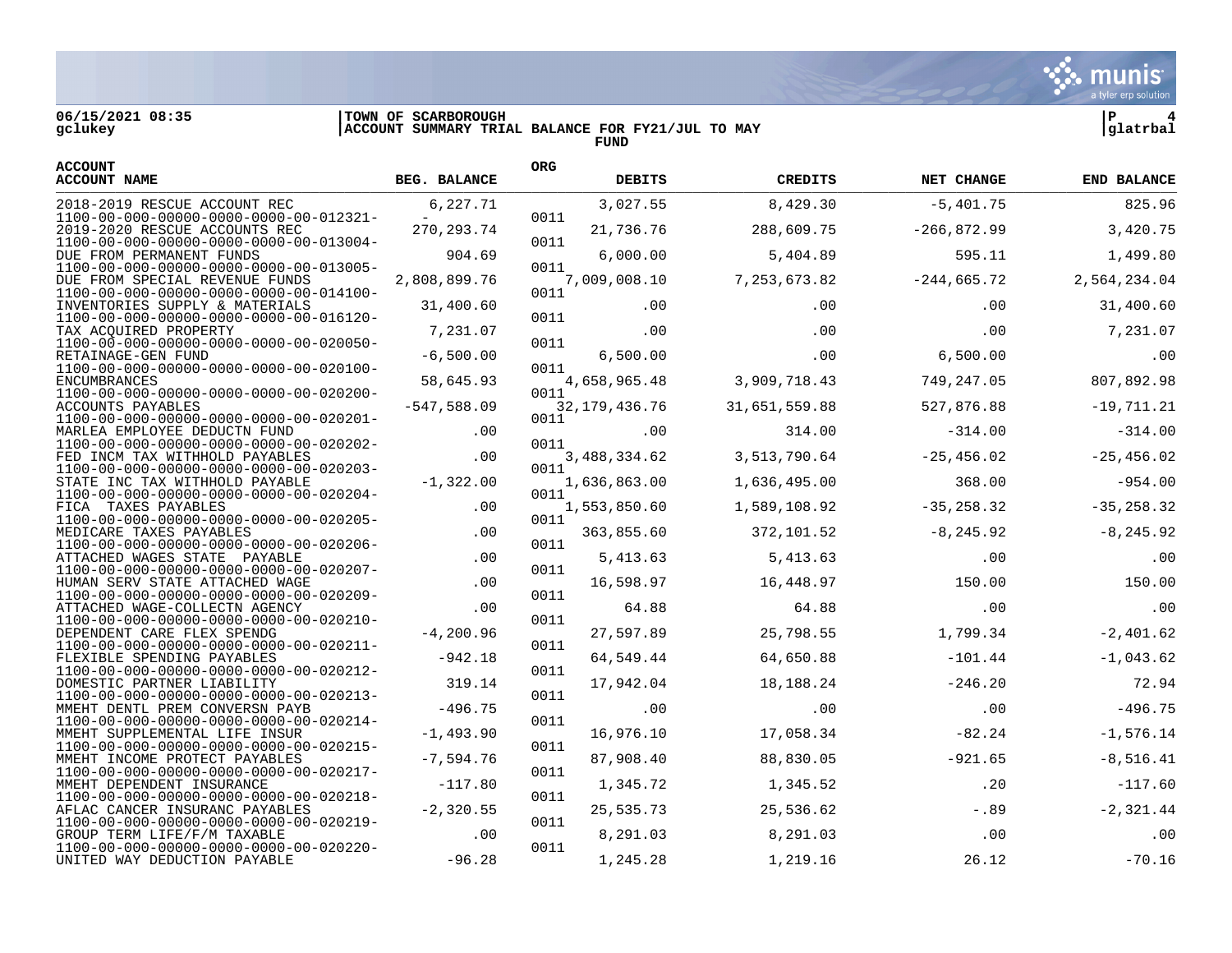| ACCOUNT | ACCOUNT NAME | ORG | BEG. BALANCE | DEBITS | CREDITS | NET CHANGE | END BALANCE |
|---|---|---|---|---|---|---|---|
| | 2018-2019 RESCUE ACCOUNT REC | | 6,227.71 | 3,027.55 | 8,429.30 | -5,401.75 | 825.96 |
| 1100-00-000-00000-0000-0000-00-012321- | 2019-2020 RESCUE ACCOUNTS REC | 0011 | 270,293.74 | 21,736.76 | 288,609.75 | -266,872.99 | 3,420.75 |
| 1100-00-000-00000-0000-0000-00-013004- | DUE FROM PERMANENT FUNDS | 0011 | 904.69 | 6,000.00 | 5,404.89 | 595.11 | 1,499.80 |
| 1100-00-000-00000-0000-0000-00-013005- | DUE FROM SPECIAL REVENUE FUNDS | 0011 | 2,808,899.76 | 7,009,008.10 | 7,253,673.82 | -244,665.72 | 2,564,234.04 |
| 1100-00-000-00000-0000-0000-00-014100- | INVENTORIES SUPPLY & MATERIALS | 0011 | 31,400.60 | .00 | .00 | .00 | 31,400.60 |
| 1100-00-000-00000-0000-0000-00-016120- | TAX ACQUIRED PROPERTY | 0011 | 7,231.07 | .00 | .00 | .00 | 7,231.07 |
| 1100-00-000-00000-0000-0000-00-020050- | RETAINAGE-GEN FUND | 0011 | -6,500.00 | 6,500.00 | .00 | 6,500.00 | .00 |
| 1100-00-000-00000-0000-0000-00-020100- | ENCUMBRANCES | 0011 | 58,645.93 | 4,658,965.48 | 3,909,718.43 | 749,247.05 | 807,892.98 |
| 1100-00-000-00000-0000-0000-00-020200- | ACCOUNTS PAYABLES | 0011 | -547,588.09 | 32,179,436.76 | 31,651,559.88 | 527,876.88 | -19,711.21 |
| 1100-00-000-00000-0000-0000-00-020201- | MARLEA EMPLOYEE DEDUCTN FUND | 0011 | .00 | .00 | 314.00 | -314.00 | -314.00 |
| 1100-00-000-00000-0000-0000-00-020202- | FED INCM TAX WITHHOLD PAYABLES | 0011 | .00 | 3,488,334.62 | 3,513,790.64 | -25,456.02 | -25,456.02 |
| 1100-00-000-00000-0000-0000-00-020203- | STATE INC TAX WITHHOLD PAYABLE | 0011 | -1,322.00 | 1,636,863.00 | 1,636,495.00 | 368.00 | -954.00 |
| 1100-00-000-00000-0000-0000-00-020204- | FICA TAXES PAYABLES | 0011 | .00 | 1,553,850.60 | 1,589,108.92 | -35,258.32 | -35,258.32 |
| 1100-00-000-00000-0000-0000-00-020205- | MEDICARE TAXES PAYABLES | 0011 | .00 | 363,855.60 | 372,101.52 | -8,245.92 | -8,245.92 |
| 1100-00-000-00000-0000-0000-00-020206- | ATTACHED WAGES STATE PAYABLE | 0011 | .00 | 5,413.63 | 5,413.63 | .00 | .00 |
| 1100-00-000-00000-0000-0000-00-020207- | HUMAN SERV STATE ATTACHED WAGE | 0011 | .00 | 16,598.97 | 16,448.97 | 150.00 | 150.00 |
| 1100-00-000-00000-0000-0000-00-020209- | ATTACHED WAGE-COLLECTN AGENCY | 0011 | .00 | 64.88 | 64.88 | .00 | .00 |
| 1100-00-000-00000-0000-0000-00-020210- | DEPENDENT CARE FLEX SPENDG | 0011 | -4,200.96 | 27,597.89 | 25,798.55 | 1,799.34 | -2,401.62 |
| 1100-00-000-00000-0000-0000-00-020211- | FLEXIBLE SPENDING PAYABLES | 0011 | -942.18 | 64,549.44 | 64,650.88 | -101.44 | -1,043.62 |
| 1100-00-000-00000-0000-0000-00-020212- | DOMESTIC PARTNER LIABILITY | 0011 | 319.14 | 17,942.04 | 18,188.24 | -246.20 | 72.94 |
| 1100-00-000-00000-0000-0000-00-020213- | MMEHT DENTL PREM CONVERSN PAYB | 0011 | -496.75 | .00 | .00 | .00 | -496.75 |
| 1100-00-000-00000-0000-0000-00-020214- | MMEHT SUPPLEMENTAL LIFE INSUR | 0011 | -1,493.90 | 16,976.10 | 17,058.34 | -82.24 | -1,576.14 |
| 1100-00-000-00000-0000-0000-00-020215- | MMEHT INCOME PROTECT PAYABLES | 0011 | -7,594.76 | 87,908.40 | 88,830.05 | -921.65 | -8,516.41 |
| 1100-00-000-00000-0000-0000-00-020217- | MMEHT DEPENDENT INSURANCE | 0011 | -117.80 | 1,345.72 | 1,345.52 | .20 | -117.60 |
| 1100-00-000-00000-0000-0000-00-020218- | AFLAC CANCER INSURANC PAYABLES | 0011 | -2,320.55 | 25,535.73 | 25,536.62 | -.89 | -2,321.44 |
| 1100-00-000-00000-0000-0000-00-020219- | GROUP TERM LIFE/F/M TAXABLE | 0011 | .00 | 8,291.03 | 8,291.03 | .00 | .00 |
| 1100-00-000-00000-0000-0000-00-020220- | UNITED WAY DEDUCTION PAYABLE | 0011 | -96.28 | 1,245.28 | 1,219.16 | 26.12 | -70.16 |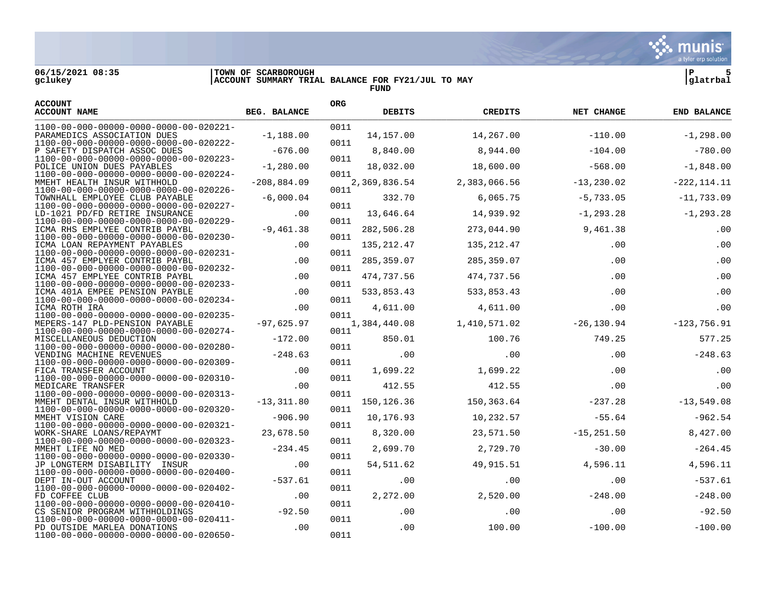06/15/2021 08:35 | TOWN OF SCARBOROUGH
gclukey | ACCOUNT SUMMARY TRIAL BALANCE FOR FY21/JUL TO MAY

FUND

| ACCOUNT / ACCOUNT NAME | BEG. BALANCE | ORG | DEBITS | CREDITS | NET CHANGE | END BALANCE |
|---|---|---|---|---|---|---|
| 1100-00-000-00000-0000-0000-00-020221- PARAMEDICS ASSOCIATION DUES | -1,188.00 | 0011 | 14,157.00 | 14,267.00 | -110.00 | -1,298.00 |
| 1100-00-000-00000-0000-0000-00-020222- P SAFETY DISPATCH ASSOC DUES | -676.00 | 0011 | 8,840.00 | 8,944.00 | -104.00 | -780.00 |
| 1100-00-000-00000-0000-0000-00-020223- POLICE UNION DUES PAYABLES | -1,280.00 | 0011 | 18,032.00 | 18,600.00 | -568.00 | -1,848.00 |
| 1100-00-000-00000-0000-0000-00-020224- MMEHT HEALTH INSUR WITHHOLD | -208,884.09 | 0011 | 2,369,836.54 | 2,383,066.56 | -13,230.02 | -222,114.11 |
| 1100-00-000-00000-0000-0000-00-020226- TOWNHALL EMPLOYEE CLUB PAYABLE | -6,000.04 | 0011 | 332.70 | 6,065.75 | -5,733.05 | -11,733.09 |
| 1100-00-000-00000-0000-0000-00-020227- LD-1021 PD/FD RETIRE INSURANCE | .00 | 0011 | 13,646.64 | 14,939.92 | -1,293.28 | -1,293.28 |
| 1100-00-000-00000-0000-0000-00-020229- ICMA RHS EMPLYEE CONTRIB PAYBL | -9,461.38 | 0011 | 282,506.28 | 273,044.90 | 9,461.38 | .00 |
| 1100-00-000-00000-0000-0000-00-020230- ICMA LOAN REPAYMENT PAYABLES | .00 | 0011 | 135,212.47 | 135,212.47 | .00 | .00 |
| 1100-00-000-00000-0000-0000-00-020231- ICMA 457 EMPLYER CONTRIB PAYBL | .00 | 0011 | 285,359.07 | 285,359.07 | .00 | .00 |
| 1100-00-000-00000-0000-0000-00-020232- ICMA 457 EMPLYEE CONTRIB PAYBL | .00 | 0011 | 474,737.56 | 474,737.56 | .00 | .00 |
| 1100-00-000-00000-0000-0000-00-020233- ICMA 401A EMPEE PENSION PAYBLE | .00 | 0011 | 533,853.43 | 533,853.43 | .00 | .00 |
| 1100-00-000-00000-0000-0000-00-020234- ICMA ROTH IRA | .00 | 0011 | 4,611.00 | 4,611.00 | .00 | .00 |
| 1100-00-000-00000-0000-0000-00-020235- MEPERS-147 PLD-PENSION PAYABLE | -97,625.97 | 0011 | 1,384,440.08 | 1,410,571.02 | -26,130.94 | -123,756.91 |
| 1100-00-000-00000-0000-0000-00-020274- MISCELLANEOUS DEDUCTION | -172.00 | 0011 | 850.01 | 100.76 | 749.25 | 577.25 |
| 1100-00-000-00000-0000-0000-00-020280- VENDING MACHINE REVENUES | -248.63 | 0011 | .00 | .00 | .00 | -248.63 |
| 1100-00-000-00000-0000-0000-00-020309- FICA TRANSFER ACCOUNT | .00 | 0011 | 1,699.22 | 1,699.22 | .00 | .00 |
| 1100-00-000-00000-0000-0000-00-020310- MEDICARE TRANSFER | .00 | 0011 | 412.55 | 412.55 | .00 | .00 |
| 1100-00-000-00000-0000-0000-00-020313- MMEHT DENTAL INSUR WITHHOLD | -13,311.80 | 0011 | 150,126.36 | 150,363.64 | -237.28 | -13,549.08 |
| 1100-00-000-00000-0000-0000-00-020320- MMEHT VISION CARE | -906.90 | 0011 | 10,176.93 | 10,232.57 | -55.64 | -962.54 |
| 1100-00-000-00000-0000-0000-00-020321- WORK-SHARE LOANS/REPAYMT | 23,678.50 | 0011 | 8,320.00 | 23,571.50 | -15,251.50 | 8,427.00 |
| 1100-00-000-00000-0000-0000-00-020323- MMEHT LIFE NO MED | -234.45 | 0011 | 2,699.70 | 2,729.70 | -30.00 | -264.45 |
| 1100-00-000-00000-0000-0000-00-020330- JP LONGTERM DISABILITY INSUR | .00 | 0011 | 54,511.62 | 49,915.51 | 4,596.11 | 4,596.11 |
| 1100-00-000-00000-0000-0000-00-020400- DEPT IN-OUT ACCOUNT | -537.61 | 0011 | .00 | .00 | .00 | -537.61 |
| 1100-00-000-00000-0000-0000-00-020402- FD COFFEE CLUB | .00 | 0011 | 2,272.00 | 2,520.00 | -248.00 | -248.00 |
| 1100-00-000-00000-0000-0000-00-020410- CS SENIOR PROGRAM WITHHOLDINGS | -92.50 | 0011 | .00 | .00 | .00 | -92.50 |
| 1100-00-000-00000-0000-0000-00-020411- PD OUTSIDE MARLEA DONATIONS | .00 | 0011 | .00 | 100.00 | -100.00 | -100.00 |
| 1100-00-000-00000-0000-0000-00-020650- | | 0011 | | | | |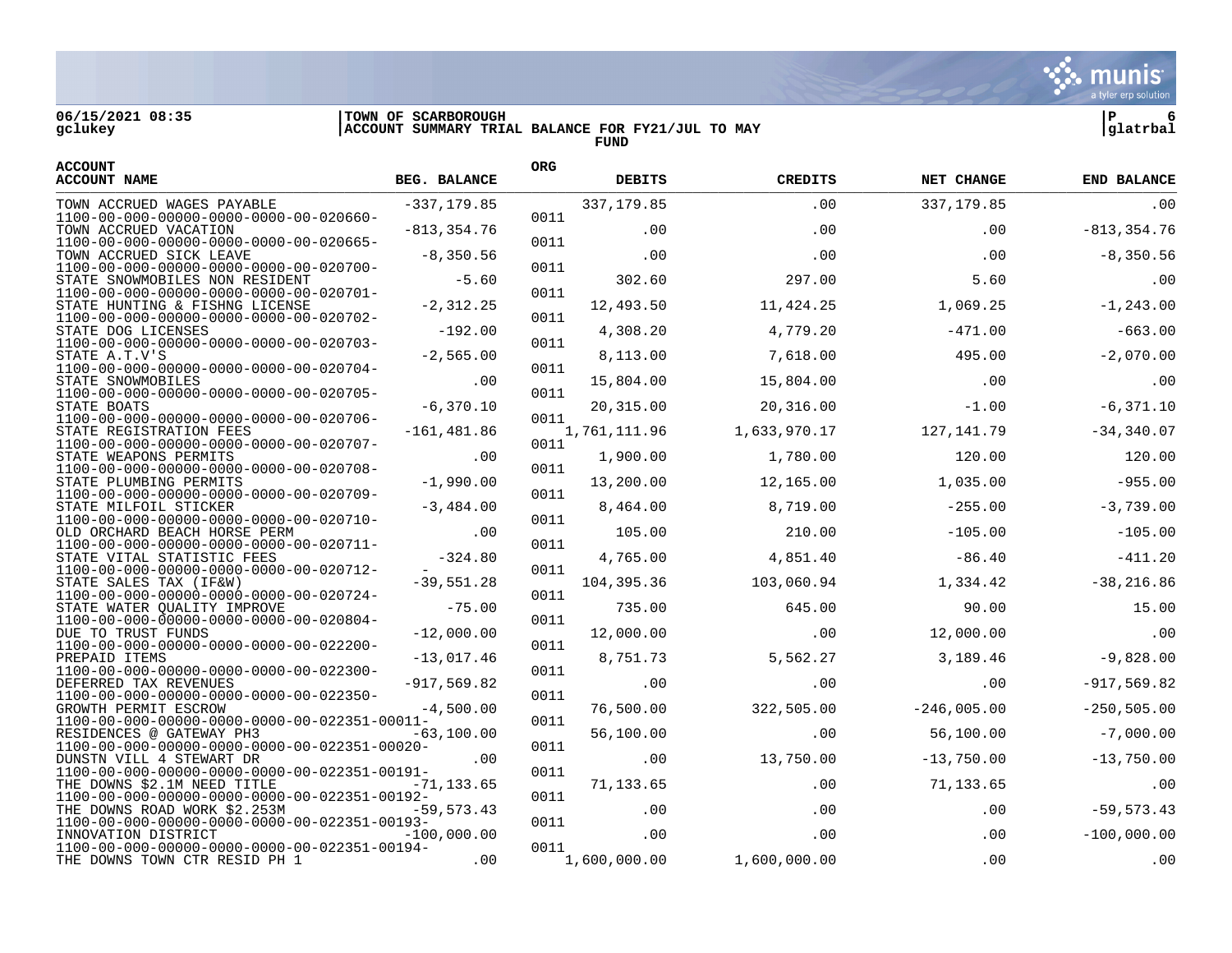06/15/2021 08:35
gclukey

**TOWN OF SCARBOROUGH**
**ACCOUNT SUMMARY TRIAL BALANCE FOR FY21/JUL TO MAY**
**FUND**

glatrbal

| ACCOUNT / ACCOUNT NAME | BEG. BALANCE | ORG | DEBITS | CREDITS | NET CHANGE | END BALANCE |
|---|---|---|---|---|---|---|
| TOWN ACCRUED WAGES PAYABLE | -337,179.85 | | 337,179.85 | .00 | 337,179.85 | .00 |
| 1100-00-000-00000-0000-0000-00-020660- TOWN ACCRUED VACATION | -813,354.76 | 0011 | .00 | .00 | .00 | -813,354.76 |
| 1100-00-000-00000-0000-0000-00-020665- TOWN ACCRUED SICK LEAVE | -8,350.56 | 0011 | .00 | .00 | .00 | -8,350.56 |
| 1100-00-000-00000-0000-0000-00-020700- STATE SNOWMOBILES NON RESIDENT | -5.60 | 0011 | 302.60 | 297.00 | 5.60 | .00 |
| 1100-00-000-00000-0000-0000-00-020701- STATE HUNTING & FISHNG LICENSE | -2,312.25 | 0011 | 12,493.50 | 11,424.25 | 1,069.25 | -1,243.00 |
| 1100-00-000-00000-0000-0000-00-020702- STATE DOG LICENSES | -192.00 | 0011 | 4,308.20 | 4,779.20 | -471.00 | -663.00 |
| 1100-00-000-00000-0000-0000-00-020703- STATE A.T.V'S | -2,565.00 | 0011 | 8,113.00 | 7,618.00 | 495.00 | -2,070.00 |
| 1100-00-000-00000-0000-0000-00-020704- STATE SNOWMOBILES | .00 | 0011 | 15,804.00 | 15,804.00 | .00 | .00 |
| 1100-00-000-00000-0000-0000-00-020705- STATE BOATS | -6,370.10 | 0011 | 20,315.00 | 20,316.00 | -1.00 | -6,371.10 |
| 1100-00-000-00000-0000-0000-00-020706- STATE REGISTRATION FEES | -161,481.86 | 0011 | 1,761,111.96 | 1,633,970.17 | 127,141.79 | -34,340.07 |
| 1100-00-000-00000-0000-0000-00-020707- STATE WEAPONS PERMITS | .00 | 0011 | 1,900.00 | 1,780.00 | 120.00 | 120.00 |
| 1100-00-000-00000-0000-0000-00-020708- STATE PLUMBING PERMITS | -1,990.00 | 0011 | 13,200.00 | 12,165.00 | 1,035.00 | -955.00 |
| 1100-00-000-00000-0000-0000-00-020709- STATE MILFOIL STICKER | -3,484.00 | 0011 | 8,464.00 | 8,719.00 | -255.00 | -3,739.00 |
| 1100-00-000-00000-0000-0000-00-020710- OLD ORCHARD BEACH HORSE PERM | .00 | 0011 | 105.00 | 210.00 | -105.00 | -105.00 |
| 1100-00-000-00000-0000-0000-00-020711- STATE VITAL STATISTIC FEES | -324.80 | 0011 | 4,765.00 | 4,851.40 | -86.40 | -411.20 |
| 1100-00-000-00000-0000-0000-00-020712- STATE SALES TAX (IF&W) | -39,551.28 | 0011 | 104,395.36 | 103,060.94 | 1,334.42 | -38,216.86 |
| 1100-00-000-00000-0000-0000-00-020724- STATE WATER QUALITY IMPROVE | -75.00 | 0011 | 735.00 | 645.00 | 90.00 | 15.00 |
| 1100-00-000-00000-0000-0000-00-020804- DUE TO TRUST FUNDS | -12,000.00 | 0011 | 12,000.00 | .00 | 12,000.00 | .00 |
| 1100-00-000-00000-0000-0000-00-022200- PREPAID ITEMS | -13,017.46 | 0011 | 8,751.73 | 5,562.27 | 3,189.46 | -9,828.00 |
| 1100-00-000-00000-0000-0000-00-022300- DEFERRED TAX REVENUES | -917,569.82 | 0011 | .00 | .00 | .00 | -917,569.82 |
| 1100-00-000-00000-0000-0000-00-022350- GROWTH PERMIT ESCROW | -4,500.00 | 0011 | 76,500.00 | 322,505.00 | -246,005.00 | -250,505.00 |
| 1100-00-000-00000-0000-0000-00-022351-00011- RESIDENCES @ GATEWAY PH3 | -63,100.00 | 0011 | 56,100.00 | .00 | 56,100.00 | -7,000.00 |
| 1100-00-000-00000-0000-0000-00-022351-00020- DUNSTN VILL 4 STEWART DR | .00 | 0011 | .00 | 13,750.00 | -13,750.00 | -13,750.00 |
| 1100-00-000-00000-0000-0000-00-022351-00191- THE DOWNS $2.1M NEED TITLE | -71,133.65 | 0011 | 71,133.65 | .00 | 71,133.65 | .00 |
| 1100-00-000-00000-0000-0000-00-022351-00192- THE DOWNS ROAD WORK $2.253M | -59,573.43 | 0011 | .00 | .00 | .00 | -59,573.43 |
| 1100-00-000-00000-0000-0000-00-022351-00193- INNOVATION DISTRICT | -100,000.00 | 0011 | .00 | .00 | .00 | -100,000.00 |
| 1100-00-000-00000-0000-0000-00-022351-00194- THE DOWNS TOWN CTR RESID PH 1 | .00 | 0011 | 1,600,000.00 | 1,600,000.00 | .00 | .00 |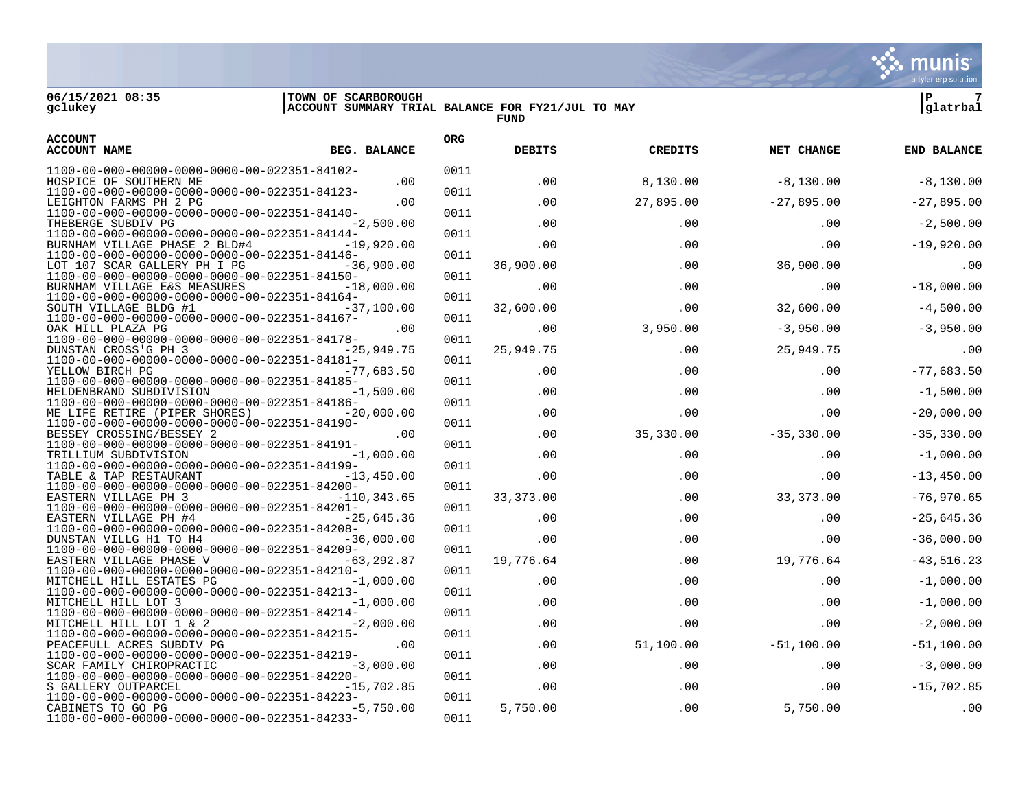06/15/2021 08:35 | TOWN OF SCARBOROUGH | P 7
gclukey | ACCOUNT SUMMARY TRIAL BALANCE FOR FY21/JUL TO MAY | glatrbal

FUND

| ACCOUNT / ACCOUNT NAME | BEG. BALANCE | ORG | DEBITS | CREDITS | NET CHANGE | END BALANCE |
|---|---|---|---|---|---|---|
| 1100-00-000-00000-0000-0000-00-022351-84102- HOSPICE OF SOUTHERN ME | .00 | 0011 | .00 | 8,130.00 | -8,130.00 | -8,130.00 |
| 1100-00-000-00000-0000-0000-00-022351-84123- LEIGHTON FARMS PH 2 PG | .00 | 0011 | .00 | 27,895.00 | -27,895.00 | -27,895.00 |
| 1100-00-000-00000-0000-0000-00-022351-84140- THEBERGE SUBDIV PG | -2,500.00 | 0011 | .00 | .00 | .00 | -2,500.00 |
| 1100-00-000-00000-0000-0000-00-022351-84144- BURNHAM VILLAGE PHASE 2 BLD#4 | -19,920.00 | 0011 | .00 | .00 | .00 | -19,920.00 |
| 1100-00-000-00000-0000-0000-00-022351-84146- LOT 107 SCAR GALLERY PH I PG | -36,900.00 | 0011 | 36,900.00 | .00 | 36,900.00 | .00 |
| 1100-00-000-00000-0000-0000-00-022351-84150- BURNHAM VILLAGE E&S MEASURES | -18,000.00 | 0011 | .00 | .00 | .00 | -18,000.00 |
| 1100-00-000-00000-0000-0000-00-022351-84164- SOUTH VILLAGE BLDG #1 | -37,100.00 | 0011 | 32,600.00 | .00 | 32,600.00 | -4,500.00 |
| 1100-00-000-00000-0000-0000-00-022351-84167- OAK HILL PLAZA PG | .00 | 0011 | .00 | 3,950.00 | -3,950.00 | -3,950.00 |
| 1100-00-000-00000-0000-0000-00-022351-84178- DUNSTAN CROSS'G PH 3 | -25,949.75 | 0011 | 25,949.75 | .00 | 25,949.75 | .00 |
| 1100-00-000-00000-0000-0000-00-022351-84181- YELLOW BIRCH PG | -77,683.50 | 0011 | .00 | .00 | .00 | -77,683.50 |
| 1100-00-000-00000-0000-0000-00-022351-84185- HELDENBRAND SUBDIVISION | -1,500.00 | 0011 | .00 | .00 | .00 | -1,500.00 |
| 1100-00-000-00000-0000-0000-00-022351-84186- ME LIFE RETIRE (PIPER SHORES) | -20,000.00 | 0011 | .00 | .00 | .00 | -20,000.00 |
| 1100-00-000-00000-0000-0000-00-022351-84190- BESSEY CROSSING/BESSEY 2 | .00 | 0011 | .00 | 35,330.00 | -35,330.00 | -35,330.00 |
| 1100-00-000-00000-0000-0000-00-022351-84191- TRILLIUM SUBDIVISION | -1,000.00 | 0011 | .00 | .00 | .00 | -1,000.00 |
| 1100-00-000-00000-0000-0000-00-022351-84199- TABLE & TAP RESTAURANT | -13,450.00 | 0011 | .00 | .00 | .00 | -13,450.00 |
| 1100-00-000-00000-0000-0000-00-022351-84200- EASTERN VILLAGE PH 3 | -110,343.65 | 0011 | 33,373.00 | .00 | 33,373.00 | -76,970.65 |
| 1100-00-000-00000-0000-0000-00-022351-84201- EASTERN VILLAGE PH #4 | -25,645.36 | 0011 | .00 | .00 | .00 | -25,645.36 |
| 1100-00-000-00000-0000-0000-00-022351-84208- DUNSTAN VILLG H1 TO H4 | -36,000.00 | 0011 | .00 | .00 | .00 | -36,000.00 |
| 1100-00-000-00000-0000-0000-00-022351-84209- EASTERN VILLAGE PHASE V | -63,292.87 | 0011 | 19,776.64 | .00 | 19,776.64 | -43,516.23 |
| 1100-00-000-00000-0000-0000-00-022351-84210- MITCHELL HILL ESTATES PG | -1,000.00 | 0011 | .00 | .00 | .00 | -1,000.00 |
| 1100-00-000-00000-0000-0000-00-022351-84213- MITCHELL HILL LOT 3 | -1,000.00 | 0011 | .00 | .00 | .00 | -1,000.00 |
| 1100-00-000-00000-0000-0000-00-022351-84214- MITCHELL HILL LOT 1 & 2 | -2,000.00 | 0011 | .00 | .00 | .00 | -2,000.00 |
| 1100-00-000-00000-0000-0000-00-022351-84215- PEACEFULL ACRES SUBDIV PG | .00 | 0011 | .00 | 51,100.00 | -51,100.00 | -51,100.00 |
| 1100-00-000-00000-0000-0000-00-022351-84219- SCAR FAMILY CHIROPRACTIC | -3,000.00 | 0011 | .00 | .00 | .00 | -3,000.00 |
| 1100-00-000-00000-0000-0000-00-022351-84220- S GALLERY OUTPARCEL | -15,702.85 | 0011 | .00 | .00 | .00 | -15,702.85 |
| 1100-00-000-00000-0000-0000-00-022351-84223- CABINETS TO GO PG | -5,750.00 | 0011 | 5,750.00 | .00 | 5,750.00 | .00 |
| 1100-00-000-00000-0000-0000-00-022351-84233- | | 0011 | | | | |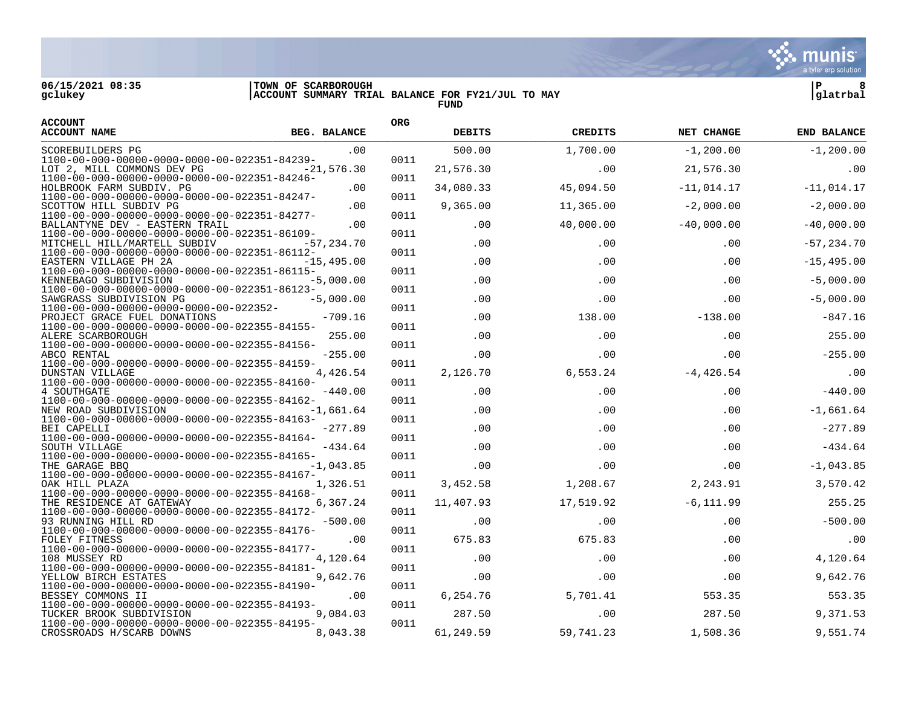06/15/2021 08:35
gclukey

**TOWN OF SCARBOROUGH**
**ACCOUNT SUMMARY TRIAL BALANCE FOR FY21/JUL TO MAY**
**FUND**

glatrbal

| ACCOUNT / ACCOUNT NAME | BEG. BALANCE | ORG | DEBITS | CREDITS | NET CHANGE | END BALANCE |
|---|---|---|---|---|---|---|
| SCOREBUILDERS PG | .00 | | 500.00 | 1,700.00 | -1,200.00 | -1,200.00 |
| 1100-00-000-00000-0000-0000-00-022351-84239- LOT 2, MILL COMMONS DEV PG | -21,576.30 | 0011 | 21,576.30 | .00 | 21,576.30 | .00 |
| 1100-00-000-00000-0000-0000-00-022351-84246- HOLBROOK FARM SUBDIV. PG | .00 | 0011 | 34,080.33 | 45,094.50 | -11,014.17 | -11,014.17 |
| 1100-00-000-00000-0000-0000-00-022351-84247- SCOTTOW HILL SUBDIV PG | .00 | 0011 | 9,365.00 | 11,365.00 | -2,000.00 | -2,000.00 |
| 1100-00-000-00000-0000-0000-00-022351-84277- BALLANTYNE DEV - EASTERN TRAIL | .00 | 0011 | .00 | 40,000.00 | -40,000.00 | -40,000.00 |
| 1100-00-000-00000-0000-0000-00-022351-86109- MITCHELL HILL/MARTELL SUBDIV | -57,234.70 | 0011 | .00 | .00 | .00 | -57,234.70 |
| 1100-00-000-00000-0000-0000-00-022351-86112- EASTERN VILLAGE PH 2A | -15,495.00 | 0011 | .00 | .00 | .00 | -15,495.00 |
| 1100-00-000-00000-0000-0000-00-022351-86115- KENNEBAGO SUBDIVISION | -5,000.00 | 0011 | .00 | .00 | .00 | -5,000.00 |
| 1100-00-000-00000-0000-0000-00-022351-86123- SAWGRASS SUBDIVISION PG | -5,000.00 | 0011 | .00 | .00 | .00 | -5,000.00 |
| 1100-00-000-00000-0000-0000-00-022352- PROJECT GRACE FUEL DONATIONS | -709.16 | 0011 | .00 | 138.00 | -138.00 | -847.16 |
| 1100-00-000-00000-0000-0000-00-022355-84155- ALERE SCARBOROUGH | 255.00 | 0011 | .00 | .00 | .00 | 255.00 |
| 1100-00-000-00000-0000-0000-00-022355-84156- ABCO RENTAL | -255.00 | 0011 | .00 | .00 | .00 | -255.00 |
| 1100-00-000-00000-0000-0000-00-022355-84159- DUNSTAN VILLAGE | 4,426.54 | 0011 | 2,126.70 | 6,553.24 | -4,426.54 | .00 |
| 1100-00-000-00000-0000-0000-00-022355-84160- 4 SOUTHGATE | -440.00 | 0011 | .00 | .00 | .00 | -440.00 |
| 1100-00-000-00000-0000-0000-00-022355-84162- NEW ROAD SUBDIVISION | -1,661.64 | 0011 | .00 | .00 | .00 | -1,661.64 |
| 1100-00-000-00000-0000-0000-00-022355-84163- BEI CAPELLI | -277.89 | 0011 | .00 | .00 | .00 | -277.89 |
| 1100-00-000-00000-0000-0000-00-022355-84164- SOUTH VILLAGE | -434.64 | 0011 | .00 | .00 | .00 | -434.64 |
| 1100-00-000-00000-0000-0000-00-022355-84165- THE GARAGE BBQ | -1,043.85 | 0011 | .00 | .00 | .00 | -1,043.85 |
| 1100-00-000-00000-0000-0000-00-022355-84167- OAK HILL PLAZA | 1,326.51 | 0011 | 3,452.58 | 1,208.67 | 2,243.91 | 3,570.42 |
| 1100-00-000-00000-0000-0000-00-022355-84168- THE RESIDENCE AT GATEWAY | 6,367.24 | 0011 | 11,407.93 | 17,519.92 | -6,111.99 | 255.25 |
| 1100-00-000-00000-0000-0000-00-022355-84172- 93 RUNNING HILL RD | -500.00 | 0011 | .00 | .00 | .00 | -500.00 |
| 1100-00-000-00000-0000-0000-00-022355-84176- FOLEY FITNESS | .00 | 0011 | 675.83 | 675.83 | .00 | .00 |
| 1100-00-000-00000-0000-0000-00-022355-84177- 108 MUSSEY RD | 4,120.64 | 0011 | .00 | .00 | .00 | 4,120.64 |
| 1100-00-000-00000-0000-0000-00-022355-84181- YELLOW BIRCH ESTATES | 9,642.76 | 0011 | .00 | .00 | .00 | 9,642.76 |
| 1100-00-000-00000-0000-0000-00-022355-84190- BESSEY COMMONS II | .00 | 0011 | 6,254.76 | 5,701.41 | 553.35 | 553.35 |
| 1100-00-000-00000-0000-0000-00-022355-84193- TUCKER BROOK SUBDIVISION | 9,084.03 | 0011 | 287.50 | .00 | 287.50 | 9,371.53 |
| 1100-00-000-00000-0000-0000-00-022355-84195- CROSSROADS H/SCARB DOWNS | 8,043.38 | 0011 | 61,249.59 | 59,741.23 | 1,508.36 | 9,551.74 |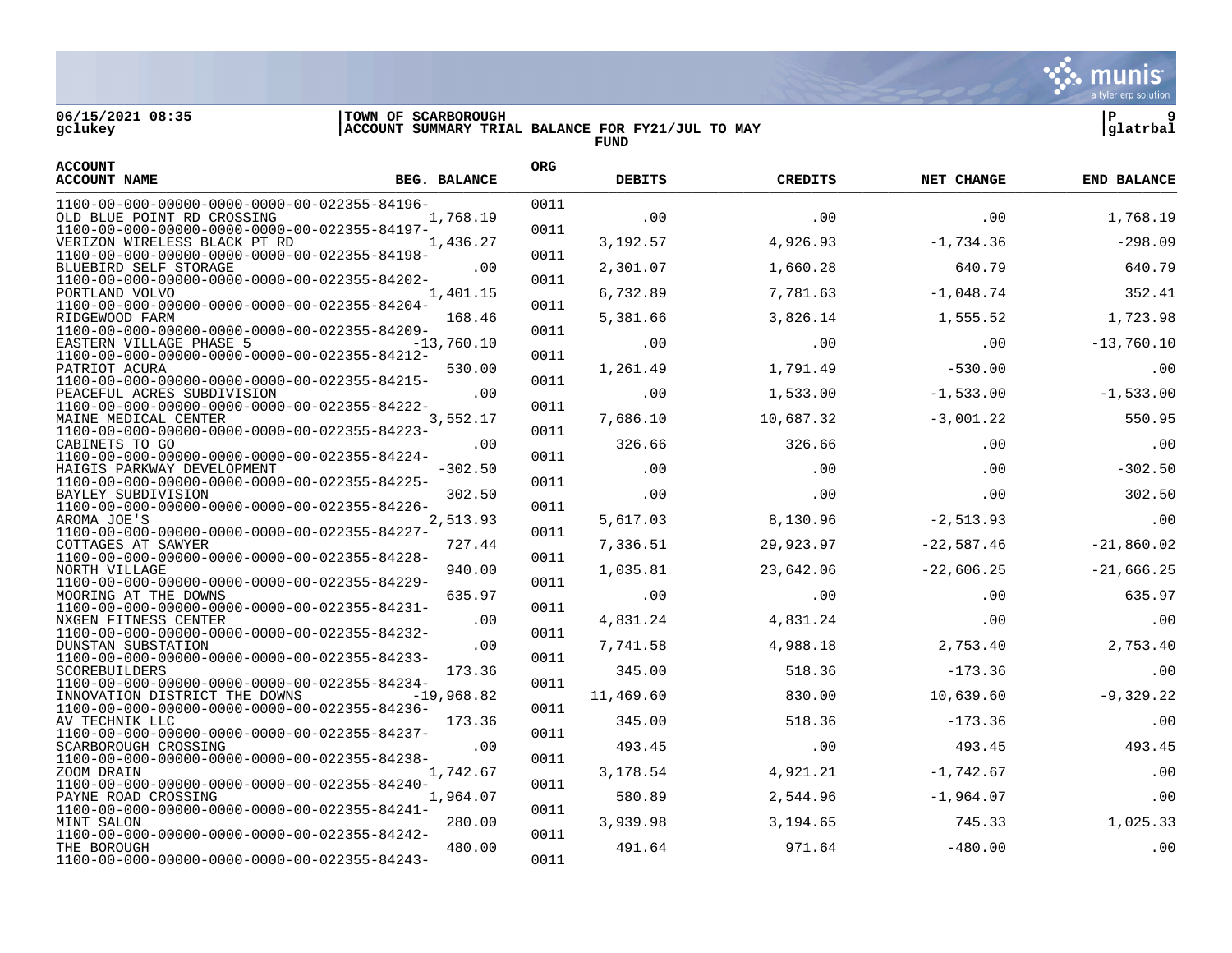06/15/2021 08:35 | TOWN OF SCARBOROUGH | P 9
gclukey | ACCOUNT SUMMARY TRIAL BALANCE FOR FY21/JUL TO MAY | glatrbal

FUND

| ACCOUNT / ACCOUNT NAME | BEG. BALANCE | ORG | DEBITS | CREDITS | NET CHANGE | END BALANCE |
|---|---|---|---|---|---|---|
| 1100-00-000-00000-0000-0000-00-022355-84196- OLD BLUE POINT RD CROSSING | 1,768.19 | 0011 | .00 | .00 | .00 | 1,768.19 |
| 1100-00-000-00000-0000-0000-00-022355-84197- VERIZON WIRELESS BLACK PT RD | 1,436.27 | 0011 | 3,192.57 | 4,926.93 | -1,734.36 | -298.09 |
| 1100-00-000-00000-0000-0000-00-022355-84198- BLUEBIRD SELF STORAGE | .00 | 0011 | 2,301.07 | 1,660.28 | 640.79 | 640.79 |
| 1100-00-000-00000-0000-0000-00-022355-84202- PORTLAND VOLVO | 1,401.15 | 0011 | 6,732.89 | 7,781.63 | -1,048.74 | 352.41 |
| 1100-00-000-00000-0000-0000-00-022355-84204- RIDGEWOOD FARM | 168.46 | 0011 | 5,381.66 | 3,826.14 | 1,555.52 | 1,723.98 |
| 1100-00-000-00000-0000-0000-00-022355-84209- EASTERN VILLAGE PHASE 5 | -13,760.10 | 0011 | .00 | .00 | .00 | -13,760.10 |
| 1100-00-000-00000-0000-0000-00-022355-84212- PATRIOT ACURA | 530.00 | 0011 | 1,261.49 | 1,791.49 | -530.00 | .00 |
| 1100-00-000-00000-0000-0000-00-022355-84215- PEACEFUL ACRES SUBDIVISION | .00 | 0011 | .00 | 1,533.00 | -1,533.00 | -1,533.00 |
| 1100-00-000-00000-0000-0000-00-022355-84222- MAINE MEDICAL CENTER | 3,552.17 | 0011 | 7,686.10 | 10,687.32 | -3,001.22 | 550.95 |
| 1100-00-000-00000-0000-0000-00-022355-84223- CABINETS TO GO | .00 | 0011 | 326.66 | 326.66 | .00 | .00 |
| 1100-00-000-00000-0000-0000-00-022355-84224- HAIGIS PARKWAY DEVELOPMENT | -302.50 | 0011 | .00 | .00 | .00 | -302.50 |
| 1100-00-000-00000-0000-0000-00-022355-84225- BAYLEY SUBDIVISION | 302.50 | 0011 | .00 | .00 | .00 | 302.50 |
| 1100-00-000-00000-0000-0000-00-022355-84226- AROMA JOE'S | 2,513.93 | 0011 | 5,617.03 | 8,130.96 | -2,513.93 | .00 |
| 1100-00-000-00000-0000-0000-00-022355-84227- COTTAGES AT SAWYER | 727.44 | 0011 | 7,336.51 | 29,923.97 | -22,587.46 | -21,860.02 |
| 1100-00-000-00000-0000-0000-00-022355-84228- NORTH VILLAGE | 940.00 | 0011 | 1,035.81 | 23,642.06 | -22,606.25 | -21,666.25 |
| 1100-00-000-00000-0000-0000-00-022355-84229- MOORING AT THE DOWNS | 635.97 | 0011 | .00 | .00 | .00 | 635.97 |
| 1100-00-000-00000-0000-0000-00-022355-84231- NXGEN FITNESS CENTER | .00 | 0011 | 4,831.24 | 4,831.24 | .00 | .00 |
| 1100-00-000-00000-0000-0000-00-022355-84232- DUNSTAN SUBSTATION | .00 | 0011 | 7,741.58 | 4,988.18 | 2,753.40 | 2,753.40 |
| 1100-00-000-00000-0000-0000-00-022355-84233- SCOREBUILDERS | 173.36 | 0011 | 345.00 | 518.36 | -173.36 | .00 |
| 1100-00-000-00000-0000-0000-00-022355-84234- INNOVATION DISTRICT THE DOWNS | -19,968.82 | 0011 | 11,469.60 | 830.00 | 10,639.60 | -9,329.22 |
| 1100-00-000-00000-0000-0000-00-022355-84236- AV TECHNIK LLC | 173.36 | 0011 | 345.00 | 518.36 | -173.36 | .00 |
| 1100-00-000-00000-0000-0000-00-022355-84237- SCARBOROUGH CROSSING | .00 | 0011 | 493.45 | .00 | 493.45 | 493.45 |
| 1100-00-000-00000-0000-0000-00-022355-84238- ZOOM DRAIN | 1,742.67 | 0011 | 3,178.54 | 4,921.21 | -1,742.67 | .00 |
| 1100-00-000-00000-0000-0000-00-022355-84240- PAYNE ROAD CROSSING | 1,964.07 | 0011 | 580.89 | 2,544.96 | -1,964.07 | .00 |
| 1100-00-000-00000-0000-0000-00-022355-84241- MINT SALON | 280.00 | 0011 | 3,939.98 | 3,194.65 | 745.33 | 1,025.33 |
| 1100-00-000-00000-0000-0000-00-022355-84242- THE BOROUGH | 480.00 | 0011 | 491.64 | 971.64 | -480.00 | .00 |
| 1100-00-000-00000-0000-0000-00-022355-84243- | | 0011 | | | | |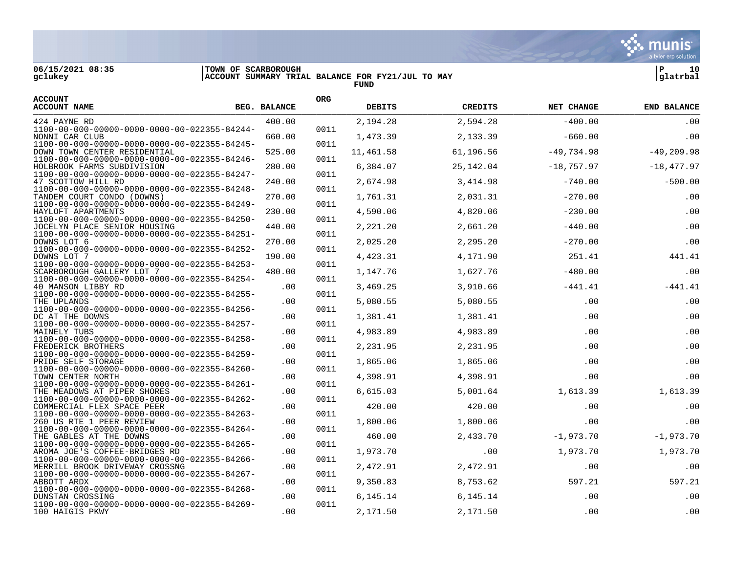| ACCOUNT | ACCOUNT NAME | BEG. BALANCE | ORG | DEBITS | CREDITS | NET CHANGE | END BALANCE |
|---|---|---|---|---|---|---|---|
| | 424 PAYNE RD | 400.00 | | 2,194.28 | 2,594.28 | -400.00 | .00 |
| 1100-00-000-00000-0000-0000-00-022355-84244- | NONNI CAR CLUB | 660.00 | 0011 | 1,473.39 | 2,133.39 | -660.00 | .00 |
| 1100-00-000-00000-0000-0000-00-022355-84245- | DOWN TOWN CENTER RESIDENTIAL | 525.00 | 0011 | 11,461.58 | 61,196.56 | -49,734.98 | -49,209.98 |
| 1100-00-000-00000-0000-0000-00-022355-84246- | HOLBROOK FARMS SUBDIVISION | 280.00 | 0011 | 6,384.07 | 25,142.04 | -18,757.97 | -18,477.97 |
| 1100-00-000-00000-0000-0000-00-022355-84247- | 47 SCOTTOW HILL RD | 240.00 | 0011 | 2,674.98 | 3,414.98 | -740.00 | -500.00 |
| 1100-00-000-00000-0000-0000-00-022355-84248- | TANDEM COURT CONDO (DOWNS) | 270.00 | 0011 | 1,761.31 | 2,031.31 | -270.00 | .00 |
| 1100-00-000-00000-0000-0000-00-022355-84249- | HAYLOFT APARTMENTS | 230.00 | 0011 | 4,590.06 | 4,820.06 | -230.00 | .00 |
| 1100-00-000-00000-0000-0000-00-022355-84250- | JOCELYN PLACE SENIOR HOUSING | 440.00 | 0011 | 2,221.20 | 2,661.20 | -440.00 | .00 |
| 1100-00-000-00000-0000-0000-00-022355-84251- | DOWNS LOT 6 | 270.00 | 0011 | 2,025.20 | 2,295.20 | -270.00 | .00 |
| 1100-00-000-00000-0000-0000-00-022355-84252- | DOWNS LOT 7 | 190.00 | 0011 | 4,423.31 | 4,171.90 | 251.41 | 441.41 |
| 1100-00-000-00000-0000-0000-00-022355-84253- | SCARBOROUGH GALLERY LOT 7 | 480.00 | 0011 | 1,147.76 | 1,627.76 | -480.00 | .00 |
| 1100-00-000-00000-0000-0000-00-022355-84254- | 40 MANSON LIBBY RD | .00 | 0011 | 3,469.25 | 3,910.66 | -441.41 | -441.41 |
| 1100-00-000-00000-0000-0000-00-022355-84255- | THE UPLANDS | .00 | 0011 | 5,080.55 | 5,080.55 | .00 | .00 |
| 1100-00-000-00000-0000-0000-00-022355-84256- | DC AT THE DOWNS | .00 | 0011 | 1,381.41 | 1,381.41 | .00 | .00 |
| 1100-00-000-00000-0000-0000-00-022355-84257- | MAINELY TUBS | .00 | 0011 | 4,983.89 | 4,983.89 | .00 | .00 |
| 1100-00-000-00000-0000-0000-00-022355-84258- | FREDERICK BROTHERS | .00 | 0011 | 2,231.95 | 2,231.95 | .00 | .00 |
| 1100-00-000-00000-0000-0000-00-022355-84259- | PRIDE SELF STORAGE | .00 | 0011 | 1,865.06 | 1,865.06 | .00 | .00 |
| 1100-00-000-00000-0000-0000-00-022355-84260- | TOWN CENTER NORTH | .00 | 0011 | 4,398.91 | 4,398.91 | .00 | .00 |
| 1100-00-000-00000-0000-0000-00-022355-84261- | THE MEADOWS AT PIPER SHORES | .00 | 0011 | 6,615.03 | 5,001.64 | 1,613.39 | 1,613.39 |
| 1100-00-000-00000-0000-0000-00-022355-84262- | COMMERCIAL FLEX SPACE PEER | .00 | 0011 | 420.00 | 420.00 | .00 | .00 |
| 1100-00-000-00000-0000-0000-00-022355-84263- | 260 US RTE 1 PEER REVIEW | .00 | 0011 | 1,800.06 | 1,800.06 | .00 | .00 |
| 1100-00-000-00000-0000-0000-00-022355-84264- | THE GABLES AT THE DOWNS | .00 | 0011 | 460.00 | 2,433.70 | -1,973.70 | -1,973.70 |
| 1100-00-000-00000-0000-0000-00-022355-84265- | AROMA JOE'S COFFEE-BRIDGES RD | .00 | 0011 | 1,973.70 | .00 | 1,973.70 | 1,973.70 |
| 1100-00-000-00000-0000-0000-00-022355-84266- | MERRILL BROOK DRIVEWAY CROSSNG | .00 | 0011 | 2,472.91 | 2,472.91 | .00 | .00 |
| 1100-00-000-00000-0000-0000-00-022355-84267- | ABBOTT ARDX | .00 | 0011 | 9,350.83 | 8,753.62 | 597.21 | 597.21 |
| 1100-00-000-00000-0000-0000-00-022355-84268- | DUNSTAN CROSSING | .00 | 0011 | 6,145.14 | 6,145.14 | .00 | .00 |
| 1100-00-000-00000-0000-0000-00-022355-84269- | 100 HAIGIS PKWY | .00 | 0011 | 2,171.50 | 2,171.50 | .00 | .00 |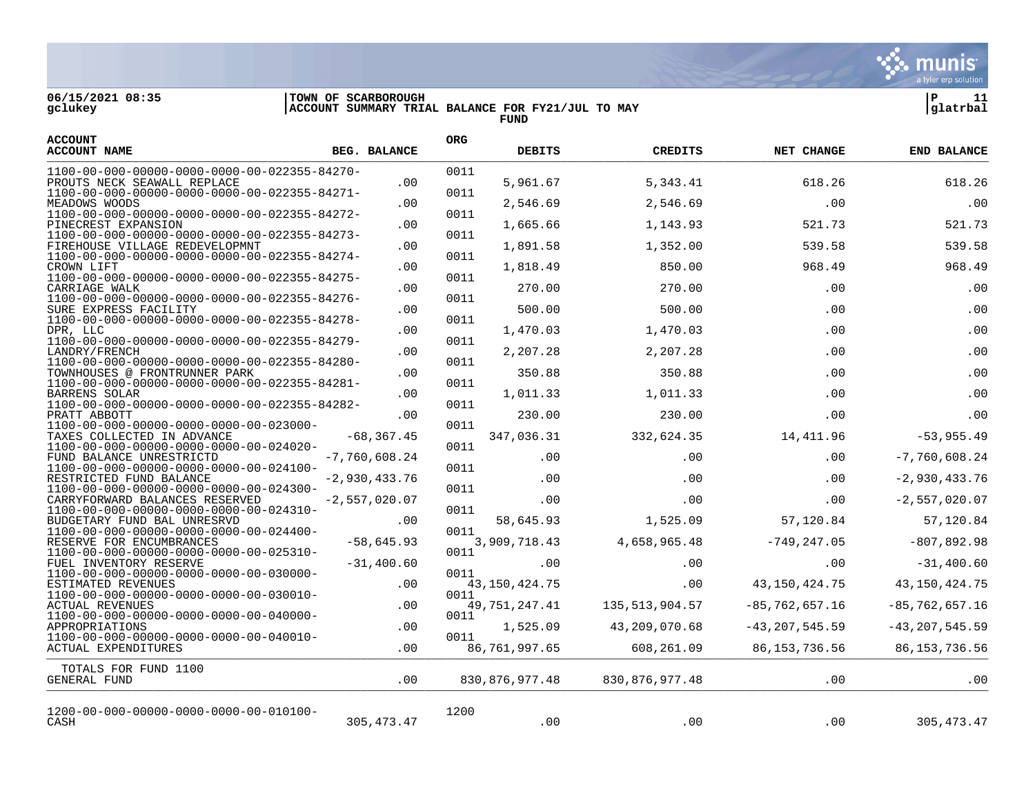06/15/2021 08:35
gclukey

TOWN OF SCARBOROUGH
ACCOUNT SUMMARY TRIAL BALANCE FOR FY21/JUL TO MAY
FUND

P 11
glatrbal

| ACCOUNT / ACCOUNT NAME | BEG. BALANCE | ORG | DEBITS | CREDITS | NET CHANGE | END BALANCE |
|---|---|---|---|---|---|---|
| 1100-00-000-00000-0000-0000-00-022355-84270- PROUTS NECK SEAWALL REPLACE | .00 | 0011 | 5,961.67 | 5,343.41 | 618.26 | 618.26 |
| 1100-00-000-00000-0000-0000-00-022355-84271- MEADOWS WOODS | .00 | 0011 | 2,546.69 | 2,546.69 | .00 | .00 |
| 1100-00-000-00000-0000-0000-00-022355-84272- PINECREST EXPANSION | .00 | 0011 | 1,665.66 | 1,143.93 | 521.73 | 521.73 |
| 1100-00-000-00000-0000-0000-00-022355-84273- FIREHOUSE VILLAGE REDEVELOPMNT | .00 | 0011 | 1,891.58 | 1,352.00 | 539.58 | 539.58 |
| 1100-00-000-00000-0000-0000-00-022355-84274- CROWN LIFT | .00 | 0011 | 1,818.49 | 850.00 | 968.49 | 968.49 |
| 1100-00-000-00000-0000-0000-00-022355-84275- CARRIAGE WALK | .00 | 0011 | 270.00 | 270.00 | .00 | .00 |
| 1100-00-000-00000-0000-0000-00-022355-84276- SURE EXPRESS FACILITY | .00 | 0011 | 500.00 | 500.00 | .00 | .00 |
| 1100-00-000-00000-0000-0000-00-022355-84278- DPR, LLC | .00 | 0011 | 1,470.03 | 1,470.03 | .00 | .00 |
| 1100-00-000-00000-0000-0000-00-022355-84279- LANDRY/FRENCH | .00 | 0011 | 2,207.28 | 2,207.28 | .00 | .00 |
| 1100-00-000-00000-0000-0000-00-022355-84280- TOWNHOUSES @ FRONTRUNNER PARK | .00 | 0011 | 350.88 | 350.88 | .00 | .00 |
| 1100-00-000-00000-0000-0000-00-022355-84281- BARRENS SOLAR | .00 | 0011 | 1,011.33 | 1,011.33 | .00 | .00 |
| 1100-00-000-00000-0000-0000-00-022355-84282- PRATT ABBOTT | .00 | 0011 | 230.00 | 230.00 | .00 | .00 |
| 1100-00-000-00000-0000-0000-00-023000- TAXES COLLECTED IN ADVANCE | -68,367.45 | 0011 | 347,036.31 | 332,624.35 | 14,411.96 | -53,955.49 |
| 1100-00-000-00000-0000-0000-00-024020- FUND BALANCE UNRESTRICTD | -7,760,608.24 | 0011 | .00 | .00 | .00 | -7,760,608.24 |
| 1100-00-000-00000-0000-0000-00-024100- RESTRICTED FUND BALANCE | -2,930,433.76 | 0011 | .00 | .00 | .00 | -2,930,433.76 |
| 1100-00-000-00000-0000-0000-00-024300- CARRYFORWARD BALANCES RESERVED | -2,557,020.07 | 0011 | .00 | .00 | .00 | -2,557,020.07 |
| 1100-00-000-00000-0000-0000-00-024310- BUDGETARY FUND BAL UNRESRVD | .00 | 0011 | 58,645.93 | 1,525.09 | 57,120.84 | 57,120.84 |
| 1100-00-000-00000-0000-0000-00-024400- RESERVE FOR ENCUMBRANCES | -58,645.93 | 0011 | 3,909,718.43 | 4,658,965.48 | -749,247.05 | -807,892.98 |
| 1100-00-000-00000-0000-0000-00-025310- FUEL INVENTORY RESERVE | -31,400.60 | 0011 | .00 | .00 | .00 | -31,400.60 |
| 1100-00-000-00000-0000-0000-00-030000- ESTIMATED REVENUES | .00 | 0011 | 43,150,424.75 | .00 | 43,150,424.75 | 43,150,424.75 |
| 1100-00-000-00000-0000-0000-00-030010- ACTUAL REVENUES | .00 | 0011 | 49,751,247.41 | 135,513,904.57 | -85,762,657.16 | -85,762,657.16 |
| 1100-00-000-00000-0000-0000-00-040000- APPROPRIATIONS | .00 | 0011 | 1,525.09 | 43,209,070.68 | -43,207,545.59 | -43,207,545.59 |
| 1100-00-000-00000-0000-0000-00-040010- ACTUAL EXPENDITURES | .00 | 0011 | 86,761,997.65 | 608,261.09 | 86,153,736.56 | 86,153,736.56 |
| TOTALS FOR FUND 1100 GENERAL FUND | .00 | | 830,876,977.48 | 830,876,977.48 | .00 | .00 |
| 1200-00-000-00000-0000-0000-00-010100- CASH | 305,473.47 | 1200 | .00 | .00 | .00 | 305,473.47 |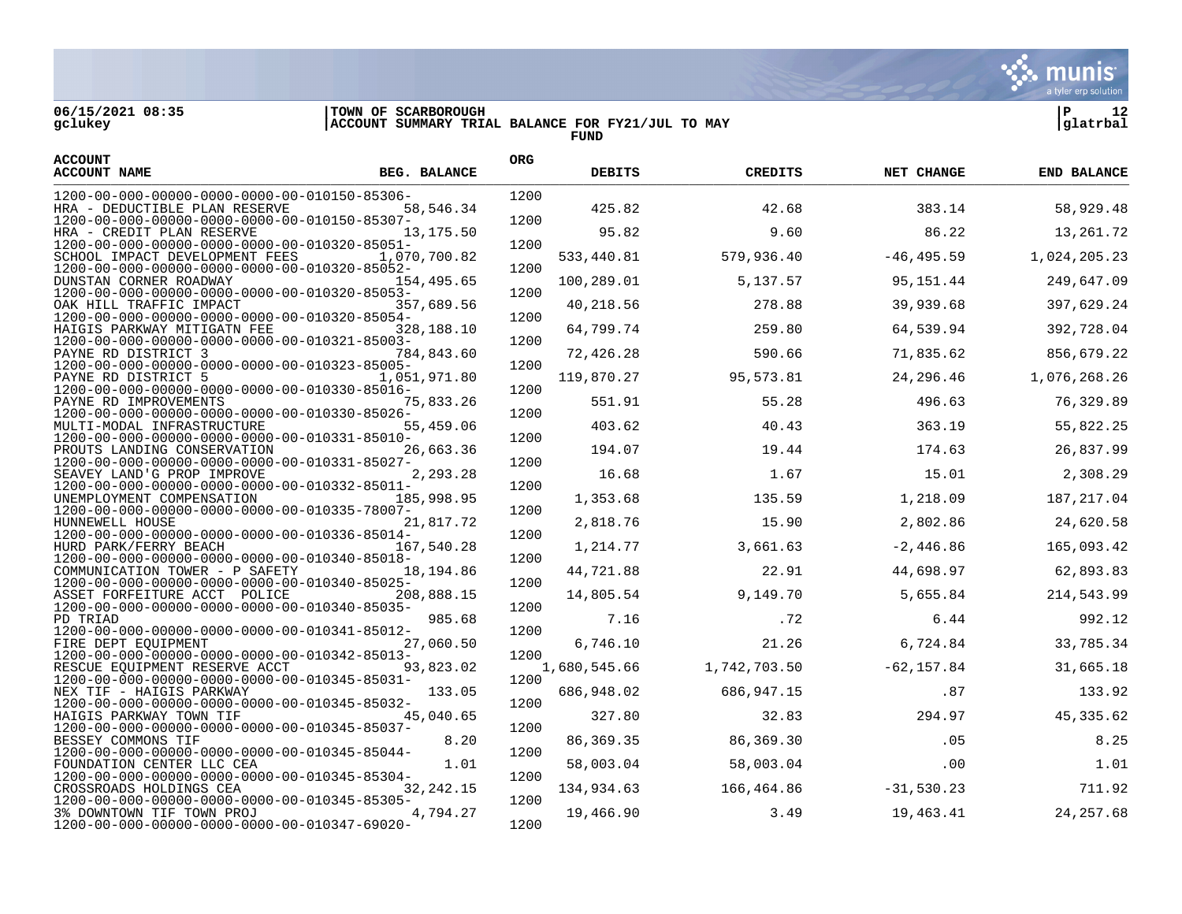06/15/2021 08:35 gclukey | TOWN OF SCARBOROUGH | ACCOUNT SUMMARY TRIAL BALANCE FOR FY21/JUL TO MAY | FUND | P 12 glatrbal

| ACCOUNT / ACCOUNT NAME | BEG. BALANCE | ORG | DEBITS | CREDITS | NET CHANGE | END BALANCE |
|---|---|---|---|---|---|---|
| 1200-00-000-00000-0000-0000-00-010150-85306- HRA - DEDUCTIBLE PLAN RESERVE | 58,546.34 | 1200 | 425.82 | 42.68 | 383.14 | 58,929.48 |
| 1200-00-000-00000-0000-0000-00-010150-85307- HRA - CREDIT PLAN RESERVE | 13,175.50 | 1200 | 95.82 | 9.60 | 86.22 | 13,261.72 |
| 1200-00-000-00000-0000-0000-00-010320-85051- SCHOOL IMPACT DEVELOPMENT FEES | 1,070,700.82 | 1200 | 533,440.81 | 579,936.40 | -46,495.59 | 1,024,205.23 |
| 1200-00-000-00000-0000-0000-00-010320-85052- DUNSTAN CORNER ROADWAY | 154,495.65 | 1200 | 100,289.01 | 5,137.57 | 95,151.44 | 249,647.09 |
| 1200-00-000-00000-0000-0000-00-010320-85053- OAK HILL TRAFFIC IMPACT | 357,689.56 | 1200 | 40,218.56 | 278.88 | 39,939.68 | 397,629.24 |
| 1200-00-000-00000-0000-0000-00-010320-85054- HAIGIS PARKWAY MITIGATN FEE | 328,188.10 | 1200 | 64,799.74 | 259.80 | 64,539.94 | 392,728.04 |
| 1200-00-000-00000-0000-0000-00-010321-85003- PAYNE RD DISTRICT 3 | 784,843.60 | 1200 | 72,426.28 | 590.66 | 71,835.62 | 856,679.22 |
| 1200-00-000-00000-0000-0000-00-010323-85005- PAYNE RD DISTRICT 5 | 1,051,971.80 | 1200 | 119,870.27 | 95,573.81 | 24,296.46 | 1,076,268.26 |
| 1200-00-000-00000-0000-0000-00-010330-85016- PAYNE RD IMPROVEMENTS | 75,833.26 | 1200 | 551.91 | 55.28 | 496.63 | 76,329.89 |
| 1200-00-000-00000-0000-0000-00-010330-85026- MULTI-MODAL INFRASTRUCTURE | 55,459.06 | 1200 | 403.62 | 40.43 | 363.19 | 55,822.25 |
| 1200-00-000-00000-0000-0000-00-010331-85010- PROUTS LANDING CONSERVATION | 26,663.36 | 1200 | 194.07 | 19.44 | 174.63 | 26,837.99 |
| 1200-00-000-00000-0000-0000-00-010331-85027- SEAVEY LAND'G PROP IMPROVE | 2,293.28 | 1200 | 16.68 | 1.67 | 15.01 | 2,308.29 |
| 1200-00-000-00000-0000-0000-00-010332-85011- UNEMPLOYMENT COMPENSATION | 185,998.95 | 1200 | 1,353.68 | 135.59 | 1,218.09 | 187,217.04 |
| 1200-00-000-00000-0000-0000-00-010335-78007- HUNNEWELL HOUSE | 21,817.72 | 1200 | 2,818.76 | 15.90 | 2,802.86 | 24,620.58 |
| 1200-00-000-00000-0000-0000-00-010336-85014- HURD PARK/FERRY BEACH | 167,540.28 | 1200 | 1,214.77 | 3,661.63 | -2,446.86 | 165,093.42 |
| 1200-00-000-00000-0000-0000-00-010340-85018- COMMUNICATION TOWER - P SAFETY | 18,194.86 | 1200 | 44,721.88 | 22.91 | 44,698.97 | 62,893.83 |
| 1200-00-000-00000-0000-0000-00-010340-85025- ASSET FORFEITURE ACCT POLICE | 208,888.15 | 1200 | 14,805.54 | 9,149.70 | 5,655.84 | 214,543.99 |
| 1200-00-000-00000-0000-0000-00-010340-85035- PD TRIAD | 985.68 | 1200 | 7.16 | .72 | 6.44 | 992.12 |
| 1200-00-000-00000-0000-0000-00-010341-85012- FIRE DEPT EQUIPMENT | 27,060.50 | 1200 | 6,746.10 | 21.26 | 6,724.84 | 33,785.34 |
| 1200-00-000-00000-0000-0000-00-010342-85013- RESCUE EQUIPMENT RESERVE ACCT | 93,823.02 | 1200 | 1,680,545.66 | 1,742,703.50 | -62,157.84 | 31,665.18 |
| 1200-00-000-00000-0000-0000-00-010345-85031- NEX TIF - HAIGIS PARKWAY | 133.05 | 1200 | 686,948.02 | 686,947.15 | .87 | 133.92 |
| 1200-00-000-00000-0000-0000-00-010345-85032- HAIGIS PARKWAY TOWN TIF | 45,040.65 | 1200 | 327.80 | 32.83 | 294.97 | 45,335.62 |
| 1200-00-000-00000-0000-0000-00-010345-85037- BESSEY COMMONS TIF | 8.20 | 1200 | 86,369.35 | 86,369.30 | .05 | 8.25 |
| 1200-00-000-00000-0000-0000-00-010345-85044- FOUNDATION CENTER LLC CEA | 1.01 | 1200 | 58,003.04 | 58,003.04 | .00 | 1.01 |
| 1200-00-000-00000-0000-0000-00-010345-85304- CROSSROADS HOLDINGS CEA | 32,242.15 | 1200 | 134,934.63 | 166,464.86 | -31,530.23 | 711.92 |
| 1200-00-000-00000-0000-0000-00-010345-85305- 3% DOWNTOWN TIF TOWN PROJ | 4,794.27 | 1200 | 19,466.90 | 3.49 | 19,463.41 | 24,257.68 |
| 1200-00-000-00000-0000-0000-00-010347-69020- | | 1200 | | | | |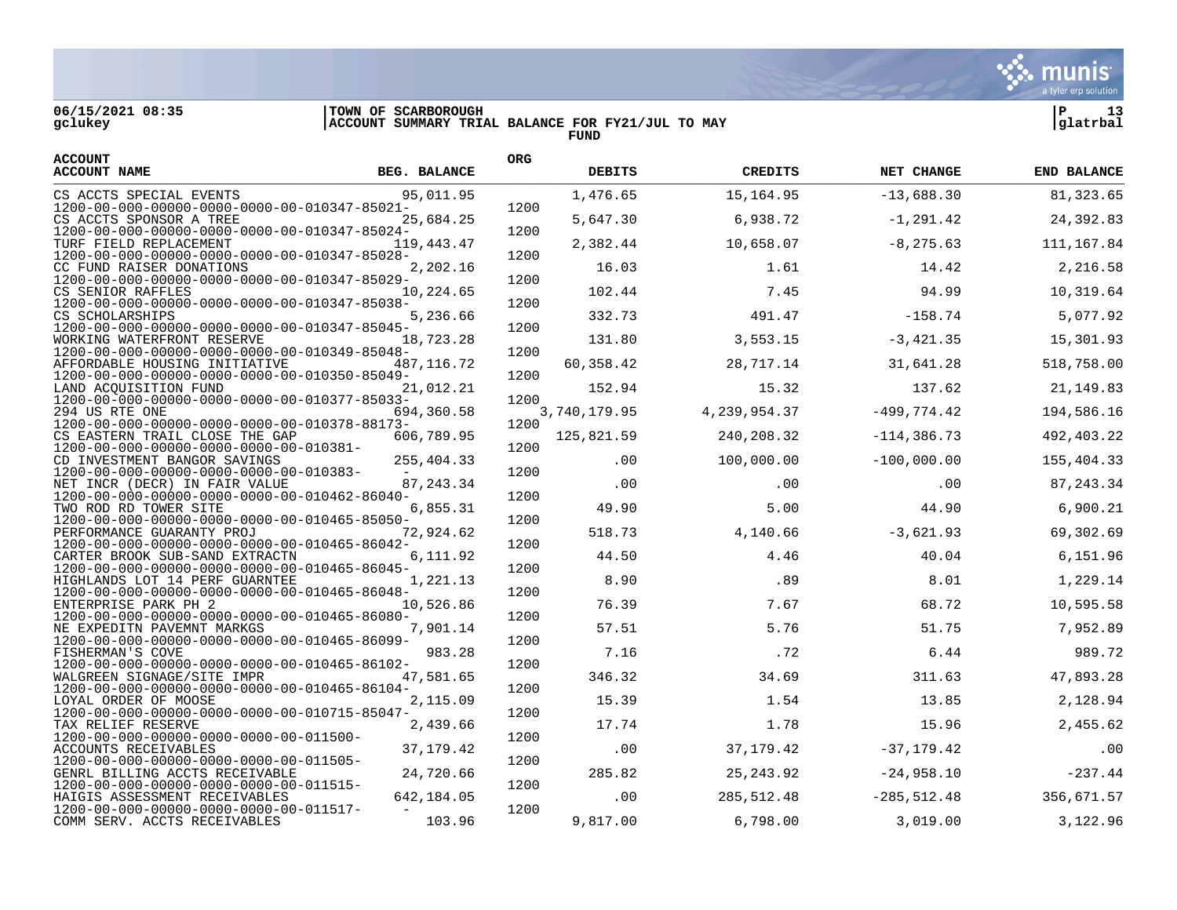06/15/2021 08:35 | TOWN OF SCARBOROUGH | P 13
gclukey | ACCOUNT SUMMARY TRIAL BALANCE FOR FY21/JUL TO MAY | glatrbal

FUND

| ACCOUNT / ACCOUNT NAME | BEG. BALANCE | ORG | DEBITS | CREDITS | NET CHANGE | END BALANCE |
|---|---|---|---|---|---|---|
| CS ACCTS SPECIAL EVENTS 1200-00-000-00000-0000-0000-00-010347-85021- | 95,011.95 | 1200 | 1,476.65 | 15,164.95 | -13,688.30 | 81,323.65 |
| CS ACCTS SPONSOR A TREE 1200-00-000-00000-0000-0000-00-010347-85024- | 25,684.25 | 1200 | 5,647.30 | 6,938.72 | -1,291.42 | 24,392.83 |
| TURF FIELD REPLACEMENT 1200-00-000-00000-0000-0000-00-010347-85028- | 119,443.47 | 1200 | 2,382.44 | 10,658.07 | -8,275.63 | 111,167.84 |
| CC FUND RAISER DONATIONS 1200-00-000-00000-0000-0000-00-010347-85029- | 2,202.16 | 1200 | 16.03 | 1.61 | 14.42 | 2,216.58 |
| CS SENIOR RAFFLES 1200-00-000-00000-0000-0000-00-010347-85038- | 10,224.65 | 1200 | 102.44 | 7.45 | 94.99 | 10,319.64 |
| CS SCHOLARSHIPS 1200-00-000-00000-0000-0000-00-010347-85045- | 5,236.66 | 1200 | 332.73 | 491.47 | -158.74 | 5,077.92 |
| WORKING WATERFRONT RESERVE 1200-00-000-00000-0000-0000-00-010349-85048- | 18,723.28 | 1200 | 131.80 | 3,553.15 | -3,421.35 | 15,301.93 |
| AFFORDABLE HOUSING INITIATIVE 1200-00-000-00000-0000-0000-00-010350-85049- | 487,116.72 | 1200 | 60,358.42 | 28,717.14 | 31,641.28 | 518,758.00 |
| LAND ACQUISITION FUND 1200-00-000-00000-0000-0000-00-010377-85033- | 21,012.21 | 1200 | 152.94 | 15.32 | 137.62 | 21,149.83 |
| 294 US RTE ONE 1200-00-000-00000-0000-0000-00-010378-88173- | 694,360.58 | 1200 | 3,740,179.95 | 4,239,954.37 | -499,774.42 | 194,586.16 |
| CS EASTERN TRAIL CLOSE THE GAP 1200-00-000-00000-0000-0000-00-010381- | 606,789.95 | 1200 | 125,821.59 | 240,208.32 | -114,386.73 | 492,403.22 |
| CD INVESTMENT BANGOR SAVINGS 1200-00-000-00000-0000-0000-00-010383- | 255,404.33 | 1200 | .00 | 100,000.00 | -100,000.00 | 155,404.33 |
| NET INCR (DECR) IN FAIR VALUE 1200-00-000-00000-0000-0000-00-010462-86040- | 87,243.34 | 1200 | .00 | .00 | .00 | 87,243.34 |
| TWO ROD RD TOWER SITE 1200-00-000-00000-0000-0000-00-010465-85050- | 6,855.31 | 1200 | 49.90 | 5.00 | 44.90 | 6,900.21 |
| PERFORMANCE GUARANTY PROJ 1200-00-000-00000-0000-0000-00-010465-86042- | 72,924.62 | 1200 | 518.73 | 4,140.66 | -3,621.93 | 69,302.69 |
| CARTER BROOK SUB-SAND EXTRACTN 1200-00-000-00000-0000-0000-00-010465-86045- | 6,111.92 | 1200 | 44.50 | 4.46 | 40.04 | 6,151.96 |
| HIGHLANDS LOT 14 PERF GUARNTEE 1200-00-000-00000-0000-0000-00-010465-86048- | 1,221.13 | 1200 | 8.90 | .89 | 8.01 | 1,229.14 |
| ENTERPRISE PARK PH 2 1200-00-000-00000-0000-0000-00-010465-86080- | 10,526.86 | 1200 | 76.39 | 7.67 | 68.72 | 10,595.58 |
| NE EXPEDITN PAVEMNT MARKGS 1200-00-000-00000-0000-0000-00-010465-86099- | 7,901.14 | 1200 | 57.51 | 5.76 | 51.75 | 7,952.89 |
| FISHERMAN'S COVE 1200-00-000-00000-0000-0000-00-010465-86102- | 983.28 | 1200 | 7.16 | .72 | 6.44 | 989.72 |
| WALGREEN SIGNAGE/SITE IMPR 1200-00-000-00000-0000-0000-00-010465-86104- | 47,581.65 | 1200 | 346.32 | 34.69 | 311.63 | 47,893.28 |
| LOYAL ORDER OF MOOSE 1200-00-000-00000-0000-0000-00-010715-85047- | 2,115.09 | 1200 | 15.39 | 1.54 | 13.85 | 2,128.94 |
| TAX RELIEF RESERVE 1200-00-000-00000-0000-0000-00-011500- | 2,439.66 | 1200 | 17.74 | 1.78 | 15.96 | 2,455.62 |
| ACCOUNTS RECEIVABLES 1200-00-000-00000-0000-0000-00-011505- | 37,179.42 | 1200 | .00 | 37,179.42 | -37,179.42 | .00 |
| GENRL BILLING ACCTS RECEIVABLE 1200-00-000-00000-0000-0000-00-011515- | 24,720.66 | 1200 | 285.82 | 25,243.92 | -24,958.10 | -237.44 |
| HAIGIS ASSESSMENT RECEIVABLES 1200-00-000-00000-0000-0000-00-011517- | 642,184.05 | 1200 | .00 | 285,512.48 | -285,512.48 | 356,671.57 |
| COMM SERV. ACCTS RECEIVABLES | 103.96 | | 9,817.00 | 6,798.00 | 3,019.00 | 3,122.96 |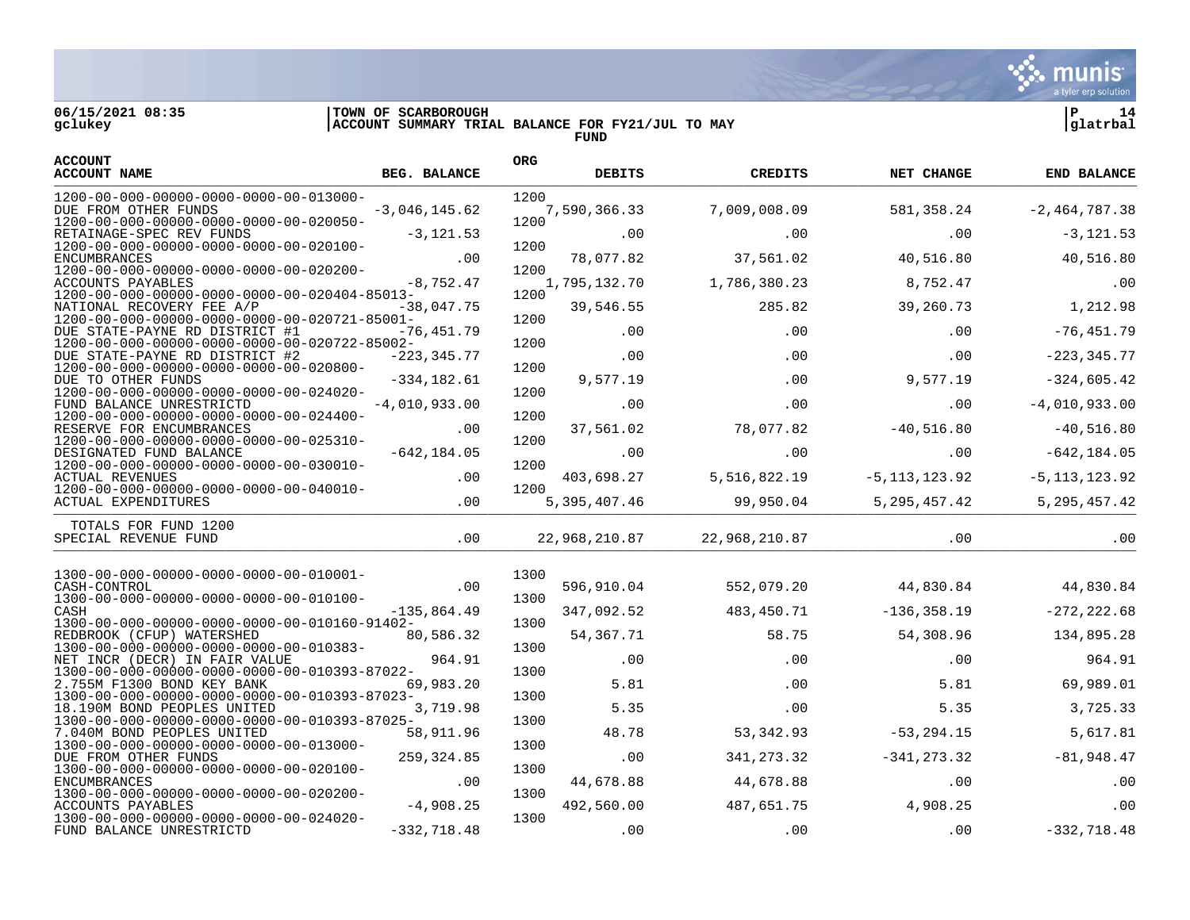06/15/2021 08:35 | TOWN OF SCARBOROUGH
gclukey | ACCOUNT SUMMARY TRIAL BALANCE FOR FY21/JUL TO MAY
FUND

| ACCOUNT / ACCOUNT NAME | BEG. BALANCE | ORG | DEBITS | CREDITS | NET CHANGE | END BALANCE |
|---|---|---|---|---|---|---|
| 1200-00-000-00000-0000-0000-00-013000- DUE FROM OTHER FUNDS | -3,046,145.62 | 1200 | 7,590,366.33 | 7,009,008.09 | 581,358.24 | -2,464,787.38 |
| 1200-00-000-00000-0000-0000-00-020050- RETAINAGE-SPEC REV FUNDS | -3,121.53 | 1200 | .00 | .00 | .00 | -3,121.53 |
| 1200-00-000-00000-0000-0000-00-020100- ENCUMBRANCES | .00 | 1200 | 78,077.82 | 37,561.02 | 40,516.80 | 40,516.80 |
| 1200-00-000-00000-0000-0000-00-020200- ACCOUNTS PAYABLES | -8,752.47 | 1200 | 1,795,132.70 | 1,786,380.23 | 8,752.47 | .00 |
| 1200-00-000-00000-0000-0000-00-020404-85013- NATIONAL RECOVERY FEE A/P | -38,047.75 | 1200 | 39,546.55 | 285.82 | 39,260.73 | 1,212.98 |
| 1200-00-000-00000-0000-0000-00-020721-85001- DUE STATE-PAYNE RD DISTRICT #1 | -76,451.79 | 1200 | .00 | .00 | .00 | -76,451.79 |
| 1200-00-000-00000-0000-0000-00-020722-85002- DUE STATE-PAYNE RD DISTRICT #2 | -223,345.77 | 1200 | .00 | .00 | .00 | -223,345.77 |
| 1200-00-000-00000-0000-0000-00-020800- DUE TO OTHER FUNDS | -334,182.61 | 1200 | 9,577.19 | .00 | 9,577.19 | -324,605.42 |
| 1200-00-000-00000-0000-0000-00-024020- FUND BALANCE UNRESTRICTD | -4,010,933.00 | 1200 | .00 | .00 | .00 | -4,010,933.00 |
| 1200-00-000-00000-0000-0000-00-024400- RESERVE FOR ENCUMBRANCES | .00 | 1200 | 37,561.02 | 78,077.82 | -40,516.80 | -40,516.80 |
| 1200-00-000-00000-0000-0000-00-025310- DESIGNATED FUND BALANCE | -642,184.05 | 1200 | .00 | .00 | .00 | -642,184.05 |
| 1200-00-000-00000-0000-0000-00-030010- ACTUAL REVENUES | .00 | 1200 | 403,698.27 | 5,516,822.19 | -5,113,123.92 | -5,113,123.92 |
| 1200-00-000-00000-0000-0000-00-040010- ACTUAL EXPENDITURES | .00 | 1200 | 5,395,407.46 | 99,950.04 | 5,295,457.42 | 5,295,457.42 |
| TOTALS FOR FUND 1200 SPECIAL REVENUE FUND | .00 | | 22,968,210.87 | 22,968,210.87 | .00 | .00 |
| 1300-00-000-00000-0000-0000-00-010001- CASH-CONTROL | .00 | 1300 | 596,910.04 | 552,079.20 | 44,830.84 | 44,830.84 |
| 1300-00-000-00000-0000-0000-00-010100- CASH | -135,864.49 | 1300 | 347,092.52 | 483,450.71 | -136,358.19 | -272,222.68 |
| 1300-00-000-00000-0000-0000-00-010160-91402- REDBROOK (CFUP) WATERSHED | 80,586.32 | 1300 | 54,367.71 | 58.75 | 54,308.96 | 134,895.28 |
| 1300-00-000-00000-0000-0000-00-010383- NET INCR (DECR) IN FAIR VALUE | 964.91 | 1300 | .00 | .00 | .00 | 964.91 |
| 1300-00-000-00000-0000-0000-00-010393-87022- 2.755M F1300 BOND KEY BANK | 69,983.20 | 1300 | 5.81 | .00 | 5.81 | 69,989.01 |
| 1300-00-000-00000-0000-0000-00-010393-87023- 18.190M BOND PEOPLES UNITED | 3,719.98 | 1300 | 5.35 | .00 | 5.35 | 3,725.33 |
| 1300-00-000-00000-0000-0000-00-010393-87025- 7.040M BOND PEOPLES UNITED | 58,911.96 | 1300 | 48.78 | 53,342.93 | -53,294.15 | 5,617.81 |
| 1300-00-000-00000-0000-0000-00-013000- DUE FROM OTHER FUNDS | 259,324.85 | 1300 | .00 | 341,273.32 | -341,273.32 | -81,948.47 |
| 1300-00-000-00000-0000-0000-00-020100- ENCUMBRANCES | .00 | 1300 | 44,678.88 | 44,678.88 | .00 | .00 |
| 1300-00-000-00000-0000-0000-00-020200- ACCOUNTS PAYABLES | -4,908.25 | 1300 | 492,560.00 | 487,651.75 | 4,908.25 | .00 |
| 1300-00-000-00000-0000-0000-00-024020- FUND BALANCE UNRESTRICTD | -332,718.48 | 1300 | .00 | .00 | .00 | -332,718.48 |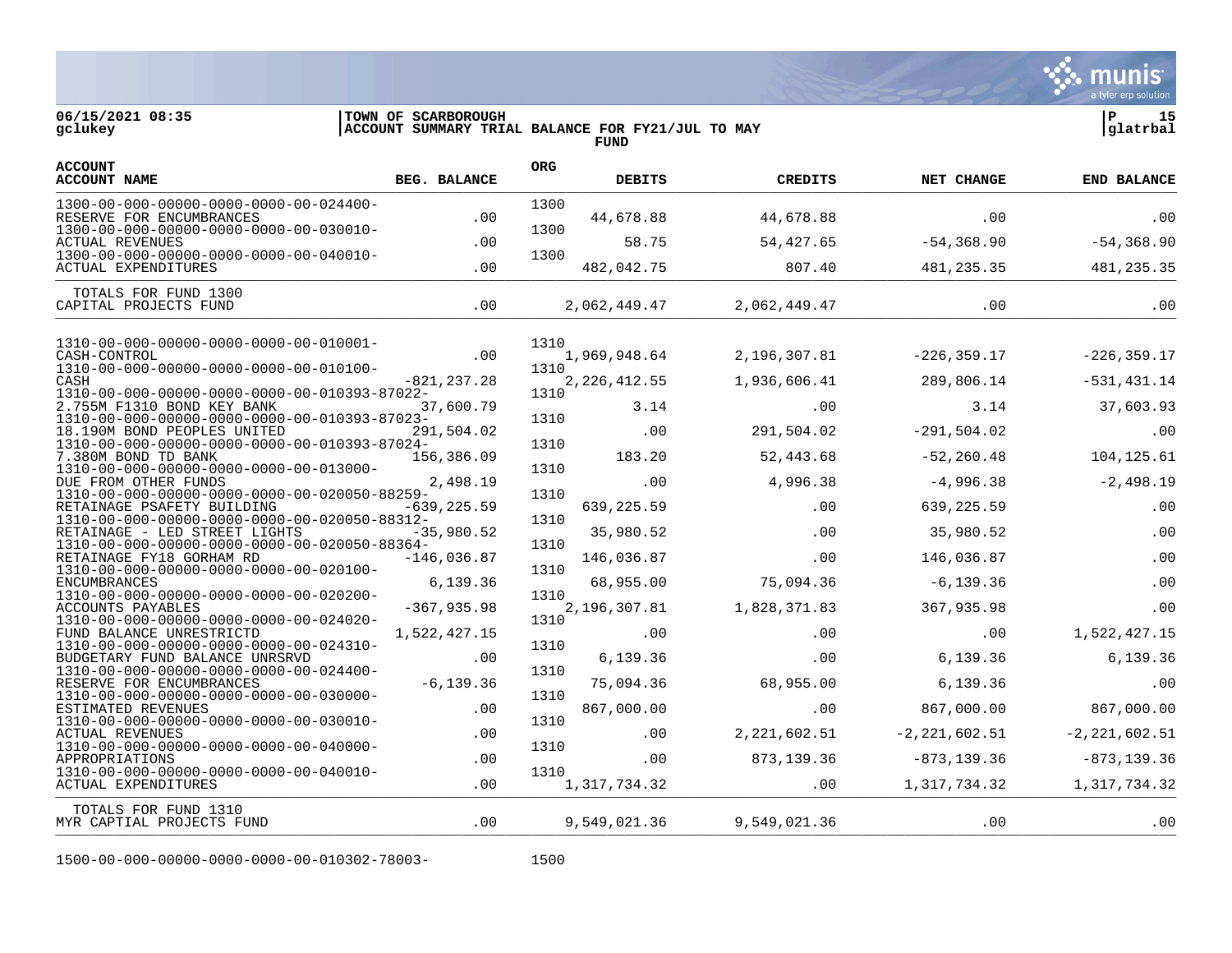06/15/2021 08:35 | TOWN OF SCARBOROUGH | P 15
gclukey | ACCOUNT SUMMARY TRIAL BALANCE FOR FY21/JUL TO MAY | glatrbal

FUND

| ACCOUNT / ACCOUNT NAME | BEG. BALANCE | ORG | DEBITS | CREDITS | NET CHANGE | END BALANCE |
|---|---|---|---|---|---|---|
| 1300-00-000-00000-0000-0000-00-024400- RESERVE FOR ENCUMBRANCES | .00 | 1300 | 44,678.88 | 44,678.88 | .00 | .00 |
| 1300-00-000-00000-0000-0000-00-030010- ACTUAL REVENUES | .00 | 1300 | 58.75 | 54,427.65 | -54,368.90 | -54,368.90 |
| 1300-00-000-00000-0000-0000-00-040010- ACTUAL EXPENDITURES | .00 | 1300 | 482,042.75 | 807.40 | 481,235.35 | 481,235.35 |
| TOTALS FOR FUND 1300 CAPITAL PROJECTS FUND | .00 | | 2,062,449.47 | 2,062,449.47 | .00 | .00 |
| 1310-00-000-00000-0000-0000-00-010001- CASH-CONTROL | .00 | 1310 | 1,969,948.64 | 2,196,307.81 | -226,359.17 | -226,359.17 |
| 1310-00-000-00000-0000-0000-00-010100- CASH | -821,237.28 | 1310 | 2,226,412.55 | 1,936,606.41 | 289,806.14 | -531,431.14 |
| 1310-00-000-00000-0000-0000-00-010393-87022- 2.755M F1310 BOND KEY BANK | 37,600.79 | 1310 | 3.14 | .00 | 3.14 | 37,603.93 |
| 1310-00-000-00000-0000-0000-00-010393-87023- 18.190M BOND PEOPLES UNITED | 291,504.02 | 1310 | .00 | 291,504.02 | -291,504.02 | .00 |
| 1310-00-000-00000-0000-0000-00-010393-87024- 7.380M BOND TD BANK | 156,386.09 | 1310 | 183.20 | 52,443.68 | -52,260.48 | 104,125.61 |
| 1310-00-000-00000-0000-0000-00-013000- DUE FROM OTHER FUNDS | 2,498.19 | 1310 | .00 | 4,996.38 | -4,996.38 | -2,498.19 |
| 1310-00-000-00000-0000-0000-00-020050-88259- RETAINAGE PSAFETY BUILDING | -639,225.59 | 1310 | 639,225.59 | .00 | 639,225.59 | .00 |
| 1310-00-000-00000-0000-0000-00-020050-88312- RETAINAGE - LED STREET LIGHTS | -35,980.52 | 1310 | 35,980.52 | .00 | 35,980.52 | .00 |
| 1310-00-000-00000-0000-0000-00-020050-88364- RETAINAGE FY18 GORHAM RD | -146,036.87 | 1310 | 146,036.87 | .00 | 146,036.87 | .00 |
| 1310-00-000-00000-0000-0000-00-020100- ENCUMBRANCES | 6,139.36 | 1310 | 68,955.00 | 75,094.36 | -6,139.36 | .00 |
| 1310-00-000-00000-0000-0000-00-020200- ACCOUNTS PAYABLES | -367,935.98 | 1310 | 2,196,307.81 | 1,828,371.83 | 367,935.98 | .00 |
| 1310-00-000-00000-0000-0000-00-024020- FUND BALANCE UNRESTRICTD | 1,522,427.15 | 1310 | .00 | .00 | .00 | 1,522,427.15 |
| 1310-00-000-00000-0000-0000-00-024310- BUDGETARY FUND BALANCE UNRSRVD | .00 | 1310 | 6,139.36 | .00 | 6,139.36 | 6,139.36 |
| 1310-00-000-00000-0000-0000-00-024400- RESERVE FOR ENCUMBRANCES | -6,139.36 | 1310 | 75,094.36 | 68,955.00 | 6,139.36 | .00 |
| 1310-00-000-00000-0000-0000-00-030000- ESTIMATED REVENUES | .00 | 1310 | 867,000.00 | .00 | 867,000.00 | 867,000.00 |
| 1310-00-000-00000-0000-0000-00-030010- ACTUAL REVENUES | .00 | 1310 | .00 | 2,221,602.51 | -2,221,602.51 | -2,221,602.51 |
| 1310-00-000-00000-0000-0000-00-040000- APPROPRIATIONS | .00 | 1310 | .00 | 873,139.36 | -873,139.36 | -873,139.36 |
| 1310-00-000-00000-0000-0000-00-040010- ACTUAL EXPENDITURES | .00 | 1310 | 1,317,734.32 | .00 | 1,317,734.32 | 1,317,734.32 |
| TOTALS FOR FUND 1310 MYR CAPTIAL PROJECTS FUND | .00 | | 9,549,021.36 | 9,549,021.36 | .00 | .00 |
| 1500-00-000-00000-0000-0000-00-010302-78003- | | 1500 | | | | |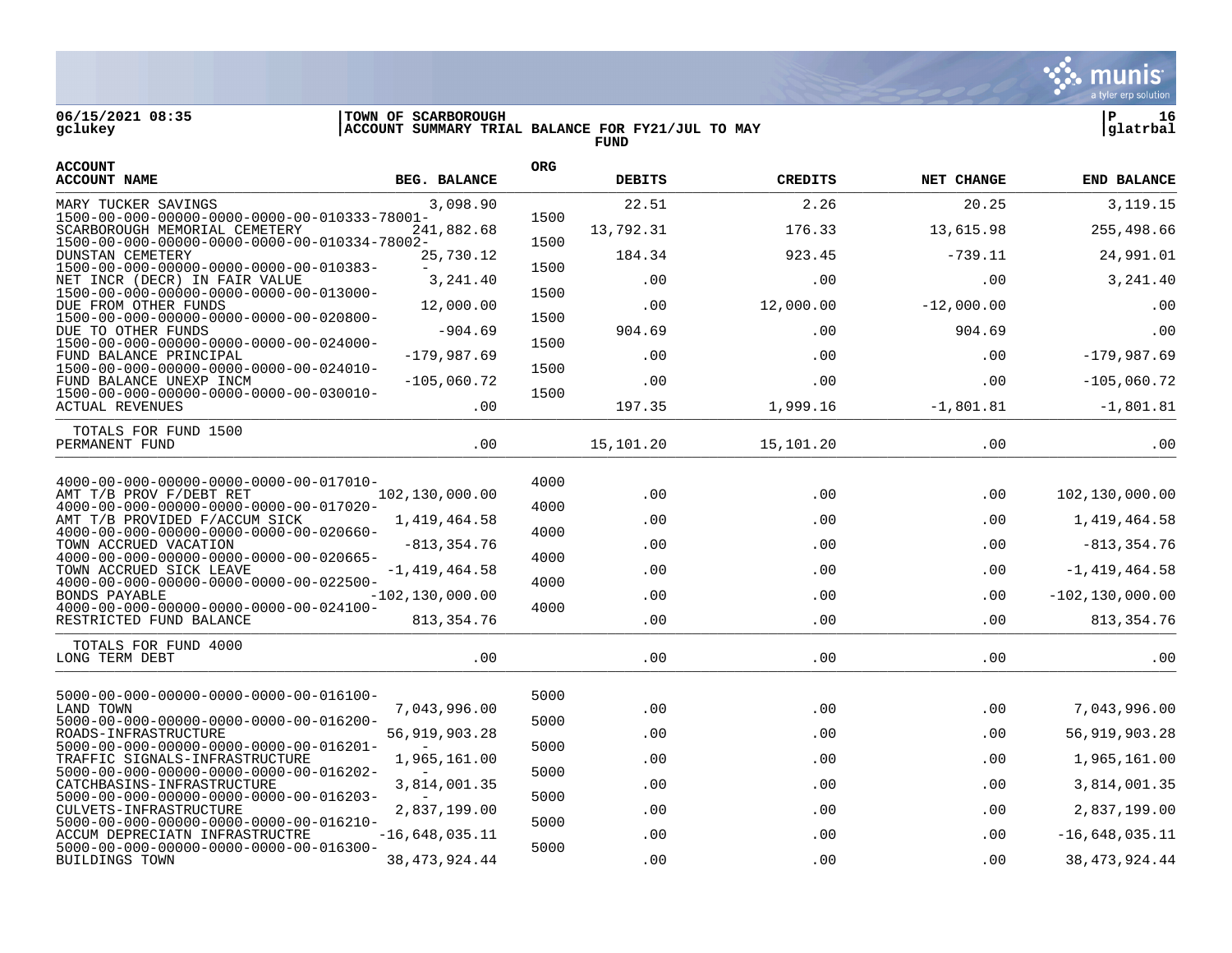| ACCOUNT / ACCOUNT NAME | BEG. BALANCE | ORG | DEBITS | CREDITS | NET CHANGE | END BALANCE |
|---|---|---|---|---|---|---|
| MARY TUCKER SAVINGS | 3,098.90 | | 22.51 | 2.26 | 20.25 | 3,119.15 |
| 1500-00-000-00000-0000-0000-00-010333-78001- SCARBOROUGH MEMORIAL CEMETERY | 241,882.68 | 1500 | 13,792.31 | 176.33 | 13,615.98 | 255,498.66 |
| 1500-00-000-00000-0000-0000-00-010334-78002- DUNSTAN CEMETERY | 25,730.12 | 1500 | 184.34 | 923.45 | -739.11 | 24,991.01 |
| 1500-00-000-00000-0000-0000-00-010383- - NET INCR (DECR) IN FAIR VALUE | 3,241.40 | 1500 | .00 | .00 | .00 | 3,241.40 |
| 1500-00-000-00000-0000-0000-00-013000- DUE FROM OTHER FUNDS | 12,000.00 | 1500 | .00 | 12,000.00 | -12,000.00 | .00 |
| 1500-00-000-00000-0000-0000-00-020800- DUE TO OTHER FUNDS | -904.69 | 1500 | 904.69 | .00 | 904.69 | .00 |
| 1500-00-000-00000-0000-0000-00-024000- FUND BALANCE PRINCIPAL | -179,987.69 | 1500 | .00 | .00 | .00 | -179,987.69 |
| 1500-00-000-00000-0000-0000-00-024010- FUND BALANCE UNEXP INCM | -105,060.72 | 1500 | .00 | .00 | .00 | -105,060.72 |
| 1500-00-000-00000-0000-0000-00-030010- ACTUAL REVENUES | .00 | 1500 | 197.35 | 1,999.16 | -1,801.81 | -1,801.81 |
| TOTALS FOR FUND 1500 PERMANENT FUND | .00 | | 15,101.20 | 15,101.20 | .00 | .00 |
| 4000-00-000-00000-0000-0000-00-017010- AMT T/B PROV F/DEBT RET | 102,130,000.00 | 4000 | .00 | .00 | .00 | 102,130,000.00 |
| 4000-00-000-00000-0000-0000-00-017020- AMT T/B PROVIDED F/ACCUM SICK | 1,419,464.58 | 4000 | .00 | .00 | .00 | 1,419,464.58 |
| 4000-00-000-00000-0000-0000-00-020660- TOWN ACCRUED VACATION | -813,354.76 | 4000 | .00 | .00 | .00 | -813,354.76 |
| 4000-00-000-00000-0000-0000-00-020665- TOWN ACCRUED SICK LEAVE | -1,419,464.58 | 4000 | .00 | .00 | .00 | -1,419,464.58 |
| 4000-00-000-00000-0000-0000-00-022500- BONDS PAYABLE | -102,130,000.00 | 4000 | .00 | .00 | .00 | -102,130,000.00 |
| 4000-00-000-00000-0000-0000-00-024100- RESTRICTED FUND BALANCE | 813,354.76 | 4000 | .00 | .00 | .00 | 813,354.76 |
| TOTALS FOR FUND 4000 LONG TERM DEBT | .00 | | .00 | .00 | .00 | .00 |
| 5000-00-000-00000-0000-0000-00-016100- LAND TOWN | 7,043,996.00 | 5000 | .00 | .00 | .00 | 7,043,996.00 |
| 5000-00-000-00000-0000-0000-00-016200- ROADS-INFRASTRUCTURE | 56,919,903.28 | 5000 | .00 | .00 | .00 | 56,919,903.28 |
| 5000-00-000-00000-0000-0000-00-016201- - TRAFFIC SIGNALS-INFRASTRUCTURE | 1,965,161.00 | 5000 | .00 | .00 | .00 | 1,965,161.00 |
| 5000-00-000-00000-0000-0000-00-016202- - CATCHBASINS-INFRASTRUCTURE | 3,814,001.35 | 5000 | .00 | .00 | .00 | 3,814,001.35 |
| 5000-00-000-00000-0000-0000-00-016203- - CULVETS-INFRASTRUCTURE | 2,837,199.00 | 5000 | .00 | .00 | .00 | 2,837,199.00 |
| 5000-00-000-00000-0000-0000-00-016210- ACCUM DEPRECIATN INFRASTRUCTRE | -16,648,035.11 | 5000 | .00 | .00 | .00 | -16,648,035.11 |
| 5000-00-000-00000-0000-0000-00-016300- BUILDINGS TOWN | 38,473,924.44 | 5000 | .00 | .00 | .00 | 38,473,924.44 |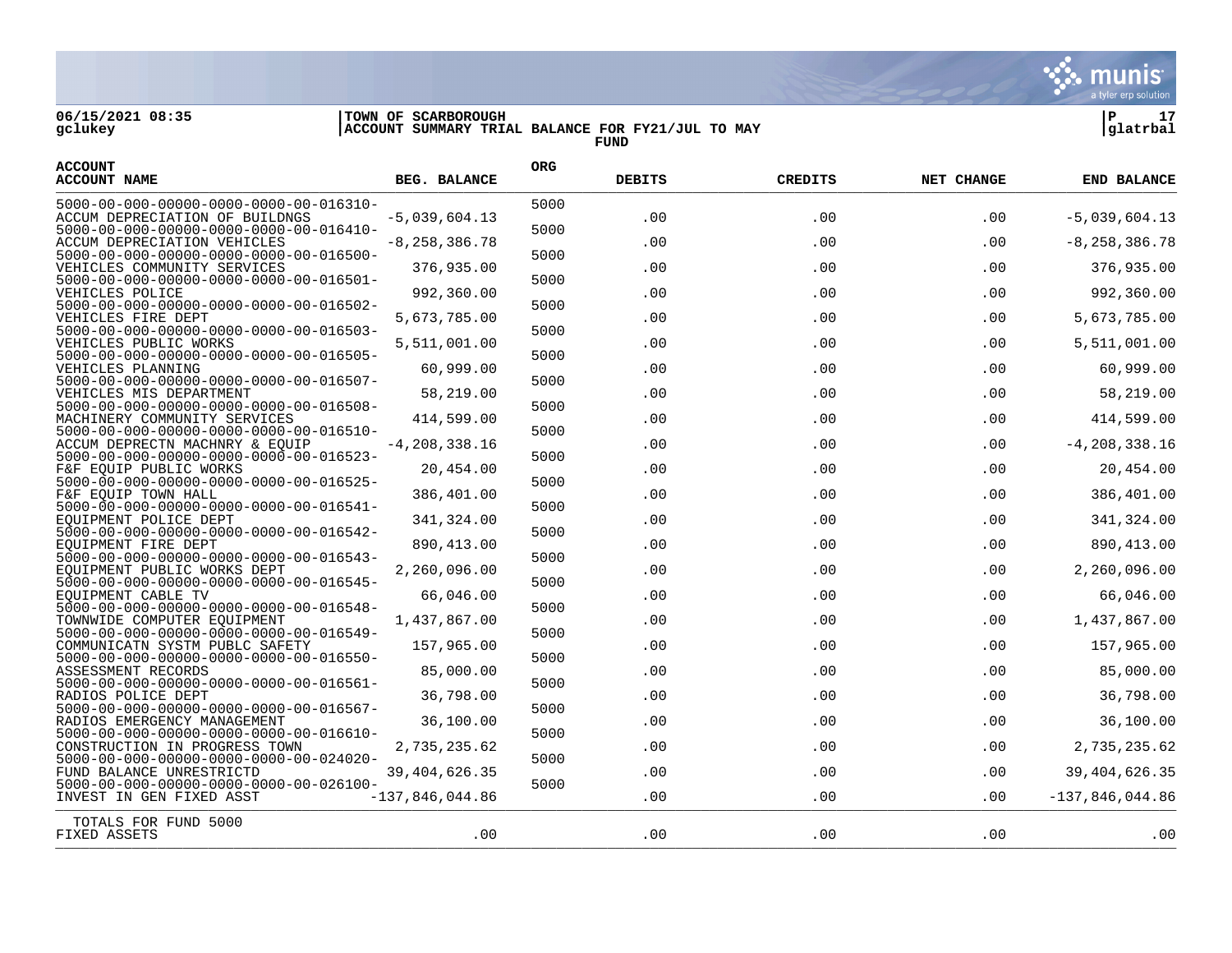06/15/2021 08:35 | TOWN OF SCARBOROUGH | P 17
gclukey | ACCOUNT SUMMARY TRIAL BALANCE FOR FY21/JUL TO MAY | glatrbal

FUND

| ACCOUNT / ACCOUNT NAME | BEG. BALANCE | ORG | DEBITS | CREDITS | NET CHANGE | END BALANCE |
|---|---|---|---|---|---|---|
| 5000-00-000-00000-0000-0000-00-016310- ACCUM DEPRECIATION OF BUILDNGS | -5,039,604.13 | 5000 | .00 | .00 | .00 | -5,039,604.13 |
| 5000-00-000-00000-0000-0000-00-016410- ACCUM DEPRECIATION VEHICLES | -8,258,386.78 | 5000 | .00 | .00 | .00 | -8,258,386.78 |
| 5000-00-000-00000-0000-0000-00-016500- VEHICLES COMMUNITY SERVICES | 376,935.00 | 5000 | .00 | .00 | .00 | 376,935.00 |
| 5000-00-000-00000-0000-0000-00-016501- VEHICLES POLICE | 992,360.00 | 5000 | .00 | .00 | .00 | 992,360.00 |
| 5000-00-000-00000-0000-0000-00-016502- VEHICLES FIRE DEPT | 5,673,785.00 | 5000 | .00 | .00 | .00 | 5,673,785.00 |
| 5000-00-000-00000-0000-0000-00-016503- VEHICLES PUBLIC WORKS | 5,511,001.00 | 5000 | .00 | .00 | .00 | 5,511,001.00 |
| 5000-00-000-00000-0000-0000-00-016505- VEHICLES PLANNING | 60,999.00 | 5000 | .00 | .00 | .00 | 60,999.00 |
| 5000-00-000-00000-0000-0000-00-016507- VEHICLES MIS DEPARTMENT | 58,219.00 | 5000 | .00 | .00 | .00 | 58,219.00 |
| 5000-00-000-00000-0000-0000-00-016508- MACHINERY COMMUNITY SERVICES | 414,599.00 | 5000 | .00 | .00 | .00 | 414,599.00 |
| 5000-00-000-00000-0000-0000-00-016510- ACCUM DEPRECTN MACHNRY & EQUIP | -4,208,338.16 | 5000 | .00 | .00 | .00 | -4,208,338.16 |
| 5000-00-000-00000-0000-0000-00-016523- F&F EQUIP PUBLIC WORKS | 20,454.00 | 5000 | .00 | .00 | .00 | 20,454.00 |
| 5000-00-000-00000-0000-0000-00-016525- F&F EQUIP TOWN HALL | 386,401.00 | 5000 | .00 | .00 | .00 | 386,401.00 |
| 5000-00-000-00000-0000-0000-00-016541- EQUIPMENT POLICE DEPT | 341,324.00 | 5000 | .00 | .00 | .00 | 341,324.00 |
| 5000-00-000-00000-0000-0000-00-016542- EQUIPMENT FIRE DEPT | 890,413.00 | 5000 | .00 | .00 | .00 | 890,413.00 |
| 5000-00-000-00000-0000-0000-00-016543- EQUIPMENT PUBLIC WORKS DEPT | 2,260,096.00 | 5000 | .00 | .00 | .00 | 2,260,096.00 |
| 5000-00-000-00000-0000-0000-00-016545- EQUIPMENT CABLE TV | 66,046.00 | 5000 | .00 | .00 | .00 | 66,046.00 |
| 5000-00-000-00000-0000-0000-00-016548- TOWNWIDE COMPUTER EQUIPMENT | 1,437,867.00 | 5000 | .00 | .00 | .00 | 1,437,867.00 |
| 5000-00-000-00000-0000-0000-00-016549- COMMUNICATN SYSTM PUBLC SAFETY | 157,965.00 | 5000 | .00 | .00 | .00 | 157,965.00 |
| 5000-00-000-00000-0000-0000-00-016550- ASSESSMENT RECORDS | 85,000.00 | 5000 | .00 | .00 | .00 | 85,000.00 |
| 5000-00-000-00000-0000-0000-00-016561- RADIOS POLICE DEPT | 36,798.00 | 5000 | .00 | .00 | .00 | 36,798.00 |
| 5000-00-000-00000-0000-0000-00-016567- RADIOS EMERGENCY MANAGEMENT | 36,100.00 | 5000 | .00 | .00 | .00 | 36,100.00 |
| 5000-00-000-00000-0000-0000-00-016610- CONSTRUCTION IN PROGRESS TOWN | 2,735,235.62 | 5000 | .00 | .00 | .00 | 2,735,235.62 |
| 5000-00-000-00000-0000-0000-00-024020- FUND BALANCE UNRESTRICTD | 39,404,626.35 | 5000 | .00 | .00 | .00 | 39,404,626.35 |
| 5000-00-000-00000-0000-0000-00-026100- INVEST IN GEN FIXED ASST | -137,846,044.86 | 5000 | .00 | .00 | .00 | -137,846,044.86 |
| TOTALS FOR FUND 5000 FIXED ASSETS | .00 | | .00 | .00 | .00 | .00 |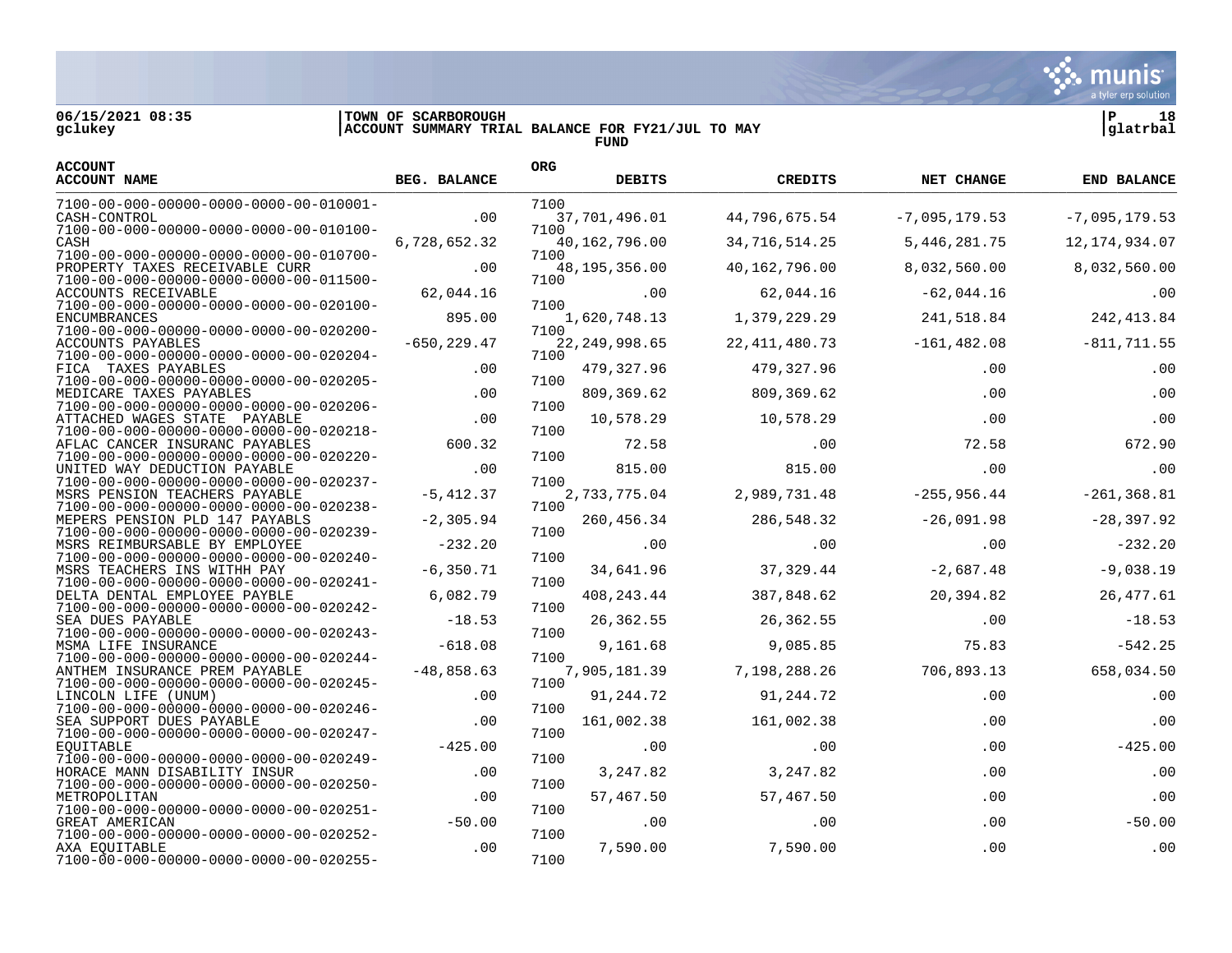06/15/2021 08:35 | TOWN OF SCARBOROUGH
gclukey | ACCOUNT SUMMARY TRIAL BALANCE FOR FY21/JUL TO MAY
FUND

glatrbal

| ACCOUNT / ACCOUNT NAME | BEG. BALANCE | ORG / DEBITS | CREDITS | NET CHANGE | END BALANCE |
|---|---|---|---|---|---|
| 7100-00-000-00000-0000-0000-00-010001- CASH-CONTROL | .00 | 7100 37,701,496.01 | 44,796,675.54 | -7,095,179.53 | -7,095,179.53 |
| 7100-00-000-00000-0000-0000-00-010100- CASH | 6,728,652.32 | 7100 40,162,796.00 | 34,716,514.25 | 5,446,281.75 | 12,174,934.07 |
| 7100-00-000-00000-0000-0000-00-010700- PROPERTY TAXES RECEIVABLE CURR | .00 | 7100 48,195,356.00 | 40,162,796.00 | 8,032,560.00 | 8,032,560.00 |
| 7100-00-000-00000-0000-0000-00-011500- ACCOUNTS RECEIVABLE | 62,044.16 | 7100 .00 | 62,044.16 | -62,044.16 | .00 |
| 7100-00-000-00000-0000-0000-00-020100- ENCUMBRANCES | 895.00 | 7100 1,620,748.13 | 1,379,229.29 | 241,518.84 | 242,413.84 |
| 7100-00-000-00000-0000-0000-00-020200- ACCOUNTS PAYABLES | -650,229.47 | 7100 22,249,998.65 | 22,411,480.73 | -161,482.08 | -811,711.55 |
| 7100-00-000-00000-0000-0000-00-020204- FICA TAXES PAYABLES | .00 | 7100 479,327.96 | 479,327.96 | .00 | .00 |
| 7100-00-000-00000-0000-0000-00-020205- MEDICARE TAXES PAYABLES | .00 | 7100 809,369.62 | 809,369.62 | .00 | .00 |
| 7100-00-000-00000-0000-0000-00-020206- ATTACHED WAGES STATE PAYABLE | .00 | 7100 10,578.29 | 10,578.29 | .00 | .00 |
| 7100-00-000-00000-0000-0000-00-020218- AFLAC CANCER INSURANC PAYABLES | 600.32 | 7100 72.58 | .00 | 72.58 | 672.90 |
| 7100-00-000-00000-0000-0000-00-020220- UNITED WAY DEDUCTION PAYABLE | .00 | 7100 815.00 | 815.00 | .00 | .00 |
| 7100-00-000-00000-0000-0000-00-020237- MSRS PENSION TEACHERS PAYABLE | -5,412.37 | 7100 2,733,775.04 | 2,989,731.48 | -255,956.44 | -261,368.81 |
| 7100-00-000-00000-0000-0000-00-020238- MEPERS PENSION PLD 147 PAYABLS | -2,305.94 | 7100 260,456.34 | 286,548.32 | -26,091.98 | -28,397.92 |
| 7100-00-000-00000-0000-0000-00-020239- MSRS REIMBURSABLE BY EMPLOYEE | -232.20 | 7100 .00 | .00 | .00 | -232.20 |
| 7100-00-000-00000-0000-0000-00-020240- MSRS TEACHERS INS WITHH PAY | -6,350.71 | 7100 34,641.96 | 37,329.44 | -2,687.48 | -9,038.19 |
| 7100-00-000-00000-0000-0000-00-020241- DELTA DENTAL EMPLOYEE PAYBLE | 6,082.79 | 7100 408,243.44 | 387,848.62 | 20,394.82 | 26,477.61 |
| 7100-00-000-00000-0000-0000-00-020242- SEA DUES PAYABLE | -18.53 | 7100 26,362.55 | 26,362.55 | .00 | -18.53 |
| 7100-00-000-00000-0000-0000-00-020243- MSMA LIFE INSURANCE | -618.08 | 7100 9,161.68 | 9,085.85 | 75.83 | -542.25 |
| 7100-00-000-00000-0000-0000-00-020244- ANTHEM INSURANCE PREM PAYABLE | -48,858.63 | 7100 7,905,181.39 | 7,198,288.26 | 706,893.13 | 658,034.50 |
| 7100-00-000-00000-0000-0000-00-020245- LINCOLN LIFE (UNUM) | .00 | 7100 91,244.72 | 91,244.72 | .00 | .00 |
| 7100-00-000-00000-0000-0000-00-020246- SEA SUPPORT DUES PAYABLE | .00 | 7100 161,002.38 | 161,002.38 | .00 | .00 |
| 7100-00-000-00000-0000-0000-00-020247- EQUITABLE | -425.00 | 7100 .00 | .00 | .00 | -425.00 |
| 7100-00-000-00000-0000-0000-00-020249- HORACE MANN DISABILITY INSUR | .00 | 7100 3,247.82 | 3,247.82 | .00 | .00 |
| 7100-00-000-00000-0000-0000-00-020250- METROPOLITAN | .00 | 7100 57,467.50 | 57,467.50 | .00 | .00 |
| 7100-00-000-00000-0000-0000-00-020251- GREAT AMERICAN | -50.00 | 7100 .00 | .00 | .00 | -50.00 |
| 7100-00-000-00000-0000-0000-00-020252- AXA EQUITABLE | .00 | 7100 7,590.00 | 7,590.00 | .00 | .00 |
| 7100-00-000-00000-0000-0000-00-020255- | | 7100 | | | |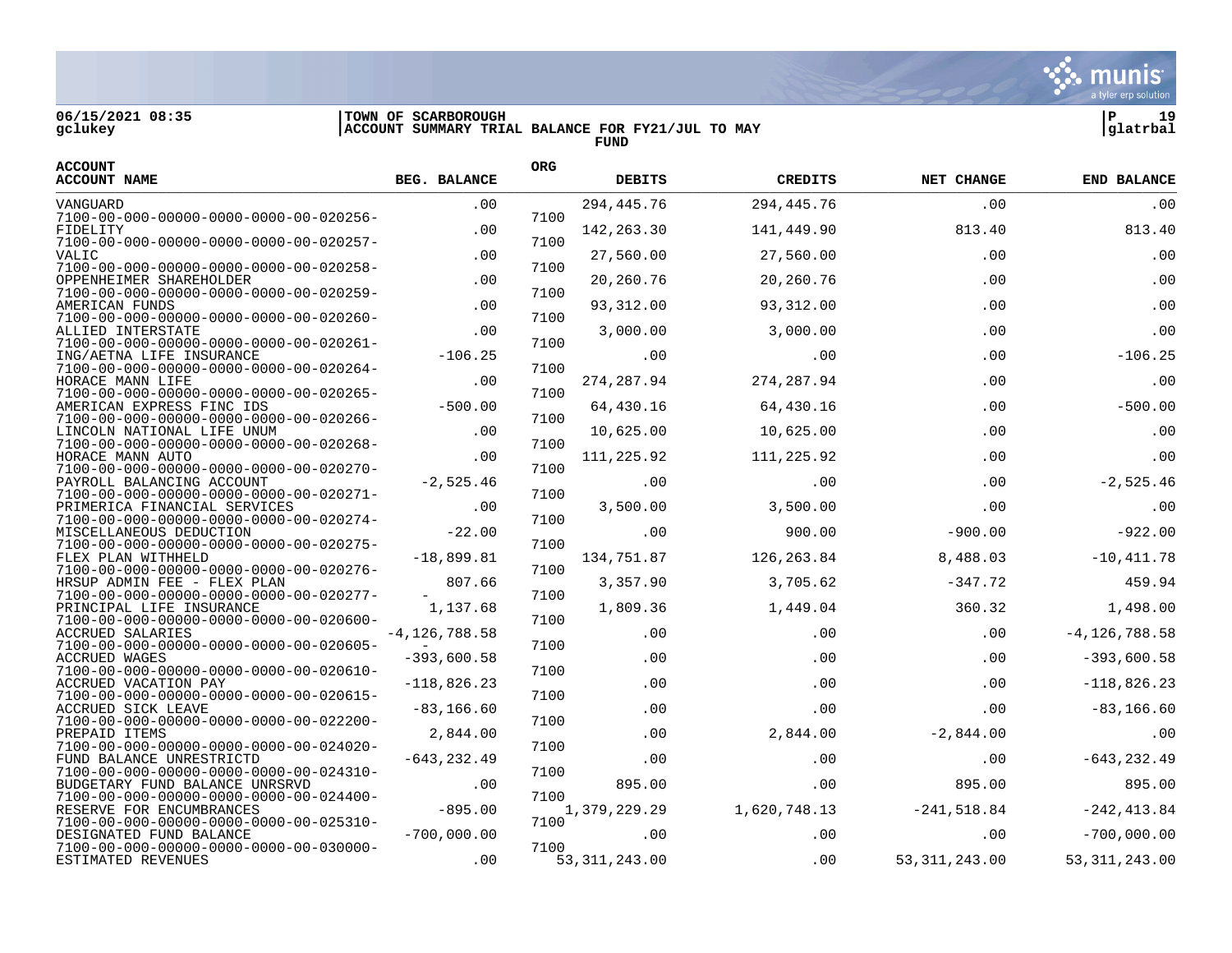**TOWN OF SCARBOROUGH**
**ACCOUNT SUMMARY TRIAL BALANCE FOR FY21/JUL TO MAY**
**FUND**

| ACCOUNT | ACCOUNT NAME | BEG. BALANCE | ORG | DEBITS | CREDITS | NET CHANGE | END BALANCE |
|---|---|---|---|---|---|---|---|
| | VANGUARD | .00 | | 294,445.76 | 294,445.76 | .00 | .00 |
| 7100-00-000-00000-0000-0000-00-020256- | FIDELITY | .00 | 7100 | 142,263.30 | 141,449.90 | 813.40 | 813.40 |
| 7100-00-000-00000-0000-0000-00-020257- | VALIC | .00 | 7100 | 27,560.00 | 27,560.00 | .00 | .00 |
| 7100-00-000-00000-0000-0000-00-020258- | OPPENHEIMER SHAREHOLDER | .00 | 7100 | 20,260.76 | 20,260.76 | .00 | .00 |
| 7100-00-000-00000-0000-0000-00-020259- | AMERICAN FUNDS | .00 | 7100 | 93,312.00 | 93,312.00 | .00 | .00 |
| 7100-00-000-00000-0000-0000-00-020260- | ALLIED INTERSTATE | .00 | 7100 | 3,000.00 | 3,000.00 | .00 | .00 |
| 7100-00-000-00000-0000-0000-00-020261- | ING/AETNA LIFE INSURANCE | -106.25 | 7100 | .00 | .00 | .00 | -106.25 |
| 7100-00-000-00000-0000-0000-00-020264- | HORACE MANN LIFE | .00 | 7100 | 274,287.94 | 274,287.94 | .00 | .00 |
| 7100-00-000-00000-0000-0000-00-020265- | AMERICAN EXPRESS FINC IDS | -500.00 | 7100 | 64,430.16 | 64,430.16 | .00 | -500.00 |
| 7100-00-000-00000-0000-0000-00-020266- | LINCOLN NATIONAL LIFE UNUM | .00 | 7100 | 10,625.00 | 10,625.00 | .00 | .00 |
| 7100-00-000-00000-0000-0000-00-020268- | HORACE MANN AUTO | .00 | 7100 | 111,225.92 | 111,225.92 | .00 | .00 |
| 7100-00-000-00000-0000-0000-00-020270- | PAYROLL BALANCING ACCOUNT | -2,525.46 | 7100 | .00 | .00 | .00 | -2,525.46 |
| 7100-00-000-00000-0000-0000-00-020271- | PRIMERICA FINANCIAL SERVICES | .00 | 7100 | 3,500.00 | 3,500.00 | .00 | .00 |
| 7100-00-000-00000-0000-0000-00-020274- | MISCELLANEOUS DEDUCTION | -22.00 | 7100 | .00 | 900.00 | -900.00 | -922.00 |
| 7100-00-000-00000-0000-0000-00-020275- | FLEX PLAN WITHHELD | -18,899.81 | 7100 | 134,751.87 | 126,263.84 | 8,488.03 | -10,411.78 |
| 7100-00-000-00000-0000-0000-00-020276- | HRSUP ADMIN FEE - FLEX PLAN | 807.66 | 7100 | 3,357.90 | 3,705.62 | -347.72 | 459.94 |
| 7100-00-000-00000-0000-0000-00-020277- | PRINCIPAL LIFE INSURANCE | 1,137.68 | 7100 | 1,809.36 | 1,449.04 | 360.32 | 1,498.00 |
| 7100-00-000-00000-0000-0000-00-020600- | ACCRUED SALARIES | -4,126,788.58 | 7100 | .00 | .00 | .00 | -4,126,788.58 |
| 7100-00-000-00000-0000-0000-00-020605- | ACCRUED WAGES | -393,600.58 | 7100 | .00 | .00 | .00 | -393,600.58 |
| 7100-00-000-00000-0000-0000-00-020610- | ACCRUED VACATION PAY | -118,826.23 | 7100 | .00 | .00 | .00 | -118,826.23 |
| 7100-00-000-00000-0000-0000-00-020615- | ACCRUED SICK LEAVE | -83,166.60 | 7100 | .00 | .00 | .00 | -83,166.60 |
| 7100-00-000-00000-0000-0000-00-022200- | PREPAID ITEMS | 2,844.00 | 7100 | .00 | 2,844.00 | -2,844.00 | .00 |
| 7100-00-000-00000-0000-0000-00-024020- | FUND BALANCE UNRESTRICTD | -643,232.49 | 7100 | .00 | .00 | .00 | -643,232.49 |
| 7100-00-000-00000-0000-0000-00-024310- | BUDGETARY FUND BALANCE UNRSRVD | .00 | 7100 | 895.00 | .00 | 895.00 | 895.00 |
| 7100-00-000-00000-0000-0000-00-024400- | RESERVE FOR ENCUMBRANCES | -895.00 | 7100 | 1,379,229.29 | 1,620,748.13 | -241,518.84 | -242,413.84 |
| 7100-00-000-00000-0000-0000-00-025310- | DESIGNATED FUND BALANCE | -700,000.00 | 7100 | .00 | .00 | .00 | -700,000.00 |
| 7100-00-000-00000-0000-0000-00-030000- | ESTIMATED REVENUES | .00 | 7100 | 53,311,243.00 | .00 | 53,311,243.00 | 53,311,243.00 |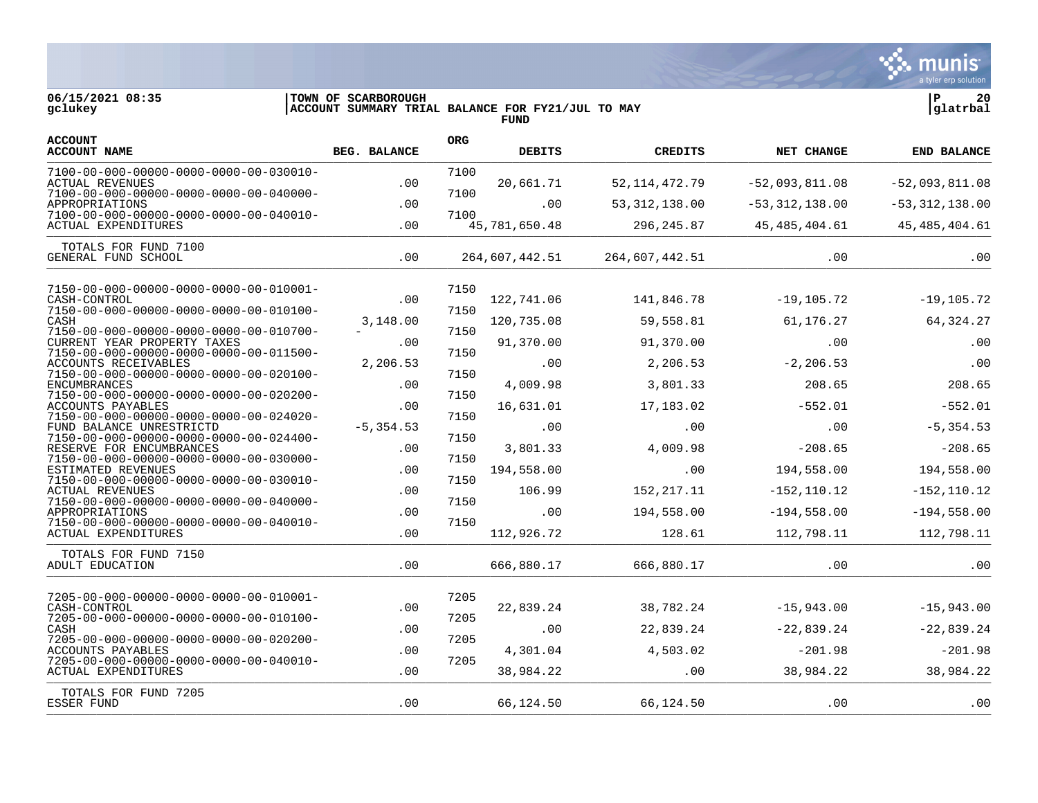06/15/2021 08:35 | TOWN OF SCARBOROUGH | P 20
gclukey | ACCOUNT SUMMARY TRIAL BALANCE FOR FY21/JUL TO MAY | glatrbal

FUND

| ACCOUNT / ACCOUNT NAME | BEG. BALANCE | ORG | DEBITS | CREDITS | NET CHANGE | END BALANCE |
|---|---|---|---|---|---|---|
| 7100-00-000-00000-0000-0000-00-030010- ACTUAL REVENUES | .00 | 7100 | 20,661.71 | 52,114,472.79 | -52,093,811.08 | -52,093,811.08 |
| 7100-00-000-00000-0000-0000-00-040000- APPROPRIATIONS | .00 | 7100 | .00 | 53,312,138.00 | -53,312,138.00 | -53,312,138.00 |
| 7100-00-000-00000-0000-0000-00-040010- ACTUAL EXPENDITURES | .00 | 7100 | 45,781,650.48 | 296,245.87 | 45,485,404.61 | 45,485,404.61 |
| TOTALS FOR FUND 7100 GENERAL FUND SCHOOL | .00 | | 264,607,442.51 | 264,607,442.51 | .00 | .00 |
| 7150-00-000-00000-0000-0000-00-010001- CASH-CONTROL | .00 | 7150 | 122,741.06 | 141,846.78 | -19,105.72 | -19,105.72 |
| 7150-00-000-00000-0000-0000-00-010100- CASH | 3,148.00 | 7150 | 120,735.08 | 59,558.81 | 61,176.27 | 64,324.27 |
| 7150-00-000-00000-0000-0000-00-010700- CURRENT YEAR PROPERTY TAXES | .00 | 7150 | 91,370.00 | 91,370.00 | .00 | .00 |
| 7150-00-000-00000-0000-0000-00-011500- ACCOUNTS RECEIVABLES | 2,206.53 | 7150 | .00 | 2,206.53 | -2,206.53 | .00 |
| 7150-00-000-00000-0000-0000-00-020100- ENCUMBRANCES | .00 | 7150 | 4,009.98 | 3,801.33 | 208.65 | 208.65 |
| 7150-00-000-00000-0000-0000-00-020200- ACCOUNTS PAYABLES | .00 | 7150 | 16,631.01 | 17,183.02 | -552.01 | -552.01 |
| 7150-00-000-00000-0000-0000-00-024020- FUND BALANCE UNRESTRICTD | -5,354.53 | 7150 | .00 | .00 | .00 | -5,354.53 |
| 7150-00-000-00000-0000-0000-00-024400- RESERVE FOR ENCUMBRANCES | .00 | 7150 | 3,801.33 | 4,009.98 | -208.65 | -208.65 |
| 7150-00-000-00000-0000-0000-00-030000- ESTIMATED REVENUES | .00 | 7150 | 194,558.00 | .00 | 194,558.00 | 194,558.00 |
| 7150-00-000-00000-0000-0000-00-030010- ACTUAL REVENUES | .00 | 7150 | 106.99 | 152,217.11 | -152,110.12 | -152,110.12 |
| 7150-00-000-00000-0000-0000-00-040000- APPROPRIATIONS | .00 | 7150 | .00 | 194,558.00 | -194,558.00 | -194,558.00 |
| 7150-00-000-00000-0000-0000-00-040010- ACTUAL EXPENDITURES | .00 | 7150 | 112,926.72 | 128.61 | 112,798.11 | 112,798.11 |
| TOTALS FOR FUND 7150 ADULT EDUCATION | .00 | | 666,880.17 | 666,880.17 | .00 | .00 |
| 7205-00-000-00000-0000-0000-00-010001- CASH-CONTROL | .00 | 7205 | 22,839.24 | 38,782.24 | -15,943.00 | -15,943.00 |
| 7205-00-000-00000-0000-0000-00-010100- CASH | .00 | 7205 | .00 | 22,839.24 | -22,839.24 | -22,839.24 |
| 7205-00-000-00000-0000-0000-00-020200- ACCOUNTS PAYABLES | .00 | 7205 | 4,301.04 | 4,503.02 | -201.98 | -201.98 |
| 7205-00-000-00000-0000-0000-00-040010- ACTUAL EXPENDITURES | .00 | 7205 | 38,984.22 | .00 | 38,984.22 | 38,984.22 |
| TOTALS FOR FUND 7205 ESSER FUND | .00 | | 66,124.50 | 66,124.50 | .00 | .00 |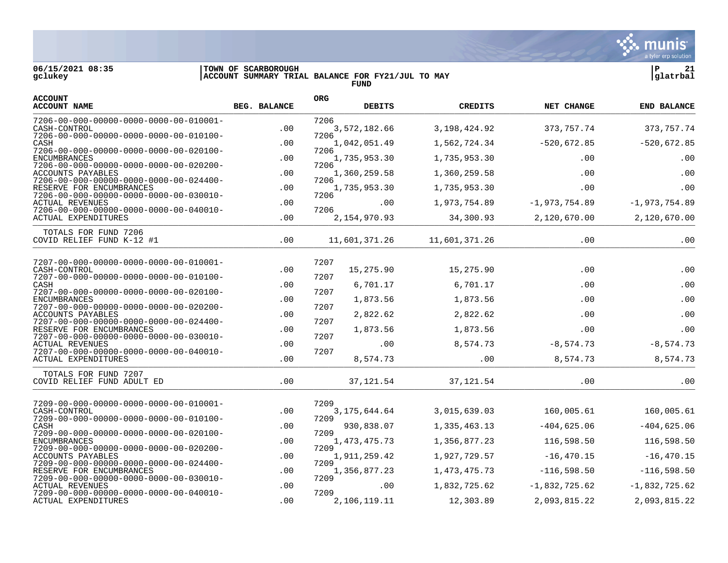06/15/2021 08:35 | TOWN OF SCARBOROUGH
gclukey | ACCOUNT SUMMARY TRIAL BALANCE FOR FY21/JUL TO MAY | glatrbal

FUND

| ACCOUNT / ACCOUNT NAME | BEG. BALANCE | ORG | DEBITS | CREDITS | NET CHANGE | END BALANCE |
|---|---|---|---|---|---|---|
| 7206-00-000-00000-0000-0000-00-010001- CASH-CONTROL | .00 | 7206 | 3,572,182.66 | 3,198,424.92 | 373,757.74 | 373,757.74 |
| 7206-00-000-00000-0000-0000-00-010100- CASH | .00 | 7206 | 1,042,051.49 | 1,562,724.34 | -520,672.85 | -520,672.85 |
| 7206-00-000-00000-0000-0000-00-020100- ENCUMBRANCES | .00 | 7206 | 1,735,953.30 | 1,735,953.30 | .00 | .00 |
| 7206-00-000-00000-0000-0000-00-020200- ACCOUNTS PAYABLES | .00 | 7206 | 1,360,259.58 | 1,360,259.58 | .00 | .00 |
| 7206-00-000-00000-0000-0000-00-024400- RESERVE FOR ENCUMBRANCES | .00 | 7206 | 1,735,953.30 | 1,735,953.30 | .00 | .00 |
| 7206-00-000-00000-0000-0000-00-030010- ACTUAL REVENUES | .00 | 7206 | .00 | 1,973,754.89 | -1,973,754.89 | -1,973,754.89 |
| 7206-00-000-00000-0000-0000-00-040010- ACTUAL EXPENDITURES | .00 | 7206 | 2,154,970.93 | 34,300.93 | 2,120,670.00 | 2,120,670.00 |
| TOTALS FOR FUND 7206 COVID RELIEF FUND K-12 #1 | .00 | | 11,601,371.26 | 11,601,371.26 | .00 | .00 |
| 7207-00-000-00000-0000-0000-00-010001- CASH-CONTROL | .00 | 7207 | 15,275.90 | 15,275.90 | .00 | .00 |
| 7207-00-000-00000-0000-0000-00-010100- CASH | .00 | 7207 | 6,701.17 | 6,701.17 | .00 | .00 |
| 7207-00-000-00000-0000-0000-00-020100- ENCUMBRANCES | .00 | 7207 | 1,873.56 | 1,873.56 | .00 | .00 |
| 7207-00-000-00000-0000-0000-00-020200- ACCOUNTS PAYABLES | .00 | 7207 | 2,822.62 | 2,822.62 | .00 | .00 |
| 7207-00-000-00000-0000-0000-00-024400- RESERVE FOR ENCUMBRANCES | .00 | 7207 | 1,873.56 | 1,873.56 | .00 | .00 |
| 7207-00-000-00000-0000-0000-00-030010- ACTUAL REVENUES | .00 | 7207 | .00 | 8,574.73 | -8,574.73 | -8,574.73 |
| 7207-00-000-00000-0000-0000-00-040010- ACTUAL EXPENDITURES | .00 | 7207 | 8,574.73 | .00 | 8,574.73 | 8,574.73 |
| TOTALS FOR FUND 7207 COVID RELIEF FUND ADULT ED | .00 | | 37,121.54 | 37,121.54 | .00 | .00 |
| 7209-00-000-00000-0000-0000-00-010001- CASH-CONTROL | .00 | 7209 | 3,175,644.64 | 3,015,639.03 | 160,005.61 | 160,005.61 |
| 7209-00-000-00000-0000-0000-00-010100- CASH | .00 | 7209 | 930,838.07 | 1,335,463.13 | -404,625.06 | -404,625.06 |
| 7209-00-000-00000-0000-0000-00-020100- ENCUMBRANCES | .00 | 7209 | 1,473,475.73 | 1,356,877.23 | 116,598.50 | 116,598.50 |
| 7209-00-000-00000-0000-0000-00-020200- ACCOUNTS PAYABLES | .00 | 7209 | 1,911,259.42 | 1,927,729.57 | -16,470.15 | -16,470.15 |
| 7209-00-000-00000-0000-0000-00-024400- RESERVE FOR ENCUMBRANCES | .00 | 7209 | 1,356,877.23 | 1,473,475.73 | -116,598.50 | -116,598.50 |
| 7209-00-000-00000-0000-0000-00-030010- ACTUAL REVENUES | .00 | 7209 | .00 | 1,832,725.62 | -1,832,725.62 | -1,832,725.62 |
| 7209-00-000-00000-0000-0000-00-040010- ACTUAL EXPENDITURES | .00 | 7209 | 2,106,119.11 | 12,303.89 | 2,093,815.22 | 2,093,815.22 |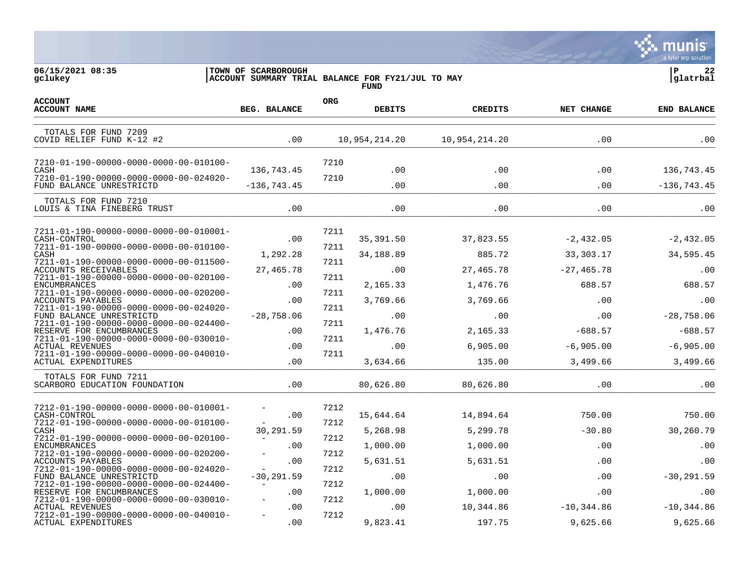06/15/2021 08:35 | TOWN OF SCARBOROUGH | P 22
gclukey | ACCOUNT SUMMARY TRIAL BALANCE FOR FY21/JUL TO MAY | glatrbal
FUND

| ACCOUNT<br>ACCOUNT NAME | BEG. BALANCE | ORG | DEBITS | CREDITS | NET CHANGE | END BALANCE |
|---|---|---|---|---|---|---|
| TOTALS FOR FUND 7209<br>COVID RELIEF FUND K-12 #2 | .00 | | 10,954,214.20 | 10,954,214.20 | .00 | .00 |
| 7210-01-190-00000-0000-0000-00-010100-<br>CASH | 136,743.45 | 7210 | .00 | .00 | .00 | 136,743.45 |
| 7210-01-190-00000-0000-0000-00-024020-<br>FUND BALANCE UNRESTRICTD | -136,743.45 | 7210 | .00 | .00 | .00 | -136,743.45 |
| TOTALS FOR FUND 7210<br>LOUIS & TINA FINEBERG TRUST | .00 | | .00 | .00 | .00 | .00 |
| 7211-01-190-00000-0000-0000-00-010001-<br>CASH-CONTROL | .00 | 7211 | 35,391.50 | 37,823.55 | -2,432.05 | -2,432.05 |
| 7211-01-190-00000-0000-0000-00-010100-<br>CASH | 1,292.28 | 7211 | 34,188.89 | 885.72 | 33,303.17 | 34,595.45 |
| 7211-01-190-00000-0000-0000-00-011500-<br>ACCOUNTS RECEIVABLES | 27,465.78 | 7211 | .00 | 27,465.78 | -27,465.78 | .00 |
| 7211-01-190-00000-0000-0000-00-020100-<br>ENCUMBRANCES | .00 | 7211 | 2,165.33 | 1,476.76 | 688.57 | 688.57 |
| 7211-01-190-00000-0000-0000-00-020200-<br>ACCOUNTS PAYABLES | .00 | 7211 | 3,769.66 | 3,769.66 | .00 | .00 |
| 7211-01-190-00000-0000-0000-00-024020-<br>FUND BALANCE UNRESTRICTD | -28,758.06 | 7211 | .00 | .00 | .00 | -28,758.06 |
| 7211-01-190-00000-0000-0000-00-024400-<br>RESERVE FOR ENCUMBRANCES | .00 | 7211 | 1,476.76 | 2,165.33 | -688.57 | -688.57 |
| 7211-01-190-00000-0000-0000-00-030010-<br>ACTUAL REVENUES | .00 | 7211 | .00 | 6,905.00 | -6,905.00 | -6,905.00 |
| 7211-01-190-00000-0000-0000-00-040010-<br>ACTUAL EXPENDITURES | .00 | 7211 | 3,634.66 | 135.00 | 3,499.66 | 3,499.66 |
| TOTALS FOR FUND 7211<br>SCARBORO EDUCATION FOUNDATION | .00 | | 80,626.80 | 80,626.80 | .00 | .00 |
| 7212-01-190-00000-0000-0000-00-010001-<br>CASH-CONTROL | - .00 | 7212 | 15,644.64 | 14,894.64 | 750.00 | 750.00 |
| 7212-01-190-00000-0000-0000-00-010100-<br>CASH | - 30,291.59 | 7212 | 5,268.98 | 5,299.78 | -30.80 | 30,260.79 |
| 7212-01-190-00000-0000-0000-00-020100-<br>ENCUMBRANCES | - .00 | 7212 | 1,000.00 | 1,000.00 | .00 | .00 |
| 7212-01-190-00000-0000-0000-00-020200-<br>ACCOUNTS PAYABLES | - .00 | 7212 | 5,631.51 | 5,631.51 | .00 | .00 |
| 7212-01-190-00000-0000-0000-00-024020-<br>FUND BALANCE UNRESTRICTD | - -30,291.59 | 7212 | .00 | .00 | .00 | -30,291.59 |
| 7212-01-190-00000-0000-0000-00-024400-<br>RESERVE FOR ENCUMBRANCES | - .00 | 7212 | 1,000.00 | 1,000.00 | .00 | .00 |
| 7212-01-190-00000-0000-0000-00-030010-<br>ACTUAL REVENUES | - .00 | 7212 | .00 | 10,344.86 | -10,344.86 | -10,344.86 |
| 7212-01-190-00000-0000-0000-00-040010-<br>ACTUAL EXPENDITURES | - .00 | 7212 | 9,823.41 | 197.75 | 9,625.66 | 9,625.66 |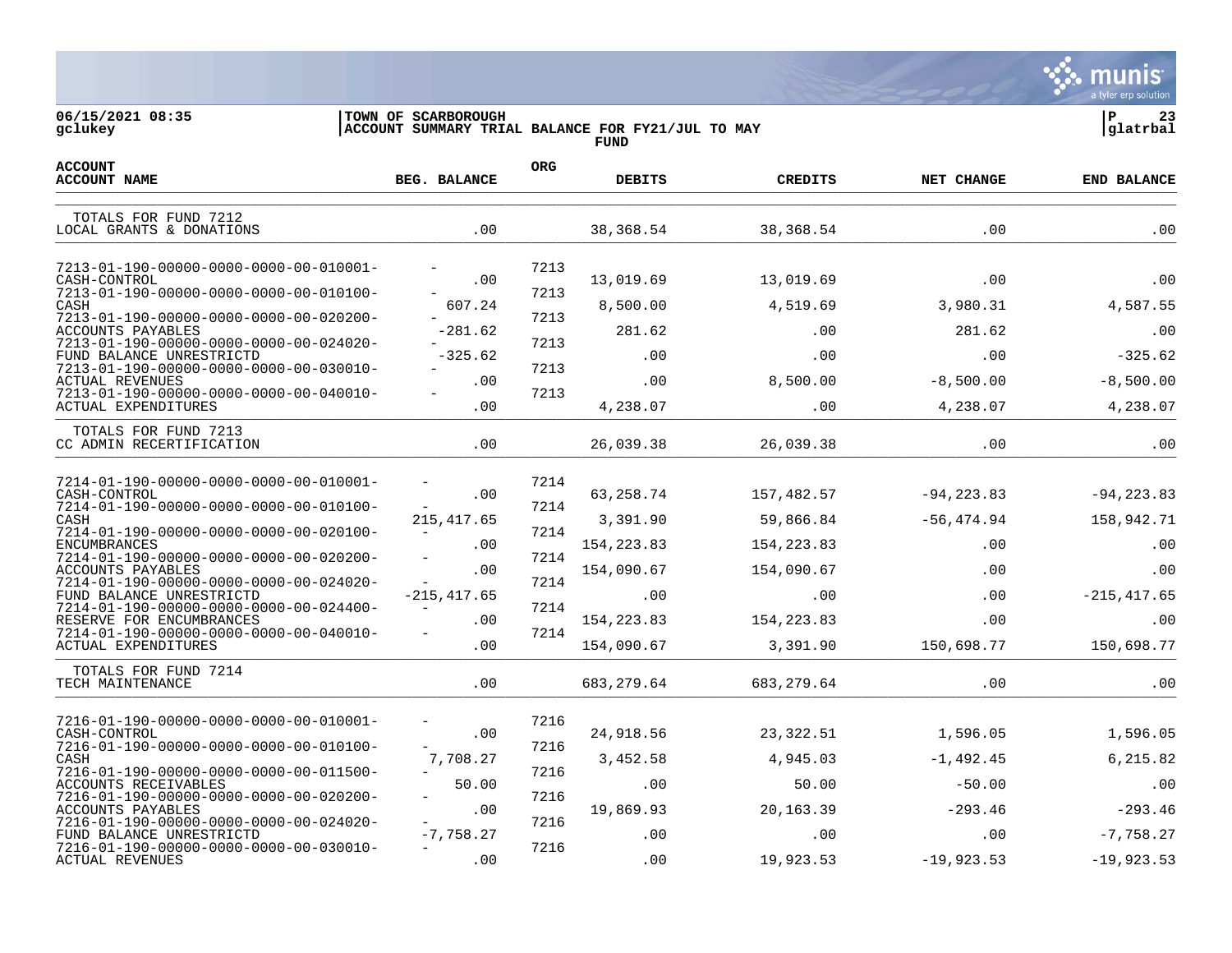06/15/2021 08:35 | TOWN OF SCARBOROUGH | P 23
gclukey | ACCOUNT SUMMARY TRIAL BALANCE FOR FY21/JUL TO MAY | glatrbal

FUND

| ACCOUNT / ACCOUNT NAME | BEG. BALANCE | ORG | DEBITS | CREDITS | NET CHANGE | END BALANCE |
|---|---|---|---|---|---|---|
| TOTALS FOR FUND 7212 LOCAL GRANTS & DONATIONS | .00 | | 38,368.54 | 38,368.54 | .00 | .00 |
| 7213-01-190-00000-0000-0000-00-010001- CASH-CONTROL | .00 | 7213 | 13,019.69 | 13,019.69 | .00 | .00 |
| 7213-01-190-00000-0000-0000-00-010100- CASH | 607.24 | 7213 | 8,500.00 | 4,519.69 | 3,980.31 | 4,587.55 |
| 7213-01-190-00000-0000-0000-00-020200- ACCOUNTS PAYABLES | -281.62 | 7213 | 281.62 | .00 | 281.62 | .00 |
| 7213-01-190-00000-0000-0000-00-024020- FUND BALANCE UNRESTRICTD | -325.62 | 7213 | .00 | .00 | .00 | -325.62 |
| 7213-01-190-00000-0000-0000-00-030010- ACTUAL REVENUES | .00 | 7213 | .00 | 8,500.00 | -8,500.00 | -8,500.00 |
| 7213-01-190-00000-0000-0000-00-040010- ACTUAL EXPENDITURES | .00 | 7213 | 4,238.07 | .00 | 4,238.07 | 4,238.07 |
| TOTALS FOR FUND 7213 CC ADMIN RECERTIFICATION | .00 | | 26,039.38 | 26,039.38 | .00 | .00 |
| 7214-01-190-00000-0000-0000-00-010001- CASH-CONTROL | .00 | 7214 | 63,258.74 | 157,482.57 | -94,223.83 | -94,223.83 |
| 7214-01-190-00000-0000-0000-00-010100- CASH | 215,417.65 | 7214 | 3,391.90 | 59,866.84 | -56,474.94 | 158,942.71 |
| 7214-01-190-00000-0000-0000-00-020100- ENCUMBRANCES | .00 | 7214 | 154,223.83 | 154,223.83 | .00 | .00 |
| 7214-01-190-00000-0000-0000-00-020200- ACCOUNTS PAYABLES | .00 | 7214 | 154,090.67 | 154,090.67 | .00 | .00 |
| 7214-01-190-00000-0000-0000-00-024020- FUND BALANCE UNRESTRICTD | -215,417.65 | 7214 | .00 | .00 | .00 | -215,417.65 |
| 7214-01-190-00000-0000-0000-00-024400- RESERVE FOR ENCUMBRANCES | .00 | 7214 | 154,223.83 | 154,223.83 | .00 | .00 |
| 7214-01-190-00000-0000-0000-00-040010- ACTUAL EXPENDITURES | .00 | 7214 | 154,090.67 | 3,391.90 | 150,698.77 | 150,698.77 |
| TOTALS FOR FUND 7214 TECH MAINTENANCE | .00 | | 683,279.64 | 683,279.64 | .00 | .00 |
| 7216-01-190-00000-0000-0000-00-010001- CASH-CONTROL | .00 | 7216 | 24,918.56 | 23,322.51 | 1,596.05 | 1,596.05 |
| 7216-01-190-00000-0000-0000-00-010100- CASH | 7,708.27 | 7216 | 3,452.58 | 4,945.03 | -1,492.45 | 6,215.82 |
| 7216-01-190-00000-0000-0000-00-011500- ACCOUNTS RECEIVABLES | 50.00 | 7216 | .00 | 50.00 | -50.00 | .00 |
| 7216-01-190-00000-0000-0000-00-020200- ACCOUNTS PAYABLES | .00 | 7216 | 19,869.93 | 20,163.39 | -293.46 | -293.46 |
| 7216-01-190-00000-0000-0000-00-024020- FUND BALANCE UNRESTRICTD | -7,758.27 | 7216 | .00 | .00 | .00 | -7,758.27 |
| 7216-01-190-00000-0000-0000-00-030010- ACTUAL REVENUES | .00 | 7216 | .00 | 19,923.53 | -19,923.53 | -19,923.53 |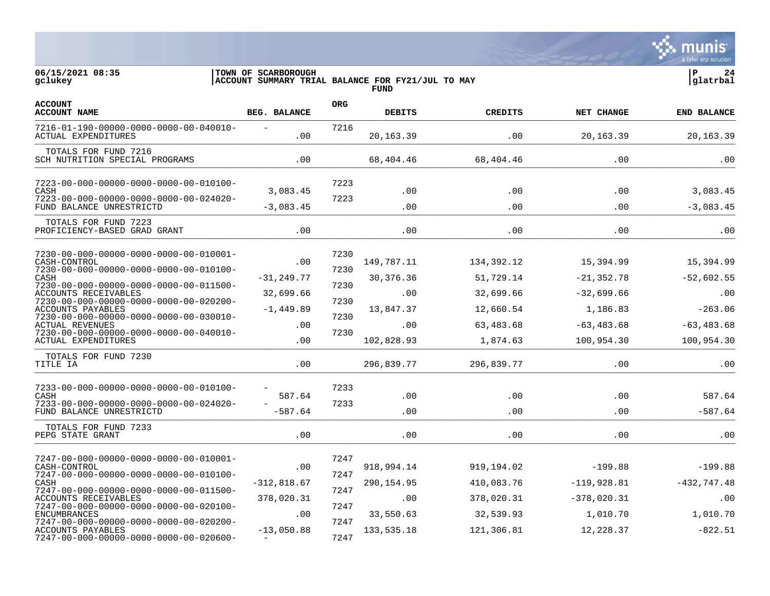06/15/2021 08:35 | TOWN OF SCARBOROUGH | P 24
gclukey | ACCOUNT SUMMARY TRIAL BALANCE FOR FY21/JUL TO MAY | glatrbal

FUND

| ACCOUNT ACCOUNT NAME | BEG. BALANCE | ORG | DEBITS | CREDITS | NET CHANGE | END BALANCE |
|---|---|---|---|---|---|---|
| 7216-01-190-00000-0000-0000-00-040010- ACTUAL EXPENDITURES | - .00 | 7216 | 20,163.39 | .00 | 20,163.39 | 20,163.39 |
| TOTALS FOR FUND 7216 SCH NUTRITION SPECIAL PROGRAMS | .00 | | 68,404.46 | 68,404.46 | .00 | .00 |
| 7223-00-000-00000-0000-0000-00-010100- CASH | 3,083.45 | 7223 | .00 | .00 | .00 | 3,083.45 |
| 7223-00-000-00000-0000-0000-00-024020- FUND BALANCE UNRESTRICTD | -3,083.45 | 7223 | .00 | .00 | .00 | -3,083.45 |
| TOTALS FOR FUND 7223 PROFICIENCY-BASED GRAD GRANT | .00 | | .00 | .00 | .00 | .00 |
| 7230-00-000-00000-0000-0000-00-010001- CASH-CONTROL | .00 | 7230 | 149,787.11 | 134,392.12 | 15,394.99 | 15,394.99 |
| 7230-00-000-00000-0000-0000-00-010100- CASH | -31,249.77 | 7230 | 30,376.36 | 51,729.14 | -21,352.78 | -52,602.55 |
| 7230-00-000-00000-0000-0000-00-011500- ACCOUNTS RECEIVABLES | 32,699.66 | 7230 | .00 | 32,699.66 | -32,699.66 | .00 |
| 7230-00-000-00000-0000-0000-00-020200- ACCOUNTS PAYABLES | -1,449.89 | 7230 | 13,847.37 | 12,660.54 | 1,186.83 | -263.06 |
| 7230-00-000-00000-0000-0000-00-030010- ACTUAL REVENUES | .00 | 7230 | .00 | 63,483.68 | -63,483.68 | -63,483.68 |
| 7230-00-000-00000-0000-0000-00-040010- ACTUAL EXPENDITURES | .00 | 7230 | 102,828.93 | 1,874.63 | 100,954.30 | 100,954.30 |
| TOTALS FOR FUND 7230 TITLE IA | .00 | | 296,839.77 | 296,839.77 | .00 | .00 |
| 7233-00-000-00000-0000-0000-00-010100- CASH | - 587.64 | 7233 | .00 | .00 | .00 | 587.64 |
| 7233-00-000-00000-0000-0000-00-024020- FUND BALANCE UNRESTRICTD | - -587.64 | 7233 | .00 | .00 | .00 | -587.64 |
| TOTALS FOR FUND 7233 PEPG STATE GRANT | .00 | | .00 | .00 | .00 | .00 |
| 7247-00-000-00000-0000-0000-00-010001- CASH-CONTROL | .00 | 7247 | 918,994.14 | 919,194.02 | -199.88 | -199.88 |
| 7247-00-000-00000-0000-0000-00-010100- CASH | -312,818.67 | 7247 | 290,154.95 | 410,083.76 | -119,928.81 | -432,747.48 |
| 7247-00-000-00000-0000-0000-00-011500- ACCOUNTS RECEIVABLES | 378,020.31 | 7247 | .00 | 378,020.31 | -378,020.31 | .00 |
| 7247-00-000-00000-0000-0000-00-020100- ENCUMBRANCES | .00 | 7247 | 33,550.63 | 32,539.93 | 1,010.70 | 1,010.70 |
| 7247-00-000-00000-0000-0000-00-020200- ACCOUNTS PAYABLES | -13,050.88 | 7247 | 133,535.18 | 121,306.81 | 12,228.37 | -822.51 |
| 7247-00-000-00000-0000-0000-00-020600- | - | 7247 | | | | |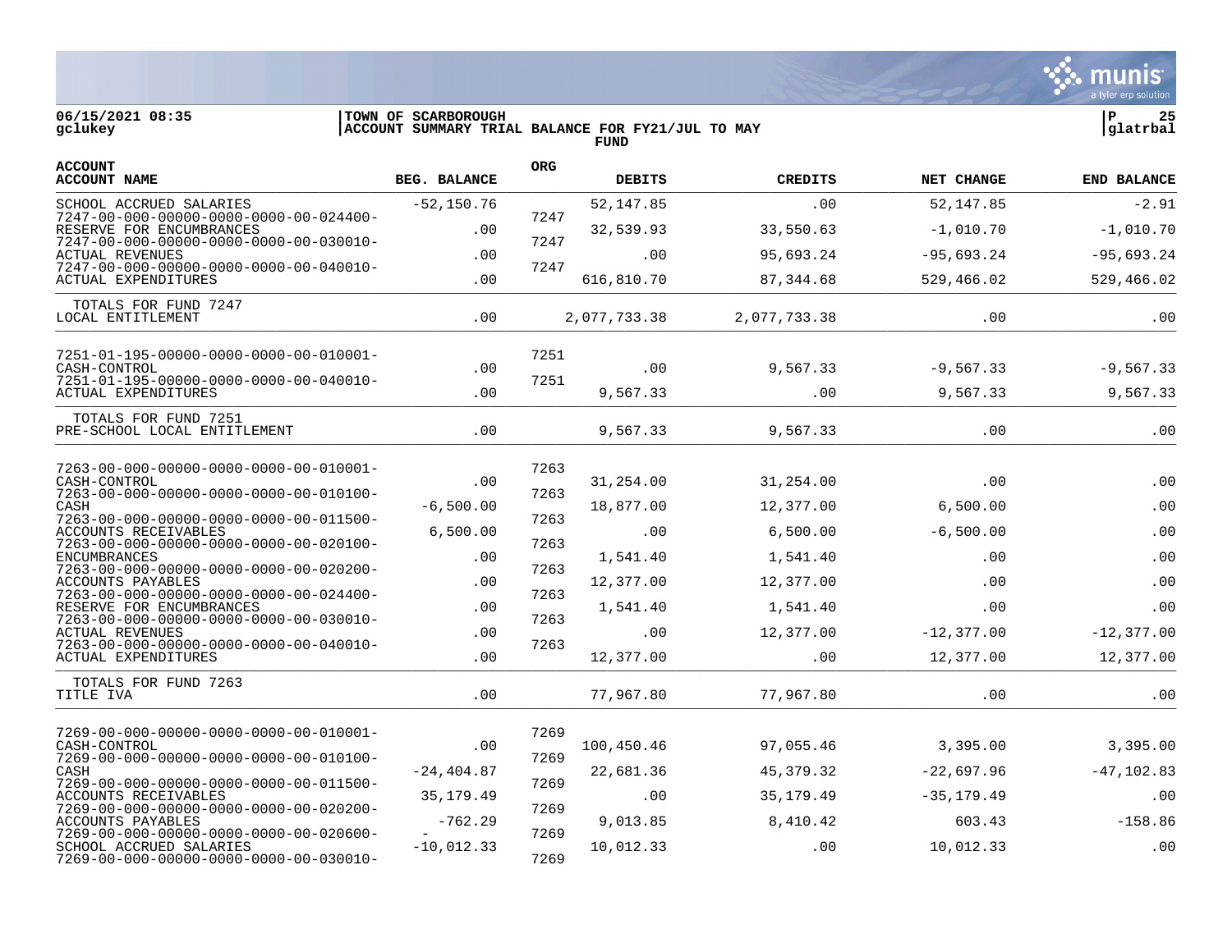06/15/2021 08:35 | TOWN OF SCARBOROUGH | P 25
gclukey | ACCOUNT SUMMARY TRIAL BALANCE FOR FY21/JUL TO MAY | glatrbal

FUND

| ACCOUNT / ACCOUNT NAME | BEG. BALANCE | ORG | DEBITS | CREDITS | NET CHANGE | END BALANCE |
|---|---|---|---|---|---|---|
| SCHOOL ACCRUED SALARIES | -52,150.76 | | 52,147.85 | .00 | 52,147.85 | -2.91 |
| 7247-00-000-00000-0000-0000-00-024400- RESERVE FOR ENCUMBRANCES | .00 | 7247 | 32,539.93 | 33,550.63 | -1,010.70 | -1,010.70 |
| 7247-00-000-00000-0000-0000-00-030010- ACTUAL REVENUES | .00 | 7247 | .00 | 95,693.24 | -95,693.24 | -95,693.24 |
| 7247-00-000-00000-0000-0000-00-040010- ACTUAL EXPENDITURES | .00 | 7247 | 616,810.70 | 87,344.68 | 529,466.02 | 529,466.02 |
| TOTALS FOR FUND 7247 LOCAL ENTITLEMENT | .00 | | 2,077,733.38 | 2,077,733.38 | .00 | .00 |
| 7251-01-195-00000-0000-0000-00-010001- CASH-CONTROL | .00 | 7251 | .00 | 9,567.33 | -9,567.33 | -9,567.33 |
| 7251-01-195-00000-0000-0000-00-040010- ACTUAL EXPENDITURES | .00 | 7251 | 9,567.33 | .00 | 9,567.33 | 9,567.33 |
| TOTALS FOR FUND 7251 PRE-SCHOOL LOCAL ENTITLEMENT | .00 | | 9,567.33 | 9,567.33 | .00 | .00 |
| 7263-00-000-00000-0000-0000-00-010001- CASH-CONTROL | .00 | 7263 | 31,254.00 | 31,254.00 | .00 | .00 |
| 7263-00-000-00000-0000-0000-00-010100- CASH | -6,500.00 | 7263 | 18,877.00 | 12,377.00 | 6,500.00 | .00 |
| 7263-00-000-00000-0000-0000-00-011500- ACCOUNTS RECEIVABLES | 6,500.00 | 7263 | .00 | 6,500.00 | -6,500.00 | .00 |
| 7263-00-000-00000-0000-0000-00-020100- ENCUMBRANCES | .00 | 7263 | 1,541.40 | 1,541.40 | .00 | .00 |
| 7263-00-000-00000-0000-0000-00-020200- ACCOUNTS PAYABLES | .00 | 7263 | 12,377.00 | 12,377.00 | .00 | .00 |
| 7263-00-000-00000-0000-0000-00-024400- RESERVE FOR ENCUMBRANCES | .00 | 7263 | 1,541.40 | 1,541.40 | .00 | .00 |
| 7263-00-000-00000-0000-0000-00-030010- ACTUAL REVENUES | .00 | 7263 | .00 | 12,377.00 | -12,377.00 | -12,377.00 |
| 7263-00-000-00000-0000-0000-00-040010- ACTUAL EXPENDITURES | .00 | 7263 | 12,377.00 | .00 | 12,377.00 | 12,377.00 |
| TOTALS FOR FUND 7263 TITLE IVA | .00 | | 77,967.80 | 77,967.80 | .00 | .00 |
| 7269-00-000-00000-0000-0000-00-010001- CASH-CONTROL | .00 | 7269 | 100,450.46 | 97,055.46 | 3,395.00 | 3,395.00 |
| 7269-00-000-00000-0000-0000-00-010100- CASH | -24,404.87 | 7269 | 22,681.36 | 45,379.32 | -22,697.96 | -47,102.83 |
| 7269-00-000-00000-0000-0000-00-011500- ACCOUNTS RECEIVABLES | 35,179.49 | 7269 | .00 | 35,179.49 | -35,179.49 | .00 |
| 7269-00-000-00000-0000-0000-00-020200- ACCOUNTS PAYABLES | -762.29 | 7269 | 9,013.85 | 8,410.42 | 603.43 | -158.86 |
| 7269-00-000-00000-0000-0000-00-020600- SCHOOL ACCRUED SALARIES | -10,012.33 | 7269 | 10,012.33 | .00 | 10,012.33 | .00 |
| 7269-00-000-00000-0000-0000-00-030010- | | 7269 | | | | |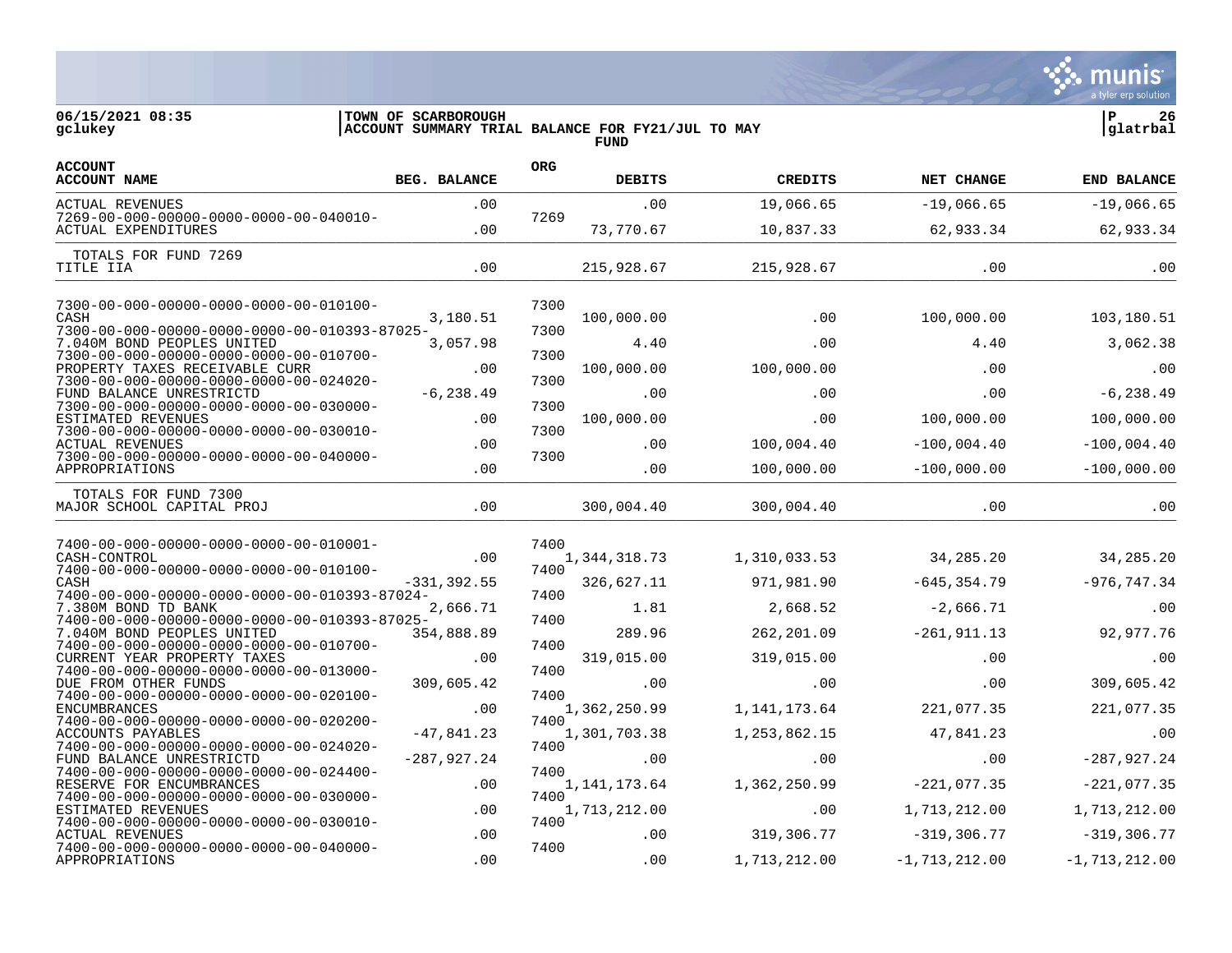06/15/2021 08:35 | TOWN OF SCARBOROUGH
gclukey | ACCOUNT SUMMARY TRIAL BALANCE FOR FY21/JUL TO MAY
FUND

| ACCOUNT / ACCOUNT NAME | BEG. BALANCE | ORG | DEBITS | CREDITS | NET CHANGE | END BALANCE |
|---|---|---|---|---|---|---|
| ACTUAL REVENUES | .00 | | .00 | 19,066.65 | -19,066.65 | -19,066.65 |
| 7269-00-000-00000-0000-0000-00-040010- ACTUAL EXPENDITURES | .00 | 7269 | 73,770.67 | 10,837.33 | 62,933.34 | 62,933.34 |
| TOTALS FOR FUND 7269 TITLE IIA | .00 | | 215,928.67 | 215,928.67 | .00 | .00 |
| 7300-00-000-00000-0000-0000-00-010100- CASH | 3,180.51 | 7300 | 100,000.00 | .00 | 100,000.00 | 103,180.51 |
| 7300-00-000-00000-0000-0000-00-010393-87025- 7.040M BOND PEOPLES UNITED | 3,057.98 | 7300 | 4.40 | .00 | 4.40 | 3,062.38 |
| 7300-00-000-00000-0000-0000-00-010700- PROPERTY TAXES RECEIVABLE CURR | .00 | 7300 | 100,000.00 | 100,000.00 | .00 | .00 |
| 7300-00-000-00000-0000-0000-00-024020- FUND BALANCE UNRESTRICTD | -6,238.49 | 7300 | .00 | .00 | .00 | -6,238.49 |
| 7300-00-000-00000-0000-0000-00-030000- ESTIMATED REVENUES | .00 | 7300 | 100,000.00 | .00 | 100,000.00 | 100,000.00 |
| 7300-00-000-00000-0000-0000-00-030010- ACTUAL REVENUES | .00 | 7300 | .00 | 100,004.40 | -100,004.40 | -100,004.40 |
| 7300-00-000-00000-0000-0000-00-040000- APPROPRIATIONS | .00 | 7300 | .00 | 100,000.00 | -100,000.00 | -100,000.00 |
| TOTALS FOR FUND 7300 MAJOR SCHOOL CAPITAL PROJ | .00 | | 300,004.40 | 300,004.40 | .00 | .00 |
| 7400-00-000-00000-0000-0000-00-010001- CASH-CONTROL | .00 | 7400 | 1,344,318.73 | 1,310,033.53 | 34,285.20 | 34,285.20 |
| 7400-00-000-00000-0000-0000-00-010100- CASH | -331,392.55 | 7400 | 326,627.11 | 971,981.90 | -645,354.79 | -976,747.34 |
| 7400-00-000-00000-0000-0000-00-010393-87024- 7.380M BOND TD BANK | 2,666.71 | 7400 | 1.81 | 2,668.52 | -2,666.71 | .00 |
| 7400-00-000-00000-0000-0000-00-010393-87025- 7.040M BOND PEOPLES UNITED | 354,888.89 | 7400 | 289.96 | 262,201.09 | -261,911.13 | 92,977.76 |
| 7400-00-000-00000-0000-0000-00-010700- CURRENT YEAR PROPERTY TAXES | .00 | 7400 | 319,015.00 | 319,015.00 | .00 | .00 |
| 7400-00-000-00000-0000-0000-00-013000- DUE FROM OTHER FUNDS | 309,605.42 | 7400 | .00 | .00 | .00 | 309,605.42 |
| 7400-00-000-00000-0000-0000-00-020100- ENCUMBRANCES | .00 | 7400 | 1,362,250.99 | 1,141,173.64 | 221,077.35 | 221,077.35 |
| 7400-00-000-00000-0000-0000-00-020200- ACCOUNTS PAYABLES | -47,841.23 | 7400 | 1,301,703.38 | 1,253,862.15 | 47,841.23 | .00 |
| 7400-00-000-00000-0000-0000-00-024020- FUND BALANCE UNRESTRICTD | -287,927.24 | 7400 | .00 | .00 | .00 | -287,927.24 |
| 7400-00-000-00000-0000-0000-00-024400- RESERVE FOR ENCUMBRANCES | .00 | 7400 | 1,141,173.64 | 1,362,250.99 | -221,077.35 | -221,077.35 |
| 7400-00-000-00000-0000-0000-00-030000- ESTIMATED REVENUES | .00 | 7400 | 1,713,212.00 | .00 | 1,713,212.00 | 1,713,212.00 |
| 7400-00-000-00000-0000-0000-00-030010- ACTUAL REVENUES | .00 | 7400 | .00 | 319,306.77 | -319,306.77 | -319,306.77 |
| 7400-00-000-00000-0000-0000-00-040000- APPROPRIATIONS | .00 | 7400 | .00 | 1,713,212.00 | -1,713,212.00 | -1,713,212.00 |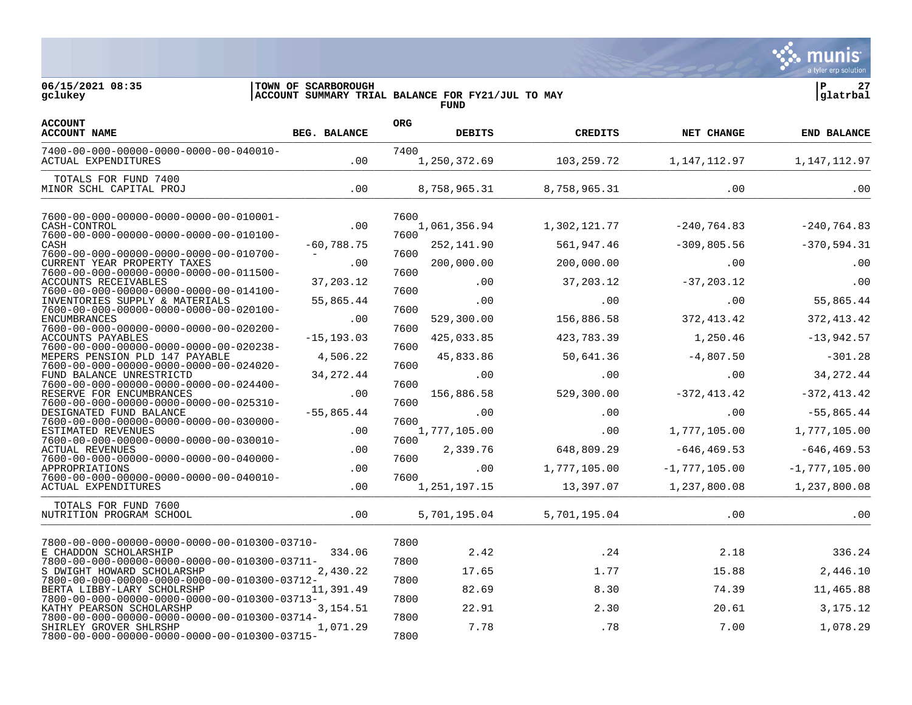06/15/2021 08:35 | TOWN OF SCARBOROUGH | P 27
gclukey | ACCOUNT SUMMARY TRIAL BALANCE FOR FY21/JUL TO MAY | glatrbal

FUND

| ACCOUNT / ACCOUNT NAME | BEG. BALANCE | ORG | DEBITS | CREDITS | NET CHANGE | END BALANCE |
|---|---|---|---|---|---|---|
| 7400-00-000-00000-0000-0000-00-040010- ACTUAL EXPENDITURES | .00 | 7400 | 1,250,372.69 | 103,259.72 | 1,147,112.97 | 1,147,112.97 |
| TOTALS FOR FUND 7400 MINOR SCHL CAPITAL PROJ | .00 | | 8,758,965.31 | 8,758,965.31 | .00 | .00 |
| 7600-00-000-00000-0000-0000-00-010001- CASH-CONTROL | .00 | 7600 | 1,061,356.94 | 1,302,121.77 | -240,764.83 | -240,764.83 |
| 7600-00-000-00000-0000-0000-00-010100- CASH | -60,788.75 | 7600 | 252,141.90 | 561,947.46 | -309,805.56 | -370,594.31 |
| 7600-00-000-00000-0000-0000-00-010700- CURRENT YEAR PROPERTY TAXES | .00 | 7600 | 200,000.00 | 200,000.00 | .00 | .00 |
| 7600-00-000-00000-0000-0000-00-011500- ACCOUNTS RECEIVABLES | 37,203.12 | 7600 | .00 | 37,203.12 | -37,203.12 | .00 |
| 7600-00-000-00000-0000-0000-00-014100- INVENTORIES SUPPLY & MATERIALS | 55,865.44 | 7600 | .00 | .00 | .00 | 55,865.44 |
| 7600-00-000-00000-0000-0000-00-020100- ENCUMBRANCES | .00 | 7600 | 529,300.00 | 156,886.58 | 372,413.42 | 372,413.42 |
| 7600-00-000-00000-0000-0000-00-020200- ACCOUNTS PAYABLES | -15,193.03 | 7600 | 425,033.85 | 423,783.39 | 1,250.46 | -13,942.57 |
| 7600-00-000-00000-0000-0000-00-020238- MEPERS PENSION PLD 147 PAYABLE | 4,506.22 | 7600 | 45,833.86 | 50,641.36 | -4,807.50 | -301.28 |
| 7600-00-000-00000-0000-0000-00-024020- FUND BALANCE UNRESTRICTD | 34,272.44 | 7600 | .00 | .00 | .00 | 34,272.44 |
| 7600-00-000-00000-0000-0000-00-024400- RESERVE FOR ENCUMBRANCES | .00 | 7600 | 156,886.58 | 529,300.00 | -372,413.42 | -372,413.42 |
| 7600-00-000-00000-0000-0000-00-025310- DESIGNATED FUND BALANCE | -55,865.44 | 7600 | .00 | .00 | .00 | -55,865.44 |
| 7600-00-000-00000-0000-0000-00-030000- ESTIMATED REVENUES | .00 | 7600 | 1,777,105.00 | .00 | 1,777,105.00 | 1,777,105.00 |
| 7600-00-000-00000-0000-0000-00-030010- ACTUAL REVENUES | .00 | 7600 | 2,339.76 | 648,809.29 | -646,469.53 | -646,469.53 |
| 7600-00-000-00000-0000-0000-00-040000- APPROPRIATIONS | .00 | 7600 | .00 | 1,777,105.00 | -1,777,105.00 | -1,777,105.00 |
| 7600-00-000-00000-0000-0000-00-040010- ACTUAL EXPENDITURES | .00 | 7600 | 1,251,197.15 | 13,397.07 | 1,237,800.08 | 1,237,800.08 |
| TOTALS FOR FUND 7600 NUTRITION PROGRAM SCHOOL | .00 | | 5,701,195.04 | 5,701,195.04 | .00 | .00 |
| 7800-00-000-00000-0000-0000-00-010300-03710- E CHADDON SCHOLARSHIP | 334.06 | 7800 | 2.42 | .24 | 2.18 | 336.24 |
| 7800-00-000-00000-0000-0000-00-010300-03711- S DWIGHT HOWARD SCHOLARSHP | 2,430.22 | 7800 | 17.65 | 1.77 | 15.88 | 2,446.10 |
| 7800-00-000-00000-0000-0000-00-010300-03712- BERTA LIBBY-LARY SCHOLRSHP | 11,391.49 | 7800 | 82.69 | 8.30 | 74.39 | 11,465.88 |
| 7800-00-000-00000-0000-0000-00-010300-03713- KATHY PEARSON SCHOLARSHP | 3,154.51 | 7800 | 22.91 | 2.30 | 20.61 | 3,175.12 |
| 7800-00-000-00000-0000-0000-00-010300-03714- SHIRLEY GROVER SHLRSHP | 1,071.29 | 7800 | 7.78 | .78 | 7.00 | 1,078.29 |
| 7800-00-000-00000-0000-0000-00-010300-03715- | | 7800 | | | | |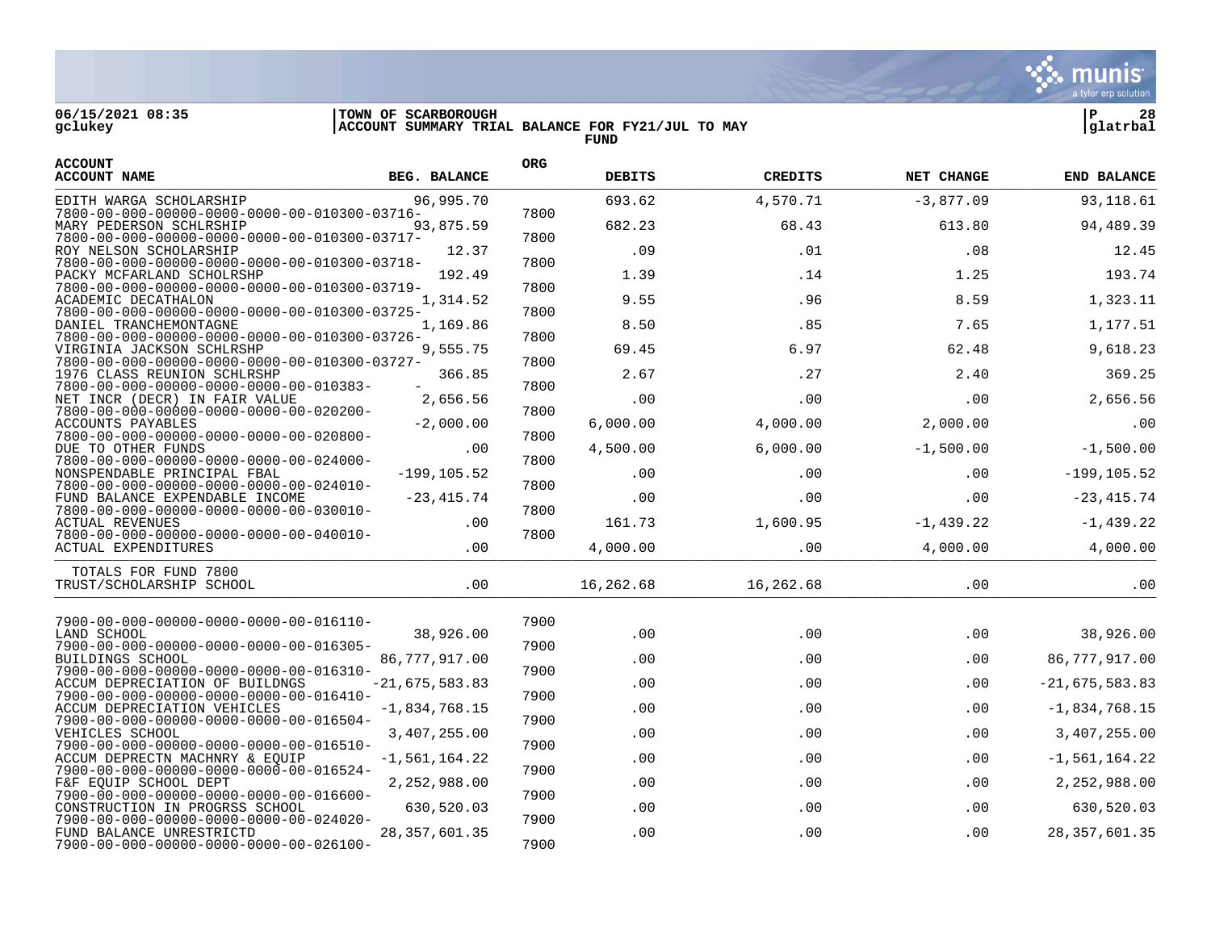**06/15/2021 08:35**
**gclukey**

**TOWN OF SCARBOROUGH**
**ACCOUNT SUMMARY TRIAL BALANCE FOR FY21/JUL TO MAY**
**FUND**

**glatrbal**

| ACCOUNT | ACCOUNT NAME | BEG. BALANCE | ORG | DEBITS | CREDITS | NET CHANGE | END BALANCE |
|---|---|---|---|---|---|---|---|
| | EDITH WARGA SCHOLARSHIP | 96,995.70 | | 693.62 | 4,570.71 | -3,877.09 | 93,118.61 |
| 7800-00-000-00000-0000-0000-00-010300-03716- | MARY PEDERSON SCHLRSHIP | 93,875.59 | 7800 | 682.23 | 68.43 | 613.80 | 94,489.39 |
| 7800-00-000-00000-0000-0000-00-010300-03717- | ROY NELSON SCHOLARSHIP | 12.37 | 7800 | .09 | .01 | .08 | 12.45 |
| 7800-00-000-00000-0000-0000-00-010300-03718- | PACKY MCFARLAND SCHOLRSHP | 192.49 | 7800 | 1.39 | .14 | 1.25 | 193.74 |
| 7800-00-000-00000-0000-0000-00-010300-03719- | ACADEMIC DECATHALON | 1,314.52 | 7800 | 9.55 | .96 | 8.59 | 1,323.11 |
| 7800-00-000-00000-0000-0000-00-010300-03725- | DANIEL TRANCHEMONTAGNE | 1,169.86 | 7800 | 8.50 | .85 | 7.65 | 1,177.51 |
| 7800-00-000-00000-0000-0000-00-010300-03726- | VIRGINIA JACKSON SCHLRSHP | 9,555.75 | 7800 | 69.45 | 6.97 | 62.48 | 9,618.23 |
| 7800-00-000-00000-0000-0000-00-010300-03727- | 1976 CLASS REUNION SCHLRSHP | 366.85 | 7800 | 2.67 | .27 | 2.40 | 369.25 |
| 7800-00-000-00000-0000-0000-00-010383- - | NET INCR (DECR) IN FAIR VALUE | 2,656.56 | 7800 | .00 | .00 | .00 | 2,656.56 |
| 7800-00-000-00000-0000-0000-00-020200- | ACCOUNTS PAYABLES | -2,000.00 | 7800 | 6,000.00 | 4,000.00 | 2,000.00 | .00 |
| 7800-00-000-00000-0000-0000-00-020800- | DUE TO OTHER FUNDS | .00 | 7800 | 4,500.00 | 6,000.00 | -1,500.00 | -1,500.00 |
| 7800-00-000-00000-0000-0000-00-024000- | NONSPENDABLE PRINCIPAL FBAL | -199,105.52 | 7800 | .00 | .00 | .00 | -199,105.52 |
| 7800-00-000-00000-0000-0000-00-024010- | FUND BALANCE EXPENDABLE INCOME | -23,415.74 | 7800 | .00 | .00 | .00 | -23,415.74 |
| 7800-00-000-00000-0000-0000-00-030010- | ACTUAL REVENUES | .00 | 7800 | 161.73 | 1,600.95 | -1,439.22 | -1,439.22 |
| 7800-00-000-00000-0000-0000-00-040010- | ACTUAL EXPENDITURES | .00 | 7800 | 4,000.00 | .00 | 4,000.00 | 4,000.00 |
| | TOTALS FOR FUND 7800 TRUST/SCHOLARSHIP SCHOOL | .00 | | 16,262.68 | 16,262.68 | .00 | .00 |
| 7900-00-000-00000-0000-0000-00-016110- | LAND SCHOOL | 38,926.00 | 7900 | .00 | .00 | .00 | 38,926.00 |
| 7900-00-000-00000-0000-0000-00-016305- | BUILDINGS SCHOOL | 86,777,917.00 | 7900 | .00 | .00 | .00 | 86,777,917.00 |
| 7900-00-000-00000-0000-0000-00-016310- | ACCUM DEPRECIATION OF BUILDNGS | -21,675,583.83 | 7900 | .00 | .00 | .00 | -21,675,583.83 |
| 7900-00-000-00000-0000-0000-00-016410- | ACCUM DEPRECIATION VEHICLES | -1,834,768.15 | 7900 | .00 | .00 | .00 | -1,834,768.15 |
| 7900-00-000-00000-0000-0000-00-016504- | VEHICLES SCHOOL | 3,407,255.00 | 7900 | .00 | .00 | .00 | 3,407,255.00 |
| 7900-00-000-00000-0000-0000-00-016510- | ACCUM DEPRECTN MACHNRY & EQUIP | -1,561,164.22 | 7900 | .00 | .00 | .00 | -1,561,164.22 |
| 7900-00-000-00000-0000-0000-00-016524- | F&F EQUIP SCHOOL DEPT | 2,252,988.00 | 7900 | .00 | .00 | .00 | 2,252,988.00 |
| 7900-00-000-00000-0000-0000-00-016600- | CONSTRUCTION IN PROGRSS SCHOOL | 630,520.03 | 7900 | .00 | .00 | .00 | 630,520.03 |
| 7900-00-000-00000-0000-0000-00-024020- | FUND BALANCE UNRESTRICTD | 28,357,601.35 | 7900 | .00 | .00 | .00 | 28,357,601.35 |
| 7900-00-000-00000-0000-0000-00-026100- | | | 7900 | | | | |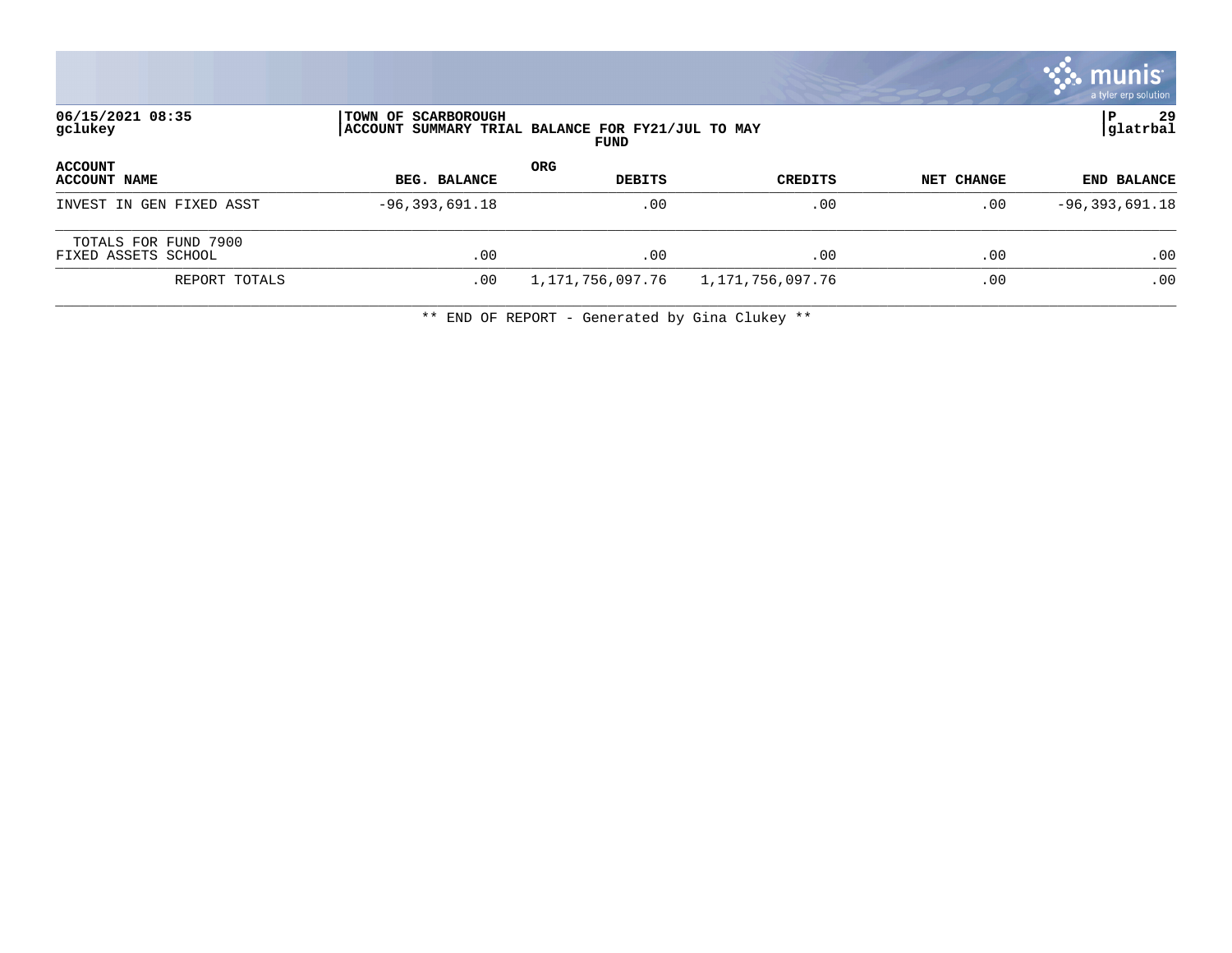06/15/2021 08:35
gclukey

TOWN OF SCARBOROUGH
ACCOUNT SUMMARY TRIAL BALANCE FOR FY21/JUL TO MAY
FUND

P 29
glatrbal

| ACCOUNT<br>ACCOUNT NAME | BEG. BALANCE | ORG<br>DEBITS | CREDITS | NET CHANGE | END BALANCE |
|---|---|---|---|---|---|
| INVEST IN GEN FIXED ASST | -96,393,691.18 | .00 | .00 | .00 | -96,393,691.18 |
| TOTALS FOR FUND 7900<br>FIXED ASSETS SCHOOL | .00 | .00 | .00 | .00 | .00 |
| REPORT TOTALS | .00 | 1,171,756,097.76 | 1,171,756,097.76 | .00 | .00 |

** END OF REPORT - Generated by Gina Clukey **